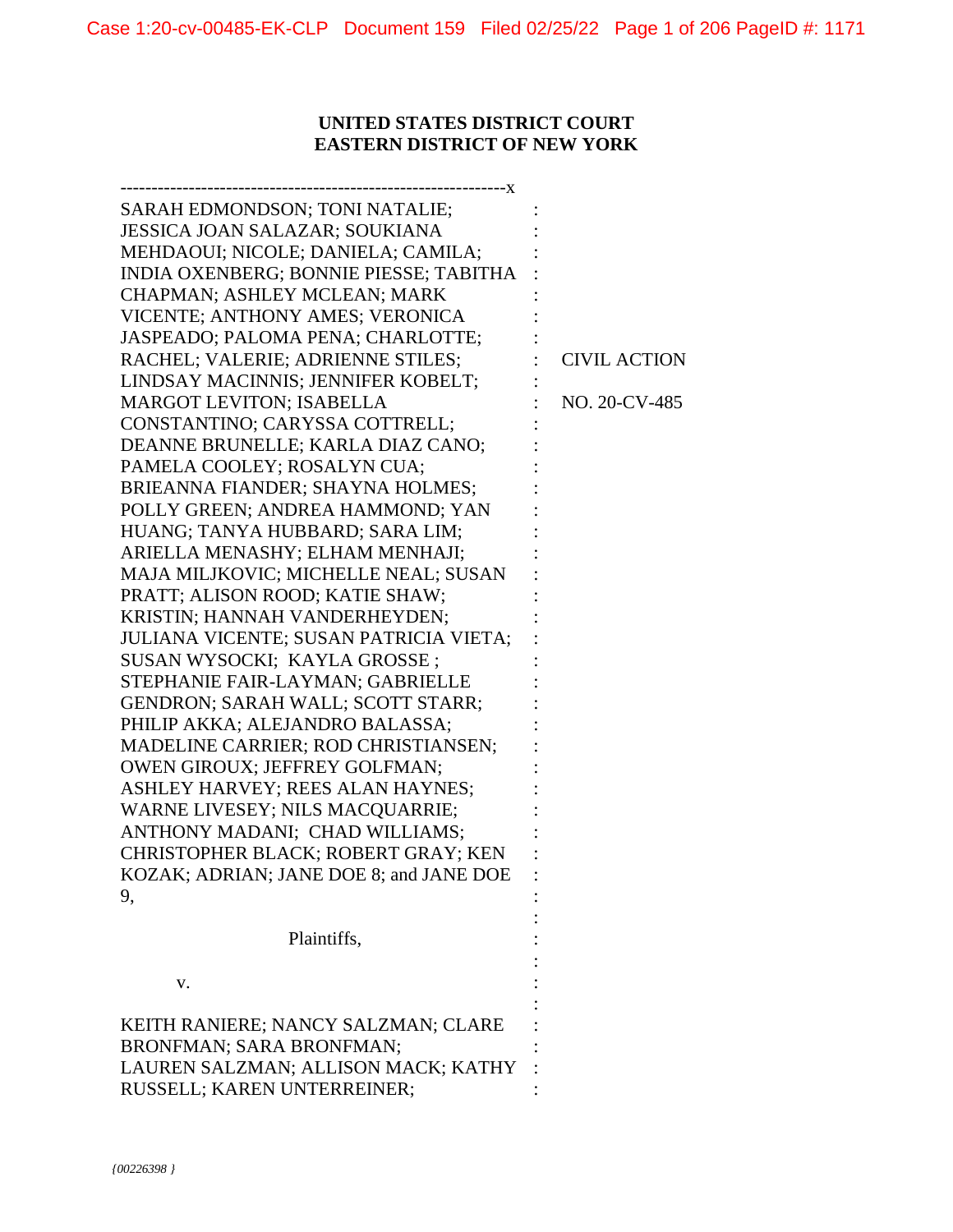**UNITED STATES DISTRICT COURT**
**EASTERN DISTRICT OF NEW YORK**

| | |
|---|---|
| SARAH EDMONDSON; TONI NATALIE; JESSICA JOAN SALAZAR; SOUKIANA MEHDAOUI; NICOLE; DANIELA; CAMILA; INDIA OXENBERG; BONNIE PIESSE; TABITHA CHAPMAN; ASHLEY MCLEAN; MARK VICENTE; ANTHONY AMES; VERONICA JASPEADO; PALOMA PENA; CHARLOTTE; RACHEL; VALERIE; ADRIENNE STILES; LINDSAY MACINNIS; JENNIFER KOBELT; MARGOT LEVITON; ISABELLA CONSTANTINO; CARYSSA COTTRELL; DEANNE BRUNELLE; KARLA DIAZ CANO; PAMELA COOLEY; ROSALYN CUA; BRIEANNA FIANDER; SHAYNA HOLMES; POLLY GREEN; ANDREA HAMMOND; YAN HUANG; TANYA HUBBARD; SARA LIM; ARIELLA MENASHY; ELHAM MENHAJI; MAJA MILJKOVIC; MICHELLE NEAL; SUSAN PRATT; ALISON ROOD; KATIE SHAW; KRISTIN; HANNAH VANDERHEYDEN; JULIANA VICENTE; SUSAN PATRICIA VIETA; SUSAN WYSOCKI; KAYLA GROSSE ; STEPHANIE FAIR-LAYMAN; GABRIELLE GENDRON; SARAH WALL; SCOTT STARR; PHILIP AKKA; ALEJANDRO BALASSA; MADELINE CARRIER; ROD CHRISTIANSEN; OWEN GIROUX; JEFFREY GOLFMAN; ASHLEY HARVEY; REES ALAN HAYNES; WARNE LIVESEY; NILS MACQUARRIE; ANTHONY MADANI; CHAD WILLIAMS; CHRISTOPHER BLACK; ROBERT GRAY; KEN KOZAK; ADRIAN; JANE DOE 8; and JANE DOE 9, | CIVIL ACTION<br><br>NO. 20-CV-485 |
| Plaintiffs, | |
| v. | |
| KEITH RANIERE; NANCY SALZMAN; CLARE BRONFMAN; SARA BRONFMAN; LAUREN SALZMAN; ALLISON MACK; KATHY RUSSELL; KAREN UNTERREINER; | |

{00226398 }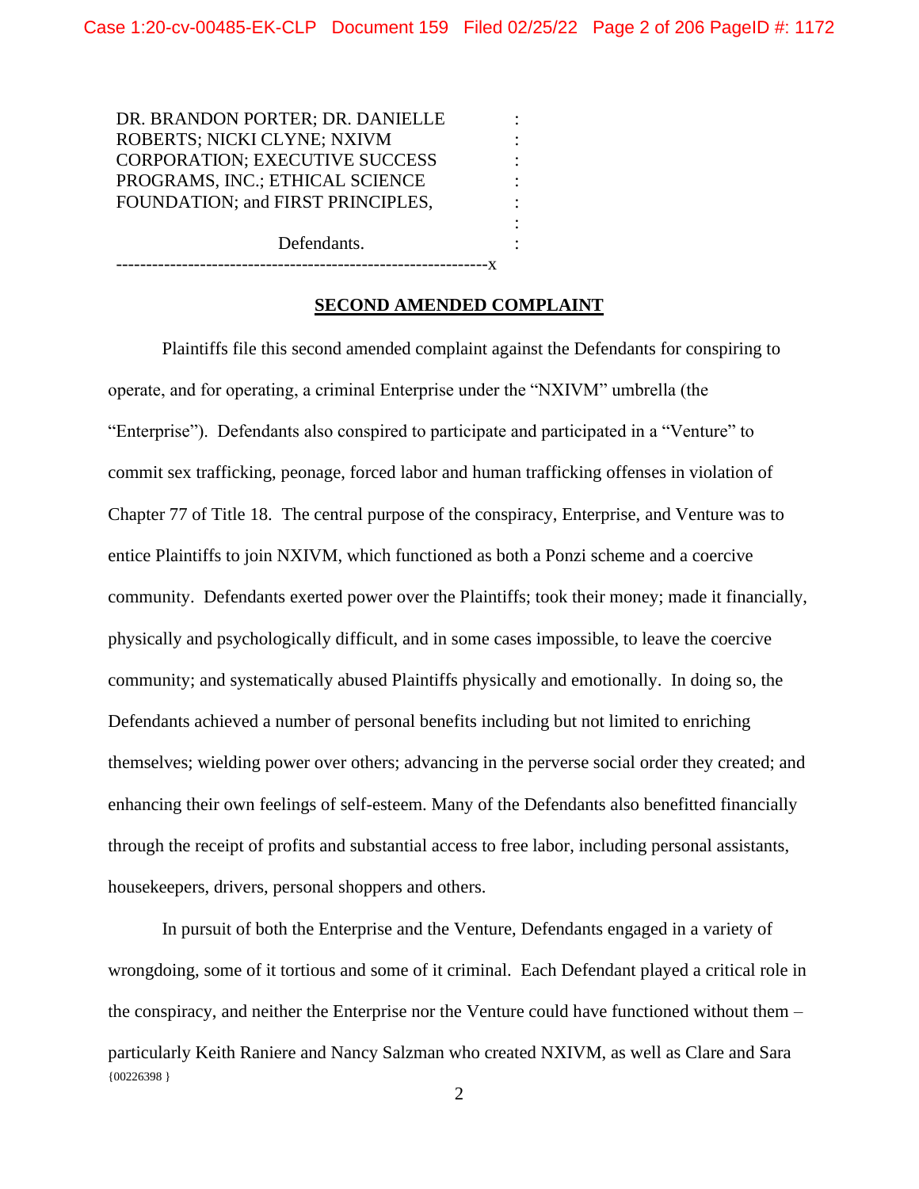DR. BRANDON PORTER; DR. DANIELLE ROBERTS; NICKI CLYNE; NXIVM CORPORATION; EXECUTIVE SUCCESS PROGRAMS, INC.; ETHICAL SCIENCE FOUNDATION; and FIRST PRINCIPLES,

Defendants.

---

## SECOND AMENDED COMPLAINT

Plaintiffs file this second amended complaint against the Defendants for conspiring to operate, and for operating, a criminal Enterprise under the "NXIVM" umbrella (the "Enterprise"). Defendants also conspired to participate and participated in a "Venture" to commit sex trafficking, peonage, forced labor and human trafficking offenses in violation of Chapter 77 of Title 18. The central purpose of the conspiracy, Enterprise, and Venture was to entice Plaintiffs to join NXIVM, which functioned as both a Ponzi scheme and a coercive community. Defendants exerted power over the Plaintiffs; took their money; made it financially, physically and psychologically difficult, and in some cases impossible, to leave the coercive community; and systematically abused Plaintiffs physically and emotionally. In doing so, the Defendants achieved a number of personal benefits including but not limited to enriching themselves; wielding power over others; advancing in the perverse social order they created; and enhancing their own feelings of self-esteem. Many of the Defendants also benefitted financially through the receipt of profits and substantial access to free labor, including personal assistants, housekeepers, drivers, personal shoppers and others.

In pursuit of both the Enterprise and the Venture, Defendants engaged in a variety of wrongdoing, some of it tortious and some of it criminal. Each Defendant played a critical role in the conspiracy, and neither the Enterprise nor the Venture could have functioned without them – particularly Keith Raniere and Nancy Salzman who created NXIVM, as well as Clare and Sara

{00226398 }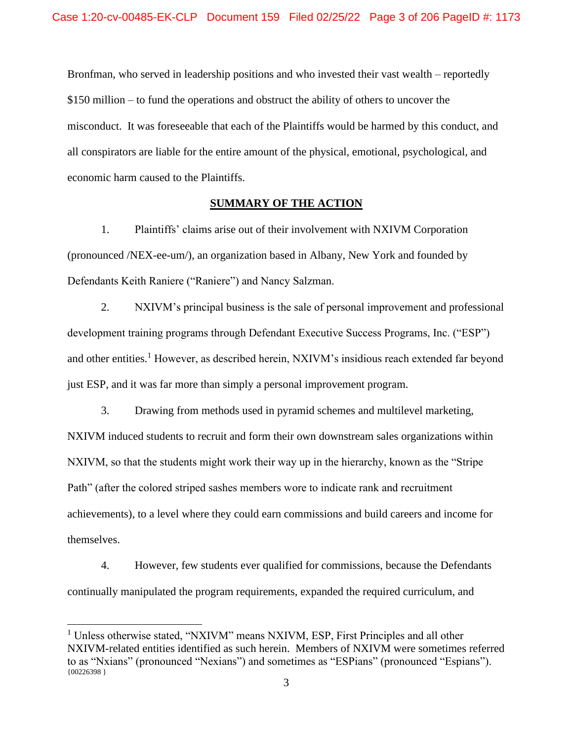Bronfman, who served in leadership positions and who invested their vast wealth – reportedly $150 million – to fund the operations and obstruct the ability of others to uncover the misconduct. It was foreseeable that each of the Plaintiffs would be harmed by this conduct, and all conspirators are liable for the entire amount of the physical, emotional, psychological, and economic harm caused to the Plaintiffs.

## SUMMARY OF THE ACTION

1. Plaintiffs' claims arise out of their involvement with NXIVM Corporation (pronounced /NEX-ee-um/), an organization based in Albany, New York and founded by Defendants Keith Raniere ("Raniere") and Nancy Salzman.

2. NXIVM's principal business is the sale of personal improvement and professional development training programs through Defendant Executive Success Programs, Inc. ("ESP") and other entities.[1] However, as described herein, NXIVM's insidious reach extended far beyond just ESP, and it was far more than simply a personal improvement program.

3. Drawing from methods used in pyramid schemes and multilevel marketing, NXIVM induced students to recruit and form their own downstream sales organizations within NXIVM, so that the students might work their way up in the hierarchy, known as the "Stripe Path" (after the colored striped sashes members wore to indicate rank and recruitment achievements), to a level where they could earn commissions and build careers and income for themselves.

4. However, few students ever qualified for commissions, because the Defendants continually manipulated the program requirements, expanded the required curriculum, and

[1] Unless otherwise stated, "NXIVM" means NXIVM, ESP, First Principles and all other NXIVM-related entities identified as such herein. Members of NXIVM were sometimes referred to as "Nxians" (pronounced "Nexians") and sometimes as "ESPians" (pronounced "Espians").

{00226398 }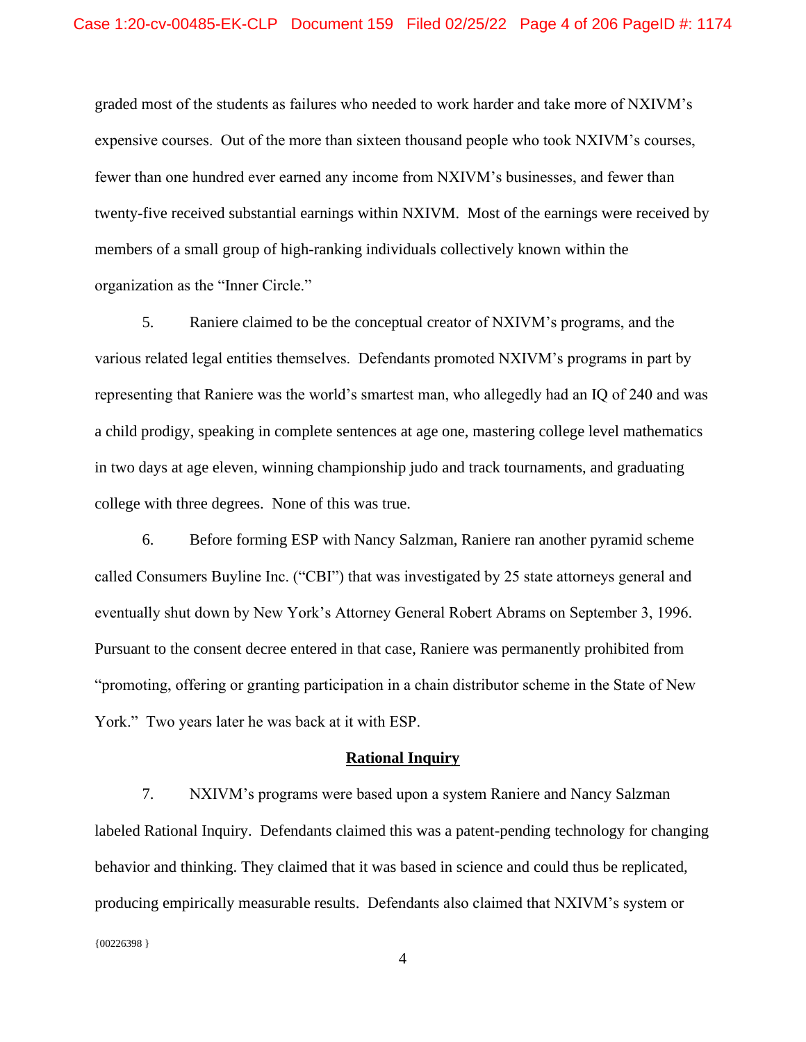graded most of the students as failures who needed to work harder and take more of NXIVM's expensive courses. Out of the more than sixteen thousand people who took NXIVM's courses, fewer than one hundred ever earned any income from NXIVM's businesses, and fewer than twenty-five received substantial earnings within NXIVM. Most of the earnings were received by members of a small group of high-ranking individuals collectively known within the organization as the "Inner Circle."

5. Raniere claimed to be the conceptual creator of NXIVM's programs, and the various related legal entities themselves. Defendants promoted NXIVM's programs in part by representing that Raniere was the world's smartest man, who allegedly had an IQ of 240 and was a child prodigy, speaking in complete sentences at age one, mastering college level mathematics in two days at age eleven, winning championship judo and track tournaments, and graduating college with three degrees. None of this was true.

6. Before forming ESP with Nancy Salzman, Raniere ran another pyramid scheme called Consumers Buyline Inc. ("CBI") that was investigated by 25 state attorneys general and eventually shut down by New York's Attorney General Robert Abrams on September 3, 1996. Pursuant to the consent decree entered in that case, Raniere was permanently prohibited from "promoting, offering or granting participation in a chain distributor scheme in the State of New York." Two years later he was back at it with ESP.

**Rational Inquiry**

7. NXIVM's programs were based upon a system Raniere and Nancy Salzman labeled Rational Inquiry. Defendants claimed this was a patent-pending technology for changing behavior and thinking. They claimed that it was based in science and could thus be replicated, producing empirically measurable results. Defendants also claimed that NXIVM's system or

{00226398 }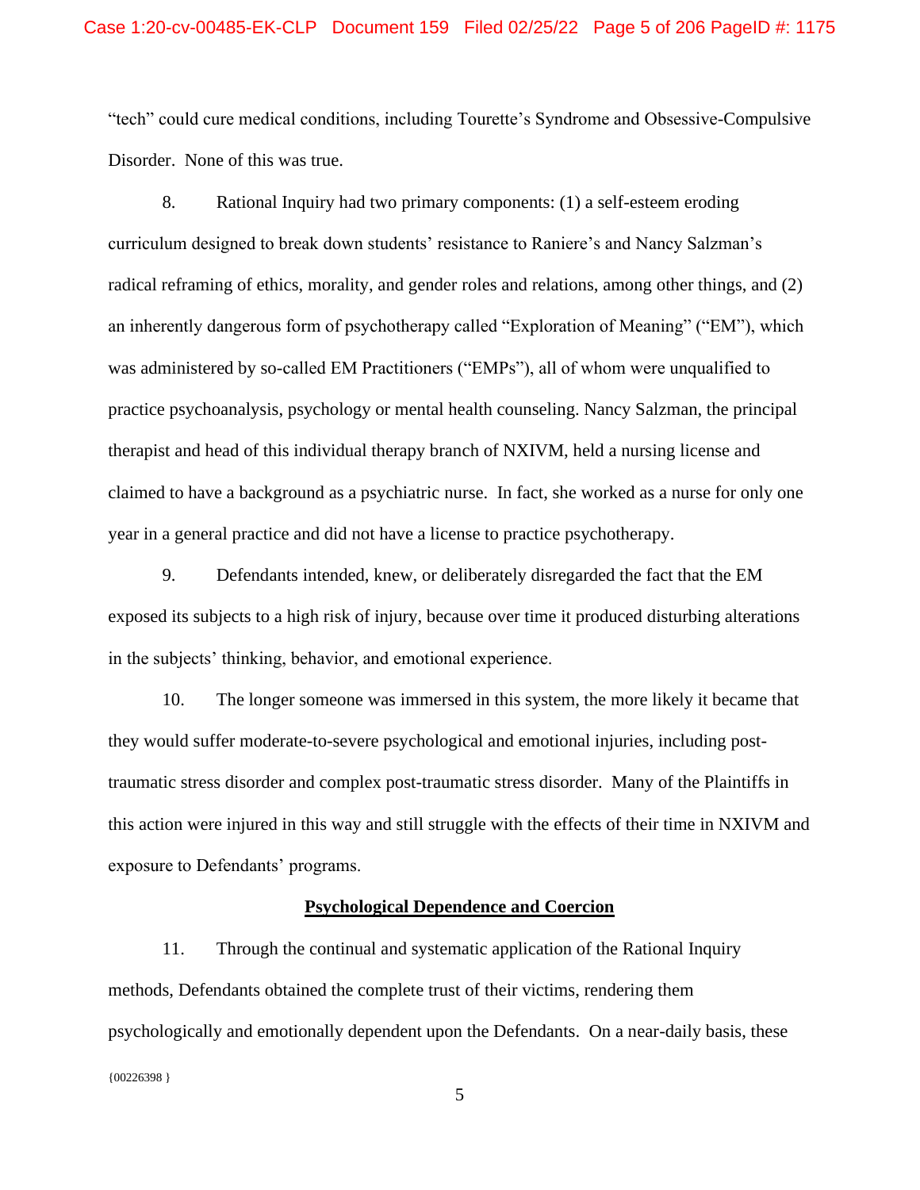"tech" could cure medical conditions, including Tourette's Syndrome and Obsessive-Compulsive Disorder. None of this was true.

8. Rational Inquiry had two primary components: (1) a self-esteem eroding curriculum designed to break down students' resistance to Raniere's and Nancy Salzman's radical reframing of ethics, morality, and gender roles and relations, among other things, and (2) an inherently dangerous form of psychotherapy called "Exploration of Meaning" ("EM"), which was administered by so-called EM Practitioners ("EMPs"), all of whom were unqualified to practice psychoanalysis, psychology or mental health counseling. Nancy Salzman, the principal therapist and head of this individual therapy branch of NXIVM, held a nursing license and claimed to have a background as a psychiatric nurse. In fact, she worked as a nurse for only one year in a general practice and did not have a license to practice psychotherapy.

9. Defendants intended, knew, or deliberately disregarded the fact that the EM exposed its subjects to a high risk of injury, because over time it produced disturbing alterations in the subjects' thinking, behavior, and emotional experience.

10. The longer someone was immersed in this system, the more likely it became that they would suffer moderate-to-severe psychological and emotional injuries, including post-traumatic stress disorder and complex post-traumatic stress disorder. Many of the Plaintiffs in this action were injured in this way and still struggle with the effects of their time in NXIVM and exposure to Defendants' programs.

## Psychological Dependence and Coercion

11. Through the continual and systematic application of the Rational Inquiry methods, Defendants obtained the complete trust of their victims, rendering them psychologically and emotionally dependent upon the Defendants. On a near-daily basis, these

{00226398 }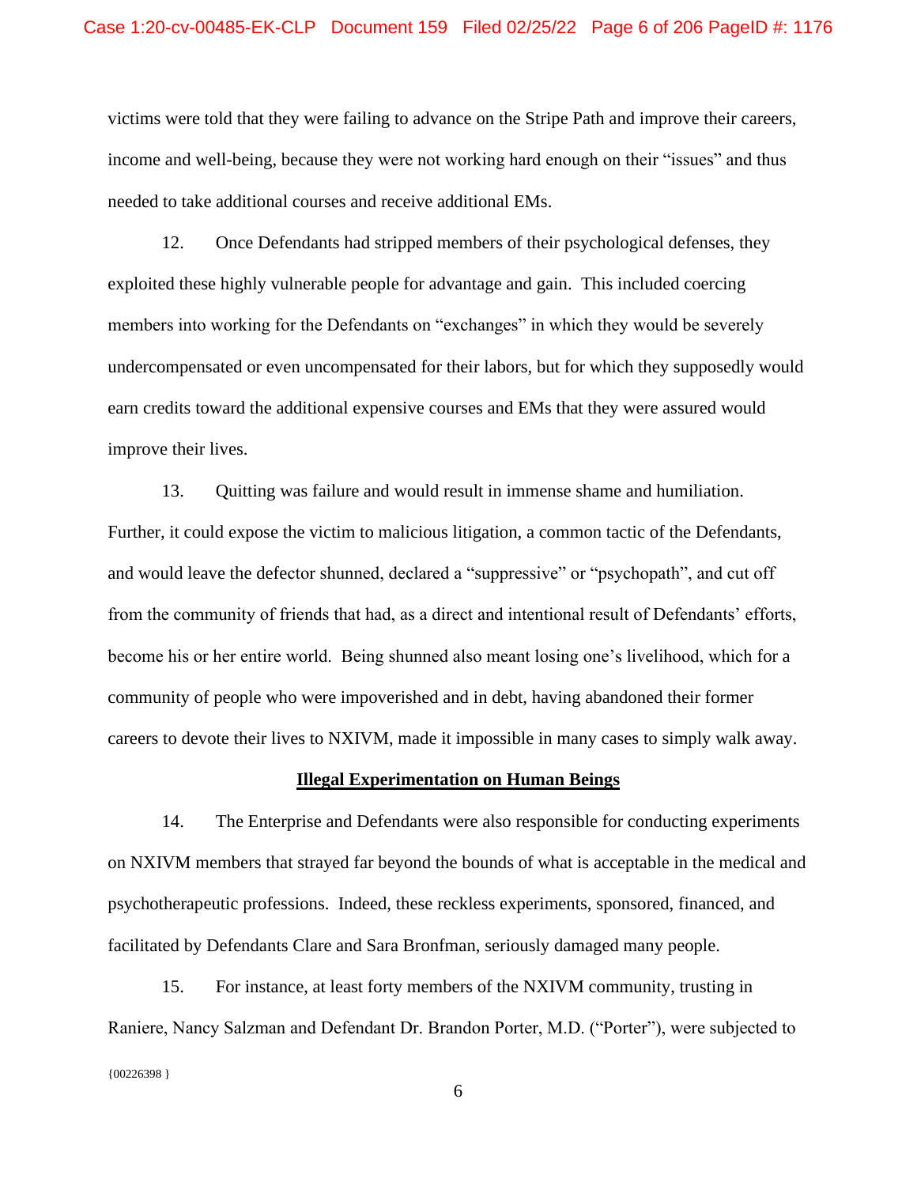victims were told that they were failing to advance on the Stripe Path and improve their careers, income and well-being, because they were not working hard enough on their "issues" and thus needed to take additional courses and receive additional EMs.

12. Once Defendants had stripped members of their psychological defenses, they exploited these highly vulnerable people for advantage and gain. This included coercing members into working for the Defendants on "exchanges" in which they would be severely undercompensated or even uncompensated for their labors, but for which they supposedly would earn credits toward the additional expensive courses and EMs that they were assured would improve their lives.

13. Quitting was failure and would result in immense shame and humiliation. Further, it could expose the victim to malicious litigation, a common tactic of the Defendants, and would leave the defector shunned, declared a "suppressive" or "psychopath", and cut off from the community of friends that had, as a direct and intentional result of Defendants' efforts, become his or her entire world. Being shunned also meant losing one's livelihood, which for a community of people who were impoverished and in debt, having abandoned their former careers to devote their lives to NXIVM, made it impossible in many cases to simply walk away.

**Illegal Experimentation on Human Beings**

14. The Enterprise and Defendants were also responsible for conducting experiments on NXIVM members that strayed far beyond the bounds of what is acceptable in the medical and psychotherapeutic professions. Indeed, these reckless experiments, sponsored, financed, and facilitated by Defendants Clare and Sara Bronfman, seriously damaged many people.

15. For instance, at least forty members of the NXIVM community, trusting in Raniere, Nancy Salzman and Defendant Dr. Brandon Porter, M.D. ("Porter"), were subjected to

{00226398 }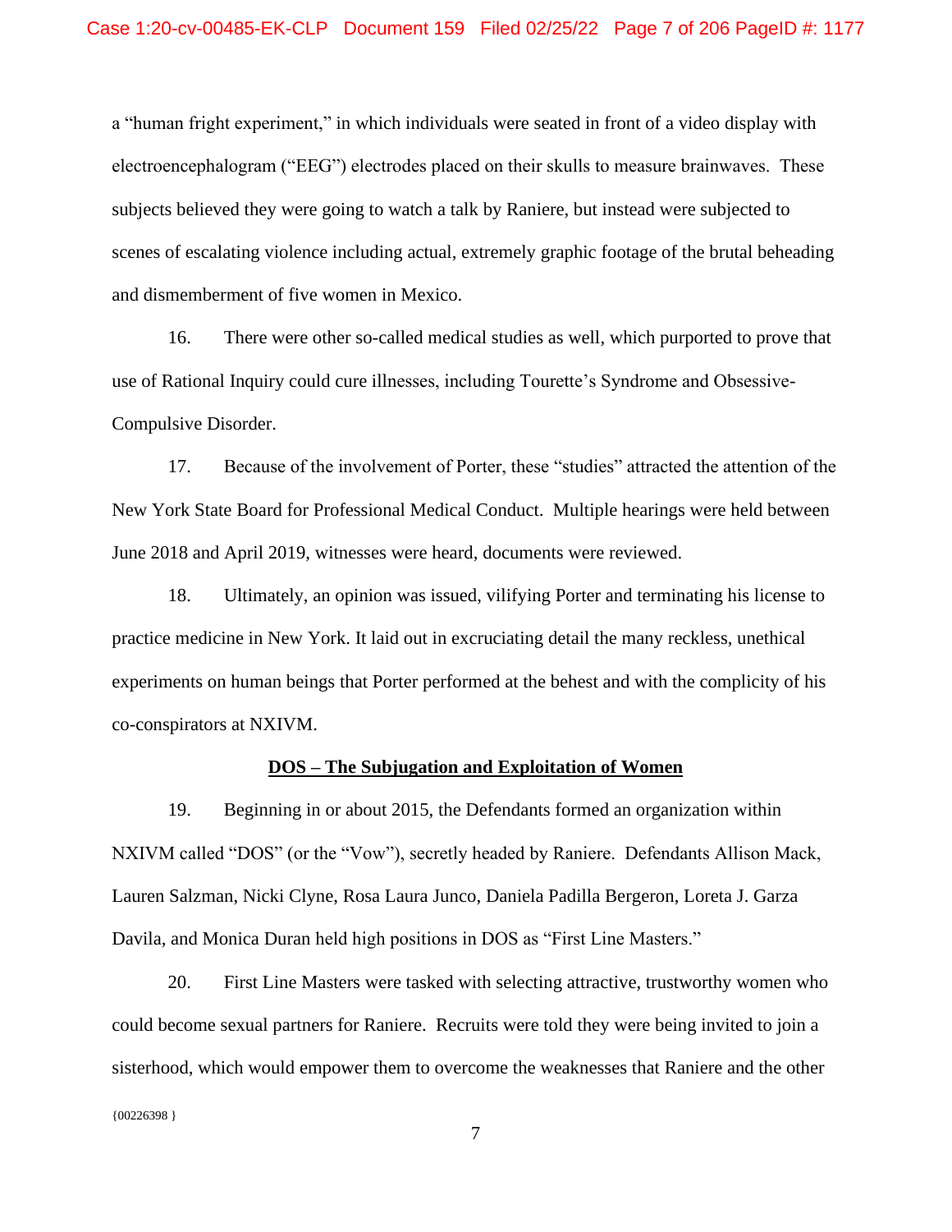a "human fright experiment," in which individuals were seated in front of a video display with electroencephalogram ("EEG") electrodes placed on their skulls to measure brainwaves. These subjects believed they were going to watch a talk by Raniere, but instead were subjected to scenes of escalating violence including actual, extremely graphic footage of the brutal beheading and dismemberment of five women in Mexico.

16. There were other so-called medical studies as well, which purported to prove that use of Rational Inquiry could cure illnesses, including Tourette's Syndrome and Obsessive-Compulsive Disorder.

17. Because of the involvement of Porter, these "studies" attracted the attention of the New York State Board for Professional Medical Conduct. Multiple hearings were held between June 2018 and April 2019, witnesses were heard, documents were reviewed.

18. Ultimately, an opinion was issued, vilifying Porter and terminating his license to practice medicine in New York. It laid out in excruciating detail the many reckless, unethical experiments on human beings that Porter performed at the behest and with the complicity of his co-conspirators at NXIVM.

**DOS – The Subjugation and Exploitation of Women**

19. Beginning in or about 2015, the Defendants formed an organization within NXIVM called "DOS" (or the "Vow"), secretly headed by Raniere. Defendants Allison Mack, Lauren Salzman, Nicki Clyne, Rosa Laura Junco, Daniela Padilla Bergeron, Loreta J. Garza Davila, and Monica Duran held high positions in DOS as "First Line Masters."

20. First Line Masters were tasked with selecting attractive, trustworthy women who could become sexual partners for Raniere. Recruits were told they were being invited to join a sisterhood, which would empower them to overcome the weaknesses that Raniere and the other

{00226398 }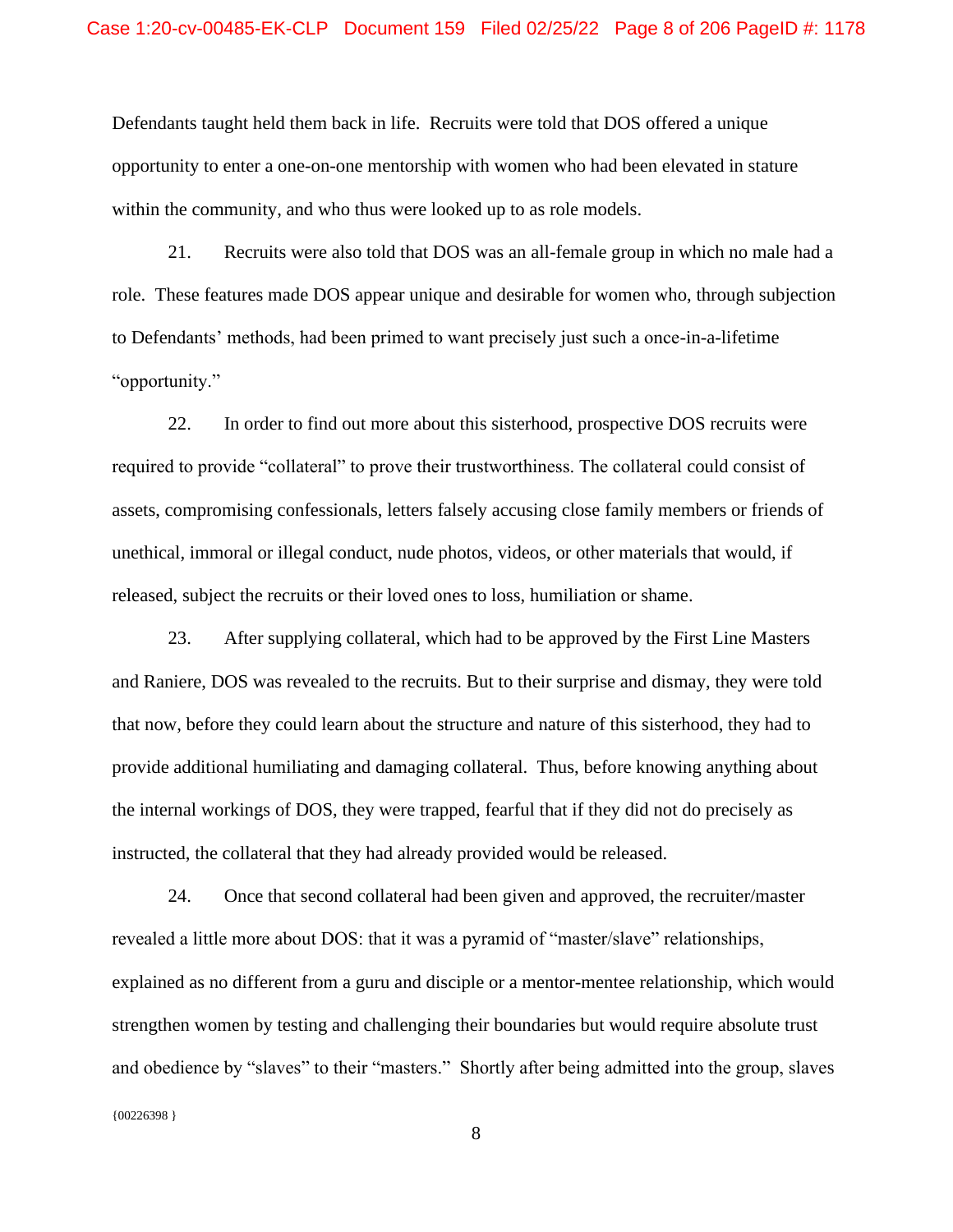Defendants taught held them back in life. Recruits were told that DOS offered a unique opportunity to enter a one-on-one mentorship with women who had been elevated in stature within the community, and who thus were looked up to as role models.

21. Recruits were also told that DOS was an all-female group in which no male had a role. These features made DOS appear unique and desirable for women who, through subjection to Defendants' methods, had been primed to want precisely just such a once-in-a-lifetime "opportunity."

22. In order to find out more about this sisterhood, prospective DOS recruits were required to provide "collateral" to prove their trustworthiness. The collateral could consist of assets, compromising confessionals, letters falsely accusing close family members or friends of unethical, immoral or illegal conduct, nude photos, videos, or other materials that would, if released, subject the recruits or their loved ones to loss, humiliation or shame.

23. After supplying collateral, which had to be approved by the First Line Masters and Raniere, DOS was revealed to the recruits. But to their surprise and dismay, they were told that now, before they could learn about the structure and nature of this sisterhood, they had to provide additional humiliating and damaging collateral. Thus, before knowing anything about the internal workings of DOS, they were trapped, fearful that if they did not do precisely as instructed, the collateral that they had already provided would be released.

24. Once that second collateral had been given and approved, the recruiter/master revealed a little more about DOS: that it was a pyramid of "master/slave" relationships, explained as no different from a guru and disciple or a mentor-mentee relationship, which would strengthen women by testing and challenging their boundaries but would require absolute trust and obedience by "slaves" to their "masters." Shortly after being admitted into the group, slaves

{00226398 }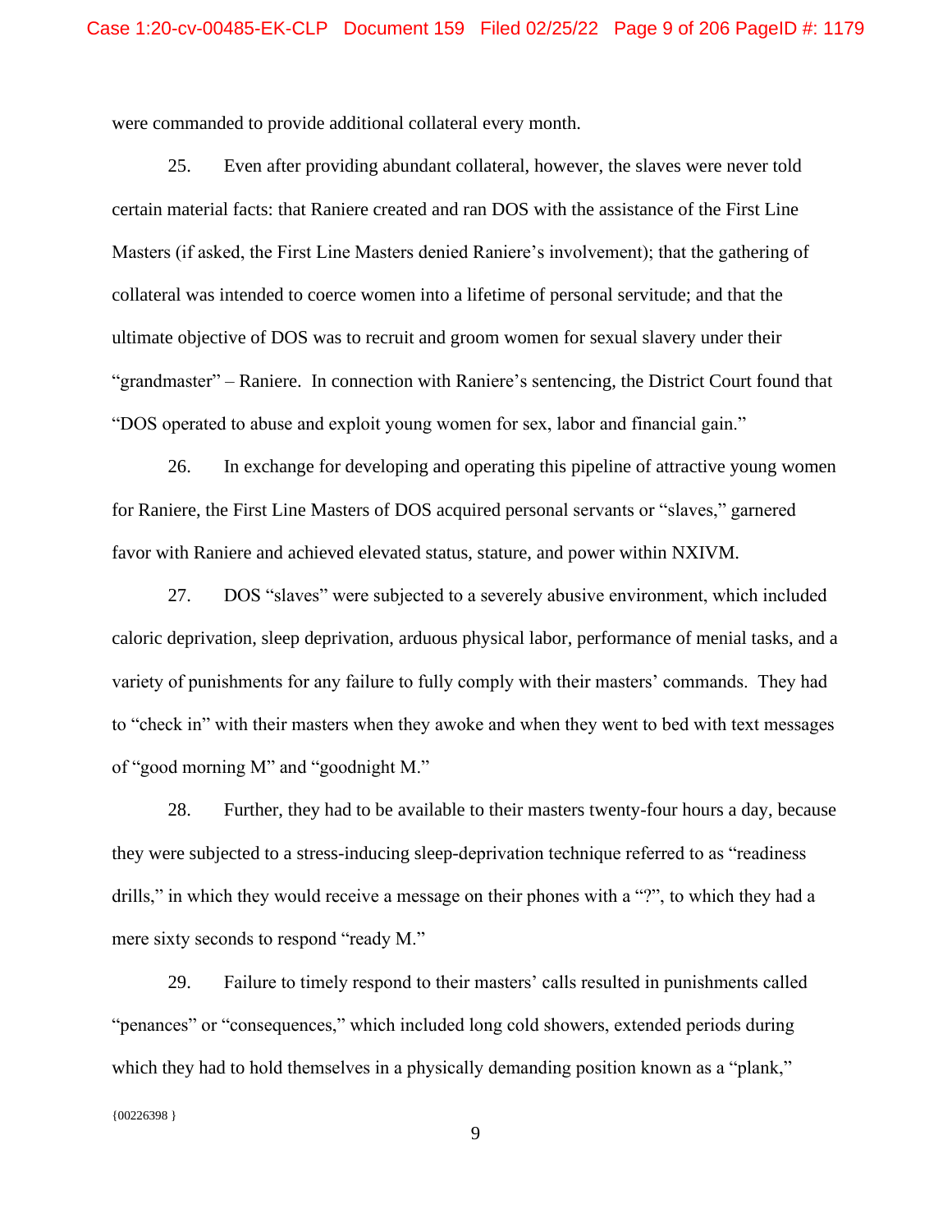were commanded to provide additional collateral every month.

25. Even after providing abundant collateral, however, the slaves were never told certain material facts: that Raniere created and ran DOS with the assistance of the First Line Masters (if asked, the First Line Masters denied Raniere's involvement); that the gathering of collateral was intended to coerce women into a lifetime of personal servitude; and that the ultimate objective of DOS was to recruit and groom women for sexual slavery under their "grandmaster" – Raniere. In connection with Raniere's sentencing, the District Court found that "DOS operated to abuse and exploit young women for sex, labor and financial gain."

26. In exchange for developing and operating this pipeline of attractive young women for Raniere, the First Line Masters of DOS acquired personal servants or "slaves," garnered favor with Raniere and achieved elevated status, stature, and power within NXIVM.

27. DOS "slaves" were subjected to a severely abusive environment, which included caloric deprivation, sleep deprivation, arduous physical labor, performance of menial tasks, and a variety of punishments for any failure to fully comply with their masters' commands. They had to "check in" with their masters when they awoke and when they went to bed with text messages of "good morning M" and "goodnight M."

28. Further, they had to be available to their masters twenty-four hours a day, because they were subjected to a stress-inducing sleep-deprivation technique referred to as "readiness drills," in which they would receive a message on their phones with a "?", to which they had a mere sixty seconds to respond "ready M."

29. Failure to timely respond to their masters' calls resulted in punishments called "penances" or "consequences," which included long cold showers, extended periods during which they had to hold themselves in a physically demanding position known as a "plank,"

{00226398 }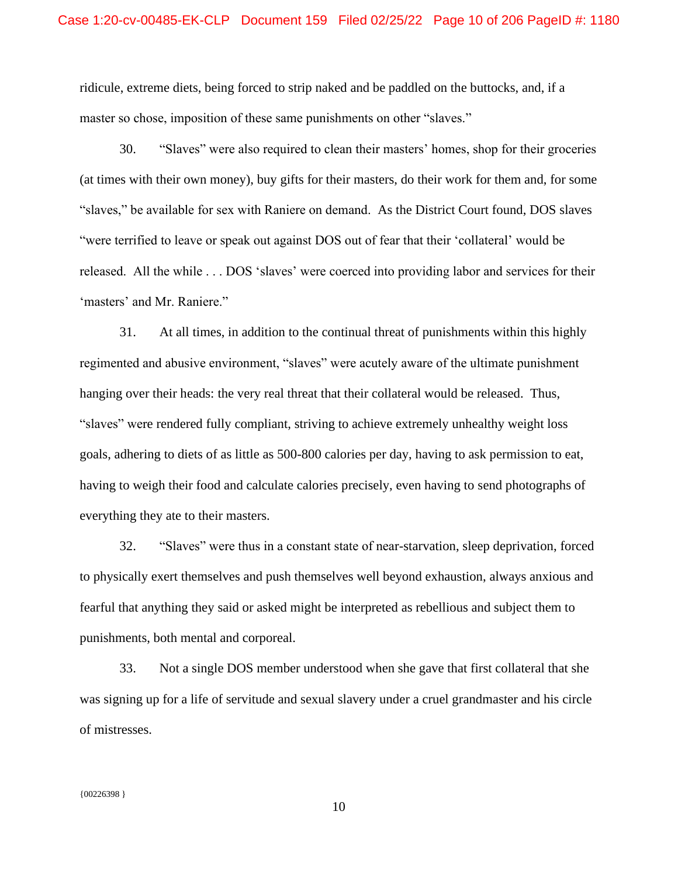ridicule, extreme diets, being forced to strip naked and be paddled on the buttocks, and, if a master so chose, imposition of these same punishments on other "slaves."

30. "Slaves" were also required to clean their masters' homes, shop for their groceries (at times with their own money), buy gifts for their masters, do their work for them and, for some "slaves," be available for sex with Raniere on demand. As the District Court found, DOS slaves "were terrified to leave or speak out against DOS out of fear that their 'collateral' would be released. All the while . . . DOS 'slaves' were coerced into providing labor and services for their 'masters' and Mr. Raniere."

31. At all times, in addition to the continual threat of punishments within this highly regimented and abusive environment, "slaves" were acutely aware of the ultimate punishment hanging over their heads: the very real threat that their collateral would be released. Thus, "slaves" were rendered fully compliant, striving to achieve extremely unhealthy weight loss goals, adhering to diets of as little as 500-800 calories per day, having to ask permission to eat, having to weigh their food and calculate calories precisely, even having to send photographs of everything they ate to their masters.

32. "Slaves" were thus in a constant state of near-starvation, sleep deprivation, forced to physically exert themselves and push themselves well beyond exhaustion, always anxious and fearful that anything they said or asked might be interpreted as rebellious and subject them to punishments, both mental and corporeal.

33. Not a single DOS member understood when she gave that first collateral that she was signing up for a life of servitude and sexual slavery under a cruel grandmaster and his circle of mistresses.

{00226398 }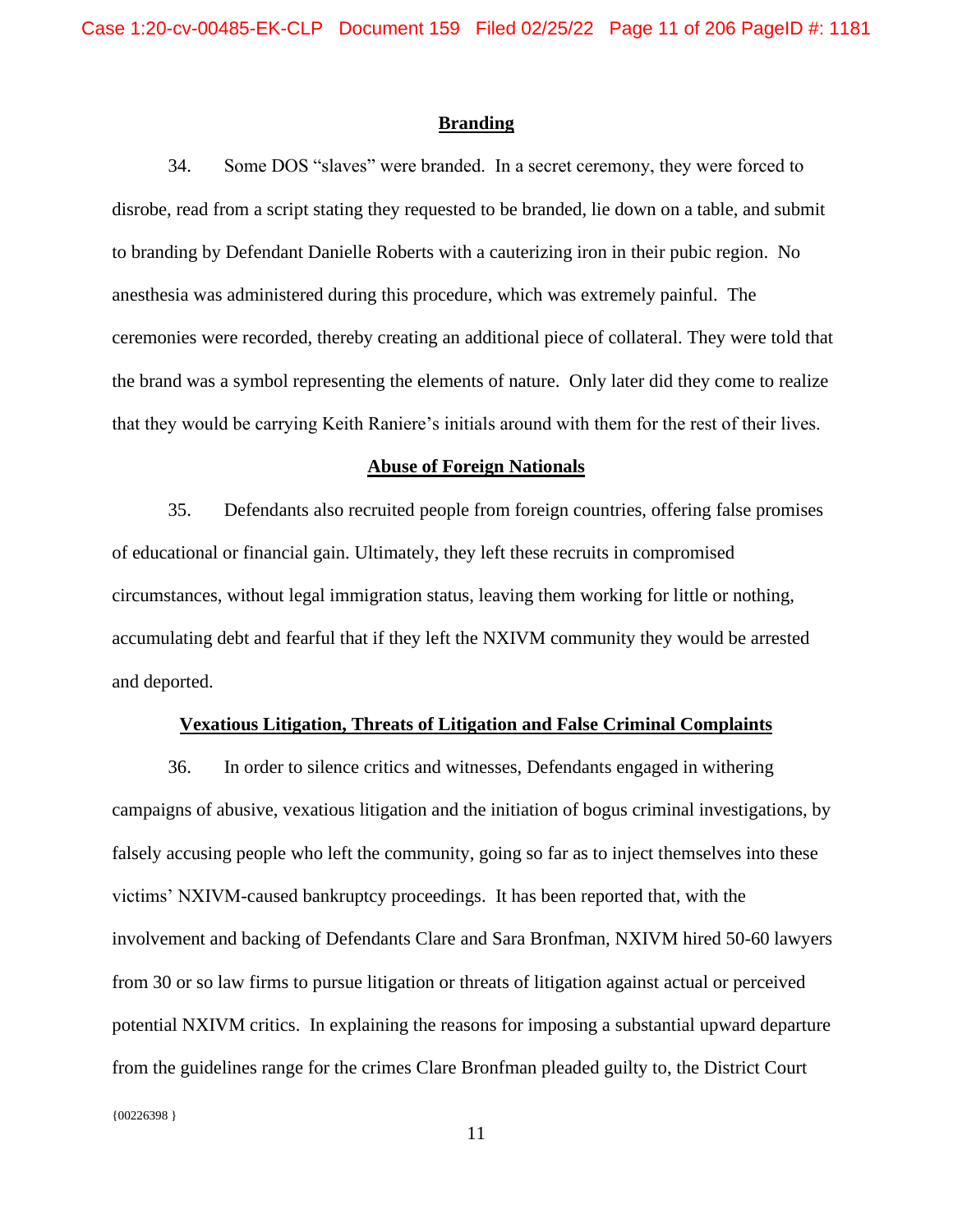**Branding**

34. Some DOS "slaves" were branded. In a secret ceremony, they were forced to disrobe, read from a script stating they requested to be branded, lie down on a table, and submit to branding by Defendant Danielle Roberts with a cauterizing iron in their pubic region. No anesthesia was administered during this procedure, which was extremely painful. The ceremonies were recorded, thereby creating an additional piece of collateral. They were told that the brand was a symbol representing the elements of nature. Only later did they come to realize that they would be carrying Keith Raniere's initials around with them for the rest of their lives.

**Abuse of Foreign Nationals**

35. Defendants also recruited people from foreign countries, offering false promises of educational or financial gain. Ultimately, they left these recruits in compromised circumstances, without legal immigration status, leaving them working for little or nothing, accumulating debt and fearful that if they left the NXIVM community they would be arrested and deported.

**Vexatious Litigation, Threats of Litigation and False Criminal Complaints**

36. In order to silence critics and witnesses, Defendants engaged in withering campaigns of abusive, vexatious litigation and the initiation of bogus criminal investigations, by falsely accusing people who left the community, going so far as to inject themselves into these victims' NXIVM-caused bankruptcy proceedings. It has been reported that, with the involvement and backing of Defendants Clare and Sara Bronfman, NXIVM hired 50-60 lawyers from 30 or so law firms to pursue litigation or threats of litigation against actual or perceived potential NXIVM critics. In explaining the reasons for imposing a substantial upward departure from the guidelines range for the crimes Clare Bronfman pleaded guilty to, the District Court

{00226398 }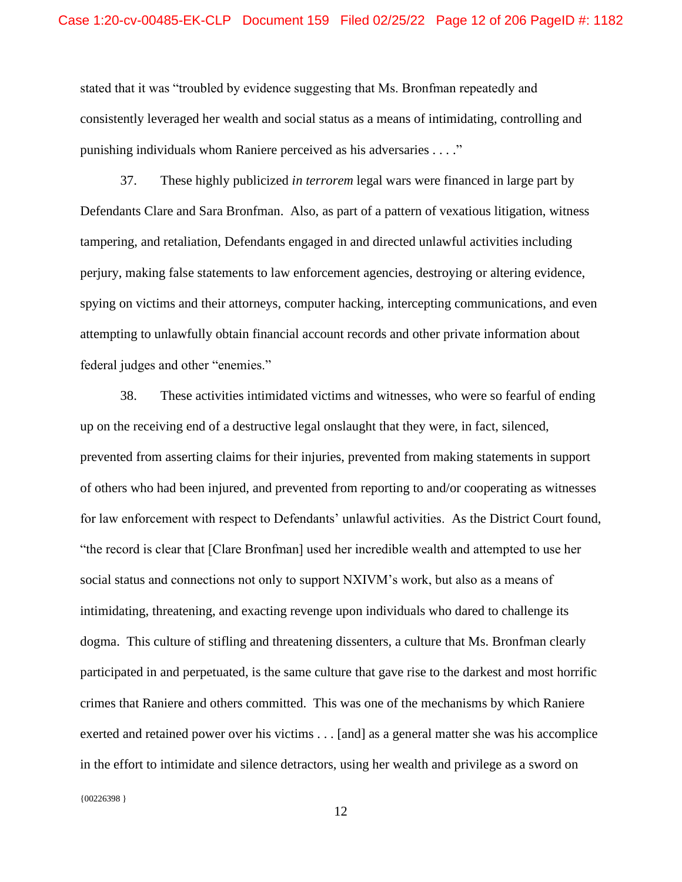stated that it was "troubled by evidence suggesting that Ms. Bronfman repeatedly and consistently leveraged her wealth and social status as a means of intimidating, controlling and punishing individuals whom Raniere perceived as his adversaries . . . ."

37. These highly publicized *in terrorem* legal wars were financed in large part by Defendants Clare and Sara Bronfman. Also, as part of a pattern of vexatious litigation, witness tampering, and retaliation, Defendants engaged in and directed unlawful activities including perjury, making false statements to law enforcement agencies, destroying or altering evidence, spying on victims and their attorneys, computer hacking, intercepting communications, and even attempting to unlawfully obtain financial account records and other private information about federal judges and other "enemies."

38. These activities intimidated victims and witnesses, who were so fearful of ending up on the receiving end of a destructive legal onslaught that they were, in fact, silenced, prevented from asserting claims for their injuries, prevented from making statements in support of others who had been injured, and prevented from reporting to and/or cooperating as witnesses for law enforcement with respect to Defendants' unlawful activities. As the District Court found, "the record is clear that [Clare Bronfman] used her incredible wealth and attempted to use her social status and connections not only to support NXIVM's work, but also as a means of intimidating, threatening, and exacting revenge upon individuals who dared to challenge its dogma. This culture of stifling and threatening dissenters, a culture that Ms. Bronfman clearly participated in and perpetuated, is the same culture that gave rise to the darkest and most horrific crimes that Raniere and others committed. This was one of the mechanisms by which Raniere exerted and retained power over his victims . . . [and] as a general matter she was his accomplice in the effort to intimidate and silence detractors, using her wealth and privilege as a sword on

{00226398 }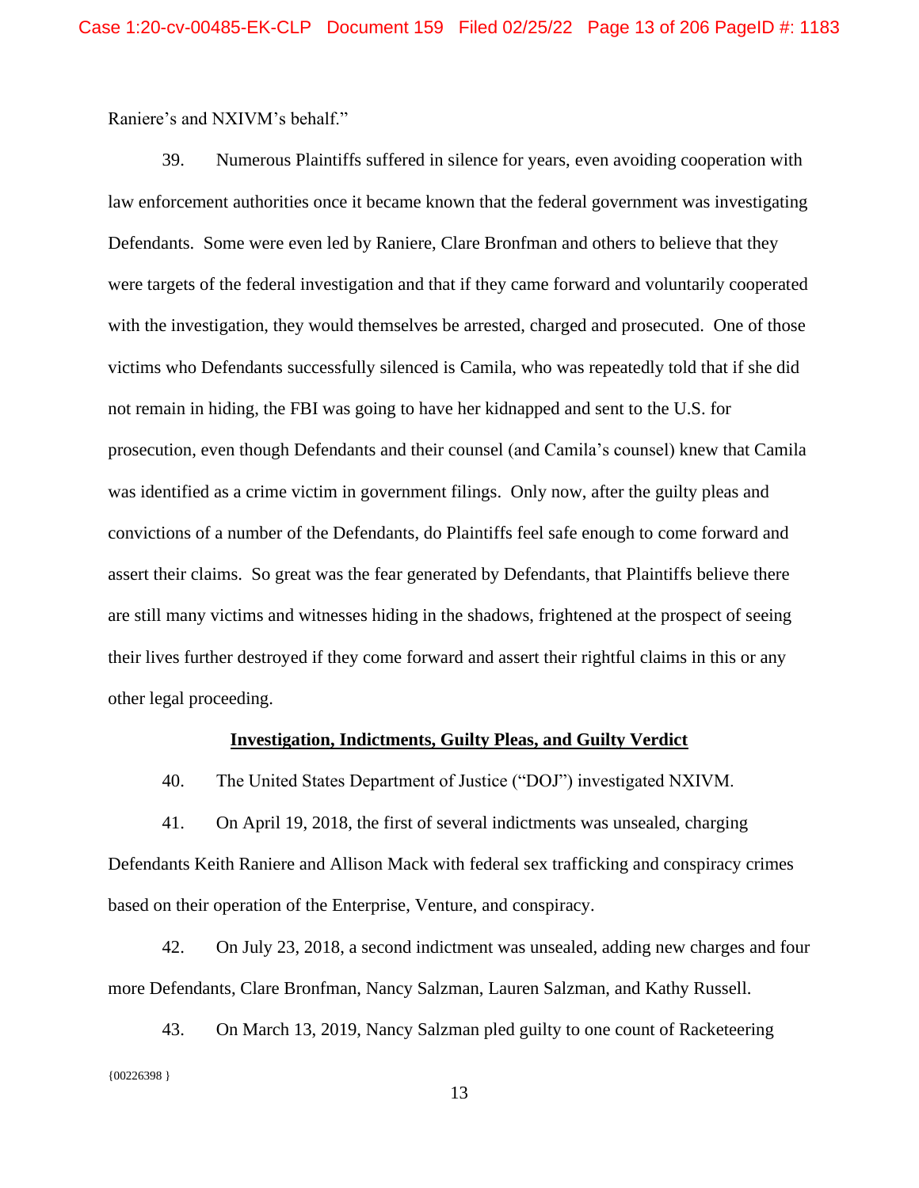Raniere's and NXIVM's behalf."

39. Numerous Plaintiffs suffered in silence for years, even avoiding cooperation with law enforcement authorities once it became known that the federal government was investigating Defendants. Some were even led by Raniere, Clare Bronfman and others to believe that they were targets of the federal investigation and that if they came forward and voluntarily cooperated with the investigation, they would themselves be arrested, charged and prosecuted. One of those victims who Defendants successfully silenced is Camila, who was repeatedly told that if she did not remain in hiding, the FBI was going to have her kidnapped and sent to the U.S. for prosecution, even though Defendants and their counsel (and Camila's counsel) knew that Camila was identified as a crime victim in government filings. Only now, after the guilty pleas and convictions of a number of the Defendants, do Plaintiffs feel safe enough to come forward and assert their claims. So great was the fear generated by Defendants, that Plaintiffs believe there are still many victims and witnesses hiding in the shadows, frightened at the prospect of seeing their lives further destroyed if they come forward and assert their rightful claims in this or any other legal proceeding.

## Investigation, Indictments, Guilty Pleas, and Guilty Verdict

40. The United States Department of Justice ("DOJ") investigated NXIVM.

41. On April 19, 2018, the first of several indictments was unsealed, charging Defendants Keith Raniere and Allison Mack with federal sex trafficking and conspiracy crimes based on their operation of the Enterprise, Venture, and conspiracy.

42. On July 23, 2018, a second indictment was unsealed, adding new charges and four more Defendants, Clare Bronfman, Nancy Salzman, Lauren Salzman, and Kathy Russell.

43. On March 13, 2019, Nancy Salzman pled guilty to one count of Racketeering

{00226398 }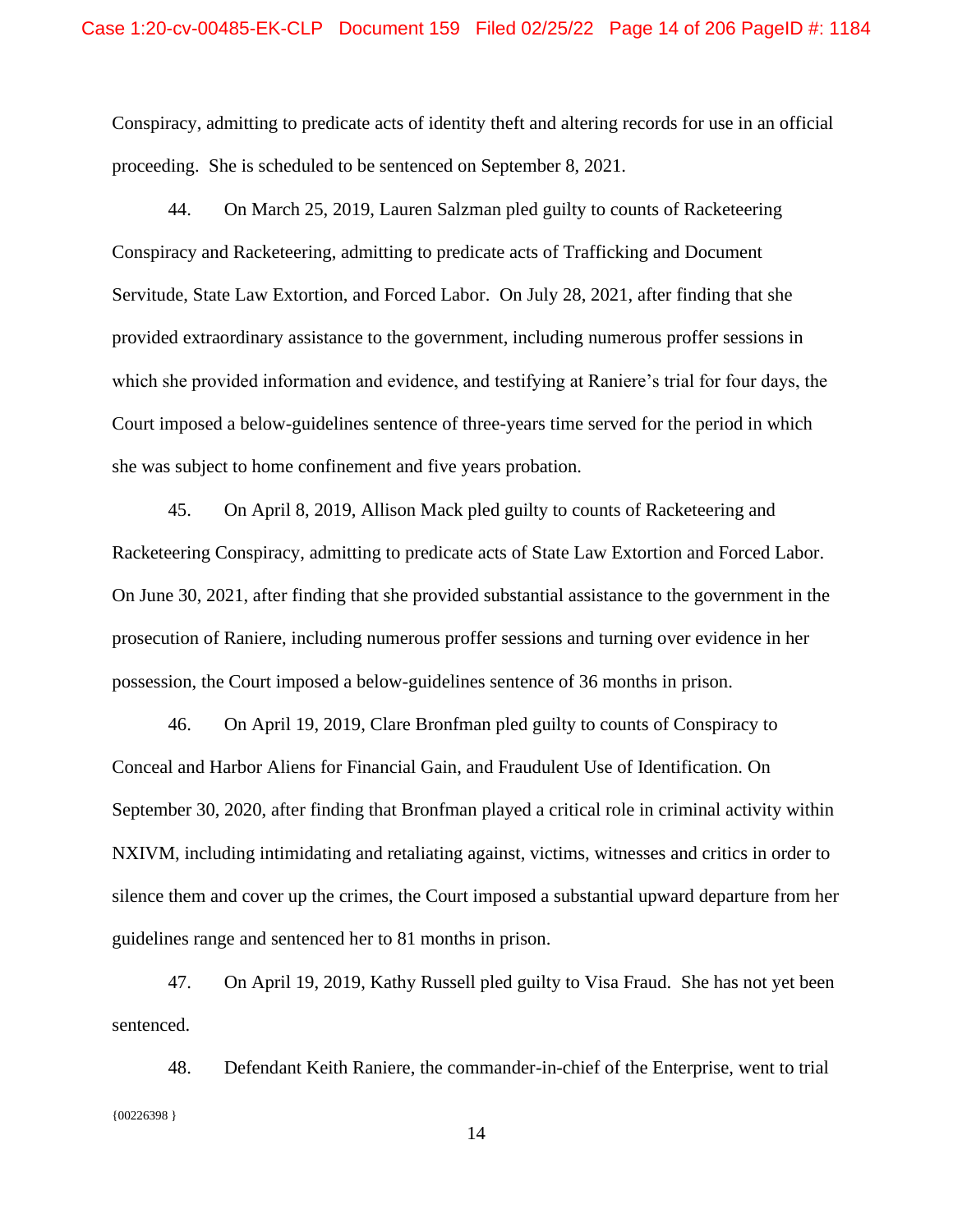Conspiracy, admitting to predicate acts of identity theft and altering records for use in an official proceeding. She is scheduled to be sentenced on September 8, 2021.

44. On March 25, 2019, Lauren Salzman pled guilty to counts of Racketeering Conspiracy and Racketeering, admitting to predicate acts of Trafficking and Document Servitude, State Law Extortion, and Forced Labor. On July 28, 2021, after finding that she provided extraordinary assistance to the government, including numerous proffer sessions in which she provided information and evidence, and testifying at Raniere's trial for four days, the Court imposed a below-guidelines sentence of three-years time served for the period in which she was subject to home confinement and five years probation.

45. On April 8, 2019, Allison Mack pled guilty to counts of Racketeering and Racketeering Conspiracy, admitting to predicate acts of State Law Extortion and Forced Labor. On June 30, 2021, after finding that she provided substantial assistance to the government in the prosecution of Raniere, including numerous proffer sessions and turning over evidence in her possession, the Court imposed a below-guidelines sentence of 36 months in prison.

46. On April 19, 2019, Clare Bronfman pled guilty to counts of Conspiracy to Conceal and Harbor Aliens for Financial Gain, and Fraudulent Use of Identification. On September 30, 2020, after finding that Bronfman played a critical role in criminal activity within NXIVM, including intimidating and retaliating against, victims, witnesses and critics in order to silence them and cover up the crimes, the Court imposed a substantial upward departure from her guidelines range and sentenced her to 81 months in prison.

47. On April 19, 2019, Kathy Russell pled guilty to Visa Fraud. She has not yet been sentenced.

48. Defendant Keith Raniere, the commander-in-chief of the Enterprise, went to trial

{00226398 }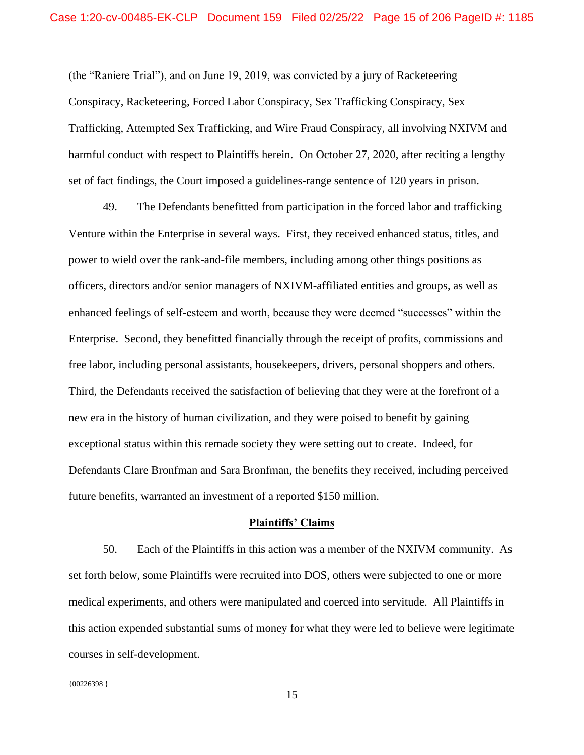(the "Raniere Trial"), and on June 19, 2019, was convicted by a jury of Racketeering Conspiracy, Racketeering, Forced Labor Conspiracy, Sex Trafficking Conspiracy, Sex Trafficking, Attempted Sex Trafficking, and Wire Fraud Conspiracy, all involving NXIVM and harmful conduct with respect to Plaintiffs herein. On October 27, 2020, after reciting a lengthy set of fact findings, the Court imposed a guidelines-range sentence of 120 years in prison.

49. The Defendants benefitted from participation in the forced labor and trafficking Venture within the Enterprise in several ways. First, they received enhanced status, titles, and power to wield over the rank-and-file members, including among other things positions as officers, directors and/or senior managers of NXIVM-affiliated entities and groups, as well as enhanced feelings of self-esteem and worth, because they were deemed "successes" within the Enterprise. Second, they benefitted financially through the receipt of profits, commissions and free labor, including personal assistants, housekeepers, drivers, personal shoppers and others. Third, the Defendants received the satisfaction of believing that they were at the forefront of a new era in the history of human civilization, and they were poised to benefit by gaining exceptional status within this remade society they were setting out to create. Indeed, for Defendants Clare Bronfman and Sara Bronfman, the benefits they received, including perceived future benefits, warranted an investment of a reported $150 million.

## Plaintiffs' Claims

50. Each of the Plaintiffs in this action was a member of the NXIVM community. As set forth below, some Plaintiffs were recruited into DOS, others were subjected to one or more medical experiments, and others were manipulated and coerced into servitude. All Plaintiffs in this action expended substantial sums of money for what they were led to believe were legitimate courses in self-development.

{00226398 }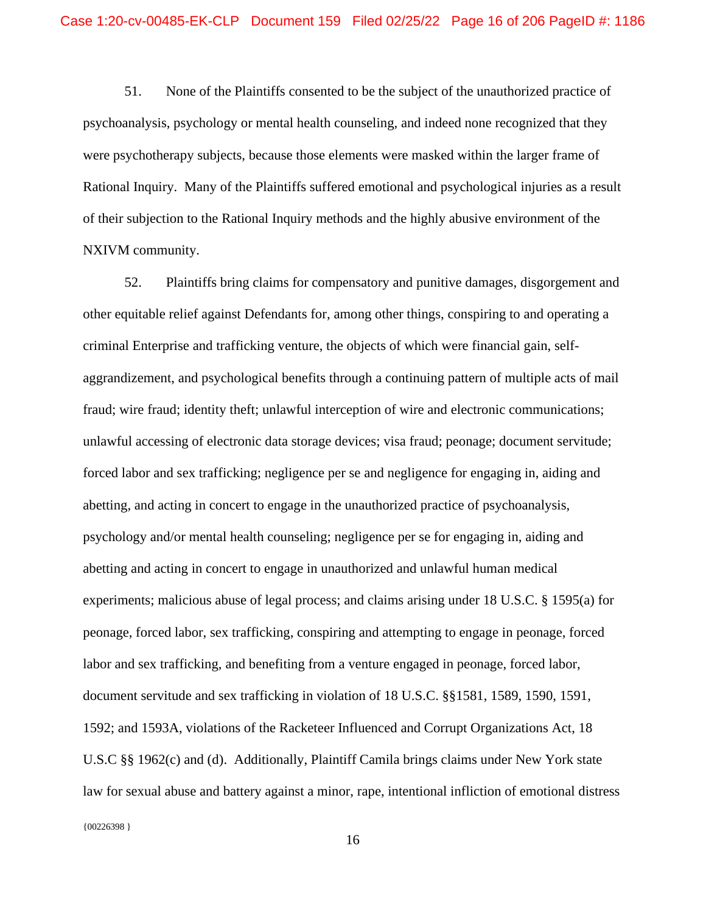51. None of the Plaintiffs consented to be the subject of the unauthorized practice of psychoanalysis, psychology or mental health counseling, and indeed none recognized that they were psychotherapy subjects, because those elements were masked within the larger frame of Rational Inquiry. Many of the Plaintiffs suffered emotional and psychological injuries as a result of their subjection to the Rational Inquiry methods and the highly abusive environment of the NXIVM community.

52. Plaintiffs bring claims for compensatory and punitive damages, disgorgement and other equitable relief against Defendants for, among other things, conspiring to and operating a criminal Enterprise and trafficking venture, the objects of which were financial gain, self-aggrandizement, and psychological benefits through a continuing pattern of multiple acts of mail fraud; wire fraud; identity theft; unlawful interception of wire and electronic communications; unlawful accessing of electronic data storage devices; visa fraud; peonage; document servitude; forced labor and sex trafficking; negligence per se and negligence for engaging in, aiding and abetting, and acting in concert to engage in the unauthorized practice of psychoanalysis, psychology and/or mental health counseling; negligence per se for engaging in, aiding and abetting and acting in concert to engage in unauthorized and unlawful human medical experiments; malicious abuse of legal process; and claims arising under 18 U.S.C. § 1595(a) for peonage, forced labor, sex trafficking, conspiring and attempting to engage in peonage, forced labor and sex trafficking, and benefiting from a venture engaged in peonage, forced labor, document servitude and sex trafficking in violation of 18 U.S.C. §§1581, 1589, 1590, 1591, 1592; and 1593A, violations of the Racketeer Influenced and Corrupt Organizations Act, 18 U.S.C §§ 1962(c) and (d). Additionally, Plaintiff Camila brings claims under New York state law for sexual abuse and battery against a minor, rape, intentional infliction of emotional distress

{00226398 }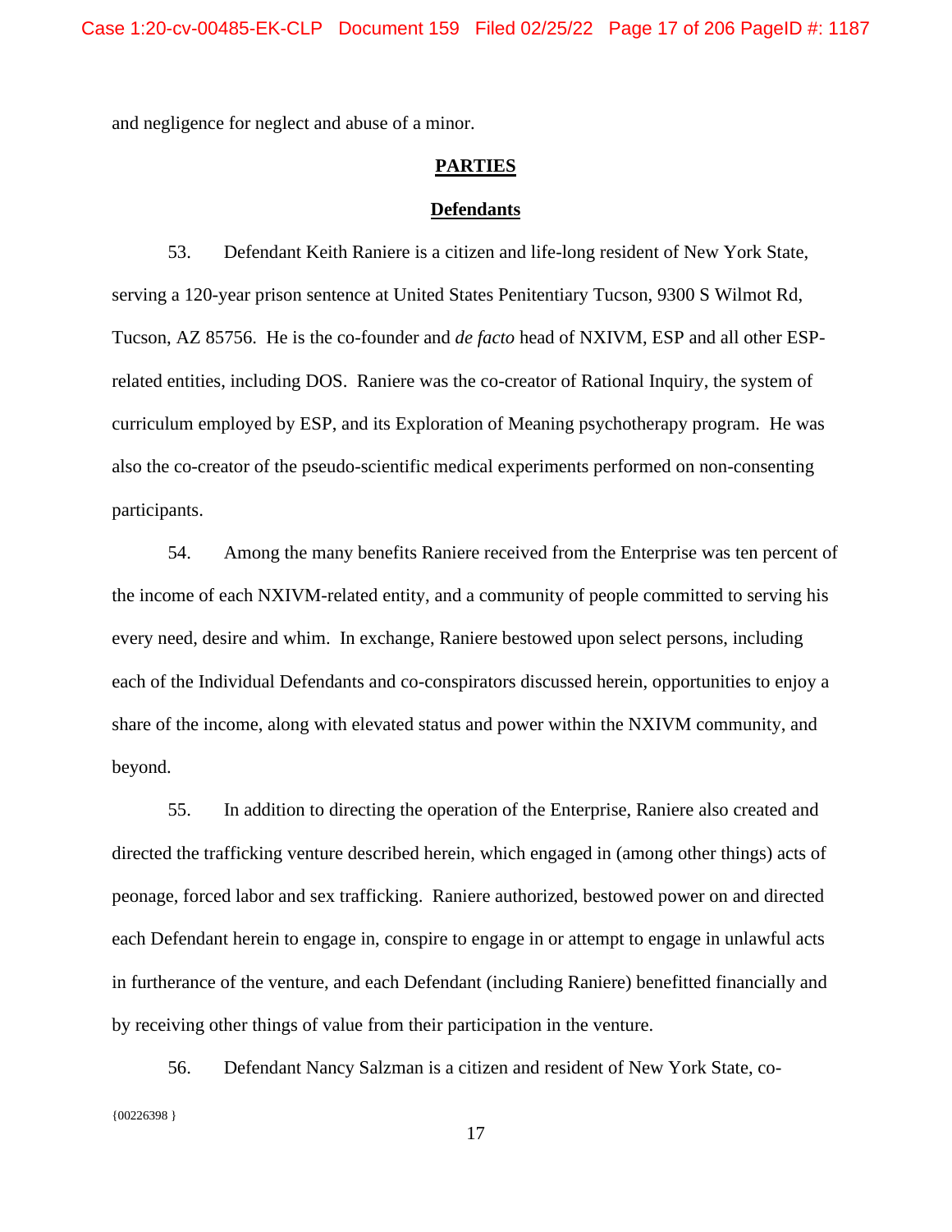and negligence for neglect and abuse of a minor.

## PARTIES

### Defendants

53. Defendant Keith Raniere is a citizen and life-long resident of New York State, serving a 120-year prison sentence at United States Penitentiary Tucson, 9300 S Wilmot Rd, Tucson, AZ 85756. He is the co-founder and *de facto* head of NXIVM, ESP and all other ESP-related entities, including DOS. Raniere was the co-creator of Rational Inquiry, the system of curriculum employed by ESP, and its Exploration of Meaning psychotherapy program. He was also the co-creator of the pseudo-scientific medical experiments performed on non-consenting participants.

54. Among the many benefits Raniere received from the Enterprise was ten percent of the income of each NXIVM-related entity, and a community of people committed to serving his every need, desire and whim. In exchange, Raniere bestowed upon select persons, including each of the Individual Defendants and co-conspirators discussed herein, opportunities to enjoy a share of the income, along with elevated status and power within the NXIVM community, and beyond.

55. In addition to directing the operation of the Enterprise, Raniere also created and directed the trafficking venture described herein, which engaged in (among other things) acts of peonage, forced labor and sex trafficking. Raniere authorized, bestowed power on and directed each Defendant herein to engage in, conspire to engage in or attempt to engage in unlawful acts in furtherance of the venture, and each Defendant (including Raniere) benefitted financially and by receiving other things of value from their participation in the venture.

56. Defendant Nancy Salzman is a citizen and resident of New York State, co-

{00226398 }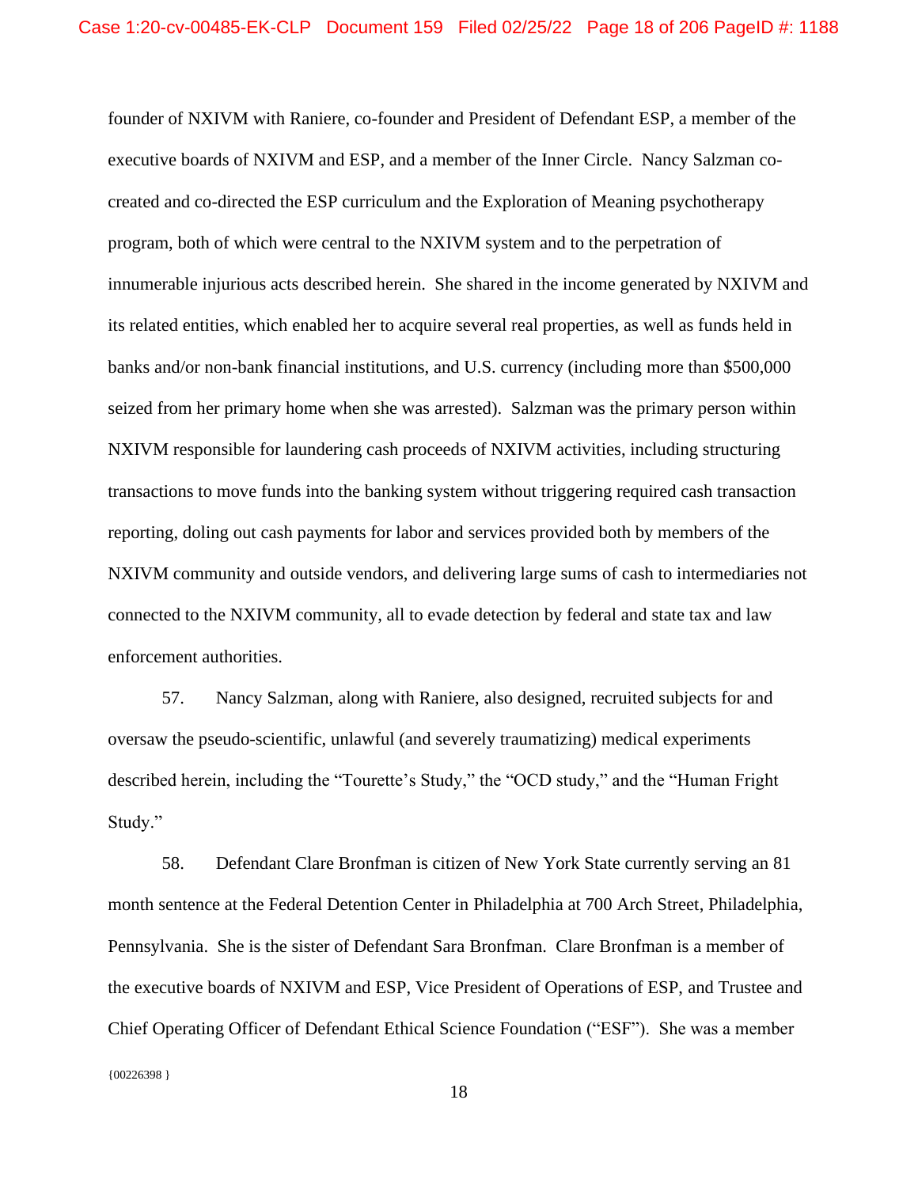founder of NXIVM with Raniere, co-founder and President of Defendant ESP, a member of the executive boards of NXIVM and ESP, and a member of the Inner Circle. Nancy Salzman co-created and co-directed the ESP curriculum and the Exploration of Meaning psychotherapy program, both of which were central to the NXIVM system and to the perpetration of innumerable injurious acts described herein. She shared in the income generated by NXIVM and its related entities, which enabled her to acquire several real properties, as well as funds held in banks and/or non-bank financial institutions, and U.S. currency (including more than $500,000 seized from her primary home when she was arrested). Salzman was the primary person within NXIVM responsible for laundering cash proceeds of NXIVM activities, including structuring transactions to move funds into the banking system without triggering required cash transaction reporting, doling out cash payments for labor and services provided both by members of the NXIVM community and outside vendors, and delivering large sums of cash to intermediaries not connected to the NXIVM community, all to evade detection by federal and state tax and law enforcement authorities.

57. Nancy Salzman, along with Raniere, also designed, recruited subjects for and oversaw the pseudo-scientific, unlawful (and severely traumatizing) medical experiments described herein, including the "Tourette's Study," the "OCD study," and the "Human Fright Study."

58. Defendant Clare Bronfman is citizen of New York State currently serving an 81 month sentence at the Federal Detention Center in Philadelphia at 700 Arch Street, Philadelphia, Pennsylvania. She is the sister of Defendant Sara Bronfman. Clare Bronfman is a member of the executive boards of NXIVM and ESP, Vice President of Operations of ESP, and Trustee and Chief Operating Officer of Defendant Ethical Science Foundation ("ESF"). She was a member

{00226398 }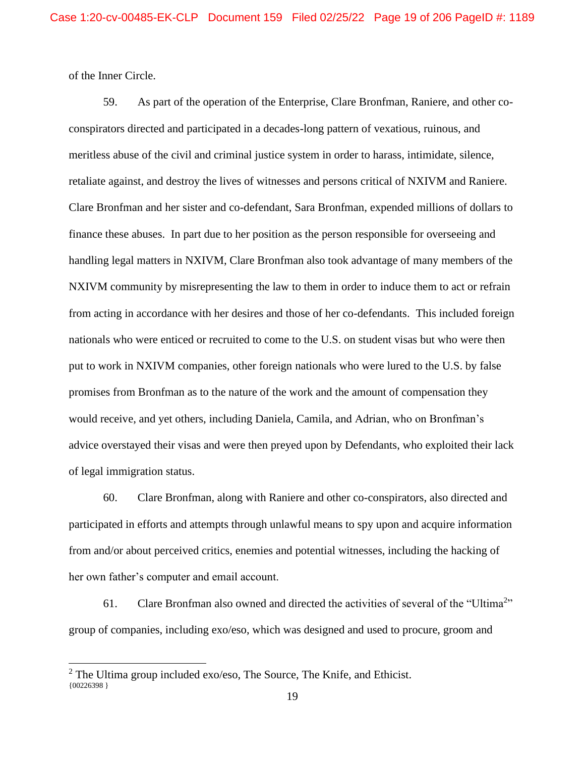of the Inner Circle.

59. As part of the operation of the Enterprise, Clare Bronfman, Raniere, and other co-conspirators directed and participated in a decades-long pattern of vexatious, ruinous, and meritless abuse of the civil and criminal justice system in order to harass, intimidate, silence, retaliate against, and destroy the lives of witnesses and persons critical of NXIVM and Raniere. Clare Bronfman and her sister and co-defendant, Sara Bronfman, expended millions of dollars to finance these abuses. In part due to her position as the person responsible for overseeing and handling legal matters in NXIVM, Clare Bronfman also took advantage of many members of the NXIVM community by misrepresenting the law to them in order to induce them to act or refrain from acting in accordance with her desires and those of her co-defendants. This included foreign nationals who were enticed or recruited to come to the U.S. on student visas but who were then put to work in NXIVM companies, other foreign nationals who were lured to the U.S. by false promises from Bronfman as to the nature of the work and the amount of compensation they would receive, and yet others, including Daniela, Camila, and Adrian, who on Bronfman's advice overstayed their visas and were then preyed upon by Defendants, who exploited their lack of legal immigration status.

60. Clare Bronfman, along with Raniere and other co-conspirators, also directed and participated in efforts and attempts through unlawful means to spy upon and acquire information from and/or about perceived critics, enemies and potential witnesses, including the hacking of her own father's computer and email account.

61. Clare Bronfman also owned and directed the activities of several of the "Ultima[2]" group of companies, including exo/eso, which was designed and used to procure, groom and

[2] The Ultima group included exo/eso, The Source, The Knife, and Ethicist.

{00226398 }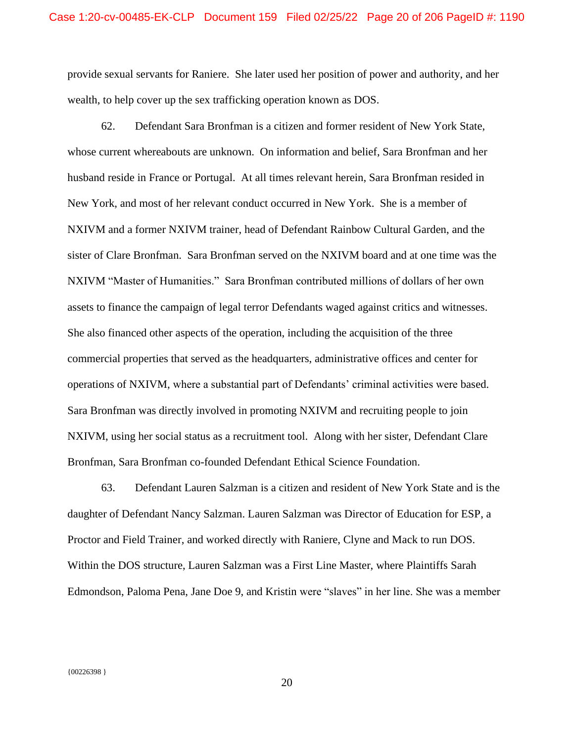provide sexual servants for Raniere. She later used her position of power and authority, and her wealth, to help cover up the sex trafficking operation known as DOS.

62. Defendant Sara Bronfman is a citizen and former resident of New York State, whose current whereabouts are unknown. On information and belief, Sara Bronfman and her husband reside in France or Portugal. At all times relevant herein, Sara Bronfman resided in New York, and most of her relevant conduct occurred in New York. She is a member of NXIVM and a former NXIVM trainer, head of Defendant Rainbow Cultural Garden, and the sister of Clare Bronfman. Sara Bronfman served on the NXIVM board and at one time was the NXIVM "Master of Humanities." Sara Bronfman contributed millions of dollars of her own assets to finance the campaign of legal terror Defendants waged against critics and witnesses. She also financed other aspects of the operation, including the acquisition of the three commercial properties that served as the headquarters, administrative offices and center for operations of NXIVM, where a substantial part of Defendants' criminal activities were based. Sara Bronfman was directly involved in promoting NXIVM and recruiting people to join NXIVM, using her social status as a recruitment tool. Along with her sister, Defendant Clare Bronfman, Sara Bronfman co-founded Defendant Ethical Science Foundation.

63. Defendant Lauren Salzman is a citizen and resident of New York State and is the daughter of Defendant Nancy Salzman. Lauren Salzman was Director of Education for ESP, a Proctor and Field Trainer, and worked directly with Raniere, Clyne and Mack to run DOS. Within the DOS structure, Lauren Salzman was a First Line Master, where Plaintiffs Sarah Edmondson, Paloma Pena, Jane Doe 9, and Kristin were "slaves" in her line. She was a member

{00226398 }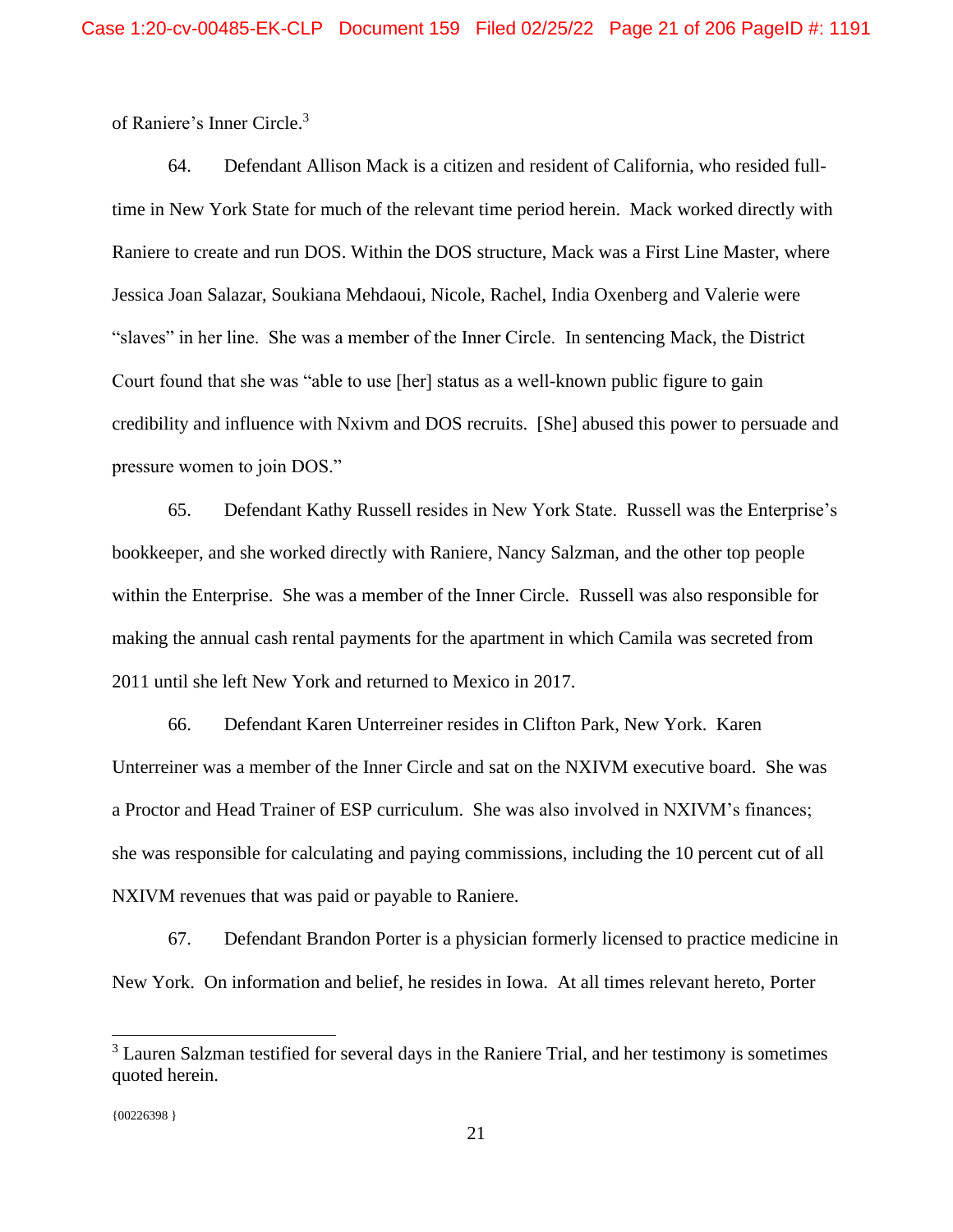of Raniere's Inner Circle.[3]

64. Defendant Allison Mack is a citizen and resident of California, who resided full-time in New York State for much of the relevant time period herein. Mack worked directly with Raniere to create and run DOS. Within the DOS structure, Mack was a First Line Master, where Jessica Joan Salazar, Soukiana Mehdaoui, Nicole, Rachel, India Oxenberg and Valerie were "slaves" in her line. She was a member of the Inner Circle. In sentencing Mack, the District Court found that she was "able to use [her] status as a well-known public figure to gain credibility and influence with Nxivm and DOS recruits. [She] abused this power to persuade and pressure women to join DOS."

65. Defendant Kathy Russell resides in New York State. Russell was the Enterprise's bookkeeper, and she worked directly with Raniere, Nancy Salzman, and the other top people within the Enterprise. She was a member of the Inner Circle. Russell was also responsible for making the annual cash rental payments for the apartment in which Camila was secreted from 2011 until she left New York and returned to Mexico in 2017.

66. Defendant Karen Unterreiner resides in Clifton Park, New York. Karen Unterreiner was a member of the Inner Circle and sat on the NXIVM executive board. She was a Proctor and Head Trainer of ESP curriculum. She was also involved in NXIVM's finances; she was responsible for calculating and paying commissions, including the 10 percent cut of all NXIVM revenues that was paid or payable to Raniere.

67. Defendant Brandon Porter is a physician formerly licensed to practice medicine in New York. On information and belief, he resides in Iowa. At all times relevant hereto, Porter

[3] Lauren Salzman testified for several days in the Raniere Trial, and her testimony is sometimes quoted herein.

{00226398 }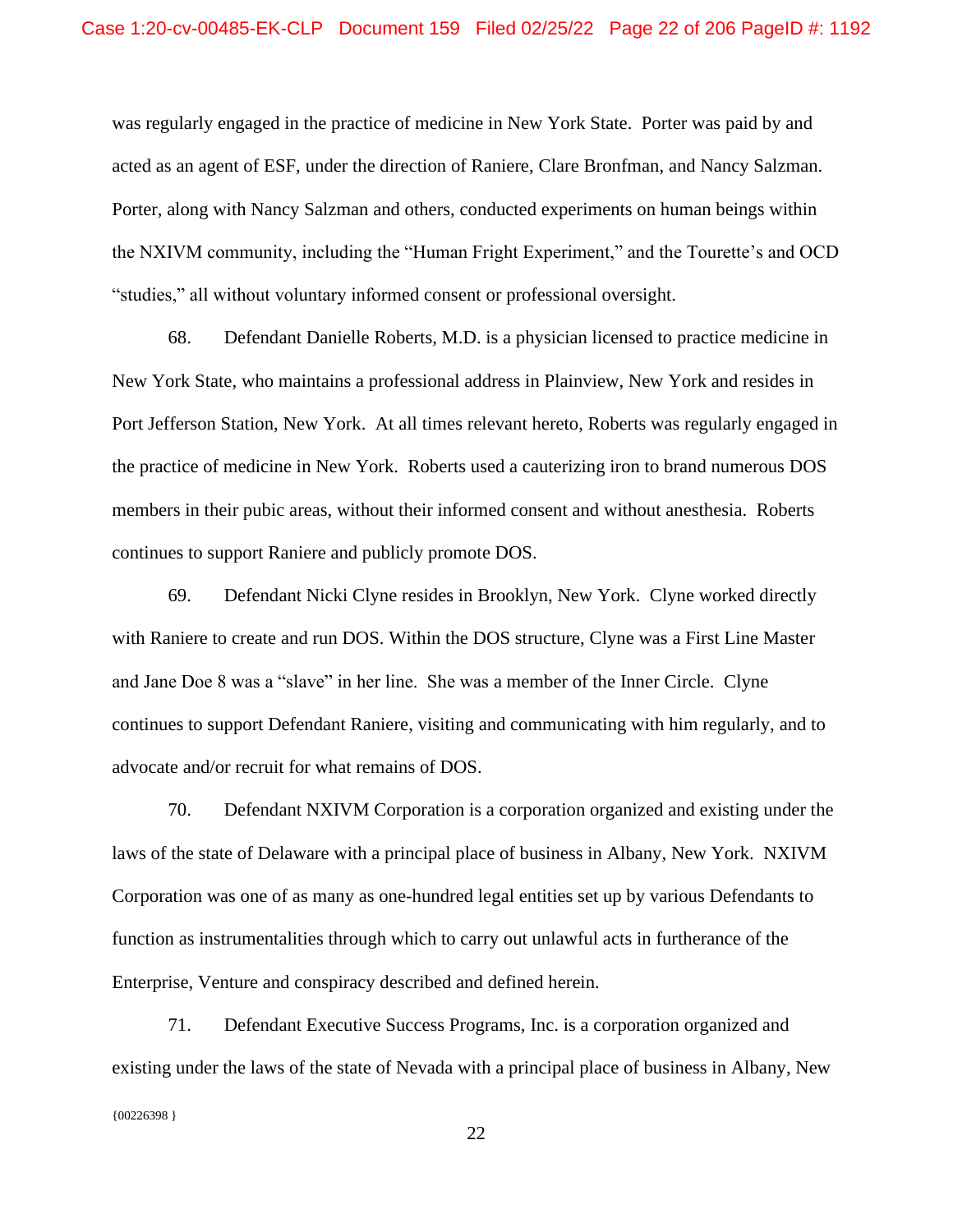was regularly engaged in the practice of medicine in New York State. Porter was paid by and acted as an agent of ESF, under the direction of Raniere, Clare Bronfman, and Nancy Salzman. Porter, along with Nancy Salzman and others, conducted experiments on human beings within the NXIVM community, including the "Human Fright Experiment," and the Tourette's and OCD "studies," all without voluntary informed consent or professional oversight.

68. Defendant Danielle Roberts, M.D. is a physician licensed to practice medicine in New York State, who maintains a professional address in Plainview, New York and resides in Port Jefferson Station, New York. At all times relevant hereto, Roberts was regularly engaged in the practice of medicine in New York. Roberts used a cauterizing iron to brand numerous DOS members in their pubic areas, without their informed consent and without anesthesia. Roberts continues to support Raniere and publicly promote DOS.

69. Defendant Nicki Clyne resides in Brooklyn, New York. Clyne worked directly with Raniere to create and run DOS. Within the DOS structure, Clyne was a First Line Master and Jane Doe 8 was a "slave" in her line. She was a member of the Inner Circle. Clyne continues to support Defendant Raniere, visiting and communicating with him regularly, and to advocate and/or recruit for what remains of DOS.

70. Defendant NXIVM Corporation is a corporation organized and existing under the laws of the state of Delaware with a principal place of business in Albany, New York. NXIVM Corporation was one of as many as one-hundred legal entities set up by various Defendants to function as instrumentalities through which to carry out unlawful acts in furtherance of the Enterprise, Venture and conspiracy described and defined herein.

71. Defendant Executive Success Programs, Inc. is a corporation organized and existing under the laws of the state of Nevada with a principal place of business in Albany, New

{00226398 }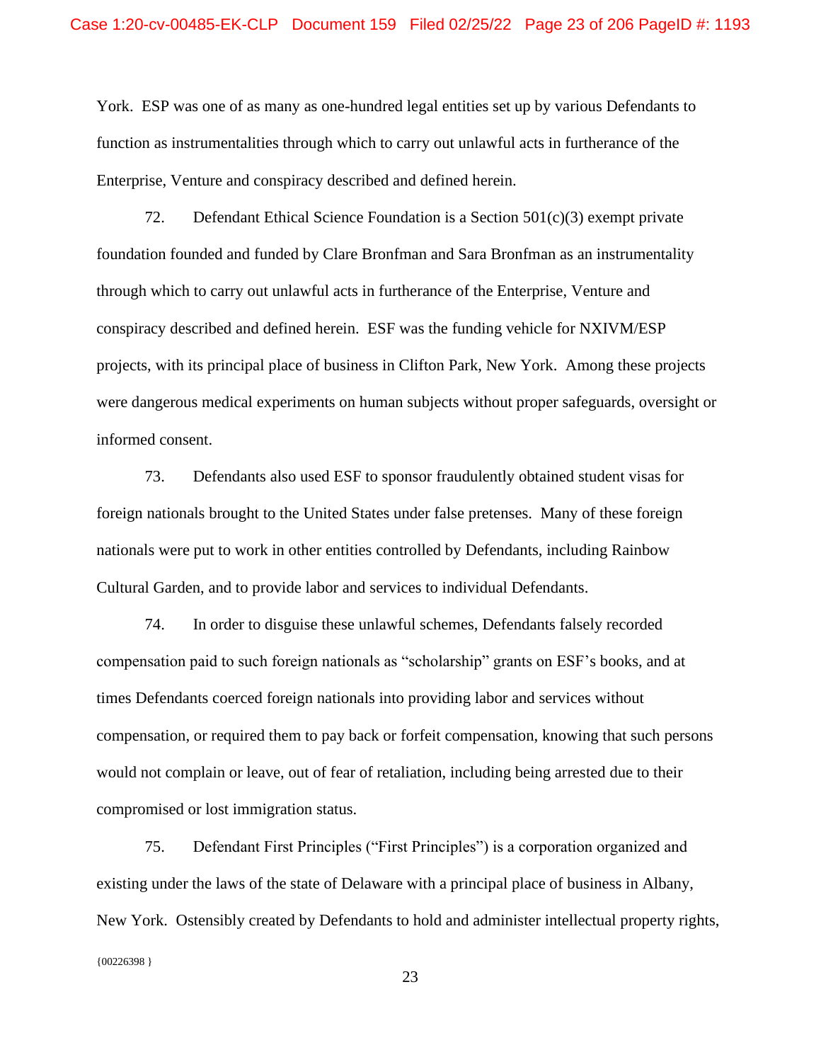York. ESP was one of as many as one-hundred legal entities set up by various Defendants to function as instrumentalities through which to carry out unlawful acts in furtherance of the Enterprise, Venture and conspiracy described and defined herein.

72. Defendant Ethical Science Foundation is a Section 501(c)(3) exempt private foundation founded and funded by Clare Bronfman and Sara Bronfman as an instrumentality through which to carry out unlawful acts in furtherance of the Enterprise, Venture and conspiracy described and defined herein. ESF was the funding vehicle for NXIVM/ESP projects, with its principal place of business in Clifton Park, New York. Among these projects were dangerous medical experiments on human subjects without proper safeguards, oversight or informed consent.

73. Defendants also used ESF to sponsor fraudulently obtained student visas for foreign nationals brought to the United States under false pretenses. Many of these foreign nationals were put to work in other entities controlled by Defendants, including Rainbow Cultural Garden, and to provide labor and services to individual Defendants.

74. In order to disguise these unlawful schemes, Defendants falsely recorded compensation paid to such foreign nationals as "scholarship" grants on ESF's books, and at times Defendants coerced foreign nationals into providing labor and services without compensation, or required them to pay back or forfeit compensation, knowing that such persons would not complain or leave, out of fear of retaliation, including being arrested due to their compromised or lost immigration status.

75. Defendant First Principles ("First Principles") is a corporation organized and existing under the laws of the state of Delaware with a principal place of business in Albany, New York. Ostensibly created by Defendants to hold and administer intellectual property rights,

{00226398 }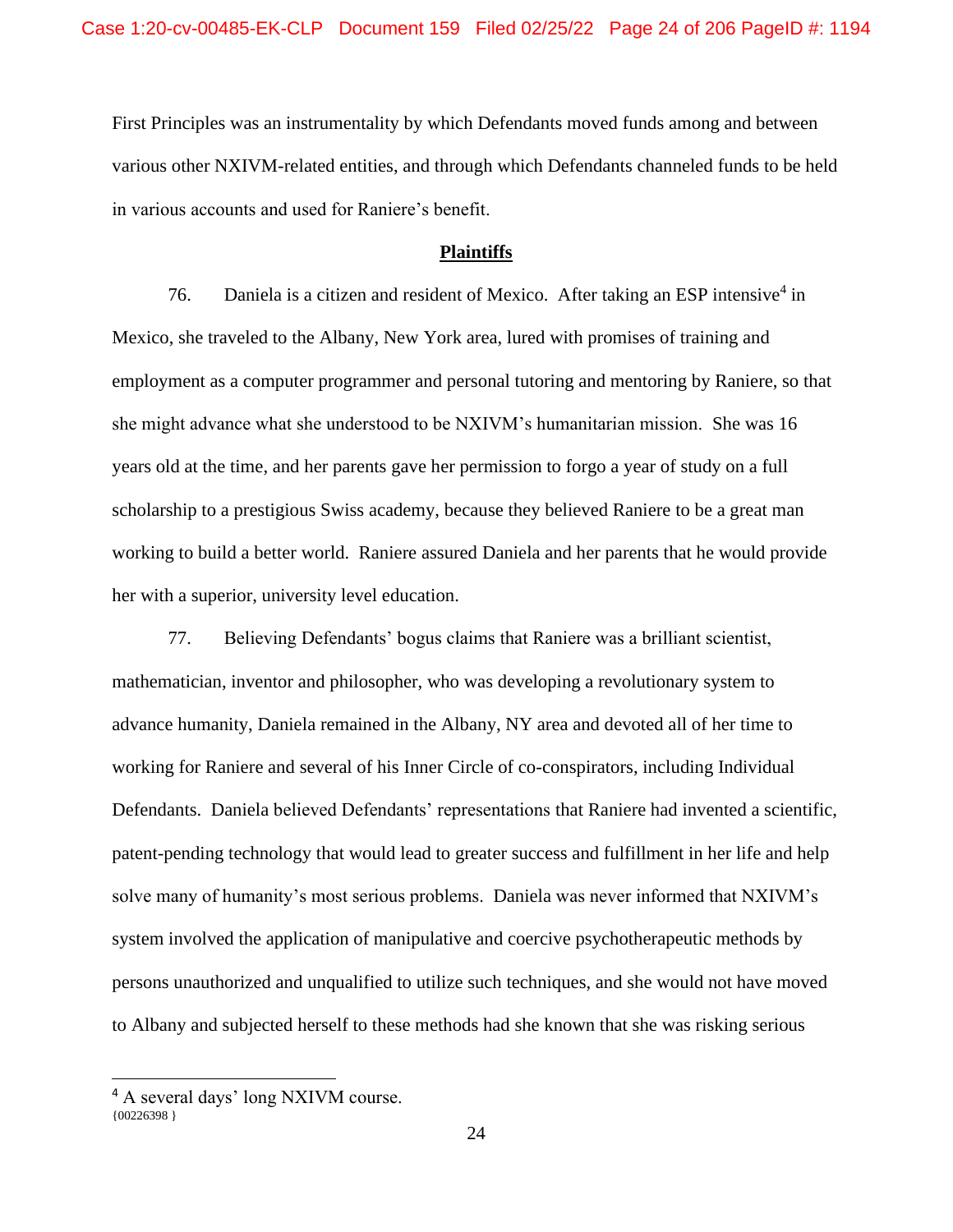First Principles was an instrumentality by which Defendants moved funds among and between various other NXIVM-related entities, and through which Defendants channeled funds to be held in various accounts and used for Raniere's benefit.

**Plaintiffs**

76. Daniela is a citizen and resident of Mexico. After taking an ESP intensive[4] in Mexico, she traveled to the Albany, New York area, lured with promises of training and employment as a computer programmer and personal tutoring and mentoring by Raniere, so that she might advance what she understood to be NXIVM's humanitarian mission. She was 16 years old at the time, and her parents gave her permission to forgo a year of study on a full scholarship to a prestigious Swiss academy, because they believed Raniere to be a great man working to build a better world. Raniere assured Daniela and her parents that he would provide her with a superior, university level education.

77. Believing Defendants' bogus claims that Raniere was a brilliant scientist, mathematician, inventor and philosopher, who was developing a revolutionary system to advance humanity, Daniela remained in the Albany, NY area and devoted all of her time to working for Raniere and several of his Inner Circle of co-conspirators, including Individual Defendants. Daniela believed Defendants' representations that Raniere had invented a scientific, patent-pending technology that would lead to greater success and fulfillment in her life and help solve many of humanity's most serious problems. Daniela was never informed that NXIVM's system involved the application of manipulative and coercive psychotherapeutic methods by persons unauthorized and unqualified to utilize such techniques, and she would not have moved to Albany and subjected herself to these methods had she known that she was risking serious

[4] A several days' long NXIVM course.

{00226398 }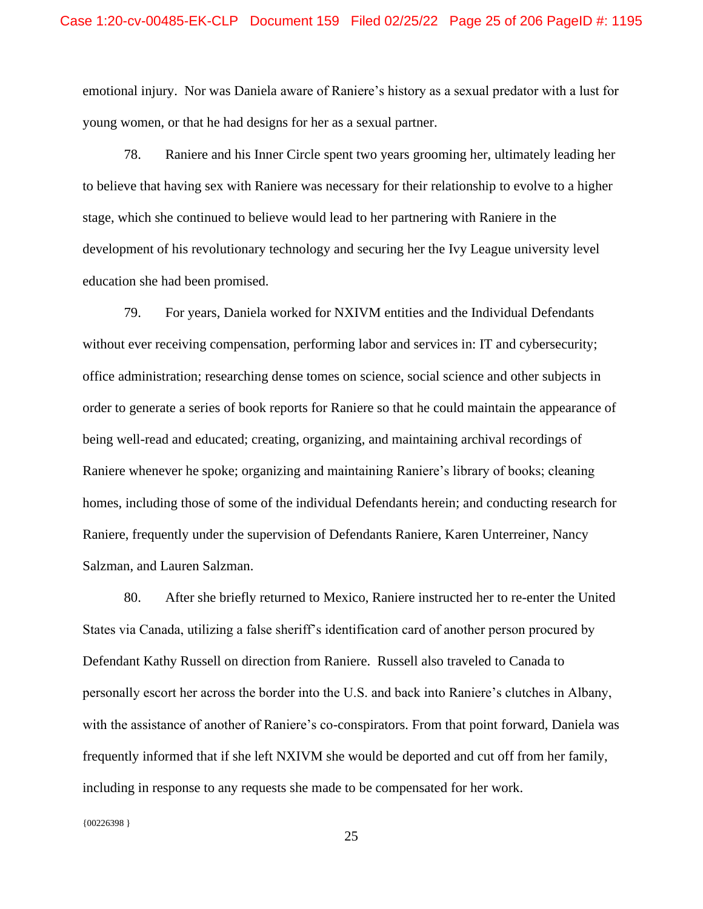emotional injury. Nor was Daniela aware of Raniere's history as a sexual predator with a lust for young women, or that he had designs for her as a sexual partner.

78. Raniere and his Inner Circle spent two years grooming her, ultimately leading her to believe that having sex with Raniere was necessary for their relationship to evolve to a higher stage, which she continued to believe would lead to her partnering with Raniere in the development of his revolutionary technology and securing her the Ivy League university level education she had been promised.

79. For years, Daniela worked for NXIVM entities and the Individual Defendants without ever receiving compensation, performing labor and services in: IT and cybersecurity; office administration; researching dense tomes on science, social science and other subjects in order to generate a series of book reports for Raniere so that he could maintain the appearance of being well-read and educated; creating, organizing, and maintaining archival recordings of Raniere whenever he spoke; organizing and maintaining Raniere's library of books; cleaning homes, including those of some of the individual Defendants herein; and conducting research for Raniere, frequently under the supervision of Defendants Raniere, Karen Unterreiner, Nancy Salzman, and Lauren Salzman.

80. After she briefly returned to Mexico, Raniere instructed her to re-enter the United States via Canada, utilizing a false sheriff's identification card of another person procured by Defendant Kathy Russell on direction from Raniere. Russell also traveled to Canada to personally escort her across the border into the U.S. and back into Raniere's clutches in Albany, with the assistance of another of Raniere's co-conspirators. From that point forward, Daniela was frequently informed that if she left NXIVM she would be deported and cut off from her family, including in response to any requests she made to be compensated for her work.

{00226398 }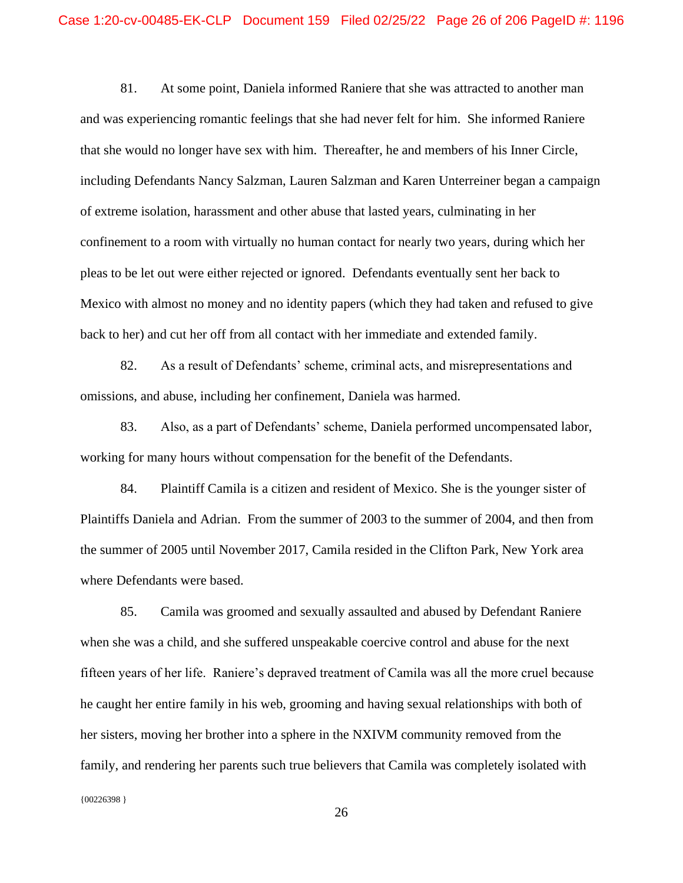81. At some point, Daniela informed Raniere that she was attracted to another man and was experiencing romantic feelings that she had never felt for him. She informed Raniere that she would no longer have sex with him. Thereafter, he and members of his Inner Circle, including Defendants Nancy Salzman, Lauren Salzman and Karen Unterreiner began a campaign of extreme isolation, harassment and other abuse that lasted years, culminating in her confinement to a room with virtually no human contact for nearly two years, during which her pleas to be let out were either rejected or ignored. Defendants eventually sent her back to Mexico with almost no money and no identity papers (which they had taken and refused to give back to her) and cut her off from all contact with her immediate and extended family.

82. As a result of Defendants' scheme, criminal acts, and misrepresentations and omissions, and abuse, including her confinement, Daniela was harmed.

83. Also, as a part of Defendants' scheme, Daniela performed uncompensated labor, working for many hours without compensation for the benefit of the Defendants.

84. Plaintiff Camila is a citizen and resident of Mexico. She is the younger sister of Plaintiffs Daniela and Adrian. From the summer of 2003 to the summer of 2004, and then from the summer of 2005 until November 2017, Camila resided in the Clifton Park, New York area where Defendants were based.

85. Camila was groomed and sexually assaulted and abused by Defendant Raniere when she was a child, and she suffered unspeakable coercive control and abuse for the next fifteen years of her life. Raniere's depraved treatment of Camila was all the more cruel because he caught her entire family in his web, grooming and having sexual relationships with both of her sisters, moving her brother into a sphere in the NXIVM community removed from the family, and rendering her parents such true believers that Camila was completely isolated with

{00226398 }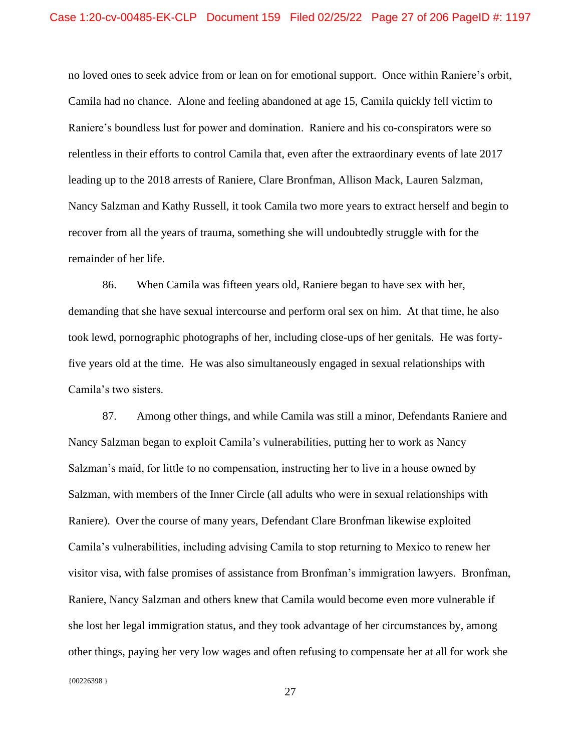no loved ones to seek advice from or lean on for emotional support. Once within Raniere's orbit, Camila had no chance. Alone and feeling abandoned at age 15, Camila quickly fell victim to Raniere's boundless lust for power and domination. Raniere and his co-conspirators were so relentless in their efforts to control Camila that, even after the extraordinary events of late 2017 leading up to the 2018 arrests of Raniere, Clare Bronfman, Allison Mack, Lauren Salzman, Nancy Salzman and Kathy Russell, it took Camila two more years to extract herself and begin to recover from all the years of trauma, something she will undoubtedly struggle with for the remainder of her life.

86. When Camila was fifteen years old, Raniere began to have sex with her, demanding that she have sexual intercourse and perform oral sex on him. At that time, he also took lewd, pornographic photographs of her, including close-ups of her genitals. He was forty-five years old at the time. He was also simultaneously engaged in sexual relationships with Camila's two sisters.

87. Among other things, and while Camila was still a minor, Defendants Raniere and Nancy Salzman began to exploit Camila's vulnerabilities, putting her to work as Nancy Salzman's maid, for little to no compensation, instructing her to live in a house owned by Salzman, with members of the Inner Circle (all adults who were in sexual relationships with Raniere). Over the course of many years, Defendant Clare Bronfman likewise exploited Camila's vulnerabilities, including advising Camila to stop returning to Mexico to renew her visitor visa, with false promises of assistance from Bronfman's immigration lawyers. Bronfman, Raniere, Nancy Salzman and others knew that Camila would become even more vulnerable if she lost her legal immigration status, and they took advantage of her circumstances by, among other things, paying her very low wages and often refusing to compensate her at all for work she

{00226398 }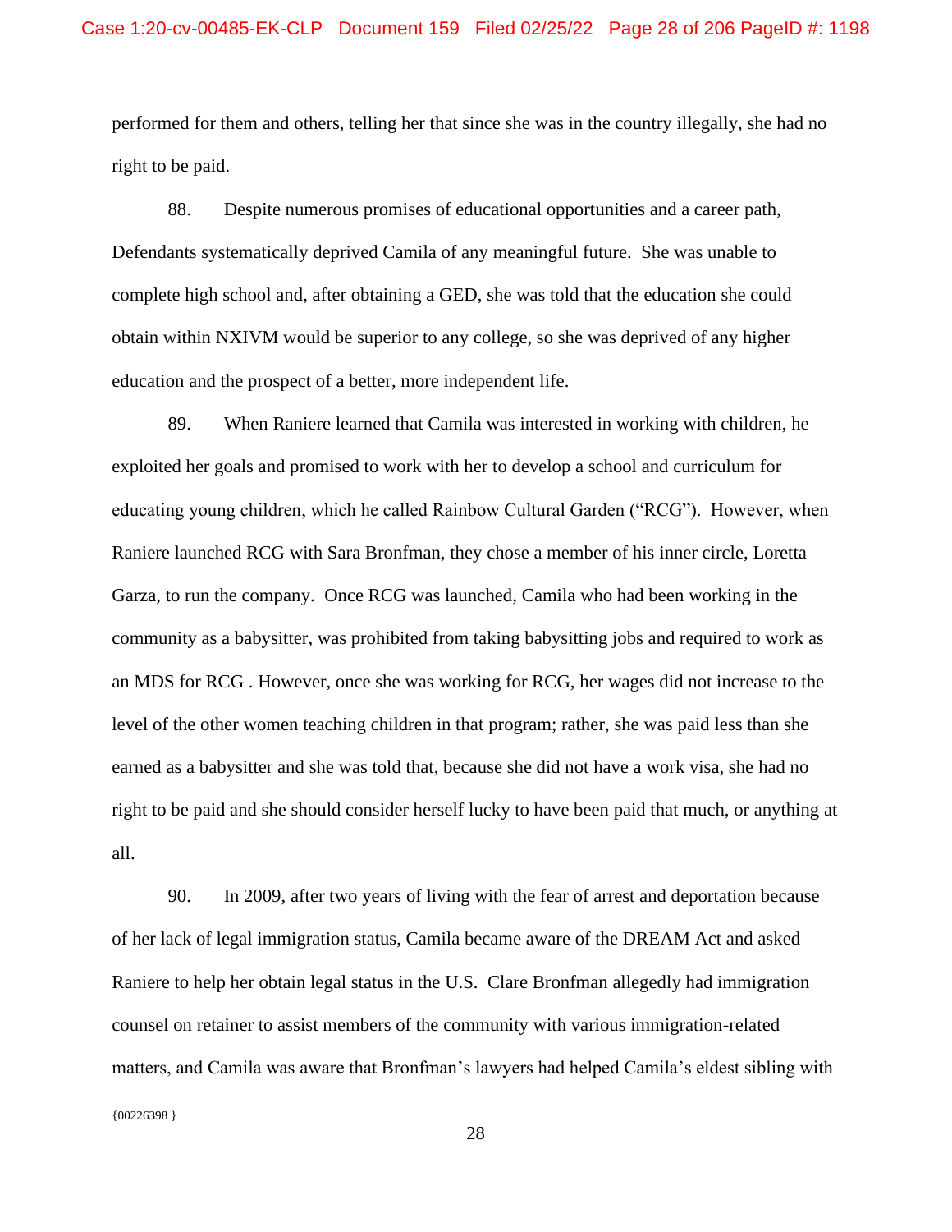performed for them and others, telling her that since she was in the country illegally, she had no right to be paid.

88. Despite numerous promises of educational opportunities and a career path, Defendants systematically deprived Camila of any meaningful future. She was unable to complete high school and, after obtaining a GED, she was told that the education she could obtain within NXIVM would be superior to any college, so she was deprived of any higher education and the prospect of a better, more independent life.

89. When Raniere learned that Camila was interested in working with children, he exploited her goals and promised to work with her to develop a school and curriculum for educating young children, which he called Rainbow Cultural Garden ("RCG"). However, when Raniere launched RCG with Sara Bronfman, they chose a member of his inner circle, Loretta Garza, to run the company. Once RCG was launched, Camila who had been working in the community as a babysitter, was prohibited from taking babysitting jobs and required to work as an MDS for RCG . However, once she was working for RCG, her wages did not increase to the level of the other women teaching children in that program; rather, she was paid less than she earned as a babysitter and she was told that, because she did not have a work visa, she had no right to be paid and she should consider herself lucky to have been paid that much, or anything at all.

90. In 2009, after two years of living with the fear of arrest and deportation because of her lack of legal immigration status, Camila became aware of the DREAM Act and asked Raniere to help her obtain legal status in the U.S. Clare Bronfman allegedly had immigration counsel on retainer to assist members of the community with various immigration-related matters, and Camila was aware that Bronfman's lawyers had helped Camila's eldest sibling with

{00226398 }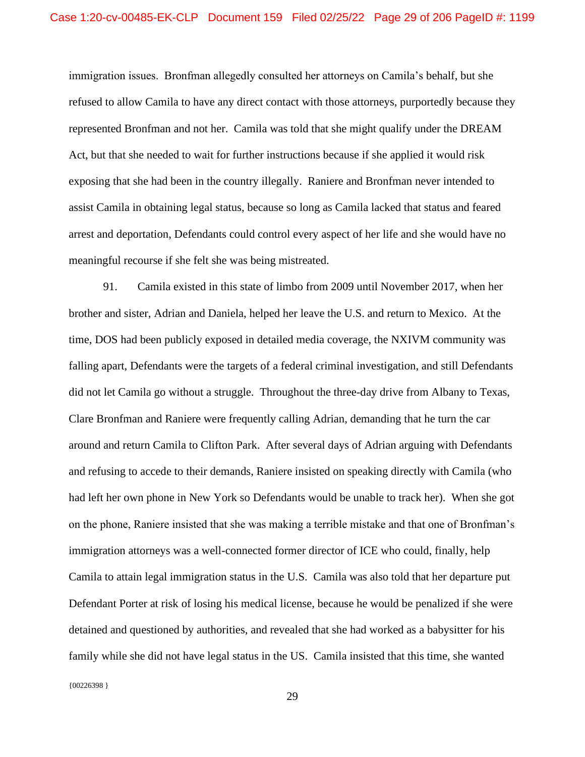immigration issues. Bronfman allegedly consulted her attorneys on Camila's behalf, but she refused to allow Camila to have any direct contact with those attorneys, purportedly because they represented Bronfman and not her. Camila was told that she might qualify under the DREAM Act, but that she needed to wait for further instructions because if she applied it would risk exposing that she had been in the country illegally. Raniere and Bronfman never intended to assist Camila in obtaining legal status, because so long as Camila lacked that status and feared arrest and deportation, Defendants could control every aspect of her life and she would have no meaningful recourse if she felt she was being mistreated.

91. Camila existed in this state of limbo from 2009 until November 2017, when her brother and sister, Adrian and Daniela, helped her leave the U.S. and return to Mexico. At the time, DOS had been publicly exposed in detailed media coverage, the NXIVM community was falling apart, Defendants were the targets of a federal criminal investigation, and still Defendants did not let Camila go without a struggle. Throughout the three-day drive from Albany to Texas, Clare Bronfman and Raniere were frequently calling Adrian, demanding that he turn the car around and return Camila to Clifton Park. After several days of Adrian arguing with Defendants and refusing to accede to their demands, Raniere insisted on speaking directly with Camila (who had left her own phone in New York so Defendants would be unable to track her). When she got on the phone, Raniere insisted that she was making a terrible mistake and that one of Bronfman's immigration attorneys was a well-connected former director of ICE who could, finally, help Camila to attain legal immigration status in the U.S. Camila was also told that her departure put Defendant Porter at risk of losing his medical license, because he would be penalized if she were detained and questioned by authorities, and revealed that she had worked as a babysitter for his family while she did not have legal status in the US. Camila insisted that this time, she wanted

{00226398 }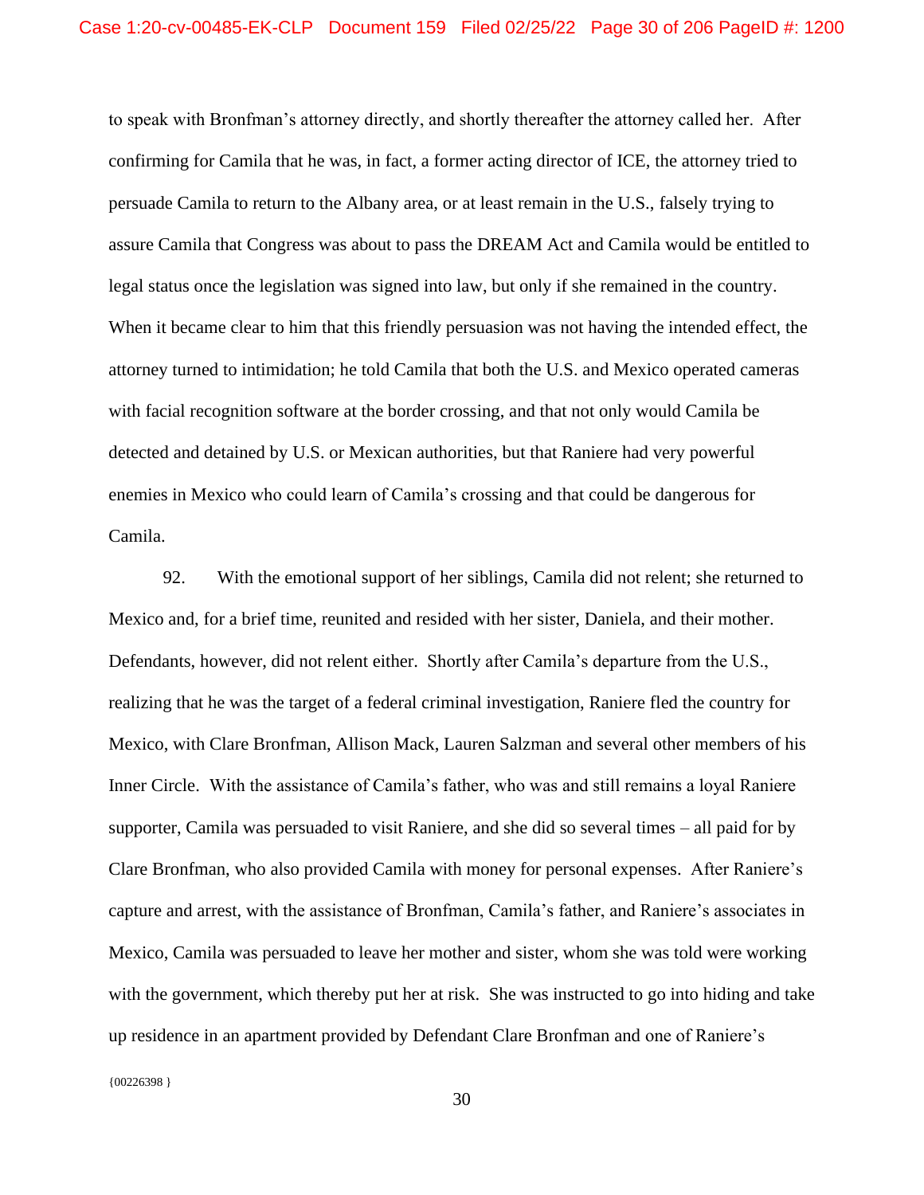to speak with Bronfman's attorney directly, and shortly thereafter the attorney called her. After confirming for Camila that he was, in fact, a former acting director of ICE, the attorney tried to persuade Camila to return to the Albany area, or at least remain in the U.S., falsely trying to assure Camila that Congress was about to pass the DREAM Act and Camila would be entitled to legal status once the legislation was signed into law, but only if she remained in the country. When it became clear to him that this friendly persuasion was not having the intended effect, the attorney turned to intimidation; he told Camila that both the U.S. and Mexico operated cameras with facial recognition software at the border crossing, and that not only would Camila be detected and detained by U.S. or Mexican authorities, but that Raniere had very powerful enemies in Mexico who could learn of Camila's crossing and that could be dangerous for Camila.

92. With the emotional support of her siblings, Camila did not relent; she returned to Mexico and, for a brief time, reunited and resided with her sister, Daniela, and their mother. Defendants, however, did not relent either. Shortly after Camila's departure from the U.S., realizing that he was the target of a federal criminal investigation, Raniere fled the country for Mexico, with Clare Bronfman, Allison Mack, Lauren Salzman and several other members of his Inner Circle. With the assistance of Camila's father, who was and still remains a loyal Raniere supporter, Camila was persuaded to visit Raniere, and she did so several times – all paid for by Clare Bronfman, who also provided Camila with money for personal expenses. After Raniere's capture and arrest, with the assistance of Bronfman, Camila's father, and Raniere's associates in Mexico, Camila was persuaded to leave her mother and sister, whom she was told were working with the government, which thereby put her at risk. She was instructed to go into hiding and take up residence in an apartment provided by Defendant Clare Bronfman and one of Raniere's

{00226398 }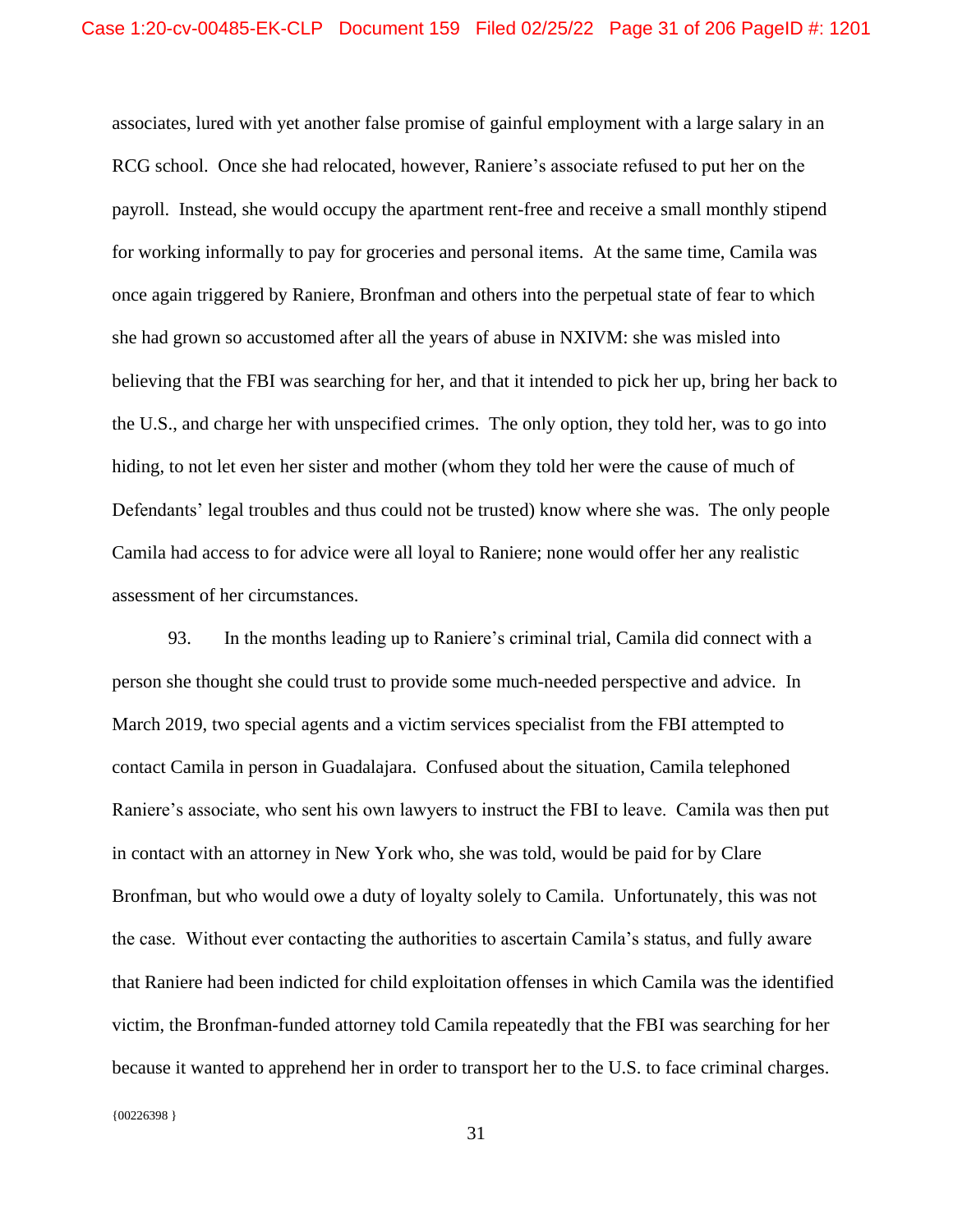associates, lured with yet another false promise of gainful employment with a large salary in an RCG school. Once she had relocated, however, Raniere's associate refused to put her on the payroll. Instead, she would occupy the apartment rent-free and receive a small monthly stipend for working informally to pay for groceries and personal items. At the same time, Camila was once again triggered by Raniere, Bronfman and others into the perpetual state of fear to which she had grown so accustomed after all the years of abuse in NXIVM: she was misled into believing that the FBI was searching for her, and that it intended to pick her up, bring her back to the U.S., and charge her with unspecified crimes. The only option, they told her, was to go into hiding, to not let even her sister and mother (whom they told her were the cause of much of Defendants' legal troubles and thus could not be trusted) know where she was. The only people Camila had access to for advice were all loyal to Raniere; none would offer her any realistic assessment of her circumstances.

93. In the months leading up to Raniere's criminal trial, Camila did connect with a person she thought she could trust to provide some much-needed perspective and advice. In March 2019, two special agents and a victim services specialist from the FBI attempted to contact Camila in person in Guadalajara. Confused about the situation, Camila telephoned Raniere's associate, who sent his own lawyers to instruct the FBI to leave. Camila was then put in contact with an attorney in New York who, she was told, would be paid for by Clare Bronfman, but who would owe a duty of loyalty solely to Camila. Unfortunately, this was not the case. Without ever contacting the authorities to ascertain Camila's status, and fully aware that Raniere had been indicted for child exploitation offenses in which Camila was the identified victim, the Bronfman-funded attorney told Camila repeatedly that the FBI was searching for her because it wanted to apprehend her in order to transport her to the U.S. to face criminal charges.

{00226398 }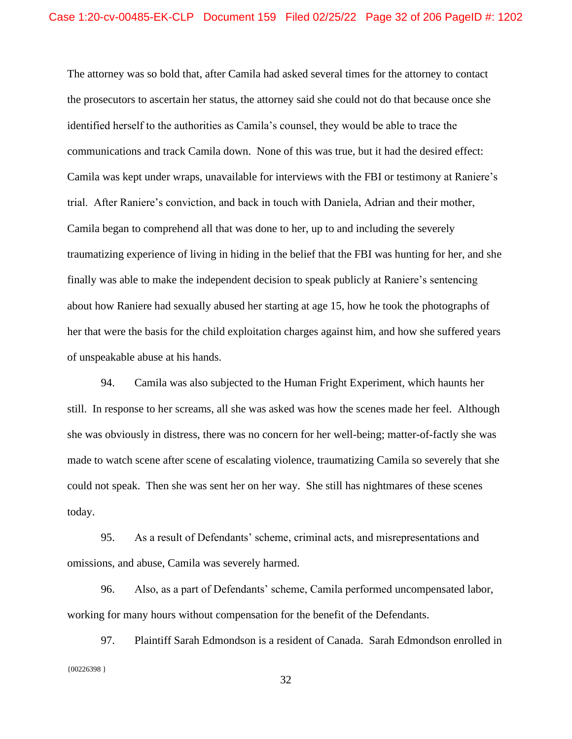The attorney was so bold that, after Camila had asked several times for the attorney to contact the prosecutors to ascertain her status, the attorney said she could not do that because once she identified herself to the authorities as Camila's counsel, they would be able to trace the communications and track Camila down. None of this was true, but it had the desired effect: Camila was kept under wraps, unavailable for interviews with the FBI or testimony at Raniere's trial. After Raniere's conviction, and back in touch with Daniela, Adrian and their mother, Camila began to comprehend all that was done to her, up to and including the severely traumatizing experience of living in hiding in the belief that the FBI was hunting for her, and she finally was able to make the independent decision to speak publicly at Raniere's sentencing about how Raniere had sexually abused her starting at age 15, how he took the photographs of her that were the basis for the child exploitation charges against him, and how she suffered years of unspeakable abuse at his hands.

94. Camila was also subjected to the Human Fright Experiment, which haunts her still. In response to her screams, all she was asked was how the scenes made her feel. Although she was obviously in distress, there was no concern for her well-being; matter-of-factly she was made to watch scene after scene of escalating violence, traumatizing Camila so severely that she could not speak. Then she was sent her on her way. She still has nightmares of these scenes today.

95. As a result of Defendants' scheme, criminal acts, and misrepresentations and omissions, and abuse, Camila was severely harmed.

96. Also, as a part of Defendants' scheme, Camila performed uncompensated labor, working for many hours without compensation for the benefit of the Defendants.

97. Plaintiff Sarah Edmondson is a resident of Canada. Sarah Edmondson enrolled in

{00226398 }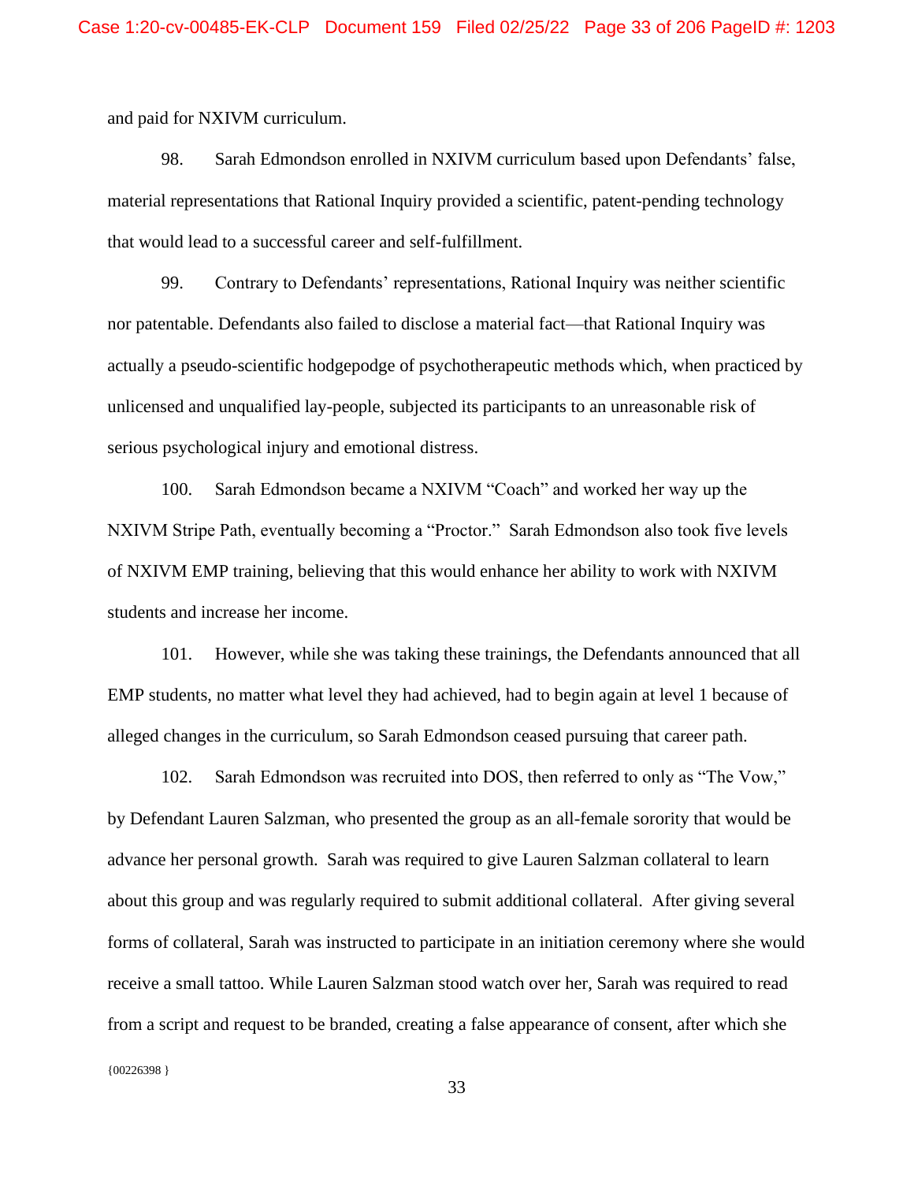and paid for NXIVM curriculum.

98. Sarah Edmondson enrolled in NXIVM curriculum based upon Defendants' false, material representations that Rational Inquiry provided a scientific, patent-pending technology that would lead to a successful career and self-fulfillment.

99. Contrary to Defendants' representations, Rational Inquiry was neither scientific nor patentable. Defendants also failed to disclose a material fact—that Rational Inquiry was actually a pseudo-scientific hodgepodge of psychotherapeutic methods which, when practiced by unlicensed and unqualified lay-people, subjected its participants to an unreasonable risk of serious psychological injury and emotional distress.

100. Sarah Edmondson became a NXIVM "Coach" and worked her way up the NXIVM Stripe Path, eventually becoming a "Proctor." Sarah Edmondson also took five levels of NXIVM EMP training, believing that this would enhance her ability to work with NXIVM students and increase her income.

101. However, while she was taking these trainings, the Defendants announced that all EMP students, no matter what level they had achieved, had to begin again at level 1 because of alleged changes in the curriculum, so Sarah Edmondson ceased pursuing that career path.

102. Sarah Edmondson was recruited into DOS, then referred to only as "The Vow," by Defendant Lauren Salzman, who presented the group as an all-female sorority that would be advance her personal growth. Sarah was required to give Lauren Salzman collateral to learn about this group and was regularly required to submit additional collateral. After giving several forms of collateral, Sarah was instructed to participate in an initiation ceremony where she would receive a small tattoo. While Lauren Salzman stood watch over her, Sarah was required to read from a script and request to be branded, creating a false appearance of consent, after which she

{00226398 }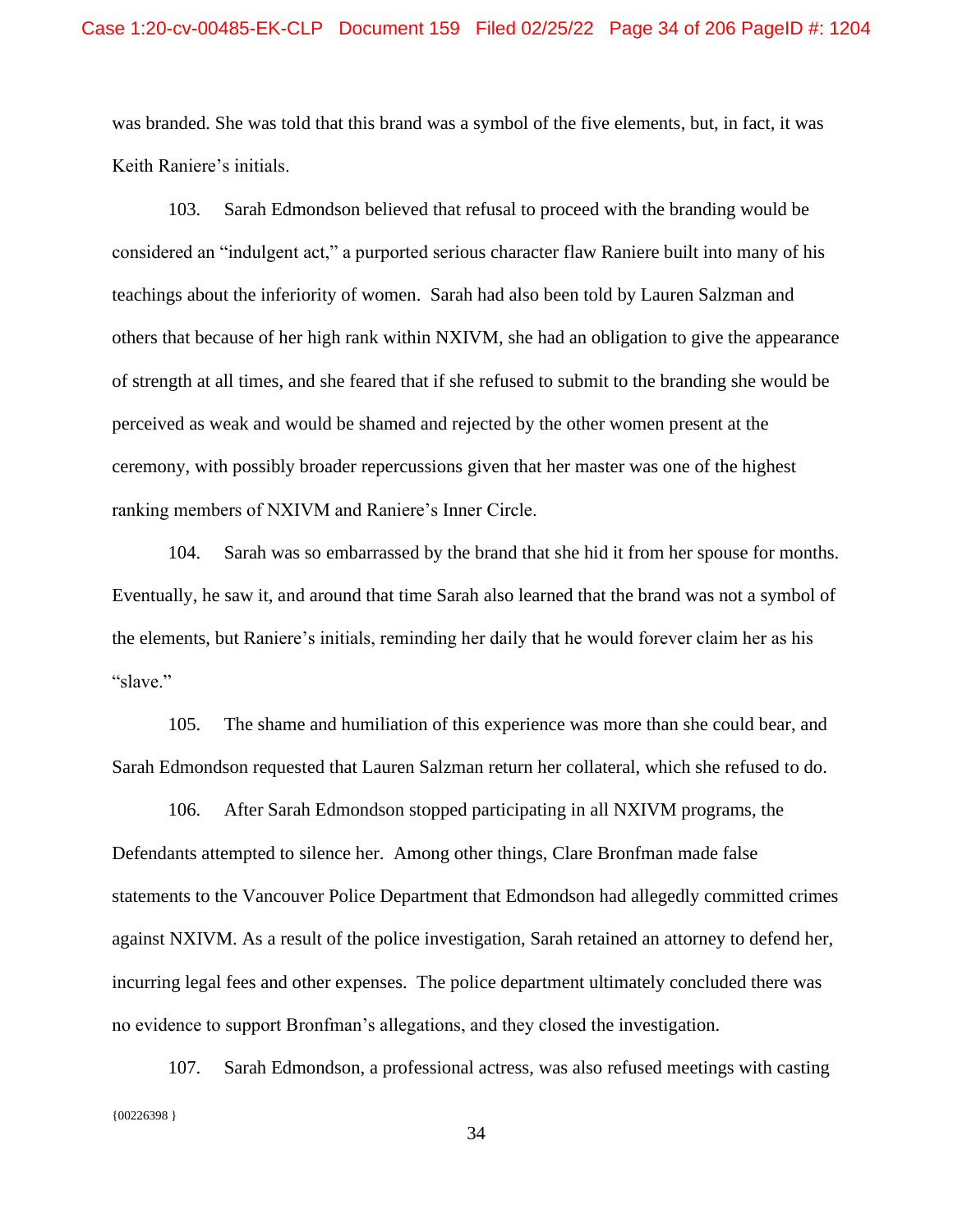was branded. She was told that this brand was a symbol of the five elements, but, in fact, it was Keith Raniere's initials.

103. Sarah Edmondson believed that refusal to proceed with the branding would be considered an "indulgent act," a purported serious character flaw Raniere built into many of his teachings about the inferiority of women. Sarah had also been told by Lauren Salzman and others that because of her high rank within NXIVM, she had an obligation to give the appearance of strength at all times, and she feared that if she refused to submit to the branding she would be perceived as weak and would be shamed and rejected by the other women present at the ceremony, with possibly broader repercussions given that her master was one of the highest ranking members of NXIVM and Raniere's Inner Circle.

104. Sarah was so embarrassed by the brand that she hid it from her spouse for months. Eventually, he saw it, and around that time Sarah also learned that the brand was not a symbol of the elements, but Raniere's initials, reminding her daily that he would forever claim her as his "slave."

105. The shame and humiliation of this experience was more than she could bear, and Sarah Edmondson requested that Lauren Salzman return her collateral, which she refused to do.

106. After Sarah Edmondson stopped participating in all NXIVM programs, the Defendants attempted to silence her. Among other things, Clare Bronfman made false statements to the Vancouver Police Department that Edmondson had allegedly committed crimes against NXIVM. As a result of the police investigation, Sarah retained an attorney to defend her, incurring legal fees and other expenses. The police department ultimately concluded there was no evidence to support Bronfman's allegations, and they closed the investigation.

107. Sarah Edmondson, a professional actress, was also refused meetings with casting

{00226398 }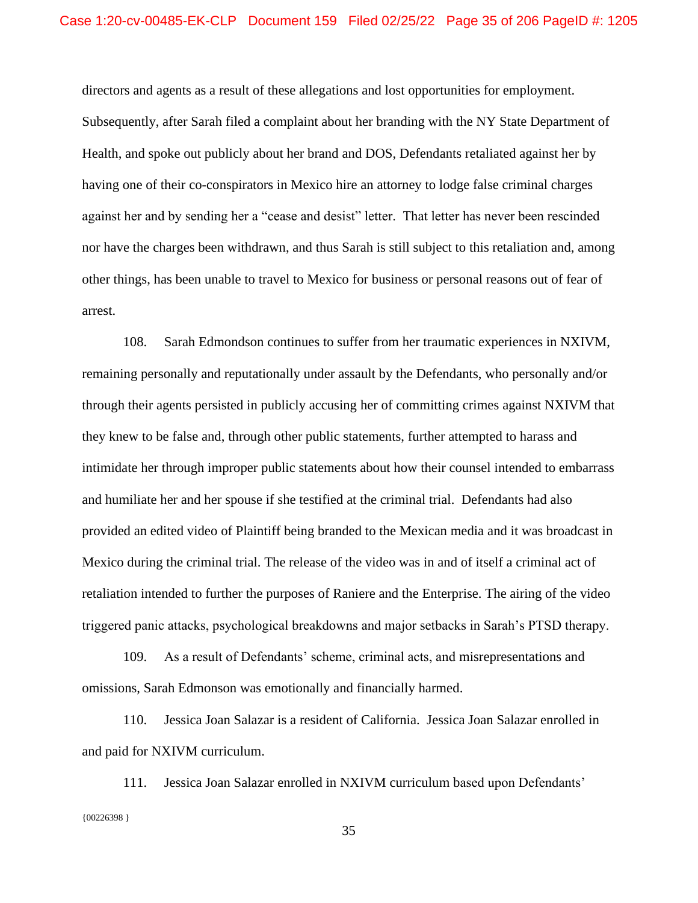directors and agents as a result of these allegations and lost opportunities for employment. Subsequently, after Sarah filed a complaint about her branding with the NY State Department of Health, and spoke out publicly about her brand and DOS, Defendants retaliated against her by having one of their co-conspirators in Mexico hire an attorney to lodge false criminal charges against her and by sending her a "cease and desist" letter. That letter has never been rescinded nor have the charges been withdrawn, and thus Sarah is still subject to this retaliation and, among other things, has been unable to travel to Mexico for business or personal reasons out of fear of arrest.

108. Sarah Edmondson continues to suffer from her traumatic experiences in NXIVM, remaining personally and reputationally under assault by the Defendants, who personally and/or through their agents persisted in publicly accusing her of committing crimes against NXIVM that they knew to be false and, through other public statements, further attempted to harass and intimidate her through improper public statements about how their counsel intended to embarrass and humiliate her and her spouse if she testified at the criminal trial. Defendants had also provided an edited video of Plaintiff being branded to the Mexican media and it was broadcast in Mexico during the criminal trial. The release of the video was in and of itself a criminal act of retaliation intended to further the purposes of Raniere and the Enterprise. The airing of the video triggered panic attacks, psychological breakdowns and major setbacks in Sarah's PTSD therapy.

109. As a result of Defendants' scheme, criminal acts, and misrepresentations and omissions, Sarah Edmonson was emotionally and financially harmed.

110. Jessica Joan Salazar is a resident of California. Jessica Joan Salazar enrolled in and paid for NXIVM curriculum.

111. Jessica Joan Salazar enrolled in NXIVM curriculum based upon Defendants'

{00226398 }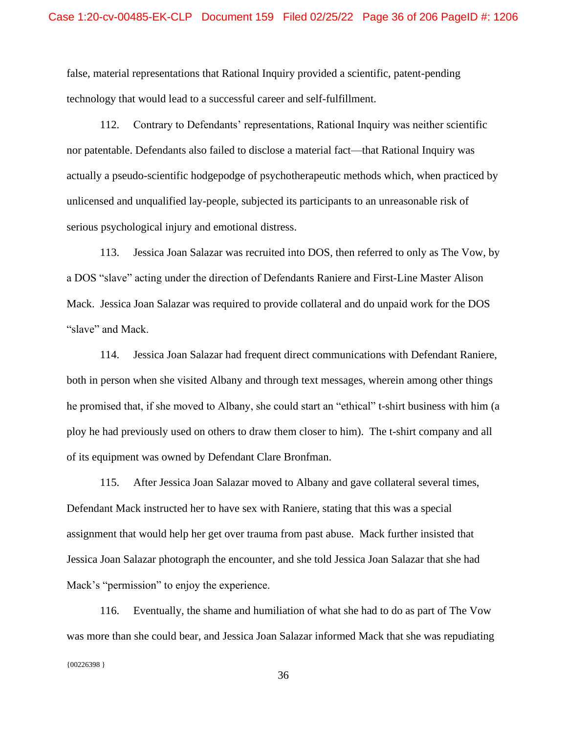false, material representations that Rational Inquiry provided a scientific, patent-pending technology that would lead to a successful career and self-fulfillment.

112. Contrary to Defendants' representations, Rational Inquiry was neither scientific nor patentable. Defendants also failed to disclose a material fact—that Rational Inquiry was actually a pseudo-scientific hodgepodge of psychotherapeutic methods which, when practiced by unlicensed and unqualified lay-people, subjected its participants to an unreasonable risk of serious psychological injury and emotional distress.

113. Jessica Joan Salazar was recruited into DOS, then referred to only as The Vow, by a DOS "slave" acting under the direction of Defendants Raniere and First-Line Master Alison Mack. Jessica Joan Salazar was required to provide collateral and do unpaid work for the DOS "slave" and Mack.

114. Jessica Joan Salazar had frequent direct communications with Defendant Raniere, both in person when she visited Albany and through text messages, wherein among other things he promised that, if she moved to Albany, she could start an "ethical" t-shirt business with him (a ploy he had previously used on others to draw them closer to him). The t-shirt company and all of its equipment was owned by Defendant Clare Bronfman.

115. After Jessica Joan Salazar moved to Albany and gave collateral several times, Defendant Mack instructed her to have sex with Raniere, stating that this was a special assignment that would help her get over trauma from past abuse. Mack further insisted that Jessica Joan Salazar photograph the encounter, and she told Jessica Joan Salazar that she had Mack's "permission" to enjoy the experience.

116. Eventually, the shame and humiliation of what she had to do as part of The Vow was more than she could bear, and Jessica Joan Salazar informed Mack that she was repudiating

{00226398 }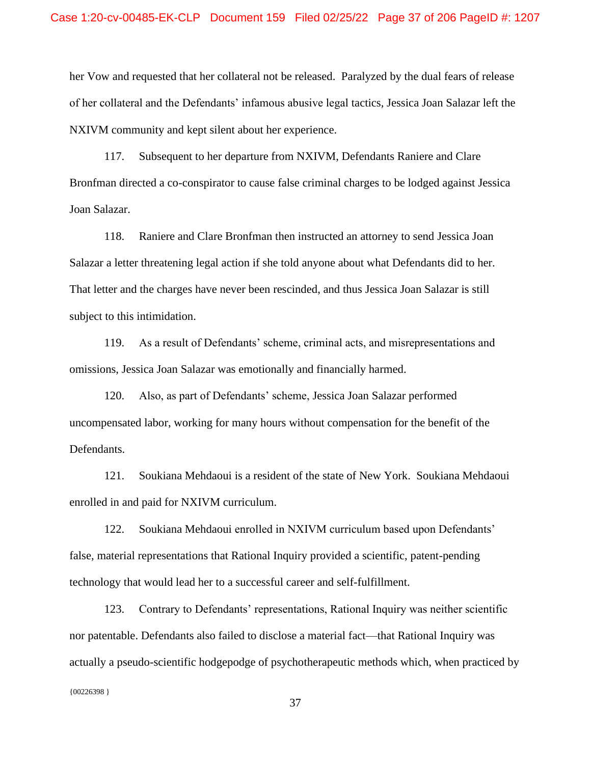her Vow and requested that her collateral not be released. Paralyzed by the dual fears of release of her collateral and the Defendants' infamous abusive legal tactics, Jessica Joan Salazar left the NXIVM community and kept silent about her experience.

117. Subsequent to her departure from NXIVM, Defendants Raniere and Clare Bronfman directed a co-conspirator to cause false criminal charges to be lodged against Jessica Joan Salazar.

118. Raniere and Clare Bronfman then instructed an attorney to send Jessica Joan Salazar a letter threatening legal action if she told anyone about what Defendants did to her. That letter and the charges have never been rescinded, and thus Jessica Joan Salazar is still subject to this intimidation.

119. As a result of Defendants' scheme, criminal acts, and misrepresentations and omissions, Jessica Joan Salazar was emotionally and financially harmed.

120. Also, as part of Defendants' scheme, Jessica Joan Salazar performed uncompensated labor, working for many hours without compensation for the benefit of the Defendants.

121. Soukiana Mehdaoui is a resident of the state of New York. Soukiana Mehdaoui enrolled in and paid for NXIVM curriculum.

122. Soukiana Mehdaoui enrolled in NXIVM curriculum based upon Defendants' false, material representations that Rational Inquiry provided a scientific, patent-pending technology that would lead her to a successful career and self-fulfillment.

123. Contrary to Defendants' representations, Rational Inquiry was neither scientific nor patentable. Defendants also failed to disclose a material fact—that Rational Inquiry was actually a pseudo-scientific hodgepodge of psychotherapeutic methods which, when practiced by

{00226398 }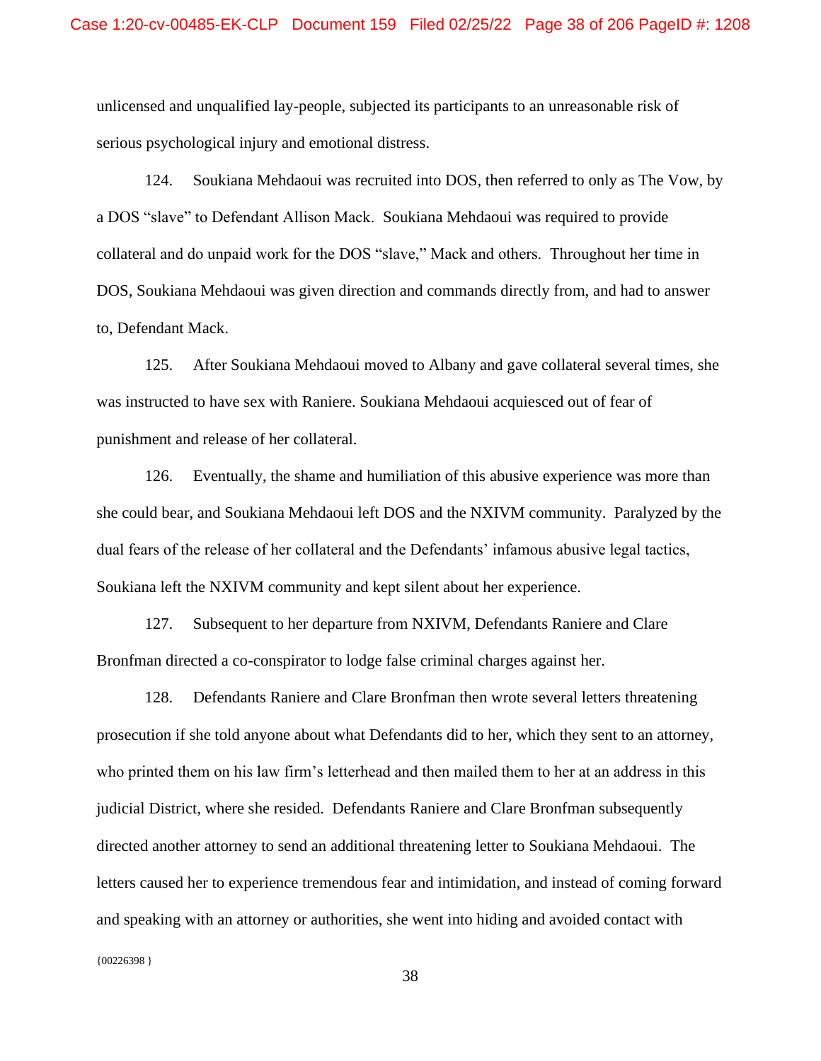unlicensed and unqualified lay-people, subjected its participants to an unreasonable risk of serious psychological injury and emotional distress.

124. Soukiana Mehdaoui was recruited into DOS, then referred to only as The Vow, by a DOS "slave" to Defendant Allison Mack. Soukiana Mehdaoui was required to provide collateral and do unpaid work for the DOS "slave," Mack and others. Throughout her time in DOS, Soukiana Mehdaoui was given direction and commands directly from, and had to answer to, Defendant Mack.

125. After Soukiana Mehdaoui moved to Albany and gave collateral several times, she was instructed to have sex with Raniere. Soukiana Mehdaoui acquiesced out of fear of punishment and release of her collateral.

126. Eventually, the shame and humiliation of this abusive experience was more than she could bear, and Soukiana Mehdaoui left DOS and the NXIVM community. Paralyzed by the dual fears of the release of her collateral and the Defendants' infamous abusive legal tactics, Soukiana left the NXIVM community and kept silent about her experience.

127. Subsequent to her departure from NXIVM, Defendants Raniere and Clare Bronfman directed a co-conspirator to lodge false criminal charges against her.

128. Defendants Raniere and Clare Bronfman then wrote several letters threatening prosecution if she told anyone about what Defendants did to her, which they sent to an attorney, who printed them on his law firm's letterhead and then mailed them to her at an address in this judicial District, where she resided. Defendants Raniere and Clare Bronfman subsequently directed another attorney to send an additional threatening letter to Soukiana Mehdaoui. The letters caused her to experience tremendous fear and intimidation, and instead of coming forward and speaking with an attorney or authorities, she went into hiding and avoided contact with

{00226398 }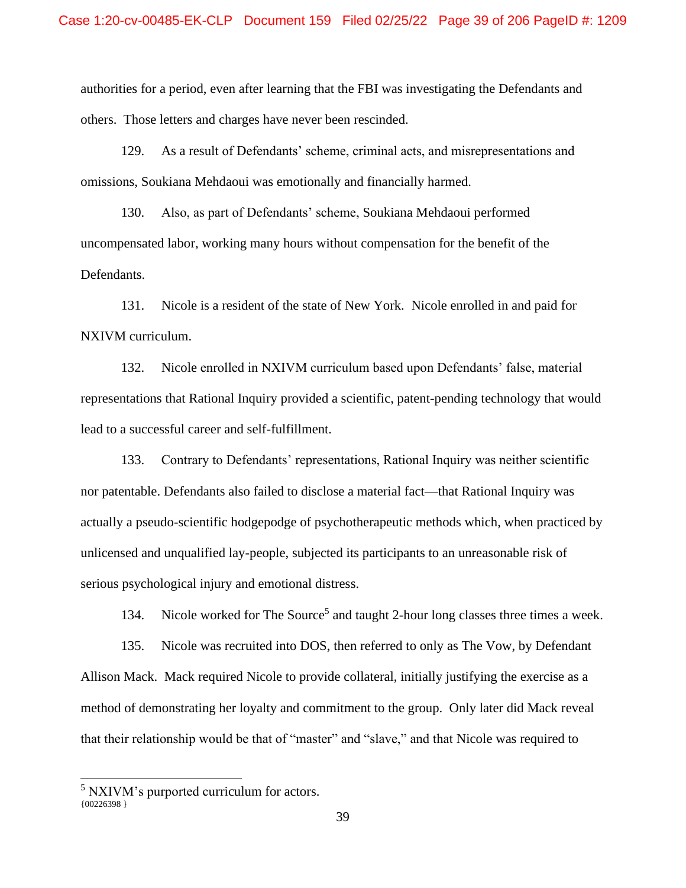authorities for a period, even after learning that the FBI was investigating the Defendants and others. Those letters and charges have never been rescinded.

129. As a result of Defendants' scheme, criminal acts, and misrepresentations and omissions, Soukiana Mehdaoui was emotionally and financially harmed.

130. Also, as part of Defendants' scheme, Soukiana Mehdaoui performed uncompensated labor, working many hours without compensation for the benefit of the Defendants.

131. Nicole is a resident of the state of New York. Nicole enrolled in and paid for NXIVM curriculum.

132. Nicole enrolled in NXIVM curriculum based upon Defendants' false, material representations that Rational Inquiry provided a scientific, patent-pending technology that would lead to a successful career and self-fulfillment.

133. Contrary to Defendants' representations, Rational Inquiry was neither scientific nor patentable. Defendants also failed to disclose a material fact—that Rational Inquiry was actually a pseudo-scientific hodgepodge of psychotherapeutic methods which, when practiced by unlicensed and unqualified lay-people, subjected its participants to an unreasonable risk of serious psychological injury and emotional distress.

134. Nicole worked for The Source[5] and taught 2-hour long classes three times a week.

135. Nicole was recruited into DOS, then referred to only as The Vow, by Defendant Allison Mack. Mack required Nicole to provide collateral, initially justifying the exercise as a method of demonstrating her loyalty and commitment to the group. Only later did Mack reveal that their relationship would be that of "master" and "slave," and that Nicole was required to

[5] NXIVM's purported curriculum for actors.

{00226398 }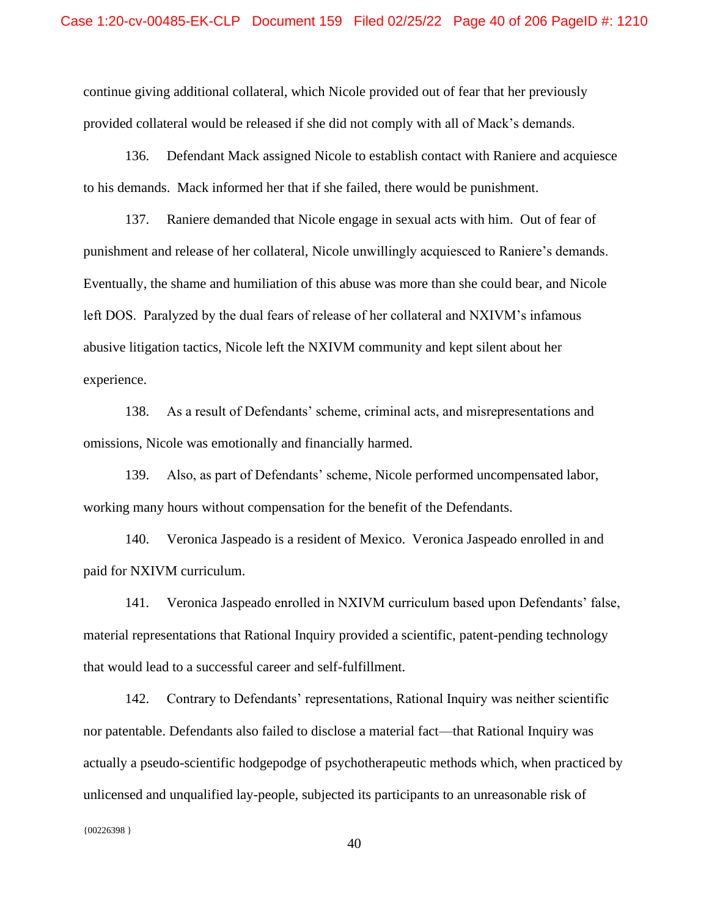continue giving additional collateral, which Nicole provided out of fear that her previously provided collateral would be released if she did not comply with all of Mack's demands.

136. Defendant Mack assigned Nicole to establish contact with Raniere and acquiesce to his demands. Mack informed her that if she failed, there would be punishment.

137. Raniere demanded that Nicole engage in sexual acts with him. Out of fear of punishment and release of her collateral, Nicole unwillingly acquiesced to Raniere's demands. Eventually, the shame and humiliation of this abuse was more than she could bear, and Nicole left DOS. Paralyzed by the dual fears of release of her collateral and NXIVM's infamous abusive litigation tactics, Nicole left the NXIVM community and kept silent about her experience.

138. As a result of Defendants' scheme, criminal acts, and misrepresentations and omissions, Nicole was emotionally and financially harmed.

139. Also, as part of Defendants' scheme, Nicole performed uncompensated labor, working many hours without compensation for the benefit of the Defendants.

140. Veronica Jaspeado is a resident of Mexico. Veronica Jaspeado enrolled in and paid for NXIVM curriculum.

141. Veronica Jaspeado enrolled in NXIVM curriculum based upon Defendants' false, material representations that Rational Inquiry provided a scientific, patent-pending technology that would lead to a successful career and self-fulfillment.

142. Contrary to Defendants' representations, Rational Inquiry was neither scientific nor patentable. Defendants also failed to disclose a material fact—that Rational Inquiry was actually a pseudo-scientific hodgepodge of psychotherapeutic methods which, when practiced by unlicensed and unqualified lay-people, subjected its participants to an unreasonable risk of

{00226398 }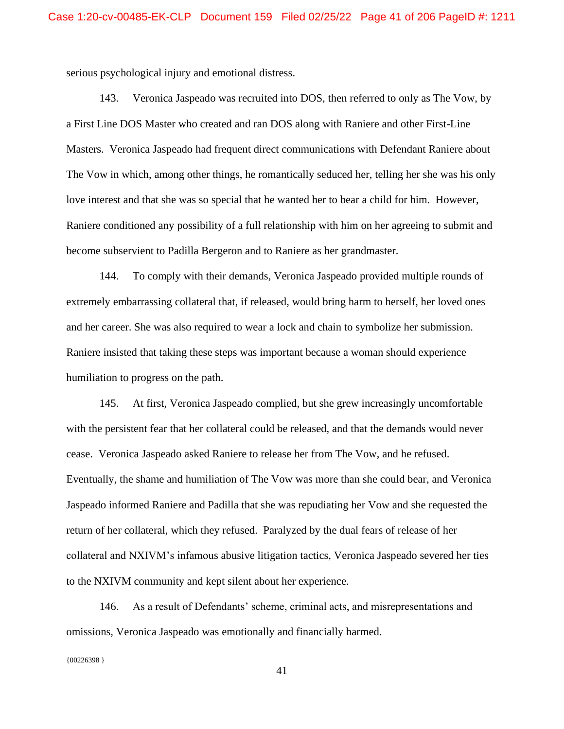serious psychological injury and emotional distress.

143. Veronica Jaspeado was recruited into DOS, then referred to only as The Vow, by a First Line DOS Master who created and ran DOS along with Raniere and other First-Line Masters. Veronica Jaspeado had frequent direct communications with Defendant Raniere about The Vow in which, among other things, he romantically seduced her, telling her she was his only love interest and that she was so special that he wanted her to bear a child for him. However, Raniere conditioned any possibility of a full relationship with him on her agreeing to submit and become subservient to Padilla Bergeron and to Raniere as her grandmaster.

144. To comply with their demands, Veronica Jaspeado provided multiple rounds of extremely embarrassing collateral that, if released, would bring harm to herself, her loved ones and her career. She was also required to wear a lock and chain to symbolize her submission. Raniere insisted that taking these steps was important because a woman should experience humiliation to progress on the path.

145. At first, Veronica Jaspeado complied, but she grew increasingly uncomfortable with the persistent fear that her collateral could be released, and that the demands would never cease. Veronica Jaspeado asked Raniere to release her from The Vow, and he refused. Eventually, the shame and humiliation of The Vow was more than she could bear, and Veronica Jaspeado informed Raniere and Padilla that she was repudiating her Vow and she requested the return of her collateral, which they refused. Paralyzed by the dual fears of release of her collateral and NXIVM's infamous abusive litigation tactics, Veronica Jaspeado severed her ties to the NXIVM community and kept silent about her experience.

146. As a result of Defendants' scheme, criminal acts, and misrepresentations and omissions, Veronica Jaspeado was emotionally and financially harmed.

{00226398 }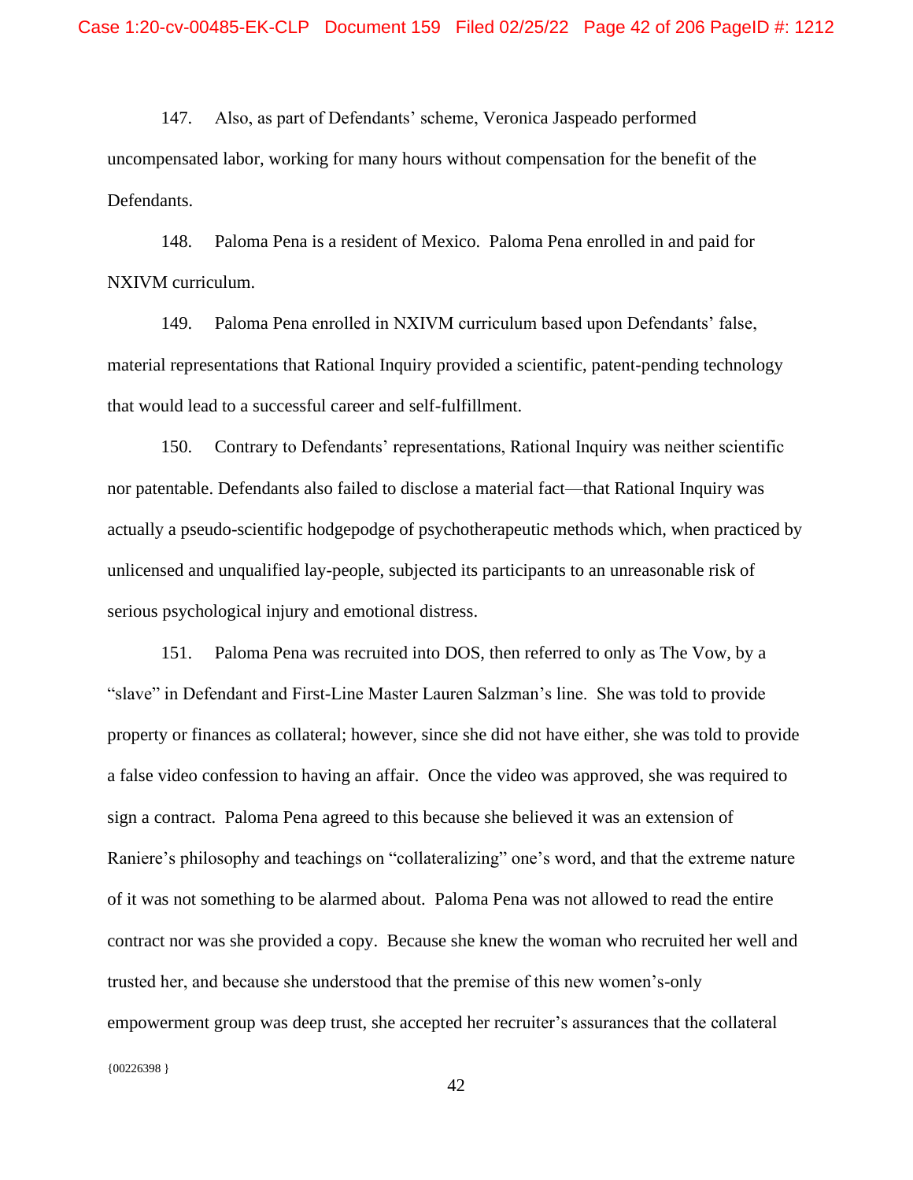147. Also, as part of Defendants' scheme, Veronica Jaspeado performed uncompensated labor, working for many hours without compensation for the benefit of the Defendants.

148. Paloma Pena is a resident of Mexico. Paloma Pena enrolled in and paid for NXIVM curriculum.

149. Paloma Pena enrolled in NXIVM curriculum based upon Defendants' false, material representations that Rational Inquiry provided a scientific, patent-pending technology that would lead to a successful career and self-fulfillment.

150. Contrary to Defendants' representations, Rational Inquiry was neither scientific nor patentable. Defendants also failed to disclose a material fact—that Rational Inquiry was actually a pseudo-scientific hodgepodge of psychotherapeutic methods which, when practiced by unlicensed and unqualified lay-people, subjected its participants to an unreasonable risk of serious psychological injury and emotional distress.

151. Paloma Pena was recruited into DOS, then referred to only as The Vow, by a "slave" in Defendant and First-Line Master Lauren Salzman's line. She was told to provide property or finances as collateral; however, since she did not have either, she was told to provide a false video confession to having an affair. Once the video was approved, she was required to sign a contract. Paloma Pena agreed to this because she believed it was an extension of Raniere's philosophy and teachings on "collateralizing" one's word, and that the extreme nature of it was not something to be alarmed about. Paloma Pena was not allowed to read the entire contract nor was she provided a copy. Because she knew the woman who recruited her well and trusted her, and because she understood that the premise of this new women's-only empowerment group was deep trust, she accepted her recruiter's assurances that the collateral

{00226398 }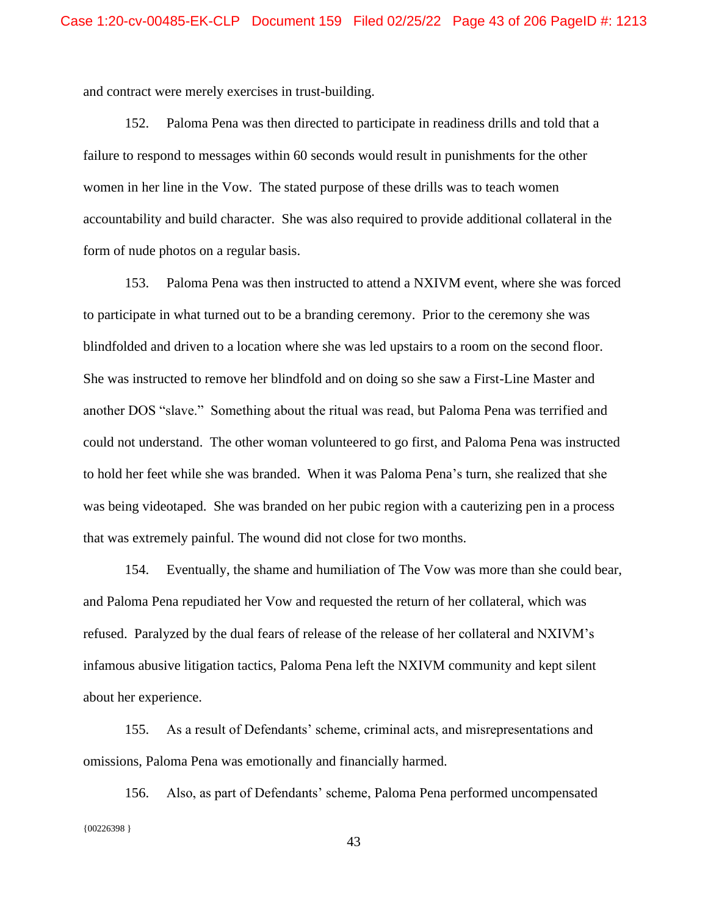and contract were merely exercises in trust-building.

152. Paloma Pena was then directed to participate in readiness drills and told that a failure to respond to messages within 60 seconds would result in punishments for the other women in her line in the Vow. The stated purpose of these drills was to teach women accountability and build character. She was also required to provide additional collateral in the form of nude photos on a regular basis.

153. Paloma Pena was then instructed to attend a NXIVM event, where she was forced to participate in what turned out to be a branding ceremony. Prior to the ceremony she was blindfolded and driven to a location where she was led upstairs to a room on the second floor. She was instructed to remove her blindfold and on doing so she saw a First-Line Master and another DOS "slave." Something about the ritual was read, but Paloma Pena was terrified and could not understand. The other woman volunteered to go first, and Paloma Pena was instructed to hold her feet while she was branded. When it was Paloma Pena's turn, she realized that she was being videotaped. She was branded on her pubic region with a cauterizing pen in a process that was extremely painful. The wound did not close for two months.

154. Eventually, the shame and humiliation of The Vow was more than she could bear, and Paloma Pena repudiated her Vow and requested the return of her collateral, which was refused. Paralyzed by the dual fears of release of the release of her collateral and NXIVM's infamous abusive litigation tactics, Paloma Pena left the NXIVM community and kept silent about her experience.

155. As a result of Defendants' scheme, criminal acts, and misrepresentations and omissions, Paloma Pena was emotionally and financially harmed.

156. Also, as part of Defendants' scheme, Paloma Pena performed uncompensated

{00226398 }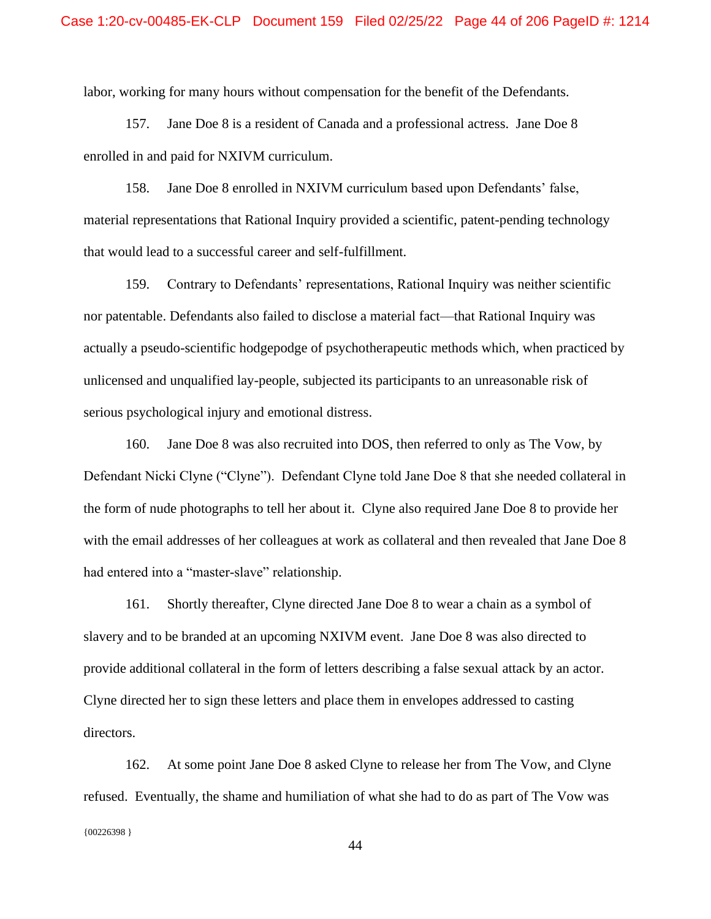labor, working for many hours without compensation for the benefit of the Defendants.

157. Jane Doe 8 is a resident of Canada and a professional actress. Jane Doe 8 enrolled in and paid for NXIVM curriculum.

158. Jane Doe 8 enrolled in NXIVM curriculum based upon Defendants' false, material representations that Rational Inquiry provided a scientific, patent-pending technology that would lead to a successful career and self-fulfillment.

159. Contrary to Defendants' representations, Rational Inquiry was neither scientific nor patentable. Defendants also failed to disclose a material fact—that Rational Inquiry was actually a pseudo-scientific hodgepodge of psychotherapeutic methods which, when practiced by unlicensed and unqualified lay-people, subjected its participants to an unreasonable risk of serious psychological injury and emotional distress.

160. Jane Doe 8 was also recruited into DOS, then referred to only as The Vow, by Defendant Nicki Clyne ("Clyne"). Defendant Clyne told Jane Doe 8 that she needed collateral in the form of nude photographs to tell her about it. Clyne also required Jane Doe 8 to provide her with the email addresses of her colleagues at work as collateral and then revealed that Jane Doe 8 had entered into a "master-slave" relationship.

161. Shortly thereafter, Clyne directed Jane Doe 8 to wear a chain as a symbol of slavery and to be branded at an upcoming NXIVM event. Jane Doe 8 was also directed to provide additional collateral in the form of letters describing a false sexual attack by an actor. Clyne directed her to sign these letters and place them in envelopes addressed to casting directors.

162. At some point Jane Doe 8 asked Clyne to release her from The Vow, and Clyne refused. Eventually, the shame and humiliation of what she had to do as part of The Vow was

{00226398 }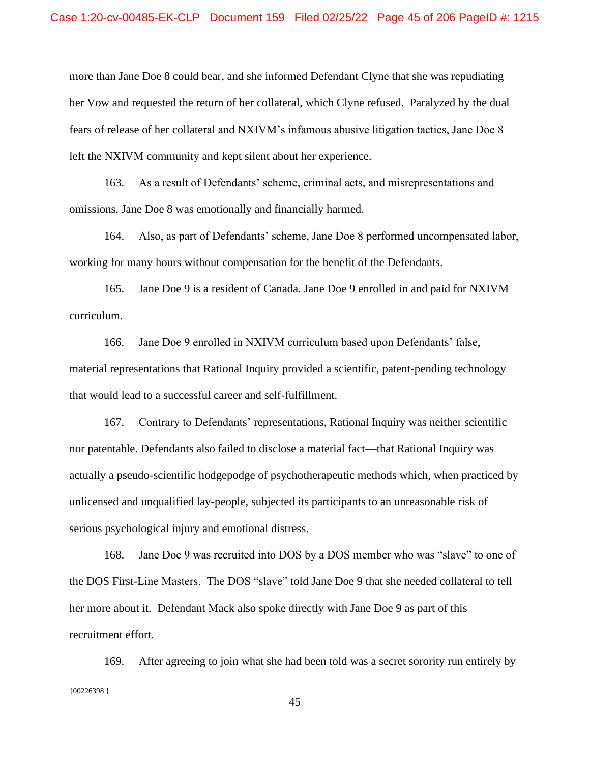more than Jane Doe 8 could bear, and she informed Defendant Clyne that she was repudiating her Vow and requested the return of her collateral, which Clyne refused. Paralyzed by the dual fears of release of her collateral and NXIVM's infamous abusive litigation tactics, Jane Doe 8 left the NXIVM community and kept silent about her experience.

163. As a result of Defendants' scheme, criminal acts, and misrepresentations and omissions, Jane Doe 8 was emotionally and financially harmed.

164. Also, as part of Defendants' scheme, Jane Doe 8 performed uncompensated labor, working for many hours without compensation for the benefit of the Defendants.

165. Jane Doe 9 is a resident of Canada. Jane Doe 9 enrolled in and paid for NXIVM curriculum.

166. Jane Doe 9 enrolled in NXIVM curriculum based upon Defendants' false, material representations that Rational Inquiry provided a scientific, patent-pending technology that would lead to a successful career and self-fulfillment.

167. Contrary to Defendants' representations, Rational Inquiry was neither scientific nor patentable. Defendants also failed to disclose a material fact—that Rational Inquiry was actually a pseudo-scientific hodgepodge of psychotherapeutic methods which, when practiced by unlicensed and unqualified lay-people, subjected its participants to an unreasonable risk of serious psychological injury and emotional distress.

168. Jane Doe 9 was recruited into DOS by a DOS member who was "slave" to one of the DOS First-Line Masters. The DOS "slave" told Jane Doe 9 that she needed collateral to tell her more about it. Defendant Mack also spoke directly with Jane Doe 9 as part of this recruitment effort.

169. After agreeing to join what she had been told was a secret sorority run entirely by

{00226398 }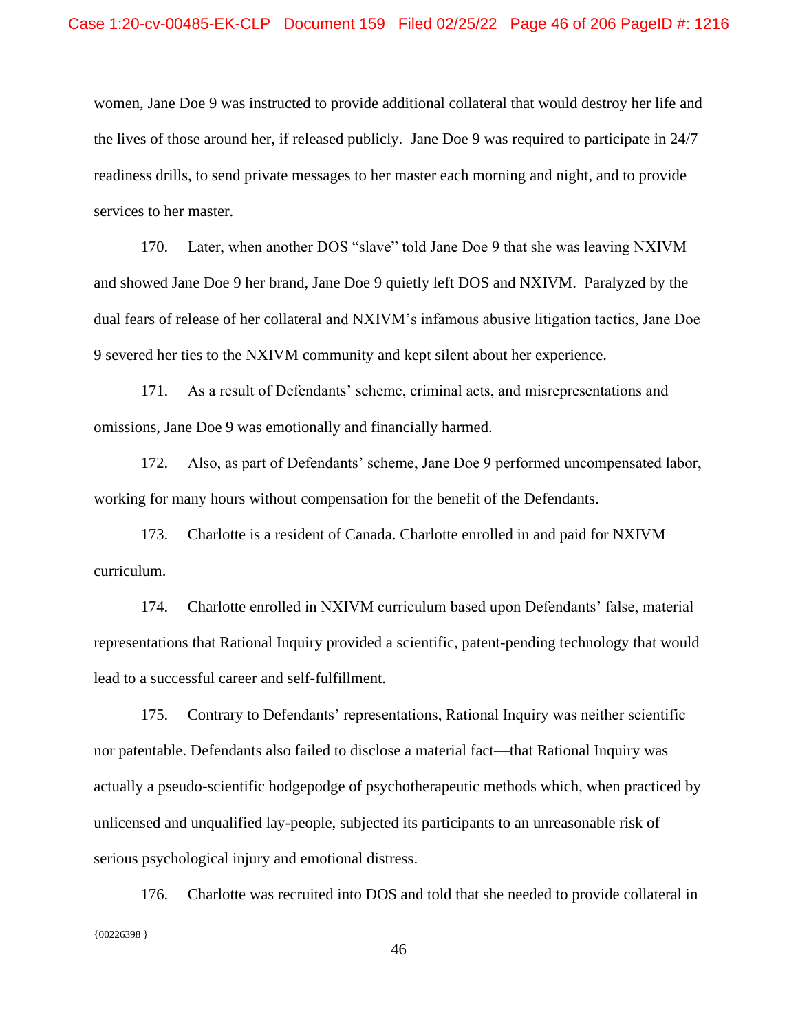women, Jane Doe 9 was instructed to provide additional collateral that would destroy her life and the lives of those around her, if released publicly. Jane Doe 9 was required to participate in 24/7 readiness drills, to send private messages to her master each morning and night, and to provide services to her master.

170. Later, when another DOS "slave" told Jane Doe 9 that she was leaving NXIVM and showed Jane Doe 9 her brand, Jane Doe 9 quietly left DOS and NXIVM. Paralyzed by the dual fears of release of her collateral and NXIVM's infamous abusive litigation tactics, Jane Doe 9 severed her ties to the NXIVM community and kept silent about her experience.

171. As a result of Defendants' scheme, criminal acts, and misrepresentations and omissions, Jane Doe 9 was emotionally and financially harmed.

172. Also, as part of Defendants' scheme, Jane Doe 9 performed uncompensated labor, working for many hours without compensation for the benefit of the Defendants.

173. Charlotte is a resident of Canada. Charlotte enrolled in and paid for NXIVM curriculum.

174. Charlotte enrolled in NXIVM curriculum based upon Defendants' false, material representations that Rational Inquiry provided a scientific, patent-pending technology that would lead to a successful career and self-fulfillment.

175. Contrary to Defendants' representations, Rational Inquiry was neither scientific nor patentable. Defendants also failed to disclose a material fact—that Rational Inquiry was actually a pseudo-scientific hodgepodge of psychotherapeutic methods which, when practiced by unlicensed and unqualified lay-people, subjected its participants to an unreasonable risk of serious psychological injury and emotional distress.

176. Charlotte was recruited into DOS and told that she needed to provide collateral in

{00226398 }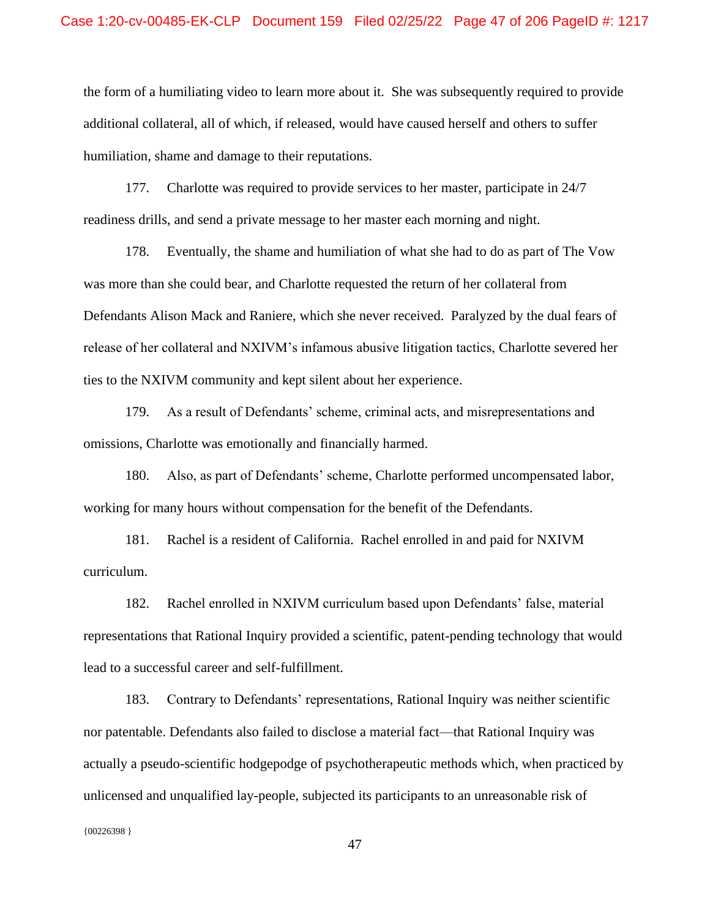the form of a humiliating video to learn more about it. She was subsequently required to provide additional collateral, all of which, if released, would have caused herself and others to suffer humiliation, shame and damage to their reputations.

177. Charlotte was required to provide services to her master, participate in 24/7 readiness drills, and send a private message to her master each morning and night.

178. Eventually, the shame and humiliation of what she had to do as part of The Vow was more than she could bear, and Charlotte requested the return of her collateral from Defendants Alison Mack and Raniere, which she never received. Paralyzed by the dual fears of release of her collateral and NXIVM's infamous abusive litigation tactics, Charlotte severed her ties to the NXIVM community and kept silent about her experience.

179. As a result of Defendants' scheme, criminal acts, and misrepresentations and omissions, Charlotte was emotionally and financially harmed.

180. Also, as part of Defendants' scheme, Charlotte performed uncompensated labor, working for many hours without compensation for the benefit of the Defendants.

181. Rachel is a resident of California. Rachel enrolled in and paid for NXIVM curriculum.

182. Rachel enrolled in NXIVM curriculum based upon Defendants' false, material representations that Rational Inquiry provided a scientific, patent-pending technology that would lead to a successful career and self-fulfillment.

183. Contrary to Defendants' representations, Rational Inquiry was neither scientific nor patentable. Defendants also failed to disclose a material fact—that Rational Inquiry was actually a pseudo-scientific hodgepodge of psychotherapeutic methods which, when practiced by unlicensed and unqualified lay-people, subjected its participants to an unreasonable risk of

{00226398 }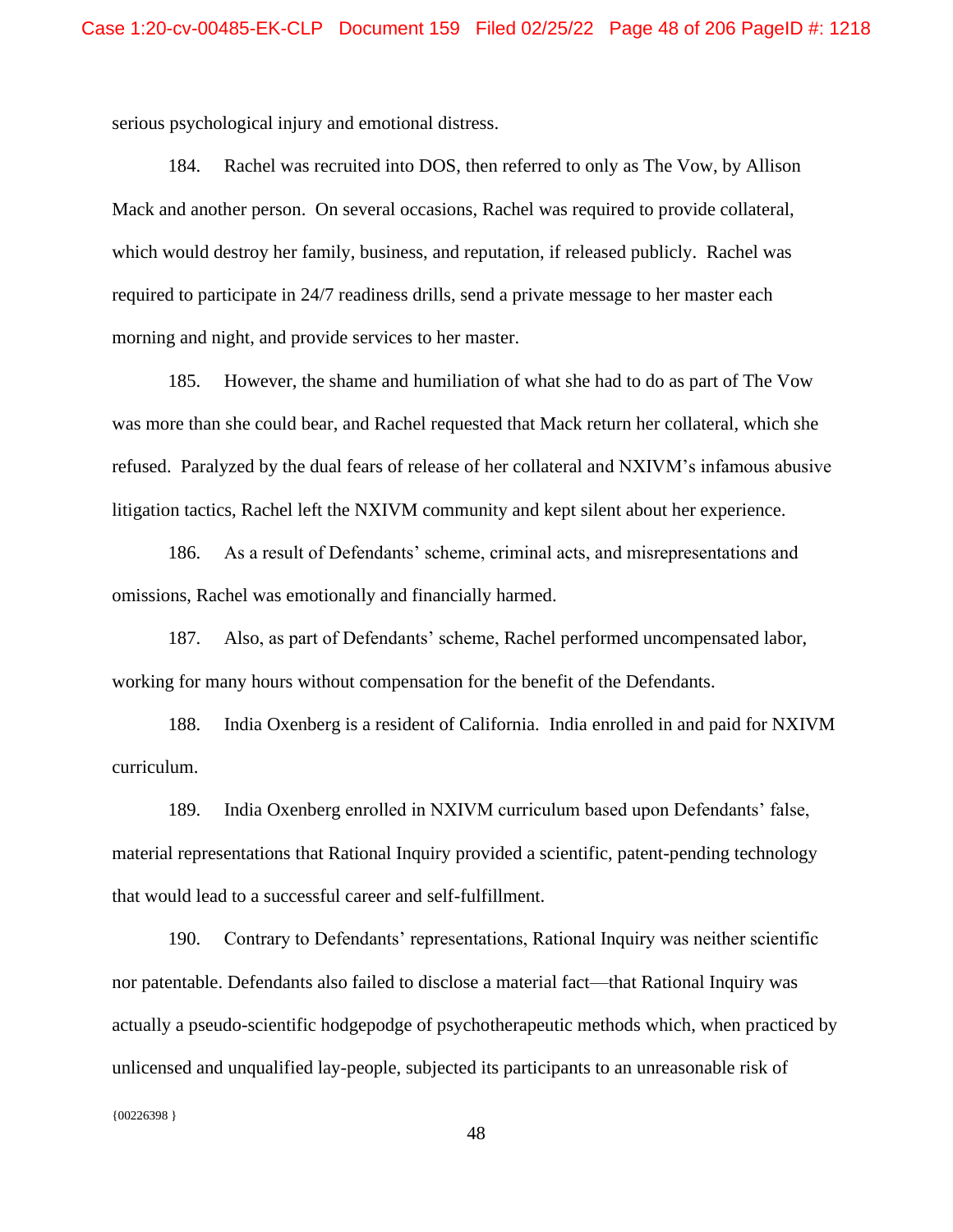serious psychological injury and emotional distress.

184. Rachel was recruited into DOS, then referred to only as The Vow, by Allison Mack and another person. On several occasions, Rachel was required to provide collateral, which would destroy her family, business, and reputation, if released publicly. Rachel was required to participate in 24/7 readiness drills, send a private message to her master each morning and night, and provide services to her master.

185. However, the shame and humiliation of what she had to do as part of The Vow was more than she could bear, and Rachel requested that Mack return her collateral, which she refused. Paralyzed by the dual fears of release of her collateral and NXIVM's infamous abusive litigation tactics, Rachel left the NXIVM community and kept silent about her experience.

186. As a result of Defendants' scheme, criminal acts, and misrepresentations and omissions, Rachel was emotionally and financially harmed.

187. Also, as part of Defendants' scheme, Rachel performed uncompensated labor, working for many hours without compensation for the benefit of the Defendants.

188. India Oxenberg is a resident of California. India enrolled in and paid for NXIVM curriculum.

189. India Oxenberg enrolled in NXIVM curriculum based upon Defendants' false, material representations that Rational Inquiry provided a scientific, patent-pending technology that would lead to a successful career and self-fulfillment.

190. Contrary to Defendants' representations, Rational Inquiry was neither scientific nor patentable. Defendants also failed to disclose a material fact—that Rational Inquiry was actually a pseudo-scientific hodgepodge of psychotherapeutic methods which, when practiced by unlicensed and unqualified lay-people, subjected its participants to an unreasonable risk of

{00226398 }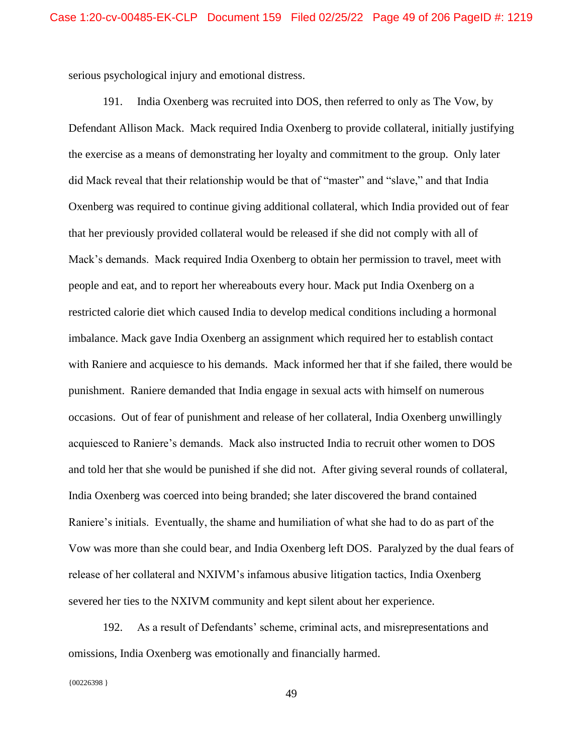serious psychological injury and emotional distress.

191. India Oxenberg was recruited into DOS, then referred to only as The Vow, by Defendant Allison Mack. Mack required India Oxenberg to provide collateral, initially justifying the exercise as a means of demonstrating her loyalty and commitment to the group. Only later did Mack reveal that their relationship would be that of "master" and "slave," and that India Oxenberg was required to continue giving additional collateral, which India provided out of fear that her previously provided collateral would be released if she did not comply with all of Mack's demands. Mack required India Oxenberg to obtain her permission to travel, meet with people and eat, and to report her whereabouts every hour. Mack put India Oxenberg on a restricted calorie diet which caused India to develop medical conditions including a hormonal imbalance. Mack gave India Oxenberg an assignment which required her to establish contact with Raniere and acquiesce to his demands. Mack informed her that if she failed, there would be punishment. Raniere demanded that India engage in sexual acts with himself on numerous occasions. Out of fear of punishment and release of her collateral, India Oxenberg unwillingly acquiesced to Raniere's demands. Mack also instructed India to recruit other women to DOS and told her that she would be punished if she did not. After giving several rounds of collateral, India Oxenberg was coerced into being branded; she later discovered the brand contained Raniere's initials. Eventually, the shame and humiliation of what she had to do as part of the Vow was more than she could bear, and India Oxenberg left DOS. Paralyzed by the dual fears of release of her collateral and NXIVM's infamous abusive litigation tactics, India Oxenberg severed her ties to the NXIVM community and kept silent about her experience.

192. As a result of Defendants' scheme, criminal acts, and misrepresentations and omissions, India Oxenberg was emotionally and financially harmed.

{00226398 }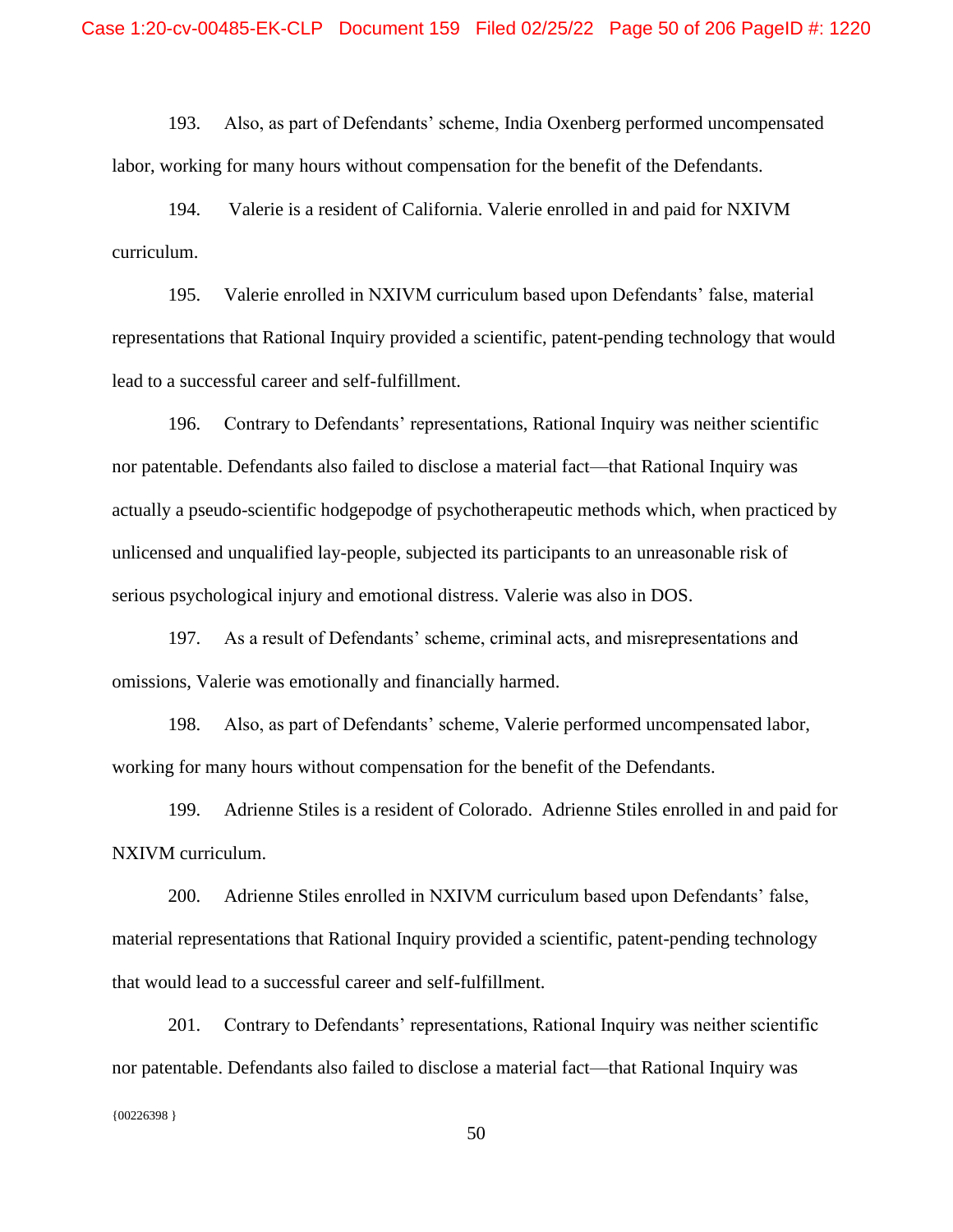193. Also, as part of Defendants' scheme, India Oxenberg performed uncompensated labor, working for many hours without compensation for the benefit of the Defendants.

194. Valerie is a resident of California. Valerie enrolled in and paid for NXIVM curriculum.

195. Valerie enrolled in NXIVM curriculum based upon Defendants' false, material representations that Rational Inquiry provided a scientific, patent-pending technology that would lead to a successful career and self-fulfillment.

196. Contrary to Defendants' representations, Rational Inquiry was neither scientific nor patentable. Defendants also failed to disclose a material fact—that Rational Inquiry was actually a pseudo-scientific hodgepodge of psychotherapeutic methods which, when practiced by unlicensed and unqualified lay-people, subjected its participants to an unreasonable risk of serious psychological injury and emotional distress. Valerie was also in DOS.

197. As a result of Defendants' scheme, criminal acts, and misrepresentations and omissions, Valerie was emotionally and financially harmed.

198. Also, as part of Defendants' scheme, Valerie performed uncompensated labor, working for many hours without compensation for the benefit of the Defendants.

199. Adrienne Stiles is a resident of Colorado. Adrienne Stiles enrolled in and paid for NXIVM curriculum.

200. Adrienne Stiles enrolled in NXIVM curriculum based upon Defendants' false, material representations that Rational Inquiry provided a scientific, patent-pending technology that would lead to a successful career and self-fulfillment.

201. Contrary to Defendants' representations, Rational Inquiry was neither scientific nor patentable. Defendants also failed to disclose a material fact—that Rational Inquiry was

{00226398 }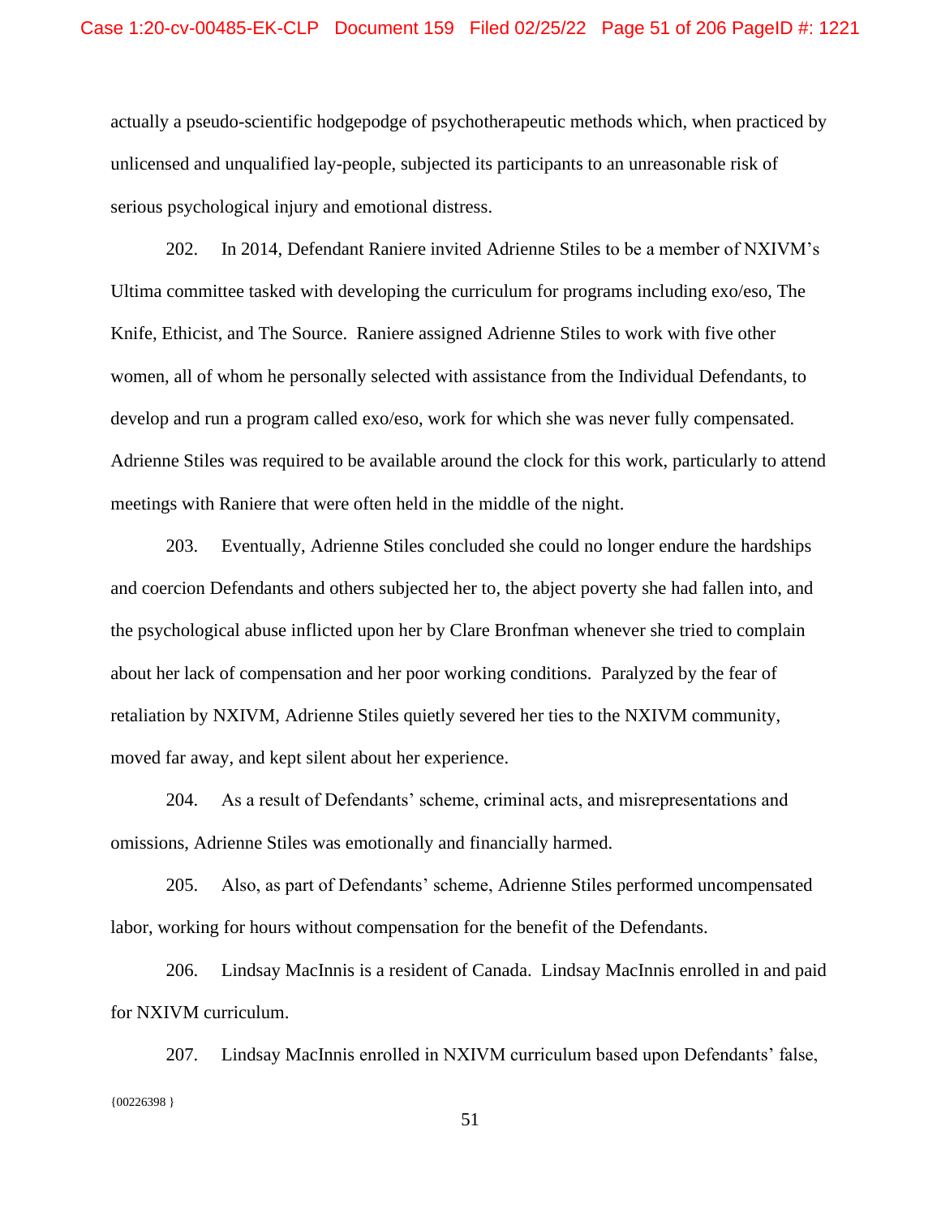actually a pseudo-scientific hodgepodge of psychotherapeutic methods which, when practiced by unlicensed and unqualified lay-people, subjected its participants to an unreasonable risk of serious psychological injury and emotional distress.

202. In 2014, Defendant Raniere invited Adrienne Stiles to be a member of NXIVM's Ultima committee tasked with developing the curriculum for programs including exo/eso, The Knife, Ethicist, and The Source. Raniere assigned Adrienne Stiles to work with five other women, all of whom he personally selected with assistance from the Individual Defendants, to develop and run a program called exo/eso, work for which she was never fully compensated. Adrienne Stiles was required to be available around the clock for this work, particularly to attend meetings with Raniere that were often held in the middle of the night.

203. Eventually, Adrienne Stiles concluded she could no longer endure the hardships and coercion Defendants and others subjected her to, the abject poverty she had fallen into, and the psychological abuse inflicted upon her by Clare Bronfman whenever she tried to complain about her lack of compensation and her poor working conditions. Paralyzed by the fear of retaliation by NXIVM, Adrienne Stiles quietly severed her ties to the NXIVM community, moved far away, and kept silent about her experience.

204. As a result of Defendants' scheme, criminal acts, and misrepresentations and omissions, Adrienne Stiles was emotionally and financially harmed.

205. Also, as part of Defendants' scheme, Adrienne Stiles performed uncompensated labor, working for hours without compensation for the benefit of the Defendants.

206. Lindsay MacInnis is a resident of Canada. Lindsay MacInnis enrolled in and paid for NXIVM curriculum.

207. Lindsay MacInnis enrolled in NXIVM curriculum based upon Defendants' false,

{00226398 }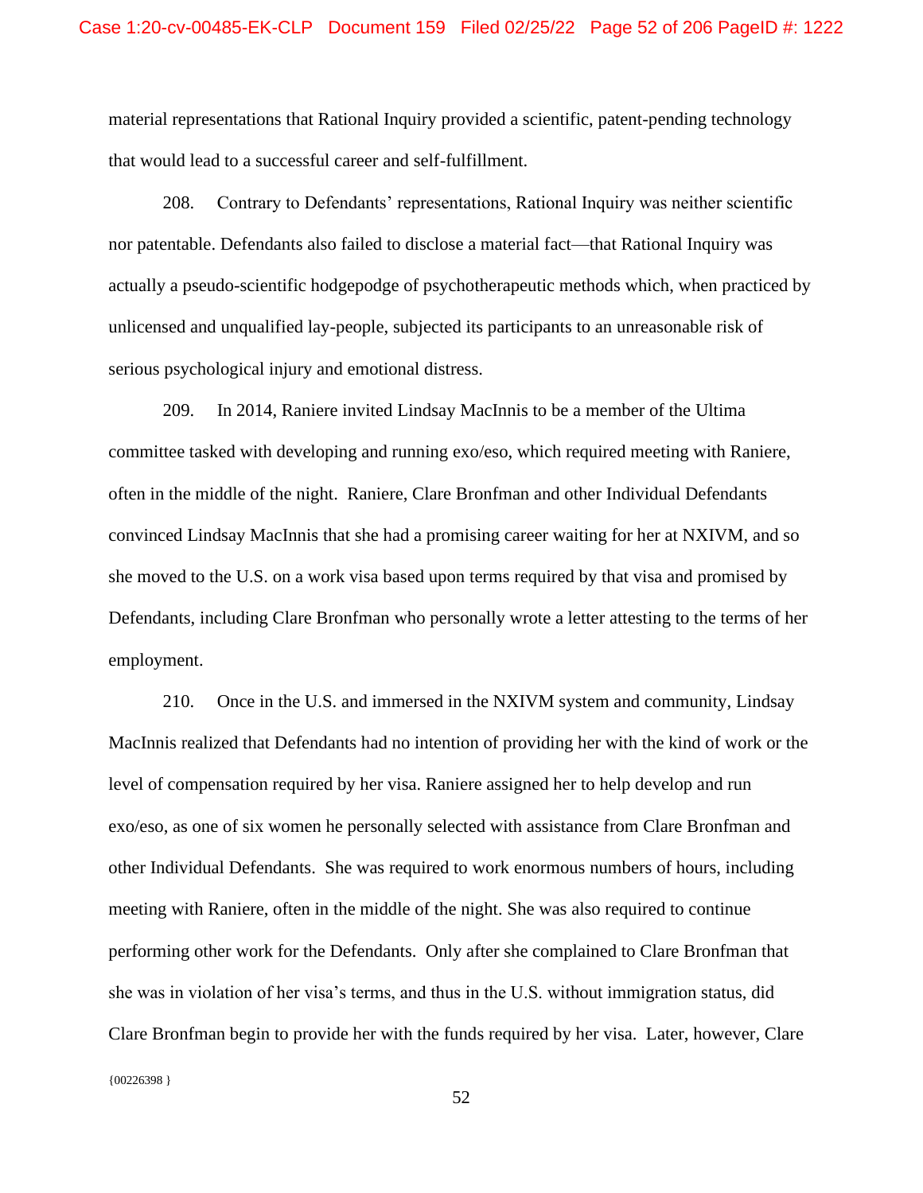material representations that Rational Inquiry provided a scientific, patent-pending technology that would lead to a successful career and self-fulfillment.

208. Contrary to Defendants' representations, Rational Inquiry was neither scientific nor patentable. Defendants also failed to disclose a material fact—that Rational Inquiry was actually a pseudo-scientific hodgepodge of psychotherapeutic methods which, when practiced by unlicensed and unqualified lay-people, subjected its participants to an unreasonable risk of serious psychological injury and emotional distress.

209. In 2014, Raniere invited Lindsay MacInnis to be a member of the Ultima committee tasked with developing and running exo/eso, which required meeting with Raniere, often in the middle of the night. Raniere, Clare Bronfman and other Individual Defendants convinced Lindsay MacInnis that she had a promising career waiting for her at NXIVM, and so she moved to the U.S. on a work visa based upon terms required by that visa and promised by Defendants, including Clare Bronfman who personally wrote a letter attesting to the terms of her employment.

210. Once in the U.S. and immersed in the NXIVM system and community, Lindsay MacInnis realized that Defendants had no intention of providing her with the kind of work or the level of compensation required by her visa. Raniere assigned her to help develop and run exo/eso, as one of six women he personally selected with assistance from Clare Bronfman and other Individual Defendants. She was required to work enormous numbers of hours, including meeting with Raniere, often in the middle of the night. She was also required to continue performing other work for the Defendants. Only after she complained to Clare Bronfman that she was in violation of her visa's terms, and thus in the U.S. without immigration status, did Clare Bronfman begin to provide her with the funds required by her visa. Later, however, Clare

{00226398 }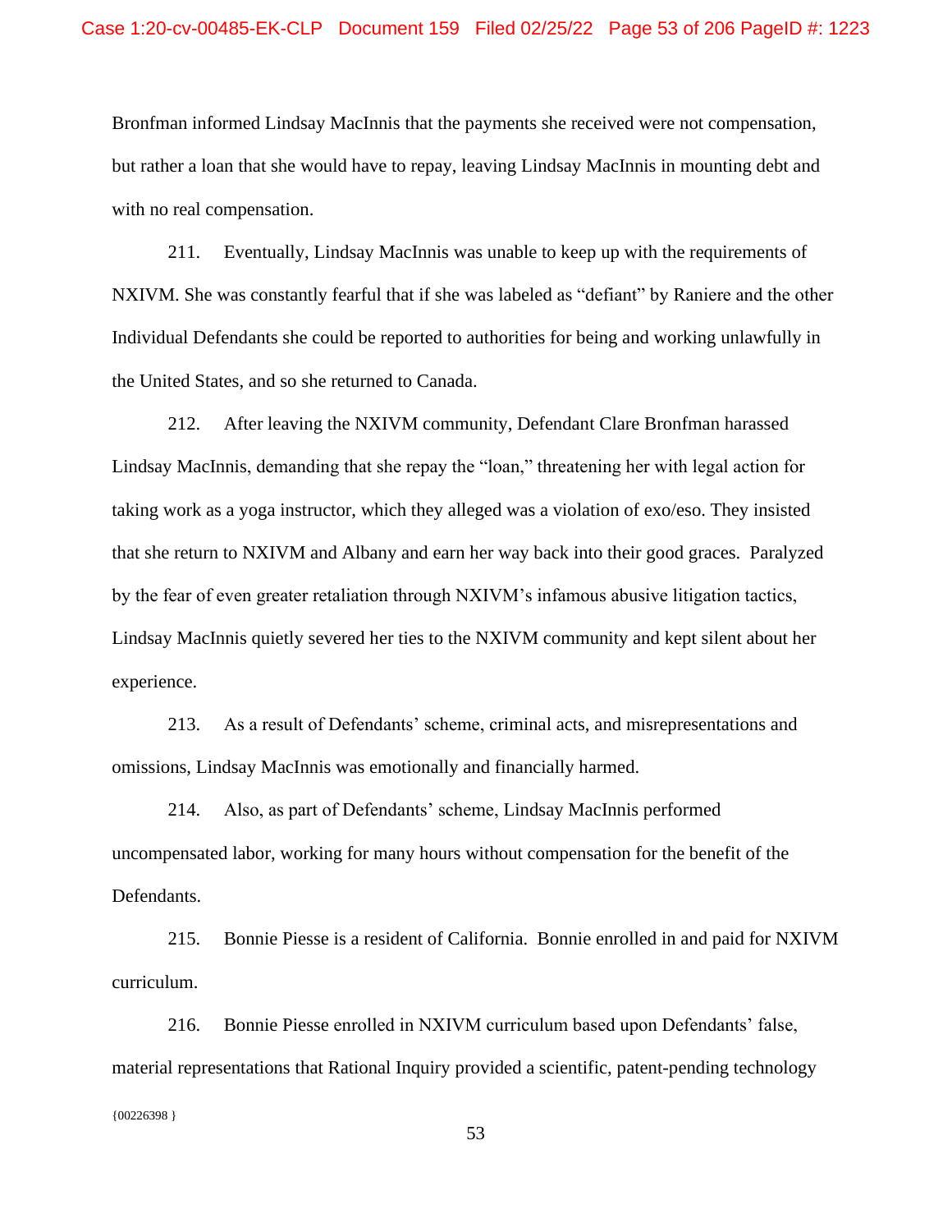Bronfman informed Lindsay MacInnis that the payments she received were not compensation, but rather a loan that she would have to repay, leaving Lindsay MacInnis in mounting debt and with no real compensation.

211. Eventually, Lindsay MacInnis was unable to keep up with the requirements of NXIVM. She was constantly fearful that if she was labeled as "defiant" by Raniere and the other Individual Defendants she could be reported to authorities for being and working unlawfully in the United States, and so she returned to Canada.

212. After leaving the NXIVM community, Defendant Clare Bronfman harassed Lindsay MacInnis, demanding that she repay the "loan," threatening her with legal action for taking work as a yoga instructor, which they alleged was a violation of exo/eso. They insisted that she return to NXIVM and Albany and earn her way back into their good graces. Paralyzed by the fear of even greater retaliation through NXIVM's infamous abusive litigation tactics, Lindsay MacInnis quietly severed her ties to the NXIVM community and kept silent about her experience.

213. As a result of Defendants' scheme, criminal acts, and misrepresentations and omissions, Lindsay MacInnis was emotionally and financially harmed.

214. Also, as part of Defendants' scheme, Lindsay MacInnis performed uncompensated labor, working for many hours without compensation for the benefit of the Defendants.

215. Bonnie Piesse is a resident of California. Bonnie enrolled in and paid for NXIVM curriculum.

216. Bonnie Piesse enrolled in NXIVM curriculum based upon Defendants' false, material representations that Rational Inquiry provided a scientific, patent-pending technology

{00226398 }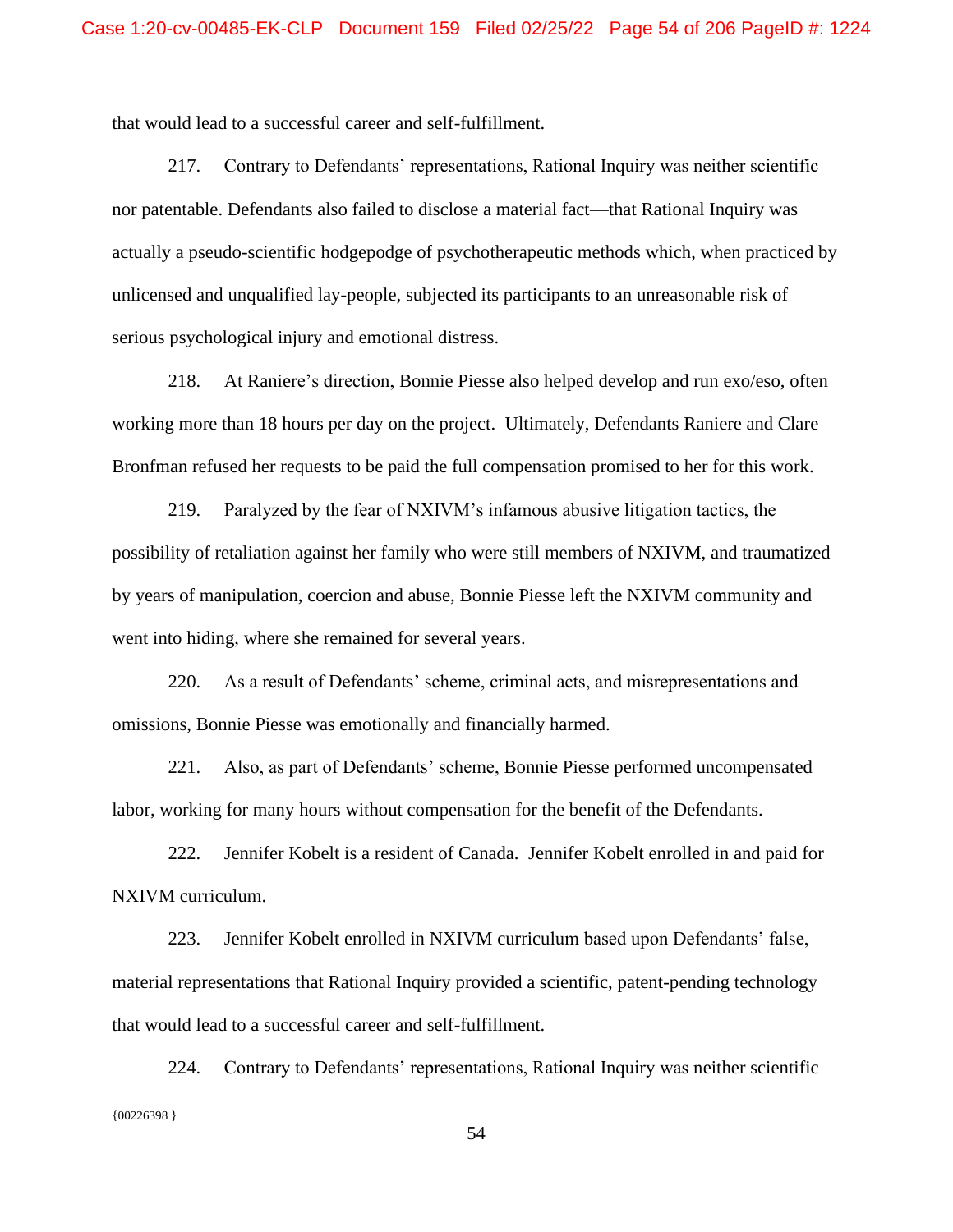that would lead to a successful career and self-fulfillment.

217. Contrary to Defendants' representations, Rational Inquiry was neither scientific nor patentable. Defendants also failed to disclose a material fact—that Rational Inquiry was actually a pseudo-scientific hodgepodge of psychotherapeutic methods which, when practiced by unlicensed and unqualified lay-people, subjected its participants to an unreasonable risk of serious psychological injury and emotional distress.

218. At Raniere's direction, Bonnie Piesse also helped develop and run exo/eso, often working more than 18 hours per day on the project. Ultimately, Defendants Raniere and Clare Bronfman refused her requests to be paid the full compensation promised to her for this work.

219. Paralyzed by the fear of NXIVM's infamous abusive litigation tactics, the possibility of retaliation against her family who were still members of NXIVM, and traumatized by years of manipulation, coercion and abuse, Bonnie Piesse left the NXIVM community and went into hiding, where she remained for several years.

220. As a result of Defendants' scheme, criminal acts, and misrepresentations and omissions, Bonnie Piesse was emotionally and financially harmed.

221. Also, as part of Defendants' scheme, Bonnie Piesse performed uncompensated labor, working for many hours without compensation for the benefit of the Defendants.

222. Jennifer Kobelt is a resident of Canada. Jennifer Kobelt enrolled in and paid for NXIVM curriculum.

223. Jennifer Kobelt enrolled in NXIVM curriculum based upon Defendants' false, material representations that Rational Inquiry provided a scientific, patent-pending technology that would lead to a successful career and self-fulfillment.

224. Contrary to Defendants' representations, Rational Inquiry was neither scientific

{00226398 }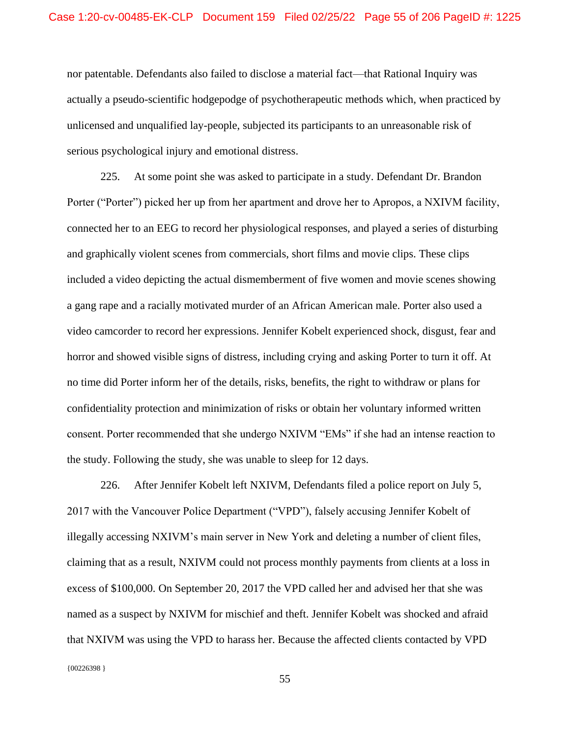nor patentable. Defendants also failed to disclose a material fact—that Rational Inquiry was actually a pseudo-scientific hodgepodge of psychotherapeutic methods which, when practiced by unlicensed and unqualified lay-people, subjected its participants to an unreasonable risk of serious psychological injury and emotional distress.

225. At some point she was asked to participate in a study. Defendant Dr. Brandon Porter ("Porter") picked her up from her apartment and drove her to Apropos, a NXIVM facility, connected her to an EEG to record her physiological responses, and played a series of disturbing and graphically violent scenes from commercials, short films and movie clips. These clips included a video depicting the actual dismemberment of five women and movie scenes showing a gang rape and a racially motivated murder of an African American male. Porter also used a video camcorder to record her expressions. Jennifer Kobelt experienced shock, disgust, fear and horror and showed visible signs of distress, including crying and asking Porter to turn it off. At no time did Porter inform her of the details, risks, benefits, the right to withdraw or plans for confidentiality protection and minimization of risks or obtain her voluntary informed written consent. Porter recommended that she undergo NXIVM "EMs" if she had an intense reaction to the study. Following the study, she was unable to sleep for 12 days.

226. After Jennifer Kobelt left NXIVM, Defendants filed a police report on July 5, 2017 with the Vancouver Police Department ("VPD"), falsely accusing Jennifer Kobelt of illegally accessing NXIVM's main server in New York and deleting a number of client files, claiming that as a result, NXIVM could not process monthly payments from clients at a loss in excess of $100,000. On September 20, 2017 the VPD called her and advised her that she was named as a suspect by NXIVM for mischief and theft. Jennifer Kobelt was shocked and afraid that NXIVM was using the VPD to harass her. Because the affected clients contacted by VPD

{00226398 }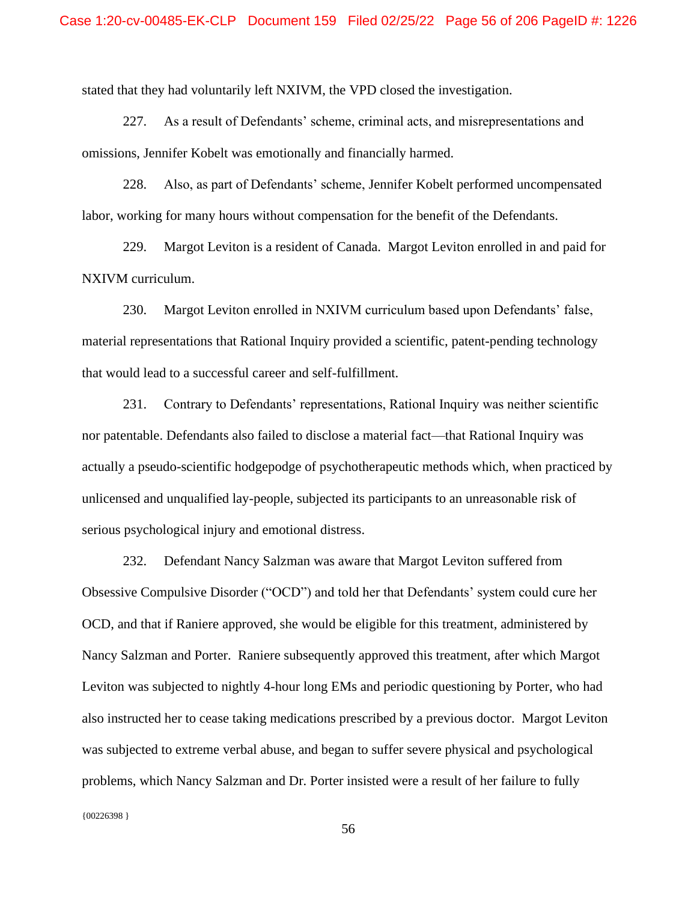stated that they had voluntarily left NXIVM, the VPD closed the investigation.

227. As a result of Defendants' scheme, criminal acts, and misrepresentations and omissions, Jennifer Kobelt was emotionally and financially harmed.

228. Also, as part of Defendants' scheme, Jennifer Kobelt performed uncompensated labor, working for many hours without compensation for the benefit of the Defendants.

229. Margot Leviton is a resident of Canada. Margot Leviton enrolled in and paid for NXIVM curriculum.

230. Margot Leviton enrolled in NXIVM curriculum based upon Defendants' false, material representations that Rational Inquiry provided a scientific, patent-pending technology that would lead to a successful career and self-fulfillment.

231. Contrary to Defendants' representations, Rational Inquiry was neither scientific nor patentable. Defendants also failed to disclose a material fact—that Rational Inquiry was actually a pseudo-scientific hodgepodge of psychotherapeutic methods which, when practiced by unlicensed and unqualified lay-people, subjected its participants to an unreasonable risk of serious psychological injury and emotional distress.

232. Defendant Nancy Salzman was aware that Margot Leviton suffered from Obsessive Compulsive Disorder ("OCD") and told her that Defendants' system could cure her OCD, and that if Raniere approved, she would be eligible for this treatment, administered by Nancy Salzman and Porter. Raniere subsequently approved this treatment, after which Margot Leviton was subjected to nightly 4-hour long EMs and periodic questioning by Porter, who had also instructed her to cease taking medications prescribed by a previous doctor. Margot Leviton was subjected to extreme verbal abuse, and began to suffer severe physical and psychological problems, which Nancy Salzman and Dr. Porter insisted were a result of her failure to fully

{00226398 }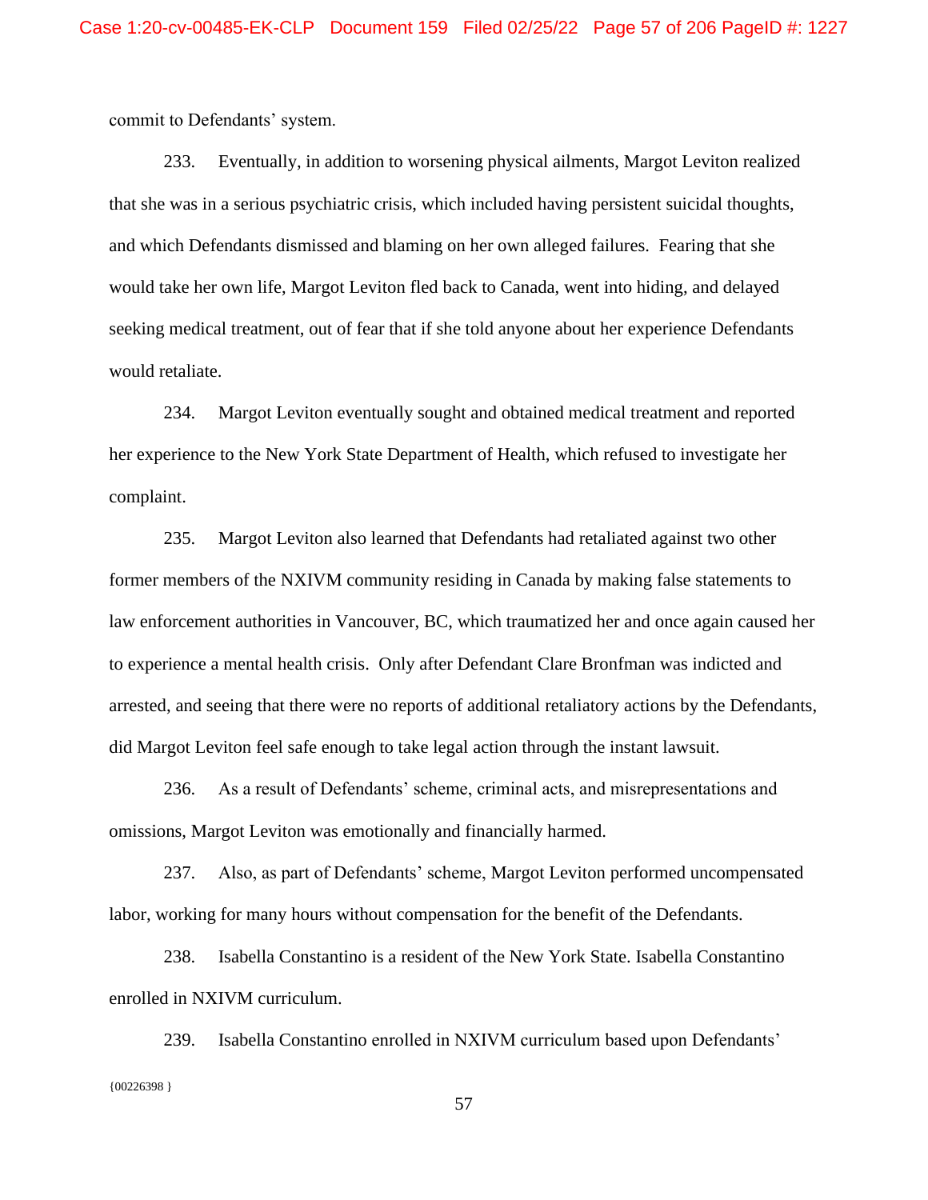commit to Defendants' system.

233. Eventually, in addition to worsening physical ailments, Margot Leviton realized that she was in a serious psychiatric crisis, which included having persistent suicidal thoughts, and which Defendants dismissed and blaming on her own alleged failures. Fearing that she would take her own life, Margot Leviton fled back to Canada, went into hiding, and delayed seeking medical treatment, out of fear that if she told anyone about her experience Defendants would retaliate.

234. Margot Leviton eventually sought and obtained medical treatment and reported her experience to the New York State Department of Health, which refused to investigate her complaint.

235. Margot Leviton also learned that Defendants had retaliated against two other former members of the NXIVM community residing in Canada by making false statements to law enforcement authorities in Vancouver, BC, which traumatized her and once again caused her to experience a mental health crisis. Only after Defendant Clare Bronfman was indicted and arrested, and seeing that there were no reports of additional retaliatory actions by the Defendants, did Margot Leviton feel safe enough to take legal action through the instant lawsuit.

236. As a result of Defendants' scheme, criminal acts, and misrepresentations and omissions, Margot Leviton was emotionally and financially harmed.

237. Also, as part of Defendants' scheme, Margot Leviton performed uncompensated labor, working for many hours without compensation for the benefit of the Defendants.

238. Isabella Constantino is a resident of the New York State. Isabella Constantino enrolled in NXIVM curriculum.

239. Isabella Constantino enrolled in NXIVM curriculum based upon Defendants'

{00226398 }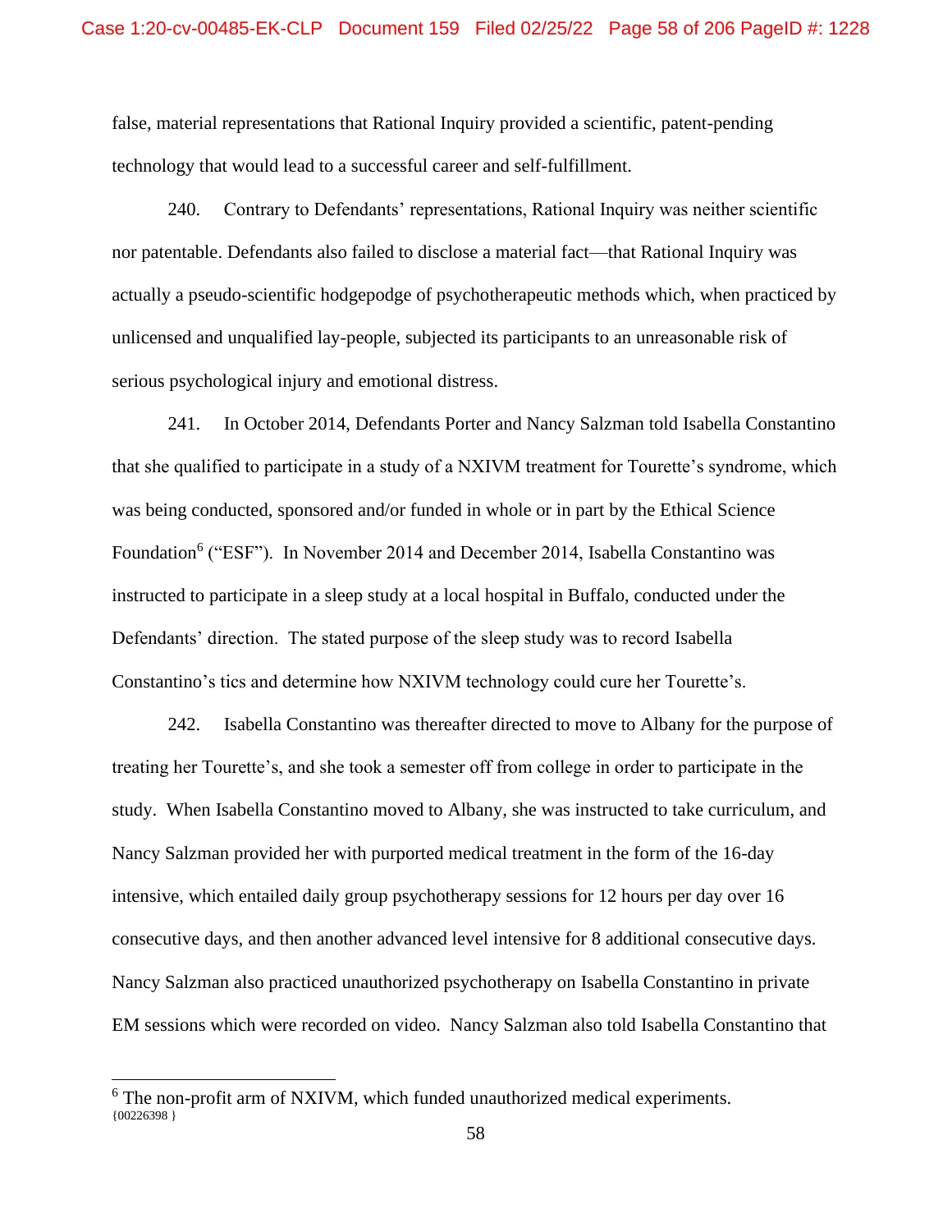false, material representations that Rational Inquiry provided a scientific, patent-pending technology that would lead to a successful career and self-fulfillment.

240. Contrary to Defendants' representations, Rational Inquiry was neither scientific nor patentable. Defendants also failed to disclose a material fact—that Rational Inquiry was actually a pseudo-scientific hodgepodge of psychotherapeutic methods which, when practiced by unlicensed and unqualified lay-people, subjected its participants to an unreasonable risk of serious psychological injury and emotional distress.

241. In October 2014, Defendants Porter and Nancy Salzman told Isabella Constantino that she qualified to participate in a study of a NXIVM treatment for Tourette's syndrome, which was being conducted, sponsored and/or funded in whole or in part by the Ethical Science Foundation[6] ("ESF"). In November 2014 and December 2014, Isabella Constantino was instructed to participate in a sleep study at a local hospital in Buffalo, conducted under the Defendants' direction. The stated purpose of the sleep study was to record Isabella Constantino's tics and determine how NXIVM technology could cure her Tourette's.

242. Isabella Constantino was thereafter directed to move to Albany for the purpose of treating her Tourette's, and she took a semester off from college in order to participate in the study. When Isabella Constantino moved to Albany, she was instructed to take curriculum, and Nancy Salzman provided her with purported medical treatment in the form of the 16-day intensive, which entailed daily group psychotherapy sessions for 12 hours per day over 16 consecutive days, and then another advanced level intensive for 8 additional consecutive days. Nancy Salzman also practiced unauthorized psychotherapy on Isabella Constantino in private EM sessions which were recorded on video. Nancy Salzman also told Isabella Constantino that

[6] The non-profit arm of NXIVM, which funded unauthorized medical experiments.

{00226398 }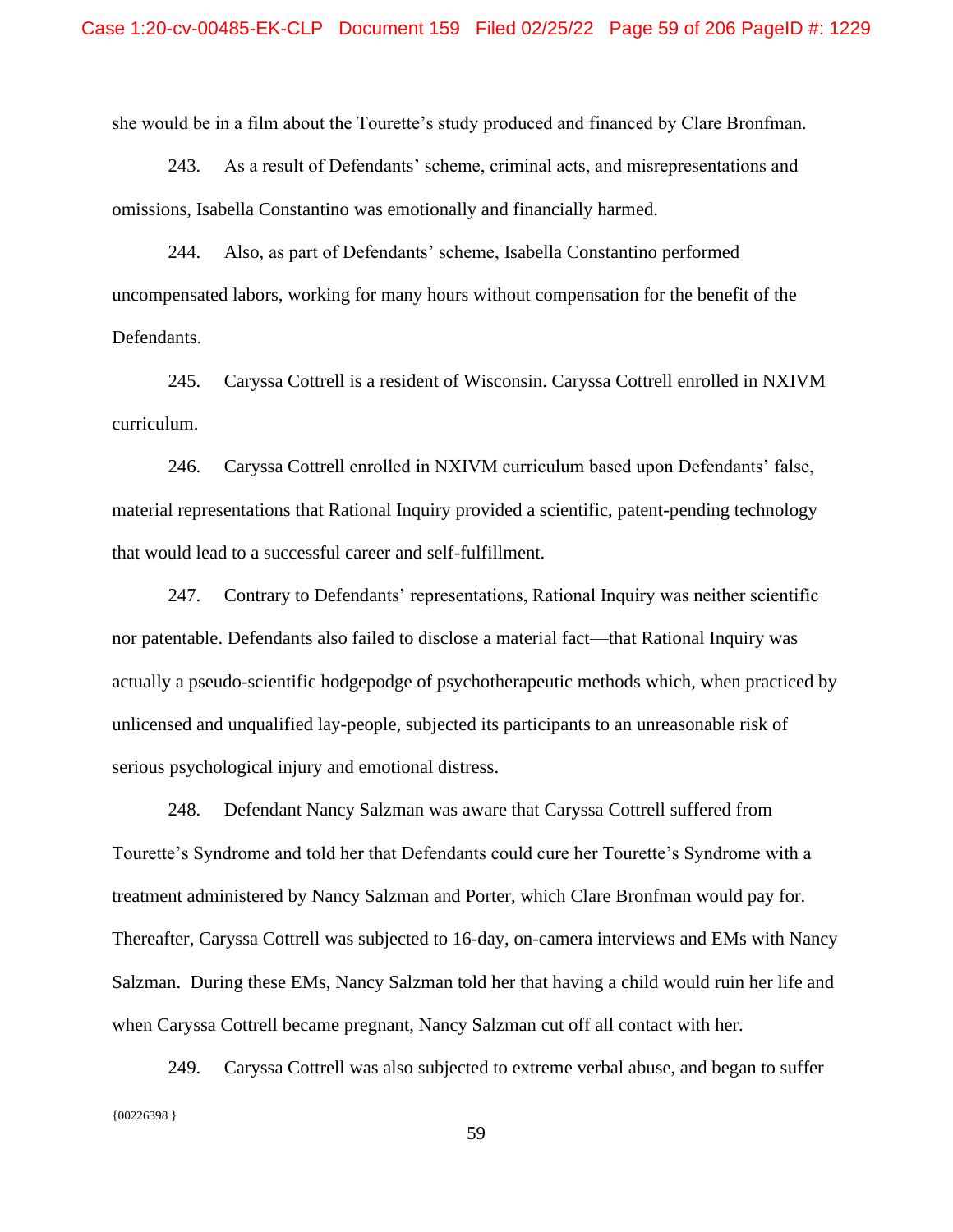she would be in a film about the Tourette's study produced and financed by Clare Bronfman.

243. As a result of Defendants' scheme, criminal acts, and misrepresentations and omissions, Isabella Constantino was emotionally and financially harmed.

244. Also, as part of Defendants' scheme, Isabella Constantino performed uncompensated labors, working for many hours without compensation for the benefit of the Defendants.

245. Caryssa Cottrell is a resident of Wisconsin. Caryssa Cottrell enrolled in NXIVM curriculum.

246. Caryssa Cottrell enrolled in NXIVM curriculum based upon Defendants' false, material representations that Rational Inquiry provided a scientific, patent-pending technology that would lead to a successful career and self-fulfillment.

247. Contrary to Defendants' representations, Rational Inquiry was neither scientific nor patentable. Defendants also failed to disclose a material fact—that Rational Inquiry was actually a pseudo-scientific hodgepodge of psychotherapeutic methods which, when practiced by unlicensed and unqualified lay-people, subjected its participants to an unreasonable risk of serious psychological injury and emotional distress.

248. Defendant Nancy Salzman was aware that Caryssa Cottrell suffered from Tourette's Syndrome and told her that Defendants could cure her Tourette's Syndrome with a treatment administered by Nancy Salzman and Porter, which Clare Bronfman would pay for. Thereafter, Caryssa Cottrell was subjected to 16-day, on-camera interviews and EMs with Nancy Salzman. During these EMs, Nancy Salzman told her that having a child would ruin her life and when Caryssa Cottrell became pregnant, Nancy Salzman cut off all contact with her.

249. Caryssa Cottrell was also subjected to extreme verbal abuse, and began to suffer

{00226398 }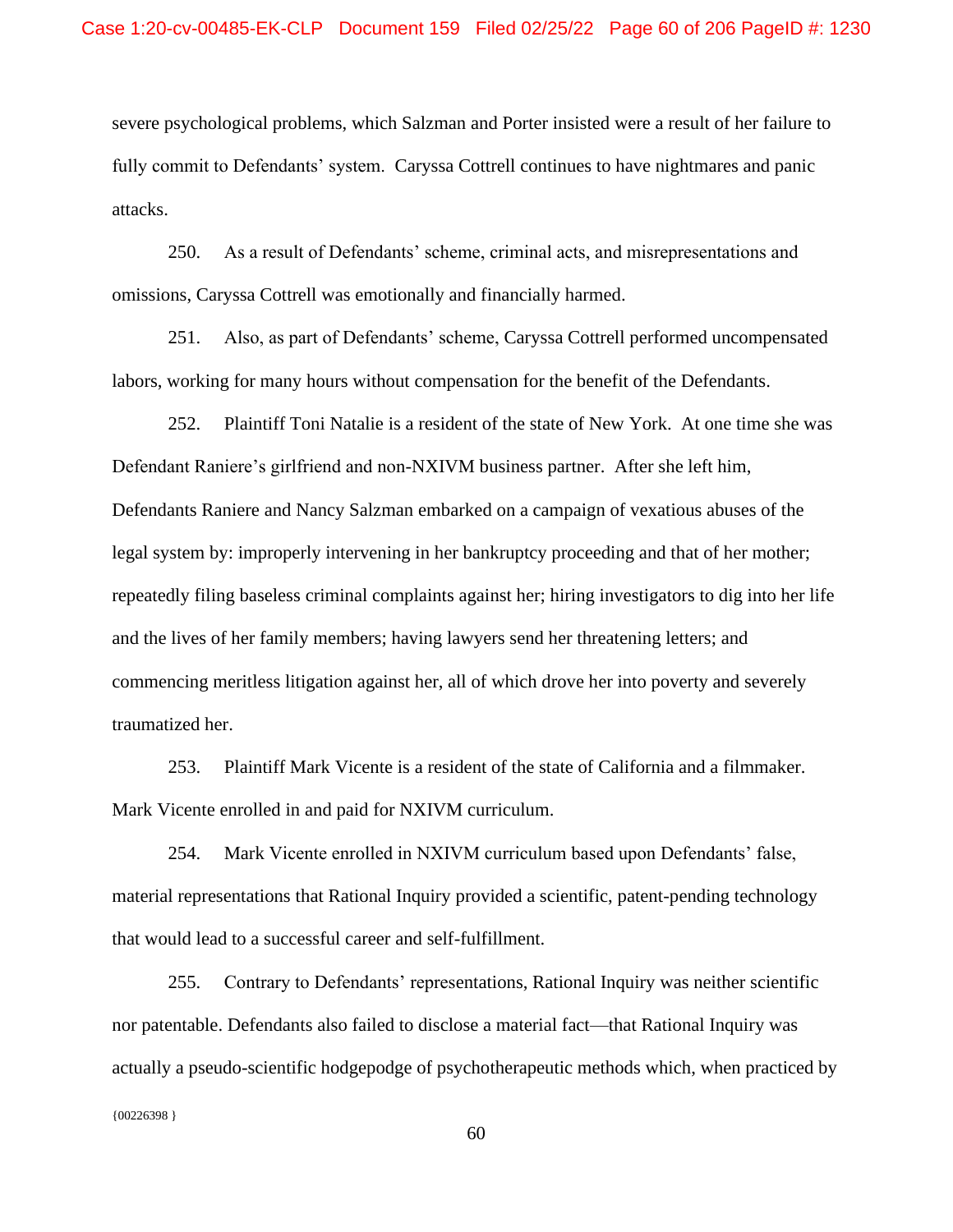severe psychological problems, which Salzman and Porter insisted were a result of her failure to fully commit to Defendants' system. Caryssa Cottrell continues to have nightmares and panic attacks.

250. As a result of Defendants' scheme, criminal acts, and misrepresentations and omissions, Caryssa Cottrell was emotionally and financially harmed.

251. Also, as part of Defendants' scheme, Caryssa Cottrell performed uncompensated labors, working for many hours without compensation for the benefit of the Defendants.

252. Plaintiff Toni Natalie is a resident of the state of New York. At one time she was Defendant Raniere's girlfriend and non-NXIVM business partner. After she left him, Defendants Raniere and Nancy Salzman embarked on a campaign of vexatious abuses of the legal system by: improperly intervening in her bankruptcy proceeding and that of her mother; repeatedly filing baseless criminal complaints against her; hiring investigators to dig into her life and the lives of her family members; having lawyers send her threatening letters; and commencing meritless litigation against her, all of which drove her into poverty and severely traumatized her.

253. Plaintiff Mark Vicente is a resident of the state of California and a filmmaker. Mark Vicente enrolled in and paid for NXIVM curriculum.

254. Mark Vicente enrolled in NXIVM curriculum based upon Defendants' false, material representations that Rational Inquiry provided a scientific, patent-pending technology that would lead to a successful career and self-fulfillment.

255. Contrary to Defendants' representations, Rational Inquiry was neither scientific nor patentable. Defendants also failed to disclose a material fact—that Rational Inquiry was actually a pseudo-scientific hodgepodge of psychotherapeutic methods which, when practiced by

{00226398 }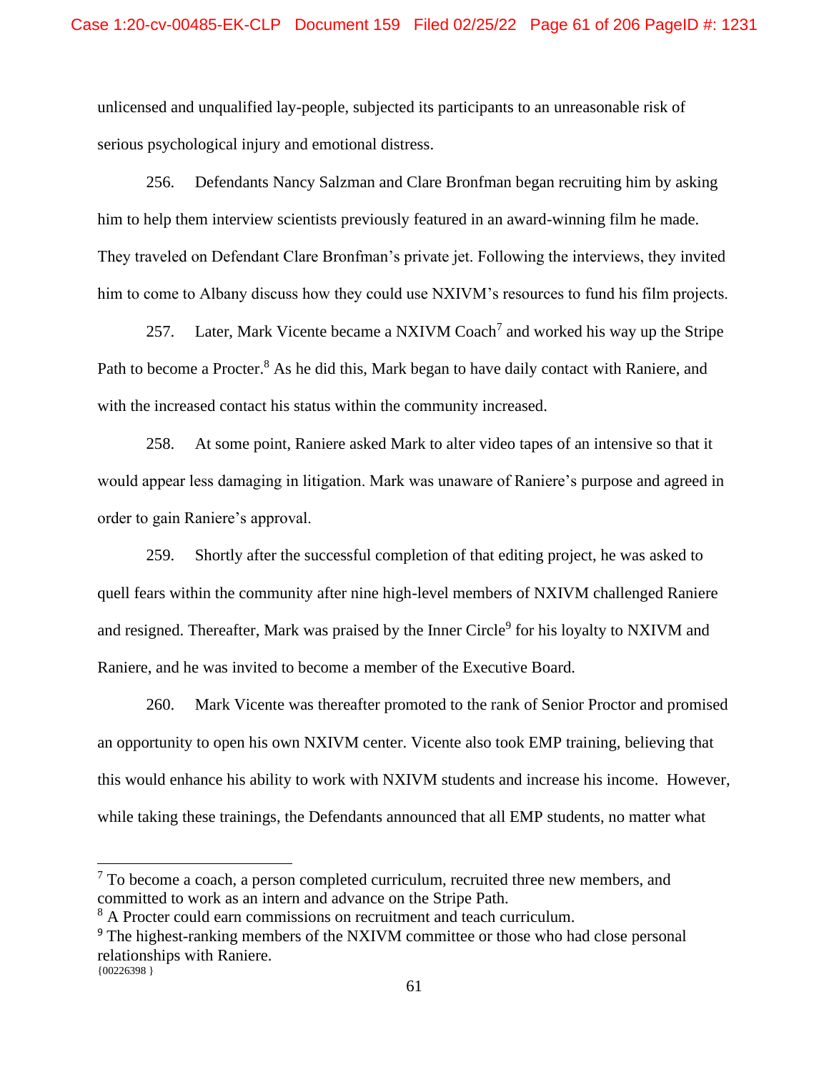unlicensed and unqualified lay-people, subjected its participants to an unreasonable risk of serious psychological injury and emotional distress.

256. Defendants Nancy Salzman and Clare Bronfman began recruiting him by asking him to help them interview scientists previously featured in an award-winning film he made. They traveled on Defendant Clare Bronfman's private jet. Following the interviews, they invited him to come to Albany discuss how they could use NXIVM's resources to fund his film projects.

257. Later, Mark Vicente became a NXIVM Coach[7] and worked his way up the Stripe Path to become a Procter.[8] As he did this, Mark began to have daily contact with Raniere, and with the increased contact his status within the community increased.

258. At some point, Raniere asked Mark to alter video tapes of an intensive so that it would appear less damaging in litigation. Mark was unaware of Raniere's purpose and agreed in order to gain Raniere's approval.

259. Shortly after the successful completion of that editing project, he was asked to quell fears within the community after nine high-level members of NXIVM challenged Raniere and resigned. Thereafter, Mark was praised by the Inner Circle[9] for his loyalty to NXIVM and Raniere, and he was invited to become a member of the Executive Board.

260. Mark Vicente was thereafter promoted to the rank of Senior Proctor and promised an opportunity to open his own NXIVM center. Vicente also took EMP training, believing that this would enhance his ability to work with NXIVM students and increase his income. However, while taking these trainings, the Defendants announced that all EMP students, no matter what

---

[7] To become a coach, a person completed curriculum, recruited three new members, and committed to work as an intern and advance on the Stripe Path.

[8] A Procter could earn commissions on recruitment and teach curriculum.

[9] The highest-ranking members of the NXIVM committee or those who had close personal relationships with Raniere.

{00226398 }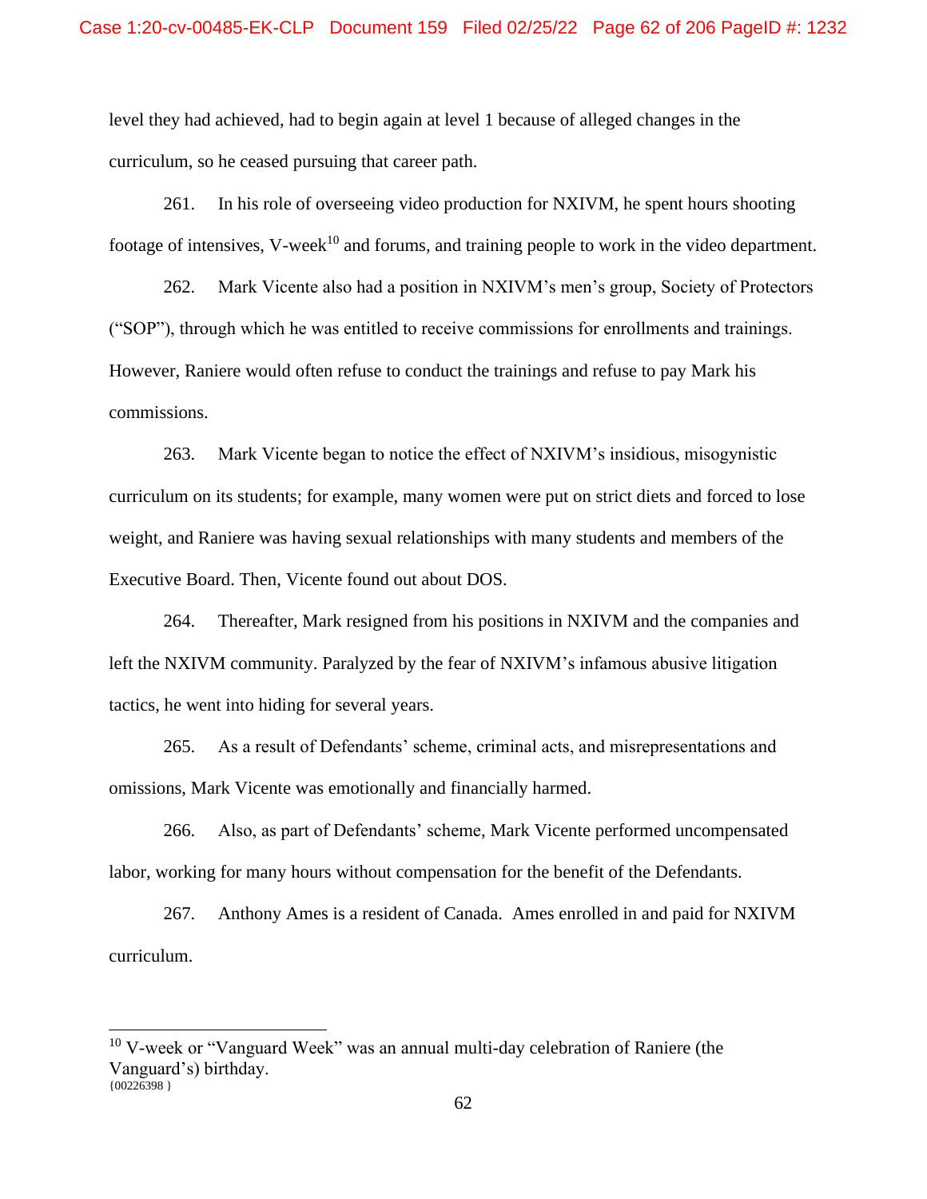level they had achieved, had to begin again at level 1 because of alleged changes in the curriculum, so he ceased pursuing that career path.

261. In his role of overseeing video production for NXIVM, he spent hours shooting footage of intensives, V-week[10] and forums, and training people to work in the video department.

262. Mark Vicente also had a position in NXIVM's men's group, Society of Protectors ("SOP"), through which he was entitled to receive commissions for enrollments and trainings. However, Raniere would often refuse to conduct the trainings and refuse to pay Mark his commissions.

263. Mark Vicente began to notice the effect of NXIVM's insidious, misogynistic curriculum on its students; for example, many women were put on strict diets and forced to lose weight, and Raniere was having sexual relationships with many students and members of the Executive Board. Then, Vicente found out about DOS.

264. Thereafter, Mark resigned from his positions in NXIVM and the companies and left the NXIVM community. Paralyzed by the fear of NXIVM's infamous abusive litigation tactics, he went into hiding for several years.

265. As a result of Defendants' scheme, criminal acts, and misrepresentations and omissions, Mark Vicente was emotionally and financially harmed.

266. Also, as part of Defendants' scheme, Mark Vicente performed uncompensated labor, working for many hours without compensation for the benefit of the Defendants.

267. Anthony Ames is a resident of Canada. Ames enrolled in and paid for NXIVM curriculum.

[10] V-week or "Vanguard Week" was an annual multi-day celebration of Raniere (the Vanguard's) birthday.

{00226398 }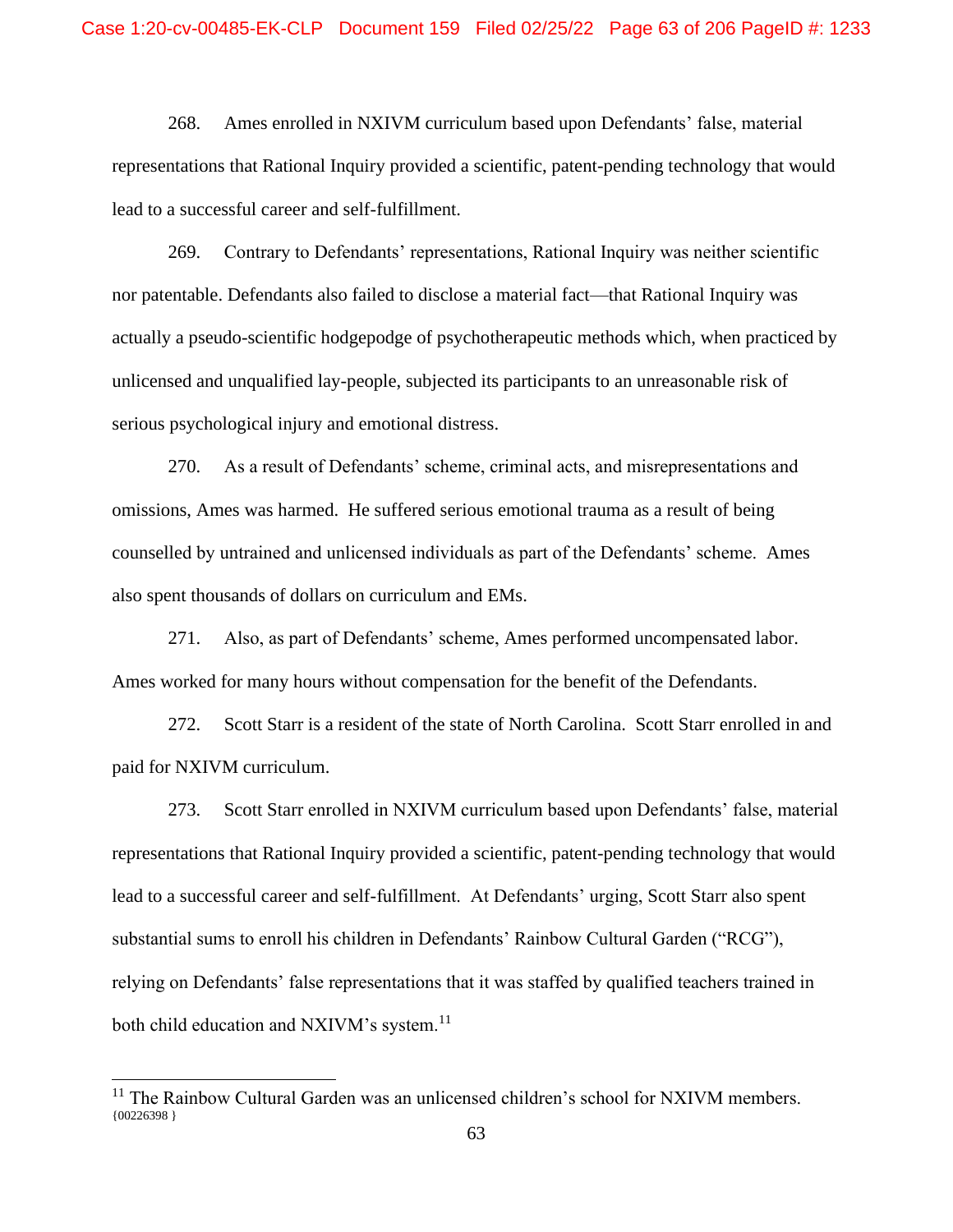268. Ames enrolled in NXIVM curriculum based upon Defendants' false, material representations that Rational Inquiry provided a scientific, patent-pending technology that would lead to a successful career and self-fulfillment.

269. Contrary to Defendants' representations, Rational Inquiry was neither scientific nor patentable. Defendants also failed to disclose a material fact—that Rational Inquiry was actually a pseudo-scientific hodgepodge of psychotherapeutic methods which, when practiced by unlicensed and unqualified lay-people, subjected its participants to an unreasonable risk of serious psychological injury and emotional distress.

270. As a result of Defendants' scheme, criminal acts, and misrepresentations and omissions, Ames was harmed. He suffered serious emotional trauma as a result of being counselled by untrained and unlicensed individuals as part of the Defendants' scheme. Ames also spent thousands of dollars on curriculum and EMs.

271. Also, as part of Defendants' scheme, Ames performed uncompensated labor. Ames worked for many hours without compensation for the benefit of the Defendants.

272. Scott Starr is a resident of the state of North Carolina. Scott Starr enrolled in and paid for NXIVM curriculum.

273. Scott Starr enrolled in NXIVM curriculum based upon Defendants' false, material representations that Rational Inquiry provided a scientific, patent-pending technology that would lead to a successful career and self-fulfillment. At Defendants' urging, Scott Starr also spent substantial sums to enroll his children in Defendants' Rainbow Cultural Garden ("RCG"), relying on Defendants' false representations that it was staffed by qualified teachers trained in both child education and NXIVM's system.[11]

[11] The Rainbow Cultural Garden was an unlicensed children's school for NXIVM members.

{00226398 }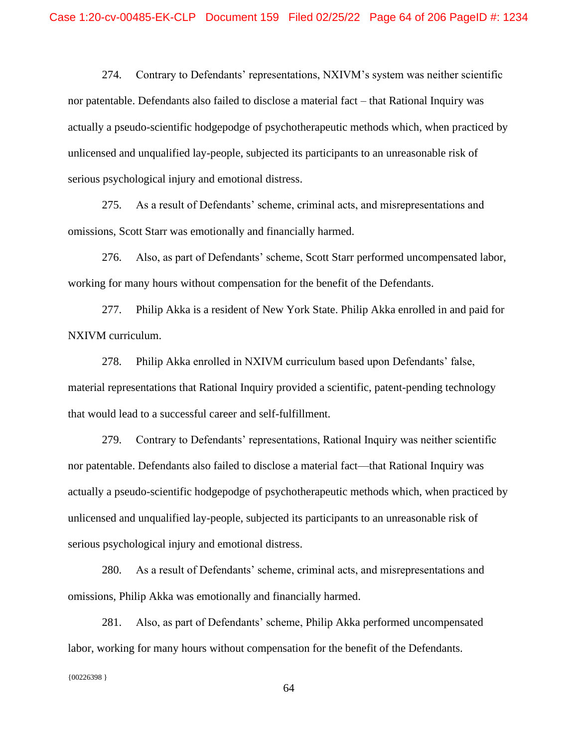274. Contrary to Defendants' representations, NXIVM's system was neither scientific nor patentable. Defendants also failed to disclose a material fact – that Rational Inquiry was actually a pseudo-scientific hodgepodge of psychotherapeutic methods which, when practiced by unlicensed and unqualified lay-people, subjected its participants to an unreasonable risk of serious psychological injury and emotional distress.

275. As a result of Defendants' scheme, criminal acts, and misrepresentations and omissions, Scott Starr was emotionally and financially harmed.

276. Also, as part of Defendants' scheme, Scott Starr performed uncompensated labor, working for many hours without compensation for the benefit of the Defendants.

277. Philip Akka is a resident of New York State. Philip Akka enrolled in and paid for NXIVM curriculum.

278. Philip Akka enrolled in NXIVM curriculum based upon Defendants' false, material representations that Rational Inquiry provided a scientific, patent-pending technology that would lead to a successful career and self-fulfillment.

279. Contrary to Defendants' representations, Rational Inquiry was neither scientific nor patentable. Defendants also failed to disclose a material fact—that Rational Inquiry was actually a pseudo-scientific hodgepodge of psychotherapeutic methods which, when practiced by unlicensed and unqualified lay-people, subjected its participants to an unreasonable risk of serious psychological injury and emotional distress.

280. As a result of Defendants' scheme, criminal acts, and misrepresentations and omissions, Philip Akka was emotionally and financially harmed.

281. Also, as part of Defendants' scheme, Philip Akka performed uncompensated labor, working for many hours without compensation for the benefit of the Defendants.

{00226398 }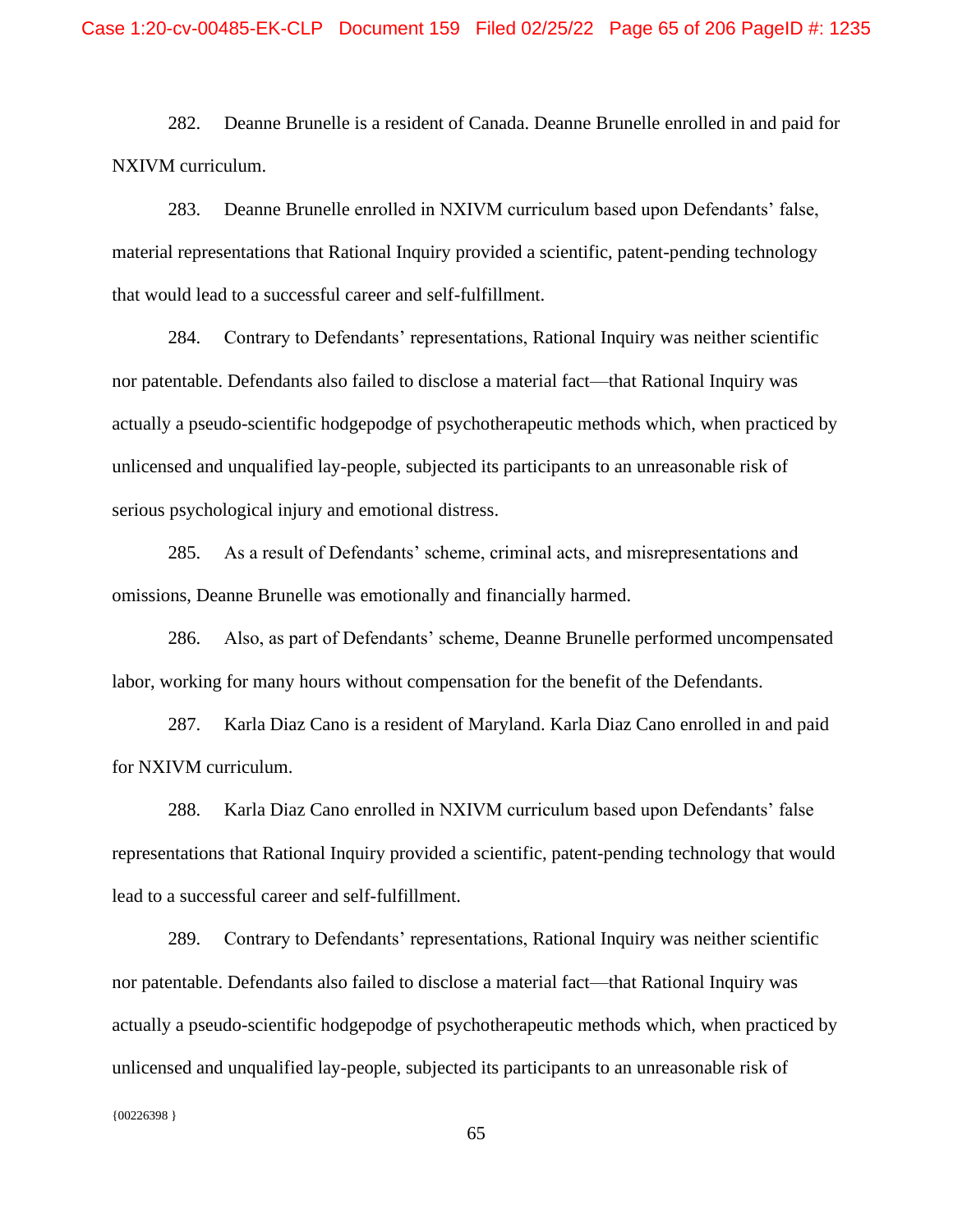282. Deanne Brunelle is a resident of Canada. Deanne Brunelle enrolled in and paid for NXIVM curriculum.

283. Deanne Brunelle enrolled in NXIVM curriculum based upon Defendants' false, material representations that Rational Inquiry provided a scientific, patent-pending technology that would lead to a successful career and self-fulfillment.

284. Contrary to Defendants' representations, Rational Inquiry was neither scientific nor patentable. Defendants also failed to disclose a material fact—that Rational Inquiry was actually a pseudo-scientific hodgepodge of psychotherapeutic methods which, when practiced by unlicensed and unqualified lay-people, subjected its participants to an unreasonable risk of serious psychological injury and emotional distress.

285. As a result of Defendants' scheme, criminal acts, and misrepresentations and omissions, Deanne Brunelle was emotionally and financially harmed.

286. Also, as part of Defendants' scheme, Deanne Brunelle performed uncompensated labor, working for many hours without compensation for the benefit of the Defendants.

287. Karla Diaz Cano is a resident of Maryland. Karla Diaz Cano enrolled in and paid for NXIVM curriculum.

288. Karla Diaz Cano enrolled in NXIVM curriculum based upon Defendants' false representations that Rational Inquiry provided a scientific, patent-pending technology that would lead to a successful career and self-fulfillment.

289. Contrary to Defendants' representations, Rational Inquiry was neither scientific nor patentable. Defendants also failed to disclose a material fact—that Rational Inquiry was actually a pseudo-scientific hodgepodge of psychotherapeutic methods which, when practiced by unlicensed and unqualified lay-people, subjected its participants to an unreasonable risk of

{00226398 }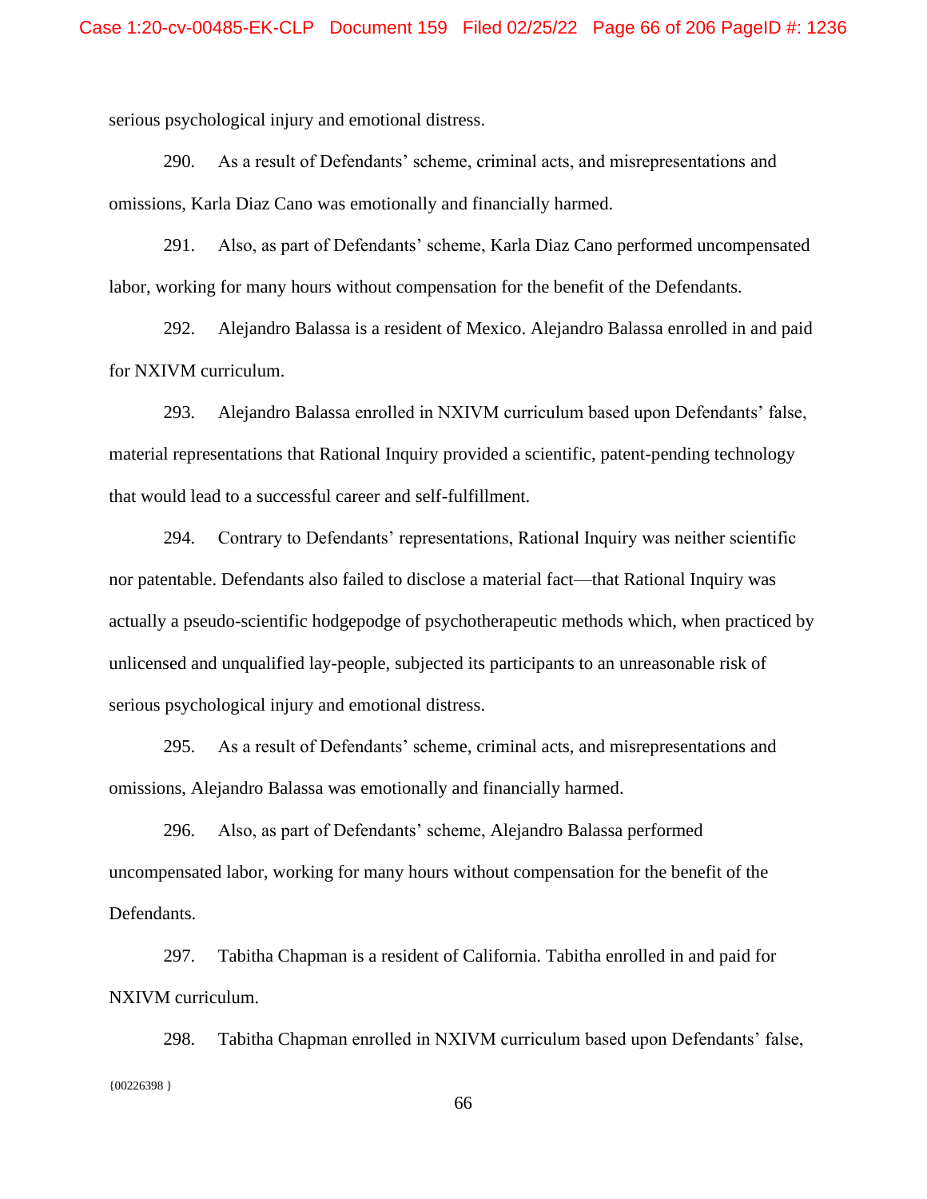serious psychological injury and emotional distress.

290. As a result of Defendants' scheme, criminal acts, and misrepresentations and omissions, Karla Diaz Cano was emotionally and financially harmed.

291. Also, as part of Defendants' scheme, Karla Diaz Cano performed uncompensated labor, working for many hours without compensation for the benefit of the Defendants.

292. Alejandro Balassa is a resident of Mexico. Alejandro Balassa enrolled in and paid for NXIVM curriculum.

293. Alejandro Balassa enrolled in NXIVM curriculum based upon Defendants' false, material representations that Rational Inquiry provided a scientific, patent-pending technology that would lead to a successful career and self-fulfillment.

294. Contrary to Defendants' representations, Rational Inquiry was neither scientific nor patentable. Defendants also failed to disclose a material fact—that Rational Inquiry was actually a pseudo-scientific hodgepodge of psychotherapeutic methods which, when practiced by unlicensed and unqualified lay-people, subjected its participants to an unreasonable risk of serious psychological injury and emotional distress.

295. As a result of Defendants' scheme, criminal acts, and misrepresentations and omissions, Alejandro Balassa was emotionally and financially harmed.

296. Also, as part of Defendants' scheme, Alejandro Balassa performed uncompensated labor, working for many hours without compensation for the benefit of the Defendants.

297. Tabitha Chapman is a resident of California. Tabitha enrolled in and paid for NXIVM curriculum.

298. Tabitha Chapman enrolled in NXIVM curriculum based upon Defendants' false,

{00226398 }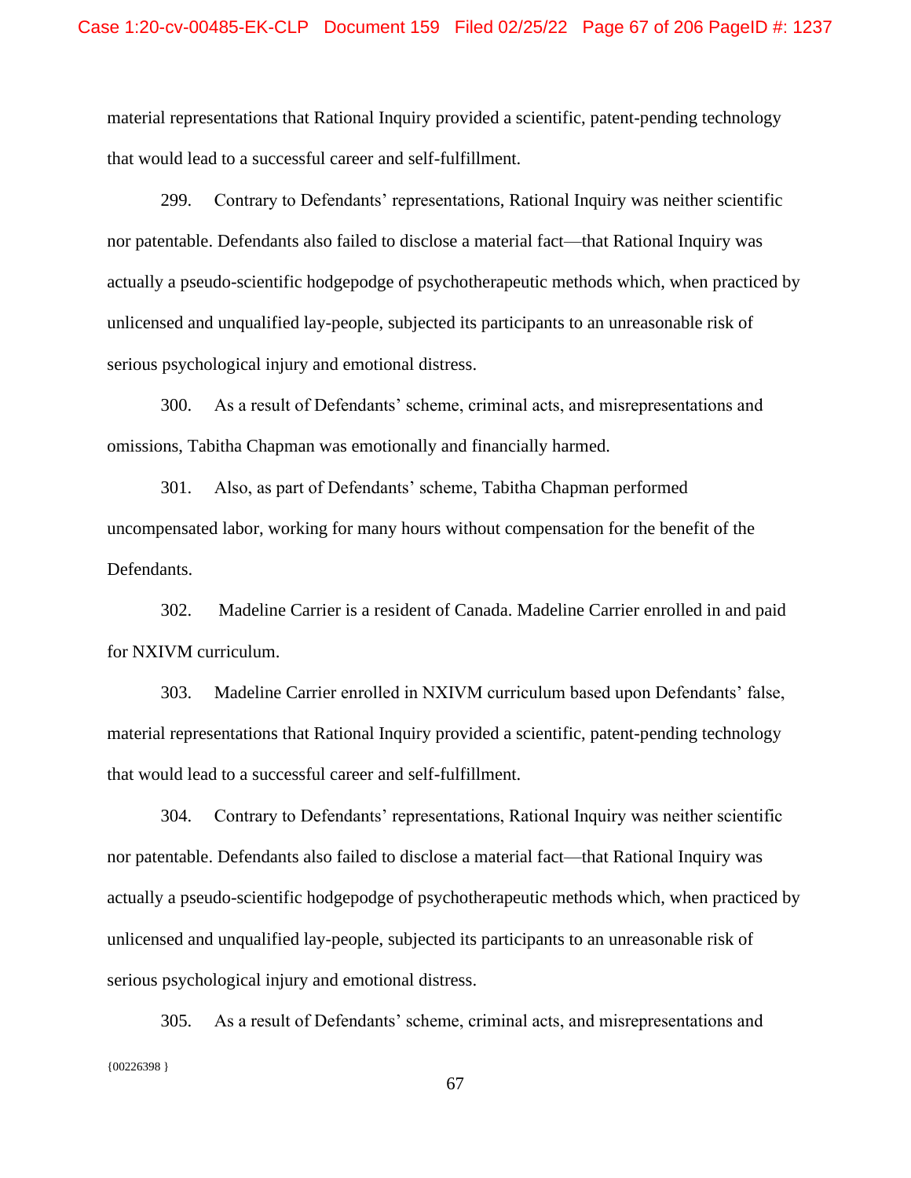material representations that Rational Inquiry provided a scientific, patent-pending technology that would lead to a successful career and self-fulfillment.

299. Contrary to Defendants' representations, Rational Inquiry was neither scientific nor patentable. Defendants also failed to disclose a material fact—that Rational Inquiry was actually a pseudo-scientific hodgepodge of psychotherapeutic methods which, when practiced by unlicensed and unqualified lay-people, subjected its participants to an unreasonable risk of serious psychological injury and emotional distress.

300. As a result of Defendants' scheme, criminal acts, and misrepresentations and omissions, Tabitha Chapman was emotionally and financially harmed.

301. Also, as part of Defendants' scheme, Tabitha Chapman performed uncompensated labor, working for many hours without compensation for the benefit of the Defendants.

302. Madeline Carrier is a resident of Canada. Madeline Carrier enrolled in and paid for NXIVM curriculum.

303. Madeline Carrier enrolled in NXIVM curriculum based upon Defendants' false, material representations that Rational Inquiry provided a scientific, patent-pending technology that would lead to a successful career and self-fulfillment.

304. Contrary to Defendants' representations, Rational Inquiry was neither scientific nor patentable. Defendants also failed to disclose a material fact—that Rational Inquiry was actually a pseudo-scientific hodgepodge of psychotherapeutic methods which, when practiced by unlicensed and unqualified lay-people, subjected its participants to an unreasonable risk of serious psychological injury and emotional distress.

305. As a result of Defendants' scheme, criminal acts, and misrepresentations and

{00226398 }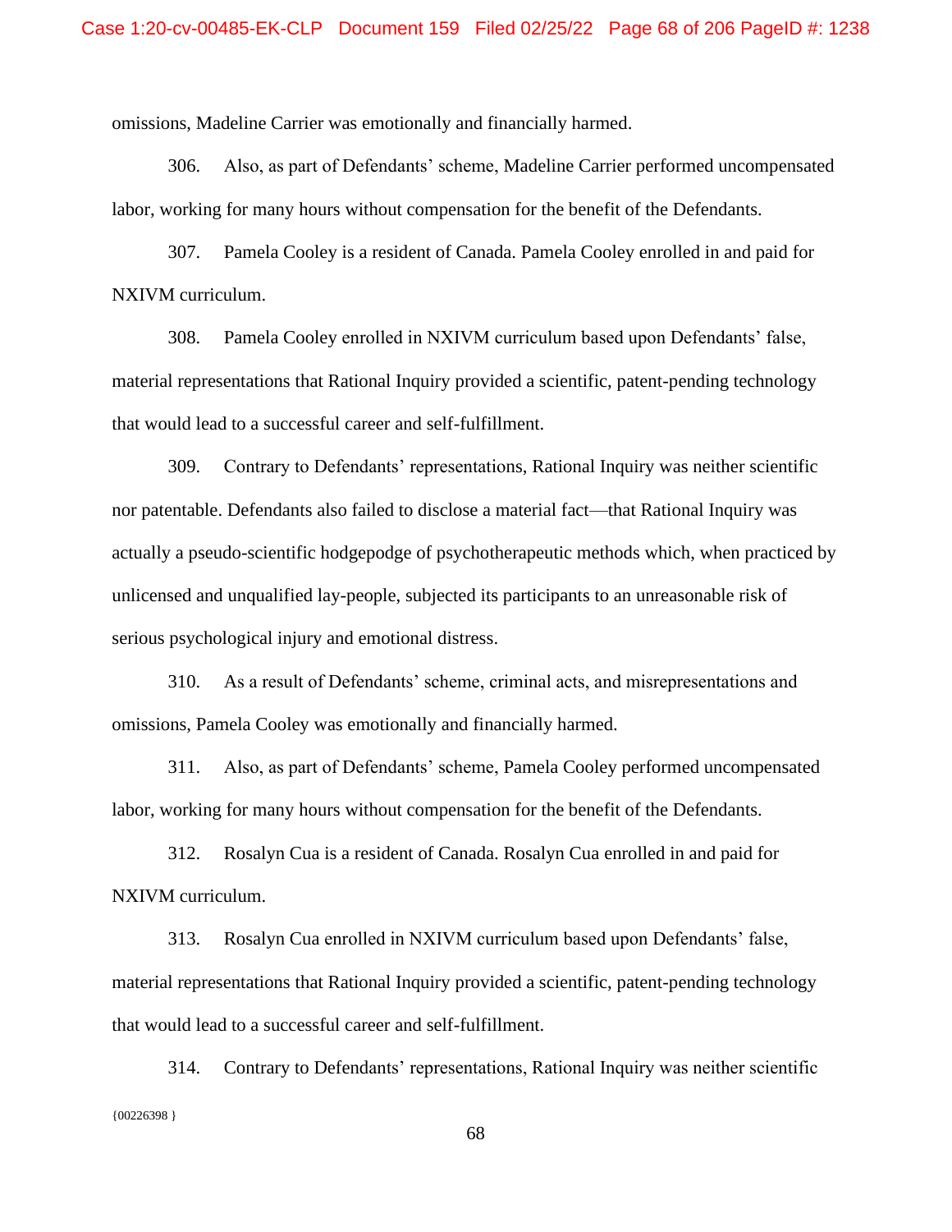omissions, Madeline Carrier was emotionally and financially harmed.

306. Also, as part of Defendants' scheme, Madeline Carrier performed uncompensated labor, working for many hours without compensation for the benefit of the Defendants.

307. Pamela Cooley is a resident of Canada. Pamela Cooley enrolled in and paid for NXIVM curriculum.

308. Pamela Cooley enrolled in NXIVM curriculum based upon Defendants' false, material representations that Rational Inquiry provided a scientific, patent-pending technology that would lead to a successful career and self-fulfillment.

309. Contrary to Defendants' representations, Rational Inquiry was neither scientific nor patentable. Defendants also failed to disclose a material fact—that Rational Inquiry was actually a pseudo-scientific hodgepodge of psychotherapeutic methods which, when practiced by unlicensed and unqualified lay-people, subjected its participants to an unreasonable risk of serious psychological injury and emotional distress.

310. As a result of Defendants' scheme, criminal acts, and misrepresentations and omissions, Pamela Cooley was emotionally and financially harmed.

311. Also, as part of Defendants' scheme, Pamela Cooley performed uncompensated labor, working for many hours without compensation for the benefit of the Defendants.

312. Rosalyn Cua is a resident of Canada. Rosalyn Cua enrolled in and paid for NXIVM curriculum.

313. Rosalyn Cua enrolled in NXIVM curriculum based upon Defendants' false, material representations that Rational Inquiry provided a scientific, patent-pending technology that would lead to a successful career and self-fulfillment.

314. Contrary to Defendants' representations, Rational Inquiry was neither scientific

{00226398 }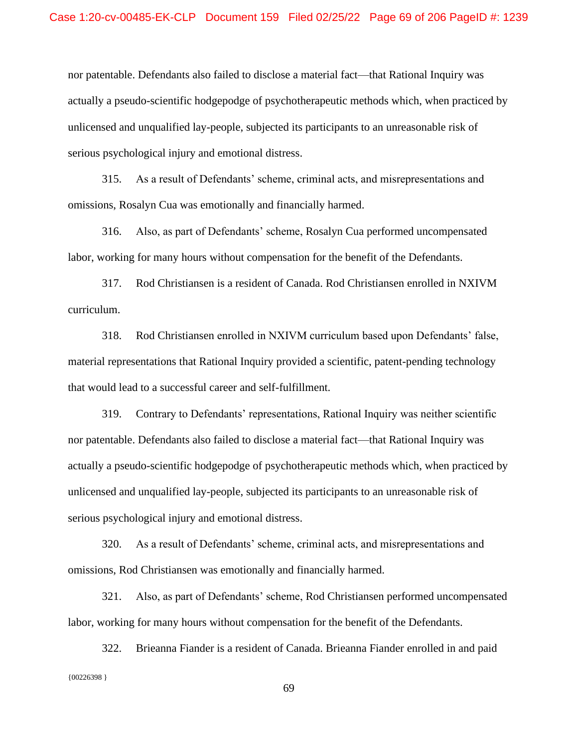nor patentable. Defendants also failed to disclose a material fact—that Rational Inquiry was actually a pseudo-scientific hodgepodge of psychotherapeutic methods which, when practiced by unlicensed and unqualified lay-people, subjected its participants to an unreasonable risk of serious psychological injury and emotional distress.

315. As a result of Defendants' scheme, criminal acts, and misrepresentations and omissions, Rosalyn Cua was emotionally and financially harmed.

316. Also, as part of Defendants' scheme, Rosalyn Cua performed uncompensated labor, working for many hours without compensation for the benefit of the Defendants.

317. Rod Christiansen is a resident of Canada. Rod Christiansen enrolled in NXIVM curriculum.

318. Rod Christiansen enrolled in NXIVM curriculum based upon Defendants' false, material representations that Rational Inquiry provided a scientific, patent-pending technology that would lead to a successful career and self-fulfillment.

319. Contrary to Defendants' representations, Rational Inquiry was neither scientific nor patentable. Defendants also failed to disclose a material fact—that Rational Inquiry was actually a pseudo-scientific hodgepodge of psychotherapeutic methods which, when practiced by unlicensed and unqualified lay-people, subjected its participants to an unreasonable risk of serious psychological injury and emotional distress.

320. As a result of Defendants' scheme, criminal acts, and misrepresentations and omissions, Rod Christiansen was emotionally and financially harmed.

321. Also, as part of Defendants' scheme, Rod Christiansen performed uncompensated labor, working for many hours without compensation for the benefit of the Defendants.

322. Brieanna Fiander is a resident of Canada. Brieanna Fiander enrolled in and paid

{00226398 }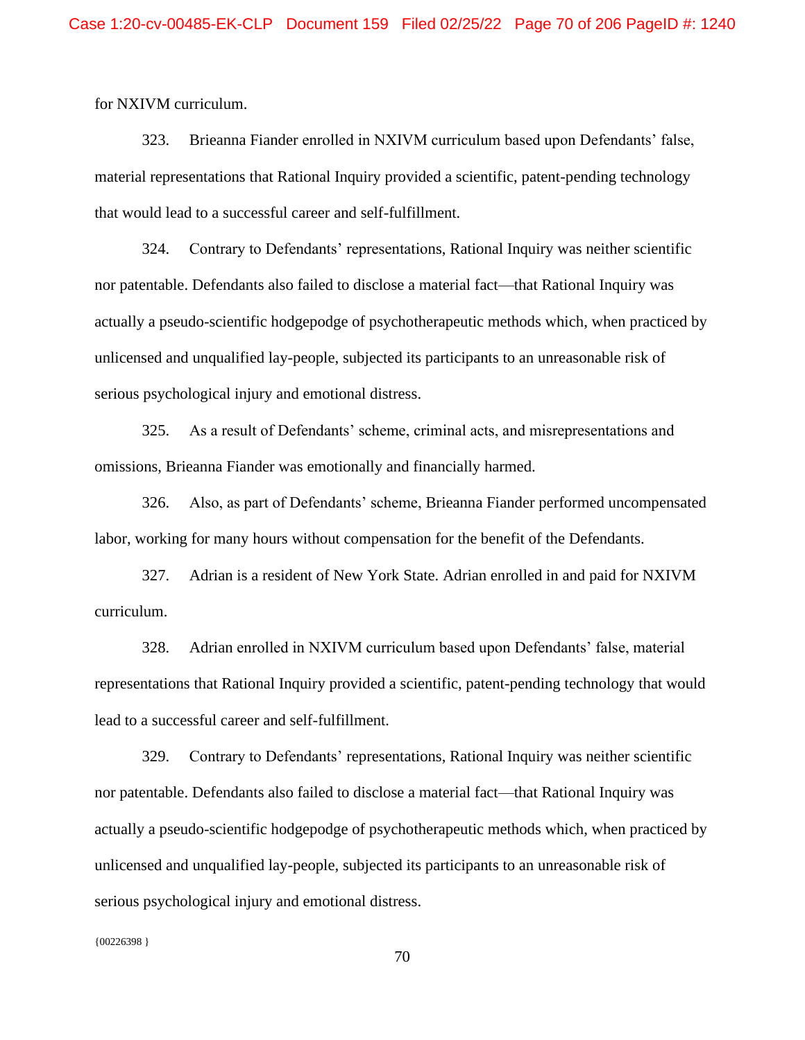for NXIVM curriculum.

323. Brieanna Fiander enrolled in NXIVM curriculum based upon Defendants' false, material representations that Rational Inquiry provided a scientific, patent-pending technology that would lead to a successful career and self-fulfillment.

324. Contrary to Defendants' representations, Rational Inquiry was neither scientific nor patentable. Defendants also failed to disclose a material fact—that Rational Inquiry was actually a pseudo-scientific hodgepodge of psychotherapeutic methods which, when practiced by unlicensed and unqualified lay-people, subjected its participants to an unreasonable risk of serious psychological injury and emotional distress.

325. As a result of Defendants' scheme, criminal acts, and misrepresentations and omissions, Brieanna Fiander was emotionally and financially harmed.

326. Also, as part of Defendants' scheme, Brieanna Fiander performed uncompensated labor, working for many hours without compensation for the benefit of the Defendants.

327. Adrian is a resident of New York State. Adrian enrolled in and paid for NXIVM curriculum.

328. Adrian enrolled in NXIVM curriculum based upon Defendants' false, material representations that Rational Inquiry provided a scientific, patent-pending technology that would lead to a successful career and self-fulfillment.

329. Contrary to Defendants' representations, Rational Inquiry was neither scientific nor patentable. Defendants also failed to disclose a material fact—that Rational Inquiry was actually a pseudo-scientific hodgepodge of psychotherapeutic methods which, when practiced by unlicensed and unqualified lay-people, subjected its participants to an unreasonable risk of serious psychological injury and emotional distress.

{00226398 }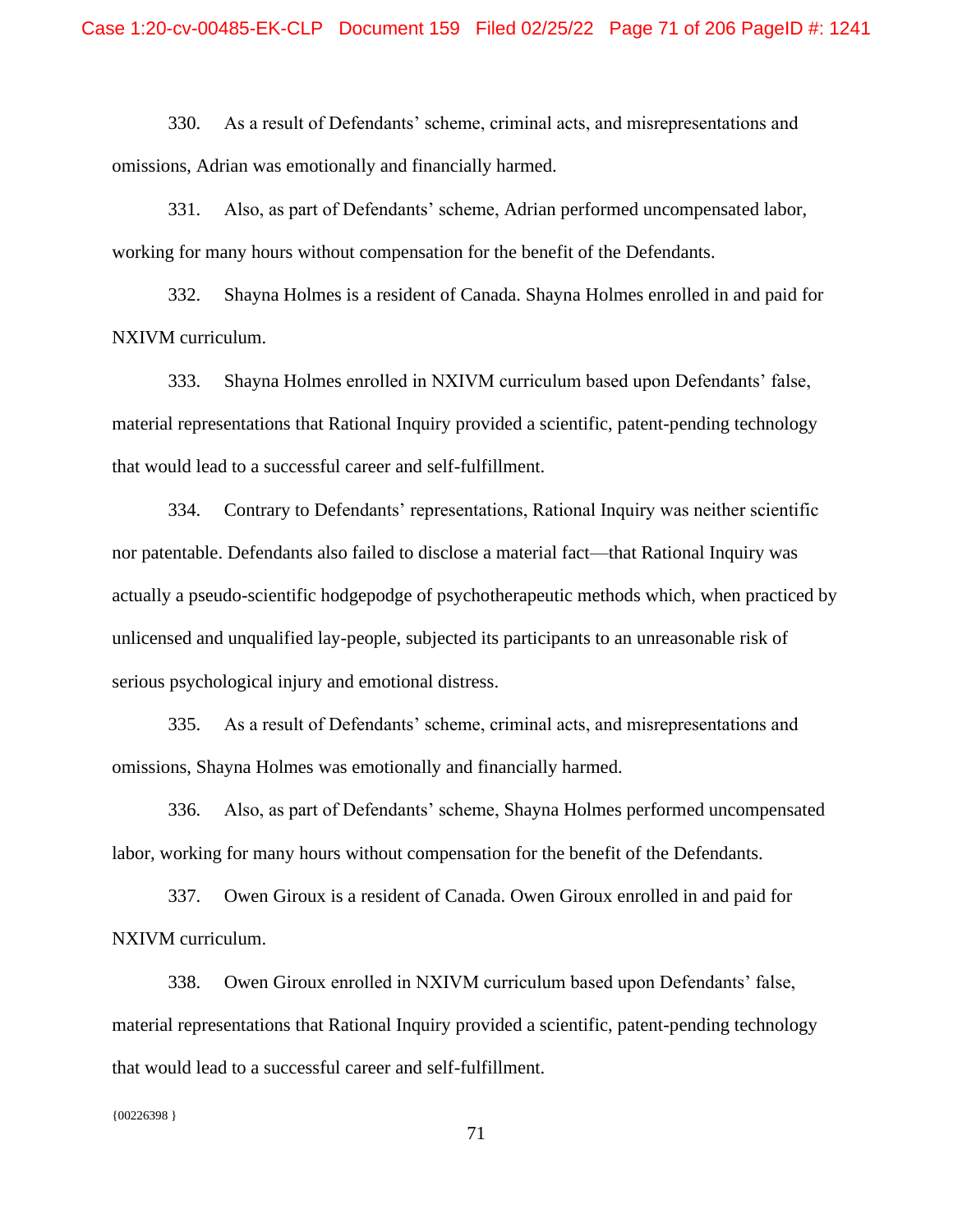330. As a result of Defendants' scheme, criminal acts, and misrepresentations and omissions, Adrian was emotionally and financially harmed.

331. Also, as part of Defendants' scheme, Adrian performed uncompensated labor, working for many hours without compensation for the benefit of the Defendants.

332. Shayna Holmes is a resident of Canada. Shayna Holmes enrolled in and paid for NXIVM curriculum.

333. Shayna Holmes enrolled in NXIVM curriculum based upon Defendants' false, material representations that Rational Inquiry provided a scientific, patent-pending technology that would lead to a successful career and self-fulfillment.

334. Contrary to Defendants' representations, Rational Inquiry was neither scientific nor patentable. Defendants also failed to disclose a material fact—that Rational Inquiry was actually a pseudo-scientific hodgepodge of psychotherapeutic methods which, when practiced by unlicensed and unqualified lay-people, subjected its participants to an unreasonable risk of serious psychological injury and emotional distress.

335. As a result of Defendants' scheme, criminal acts, and misrepresentations and omissions, Shayna Holmes was emotionally and financially harmed.

336. Also, as part of Defendants' scheme, Shayna Holmes performed uncompensated labor, working for many hours without compensation for the benefit of the Defendants.

337. Owen Giroux is a resident of Canada. Owen Giroux enrolled in and paid for NXIVM curriculum.

338. Owen Giroux enrolled in NXIVM curriculum based upon Defendants' false, material representations that Rational Inquiry provided a scientific, patent-pending technology that would lead to a successful career and self-fulfillment.

{00226398 }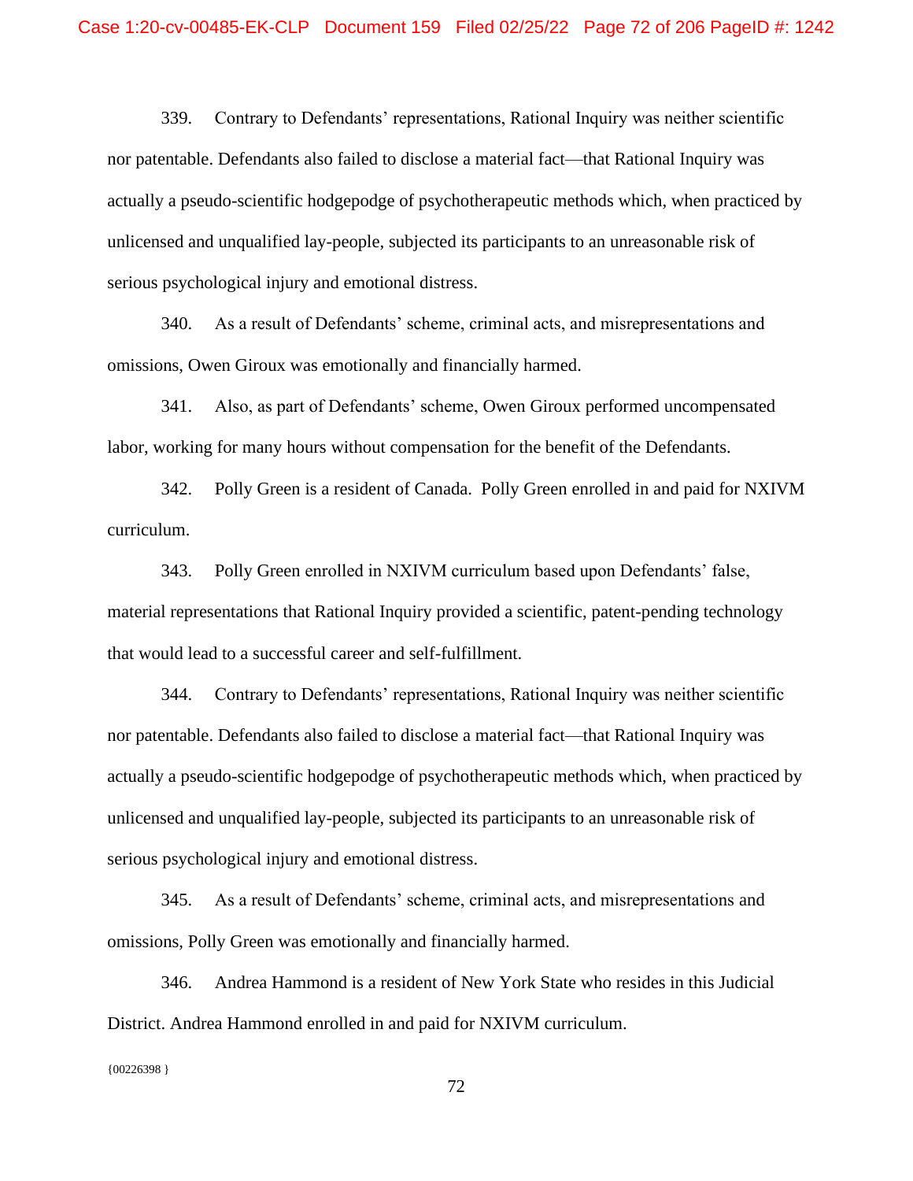339. Contrary to Defendants' representations, Rational Inquiry was neither scientific nor patentable. Defendants also failed to disclose a material fact—that Rational Inquiry was actually a pseudo-scientific hodgepodge of psychotherapeutic methods which, when practiced by unlicensed and unqualified lay-people, subjected its participants to an unreasonable risk of serious psychological injury and emotional distress.

340. As a result of Defendants' scheme, criminal acts, and misrepresentations and omissions, Owen Giroux was emotionally and financially harmed.

341. Also, as part of Defendants' scheme, Owen Giroux performed uncompensated labor, working for many hours without compensation for the benefit of the Defendants.

342. Polly Green is a resident of Canada. Polly Green enrolled in and paid for NXIVM curriculum.

343. Polly Green enrolled in NXIVM curriculum based upon Defendants' false, material representations that Rational Inquiry provided a scientific, patent-pending technology that would lead to a successful career and self-fulfillment.

344. Contrary to Defendants' representations, Rational Inquiry was neither scientific nor patentable. Defendants also failed to disclose a material fact—that Rational Inquiry was actually a pseudo-scientific hodgepodge of psychotherapeutic methods which, when practiced by unlicensed and unqualified lay-people, subjected its participants to an unreasonable risk of serious psychological injury and emotional distress.

345. As a result of Defendants' scheme, criminal acts, and misrepresentations and omissions, Polly Green was emotionally and financially harmed.

346. Andrea Hammond is a resident of New York State who resides in this Judicial District. Andrea Hammond enrolled in and paid for NXIVM curriculum.

{00226398 }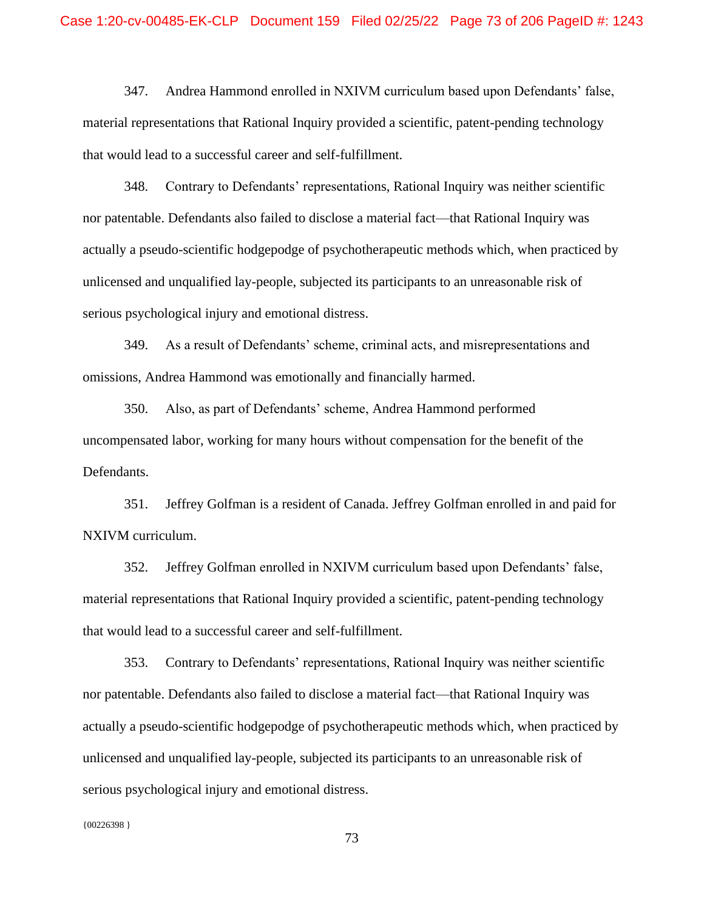347. Andrea Hammond enrolled in NXIVM curriculum based upon Defendants' false, material representations that Rational Inquiry provided a scientific, patent-pending technology that would lead to a successful career and self-fulfillment.

348. Contrary to Defendants' representations, Rational Inquiry was neither scientific nor patentable. Defendants also failed to disclose a material fact—that Rational Inquiry was actually a pseudo-scientific hodgepodge of psychotherapeutic methods which, when practiced by unlicensed and unqualified lay-people, subjected its participants to an unreasonable risk of serious psychological injury and emotional distress.

349. As a result of Defendants' scheme, criminal acts, and misrepresentations and omissions, Andrea Hammond was emotionally and financially harmed.

350. Also, as part of Defendants' scheme, Andrea Hammond performed uncompensated labor, working for many hours without compensation for the benefit of the Defendants.

351. Jeffrey Golfman is a resident of Canada. Jeffrey Golfman enrolled in and paid for NXIVM curriculum.

352. Jeffrey Golfman enrolled in NXIVM curriculum based upon Defendants' false, material representations that Rational Inquiry provided a scientific, patent-pending technology that would lead to a successful career and self-fulfillment.

353. Contrary to Defendants' representations, Rational Inquiry was neither scientific nor patentable. Defendants also failed to disclose a material fact—that Rational Inquiry was actually a pseudo-scientific hodgepodge of psychotherapeutic methods which, when practiced by unlicensed and unqualified lay-people, subjected its participants to an unreasonable risk of serious psychological injury and emotional distress.

{00226398 }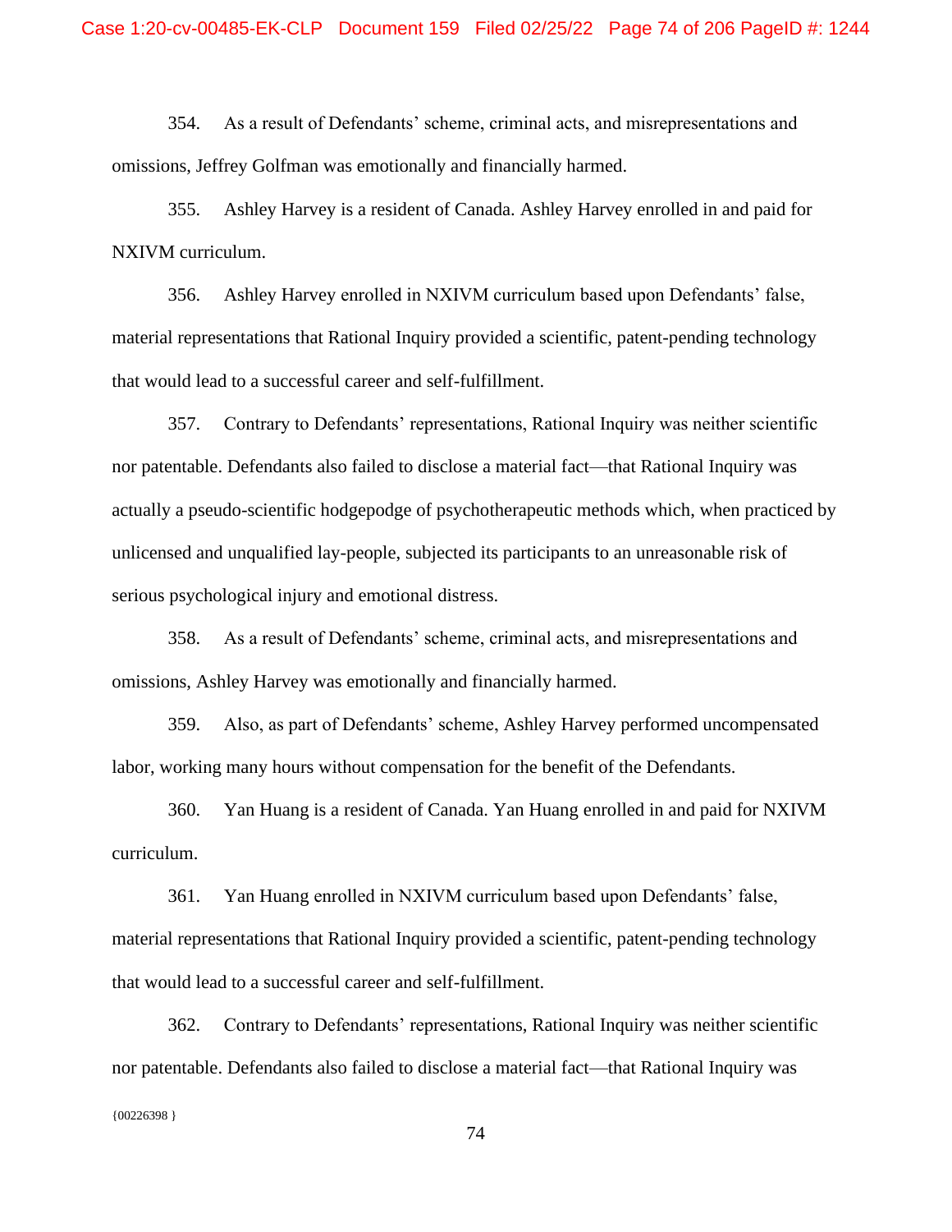354. As a result of Defendants' scheme, criminal acts, and misrepresentations and omissions, Jeffrey Golfman was emotionally and financially harmed.

355. Ashley Harvey is a resident of Canada. Ashley Harvey enrolled in and paid for NXIVM curriculum.

356. Ashley Harvey enrolled in NXIVM curriculum based upon Defendants' false, material representations that Rational Inquiry provided a scientific, patent-pending technology that would lead to a successful career and self-fulfillment.

357. Contrary to Defendants' representations, Rational Inquiry was neither scientific nor patentable. Defendants also failed to disclose a material fact—that Rational Inquiry was actually a pseudo-scientific hodgepodge of psychotherapeutic methods which, when practiced by unlicensed and unqualified lay-people, subjected its participants to an unreasonable risk of serious psychological injury and emotional distress.

358. As a result of Defendants' scheme, criminal acts, and misrepresentations and omissions, Ashley Harvey was emotionally and financially harmed.

359. Also, as part of Defendants' scheme, Ashley Harvey performed uncompensated labor, working many hours without compensation for the benefit of the Defendants.

360. Yan Huang is a resident of Canada. Yan Huang enrolled in and paid for NXIVM curriculum.

361. Yan Huang enrolled in NXIVM curriculum based upon Defendants' false, material representations that Rational Inquiry provided a scientific, patent-pending technology that would lead to a successful career and self-fulfillment.

362. Contrary to Defendants' representations, Rational Inquiry was neither scientific nor patentable. Defendants also failed to disclose a material fact—that Rational Inquiry was

{00226398 }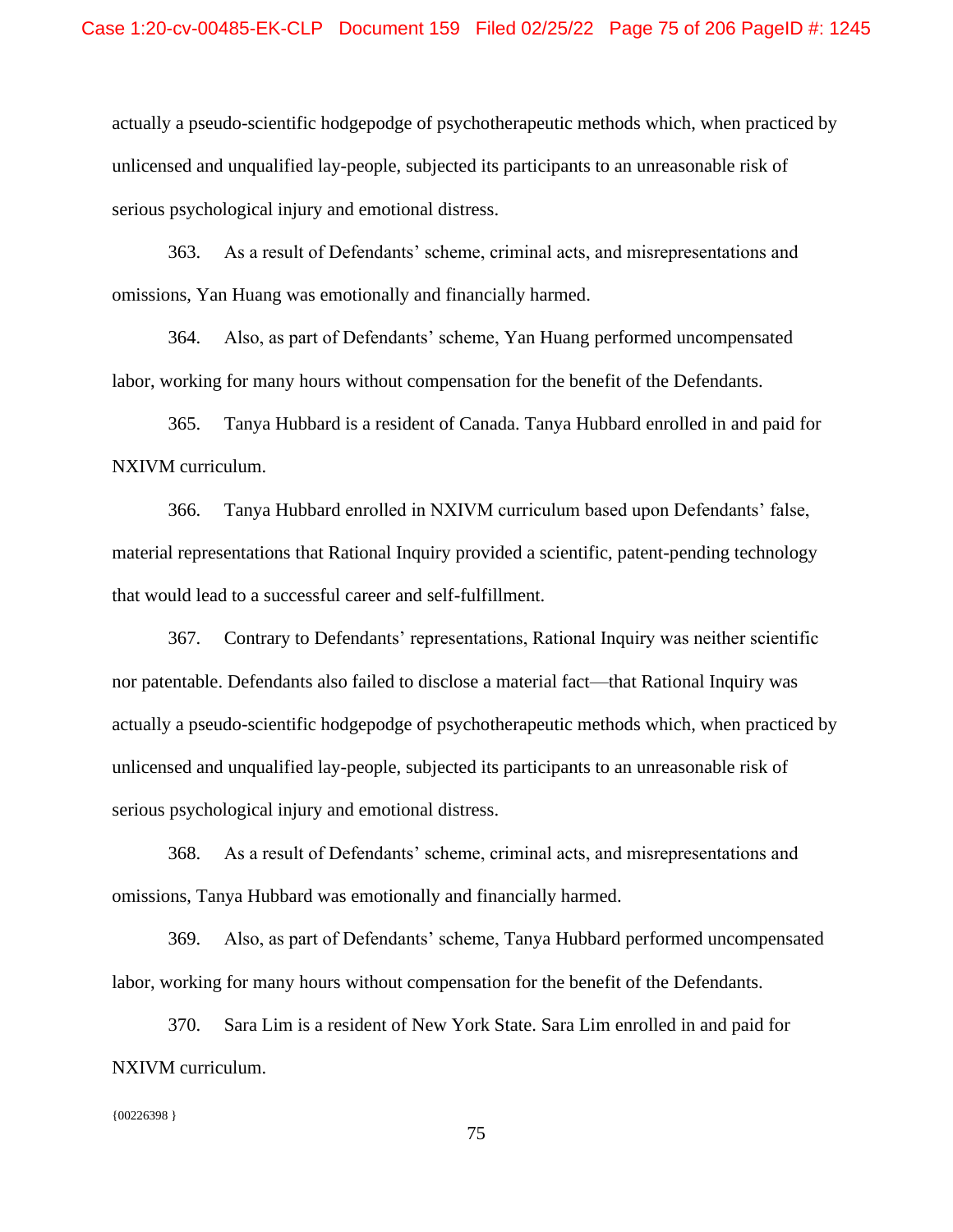actually a pseudo-scientific hodgepodge of psychotherapeutic methods which, when practiced by unlicensed and unqualified lay-people, subjected its participants to an unreasonable risk of serious psychological injury and emotional distress.

363. As a result of Defendants' scheme, criminal acts, and misrepresentations and omissions, Yan Huang was emotionally and financially harmed.

364. Also, as part of Defendants' scheme, Yan Huang performed uncompensated labor, working for many hours without compensation for the benefit of the Defendants.

365. Tanya Hubbard is a resident of Canada. Tanya Hubbard enrolled in and paid for NXIVM curriculum.

366. Tanya Hubbard enrolled in NXIVM curriculum based upon Defendants' false, material representations that Rational Inquiry provided a scientific, patent-pending technology that would lead to a successful career and self-fulfillment.

367. Contrary to Defendants' representations, Rational Inquiry was neither scientific nor patentable. Defendants also failed to disclose a material fact—that Rational Inquiry was actually a pseudo-scientific hodgepodge of psychotherapeutic methods which, when practiced by unlicensed and unqualified lay-people, subjected its participants to an unreasonable risk of serious psychological injury and emotional distress.

368. As a result of Defendants' scheme, criminal acts, and misrepresentations and omissions, Tanya Hubbard was emotionally and financially harmed.

369. Also, as part of Defendants' scheme, Tanya Hubbard performed uncompensated labor, working for many hours without compensation for the benefit of the Defendants.

370. Sara Lim is a resident of New York State. Sara Lim enrolled in and paid for NXIVM curriculum.

{00226398 }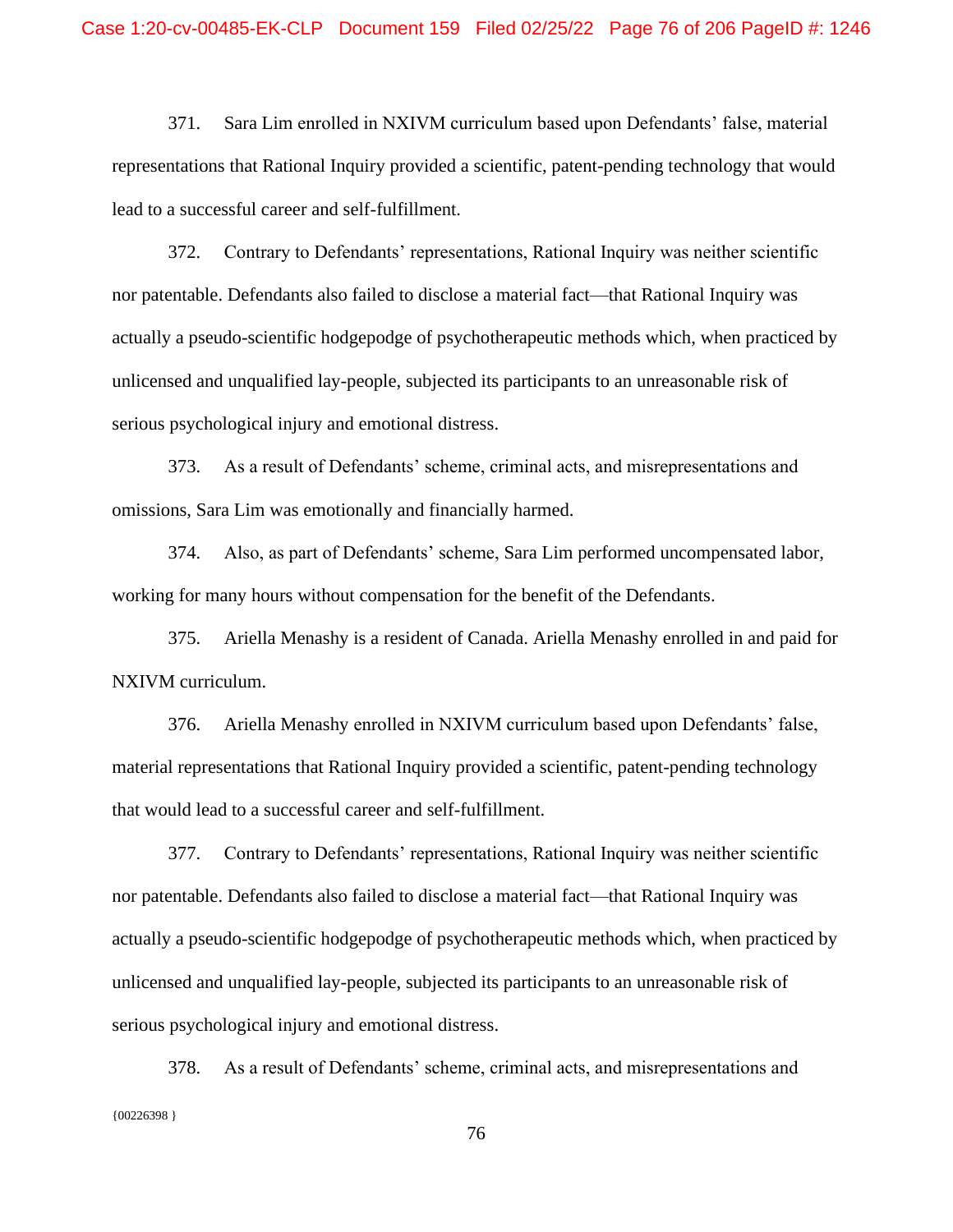371. Sara Lim enrolled in NXIVM curriculum based upon Defendants' false, material representations that Rational Inquiry provided a scientific, patent-pending technology that would lead to a successful career and self-fulfillment.

372. Contrary to Defendants' representations, Rational Inquiry was neither scientific nor patentable. Defendants also failed to disclose a material fact—that Rational Inquiry was actually a pseudo-scientific hodgepodge of psychotherapeutic methods which, when practiced by unlicensed and unqualified lay-people, subjected its participants to an unreasonable risk of serious psychological injury and emotional distress.

373. As a result of Defendants' scheme, criminal acts, and misrepresentations and omissions, Sara Lim was emotionally and financially harmed.

374. Also, as part of Defendants' scheme, Sara Lim performed uncompensated labor, working for many hours without compensation for the benefit of the Defendants.

375. Ariella Menashy is a resident of Canada. Ariella Menashy enrolled in and paid for NXIVM curriculum.

376. Ariella Menashy enrolled in NXIVM curriculum based upon Defendants' false, material representations that Rational Inquiry provided a scientific, patent-pending technology that would lead to a successful career and self-fulfillment.

377. Contrary to Defendants' representations, Rational Inquiry was neither scientific nor patentable. Defendants also failed to disclose a material fact—that Rational Inquiry was actually a pseudo-scientific hodgepodge of psychotherapeutic methods which, when practiced by unlicensed and unqualified lay-people, subjected its participants to an unreasonable risk of serious psychological injury and emotional distress.

378. As a result of Defendants' scheme, criminal acts, and misrepresentations and

{00226398 }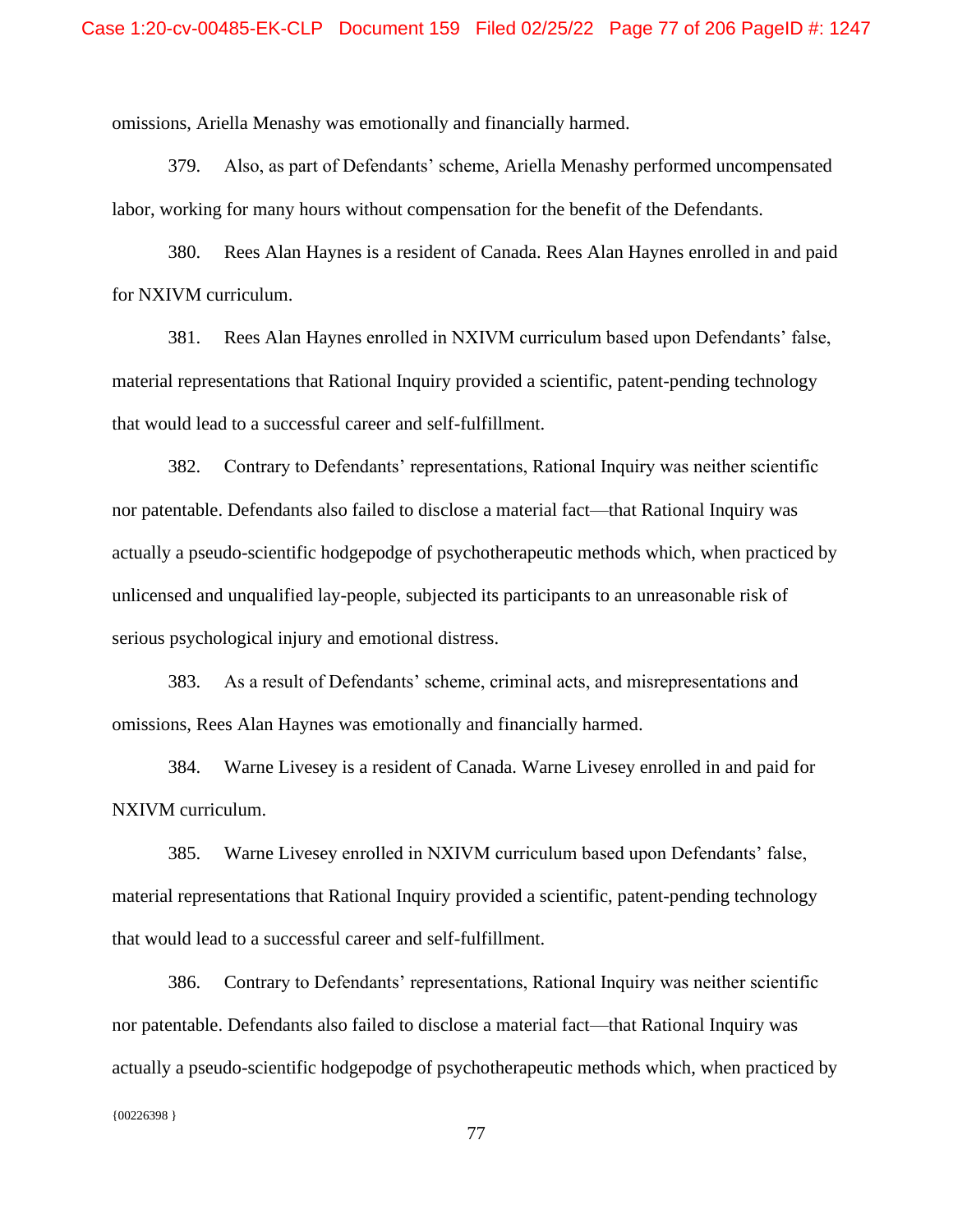omissions, Ariella Menashy was emotionally and financially harmed.

379. Also, as part of Defendants' scheme, Ariella Menashy performed uncompensated labor, working for many hours without compensation for the benefit of the Defendants.

380. Rees Alan Haynes is a resident of Canada. Rees Alan Haynes enrolled in and paid for NXIVM curriculum.

381. Rees Alan Haynes enrolled in NXIVM curriculum based upon Defendants' false, material representations that Rational Inquiry provided a scientific, patent-pending technology that would lead to a successful career and self-fulfillment.

382. Contrary to Defendants' representations, Rational Inquiry was neither scientific nor patentable. Defendants also failed to disclose a material fact—that Rational Inquiry was actually a pseudo-scientific hodgepodge of psychotherapeutic methods which, when practiced by unlicensed and unqualified lay-people, subjected its participants to an unreasonable risk of serious psychological injury and emotional distress.

383. As a result of Defendants' scheme, criminal acts, and misrepresentations and omissions, Rees Alan Haynes was emotionally and financially harmed.

384. Warne Livesey is a resident of Canada. Warne Livesey enrolled in and paid for NXIVM curriculum.

385. Warne Livesey enrolled in NXIVM curriculum based upon Defendants' false, material representations that Rational Inquiry provided a scientific, patent-pending technology that would lead to a successful career and self-fulfillment.

386. Contrary to Defendants' representations, Rational Inquiry was neither scientific nor patentable. Defendants also failed to disclose a material fact—that Rational Inquiry was actually a pseudo-scientific hodgepodge of psychotherapeutic methods which, when practiced by

{00226398 }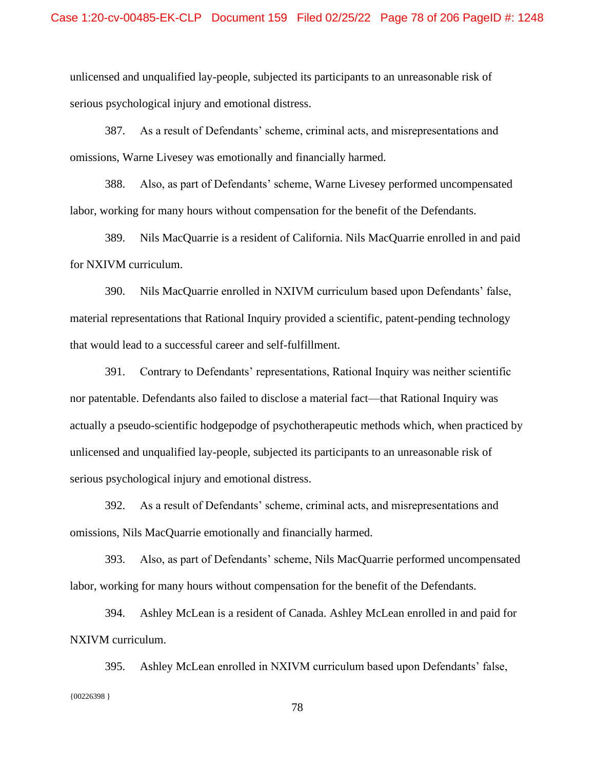unlicensed and unqualified lay-people, subjected its participants to an unreasonable risk of serious psychological injury and emotional distress.

387. As a result of Defendants' scheme, criminal acts, and misrepresentations and omissions, Warne Livesey was emotionally and financially harmed.

388. Also, as part of Defendants' scheme, Warne Livesey performed uncompensated labor, working for many hours without compensation for the benefit of the Defendants.

389. Nils MacQuarrie is a resident of California. Nils MacQuarrie enrolled in and paid for NXIVM curriculum.

390. Nils MacQuarrie enrolled in NXIVM curriculum based upon Defendants' false, material representations that Rational Inquiry provided a scientific, patent-pending technology that would lead to a successful career and self-fulfillment.

391. Contrary to Defendants' representations, Rational Inquiry was neither scientific nor patentable. Defendants also failed to disclose a material fact—that Rational Inquiry was actually a pseudo-scientific hodgepodge of psychotherapeutic methods which, when practiced by unlicensed and unqualified lay-people, subjected its participants to an unreasonable risk of serious psychological injury and emotional distress.

392. As a result of Defendants' scheme, criminal acts, and misrepresentations and omissions, Nils MacQuarrie emotionally and financially harmed.

393. Also, as part of Defendants' scheme, Nils MacQuarrie performed uncompensated labor, working for many hours without compensation for the benefit of the Defendants.

394. Ashley McLean is a resident of Canada. Ashley McLean enrolled in and paid for NXIVM curriculum.

395. Ashley McLean enrolled in NXIVM curriculum based upon Defendants' false,

{00226398 }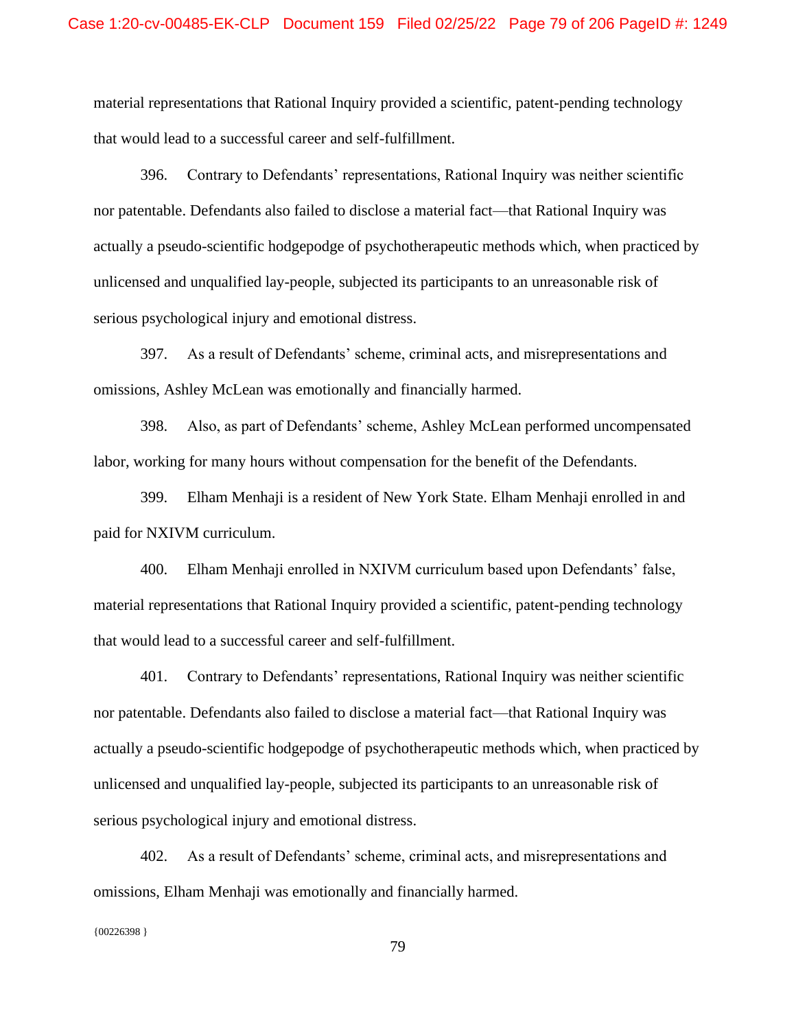material representations that Rational Inquiry provided a scientific, patent-pending technology that would lead to a successful career and self-fulfillment.

396. Contrary to Defendants' representations, Rational Inquiry was neither scientific nor patentable. Defendants also failed to disclose a material fact—that Rational Inquiry was actually a pseudo-scientific hodgepodge of psychotherapeutic methods which, when practiced by unlicensed and unqualified lay-people, subjected its participants to an unreasonable risk of serious psychological injury and emotional distress.

397. As a result of Defendants' scheme, criminal acts, and misrepresentations and omissions, Ashley McLean was emotionally and financially harmed.

398. Also, as part of Defendants' scheme, Ashley McLean performed uncompensated labor, working for many hours without compensation for the benefit of the Defendants.

399. Elham Menhaji is a resident of New York State. Elham Menhaji enrolled in and paid for NXIVM curriculum.

400. Elham Menhaji enrolled in NXIVM curriculum based upon Defendants' false, material representations that Rational Inquiry provided a scientific, patent-pending technology that would lead to a successful career and self-fulfillment.

401. Contrary to Defendants' representations, Rational Inquiry was neither scientific nor patentable. Defendants also failed to disclose a material fact—that Rational Inquiry was actually a pseudo-scientific hodgepodge of psychotherapeutic methods which, when practiced by unlicensed and unqualified lay-people, subjected its participants to an unreasonable risk of serious psychological injury and emotional distress.

402. As a result of Defendants' scheme, criminal acts, and misrepresentations and omissions, Elham Menhaji was emotionally and financially harmed.

{00226398 }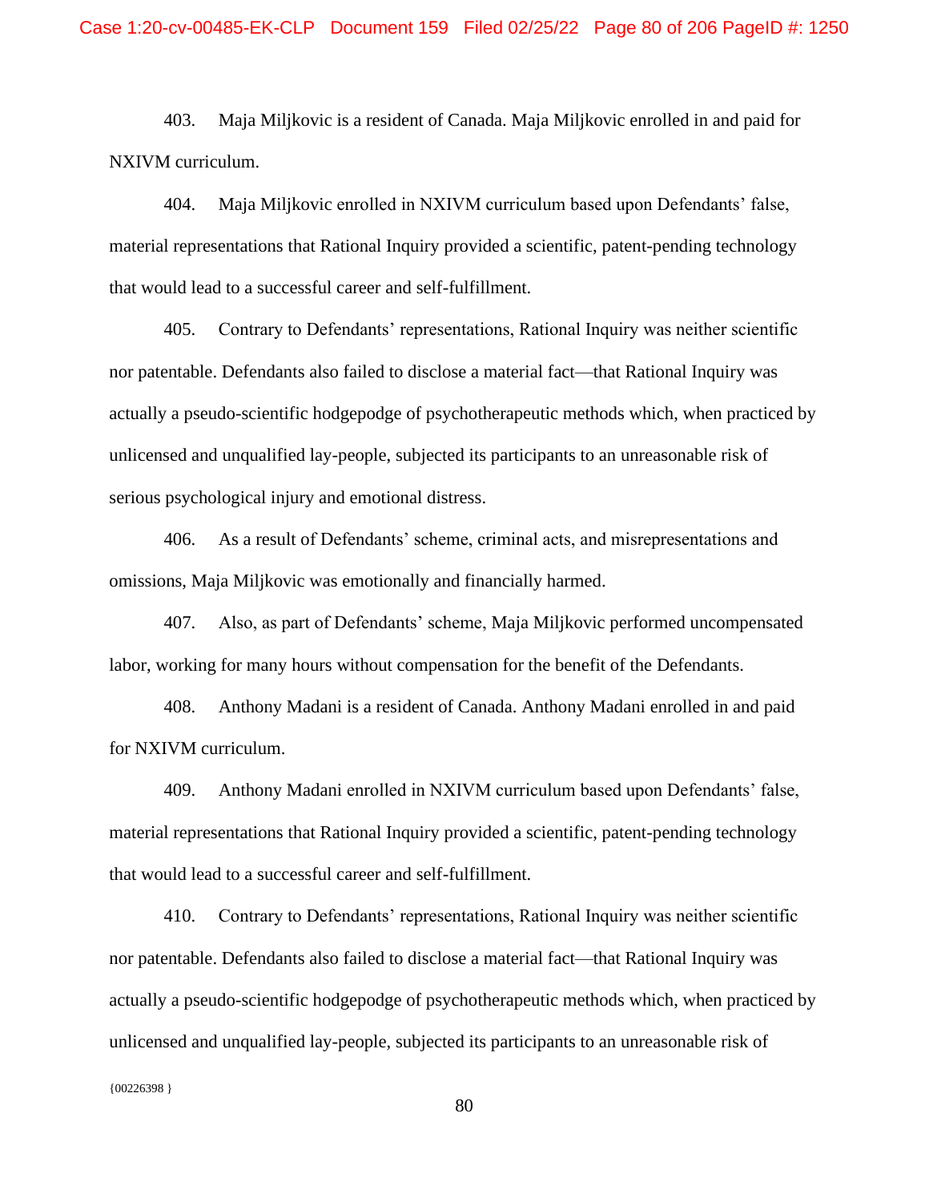403. Maja Miljkovic is a resident of Canada. Maja Miljkovic enrolled in and paid for NXIVM curriculum.

404. Maja Miljkovic enrolled in NXIVM curriculum based upon Defendants' false, material representations that Rational Inquiry provided a scientific, patent-pending technology that would lead to a successful career and self-fulfillment.

405. Contrary to Defendants' representations, Rational Inquiry was neither scientific nor patentable. Defendants also failed to disclose a material fact—that Rational Inquiry was actually a pseudo-scientific hodgepodge of psychotherapeutic methods which, when practiced by unlicensed and unqualified lay-people, subjected its participants to an unreasonable risk of serious psychological injury and emotional distress.

406. As a result of Defendants' scheme, criminal acts, and misrepresentations and omissions, Maja Miljkovic was emotionally and financially harmed.

407. Also, as part of Defendants' scheme, Maja Miljkovic performed uncompensated labor, working for many hours without compensation for the benefit of the Defendants.

408. Anthony Madani is a resident of Canada. Anthony Madani enrolled in and paid for NXIVM curriculum.

409. Anthony Madani enrolled in NXIVM curriculum based upon Defendants' false, material representations that Rational Inquiry provided a scientific, patent-pending technology that would lead to a successful career and self-fulfillment.

410. Contrary to Defendants' representations, Rational Inquiry was neither scientific nor patentable. Defendants also failed to disclose a material fact—that Rational Inquiry was actually a pseudo-scientific hodgepodge of psychotherapeutic methods which, when practiced by unlicensed and unqualified lay-people, subjected its participants to an unreasonable risk of

{00226398 }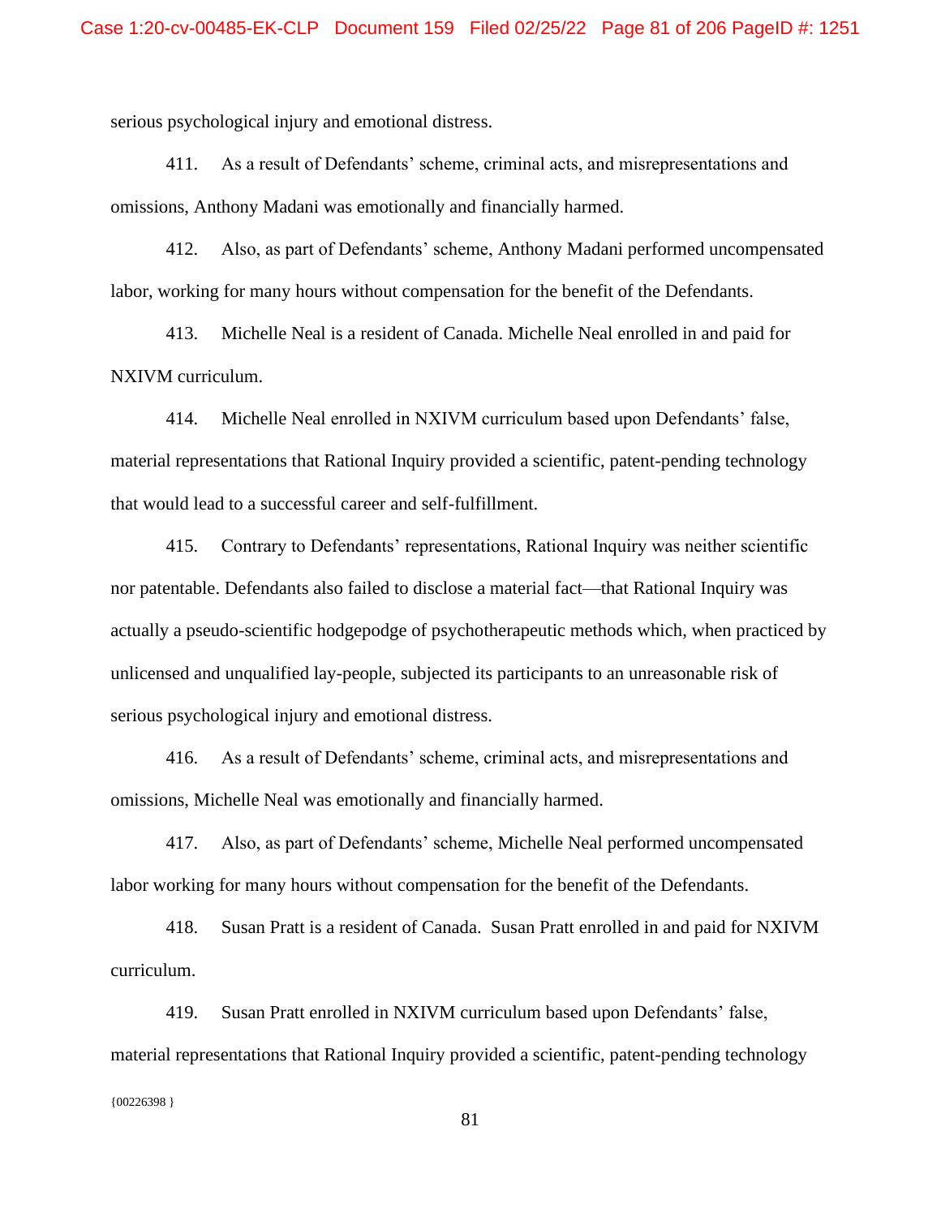serious psychological injury and emotional distress.

411. As a result of Defendants' scheme, criminal acts, and misrepresentations and omissions, Anthony Madani was emotionally and financially harmed.

412. Also, as part of Defendants' scheme, Anthony Madani performed uncompensated labor, working for many hours without compensation for the benefit of the Defendants.

413. Michelle Neal is a resident of Canada. Michelle Neal enrolled in and paid for NXIVM curriculum.

414. Michelle Neal enrolled in NXIVM curriculum based upon Defendants' false, material representations that Rational Inquiry provided a scientific, patent-pending technology that would lead to a successful career and self-fulfillment.

415. Contrary to Defendants' representations, Rational Inquiry was neither scientific nor patentable. Defendants also failed to disclose a material fact—that Rational Inquiry was actually a pseudo-scientific hodgepodge of psychotherapeutic methods which, when practiced by unlicensed and unqualified lay-people, subjected its participants to an unreasonable risk of serious psychological injury and emotional distress.

416. As a result of Defendants' scheme, criminal acts, and misrepresentations and omissions, Michelle Neal was emotionally and financially harmed.

417. Also, as part of Defendants' scheme, Michelle Neal performed uncompensated labor working for many hours without compensation for the benefit of the Defendants.

418. Susan Pratt is a resident of Canada. Susan Pratt enrolled in and paid for NXIVM curriculum.

419. Susan Pratt enrolled in NXIVM curriculum based upon Defendants' false, material representations that Rational Inquiry provided a scientific, patent-pending technology

{00226398 }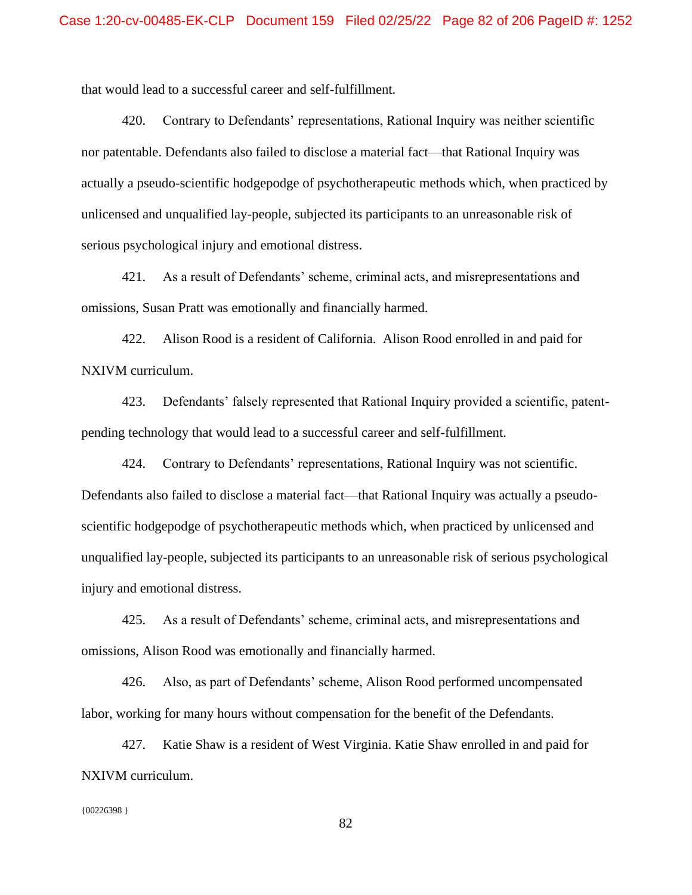that would lead to a successful career and self-fulfillment.

420. Contrary to Defendants' representations, Rational Inquiry was neither scientific nor patentable. Defendants also failed to disclose a material fact—that Rational Inquiry was actually a pseudo-scientific hodgepodge of psychotherapeutic methods which, when practiced by unlicensed and unqualified lay-people, subjected its participants to an unreasonable risk of serious psychological injury and emotional distress.

421. As a result of Defendants' scheme, criminal acts, and misrepresentations and omissions, Susan Pratt was emotionally and financially harmed.

422. Alison Rood is a resident of California. Alison Rood enrolled in and paid for NXIVM curriculum.

423. Defendants' falsely represented that Rational Inquiry provided a scientific, patent-pending technology that would lead to a successful career and self-fulfillment.

424. Contrary to Defendants' representations, Rational Inquiry was not scientific. Defendants also failed to disclose a material fact—that Rational Inquiry was actually a pseudo-scientific hodgepodge of psychotherapeutic methods which, when practiced by unlicensed and unqualified lay-people, subjected its participants to an unreasonable risk of serious psychological injury and emotional distress.

425. As a result of Defendants' scheme, criminal acts, and misrepresentations and omissions, Alison Rood was emotionally and financially harmed.

426. Also, as part of Defendants' scheme, Alison Rood performed uncompensated labor, working for many hours without compensation for the benefit of the Defendants.

427. Katie Shaw is a resident of West Virginia. Katie Shaw enrolled in and paid for NXIVM curriculum.

{00226398 }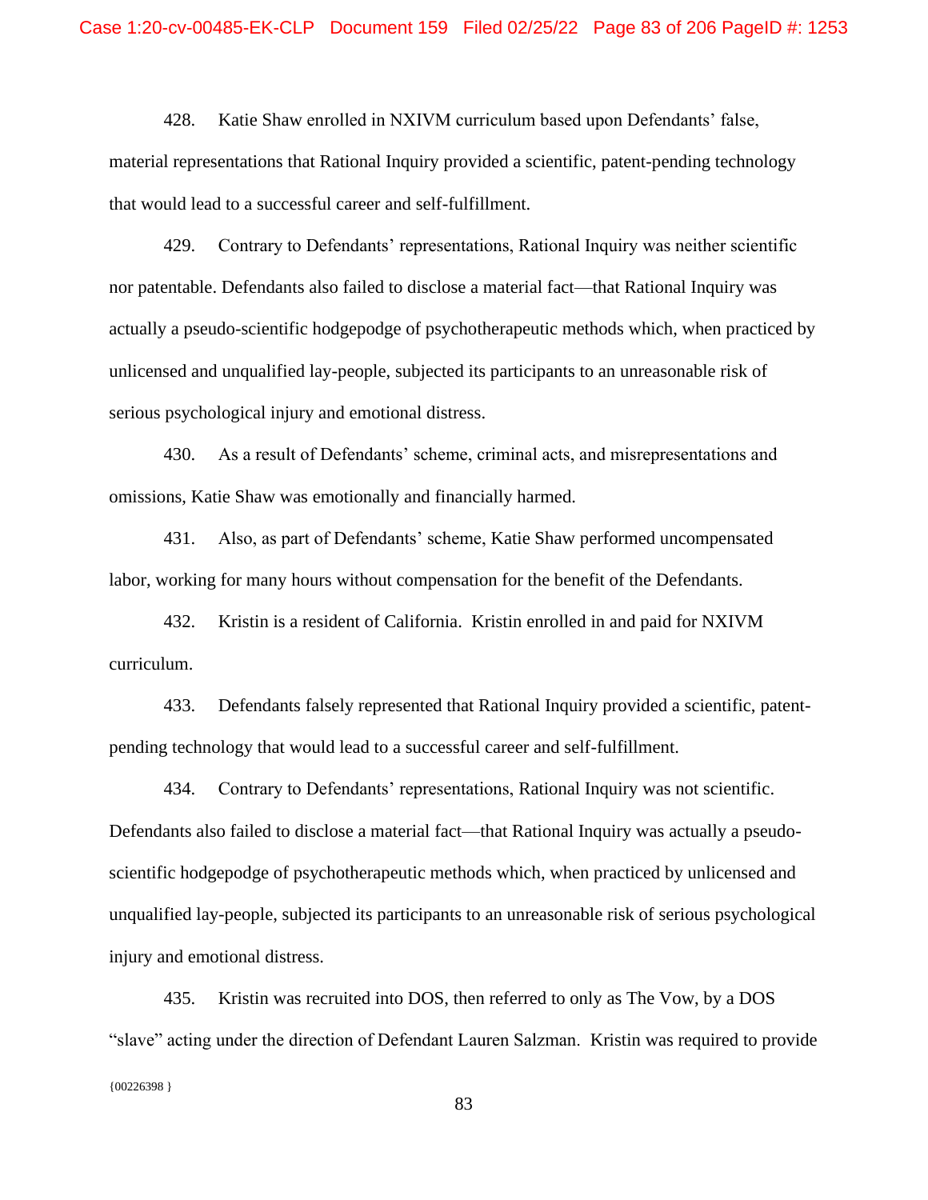428. Katie Shaw enrolled in NXIVM curriculum based upon Defendants' false, material representations that Rational Inquiry provided a scientific, patent-pending technology that would lead to a successful career and self-fulfillment.

429. Contrary to Defendants' representations, Rational Inquiry was neither scientific nor patentable. Defendants also failed to disclose a material fact—that Rational Inquiry was actually a pseudo-scientific hodgepodge of psychotherapeutic methods which, when practiced by unlicensed and unqualified lay-people, subjected its participants to an unreasonable risk of serious psychological injury and emotional distress.

430. As a result of Defendants' scheme, criminal acts, and misrepresentations and omissions, Katie Shaw was emotionally and financially harmed.

431. Also, as part of Defendants' scheme, Katie Shaw performed uncompensated labor, working for many hours without compensation for the benefit of the Defendants.

432. Kristin is a resident of California. Kristin enrolled in and paid for NXIVM curriculum.

433. Defendants falsely represented that Rational Inquiry provided a scientific, patent-pending technology that would lead to a successful career and self-fulfillment.

434. Contrary to Defendants' representations, Rational Inquiry was not scientific. Defendants also failed to disclose a material fact—that Rational Inquiry was actually a pseudo-scientific hodgepodge of psychotherapeutic methods which, when practiced by unlicensed and unqualified lay-people, subjected its participants to an unreasonable risk of serious psychological injury and emotional distress.

435. Kristin was recruited into DOS, then referred to only as The Vow, by a DOS "slave" acting under the direction of Defendant Lauren Salzman. Kristin was required to provide

{00226398 }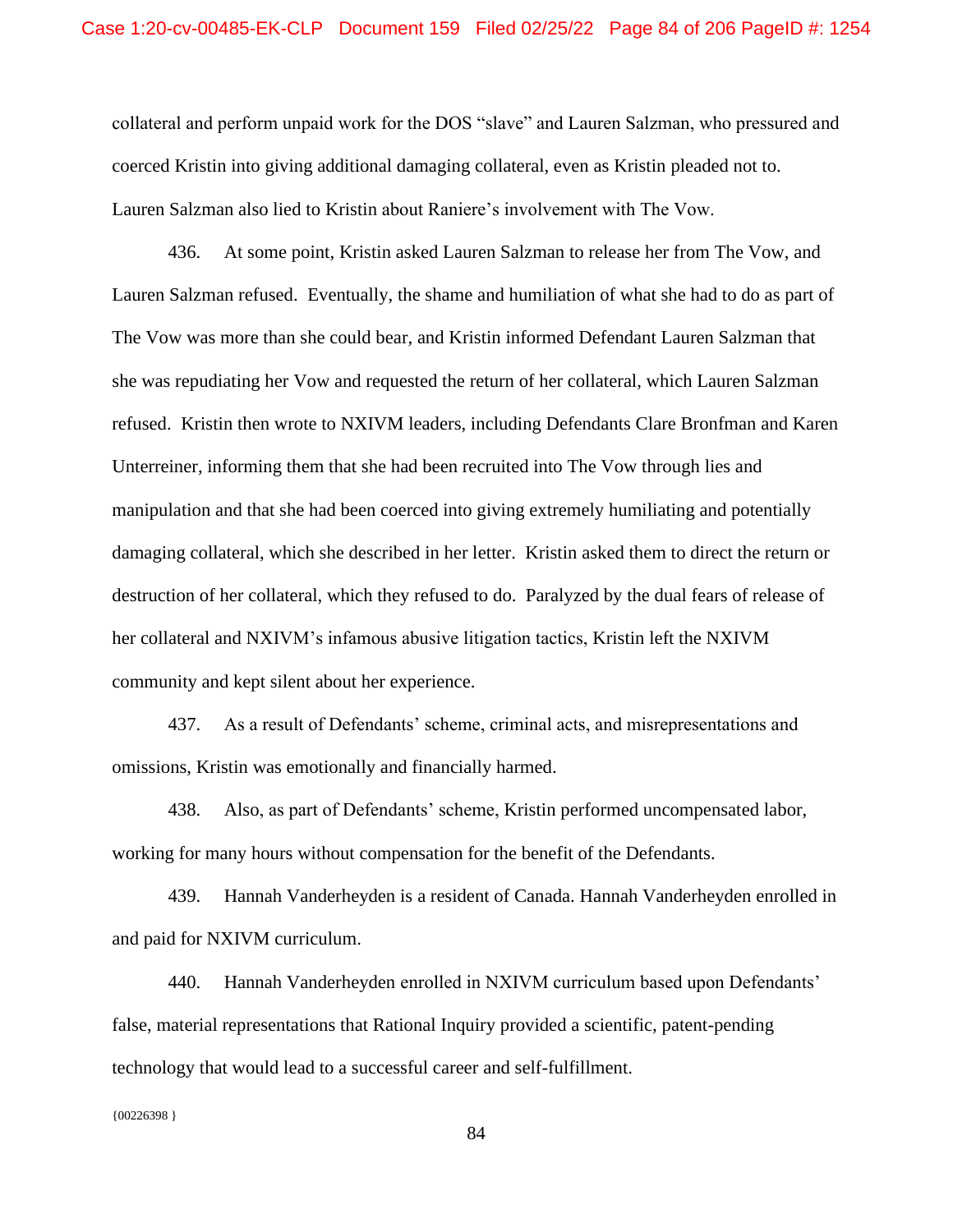collateral and perform unpaid work for the DOS "slave" and Lauren Salzman, who pressured and coerced Kristin into giving additional damaging collateral, even as Kristin pleaded not to. Lauren Salzman also lied to Kristin about Raniere's involvement with The Vow.

436. At some point, Kristin asked Lauren Salzman to release her from The Vow, and Lauren Salzman refused. Eventually, the shame and humiliation of what she had to do as part of The Vow was more than she could bear, and Kristin informed Defendant Lauren Salzman that she was repudiating her Vow and requested the return of her collateral, which Lauren Salzman refused. Kristin then wrote to NXIVM leaders, including Defendants Clare Bronfman and Karen Unterreiner, informing them that she had been recruited into The Vow through lies and manipulation and that she had been coerced into giving extremely humiliating and potentially damaging collateral, which she described in her letter. Kristin asked them to direct the return or destruction of her collateral, which they refused to do. Paralyzed by the dual fears of release of her collateral and NXIVM's infamous abusive litigation tactics, Kristin left the NXIVM community and kept silent about her experience.

437. As a result of Defendants' scheme, criminal acts, and misrepresentations and omissions, Kristin was emotionally and financially harmed.

438. Also, as part of Defendants' scheme, Kristin performed uncompensated labor, working for many hours without compensation for the benefit of the Defendants.

439. Hannah Vanderheyden is a resident of Canada. Hannah Vanderheyden enrolled in and paid for NXIVM curriculum.

440. Hannah Vanderheyden enrolled in NXIVM curriculum based upon Defendants' false, material representations that Rational Inquiry provided a scientific, patent-pending technology that would lead to a successful career and self-fulfillment.

{00226398 }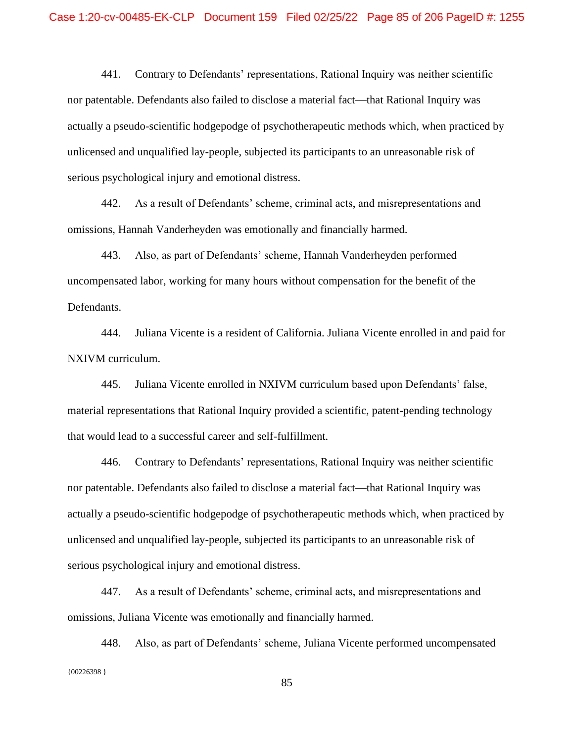441. Contrary to Defendants' representations, Rational Inquiry was neither scientific nor patentable. Defendants also failed to disclose a material fact—that Rational Inquiry was actually a pseudo-scientific hodgepodge of psychotherapeutic methods which, when practiced by unlicensed and unqualified lay-people, subjected its participants to an unreasonable risk of serious psychological injury and emotional distress.

442. As a result of Defendants' scheme, criminal acts, and misrepresentations and omissions, Hannah Vanderheyden was emotionally and financially harmed.

443. Also, as part of Defendants' scheme, Hannah Vanderheyden performed uncompensated labor, working for many hours without compensation for the benefit of the Defendants.

444. Juliana Vicente is a resident of California. Juliana Vicente enrolled in and paid for NXIVM curriculum.

445. Juliana Vicente enrolled in NXIVM curriculum based upon Defendants' false, material representations that Rational Inquiry provided a scientific, patent-pending technology that would lead to a successful career and self-fulfillment.

446. Contrary to Defendants' representations, Rational Inquiry was neither scientific nor patentable. Defendants also failed to disclose a material fact—that Rational Inquiry was actually a pseudo-scientific hodgepodge of psychotherapeutic methods which, when practiced by unlicensed and unqualified lay-people, subjected its participants to an unreasonable risk of serious psychological injury and emotional distress.

447. As a result of Defendants' scheme, criminal acts, and misrepresentations and omissions, Juliana Vicente was emotionally and financially harmed.

448. Also, as part of Defendants' scheme, Juliana Vicente performed uncompensated

{00226398 }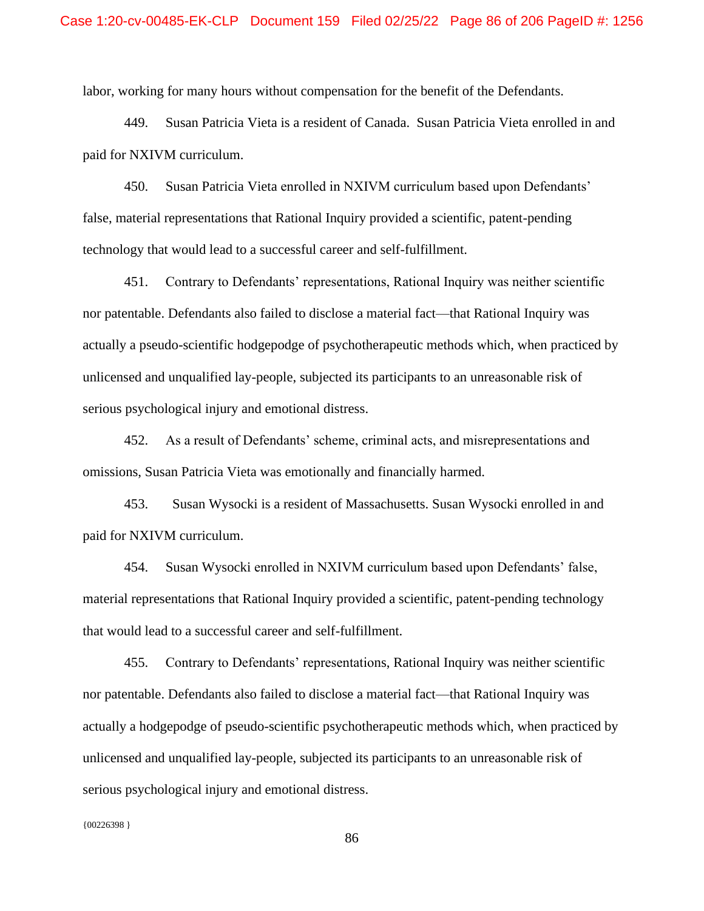labor, working for many hours without compensation for the benefit of the Defendants.

449. Susan Patricia Vieta is a resident of Canada. Susan Patricia Vieta enrolled in and paid for NXIVM curriculum.

450. Susan Patricia Vieta enrolled in NXIVM curriculum based upon Defendants' false, material representations that Rational Inquiry provided a scientific, patent-pending technology that would lead to a successful career and self-fulfillment.

451. Contrary to Defendants' representations, Rational Inquiry was neither scientific nor patentable. Defendants also failed to disclose a material fact—that Rational Inquiry was actually a pseudo-scientific hodgepodge of psychotherapeutic methods which, when practiced by unlicensed and unqualified lay-people, subjected its participants to an unreasonable risk of serious psychological injury and emotional distress.

452. As a result of Defendants' scheme, criminal acts, and misrepresentations and omissions, Susan Patricia Vieta was emotionally and financially harmed.

453. Susan Wysocki is a resident of Massachusetts. Susan Wysocki enrolled in and paid for NXIVM curriculum.

454. Susan Wysocki enrolled in NXIVM curriculum based upon Defendants' false, material representations that Rational Inquiry provided a scientific, patent-pending technology that would lead to a successful career and self-fulfillment.

455. Contrary to Defendants' representations, Rational Inquiry was neither scientific nor patentable. Defendants also failed to disclose a material fact—that Rational Inquiry was actually a hodgepodge of pseudo-scientific psychotherapeutic methods which, when practiced by unlicensed and unqualified lay-people, subjected its participants to an unreasonable risk of serious psychological injury and emotional distress.

{00226398 }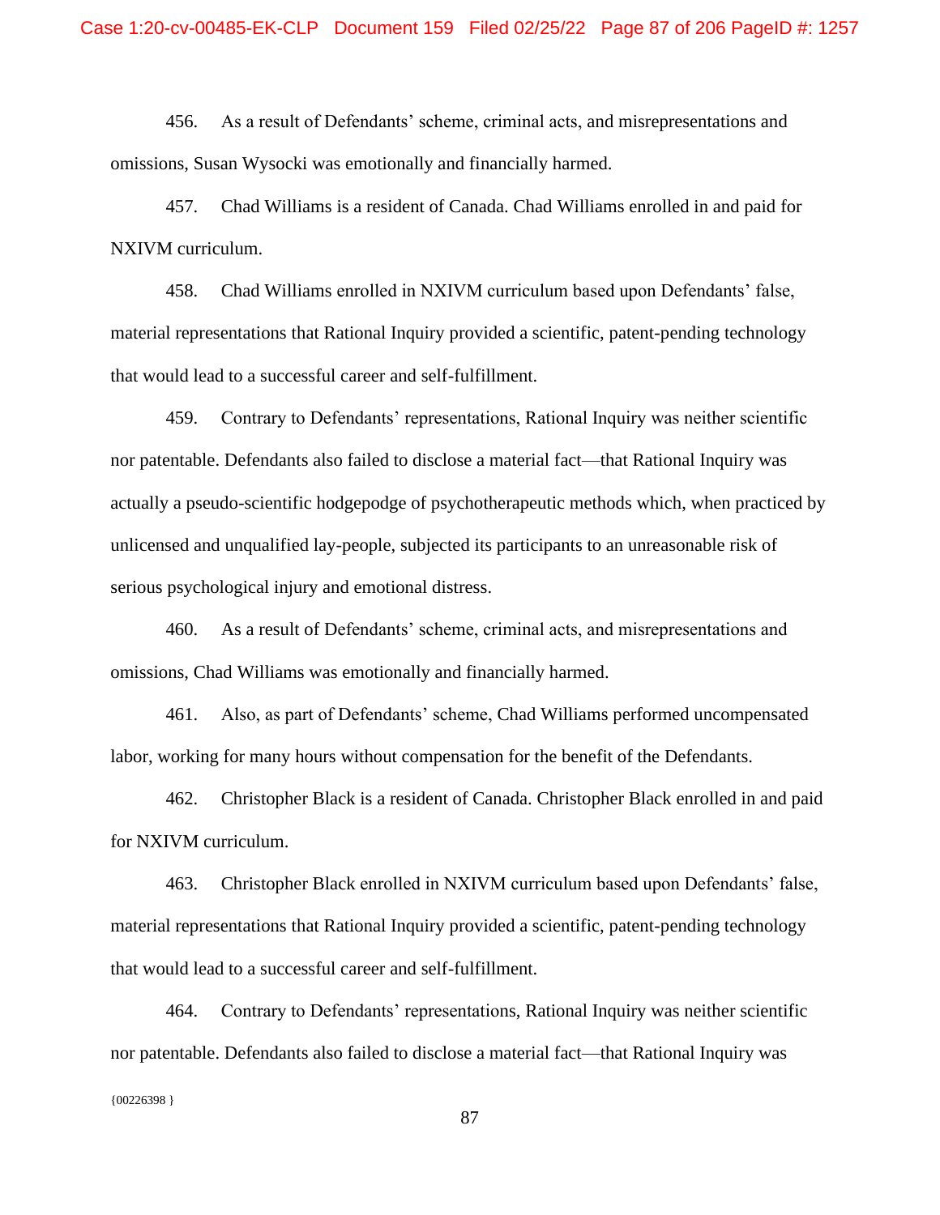456. As a result of Defendants' scheme, criminal acts, and misrepresentations and omissions, Susan Wysocki was emotionally and financially harmed.

457. Chad Williams is a resident of Canada. Chad Williams enrolled in and paid for NXIVM curriculum.

458. Chad Williams enrolled in NXIVM curriculum based upon Defendants' false, material representations that Rational Inquiry provided a scientific, patent-pending technology that would lead to a successful career and self-fulfillment.

459. Contrary to Defendants' representations, Rational Inquiry was neither scientific nor patentable. Defendants also failed to disclose a material fact—that Rational Inquiry was actually a pseudo-scientific hodgepodge of psychotherapeutic methods which, when practiced by unlicensed and unqualified lay-people, subjected its participants to an unreasonable risk of serious psychological injury and emotional distress.

460. As a result of Defendants' scheme, criminal acts, and misrepresentations and omissions, Chad Williams was emotionally and financially harmed.

461. Also, as part of Defendants' scheme, Chad Williams performed uncompensated labor, working for many hours without compensation for the benefit of the Defendants.

462. Christopher Black is a resident of Canada. Christopher Black enrolled in and paid for NXIVM curriculum.

463. Christopher Black enrolled in NXIVM curriculum based upon Defendants' false, material representations that Rational Inquiry provided a scientific, patent-pending technology that would lead to a successful career and self-fulfillment.

464. Contrary to Defendants' representations, Rational Inquiry was neither scientific nor patentable. Defendants also failed to disclose a material fact—that Rational Inquiry was

{00226398 }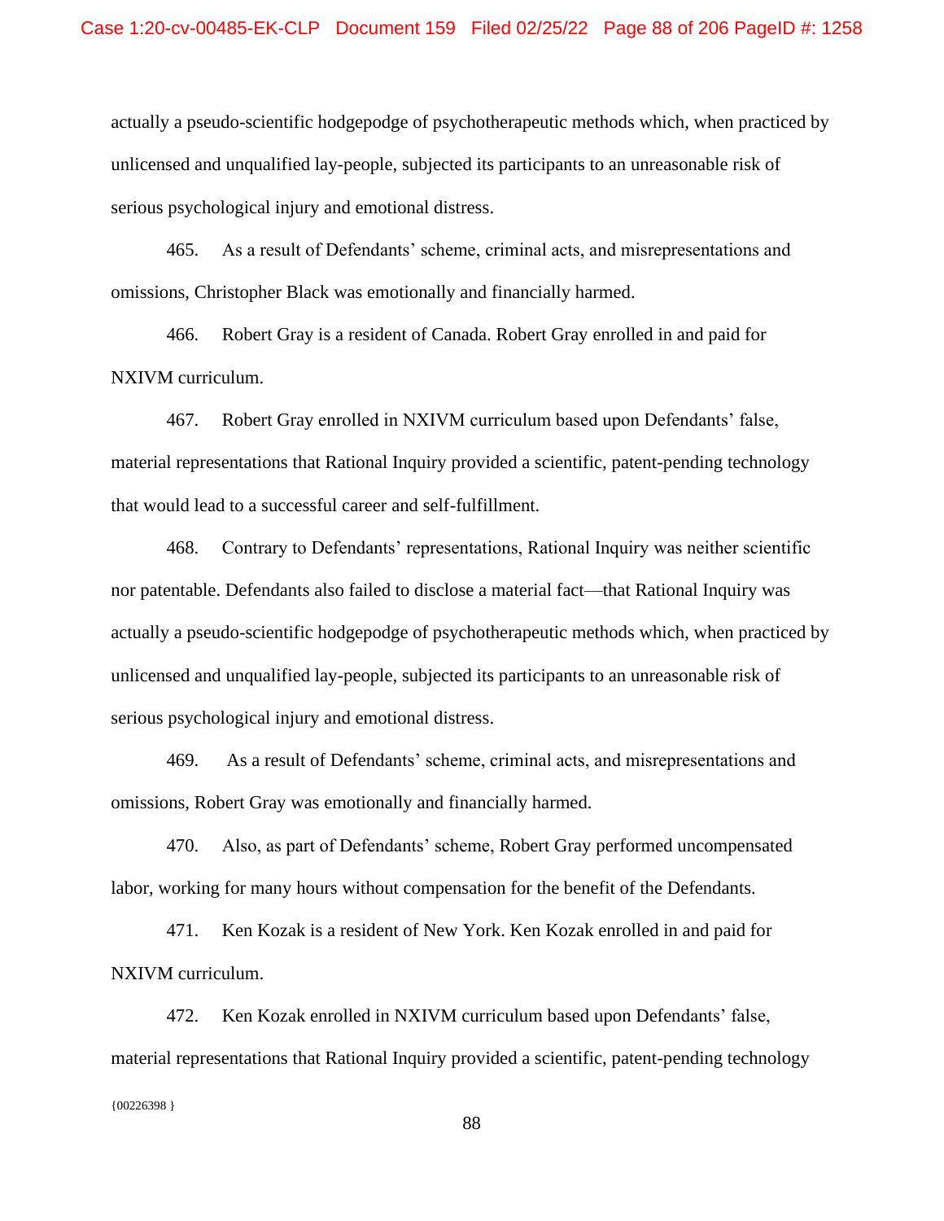actually a pseudo-scientific hodgepodge of psychotherapeutic methods which, when practiced by unlicensed and unqualified lay-people, subjected its participants to an unreasonable risk of serious psychological injury and emotional distress.

465. As a result of Defendants' scheme, criminal acts, and misrepresentations and omissions, Christopher Black was emotionally and financially harmed.

466. Robert Gray is a resident of Canada. Robert Gray enrolled in and paid for NXIVM curriculum.

467. Robert Gray enrolled in NXIVM curriculum based upon Defendants' false, material representations that Rational Inquiry provided a scientific, patent-pending technology that would lead to a successful career and self-fulfillment.

468. Contrary to Defendants' representations, Rational Inquiry was neither scientific nor patentable. Defendants also failed to disclose a material fact—that Rational Inquiry was actually a pseudo-scientific hodgepodge of psychotherapeutic methods which, when practiced by unlicensed and unqualified lay-people, subjected its participants to an unreasonable risk of serious psychological injury and emotional distress.

469. As a result of Defendants' scheme, criminal acts, and misrepresentations and omissions, Robert Gray was emotionally and financially harmed.

470. Also, as part of Defendants' scheme, Robert Gray performed uncompensated labor, working for many hours without compensation for the benefit of the Defendants.

471. Ken Kozak is a resident of New York. Ken Kozak enrolled in and paid for NXIVM curriculum.

472. Ken Kozak enrolled in NXIVM curriculum based upon Defendants' false, material representations that Rational Inquiry provided a scientific, patent-pending technology

{00226398 }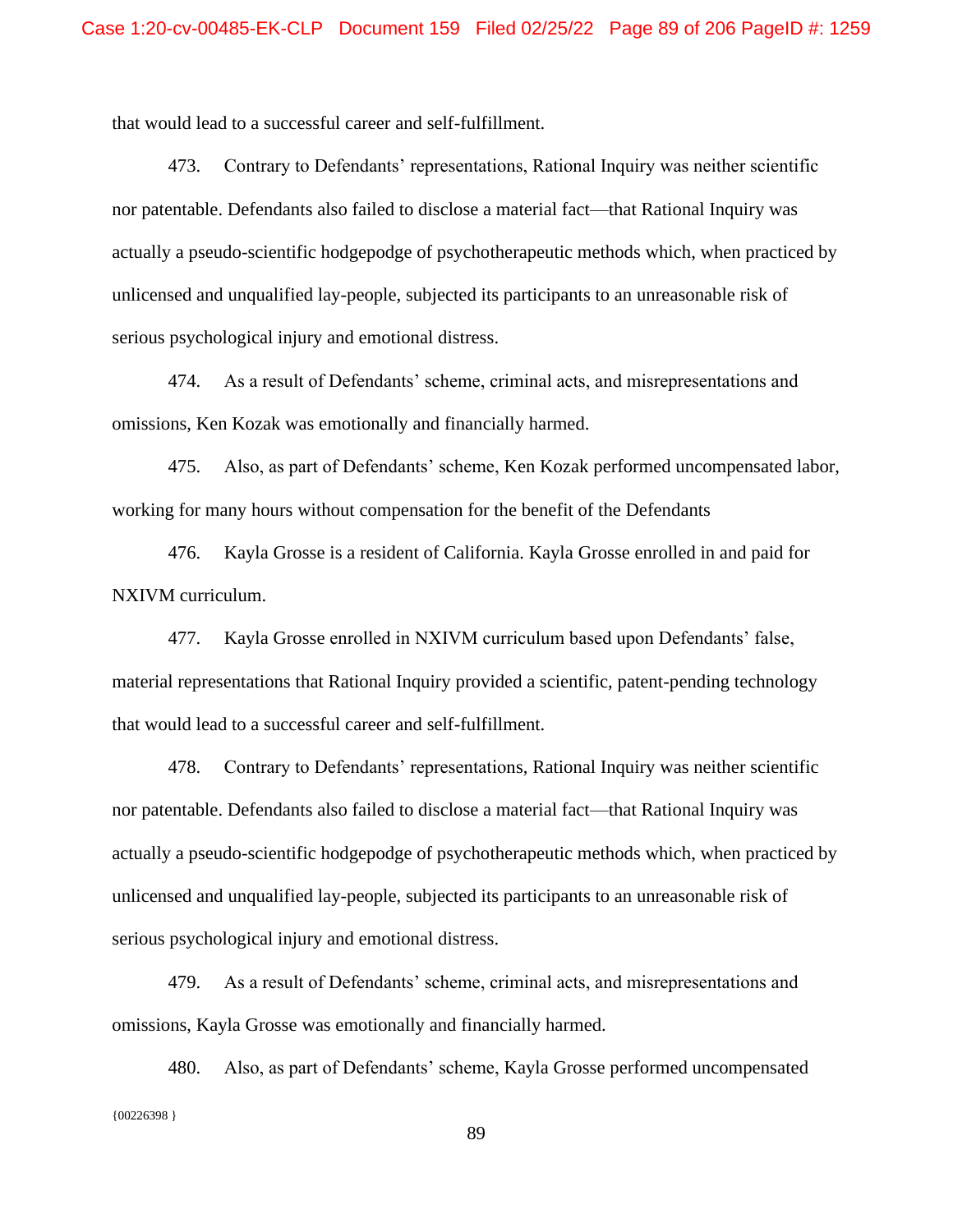that would lead to a successful career and self-fulfillment.

473. Contrary to Defendants' representations, Rational Inquiry was neither scientific nor patentable. Defendants also failed to disclose a material fact—that Rational Inquiry was actually a pseudo-scientific hodgepodge of psychotherapeutic methods which, when practiced by unlicensed and unqualified lay-people, subjected its participants to an unreasonable risk of serious psychological injury and emotional distress.

474. As a result of Defendants' scheme, criminal acts, and misrepresentations and omissions, Ken Kozak was emotionally and financially harmed.

475. Also, as part of Defendants' scheme, Ken Kozak performed uncompensated labor, working for many hours without compensation for the benefit of the Defendants

476. Kayla Grosse is a resident of California. Kayla Grosse enrolled in and paid for NXIVM curriculum.

477. Kayla Grosse enrolled in NXIVM curriculum based upon Defendants' false, material representations that Rational Inquiry provided a scientific, patent-pending technology that would lead to a successful career and self-fulfillment.

478. Contrary to Defendants' representations, Rational Inquiry was neither scientific nor patentable. Defendants also failed to disclose a material fact—that Rational Inquiry was actually a pseudo-scientific hodgepodge of psychotherapeutic methods which, when practiced by unlicensed and unqualified lay-people, subjected its participants to an unreasonable risk of serious psychological injury and emotional distress.

479. As a result of Defendants' scheme, criminal acts, and misrepresentations and omissions, Kayla Grosse was emotionally and financially harmed.

480. Also, as part of Defendants' scheme, Kayla Grosse performed uncompensated

{00226398 }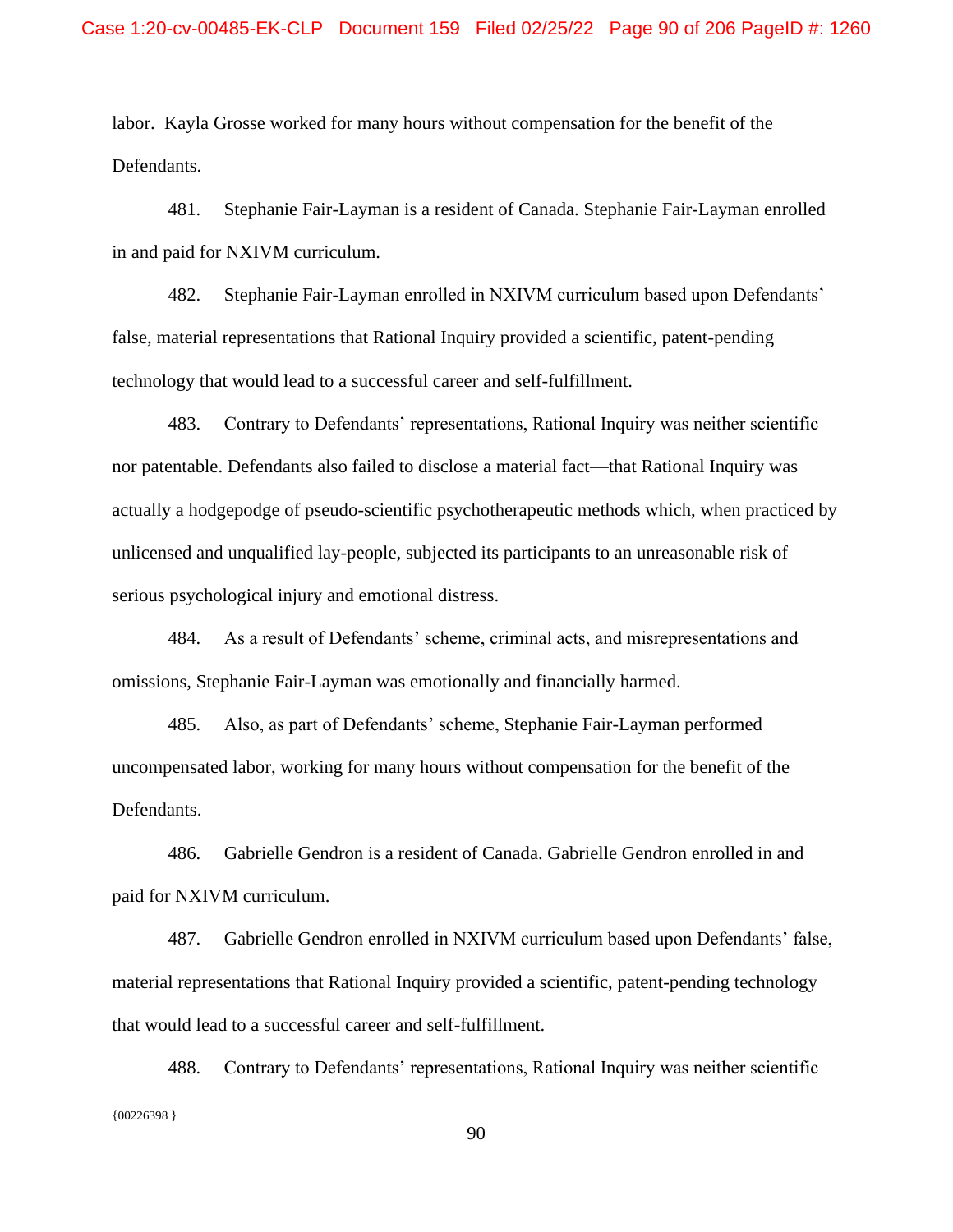labor. Kayla Grosse worked for many hours without compensation for the benefit of the Defendants.

481. Stephanie Fair-Layman is a resident of Canada. Stephanie Fair-Layman enrolled in and paid for NXIVM curriculum.

482. Stephanie Fair-Layman enrolled in NXIVM curriculum based upon Defendants' false, material representations that Rational Inquiry provided a scientific, patent-pending technology that would lead to a successful career and self-fulfillment.

483. Contrary to Defendants' representations, Rational Inquiry was neither scientific nor patentable. Defendants also failed to disclose a material fact—that Rational Inquiry was actually a hodgepodge of pseudo-scientific psychotherapeutic methods which, when practiced by unlicensed and unqualified lay-people, subjected its participants to an unreasonable risk of serious psychological injury and emotional distress.

484. As a result of Defendants' scheme, criminal acts, and misrepresentations and omissions, Stephanie Fair-Layman was emotionally and financially harmed.

485. Also, as part of Defendants' scheme, Stephanie Fair-Layman performed uncompensated labor, working for many hours without compensation for the benefit of the Defendants.

486. Gabrielle Gendron is a resident of Canada. Gabrielle Gendron enrolled in and paid for NXIVM curriculum.

487. Gabrielle Gendron enrolled in NXIVM curriculum based upon Defendants' false, material representations that Rational Inquiry provided a scientific, patent-pending technology that would lead to a successful career and self-fulfillment.

488. Contrary to Defendants' representations, Rational Inquiry was neither scientific

{00226398 }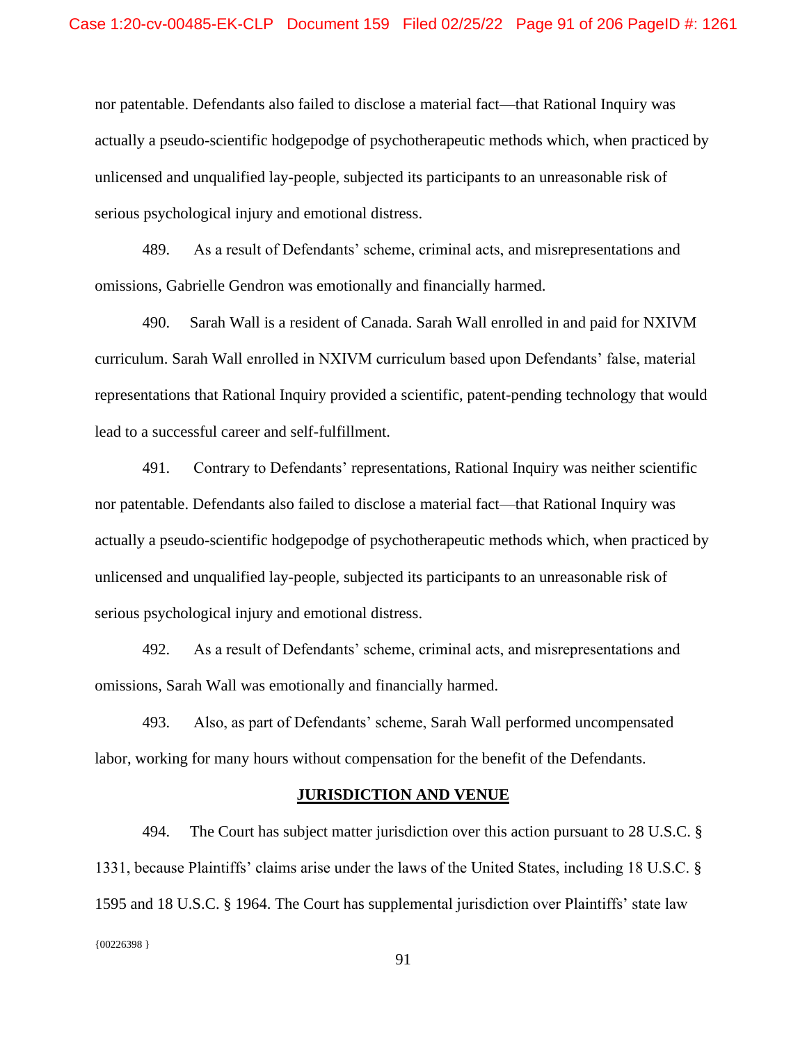nor patentable. Defendants also failed to disclose a material fact—that Rational Inquiry was actually a pseudo-scientific hodgepodge of psychotherapeutic methods which, when practiced by unlicensed and unqualified lay-people, subjected its participants to an unreasonable risk of serious psychological injury and emotional distress.

489. As a result of Defendants' scheme, criminal acts, and misrepresentations and omissions, Gabrielle Gendron was emotionally and financially harmed.

490. Sarah Wall is a resident of Canada. Sarah Wall enrolled in and paid for NXIVM curriculum. Sarah Wall enrolled in NXIVM curriculum based upon Defendants' false, material representations that Rational Inquiry provided a scientific, patent-pending technology that would lead to a successful career and self-fulfillment.

491. Contrary to Defendants' representations, Rational Inquiry was neither scientific nor patentable. Defendants also failed to disclose a material fact—that Rational Inquiry was actually a pseudo-scientific hodgepodge of psychotherapeutic methods which, when practiced by unlicensed and unqualified lay-people, subjected its participants to an unreasonable risk of serious psychological injury and emotional distress.

492. As a result of Defendants' scheme, criminal acts, and misrepresentations and omissions, Sarah Wall was emotionally and financially harmed.

493. Also, as part of Defendants' scheme, Sarah Wall performed uncompensated labor, working for many hours without compensation for the benefit of the Defendants.

## JURISDICTION AND VENUE

494. The Court has subject matter jurisdiction over this action pursuant to 28 U.S.C. § 1331, because Plaintiffs' claims arise under the laws of the United States, including 18 U.S.C. § 1595 and 18 U.S.C. § 1964. The Court has supplemental jurisdiction over Plaintiffs' state law

{00226398 }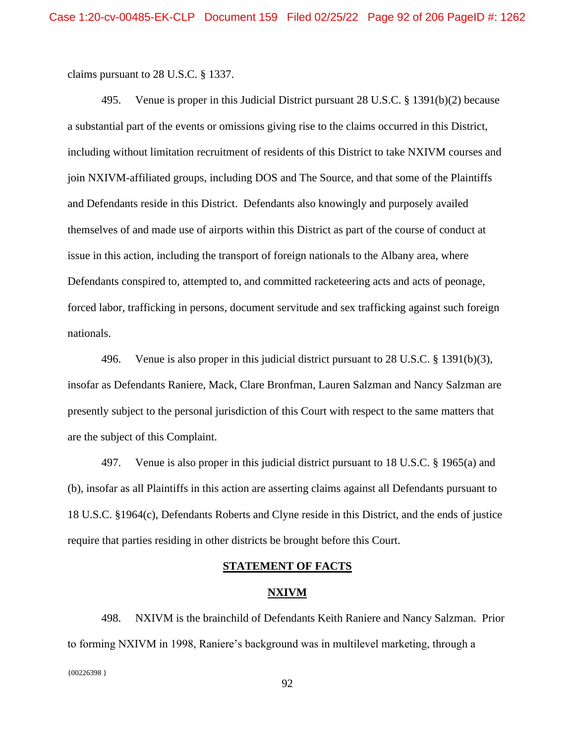claims pursuant to 28 U.S.C. § 1337.

495. Venue is proper in this Judicial District pursuant 28 U.S.C. § 1391(b)(2) because a substantial part of the events or omissions giving rise to the claims occurred in this District, including without limitation recruitment of residents of this District to take NXIVM courses and join NXIVM-affiliated groups, including DOS and The Source, and that some of the Plaintiffs and Defendants reside in this District. Defendants also knowingly and purposely availed themselves of and made use of airports within this District as part of the course of conduct at issue in this action, including the transport of foreign nationals to the Albany area, where Defendants conspired to, attempted to, and committed racketeering acts and acts of peonage, forced labor, trafficking in persons, document servitude and sex trafficking against such foreign nationals.

496. Venue is also proper in this judicial district pursuant to 28 U.S.C. § 1391(b)(3), insofar as Defendants Raniere, Mack, Clare Bronfman, Lauren Salzman and Nancy Salzman are presently subject to the personal jurisdiction of this Court with respect to the same matters that are the subject of this Complaint.

497. Venue is also proper in this judicial district pursuant to 18 U.S.C. § 1965(a) and (b), insofar as all Plaintiffs in this action are asserting claims against all Defendants pursuant to 18 U.S.C. §1964(c), Defendants Roberts and Clyne reside in this District, and the ends of justice require that parties residing in other districts be brought before this Court.

## STATEMENT OF FACTS

### NXIVM

498. NXIVM is the brainchild of Defendants Keith Raniere and Nancy Salzman. Prior to forming NXIVM in 1998, Raniere's background was in multilevel marketing, through a

{00226398 }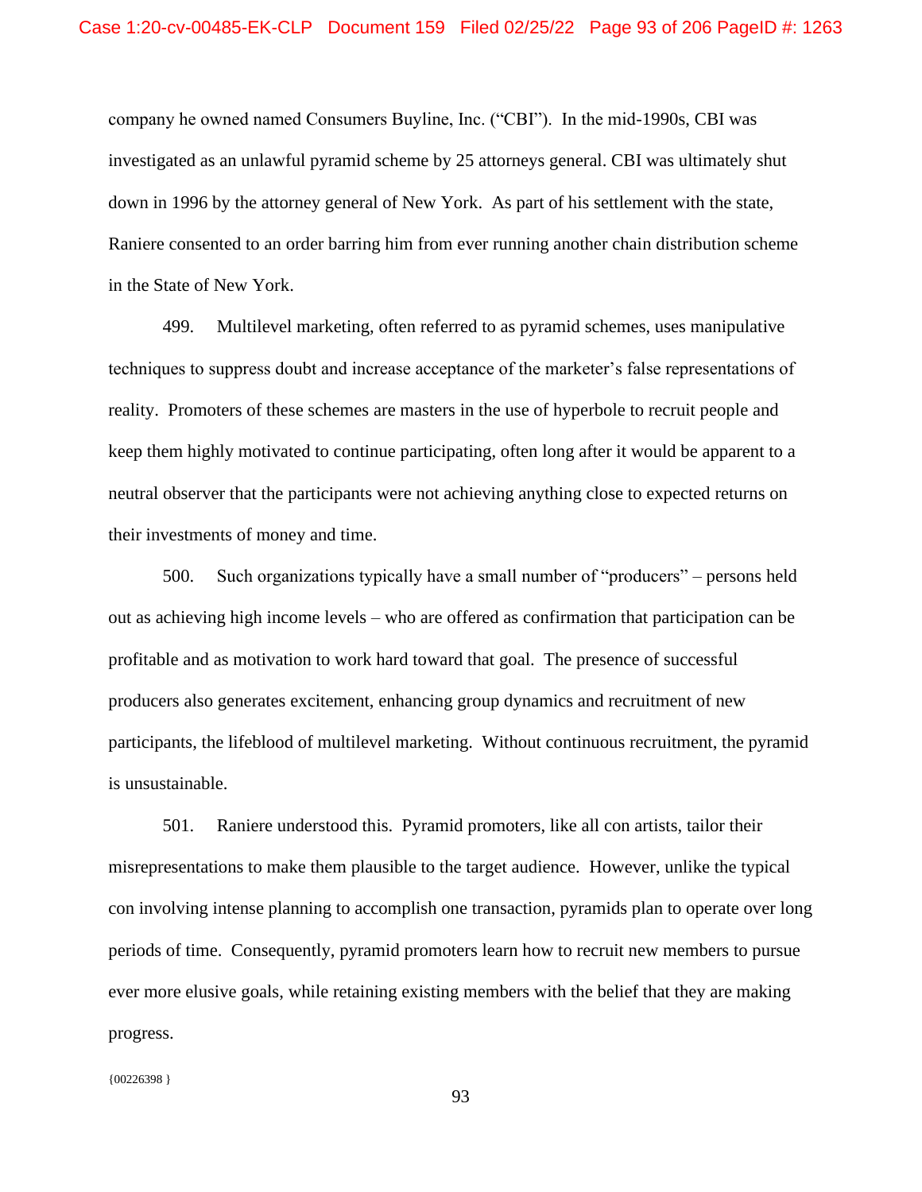company he owned named Consumers Buyline, Inc. ("CBI"). In the mid-1990s, CBI was investigated as an unlawful pyramid scheme by 25 attorneys general. CBI was ultimately shut down in 1996 by the attorney general of New York. As part of his settlement with the state, Raniere consented to an order barring him from ever running another chain distribution scheme in the State of New York.

499. Multilevel marketing, often referred to as pyramid schemes, uses manipulative techniques to suppress doubt and increase acceptance of the marketer's false representations of reality. Promoters of these schemes are masters in the use of hyperbole to recruit people and keep them highly motivated to continue participating, often long after it would be apparent to a neutral observer that the participants were not achieving anything close to expected returns on their investments of money and time.

500. Such organizations typically have a small number of "producers" – persons held out as achieving high income levels – who are offered as confirmation that participation can be profitable and as motivation to work hard toward that goal. The presence of successful producers also generates excitement, enhancing group dynamics and recruitment of new participants, the lifeblood of multilevel marketing. Without continuous recruitment, the pyramid is unsustainable.

501. Raniere understood this. Pyramid promoters, like all con artists, tailor their misrepresentations to make them plausible to the target audience. However, unlike the typical con involving intense planning to accomplish one transaction, pyramids plan to operate over long periods of time. Consequently, pyramid promoters learn how to recruit new members to pursue ever more elusive goals, while retaining existing members with the belief that they are making progress.

{00226398 }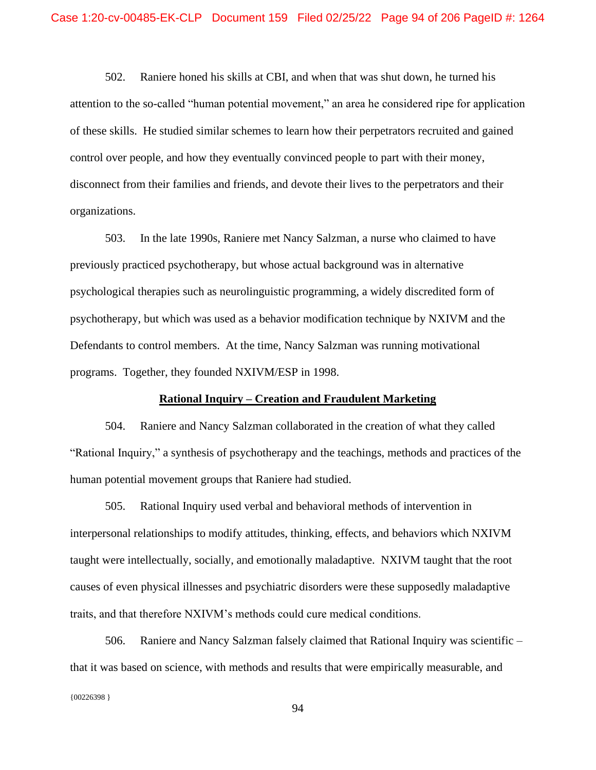502. Raniere honed his skills at CBI, and when that was shut down, he turned his attention to the so-called "human potential movement," an area he considered ripe for application of these skills. He studied similar schemes to learn how their perpetrators recruited and gained control over people, and how they eventually convinced people to part with their money, disconnect from their families and friends, and devote their lives to the perpetrators and their organizations.

503. In the late 1990s, Raniere met Nancy Salzman, a nurse who claimed to have previously practiced psychotherapy, but whose actual background was in alternative psychological therapies such as neurolinguistic programming, a widely discredited form of psychotherapy, but which was used as a behavior modification technique by NXIVM and the Defendants to control members. At the time, Nancy Salzman was running motivational programs. Together, they founded NXIVM/ESP in 1998.

**<u>Rational Inquiry – Creation and Fraudulent Marketing</u>**

504. Raniere and Nancy Salzman collaborated in the creation of what they called "Rational Inquiry," a synthesis of psychotherapy and the teachings, methods and practices of the human potential movement groups that Raniere had studied.

505. Rational Inquiry used verbal and behavioral methods of intervention in interpersonal relationships to modify attitudes, thinking, effects, and behaviors which NXIVM taught were intellectually, socially, and emotionally maladaptive. NXIVM taught that the root causes of even physical illnesses and psychiatric disorders were these supposedly maladaptive traits, and that therefore NXIVM's methods could cure medical conditions.

506. Raniere and Nancy Salzman falsely claimed that Rational Inquiry was scientific – that it was based on science, with methods and results that were empirically measurable, and

{00226398 }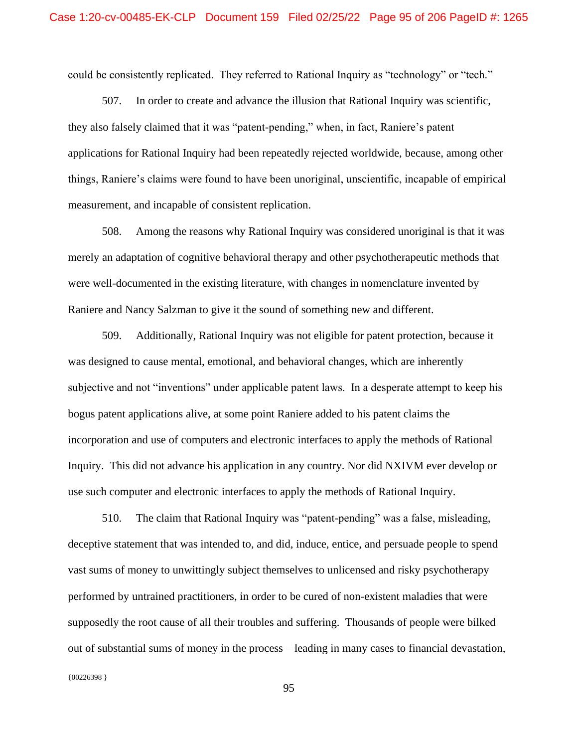could be consistently replicated. They referred to Rational Inquiry as "technology" or "tech."

507. In order to create and advance the illusion that Rational Inquiry was scientific, they also falsely claimed that it was "patent-pending," when, in fact, Raniere's patent applications for Rational Inquiry had been repeatedly rejected worldwide, because, among other things, Raniere's claims were found to have been unoriginal, unscientific, incapable of empirical measurement, and incapable of consistent replication.

508. Among the reasons why Rational Inquiry was considered unoriginal is that it was merely an adaptation of cognitive behavioral therapy and other psychotherapeutic methods that were well-documented in the existing literature, with changes in nomenclature invented by Raniere and Nancy Salzman to give it the sound of something new and different.

509. Additionally, Rational Inquiry was not eligible for patent protection, because it was designed to cause mental, emotional, and behavioral changes, which are inherently subjective and not "inventions" under applicable patent laws. In a desperate attempt to keep his bogus patent applications alive, at some point Raniere added to his patent claims the incorporation and use of computers and electronic interfaces to apply the methods of Rational Inquiry. This did not advance his application in any country. Nor did NXIVM ever develop or use such computer and electronic interfaces to apply the methods of Rational Inquiry.

510. The claim that Rational Inquiry was "patent-pending" was a false, misleading, deceptive statement that was intended to, and did, induce, entice, and persuade people to spend vast sums of money to unwittingly subject themselves to unlicensed and risky psychotherapy performed by untrained practitioners, in order to be cured of non-existent maladies that were supposedly the root cause of all their troubles and suffering. Thousands of people were bilked out of substantial sums of money in the process – leading in many cases to financial devastation,

{00226398 }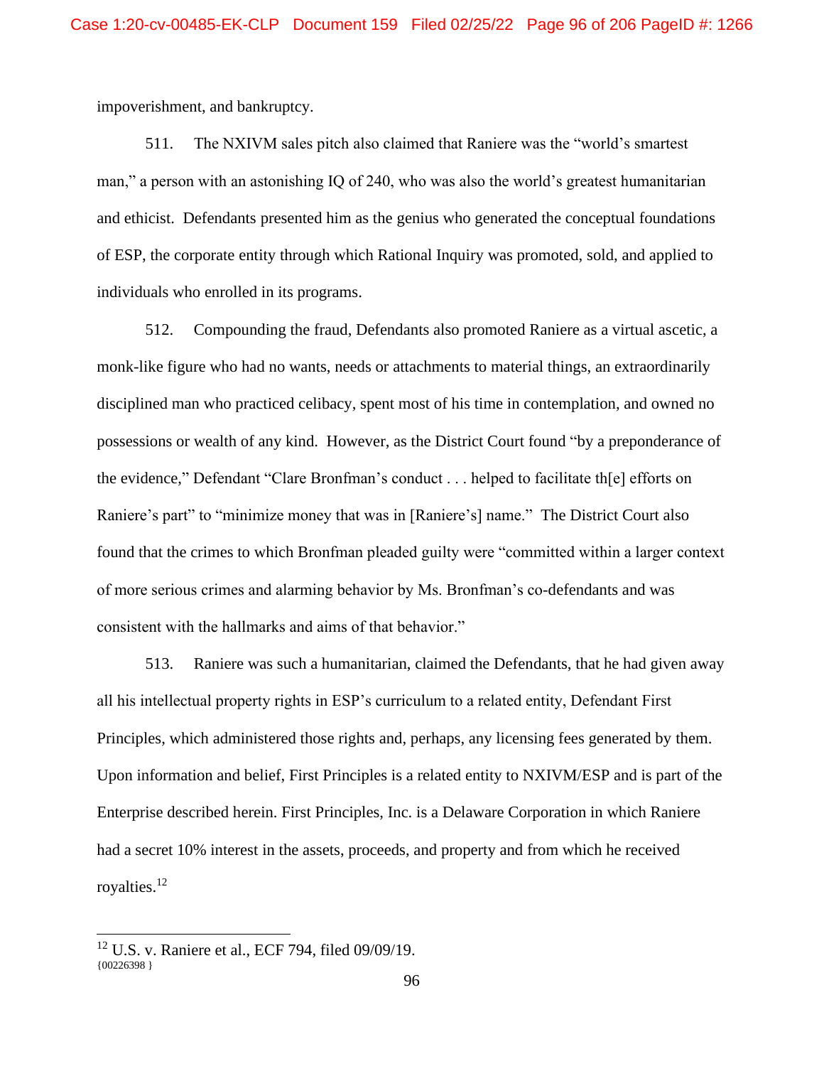impoverishment, and bankruptcy.

511. The NXIVM sales pitch also claimed that Raniere was the "world's smartest man," a person with an astonishing IQ of 240, who was also the world's greatest humanitarian and ethicist. Defendants presented him as the genius who generated the conceptual foundations of ESP, the corporate entity through which Rational Inquiry was promoted, sold, and applied to individuals who enrolled in its programs.

512. Compounding the fraud, Defendants also promoted Raniere as a virtual ascetic, a monk-like figure who had no wants, needs or attachments to material things, an extraordinarily disciplined man who practiced celibacy, spent most of his time in contemplation, and owned no possessions or wealth of any kind. However, as the District Court found "by a preponderance of the evidence," Defendant "Clare Bronfman's conduct . . . helped to facilitate th[e] efforts on Raniere's part" to "minimize money that was in [Raniere's] name." The District Court also found that the crimes to which Bronfman pleaded guilty were "committed within a larger context of more serious crimes and alarming behavior by Ms. Bronfman's co-defendants and was consistent with the hallmarks and aims of that behavior."

513. Raniere was such a humanitarian, claimed the Defendants, that he had given away all his intellectual property rights in ESP's curriculum to a related entity, Defendant First Principles, which administered those rights and, perhaps, any licensing fees generated by them. Upon information and belief, First Principles is a related entity to NXIVM/ESP and is part of the Enterprise described herein. First Principles, Inc. is a Delaware Corporation in which Raniere had a secret 10% interest in the assets, proceeds, and property and from which he received royalties.[12]

---

[12] U.S. v. Raniere et al., ECF 794, filed 09/09/19.

{00226398 }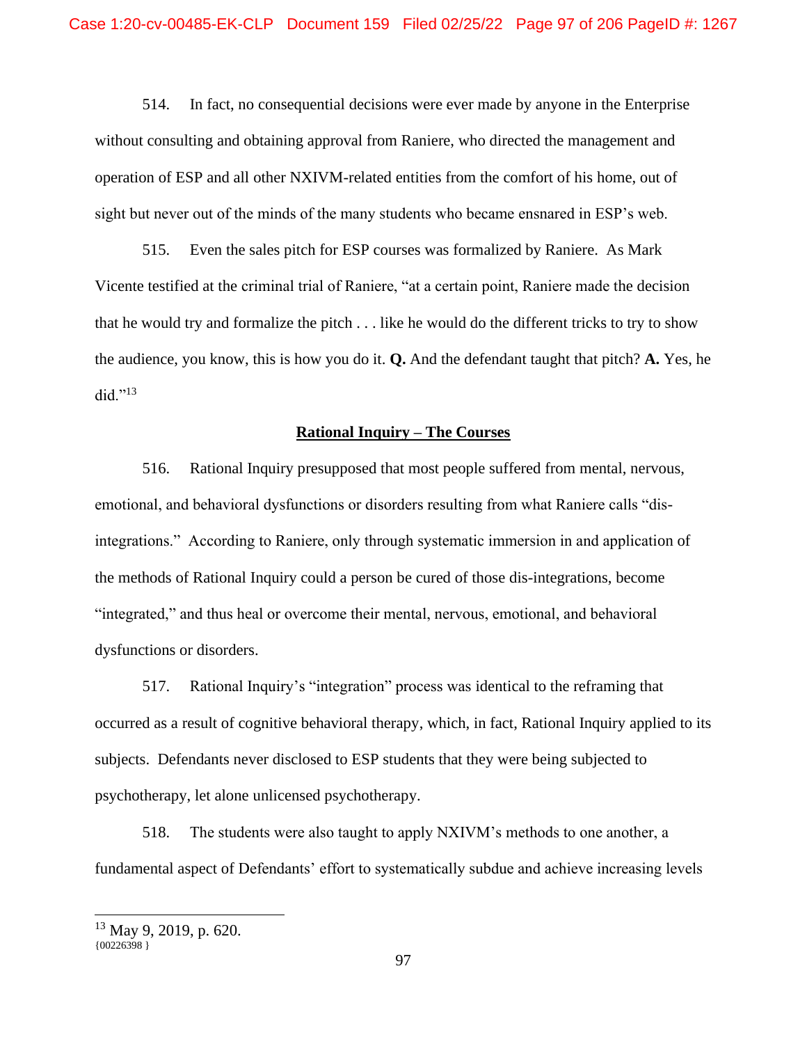514. In fact, no consequential decisions were ever made by anyone in the Enterprise without consulting and obtaining approval from Raniere, who directed the management and operation of ESP and all other NXIVM-related entities from the comfort of his home, out of sight but never out of the minds of the many students who became ensnared in ESP's web.

515. Even the sales pitch for ESP courses was formalized by Raniere. As Mark Vicente testified at the criminal trial of Raniere, "at a certain point, Raniere made the decision that he would try and formalize the pitch . . . like he would do the different tricks to try to show the audience, you know, this is how you do it. **Q.** And the defendant taught that pitch? **A.** Yes, he did."[13]

**Rational Inquiry – The Courses**

516. Rational Inquiry presupposed that most people suffered from mental, nervous, emotional, and behavioral dysfunctions or disorders resulting from what Raniere calls "dis-integrations." According to Raniere, only through systematic immersion in and application of the methods of Rational Inquiry could a person be cured of those dis-integrations, become "integrated," and thus heal or overcome their mental, nervous, emotional, and behavioral dysfunctions or disorders.

517. Rational Inquiry's "integration" process was identical to the reframing that occurred as a result of cognitive behavioral therapy, which, in fact, Rational Inquiry applied to its subjects. Defendants never disclosed to ESP students that they were being subjected to psychotherapy, let alone unlicensed psychotherapy.

518. The students were also taught to apply NXIVM's methods to one another, a fundamental aspect of Defendants' effort to systematically subdue and achieve increasing levels

---

[13] May 9, 2019, p. 620.

{00226398 }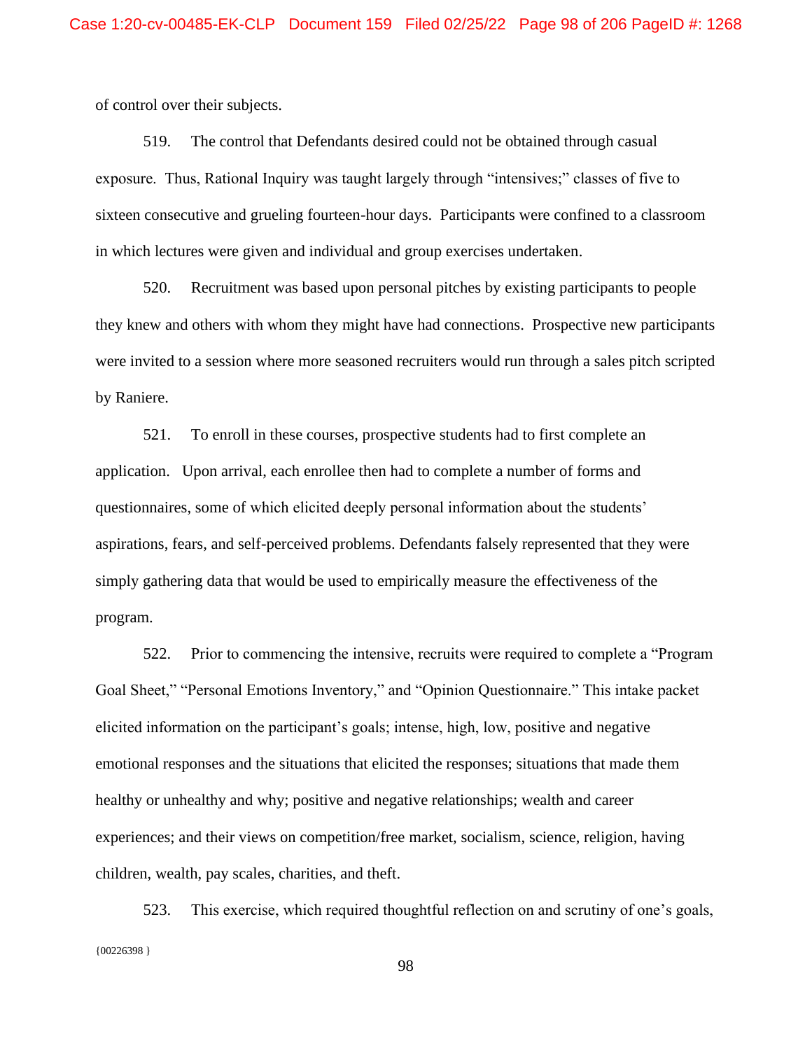of control over their subjects.

519. The control that Defendants desired could not be obtained through casual exposure. Thus, Rational Inquiry was taught largely through "intensives;" classes of five to sixteen consecutive and grueling fourteen-hour days. Participants were confined to a classroom in which lectures were given and individual and group exercises undertaken.

520. Recruitment was based upon personal pitches by existing participants to people they knew and others with whom they might have had connections. Prospective new participants were invited to a session where more seasoned recruiters would run through a sales pitch scripted by Raniere.

521. To enroll in these courses, prospective students had to first complete an application. Upon arrival, each enrollee then had to complete a number of forms and questionnaires, some of which elicited deeply personal information about the students' aspirations, fears, and self-perceived problems. Defendants falsely represented that they were simply gathering data that would be used to empirically measure the effectiveness of the program.

522. Prior to commencing the intensive, recruits were required to complete a "Program Goal Sheet," "Personal Emotions Inventory," and "Opinion Questionnaire." This intake packet elicited information on the participant's goals; intense, high, low, positive and negative emotional responses and the situations that elicited the responses; situations that made them healthy or unhealthy and why; positive and negative relationships; wealth and career experiences; and their views on competition/free market, socialism, science, religion, having children, wealth, pay scales, charities, and theft.

523. This exercise, which required thoughtful reflection on and scrutiny of one's goals,

{00226398 }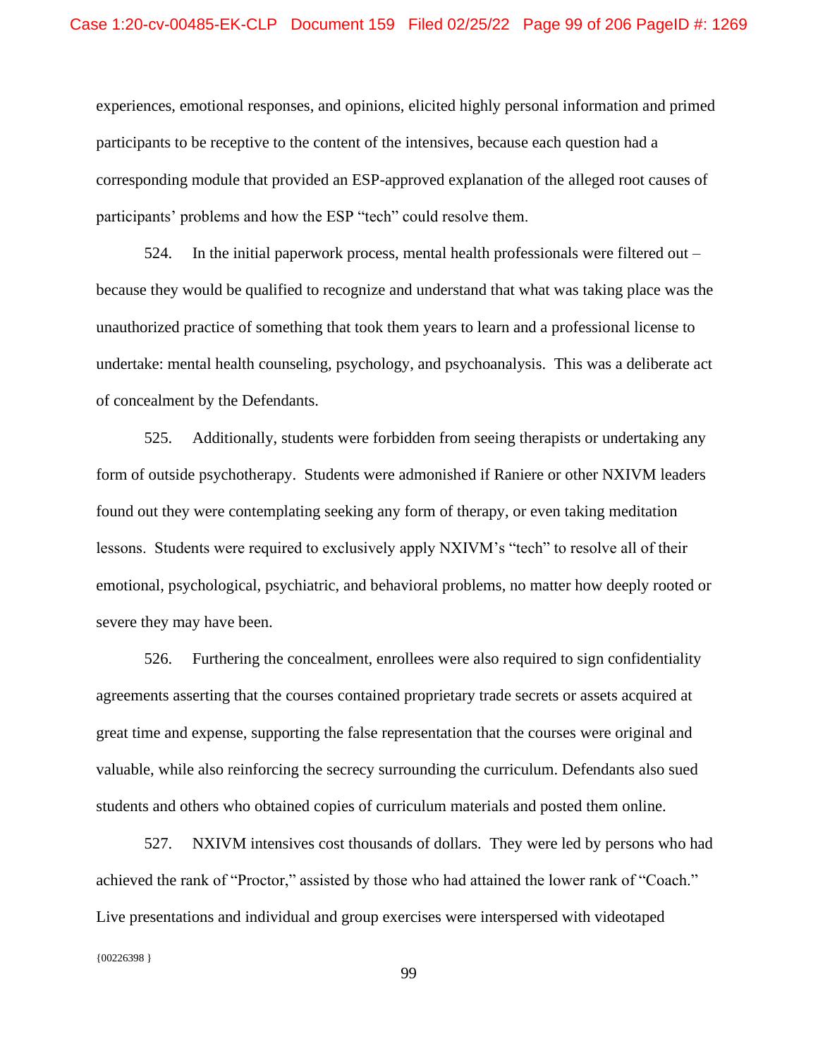experiences, emotional responses, and opinions, elicited highly personal information and primed participants to be receptive to the content of the intensives, because each question had a corresponding module that provided an ESP-approved explanation of the alleged root causes of participants' problems and how the ESP "tech" could resolve them.

524. In the initial paperwork process, mental health professionals were filtered out – because they would be qualified to recognize and understand that what was taking place was the unauthorized practice of something that took them years to learn and a professional license to undertake: mental health counseling, psychology, and psychoanalysis. This was a deliberate act of concealment by the Defendants.

525. Additionally, students were forbidden from seeing therapists or undertaking any form of outside psychotherapy. Students were admonished if Raniere or other NXIVM leaders found out they were contemplating seeking any form of therapy, or even taking meditation lessons. Students were required to exclusively apply NXIVM's "tech" to resolve all of their emotional, psychological, psychiatric, and behavioral problems, no matter how deeply rooted or severe they may have been.

526. Furthering the concealment, enrollees were also required to sign confidentiality agreements asserting that the courses contained proprietary trade secrets or assets acquired at great time and expense, supporting the false representation that the courses were original and valuable, while also reinforcing the secrecy surrounding the curriculum. Defendants also sued students and others who obtained copies of curriculum materials and posted them online.

527. NXIVM intensives cost thousands of dollars. They were led by persons who had achieved the rank of "Proctor," assisted by those who had attained the lower rank of "Coach." Live presentations and individual and group exercises were interspersed with videotaped

{00226398 }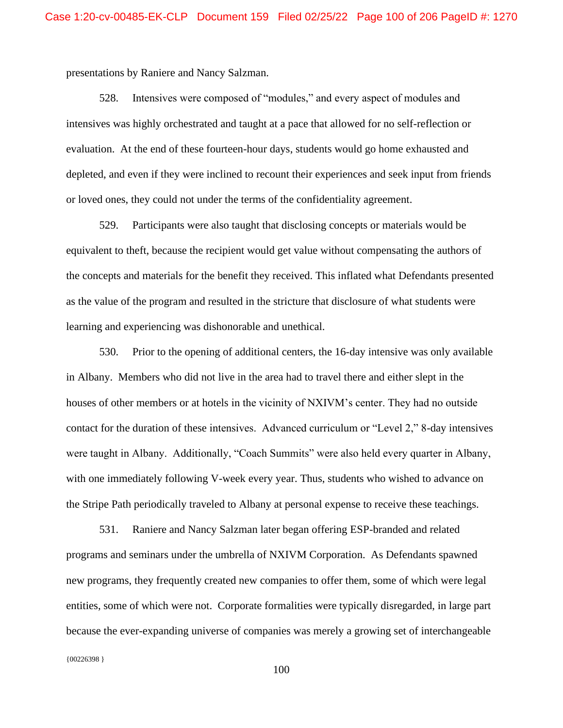presentations by Raniere and Nancy Salzman.

528. Intensives were composed of "modules," and every aspect of modules and intensives was highly orchestrated and taught at a pace that allowed for no self-reflection or evaluation. At the end of these fourteen-hour days, students would go home exhausted and depleted, and even if they were inclined to recount their experiences and seek input from friends or loved ones, they could not under the terms of the confidentiality agreement.

529. Participants were also taught that disclosing concepts or materials would be equivalent to theft, because the recipient would get value without compensating the authors of the concepts and materials for the benefit they received. This inflated what Defendants presented as the value of the program and resulted in the stricture that disclosure of what students were learning and experiencing was dishonorable and unethical.

530. Prior to the opening of additional centers, the 16-day intensive was only available in Albany. Members who did not live in the area had to travel there and either slept in the houses of other members or at hotels in the vicinity of NXIVM's center. They had no outside contact for the duration of these intensives. Advanced curriculum or "Level 2," 8-day intensives were taught in Albany. Additionally, "Coach Summits" were also held every quarter in Albany, with one immediately following V-week every year. Thus, students who wished to advance on the Stripe Path periodically traveled to Albany at personal expense to receive these teachings.

531. Raniere and Nancy Salzman later began offering ESP-branded and related programs and seminars under the umbrella of NXIVM Corporation. As Defendants spawned new programs, they frequently created new companies to offer them, some of which were legal entities, some of which were not. Corporate formalities were typically disregarded, in large part because the ever-expanding universe of companies was merely a growing set of interchangeable

{00226398 }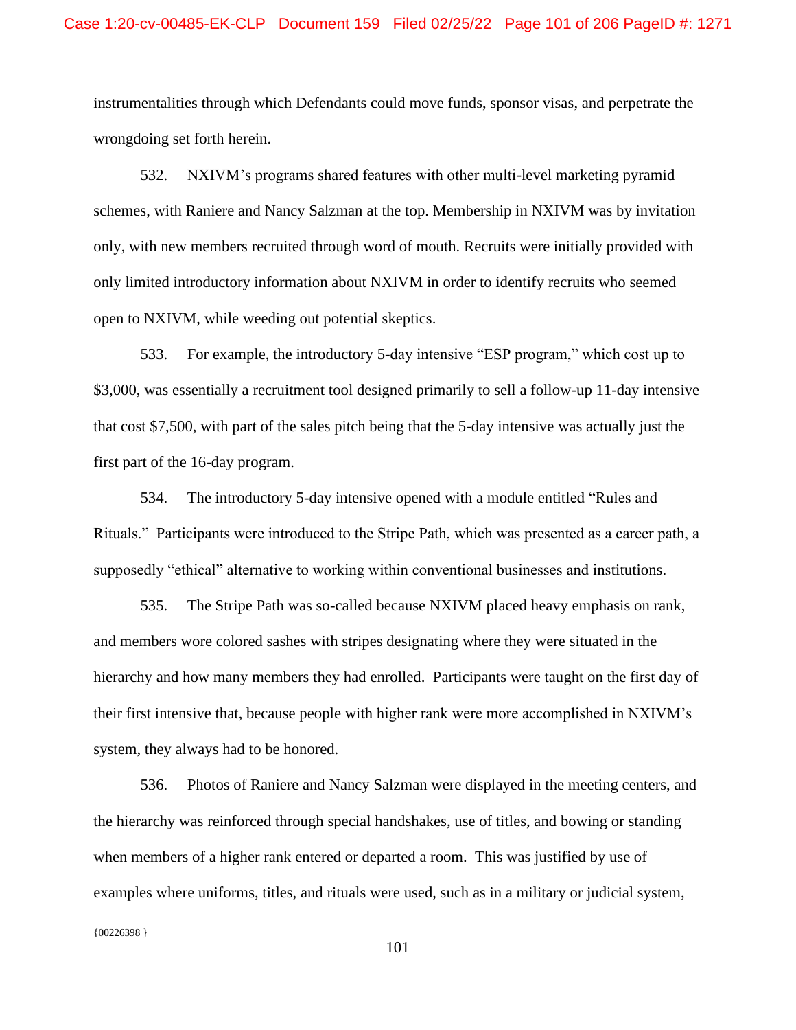instrumentalities through which Defendants could move funds, sponsor visas, and perpetrate the wrongdoing set forth herein.

532. NXIVM's programs shared features with other multi-level marketing pyramid schemes, with Raniere and Nancy Salzman at the top. Membership in NXIVM was by invitation only, with new members recruited through word of mouth. Recruits were initially provided with only limited introductory information about NXIVM in order to identify recruits who seemed open to NXIVM, while weeding out potential skeptics.

533. For example, the introductory 5-day intensive "ESP program," which cost up to $3,000, was essentially a recruitment tool designed primarily to sell a follow-up 11-day intensive that cost $7,500, with part of the sales pitch being that the 5-day intensive was actually just the first part of the 16-day program.

534. The introductory 5-day intensive opened with a module entitled "Rules and Rituals." Participants were introduced to the Stripe Path, which was presented as a career path, a supposedly "ethical" alternative to working within conventional businesses and institutions.

535. The Stripe Path was so-called because NXIVM placed heavy emphasis on rank, and members wore colored sashes with stripes designating where they were situated in the hierarchy and how many members they had enrolled. Participants were taught on the first day of their first intensive that, because people with higher rank were more accomplished in NXIVM's system, they always had to be honored.

536. Photos of Raniere and Nancy Salzman were displayed in the meeting centers, and the hierarchy was reinforced through special handshakes, use of titles, and bowing or standing when members of a higher rank entered or departed a room. This was justified by use of examples where uniforms, titles, and rituals were used, such as in a military or judicial system,

{00226398 }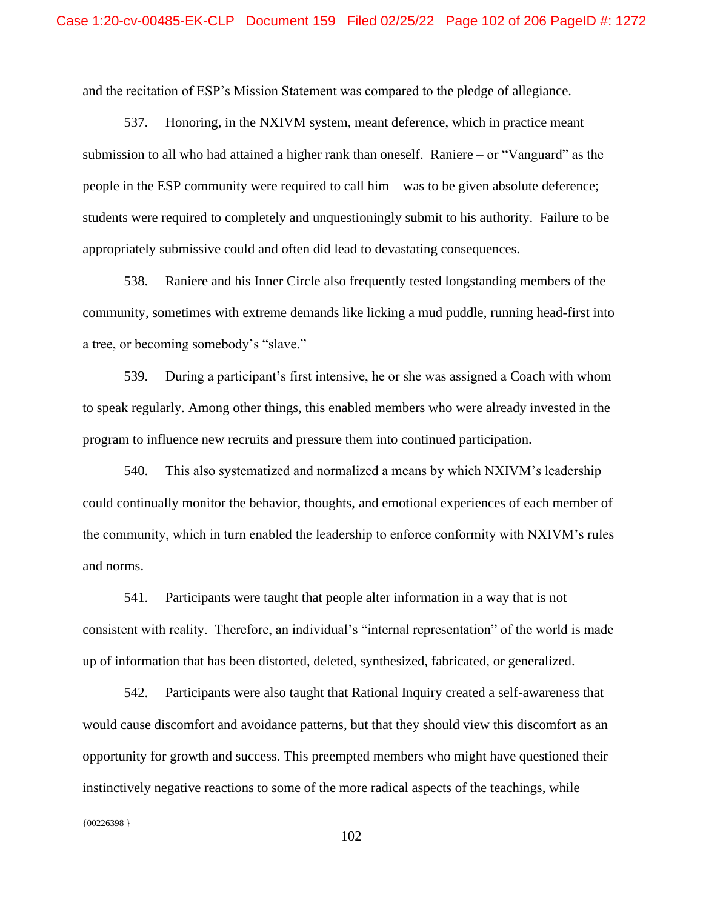and the recitation of ESP's Mission Statement was compared to the pledge of allegiance.

537. Honoring, in the NXIVM system, meant deference, which in practice meant submission to all who had attained a higher rank than oneself. Raniere – or "Vanguard" as the people in the ESP community were required to call him – was to be given absolute deference; students were required to completely and unquestioningly submit to his authority. Failure to be appropriately submissive could and often did lead to devastating consequences.

538. Raniere and his Inner Circle also frequently tested longstanding members of the community, sometimes with extreme demands like licking a mud puddle, running head-first into a tree, or becoming somebody's "slave."

539. During a participant's first intensive, he or she was assigned a Coach with whom to speak regularly. Among other things, this enabled members who were already invested in the program to influence new recruits and pressure them into continued participation.

540. This also systematized and normalized a means by which NXIVM's leadership could continually monitor the behavior, thoughts, and emotional experiences of each member of the community, which in turn enabled the leadership to enforce conformity with NXIVM's rules and norms.

541. Participants were taught that people alter information in a way that is not consistent with reality. Therefore, an individual's "internal representation" of the world is made up of information that has been distorted, deleted, synthesized, fabricated, or generalized.

542. Participants were also taught that Rational Inquiry created a self-awareness that would cause discomfort and avoidance patterns, but that they should view this discomfort as an opportunity for growth and success. This preempted members who might have questioned their instinctively negative reactions to some of the more radical aspects of the teachings, while

{00226398 }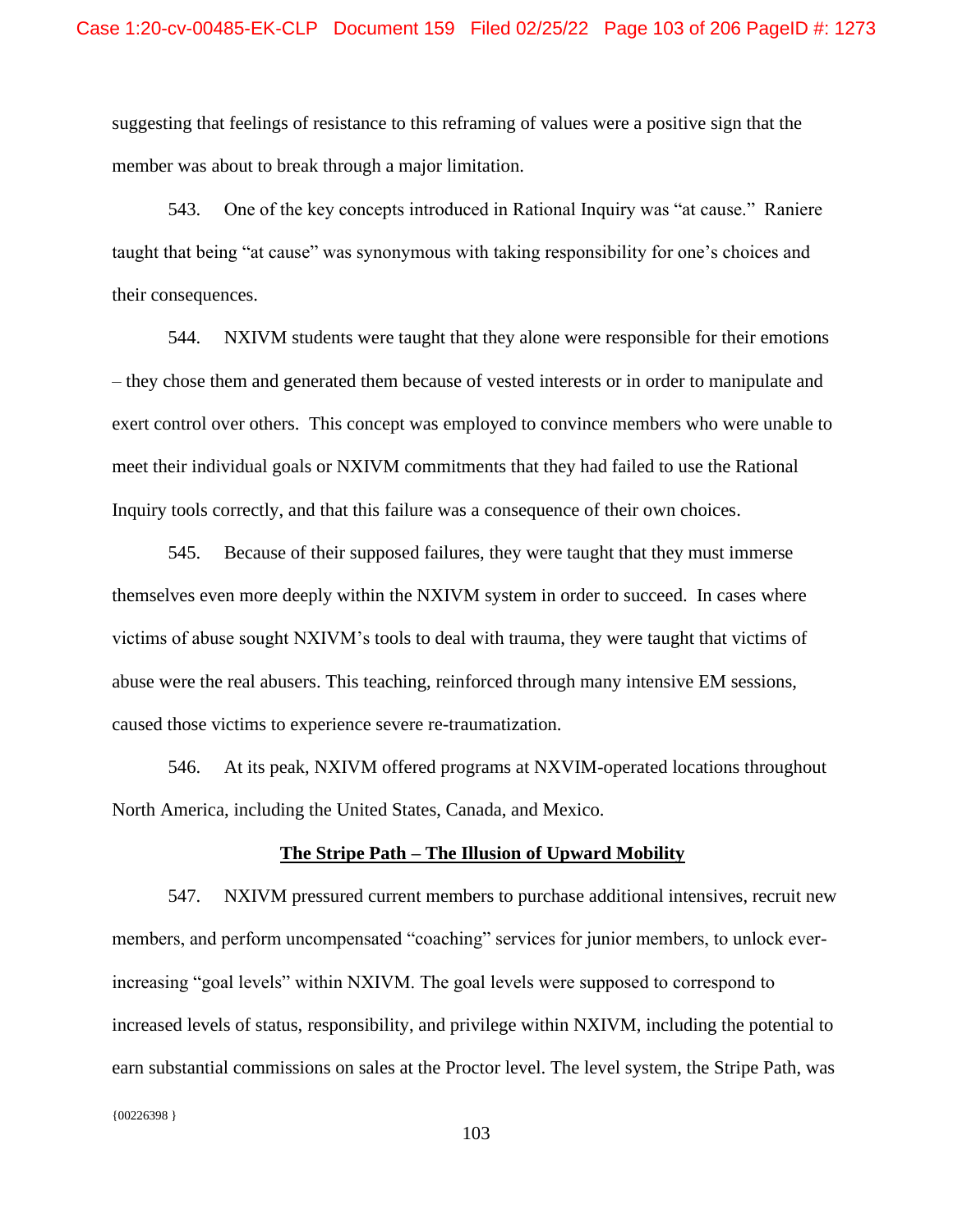suggesting that feelings of resistance to this reframing of values were a positive sign that the member was about to break through a major limitation.

543. One of the key concepts introduced in Rational Inquiry was "at cause." Raniere taught that being "at cause" was synonymous with taking responsibility for one's choices and their consequences.

544. NXIVM students were taught that they alone were responsible for their emotions – they chose them and generated them because of vested interests or in order to manipulate and exert control over others. This concept was employed to convince members who were unable to meet their individual goals or NXIVM commitments that they had failed to use the Rational Inquiry tools correctly, and that this failure was a consequence of their own choices.

545. Because of their supposed failures, they were taught that they must immerse themselves even more deeply within the NXIVM system in order to succeed. In cases where victims of abuse sought NXIVM's tools to deal with trauma, they were taught that victims of abuse were the real abusers. This teaching, reinforced through many intensive EM sessions, caused those victims to experience severe re-traumatization.

546. At its peak, NXIVM offered programs at NXVIM-operated locations throughout North America, including the United States, Canada, and Mexico.

**The Stripe Path – The Illusion of Upward Mobility**

547. NXIVM pressured current members to purchase additional intensives, recruit new members, and perform uncompensated "coaching" services for junior members, to unlock ever-increasing "goal levels" within NXIVM. The goal levels were supposed to correspond to increased levels of status, responsibility, and privilege within NXIVM, including the potential to earn substantial commissions on sales at the Proctor level. The level system, the Stripe Path, was

{00226398 }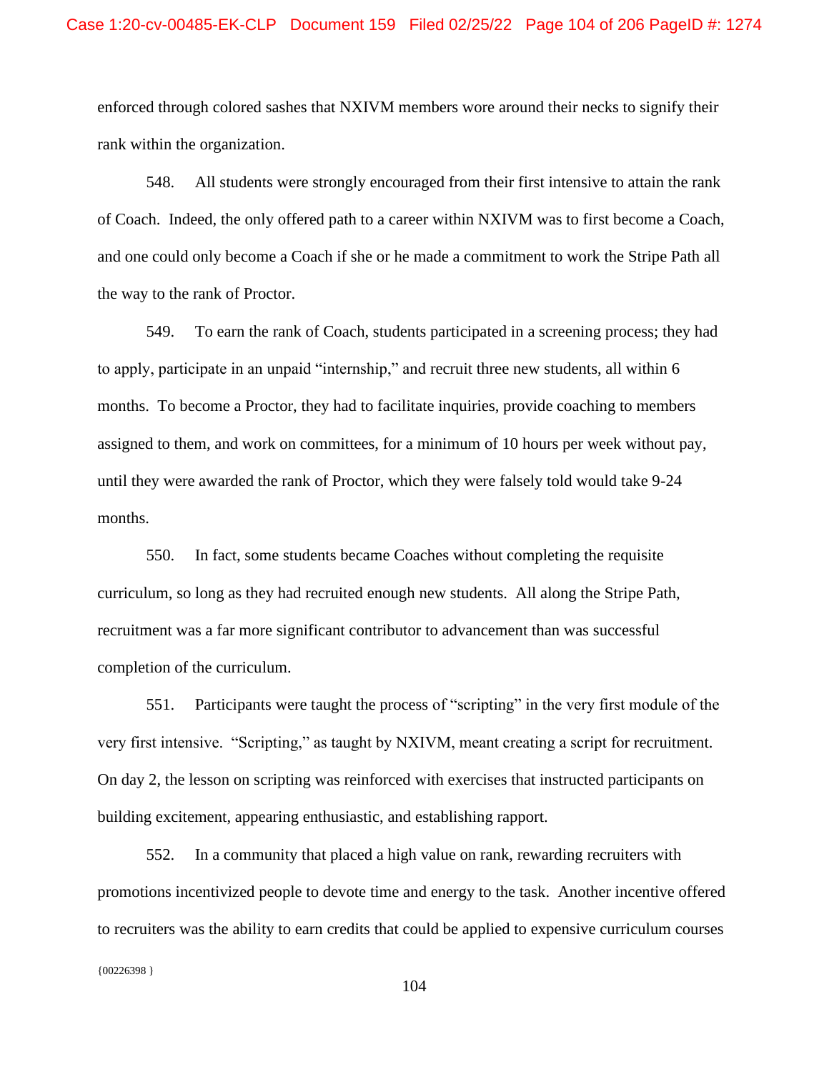enforced through colored sashes that NXIVM members wore around their necks to signify their rank within the organization.

548. All students were strongly encouraged from their first intensive to attain the rank of Coach. Indeed, the only offered path to a career within NXIVM was to first become a Coach, and one could only become a Coach if she or he made a commitment to work the Stripe Path all the way to the rank of Proctor.

549. To earn the rank of Coach, students participated in a screening process; they had to apply, participate in an unpaid "internship," and recruit three new students, all within 6 months. To become a Proctor, they had to facilitate inquiries, provide coaching to members assigned to them, and work on committees, for a minimum of 10 hours per week without pay, until they were awarded the rank of Proctor, which they were falsely told would take 9-24 months.

550. In fact, some students became Coaches without completing the requisite curriculum, so long as they had recruited enough new students. All along the Stripe Path, recruitment was a far more significant contributor to advancement than was successful completion of the curriculum.

551. Participants were taught the process of "scripting" in the very first module of the very first intensive. "Scripting," as taught by NXIVM, meant creating a script for recruitment. On day 2, the lesson on scripting was reinforced with exercises that instructed participants on building excitement, appearing enthusiastic, and establishing rapport.

552. In a community that placed a high value on rank, rewarding recruiters with promotions incentivized people to devote time and energy to the task. Another incentive offered to recruiters was the ability to earn credits that could be applied to expensive curriculum courses

{00226398 }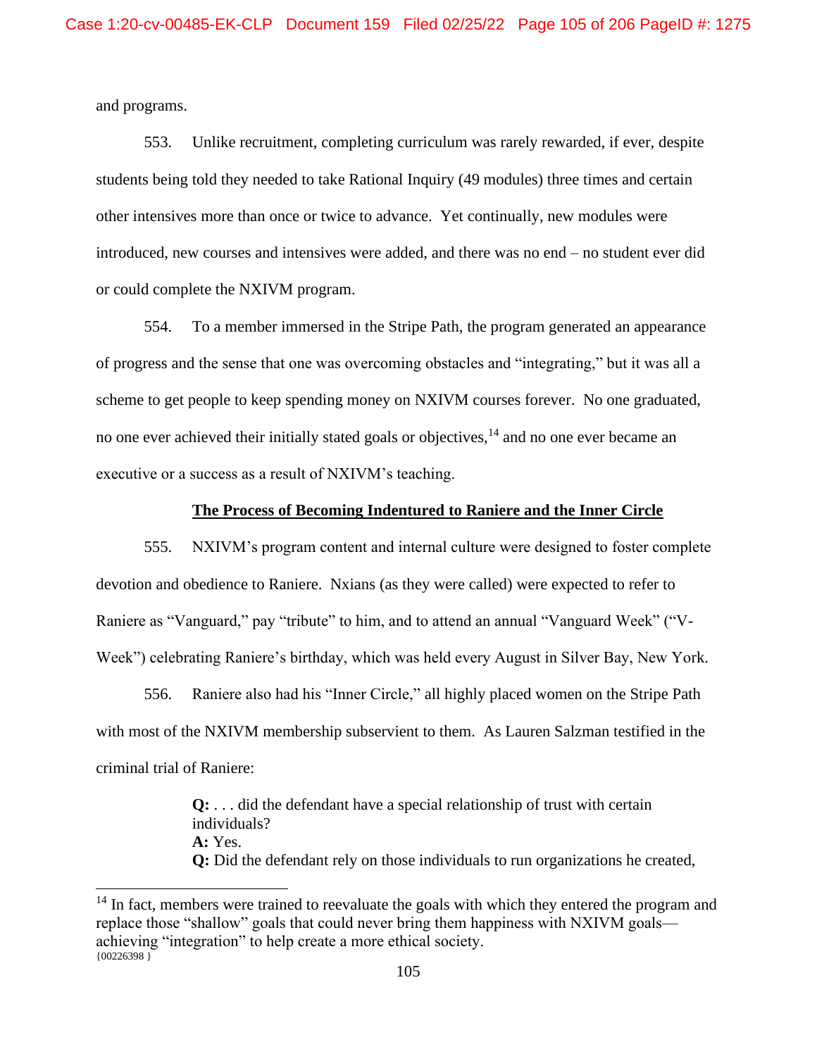and programs.

553. Unlike recruitment, completing curriculum was rarely rewarded, if ever, despite students being told they needed to take Rational Inquiry (49 modules) three times and certain other intensives more than once or twice to advance. Yet continually, new modules were introduced, new courses and intensives were added, and there was no end – no student ever did or could complete the NXIVM program.

554. To a member immersed in the Stripe Path, the program generated an appearance of progress and the sense that one was overcoming obstacles and "integrating," but it was all a scheme to get people to keep spending money on NXIVM courses forever. No one graduated, no one ever achieved their initially stated goals or objectives,[14] and no one ever became an executive or a success as a result of NXIVM's teaching.

**The Process of Becoming Indentured to Raniere and the Inner Circle**

555. NXIVM's program content and internal culture were designed to foster complete devotion and obedience to Raniere. Nxians (as they were called) were expected to refer to Raniere as "Vanguard," pay "tribute" to him, and to attend an annual "Vanguard Week" ("V-Week") celebrating Raniere's birthday, which was held every August in Silver Bay, New York.

556. Raniere also had his "Inner Circle," all highly placed women on the Stripe Path with most of the NXIVM membership subservient to them. As Lauren Salzman testified in the criminal trial of Raniere:

> **Q:** . . . did the defendant have a special relationship of trust with certain individuals?
> **A:** Yes.
> **Q:** Did the defendant rely on those individuals to run organizations he created,

[14] In fact, members were trained to reevaluate the goals with which they entered the program and replace those "shallow" goals that could never bring them happiness with NXIVM goals—achieving "integration" to help create a more ethical society.

{00226398 }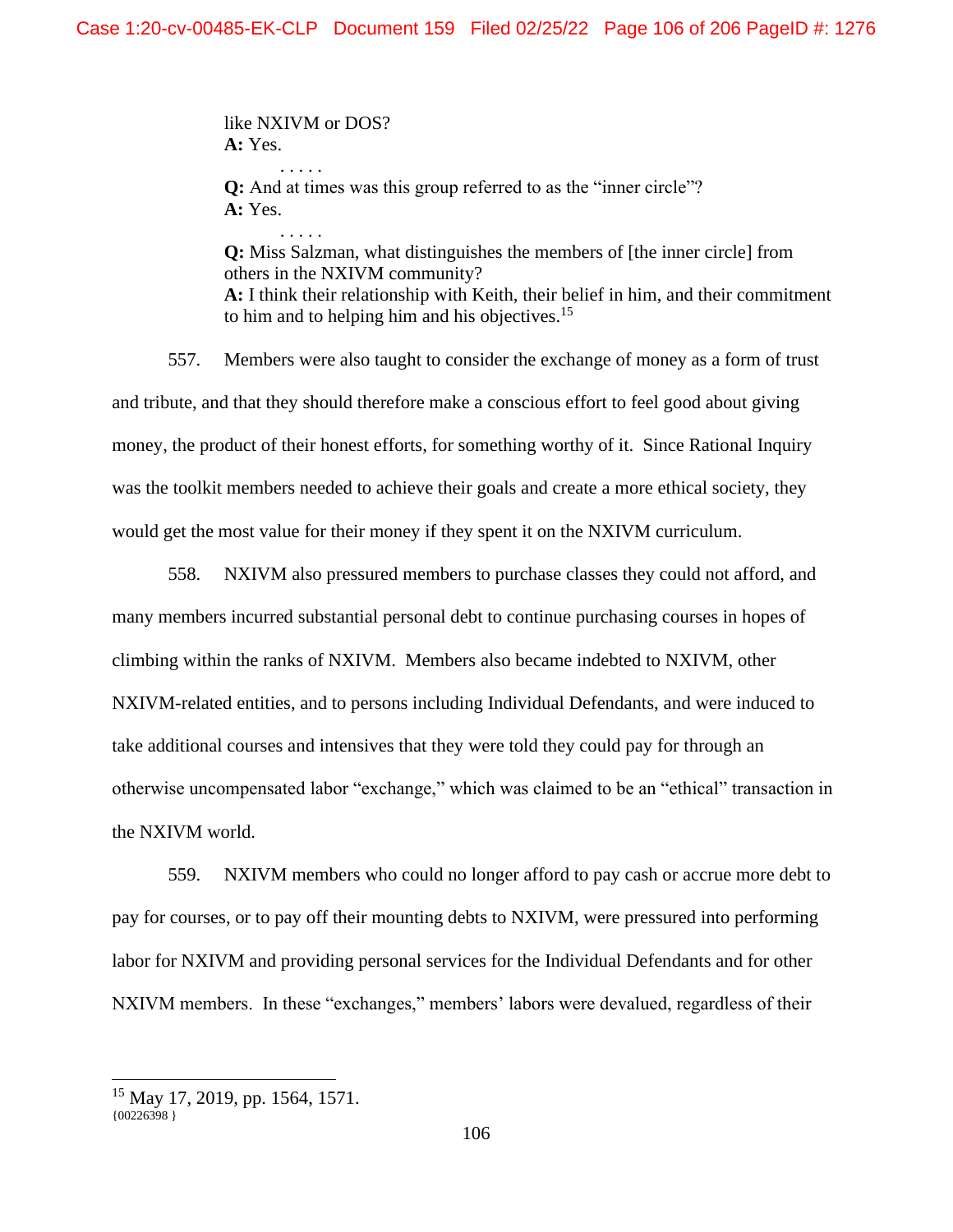> like NXIVM or DOS?
> **A:** Yes.
>
> . . . . .
>
> **Q:** And at times was this group referred to as the "inner circle"?
> **A:** Yes.
>
> . . . . .
>
> **Q:** Miss Salzman, what distinguishes the members of [the inner circle] from others in the NXIVM community?
> **A:** I think their relationship with Keith, their belief in him, and their commitment to him and to helping him and his objectives.[15]

557. Members were also taught to consider the exchange of money as a form of trust and tribute, and that they should therefore make a conscious effort to feel good about giving money, the product of their honest efforts, for something worthy of it. Since Rational Inquiry was the toolkit members needed to achieve their goals and create a more ethical society, they would get the most value for their money if they spent it on the NXIVM curriculum.

558. NXIVM also pressured members to purchase classes they could not afford, and many members incurred substantial personal debt to continue purchasing courses in hopes of climbing within the ranks of NXIVM. Members also became indebted to NXIVM, other NXIVM-related entities, and to persons including Individual Defendants, and were induced to take additional courses and intensives that they were told they could pay for through an otherwise uncompensated labor "exchange," which was claimed to be an "ethical" transaction in the NXIVM world.

559. NXIVM members who could no longer afford to pay cash or accrue more debt to pay for courses, or to pay off their mounting debts to NXIVM, were pressured into performing labor for NXIVM and providing personal services for the Individual Defendants and for other NXIVM members. In these "exchanges," members' labors were devalued, regardless of their

[15] May 17, 2019, pp. 1564, 1571.

{00226398 }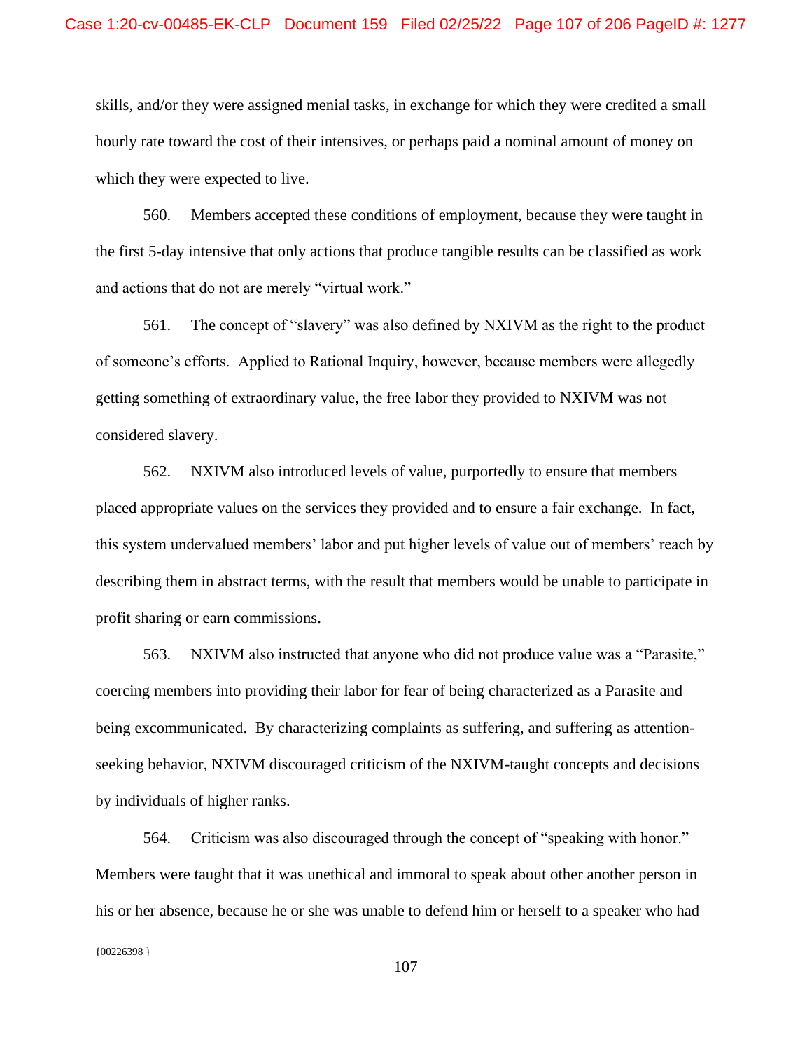skills, and/or they were assigned menial tasks, in exchange for which they were credited a small hourly rate toward the cost of their intensives, or perhaps paid a nominal amount of money on which they were expected to live.

560. Members accepted these conditions of employment, because they were taught in the first 5-day intensive that only actions that produce tangible results can be classified as work and actions that do not are merely "virtual work."

561. The concept of "slavery" was also defined by NXIVM as the right to the product of someone's efforts. Applied to Rational Inquiry, however, because members were allegedly getting something of extraordinary value, the free labor they provided to NXIVM was not considered slavery.

562. NXIVM also introduced levels of value, purportedly to ensure that members placed appropriate values on the services they provided and to ensure a fair exchange. In fact, this system undervalued members' labor and put higher levels of value out of members' reach by describing them in abstract terms, with the result that members would be unable to participate in profit sharing or earn commissions.

563. NXIVM also instructed that anyone who did not produce value was a "Parasite," coercing members into providing their labor for fear of being characterized as a Parasite and being excommunicated. By characterizing complaints as suffering, and suffering as attention-seeking behavior, NXIVM discouraged criticism of the NXIVM-taught concepts and decisions by individuals of higher ranks.

564. Criticism was also discouraged through the concept of "speaking with honor." Members were taught that it was unethical and immoral to speak about other another person in his or her absence, because he or she was unable to defend him or herself to a speaker who had

{00226398 }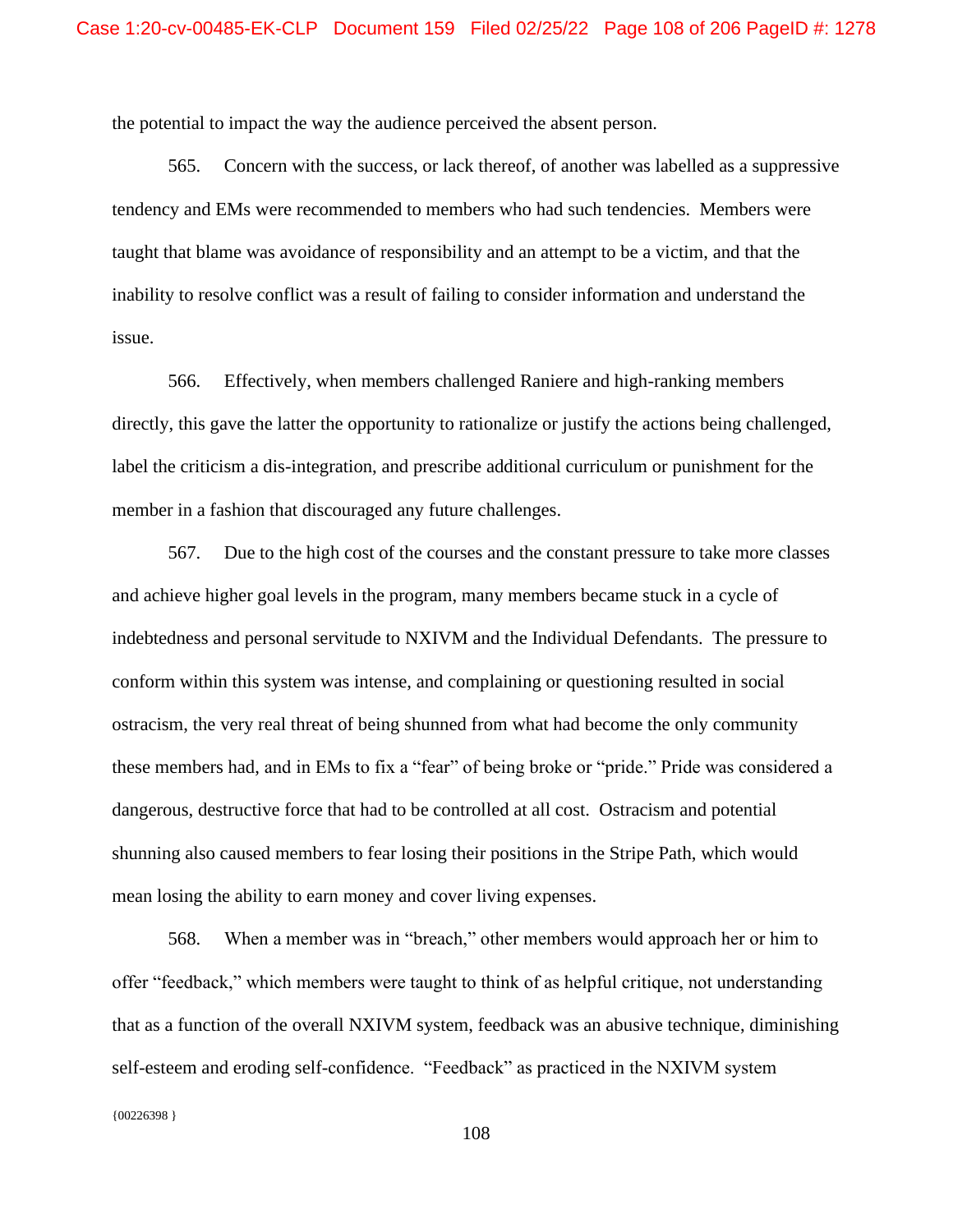the potential to impact the way the audience perceived the absent person.

565. Concern with the success, or lack thereof, of another was labelled as a suppressive tendency and EMs were recommended to members who had such tendencies. Members were taught that blame was avoidance of responsibility and an attempt to be a victim, and that the inability to resolve conflict was a result of failing to consider information and understand the issue.

566. Effectively, when members challenged Raniere and high-ranking members directly, this gave the latter the opportunity to rationalize or justify the actions being challenged, label the criticism a dis-integration, and prescribe additional curriculum or punishment for the member in a fashion that discouraged any future challenges.

567. Due to the high cost of the courses and the constant pressure to take more classes and achieve higher goal levels in the program, many members became stuck in a cycle of indebtedness and personal servitude to NXIVM and the Individual Defendants. The pressure to conform within this system was intense, and complaining or questioning resulted in social ostracism, the very real threat of being shunned from what had become the only community these members had, and in EMs to fix a "fear" of being broke or "pride." Pride was considered a dangerous, destructive force that had to be controlled at all cost. Ostracism and potential shunning also caused members to fear losing their positions in the Stripe Path, which would mean losing the ability to earn money and cover living expenses.

568. When a member was in "breach," other members would approach her or him to offer "feedback," which members were taught to think of as helpful critique, not understanding that as a function of the overall NXIVM system, feedback was an abusive technique, diminishing self-esteem and eroding self-confidence. "Feedback" as practiced in the NXIVM system

{00226398 }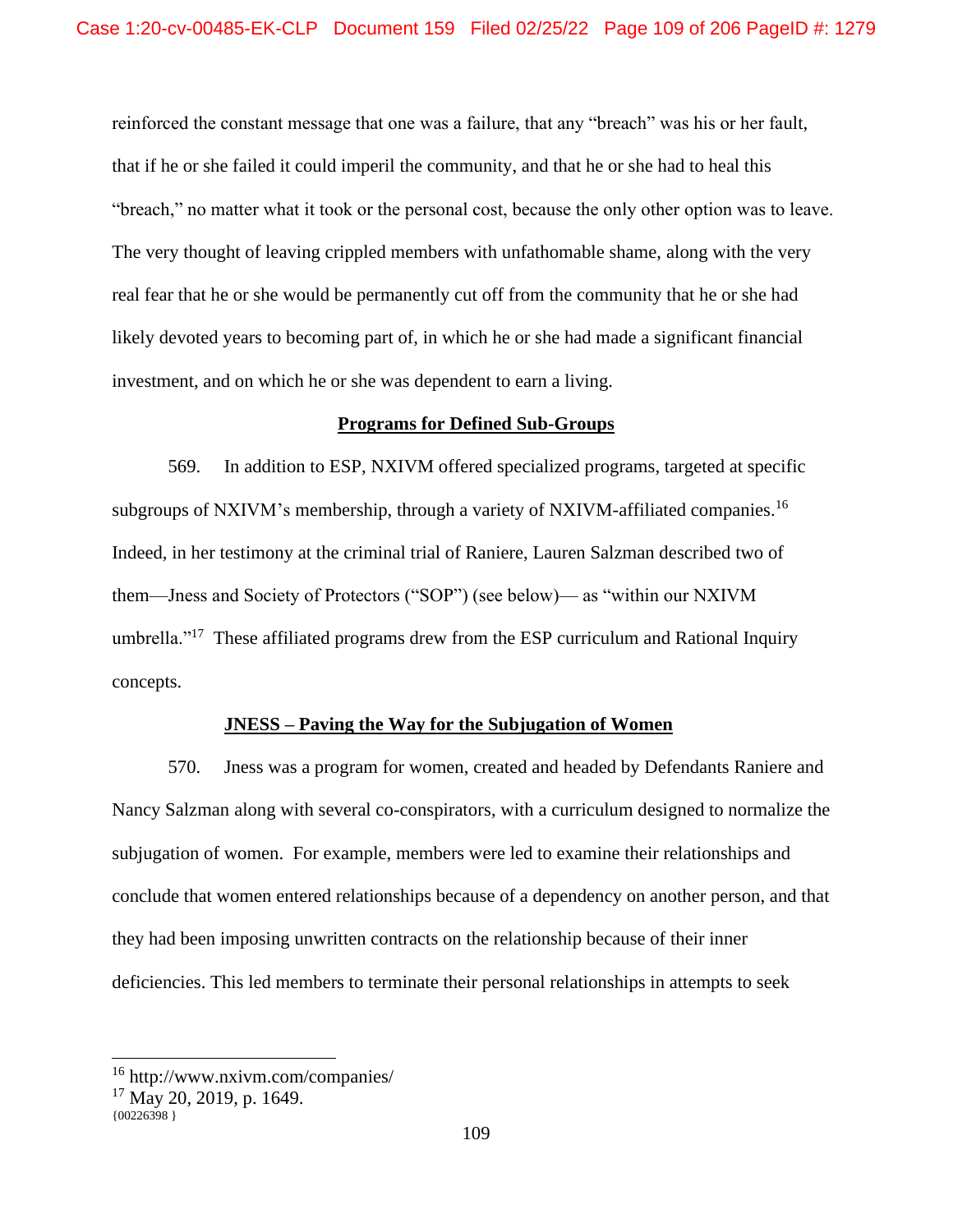reinforced the constant message that one was a failure, that any "breach" was his or her fault, that if he or she failed it could imperil the community, and that he or she had to heal this "breach," no matter what it took or the personal cost, because the only other option was to leave. The very thought of leaving crippled members with unfathomable shame, along with the very real fear that he or she would be permanently cut off from the community that he or she had likely devoted years to becoming part of, in which he or she had made a significant financial investment, and on which he or she was dependent to earn a living.

**Programs for Defined Sub-Groups**

569. In addition to ESP, NXIVM offered specialized programs, targeted at specific subgroups of NXIVM's membership, through a variety of NXIVM-affiliated companies.[16] Indeed, in her testimony at the criminal trial of Raniere, Lauren Salzman described two of them—Jness and Society of Protectors ("SOP") (see below)— as "within our NXIVM umbrella."[17] These affiliated programs drew from the ESP curriculum and Rational Inquiry concepts.

**JNESS – Paving the Way for the Subjugation of Women**

570. Jness was a program for women, created and headed by Defendants Raniere and Nancy Salzman along with several co-conspirators, with a curriculum designed to normalize the subjugation of women. For example, members were led to examine their relationships and conclude that women entered relationships because of a dependency on another person, and that they had been imposing unwritten contracts on the relationship because of their inner deficiencies. This led members to terminate their personal relationships in attempts to seek

[16] http://www.nxivm.com/companies/

[17] May 20, 2019, p. 1649.

{00226398 }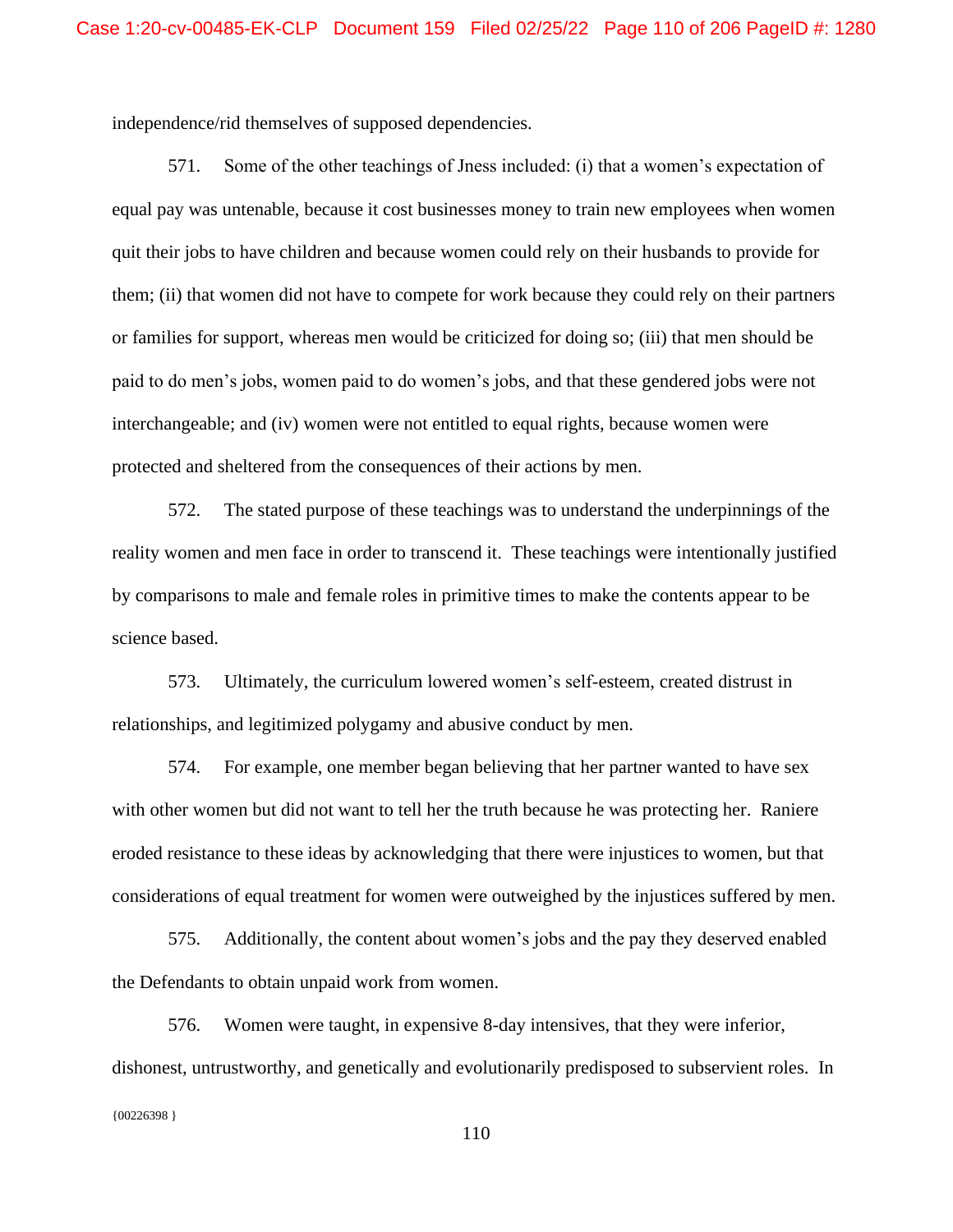independence/rid themselves of supposed dependencies.

571. Some of the other teachings of Jness included: (i) that a women's expectation of equal pay was untenable, because it cost businesses money to train new employees when women quit their jobs to have children and because women could rely on their husbands to provide for them; (ii) that women did not have to compete for work because they could rely on their partners or families for support, whereas men would be criticized for doing so; (iii) that men should be paid to do men's jobs, women paid to do women's jobs, and that these gendered jobs were not interchangeable; and (iv) women were not entitled to equal rights, because women were protected and sheltered from the consequences of their actions by men.

572. The stated purpose of these teachings was to understand the underpinnings of the reality women and men face in order to transcend it. These teachings were intentionally justified by comparisons to male and female roles in primitive times to make the contents appear to be science based.

573. Ultimately, the curriculum lowered women's self-esteem, created distrust in relationships, and legitimized polygamy and abusive conduct by men.

574. For example, one member began believing that her partner wanted to have sex with other women but did not want to tell her the truth because he was protecting her. Raniere eroded resistance to these ideas by acknowledging that there were injustices to women, but that considerations of equal treatment for women were outweighed by the injustices suffered by men.

575. Additionally, the content about women's jobs and the pay they deserved enabled the Defendants to obtain unpaid work from women.

576. Women were taught, in expensive 8-day intensives, that they were inferior, dishonest, untrustworthy, and genetically and evolutionarily predisposed to subservient roles. In

{00226398 }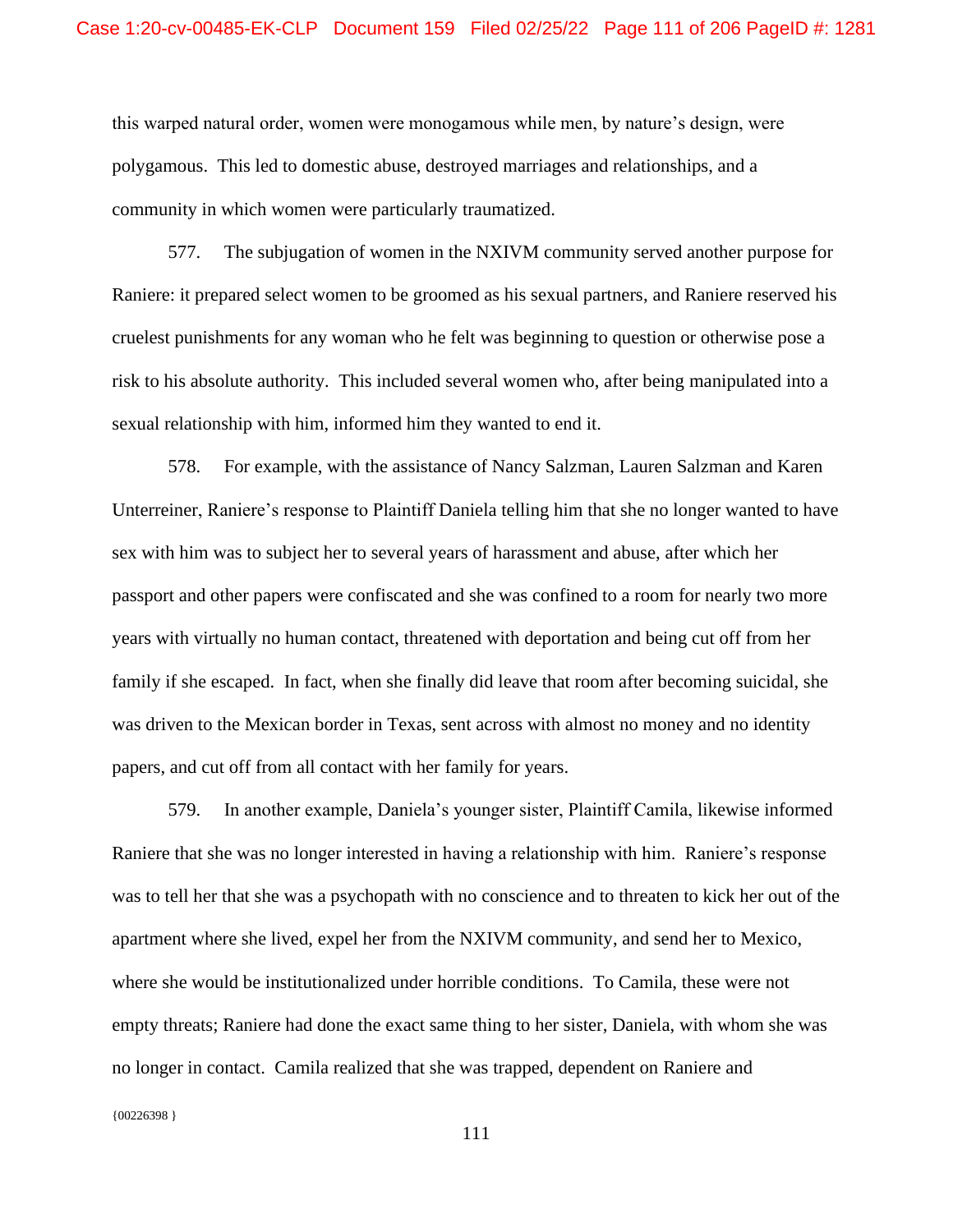this warped natural order, women were monogamous while men, by nature's design, were polygamous. This led to domestic abuse, destroyed marriages and relationships, and a community in which women were particularly traumatized.

577. The subjugation of women in the NXIVM community served another purpose for Raniere: it prepared select women to be groomed as his sexual partners, and Raniere reserved his cruelest punishments for any woman who he felt was beginning to question or otherwise pose a risk to his absolute authority. This included several women who, after being manipulated into a sexual relationship with him, informed him they wanted to end it.

578. For example, with the assistance of Nancy Salzman, Lauren Salzman and Karen Unterreiner, Raniere's response to Plaintiff Daniela telling him that she no longer wanted to have sex with him was to subject her to several years of harassment and abuse, after which her passport and other papers were confiscated and she was confined to a room for nearly two more years with virtually no human contact, threatened with deportation and being cut off from her family if she escaped. In fact, when she finally did leave that room after becoming suicidal, she was driven to the Mexican border in Texas, sent across with almost no money and no identity papers, and cut off from all contact with her family for years.

579. In another example, Daniela's younger sister, Plaintiff Camila, likewise informed Raniere that she was no longer interested in having a relationship with him. Raniere's response was to tell her that she was a psychopath with no conscience and to threaten to kick her out of the apartment where she lived, expel her from the NXIVM community, and send her to Mexico, where she would be institutionalized under horrible conditions. To Camila, these were not empty threats; Raniere had done the exact same thing to her sister, Daniela, with whom she was no longer in contact. Camila realized that she was trapped, dependent on Raniere and

{00226398 }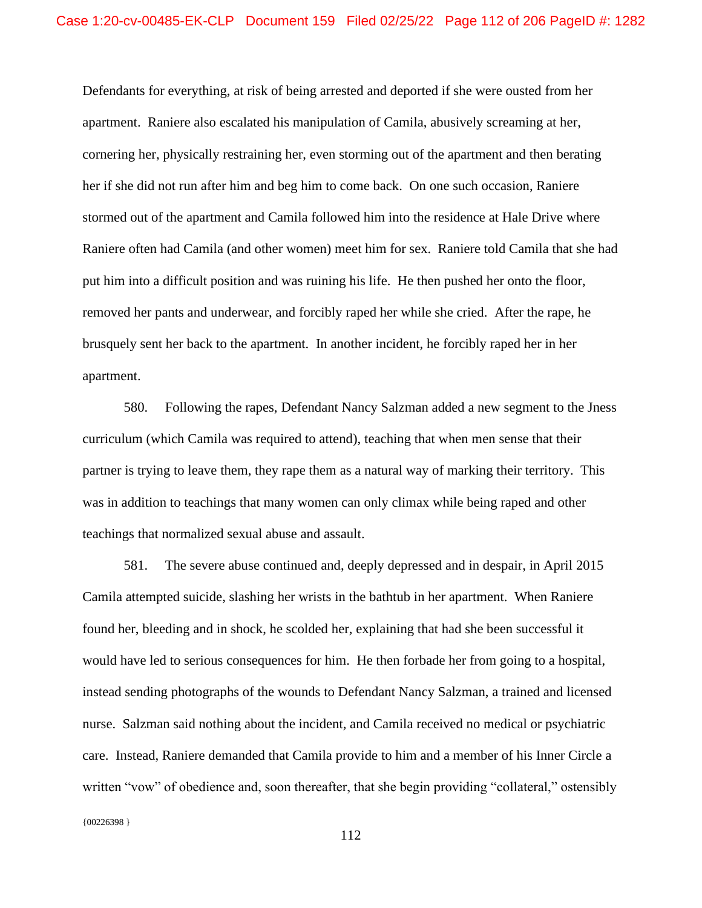Defendants for everything, at risk of being arrested and deported if she were ousted from her apartment. Raniere also escalated his manipulation of Camila, abusively screaming at her, cornering her, physically restraining her, even storming out of the apartment and then berating her if she did not run after him and beg him to come back. On one such occasion, Raniere stormed out of the apartment and Camila followed him into the residence at Hale Drive where Raniere often had Camila (and other women) meet him for sex. Raniere told Camila that she had put him into a difficult position and was ruining his life. He then pushed her onto the floor, removed her pants and underwear, and forcibly raped her while she cried. After the rape, he brusquely sent her back to the apartment. In another incident, he forcibly raped her in her apartment.

580. Following the rapes, Defendant Nancy Salzman added a new segment to the Jness curriculum (which Camila was required to attend), teaching that when men sense that their partner is trying to leave them, they rape them as a natural way of marking their territory. This was in addition to teachings that many women can only climax while being raped and other teachings that normalized sexual abuse and assault.

581. The severe abuse continued and, deeply depressed and in despair, in April 2015 Camila attempted suicide, slashing her wrists in the bathtub in her apartment. When Raniere found her, bleeding and in shock, he scolded her, explaining that had she been successful it would have led to serious consequences for him. He then forbade her from going to a hospital, instead sending photographs of the wounds to Defendant Nancy Salzman, a trained and licensed nurse. Salzman said nothing about the incident, and Camila received no medical or psychiatric care. Instead, Raniere demanded that Camila provide to him and a member of his Inner Circle a written "vow" of obedience and, soon thereafter, that she begin providing "collateral," ostensibly

{00226398 }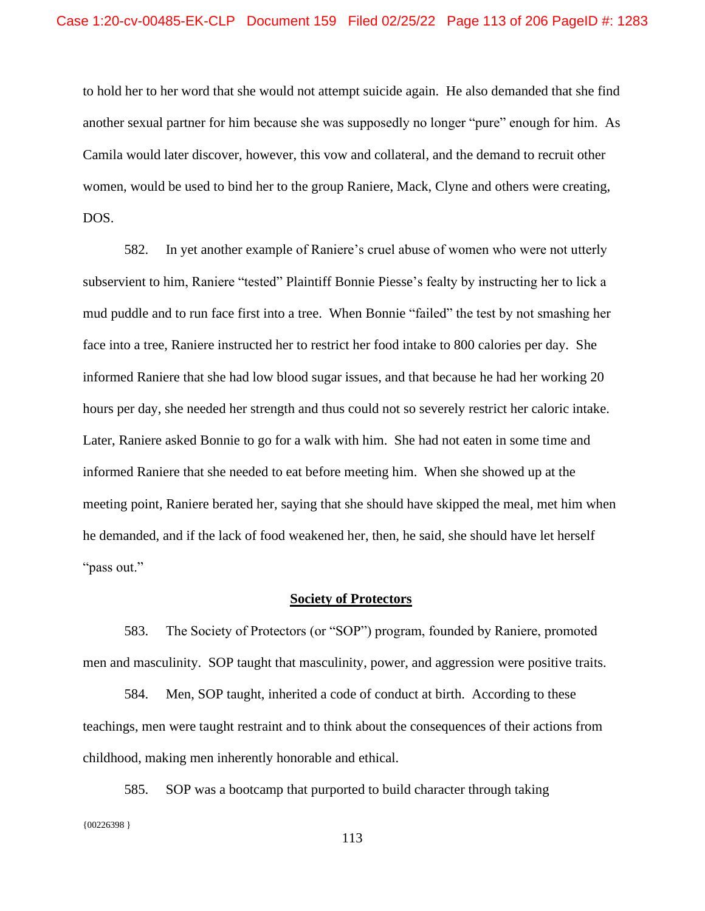to hold her to her word that she would not attempt suicide again. He also demanded that she find another sexual partner for him because she was supposedly no longer "pure" enough for him. As Camila would later discover, however, this vow and collateral, and the demand to recruit other women, would be used to bind her to the group Raniere, Mack, Clyne and others were creating, DOS.

582. In yet another example of Raniere's cruel abuse of women who were not utterly subservient to him, Raniere "tested" Plaintiff Bonnie Piesse's fealty by instructing her to lick a mud puddle and to run face first into a tree. When Bonnie "failed" the test by not smashing her face into a tree, Raniere instructed her to restrict her food intake to 800 calories per day. She informed Raniere that she had low blood sugar issues, and that because he had her working 20 hours per day, she needed her strength and thus could not so severely restrict her caloric intake. Later, Raniere asked Bonnie to go for a walk with him. She had not eaten in some time and informed Raniere that she needed to eat before meeting him. When she showed up at the meeting point, Raniere berated her, saying that she should have skipped the meal, met him when he demanded, and if the lack of food weakened her, then, he said, she should have let herself "pass out."

**Society of Protectors**

583. The Society of Protectors (or "SOP") program, founded by Raniere, promoted men and masculinity. SOP taught that masculinity, power, and aggression were positive traits.

584. Men, SOP taught, inherited a code of conduct at birth. According to these teachings, men were taught restraint and to think about the consequences of their actions from childhood, making men inherently honorable and ethical.

585. SOP was a bootcamp that purported to build character through taking

{00226398 }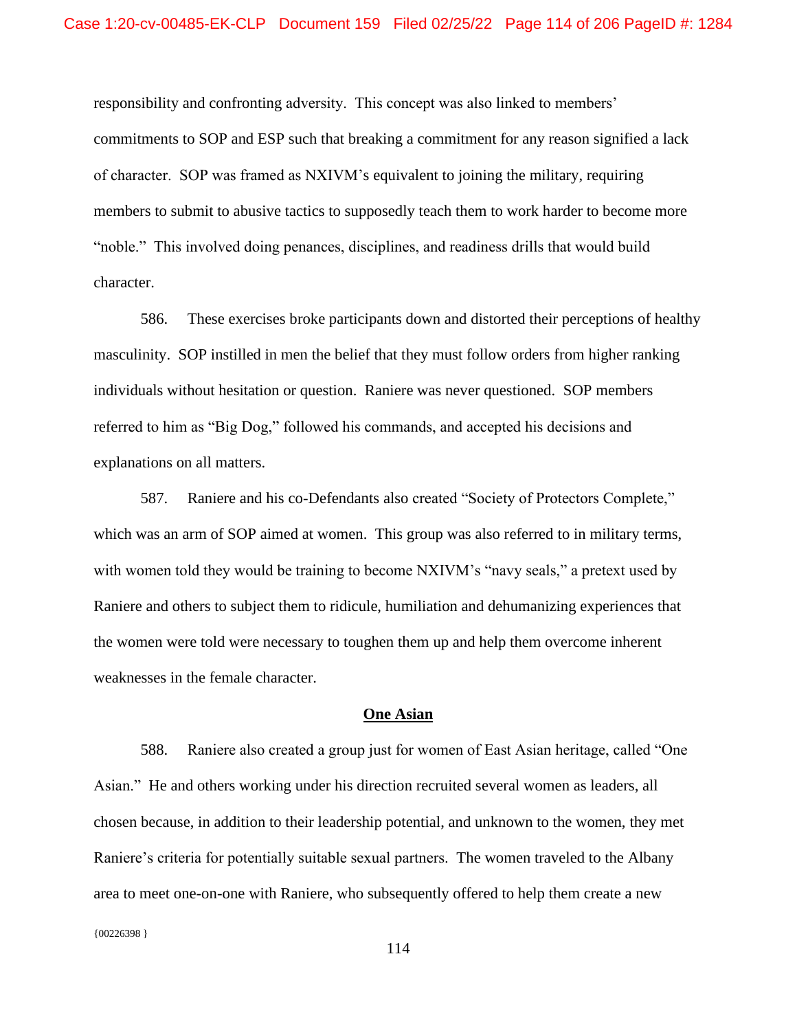responsibility and confronting adversity. This concept was also linked to members' commitments to SOP and ESP such that breaking a commitment for any reason signified a lack of character. SOP was framed as NXIVM's equivalent to joining the military, requiring members to submit to abusive tactics to supposedly teach them to work harder to become more "noble." This involved doing penances, disciplines, and readiness drills that would build character.

586. These exercises broke participants down and distorted their perceptions of healthy masculinity. SOP instilled in men the belief that they must follow orders from higher ranking individuals without hesitation or question. Raniere was never questioned. SOP members referred to him as "Big Dog," followed his commands, and accepted his decisions and explanations on all matters.

587. Raniere and his co-Defendants also created "Society of Protectors Complete," which was an arm of SOP aimed at women. This group was also referred to in military terms, with women told they would be training to become NXIVM's "navy seals," a pretext used by Raniere and others to subject them to ridicule, humiliation and dehumanizing experiences that the women were told were necessary to toughen them up and help them overcome inherent weaknesses in the female character.

**One Asian**

588. Raniere also created a group just for women of East Asian heritage, called "One Asian." He and others working under his direction recruited several women as leaders, all chosen because, in addition to their leadership potential, and unknown to the women, they met Raniere's criteria for potentially suitable sexual partners. The women traveled to the Albany area to meet one-on-one with Raniere, who subsequently offered to help them create a new

{00226398 }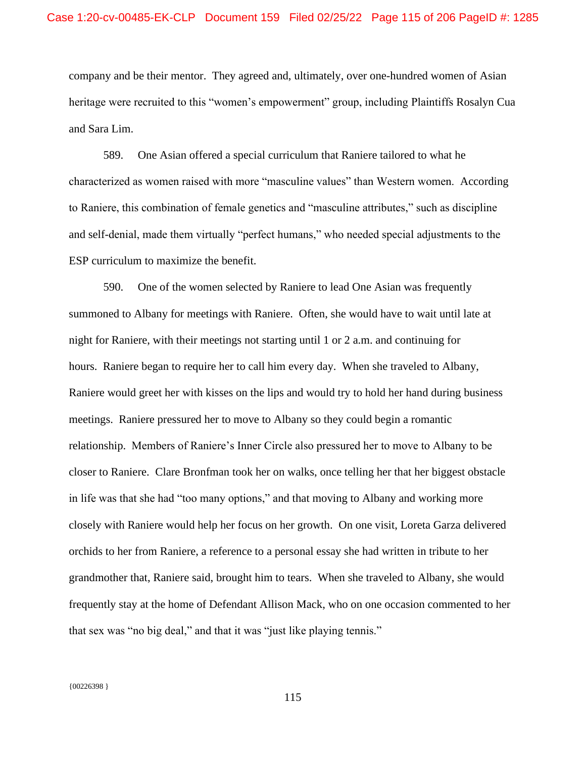company and be their mentor. They agreed and, ultimately, over one-hundred women of Asian heritage were recruited to this "women's empowerment" group, including Plaintiffs Rosalyn Cua and Sara Lim.

589. One Asian offered a special curriculum that Raniere tailored to what he characterized as women raised with more "masculine values" than Western women. According to Raniere, this combination of female genetics and "masculine attributes," such as discipline and self-denial, made them virtually "perfect humans," who needed special adjustments to the ESP curriculum to maximize the benefit.

590. One of the women selected by Raniere to lead One Asian was frequently summoned to Albany for meetings with Raniere. Often, she would have to wait until late at night for Raniere, with their meetings not starting until 1 or 2 a.m. and continuing for hours. Raniere began to require her to call him every day. When she traveled to Albany, Raniere would greet her with kisses on the lips and would try to hold her hand during business meetings. Raniere pressured her to move to Albany so they could begin a romantic relationship. Members of Raniere's Inner Circle also pressured her to move to Albany to be closer to Raniere. Clare Bronfman took her on walks, once telling her that her biggest obstacle in life was that she had "too many options," and that moving to Albany and working more closely with Raniere would help her focus on her growth. On one visit, Loreta Garza delivered orchids to her from Raniere, a reference to a personal essay she had written in tribute to her grandmother that, Raniere said, brought him to tears. When she traveled to Albany, she would frequently stay at the home of Defendant Allison Mack, who on one occasion commented to her that sex was "no big deal," and that it was "just like playing tennis."

{00226398 }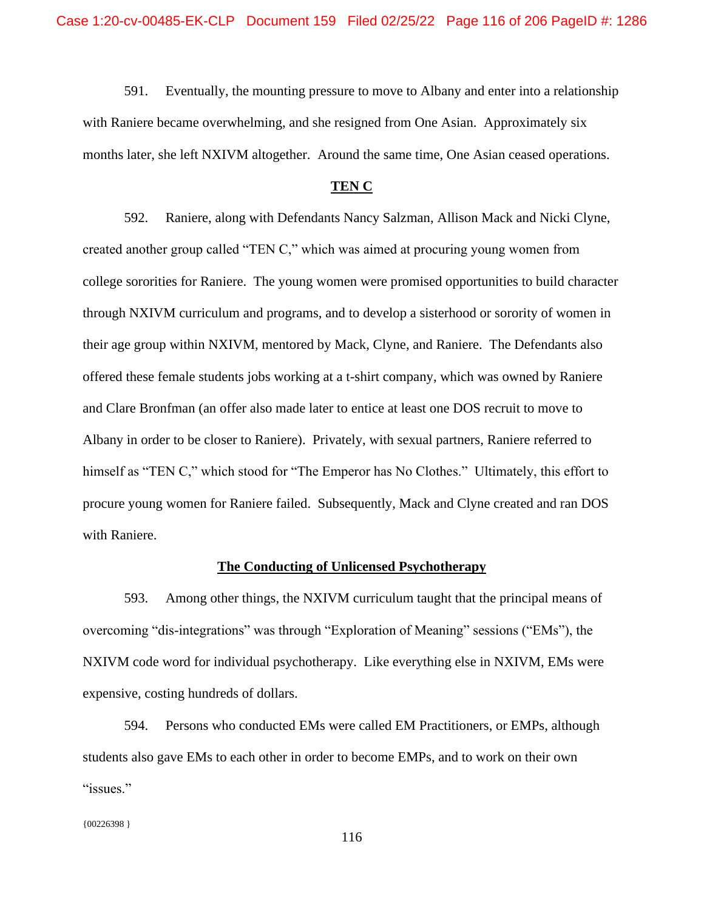591. Eventually, the mounting pressure to move to Albany and enter into a relationship with Raniere became overwhelming, and she resigned from One Asian. Approximately six months later, she left NXIVM altogether. Around the same time, One Asian ceased operations.

**TEN C**

592. Raniere, along with Defendants Nancy Salzman, Allison Mack and Nicki Clyne, created another group called "TEN C," which was aimed at procuring young women from college sororities for Raniere. The young women were promised opportunities to build character through NXIVM curriculum and programs, and to develop a sisterhood or sorority of women in their age group within NXIVM, mentored by Mack, Clyne, and Raniere. The Defendants also offered these female students jobs working at a t-shirt company, which was owned by Raniere and Clare Bronfman (an offer also made later to entice at least one DOS recruit to move to Albany in order to be closer to Raniere). Privately, with sexual partners, Raniere referred to himself as "TEN C," which stood for "The Emperor has No Clothes." Ultimately, this effort to procure young women for Raniere failed. Subsequently, Mack and Clyne created and ran DOS with Raniere.

**The Conducting of Unlicensed Psychotherapy**

593. Among other things, the NXIVM curriculum taught that the principal means of overcoming "dis-integrations" was through "Exploration of Meaning" sessions ("EMs"), the NXIVM code word for individual psychotherapy. Like everything else in NXIVM, EMs were expensive, costing hundreds of dollars.

594. Persons who conducted EMs were called EM Practitioners, or EMPs, although students also gave EMs to each other in order to become EMPs, and to work on their own "issues."

{00226398 }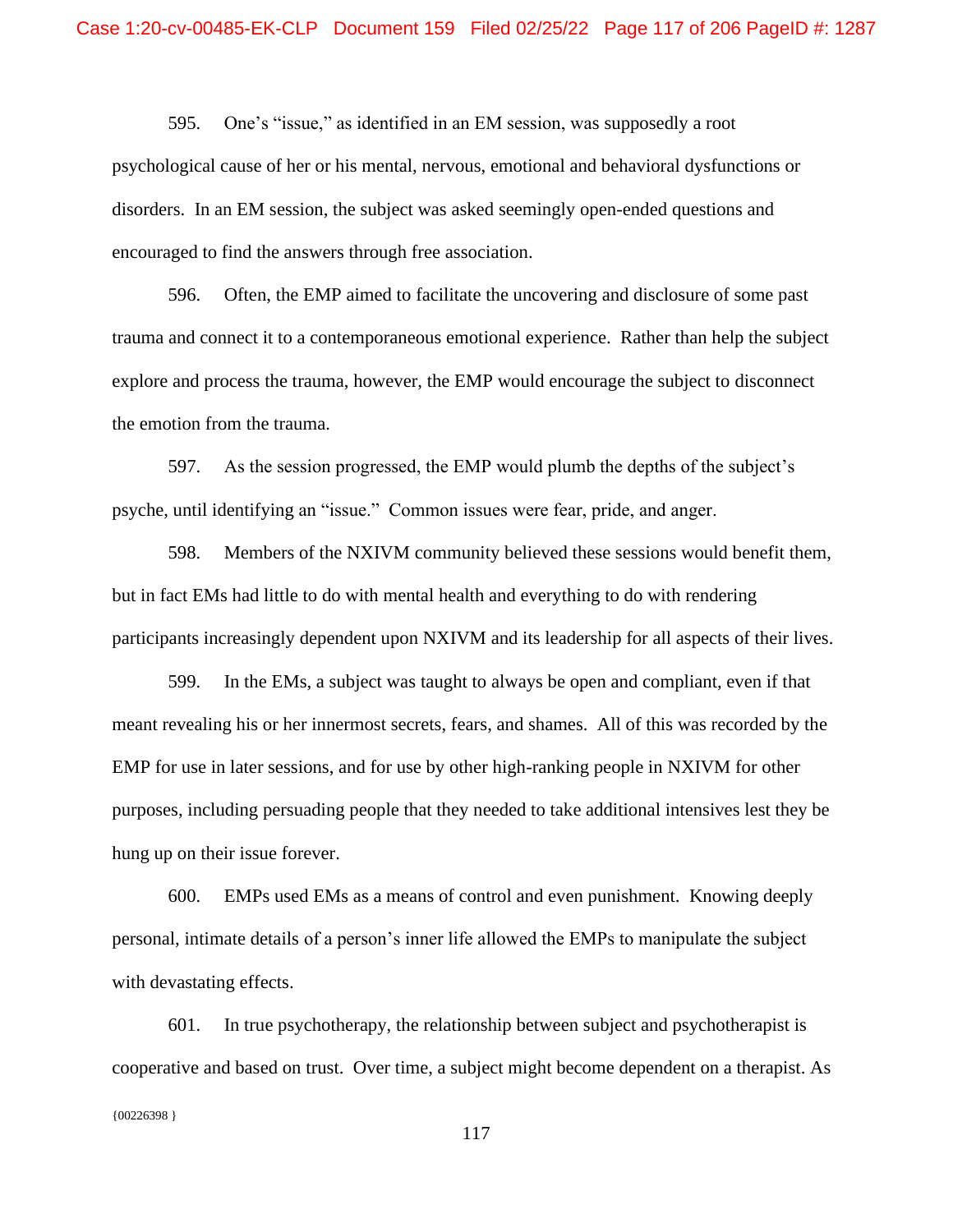595. One's "issue," as identified in an EM session, was supposedly a root psychological cause of her or his mental, nervous, emotional and behavioral dysfunctions or disorders. In an EM session, the subject was asked seemingly open-ended questions and encouraged to find the answers through free association.

596. Often, the EMP aimed to facilitate the uncovering and disclosure of some past trauma and connect it to a contemporaneous emotional experience. Rather than help the subject explore and process the trauma, however, the EMP would encourage the subject to disconnect the emotion from the trauma.

597. As the session progressed, the EMP would plumb the depths of the subject's psyche, until identifying an "issue." Common issues were fear, pride, and anger.

598. Members of the NXIVM community believed these sessions would benefit them, but in fact EMs had little to do with mental health and everything to do with rendering participants increasingly dependent upon NXIVM and its leadership for all aspects of their lives.

599. In the EMs, a subject was taught to always be open and compliant, even if that meant revealing his or her innermost secrets, fears, and shames. All of this was recorded by the EMP for use in later sessions, and for use by other high-ranking people in NXIVM for other purposes, including persuading people that they needed to take additional intensives lest they be hung up on their issue forever.

600. EMPs used EMs as a means of control and even punishment. Knowing deeply personal, intimate details of a person's inner life allowed the EMPs to manipulate the subject with devastating effects.

601. In true psychotherapy, the relationship between subject and psychotherapist is cooperative and based on trust. Over time, a subject might become dependent on a therapist. As

{00226398 }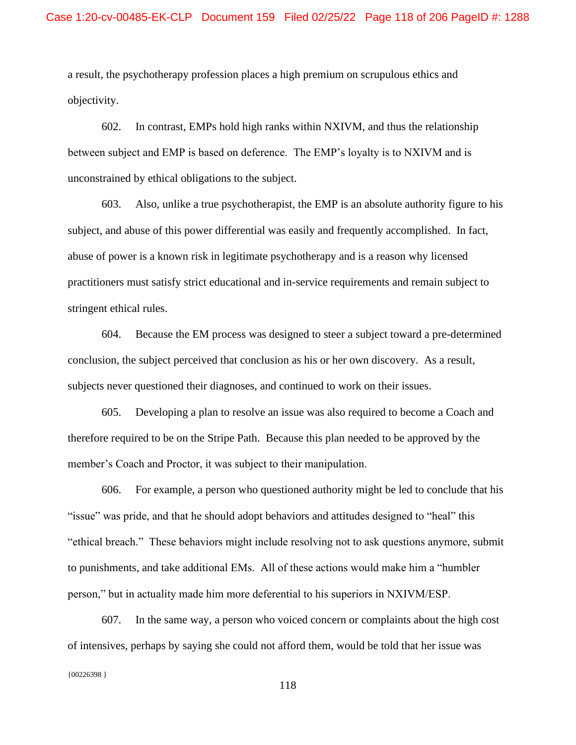a result, the psychotherapy profession places a high premium on scrupulous ethics and objectivity.

602. In contrast, EMPs hold high ranks within NXIVM, and thus the relationship between subject and EMP is based on deference. The EMP's loyalty is to NXIVM and is unconstrained by ethical obligations to the subject.

603. Also, unlike a true psychotherapist, the EMP is an absolute authority figure to his subject, and abuse of this power differential was easily and frequently accomplished. In fact, abuse of power is a known risk in legitimate psychotherapy and is a reason why licensed practitioners must satisfy strict educational and in-service requirements and remain subject to stringent ethical rules.

604. Because the EM process was designed to steer a subject toward a pre-determined conclusion, the subject perceived that conclusion as his or her own discovery. As a result, subjects never questioned their diagnoses, and continued to work on their issues.

605. Developing a plan to resolve an issue was also required to become a Coach and therefore required to be on the Stripe Path. Because this plan needed to be approved by the member's Coach and Proctor, it was subject to their manipulation.

606. For example, a person who questioned authority might be led to conclude that his "issue" was pride, and that he should adopt behaviors and attitudes designed to "heal" this "ethical breach." These behaviors might include resolving not to ask questions anymore, submit to punishments, and take additional EMs. All of these actions would make him a "humbler person," but in actuality made him more deferential to his superiors in NXIVM/ESP.

607. In the same way, a person who voiced concern or complaints about the high cost of intensives, perhaps by saying she could not afford them, would be told that her issue was

{00226398 }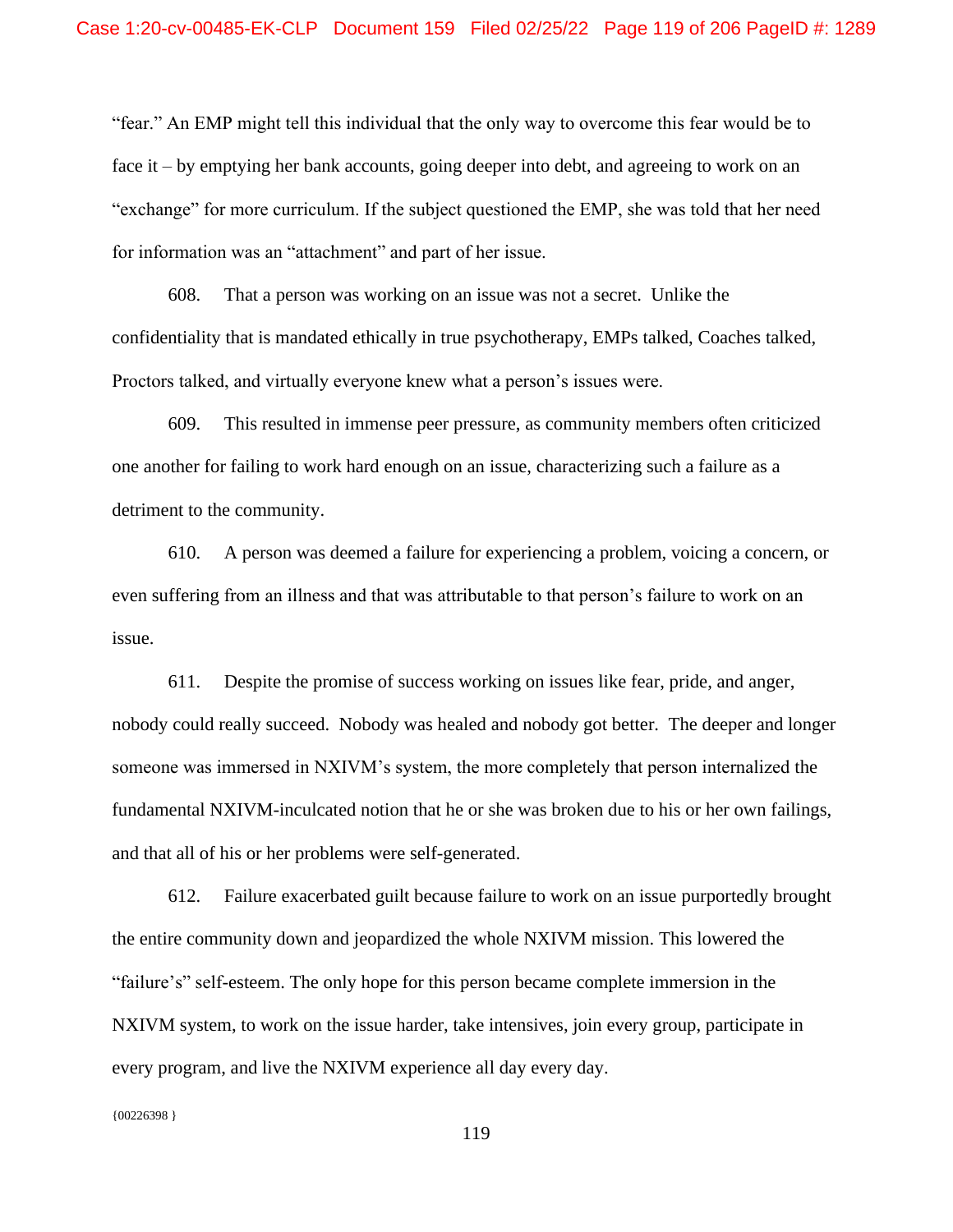"fear." An EMP might tell this individual that the only way to overcome this fear would be to face it – by emptying her bank accounts, going deeper into debt, and agreeing to work on an "exchange" for more curriculum. If the subject questioned the EMP, she was told that her need for information was an "attachment" and part of her issue.

608. That a person was working on an issue was not a secret. Unlike the confidentiality that is mandated ethically in true psychotherapy, EMPs talked, Coaches talked, Proctors talked, and virtually everyone knew what a person's issues were.

609. This resulted in immense peer pressure, as community members often criticized one another for failing to work hard enough on an issue, characterizing such a failure as a detriment to the community.

610. A person was deemed a failure for experiencing a problem, voicing a concern, or even suffering from an illness and that was attributable to that person's failure to work on an issue.

611. Despite the promise of success working on issues like fear, pride, and anger, nobody could really succeed. Nobody was healed and nobody got better. The deeper and longer someone was immersed in NXIVM's system, the more completely that person internalized the fundamental NXIVM-inculcated notion that he or she was broken due to his or her own failings, and that all of his or her problems were self-generated.

612. Failure exacerbated guilt because failure to work on an issue purportedly brought the entire community down and jeopardized the whole NXIVM mission. This lowered the "failure's" self-esteem. The only hope for this person became complete immersion in the NXIVM system, to work on the issue harder, take intensives, join every group, participate in every program, and live the NXIVM experience all day every day.

{00226398 }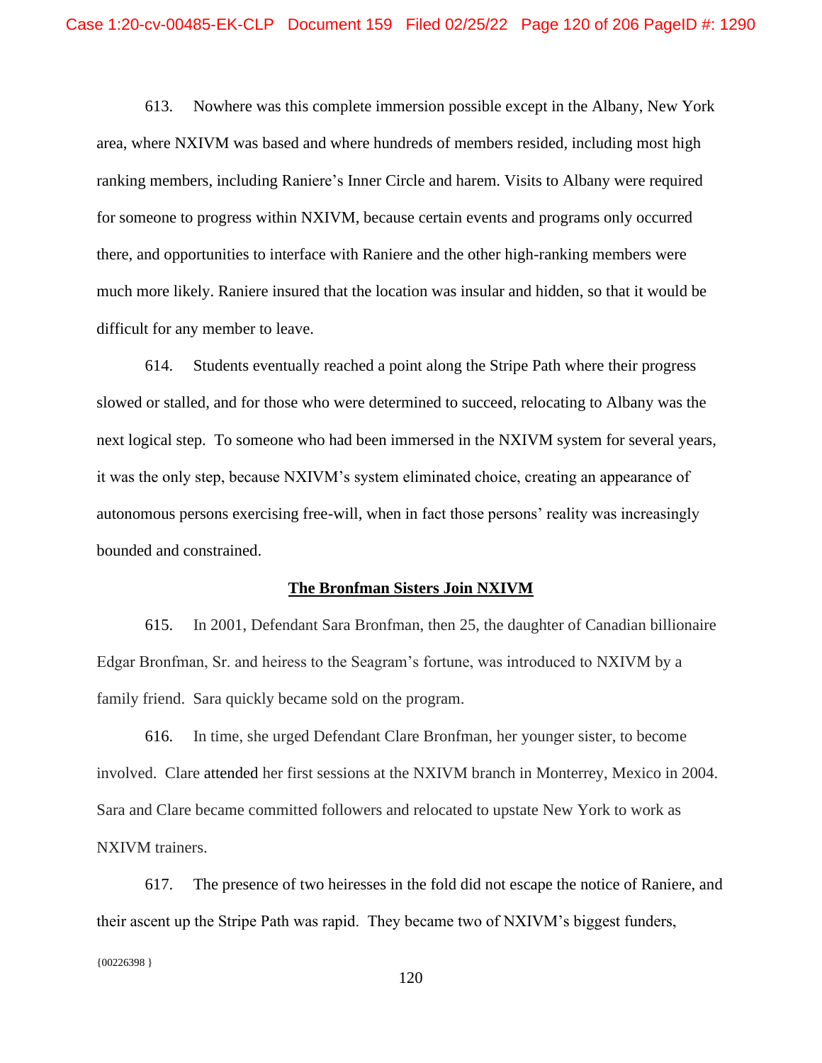613. Nowhere was this complete immersion possible except in the Albany, New York area, where NXIVM was based and where hundreds of members resided, including most high ranking members, including Raniere's Inner Circle and harem. Visits to Albany were required for someone to progress within NXIVM, because certain events and programs only occurred there, and opportunities to interface with Raniere and the other high-ranking members were much more likely. Raniere insured that the location was insular and hidden, so that it would be difficult for any member to leave.

614. Students eventually reached a point along the Stripe Path where their progress slowed or stalled, and for those who were determined to succeed, relocating to Albany was the next logical step. To someone who had been immersed in the NXIVM system for several years, it was the only step, because NXIVM's system eliminated choice, creating an appearance of autonomous persons exercising free-will, when in fact those persons' reality was increasingly bounded and constrained.

**The Bronfman Sisters Join NXIVM**

615. In 2001, Defendant Sara Bronfman, then 25, the daughter of Canadian billionaire Edgar Bronfman, Sr. and heiress to the Seagram's fortune, was introduced to NXIVM by a family friend. Sara quickly became sold on the program.

616. In time, she urged Defendant Clare Bronfman, her younger sister, to become involved. Clare attended her first sessions at the NXIVM branch in Monterrey, Mexico in 2004. Sara and Clare became committed followers and relocated to upstate New York to work as NXIVM trainers.

617. The presence of two heiresses in the fold did not escape the notice of Raniere, and their ascent up the Stripe Path was rapid. They became two of NXIVM's biggest funders,

{00226398 }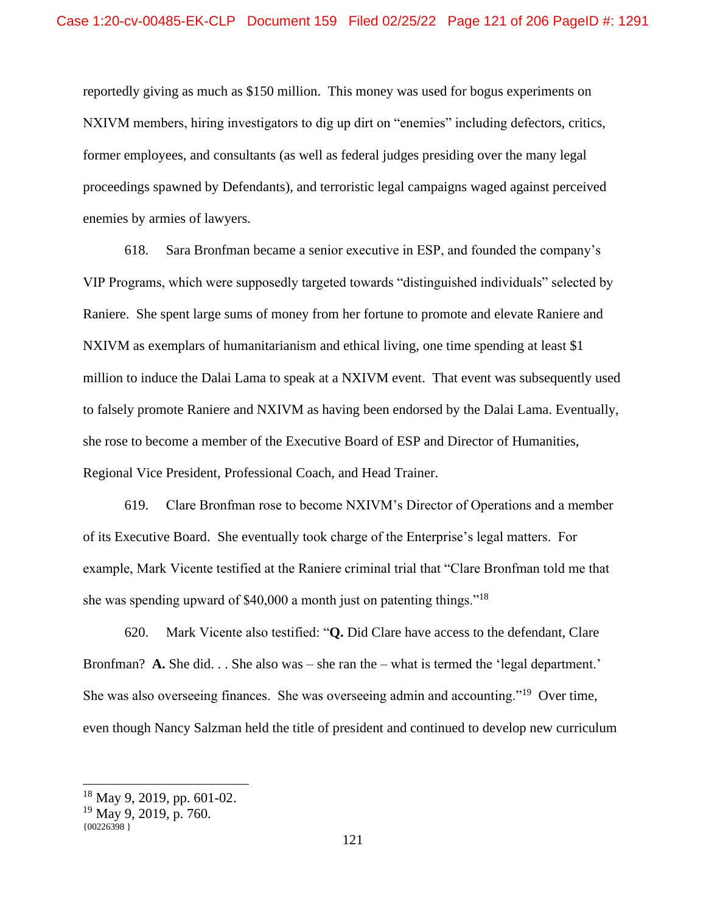reportedly giving as much as $150 million. This money was used for bogus experiments on NXIVM members, hiring investigators to dig up dirt on "enemies" including defectors, critics, former employees, and consultants (as well as federal judges presiding over the many legal proceedings spawned by Defendants), and terroristic legal campaigns waged against perceived enemies by armies of lawyers.

618. Sara Bronfman became a senior executive in ESP, and founded the company's VIP Programs, which were supposedly targeted towards "distinguished individuals" selected by Raniere. She spent large sums of money from her fortune to promote and elevate Raniere and NXIVM as exemplars of humanitarianism and ethical living, one time spending at least $1 million to induce the Dalai Lama to speak at a NXIVM event. That event was subsequently used to falsely promote Raniere and NXIVM as having been endorsed by the Dalai Lama. Eventually, she rose to become a member of the Executive Board of ESP and Director of Humanities, Regional Vice President, Professional Coach, and Head Trainer.

619. Clare Bronfman rose to become NXIVM's Director of Operations and a member of its Executive Board. She eventually took charge of the Enterprise's legal matters. For example, Mark Vicente testified at the Raniere criminal trial that "Clare Bronfman told me that she was spending upward of $40,000 a month just on patenting things."[18]

620. Mark Vicente also testified: "**Q.** Did Clare have access to the defendant, Clare Bronfman? **A.** She did. . . She also was – she ran the – what is termed the 'legal department.' She was also overseeing finances. She was overseeing admin and accounting."[19] Over time, even though Nancy Salzman held the title of president and continued to develop new curriculum

---

[18] May 9, 2019, pp. 601-02.

[19] May 9, 2019, p. 760.

{00226398 }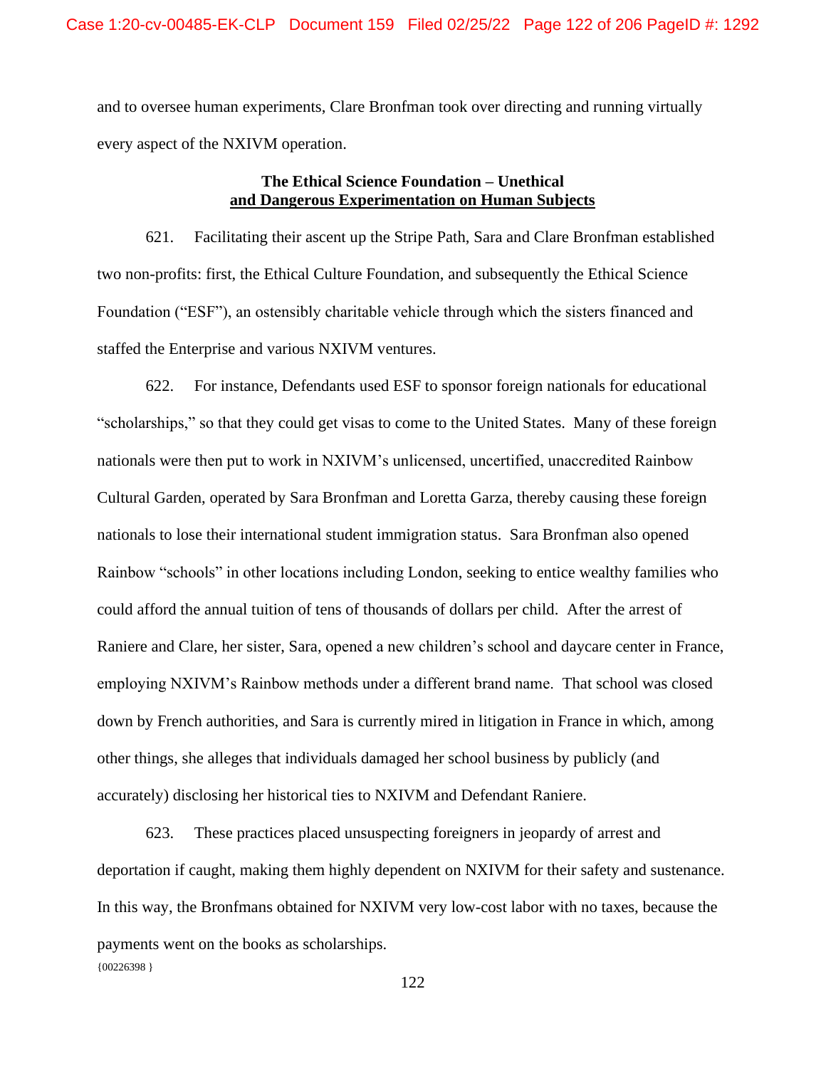and to oversee human experiments, Clare Bronfman took over directing and running virtually every aspect of the NXIVM operation.

### **The Ethical Science Foundation – Unethical and Dangerous Experimentation on Human Subjects**

621. Facilitating their ascent up the Stripe Path, Sara and Clare Bronfman established two non-profits: first, the Ethical Culture Foundation, and subsequently the Ethical Science Foundation ("ESF"), an ostensibly charitable vehicle through which the sisters financed and staffed the Enterprise and various NXIVM ventures.

622. For instance, Defendants used ESF to sponsor foreign nationals for educational "scholarships," so that they could get visas to come to the United States. Many of these foreign nationals were then put to work in NXIVM's unlicensed, uncertified, unaccredited Rainbow Cultural Garden, operated by Sara Bronfman and Loretta Garza, thereby causing these foreign nationals to lose their international student immigration status. Sara Bronfman also opened Rainbow "schools" in other locations including London, seeking to entice wealthy families who could afford the annual tuition of tens of thousands of dollars per child. After the arrest of Raniere and Clare, her sister, Sara, opened a new children's school and daycare center in France, employing NXIVM's Rainbow methods under a different brand name. That school was closed down by French authorities, and Sara is currently mired in litigation in France in which, among other things, she alleges that individuals damaged her school business by publicly (and accurately) disclosing her historical ties to NXIVM and Defendant Raniere.

623. These practices placed unsuspecting foreigners in jeopardy of arrest and deportation if caught, making them highly dependent on NXIVM for their safety and sustenance. In this way, the Bronfmans obtained for NXIVM very low-cost labor with no taxes, because the payments went on the books as scholarships.

{00226398 }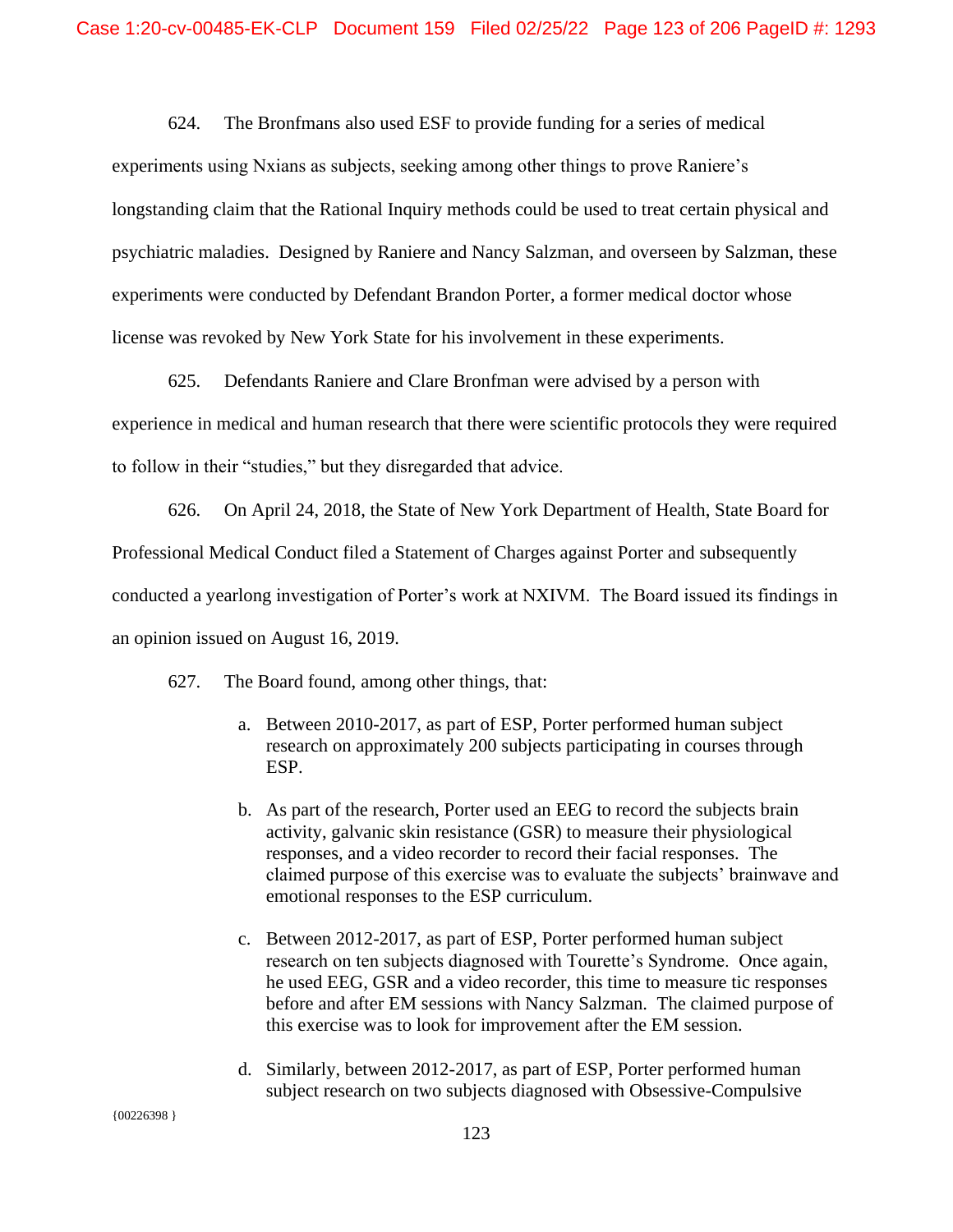624. The Bronfmans also used ESF to provide funding for a series of medical experiments using Nxians as subjects, seeking among other things to prove Raniere's longstanding claim that the Rational Inquiry methods could be used to treat certain physical and psychiatric maladies. Designed by Raniere and Nancy Salzman, and overseen by Salzman, these experiments were conducted by Defendant Brandon Porter, a former medical doctor whose license was revoked by New York State for his involvement in these experiments.

625. Defendants Raniere and Clare Bronfman were advised by a person with experience in medical and human research that there were scientific protocols they were required to follow in their "studies," but they disregarded that advice.

626. On April 24, 2018, the State of New York Department of Health, State Board for Professional Medical Conduct filed a Statement of Charges against Porter and subsequently conducted a yearlong investigation of Porter's work at NXIVM. The Board issued its findings in an opinion issued on August 16, 2019.

627. The Board found, among other things, that:

a. Between 2010-2017, as part of ESP, Porter performed human subject research on approximately 200 subjects participating in courses through ESP.

b. As part of the research, Porter used an EEG to record the subjects brain activity, galvanic skin resistance (GSR) to measure their physiological responses, and a video recorder to record their facial responses. The claimed purpose of this exercise was to evaluate the subjects' brainwave and emotional responses to the ESP curriculum.

c. Between 2012-2017, as part of ESP, Porter performed human subject research on ten subjects diagnosed with Tourette's Syndrome. Once again, he used EEG, GSR and a video recorder, this time to measure tic responses before and after EM sessions with Nancy Salzman. The claimed purpose of this exercise was to look for improvement after the EM session.

d. Similarly, between 2012-2017, as part of ESP, Porter performed human subject research on two subjects diagnosed with Obsessive-Compulsive

{00226398 }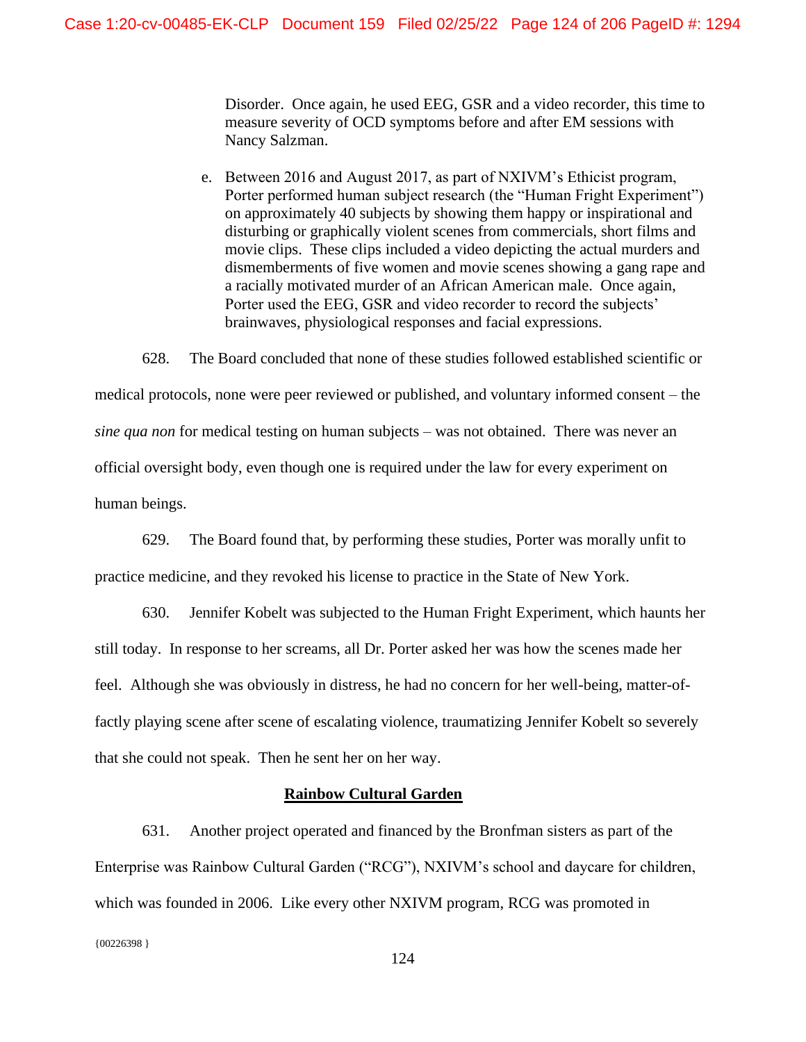Disorder. Once again, he used EEG, GSR and a video recorder, this time to measure severity of OCD symptoms before and after EM sessions with Nancy Salzman.

e. Between 2016 and August 2017, as part of NXIVM's Ethicist program, Porter performed human subject research (the "Human Fright Experiment") on approximately 40 subjects by showing them happy or inspirational and disturbing or graphically violent scenes from commercials, short films and movie clips. These clips included a video depicting the actual murders and dismemberments of five women and movie scenes showing a gang rape and a racially motivated murder of an African American male. Once again, Porter used the EEG, GSR and video recorder to record the subjects' brainwaves, physiological responses and facial expressions.

628. The Board concluded that none of these studies followed established scientific or medical protocols, none were peer reviewed or published, and voluntary informed consent – the *sine qua non* for medical testing on human subjects – was not obtained. There was never an official oversight body, even though one is required under the law for every experiment on human beings.

629. The Board found that, by performing these studies, Porter was morally unfit to practice medicine, and they revoked his license to practice in the State of New York.

630. Jennifer Kobelt was subjected to the Human Fright Experiment, which haunts her still today. In response to her screams, all Dr. Porter asked her was how the scenes made her feel. Although she was obviously in distress, he had no concern for her well-being, matter-of-factly playing scene after scene of escalating violence, traumatizing Jennifer Kobelt so severely that she could not speak. Then he sent her on her way.

**Rainbow Cultural Garden**

631. Another project operated and financed by the Bronfman sisters as part of the Enterprise was Rainbow Cultural Garden ("RCG"), NXIVM's school and daycare for children, which was founded in 2006. Like every other NXIVM program, RCG was promoted in

{00226398 }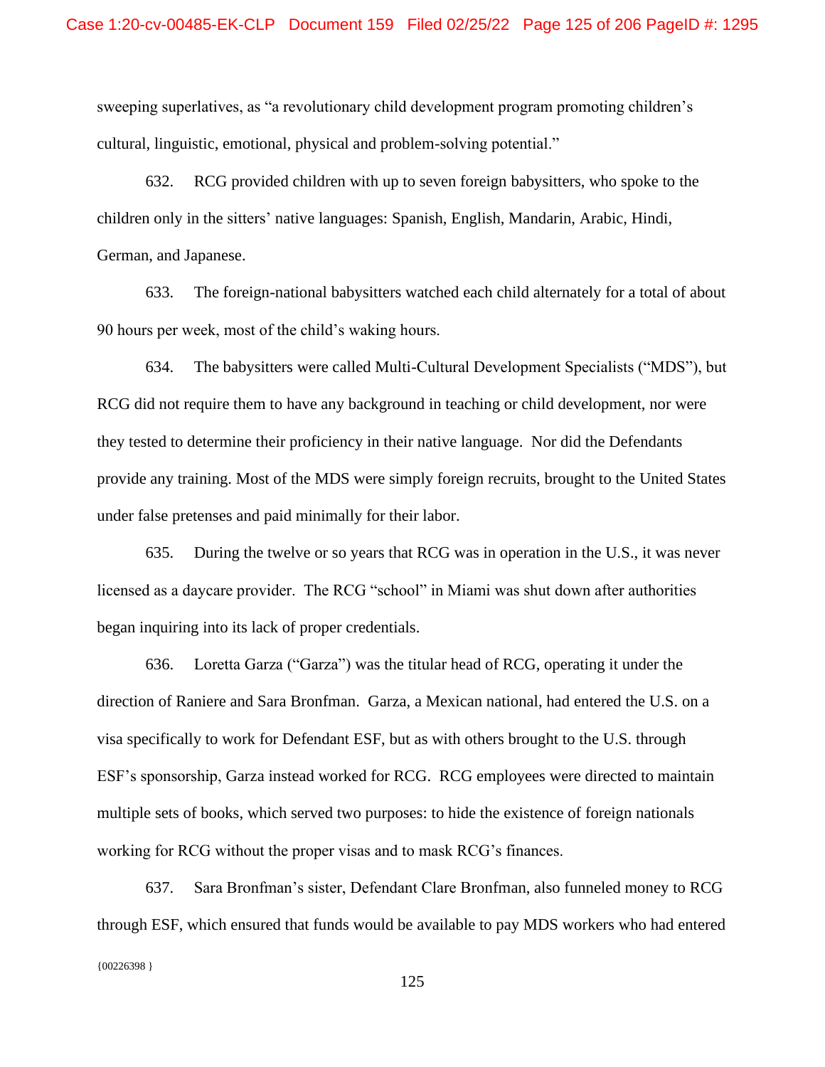sweeping superlatives, as "a revolutionary child development program promoting children's cultural, linguistic, emotional, physical and problem-solving potential."

632. RCG provided children with up to seven foreign babysitters, who spoke to the children only in the sitters' native languages: Spanish, English, Mandarin, Arabic, Hindi, German, and Japanese.

633. The foreign-national babysitters watched each child alternately for a total of about 90 hours per week, most of the child's waking hours.

634. The babysitters were called Multi-Cultural Development Specialists ("MDS"), but RCG did not require them to have any background in teaching or child development, nor were they tested to determine their proficiency in their native language. Nor did the Defendants provide any training. Most of the MDS were simply foreign recruits, brought to the United States under false pretenses and paid minimally for their labor.

635. During the twelve or so years that RCG was in operation in the U.S., it was never licensed as a daycare provider. The RCG "school" in Miami was shut down after authorities began inquiring into its lack of proper credentials.

636. Loretta Garza ("Garza") was the titular head of RCG, operating it under the direction of Raniere and Sara Bronfman. Garza, a Mexican national, had entered the U.S. on a visa specifically to work for Defendant ESF, but as with others brought to the U.S. through ESF's sponsorship, Garza instead worked for RCG. RCG employees were directed to maintain multiple sets of books, which served two purposes: to hide the existence of foreign nationals working for RCG without the proper visas and to mask RCG's finances.

637. Sara Bronfman's sister, Defendant Clare Bronfman, also funneled money to RCG through ESF, which ensured that funds would be available to pay MDS workers who had entered

{00226398 }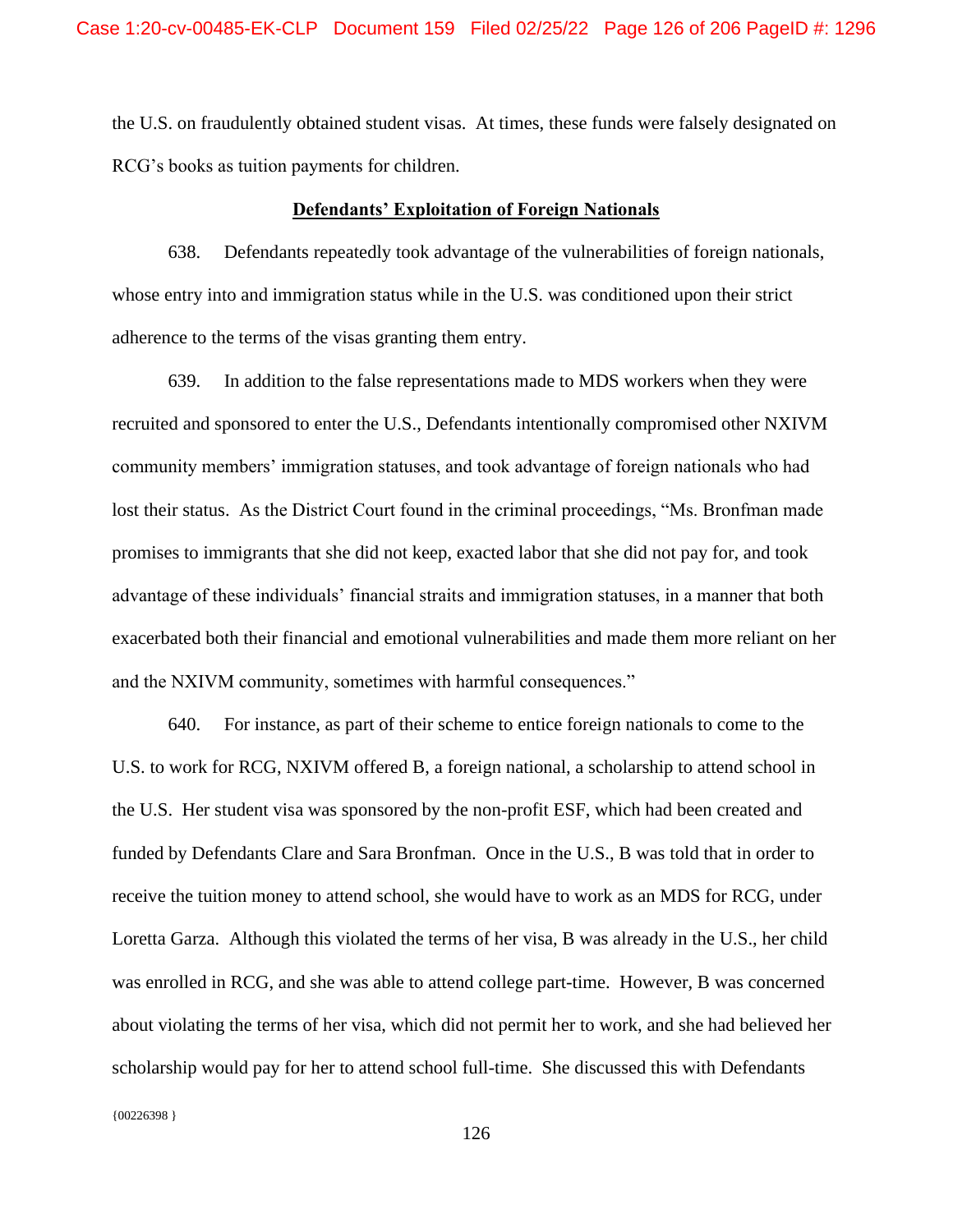the U.S. on fraudulently obtained student visas. At times, these funds were falsely designated on RCG's books as tuition payments for children.

## Defendants' Exploitation of Foreign Nationals

638. Defendants repeatedly took advantage of the vulnerabilities of foreign nationals, whose entry into and immigration status while in the U.S. was conditioned upon their strict adherence to the terms of the visas granting them entry.

639. In addition to the false representations made to MDS workers when they were recruited and sponsored to enter the U.S., Defendants intentionally compromised other NXIVM community members' immigration statuses, and took advantage of foreign nationals who had lost their status. As the District Court found in the criminal proceedings, "Ms. Bronfman made promises to immigrants that she did not keep, exacted labor that she did not pay for, and took advantage of these individuals' financial straits and immigration statuses, in a manner that both exacerbated both their financial and emotional vulnerabilities and made them more reliant on her and the NXIVM community, sometimes with harmful consequences."

640. For instance, as part of their scheme to entice foreign nationals to come to the U.S. to work for RCG, NXIVM offered B, a foreign national, a scholarship to attend school in the U.S. Her student visa was sponsored by the non-profit ESF, which had been created and funded by Defendants Clare and Sara Bronfman. Once in the U.S., B was told that in order to receive the tuition money to attend school, she would have to work as an MDS for RCG, under Loretta Garza. Although this violated the terms of her visa, B was already in the U.S., her child was enrolled in RCG, and she was able to attend college part-time. However, B was concerned about violating the terms of her visa, which did not permit her to work, and she had believed her scholarship would pay for her to attend school full-time. She discussed this with Defendants

{00226398 }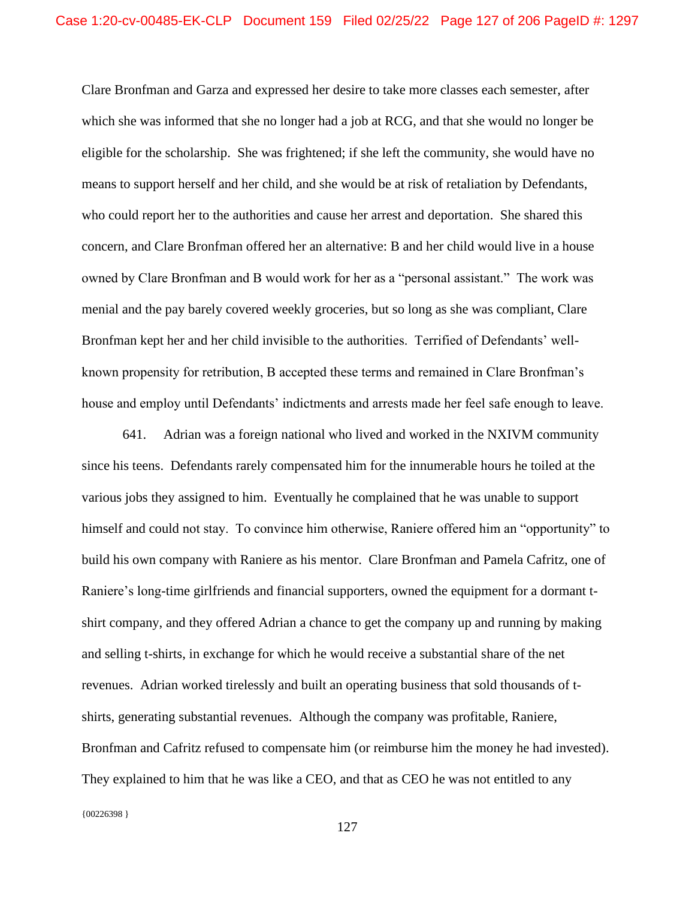Clare Bronfman and Garza and expressed her desire to take more classes each semester, after which she was informed that she no longer had a job at RCG, and that she would no longer be eligible for the scholarship. She was frightened; if she left the community, she would have no means to support herself and her child, and she would be at risk of retaliation by Defendants, who could report her to the authorities and cause her arrest and deportation. She shared this concern, and Clare Bronfman offered her an alternative: B and her child would live in a house owned by Clare Bronfman and B would work for her as a "personal assistant." The work was menial and the pay barely covered weekly groceries, but so long as she was compliant, Clare Bronfman kept her and her child invisible to the authorities. Terrified of Defendants' well-known propensity for retribution, B accepted these terms and remained in Clare Bronfman's house and employ until Defendants' indictments and arrests made her feel safe enough to leave.

641. Adrian was a foreign national who lived and worked in the NXIVM community since his teens. Defendants rarely compensated him for the innumerable hours he toiled at the various jobs they assigned to him. Eventually he complained that he was unable to support himself and could not stay. To convince him otherwise, Raniere offered him an "opportunity" to build his own company with Raniere as his mentor. Clare Bronfman and Pamela Cafritz, one of Raniere's long-time girlfriends and financial supporters, owned the equipment for a dormant t-shirt company, and they offered Adrian a chance to get the company up and running by making and selling t-shirts, in exchange for which he would receive a substantial share of the net revenues. Adrian worked tirelessly and built an operating business that sold thousands of t-shirts, generating substantial revenues. Although the company was profitable, Raniere, Bronfman and Cafritz refused to compensate him (or reimburse him the money he had invested). They explained to him that he was like a CEO, and that as CEO he was not entitled to any

{00226398 }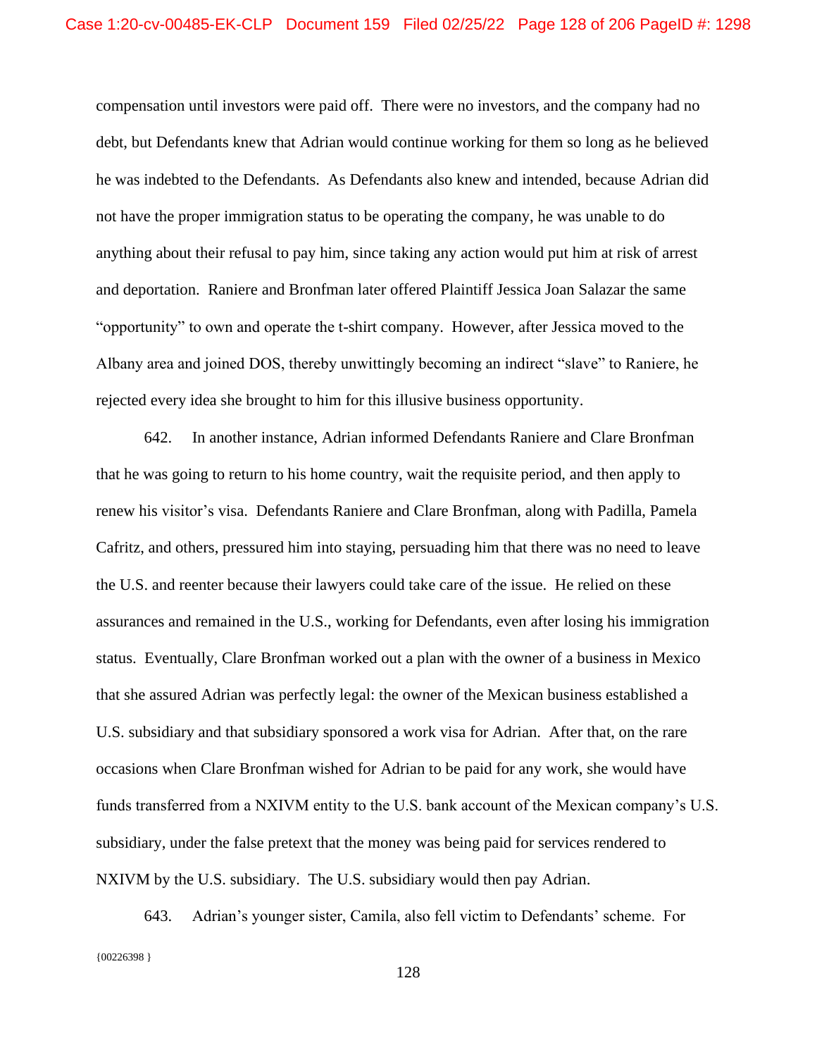compensation until investors were paid off. There were no investors, and the company had no debt, but Defendants knew that Adrian would continue working for them so long as he believed he was indebted to the Defendants. As Defendants also knew and intended, because Adrian did not have the proper immigration status to be operating the company, he was unable to do anything about their refusal to pay him, since taking any action would put him at risk of arrest and deportation. Raniere and Bronfman later offered Plaintiff Jessica Joan Salazar the same "opportunity" to own and operate the t-shirt company. However, after Jessica moved to the Albany area and joined DOS, thereby unwittingly becoming an indirect "slave" to Raniere, he rejected every idea she brought to him for this illusive business opportunity.

642. In another instance, Adrian informed Defendants Raniere and Clare Bronfman that he was going to return to his home country, wait the requisite period, and then apply to renew his visitor's visa. Defendants Raniere and Clare Bronfman, along with Padilla, Pamela Cafritz, and others, pressured him into staying, persuading him that there was no need to leave the U.S. and reenter because their lawyers could take care of the issue. He relied on these assurances and remained in the U.S., working for Defendants, even after losing his immigration status. Eventually, Clare Bronfman worked out a plan with the owner of a business in Mexico that she assured Adrian was perfectly legal: the owner of the Mexican business established a U.S. subsidiary and that subsidiary sponsored a work visa for Adrian. After that, on the rare occasions when Clare Bronfman wished for Adrian to be paid for any work, she would have funds transferred from a NXIVM entity to the U.S. bank account of the Mexican company's U.S. subsidiary, under the false pretext that the money was being paid for services rendered to NXIVM by the U.S. subsidiary. The U.S. subsidiary would then pay Adrian.

643. Adrian's younger sister, Camila, also fell victim to Defendants' scheme. For

{00226398 }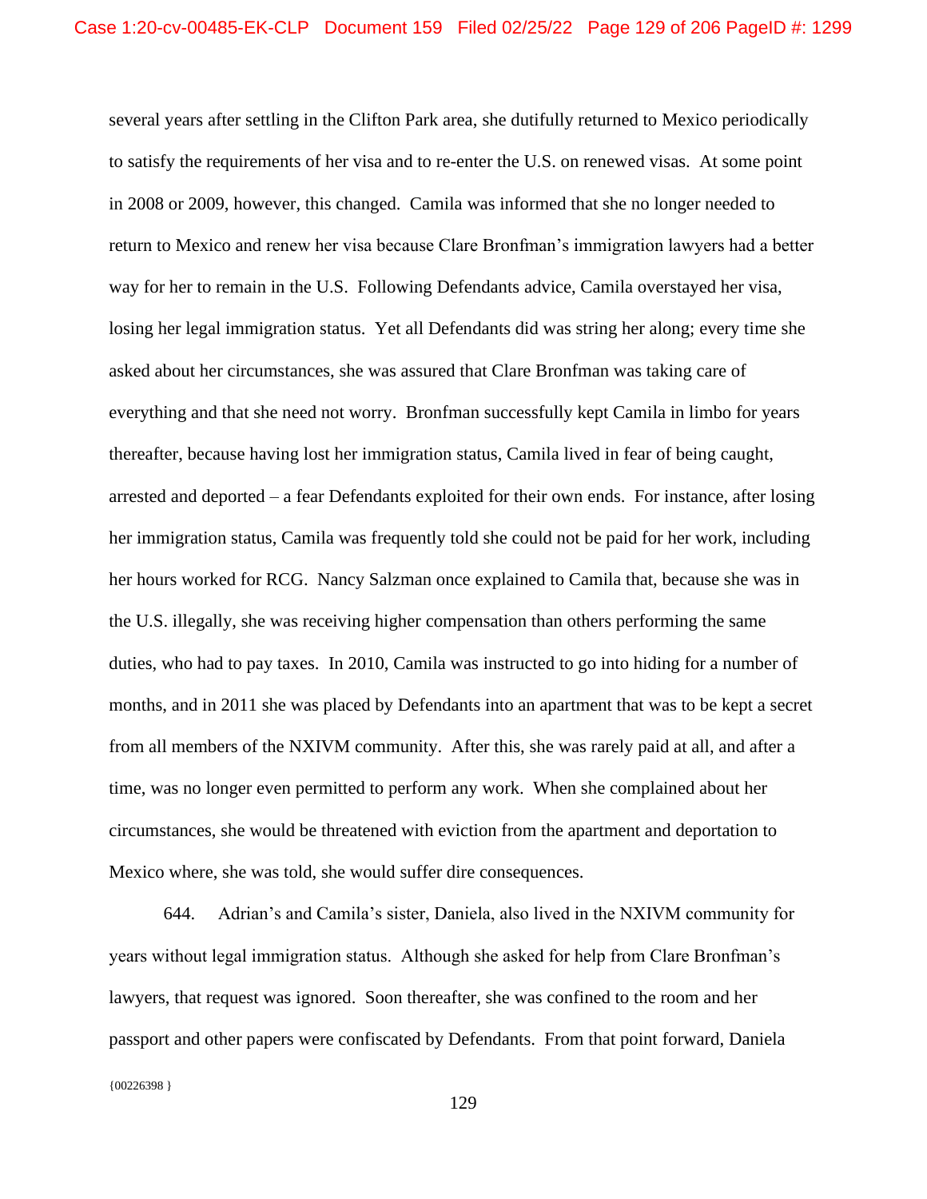several years after settling in the Clifton Park area, she dutifully returned to Mexico periodically to satisfy the requirements of her visa and to re-enter the U.S. on renewed visas. At some point in 2008 or 2009, however, this changed. Camila was informed that she no longer needed to return to Mexico and renew her visa because Clare Bronfman's immigration lawyers had a better way for her to remain in the U.S. Following Defendants advice, Camila overstayed her visa, losing her legal immigration status. Yet all Defendants did was string her along; every time she asked about her circumstances, she was assured that Clare Bronfman was taking care of everything and that she need not worry. Bronfman successfully kept Camila in limbo for years thereafter, because having lost her immigration status, Camila lived in fear of being caught, arrested and deported – a fear Defendants exploited for their own ends. For instance, after losing her immigration status, Camila was frequently told she could not be paid for her work, including her hours worked for RCG. Nancy Salzman once explained to Camila that, because she was in the U.S. illegally, she was receiving higher compensation than others performing the same duties, who had to pay taxes. In 2010, Camila was instructed to go into hiding for a number of months, and in 2011 she was placed by Defendants into an apartment that was to be kept a secret from all members of the NXIVM community. After this, she was rarely paid at all, and after a time, was no longer even permitted to perform any work. When she complained about her circumstances, she would be threatened with eviction from the apartment and deportation to Mexico where, she was told, she would suffer dire consequences.

644. Adrian's and Camila's sister, Daniela, also lived in the NXIVM community for years without legal immigration status. Although she asked for help from Clare Bronfman's lawyers, that request was ignored. Soon thereafter, she was confined to the room and her passport and other papers were confiscated by Defendants. From that point forward, Daniela

{00226398 }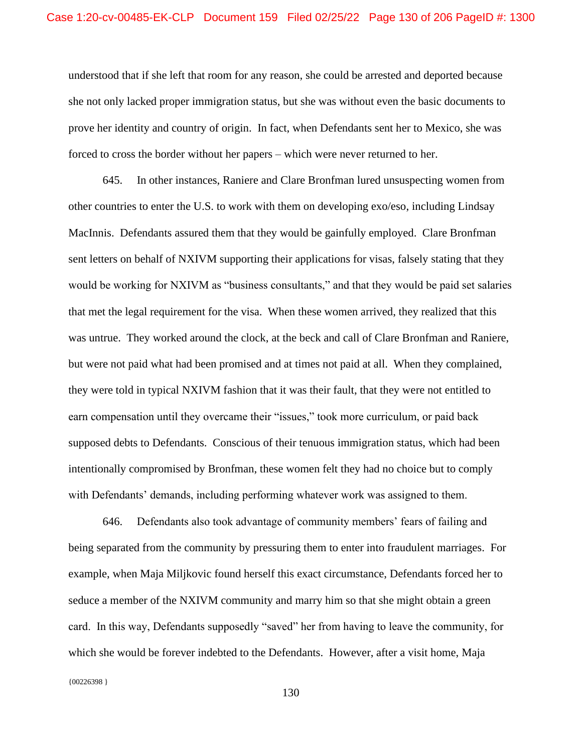understood that if she left that room for any reason, she could be arrested and deported because she not only lacked proper immigration status, but she was without even the basic documents to prove her identity and country of origin. In fact, when Defendants sent her to Mexico, she was forced to cross the border without her papers – which were never returned to her.

645. In other instances, Raniere and Clare Bronfman lured unsuspecting women from other countries to enter the U.S. to work with them on developing exo/eso, including Lindsay MacInnis. Defendants assured them that they would be gainfully employed. Clare Bronfman sent letters on behalf of NXIVM supporting their applications for visas, falsely stating that they would be working for NXIVM as "business consultants," and that they would be paid set salaries that met the legal requirement for the visa. When these women arrived, they realized that this was untrue. They worked around the clock, at the beck and call of Clare Bronfman and Raniere, but were not paid what had been promised and at times not paid at all. When they complained, they were told in typical NXIVM fashion that it was their fault, that they were not entitled to earn compensation until they overcame their "issues," took more curriculum, or paid back supposed debts to Defendants. Conscious of their tenuous immigration status, which had been intentionally compromised by Bronfman, these women felt they had no choice but to comply with Defendants' demands, including performing whatever work was assigned to them.

646. Defendants also took advantage of community members' fears of failing and being separated from the community by pressuring them to enter into fraudulent marriages. For example, when Maja Miljkovic found herself this exact circumstance, Defendants forced her to seduce a member of the NXIVM community and marry him so that she might obtain a green card. In this way, Defendants supposedly "saved" her from having to leave the community, for which she would be forever indebted to the Defendants. However, after a visit home, Maja

{00226398 }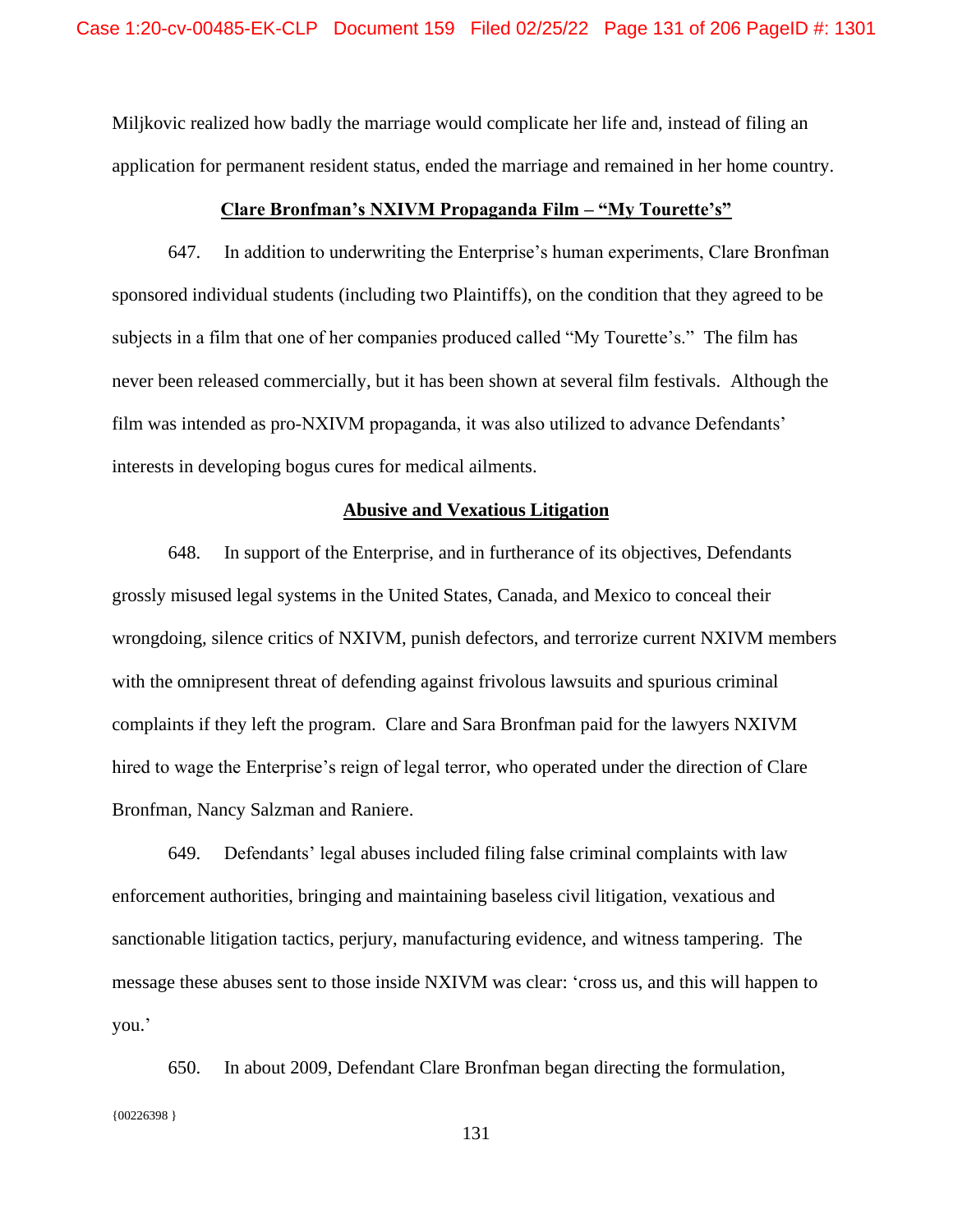Miljkovic realized how badly the marriage would complicate her life and, instead of filing an application for permanent resident status, ended the marriage and remained in her home country.

**Clare Bronfman's NXIVM Propaganda Film – "My Tourette's"**

647. In addition to underwriting the Enterprise's human experiments, Clare Bronfman sponsored individual students (including two Plaintiffs), on the condition that they agreed to be subjects in a film that one of her companies produced called "My Tourette's." The film has never been released commercially, but it has been shown at several film festivals. Although the film was intended as pro-NXIVM propaganda, it was also utilized to advance Defendants' interests in developing bogus cures for medical ailments.

**Abusive and Vexatious Litigation**

648. In support of the Enterprise, and in furtherance of its objectives, Defendants grossly misused legal systems in the United States, Canada, and Mexico to conceal their wrongdoing, silence critics of NXIVM, punish defectors, and terrorize current NXIVM members with the omnipresent threat of defending against frivolous lawsuits and spurious criminal complaints if they left the program. Clare and Sara Bronfman paid for the lawyers NXIVM hired to wage the Enterprise's reign of legal terror, who operated under the direction of Clare Bronfman, Nancy Salzman and Raniere.

649. Defendants' legal abuses included filing false criminal complaints with law enforcement authorities, bringing and maintaining baseless civil litigation, vexatious and sanctionable litigation tactics, perjury, manufacturing evidence, and witness tampering. The message these abuses sent to those inside NXIVM was clear: 'cross us, and this will happen to you.'

650. In about 2009, Defendant Clare Bronfman began directing the formulation,

{00226398 }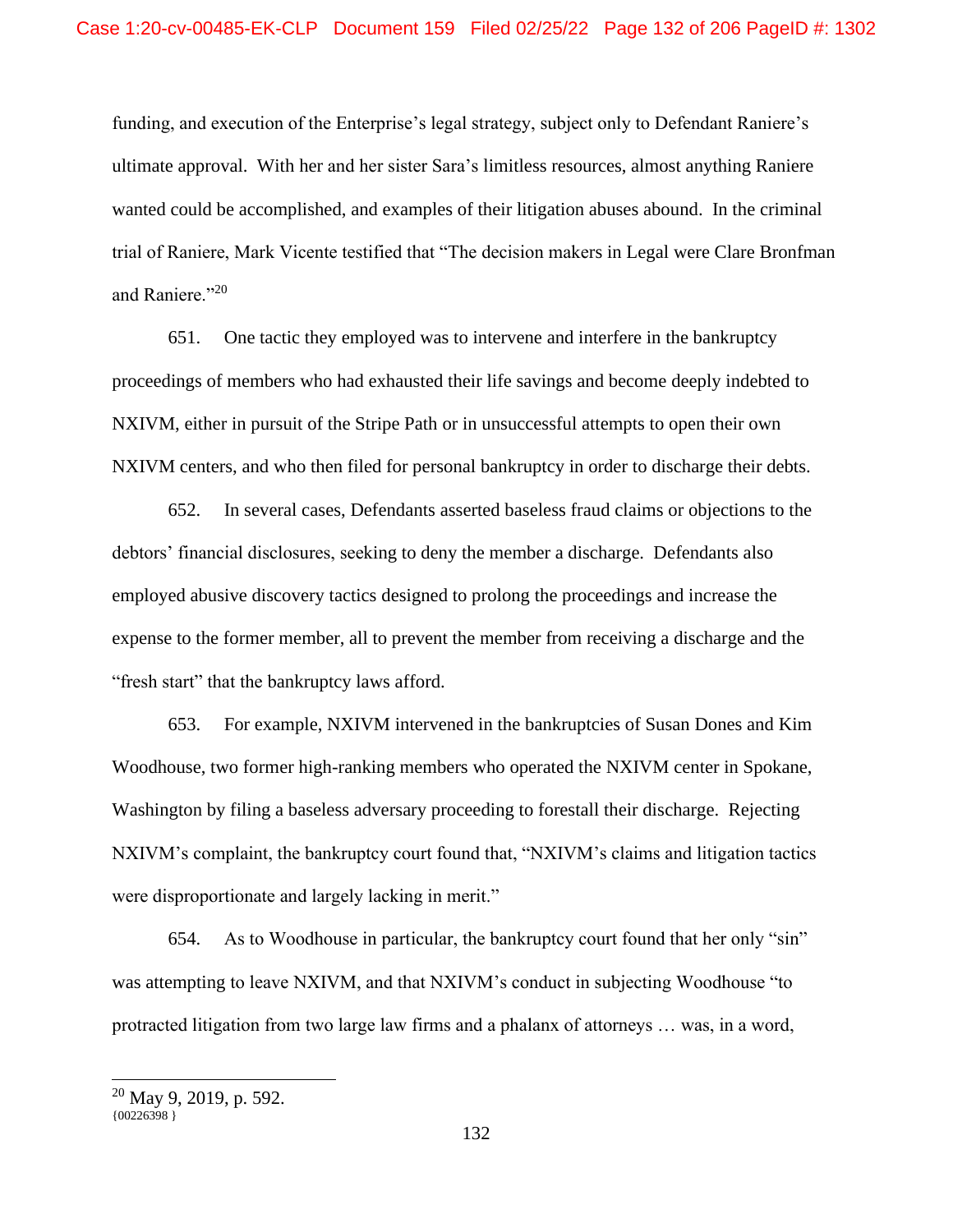funding, and execution of the Enterprise's legal strategy, subject only to Defendant Raniere's ultimate approval. With her and her sister Sara's limitless resources, almost anything Raniere wanted could be accomplished, and examples of their litigation abuses abound. In the criminal trial of Raniere, Mark Vicente testified that "The decision makers in Legal were Clare Bronfman and Raniere."[20]

651. One tactic they employed was to intervene and interfere in the bankruptcy proceedings of members who had exhausted their life savings and become deeply indebted to NXIVM, either in pursuit of the Stripe Path or in unsuccessful attempts to open their own NXIVM centers, and who then filed for personal bankruptcy in order to discharge their debts.

652. In several cases, Defendants asserted baseless fraud claims or objections to the debtors' financial disclosures, seeking to deny the member a discharge. Defendants also employed abusive discovery tactics designed to prolong the proceedings and increase the expense to the former member, all to prevent the member from receiving a discharge and the "fresh start" that the bankruptcy laws afford.

653. For example, NXIVM intervened in the bankruptcies of Susan Dones and Kim Woodhouse, two former high-ranking members who operated the NXIVM center in Spokane, Washington by filing a baseless adversary proceeding to forestall their discharge. Rejecting NXIVM's complaint, the bankruptcy court found that, "NXIVM's claims and litigation tactics were disproportionate and largely lacking in merit."

654. As to Woodhouse in particular, the bankruptcy court found that her only "sin" was attempting to leave NXIVM, and that NXIVM's conduct in subjecting Woodhouse "to protracted litigation from two large law firms and a phalanx of attorneys … was, in a word,

---

[20] May 9, 2019, p. 592.

{00226398 }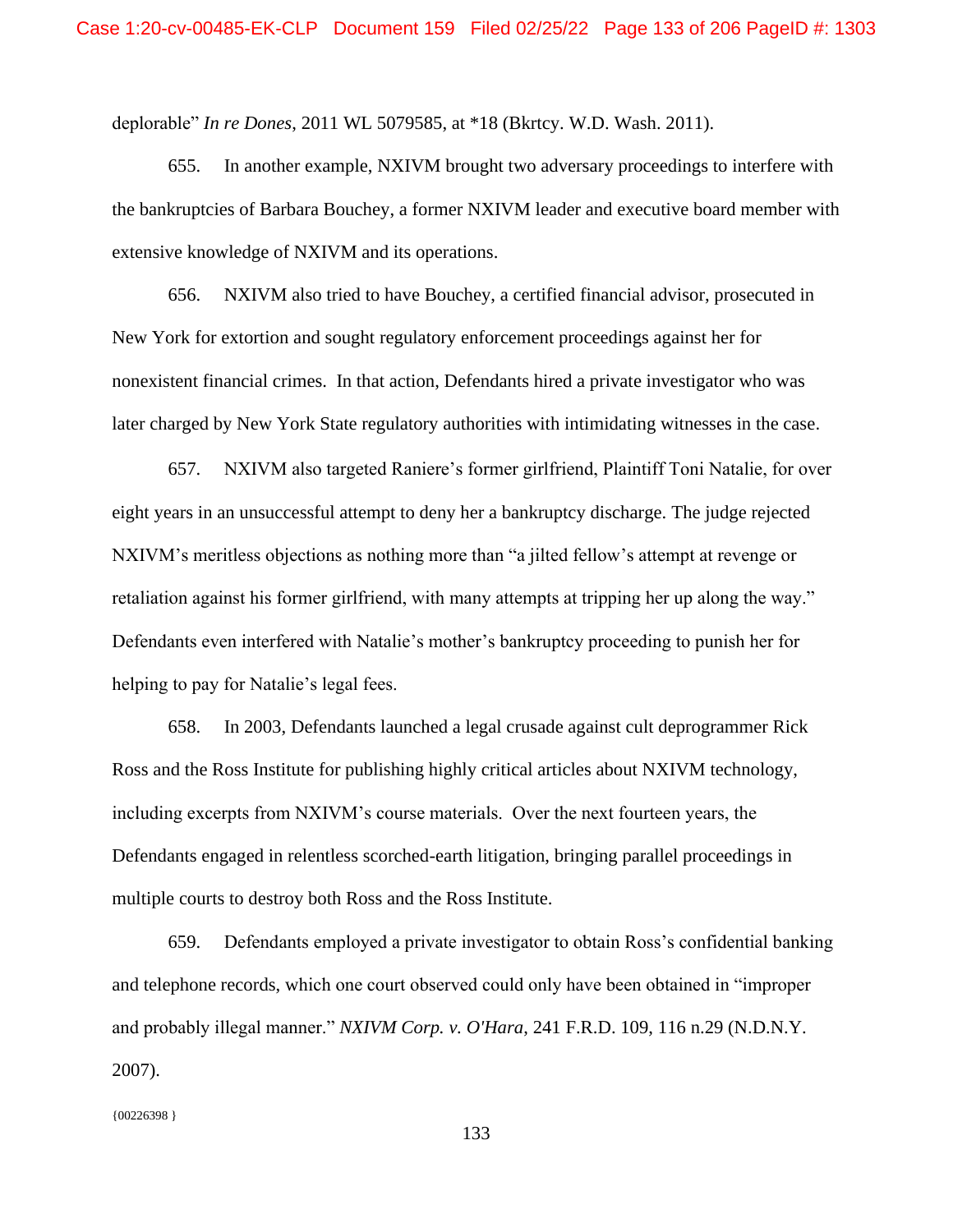deplorable" *In re Dones*, 2011 WL 5079585, at *18 (Bkrtcy. W.D. Wash. 2011).

655. In another example, NXIVM brought two adversary proceedings to interfere with the bankruptcies of Barbara Bouchey, a former NXIVM leader and executive board member with extensive knowledge of NXIVM and its operations.

656. NXIVM also tried to have Bouchey, a certified financial advisor, prosecuted in New York for extortion and sought regulatory enforcement proceedings against her for nonexistent financial crimes. In that action, Defendants hired a private investigator who was later charged by New York State regulatory authorities with intimidating witnesses in the case.

657. NXIVM also targeted Raniere's former girlfriend, Plaintiff Toni Natalie, for over eight years in an unsuccessful attempt to deny her a bankruptcy discharge. The judge rejected NXIVM's meritless objections as nothing more than "a jilted fellow's attempt at revenge or retaliation against his former girlfriend, with many attempts at tripping her up along the way." Defendants even interfered with Natalie's mother's bankruptcy proceeding to punish her for helping to pay for Natalie's legal fees.

658. In 2003, Defendants launched a legal crusade against cult deprogrammer Rick Ross and the Ross Institute for publishing highly critical articles about NXIVM technology, including excerpts from NXIVM's course materials. Over the next fourteen years, the Defendants engaged in relentless scorched-earth litigation, bringing parallel proceedings in multiple courts to destroy both Ross and the Ross Institute.

659. Defendants employed a private investigator to obtain Ross's confidential banking and telephone records, which one court observed could only have been obtained in "improper and probably illegal manner." *NXIVM Corp. v. O'Hara*, 241 F.R.D. 109, 116 n.29 (N.D.N.Y. 2007).

{00226398 }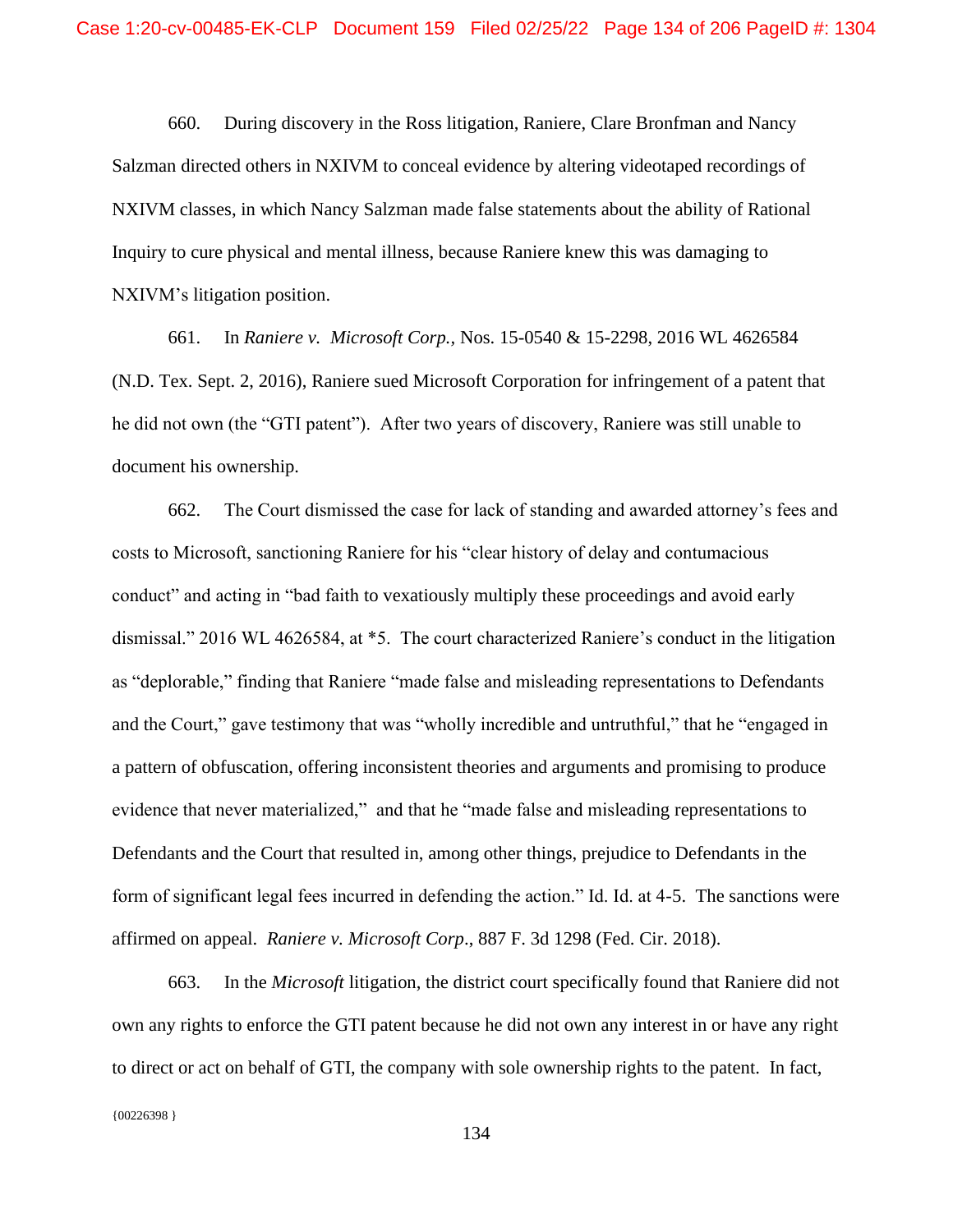660. During discovery in the Ross litigation, Raniere, Clare Bronfman and Nancy Salzman directed others in NXIVM to conceal evidence by altering videotaped recordings of NXIVM classes, in which Nancy Salzman made false statements about the ability of Rational Inquiry to cure physical and mental illness, because Raniere knew this was damaging to NXIVM's litigation position.

661. In *Raniere v. Microsoft Corp.*, Nos. 15-0540 & 15-2298, 2016 WL 4626584 (N.D. Tex. Sept. 2, 2016), Raniere sued Microsoft Corporation for infringement of a patent that he did not own (the "GTI patent"). After two years of discovery, Raniere was still unable to document his ownership.

662. The Court dismissed the case for lack of standing and awarded attorney's fees and costs to Microsoft, sanctioning Raniere for his "clear history of delay and contumacious conduct" and acting in "bad faith to vexatiously multiply these proceedings and avoid early dismissal." 2016 WL 4626584, at *5. The court characterized Raniere's conduct in the litigation as "deplorable," finding that Raniere "made false and misleading representations to Defendants and the Court," gave testimony that was "wholly incredible and untruthful," that he "engaged in a pattern of obfuscation, offering inconsistent theories and arguments and promising to produce evidence that never materialized," and that he "made false and misleading representations to Defendants and the Court that resulted in, among other things, prejudice to Defendants in the form of significant legal fees incurred in defending the action." Id. Id. at 4-5. The sanctions were affirmed on appeal. *Raniere v. Microsoft Corp*., 887 F. 3d 1298 (Fed. Cir. 2018).

663. In the *Microsoft* litigation, the district court specifically found that Raniere did not own any rights to enforce the GTI patent because he did not own any interest in or have any right to direct or act on behalf of GTI, the company with sole ownership rights to the patent. In fact,

{00226398 }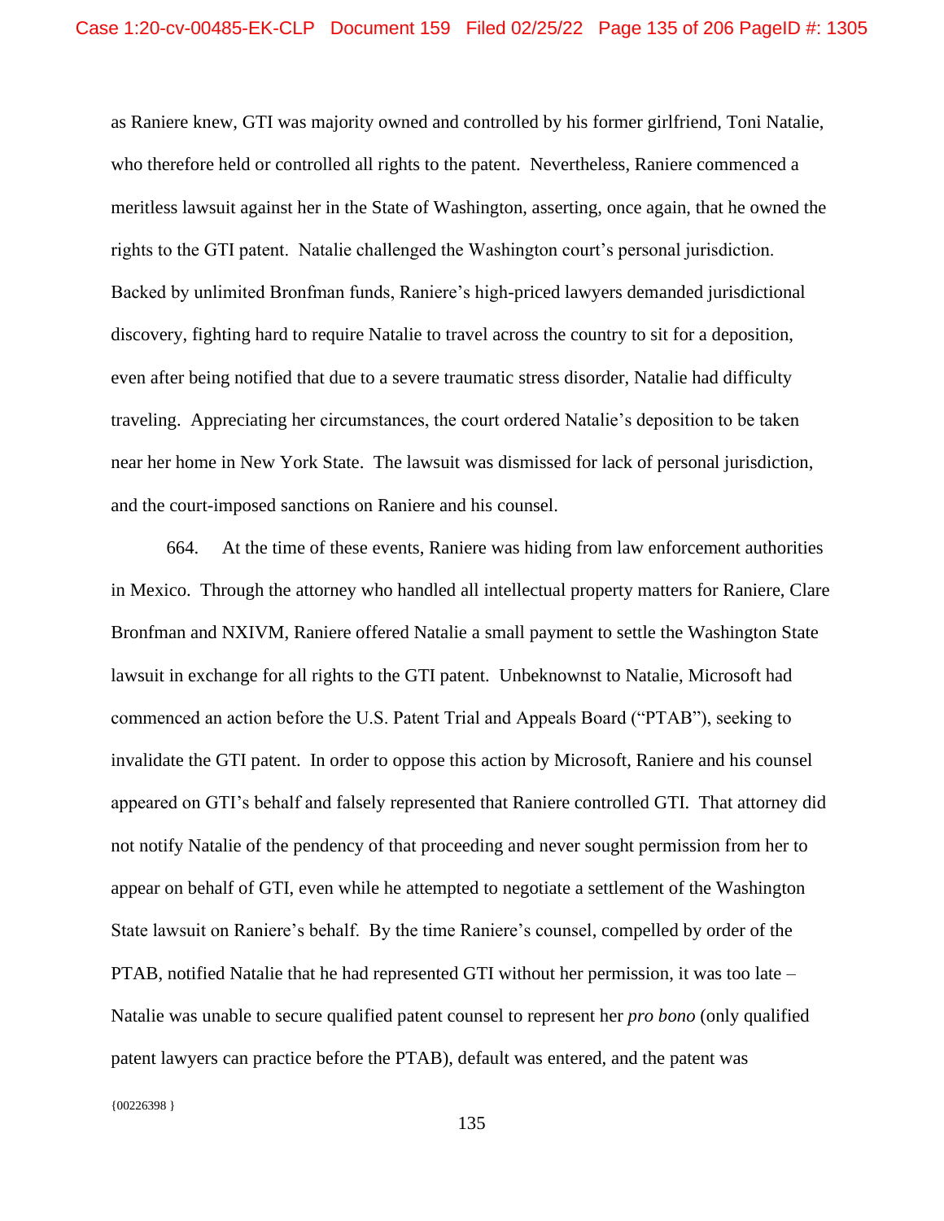as Raniere knew, GTI was majority owned and controlled by his former girlfriend, Toni Natalie, who therefore held or controlled all rights to the patent. Nevertheless, Raniere commenced a meritless lawsuit against her in the State of Washington, asserting, once again, that he owned the rights to the GTI patent. Natalie challenged the Washington court's personal jurisdiction. Backed by unlimited Bronfman funds, Raniere's high-priced lawyers demanded jurisdictional discovery, fighting hard to require Natalie to travel across the country to sit for a deposition, even after being notified that due to a severe traumatic stress disorder, Natalie had difficulty traveling. Appreciating her circumstances, the court ordered Natalie's deposition to be taken near her home in New York State. The lawsuit was dismissed for lack of personal jurisdiction, and the court-imposed sanctions on Raniere and his counsel.

664. At the time of these events, Raniere was hiding from law enforcement authorities in Mexico. Through the attorney who handled all intellectual property matters for Raniere, Clare Bronfman and NXIVM, Raniere offered Natalie a small payment to settle the Washington State lawsuit in exchange for all rights to the GTI patent. Unbeknownst to Natalie, Microsoft had commenced an action before the U.S. Patent Trial and Appeals Board ("PTAB"), seeking to invalidate the GTI patent. In order to oppose this action by Microsoft, Raniere and his counsel appeared on GTI's behalf and falsely represented that Raniere controlled GTI. That attorney did not notify Natalie of the pendency of that proceeding and never sought permission from her to appear on behalf of GTI, even while he attempted to negotiate a settlement of the Washington State lawsuit on Raniere's behalf. By the time Raniere's counsel, compelled by order of the PTAB, notified Natalie that he had represented GTI without her permission, it was too late – Natalie was unable to secure qualified patent counsel to represent her *pro bono* (only qualified patent lawyers can practice before the PTAB), default was entered, and the patent was

{00226398 }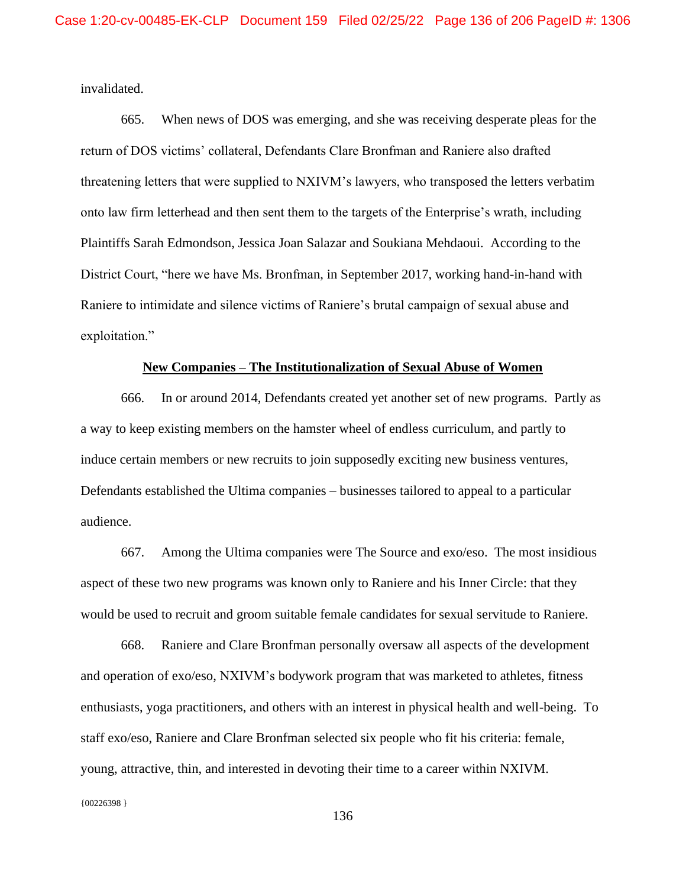invalidated.

665. When news of DOS was emerging, and she was receiving desperate pleas for the return of DOS victims' collateral, Defendants Clare Bronfman and Raniere also drafted threatening letters that were supplied to NXIVM's lawyers, who transposed the letters verbatim onto law firm letterhead and then sent them to the targets of the Enterprise's wrath, including Plaintiffs Sarah Edmondson, Jessica Joan Salazar and Soukiana Mehdaoui. According to the District Court, "here we have Ms. Bronfman, in September 2017, working hand-in-hand with Raniere to intimidate and silence victims of Raniere's brutal campaign of sexual abuse and exploitation."

**New Companies – The Institutionalization of Sexual Abuse of Women**

666. In or around 2014, Defendants created yet another set of new programs. Partly as a way to keep existing members on the hamster wheel of endless curriculum, and partly to induce certain members or new recruits to join supposedly exciting new business ventures, Defendants established the Ultima companies – businesses tailored to appeal to a particular audience.

667. Among the Ultima companies were The Source and exo/eso. The most insidious aspect of these two new programs was known only to Raniere and his Inner Circle: that they would be used to recruit and groom suitable female candidates for sexual servitude to Raniere.

668. Raniere and Clare Bronfman personally oversaw all aspects of the development and operation of exo/eso, NXIVM's bodywork program that was marketed to athletes, fitness enthusiasts, yoga practitioners, and others with an interest in physical health and well-being. To staff exo/eso, Raniere and Clare Bronfman selected six people who fit his criteria: female, young, attractive, thin, and interested in devoting their time to a career within NXIVM.

{00226398 }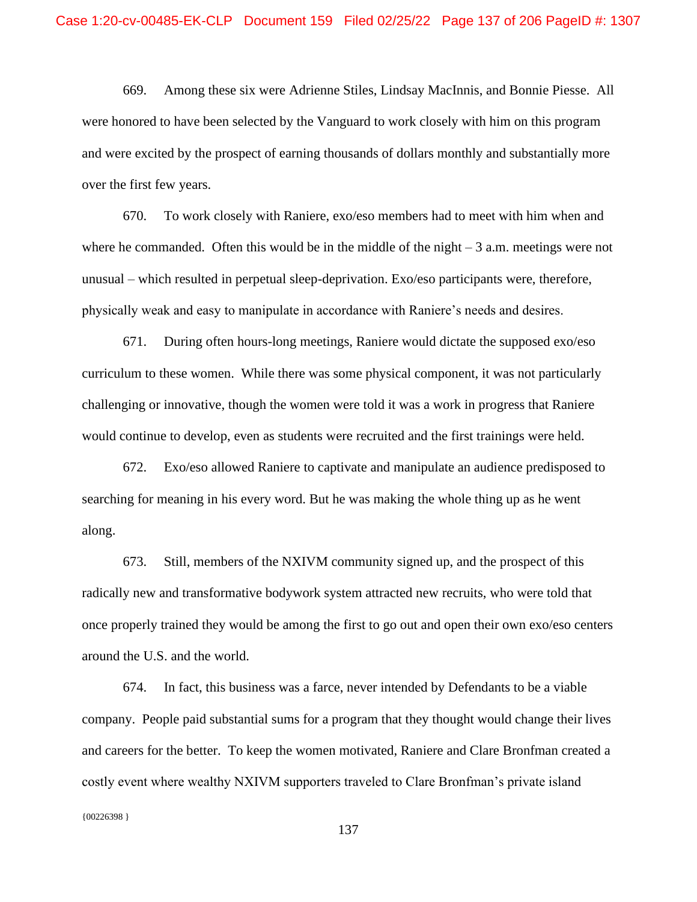669. Among these six were Adrienne Stiles, Lindsay MacInnis, and Bonnie Piesse. All were honored to have been selected by the Vanguard to work closely with him on this program and were excited by the prospect of earning thousands of dollars monthly and substantially more over the first few years.

670. To work closely with Raniere, exo/eso members had to meet with him when and where he commanded. Often this would be in the middle of the night – 3 a.m. meetings were not unusual – which resulted in perpetual sleep-deprivation. Exo/eso participants were, therefore, physically weak and easy to manipulate in accordance with Raniere's needs and desires.

671. During often hours-long meetings, Raniere would dictate the supposed exo/eso curriculum to these women. While there was some physical component, it was not particularly challenging or innovative, though the women were told it was a work in progress that Raniere would continue to develop, even as students were recruited and the first trainings were held.

672. Exo/eso allowed Raniere to captivate and manipulate an audience predisposed to searching for meaning in his every word. But he was making the whole thing up as he went along.

673. Still, members of the NXIVM community signed up, and the prospect of this radically new and transformative bodywork system attracted new recruits, who were told that once properly trained they would be among the first to go out and open their own exo/eso centers around the U.S. and the world.

674. In fact, this business was a farce, never intended by Defendants to be a viable company. People paid substantial sums for a program that they thought would change their lives and careers for the better. To keep the women motivated, Raniere and Clare Bronfman created a costly event where wealthy NXIVM supporters traveled to Clare Bronfman's private island

{00226398 }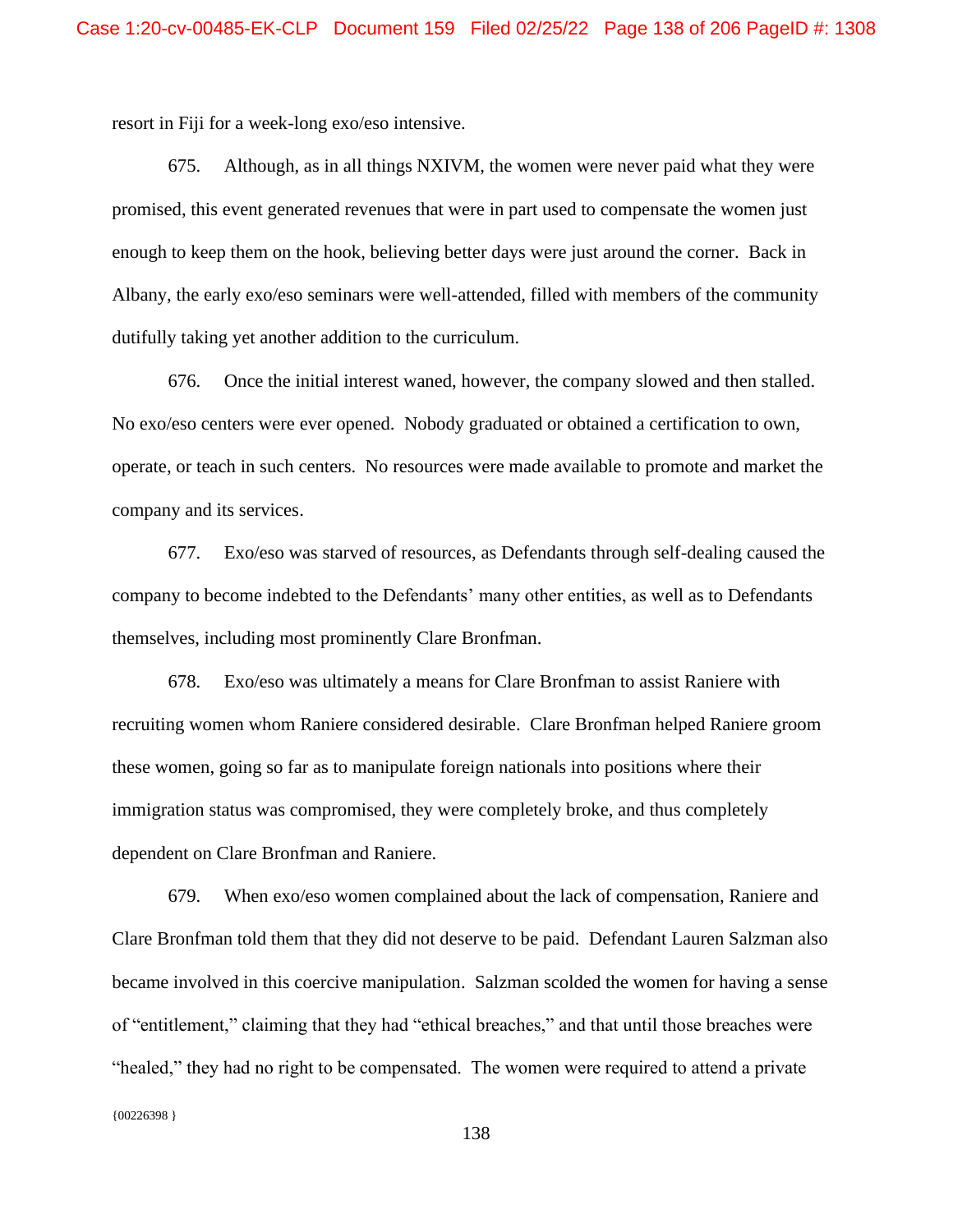resort in Fiji for a week-long exo/eso intensive.

675. Although, as in all things NXIVM, the women were never paid what they were promised, this event generated revenues that were in part used to compensate the women just enough to keep them on the hook, believing better days were just around the corner. Back in Albany, the early exo/eso seminars were well-attended, filled with members of the community dutifully taking yet another addition to the curriculum.

676. Once the initial interest waned, however, the company slowed and then stalled. No exo/eso centers were ever opened. Nobody graduated or obtained a certification to own, operate, or teach in such centers. No resources were made available to promote and market the company and its services.

677. Exo/eso was starved of resources, as Defendants through self-dealing caused the company to become indebted to the Defendants' many other entities, as well as to Defendants themselves, including most prominently Clare Bronfman.

678. Exo/eso was ultimately a means for Clare Bronfman to assist Raniere with recruiting women whom Raniere considered desirable. Clare Bronfman helped Raniere groom these women, going so far as to manipulate foreign nationals into positions where their immigration status was compromised, they were completely broke, and thus completely dependent on Clare Bronfman and Raniere.

679. When exo/eso women complained about the lack of compensation, Raniere and Clare Bronfman told them that they did not deserve to be paid. Defendant Lauren Salzman also became involved in this coercive manipulation. Salzman scolded the women for having a sense of "entitlement," claiming that they had "ethical breaches," and that until those breaches were "healed," they had no right to be compensated. The women were required to attend a private

{00226398 }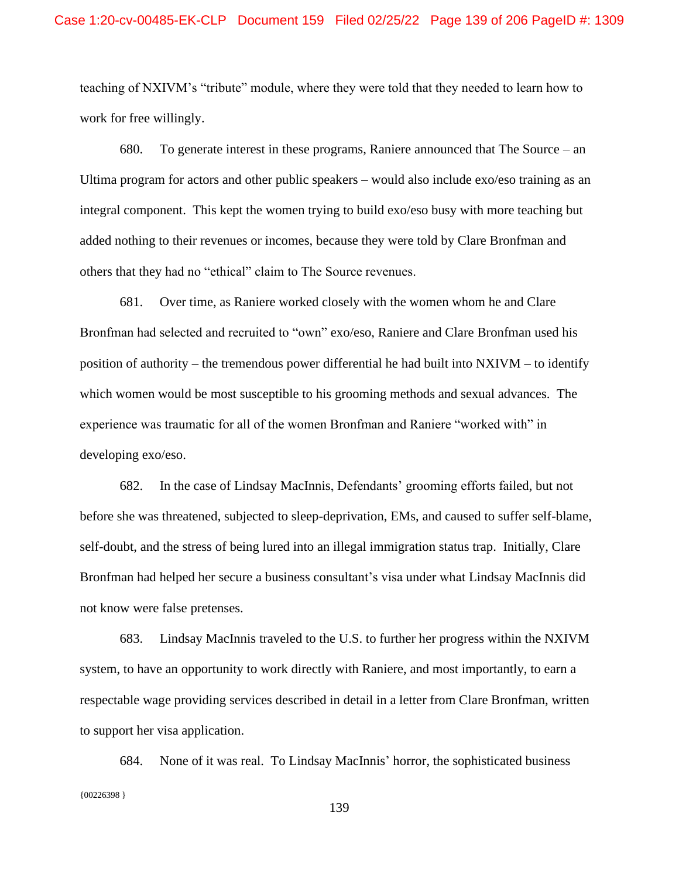teaching of NXIVM's "tribute" module, where they were told that they needed to learn how to work for free willingly.

680. To generate interest in these programs, Raniere announced that The Source – an Ultima program for actors and other public speakers – would also include exo/eso training as an integral component. This kept the women trying to build exo/eso busy with more teaching but added nothing to their revenues or incomes, because they were told by Clare Bronfman and others that they had no "ethical" claim to The Source revenues.

681. Over time, as Raniere worked closely with the women whom he and Clare Bronfman had selected and recruited to "own" exo/eso, Raniere and Clare Bronfman used his position of authority – the tremendous power differential he had built into NXIVM – to identify which women would be most susceptible to his grooming methods and sexual advances. The experience was traumatic for all of the women Bronfman and Raniere "worked with" in developing exo/eso.

682. In the case of Lindsay MacInnis, Defendants' grooming efforts failed, but not before she was threatened, subjected to sleep-deprivation, EMs, and caused to suffer self-blame, self-doubt, and the stress of being lured into an illegal immigration status trap. Initially, Clare Bronfman had helped her secure a business consultant's visa under what Lindsay MacInnis did not know were false pretenses.

683. Lindsay MacInnis traveled to the U.S. to further her progress within the NXIVM system, to have an opportunity to work directly with Raniere, and most importantly, to earn a respectable wage providing services described in detail in a letter from Clare Bronfman, written to support her visa application.

684. None of it was real. To Lindsay MacInnis' horror, the sophisticated business

{00226398 }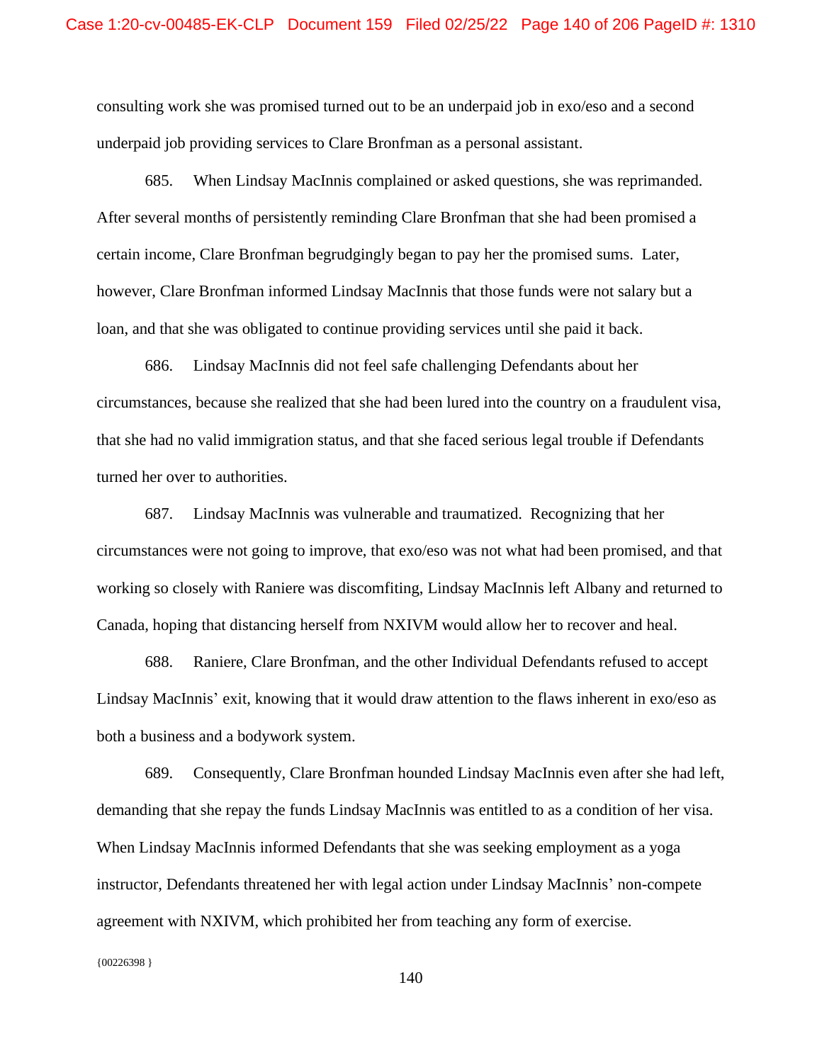consulting work she was promised turned out to be an underpaid job in exo/eso and a second underpaid job providing services to Clare Bronfman as a personal assistant.

685. When Lindsay MacInnis complained or asked questions, she was reprimanded. After several months of persistently reminding Clare Bronfman that she had been promised a certain income, Clare Bronfman begrudgingly began to pay her the promised sums. Later, however, Clare Bronfman informed Lindsay MacInnis that those funds were not salary but a loan, and that she was obligated to continue providing services until she paid it back.

686. Lindsay MacInnis did not feel safe challenging Defendants about her circumstances, because she realized that she had been lured into the country on a fraudulent visa, that she had no valid immigration status, and that she faced serious legal trouble if Defendants turned her over to authorities.

687. Lindsay MacInnis was vulnerable and traumatized. Recognizing that her circumstances were not going to improve, that exo/eso was not what had been promised, and that working so closely with Raniere was discomfiting, Lindsay MacInnis left Albany and returned to Canada, hoping that distancing herself from NXIVM would allow her to recover and heal.

688. Raniere, Clare Bronfman, and the other Individual Defendants refused to accept Lindsay MacInnis' exit, knowing that it would draw attention to the flaws inherent in exo/eso as both a business and a bodywork system.

689. Consequently, Clare Bronfman hounded Lindsay MacInnis even after she had left, demanding that she repay the funds Lindsay MacInnis was entitled to as a condition of her visa. When Lindsay MacInnis informed Defendants that she was seeking employment as a yoga instructor, Defendants threatened her with legal action under Lindsay MacInnis' non-compete agreement with NXIVM, which prohibited her from teaching any form of exercise.

{00226398 }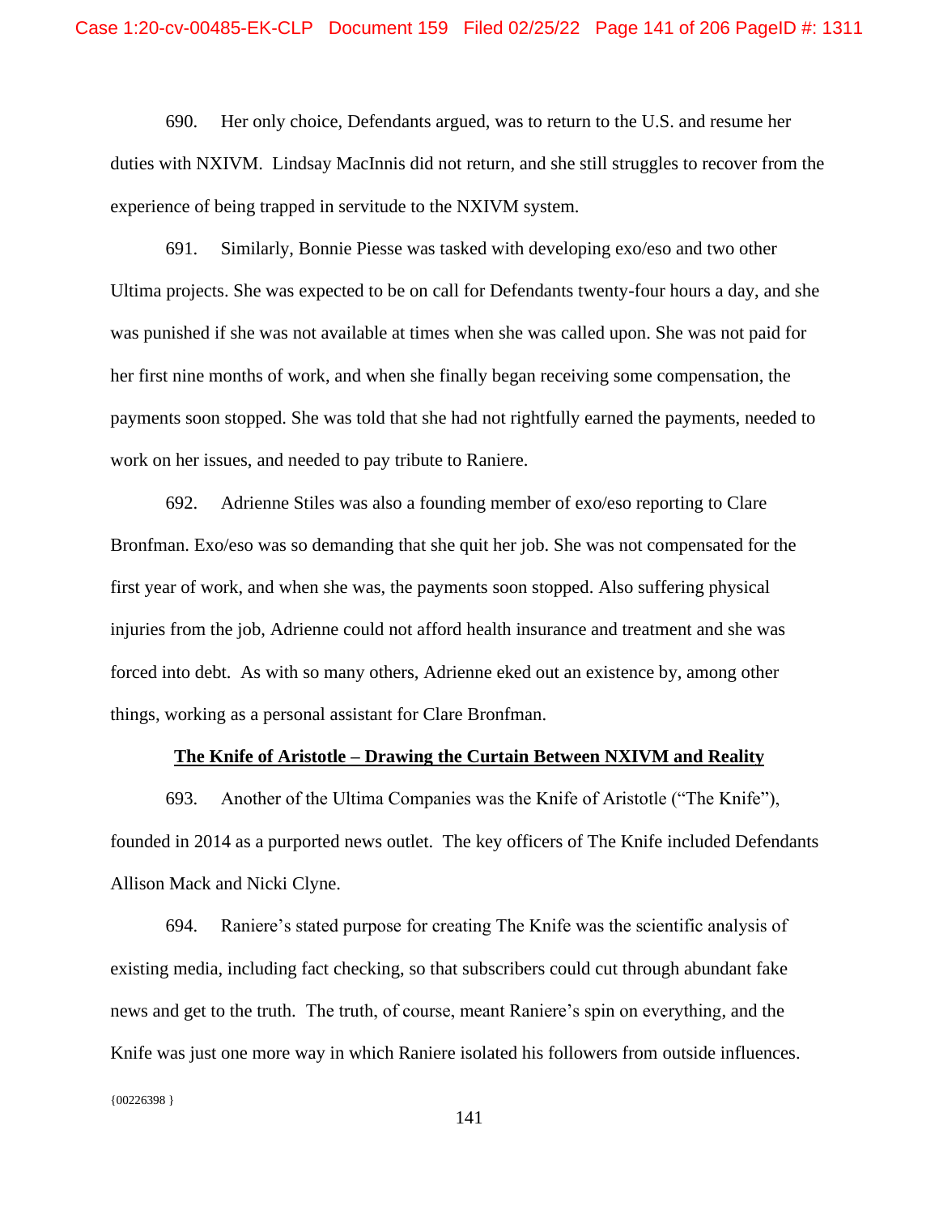690. Her only choice, Defendants argued, was to return to the U.S. and resume her duties with NXIVM. Lindsay MacInnis did not return, and she still struggles to recover from the experience of being trapped in servitude to the NXIVM system.

691. Similarly, Bonnie Piesse was tasked with developing exo/eso and two other Ultima projects. She was expected to be on call for Defendants twenty-four hours a day, and she was punished if she was not available at times when she was called upon. She was not paid for her first nine months of work, and when she finally began receiving some compensation, the payments soon stopped. She was told that she had not rightfully earned the payments, needed to work on her issues, and needed to pay tribute to Raniere.

692. Adrienne Stiles was also a founding member of exo/eso reporting to Clare Bronfman. Exo/eso was so demanding that she quit her job. She was not compensated for the first year of work, and when she was, the payments soon stopped. Also suffering physical injuries from the job, Adrienne could not afford health insurance and treatment and she was forced into debt. As with so many others, Adrienne eked out an existence by, among other things, working as a personal assistant for Clare Bronfman.

**The Knife of Aristotle – Drawing the Curtain Between NXIVM and Reality**

693. Another of the Ultima Companies was the Knife of Aristotle ("The Knife"), founded in 2014 as a purported news outlet. The key officers of The Knife included Defendants Allison Mack and Nicki Clyne.

694. Raniere's stated purpose for creating The Knife was the scientific analysis of existing media, including fact checking, so that subscribers could cut through abundant fake news and get to the truth. The truth, of course, meant Raniere's spin on everything, and the Knife was just one more way in which Raniere isolated his followers from outside influences.

{00226398 }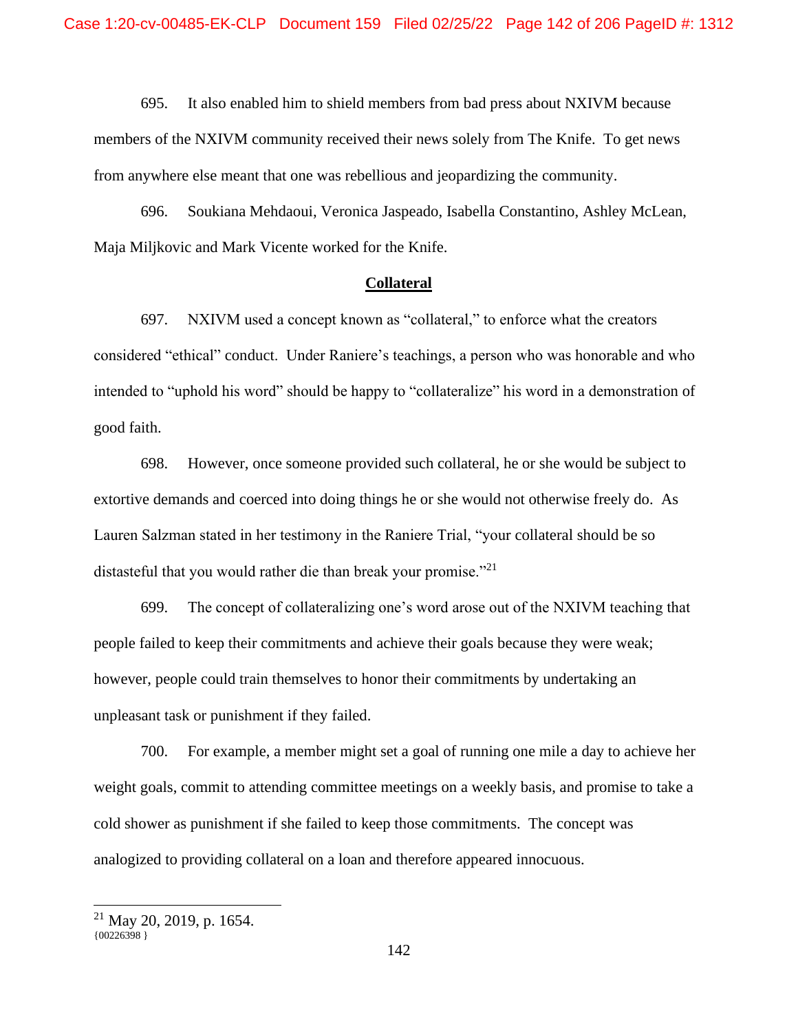695. It also enabled him to shield members from bad press about NXIVM because members of the NXIVM community received their news solely from The Knife. To get news from anywhere else meant that one was rebellious and jeopardizing the community.

696. Soukiana Mehdaoui, Veronica Jaspeado, Isabella Constantino, Ashley McLean, Maja Miljkovic and Mark Vicente worked for the Knife.

## Collateral

697. NXIVM used a concept known as "collateral," to enforce what the creators considered "ethical" conduct. Under Raniere's teachings, a person who was honorable and who intended to "uphold his word" should be happy to "collateralize" his word in a demonstration of good faith.

698. However, once someone provided such collateral, he or she would be subject to extortive demands and coerced into doing things he or she would not otherwise freely do. As Lauren Salzman stated in her testimony in the Raniere Trial, "your collateral should be so distasteful that you would rather die than break your promise."[21]

699. The concept of collateralizing one's word arose out of the NXIVM teaching that people failed to keep their commitments and achieve their goals because they were weak; however, people could train themselves to honor their commitments by undertaking an unpleasant task or punishment if they failed.

700. For example, a member might set a goal of running one mile a day to achieve her weight goals, commit to attending committee meetings on a weekly basis, and promise to take a cold shower as punishment if she failed to keep those commitments. The concept was analogized to providing collateral on a loan and therefore appeared innocuous.

[21] May 20, 2019, p. 1654.

{00226398 }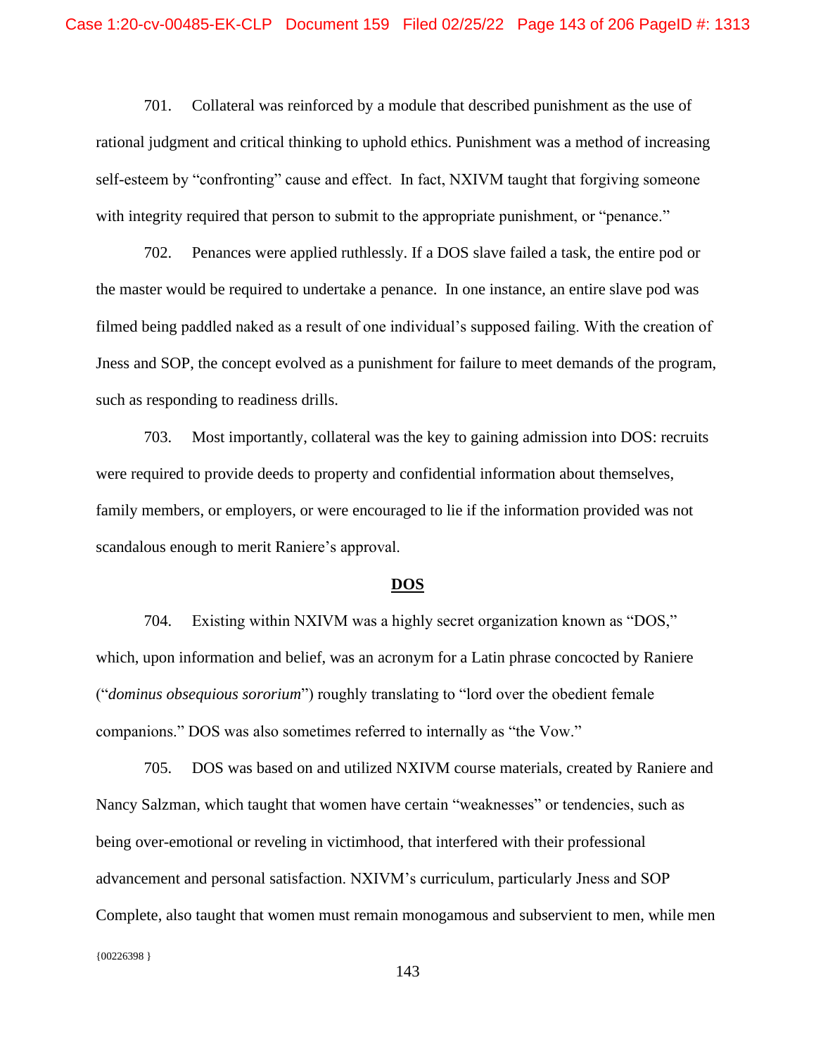701. Collateral was reinforced by a module that described punishment as the use of rational judgment and critical thinking to uphold ethics. Punishment was a method of increasing self-esteem by "confronting" cause and effect. In fact, NXIVM taught that forgiving someone with integrity required that person to submit to the appropriate punishment, or "penance."

702. Penances were applied ruthlessly. If a DOS slave failed a task, the entire pod or the master would be required to undertake a penance. In one instance, an entire slave pod was filmed being paddled naked as a result of one individual's supposed failing. With the creation of Jness and SOP, the concept evolved as a punishment for failure to meet demands of the program, such as responding to readiness drills.

703. Most importantly, collateral was the key to gaining admission into DOS: recruits were required to provide deeds to property and confidential information about themselves, family members, or employers, or were encouraged to lie if the information provided was not scandalous enough to merit Raniere's approval.

## DOS

704. Existing within NXIVM was a highly secret organization known as "DOS," which, upon information and belief, was an acronym for a Latin phrase concocted by Raniere ("*dominus obsequious sororium*") roughly translating to "lord over the obedient female companions." DOS was also sometimes referred to internally as "the Vow."

705. DOS was based on and utilized NXIVM course materials, created by Raniere and Nancy Salzman, which taught that women have certain "weaknesses" or tendencies, such as being over-emotional or reveling in victimhood, that interfered with their professional advancement and personal satisfaction. NXIVM's curriculum, particularly Jness and SOP Complete, also taught that women must remain monogamous and subservient to men, while men

{00226398 }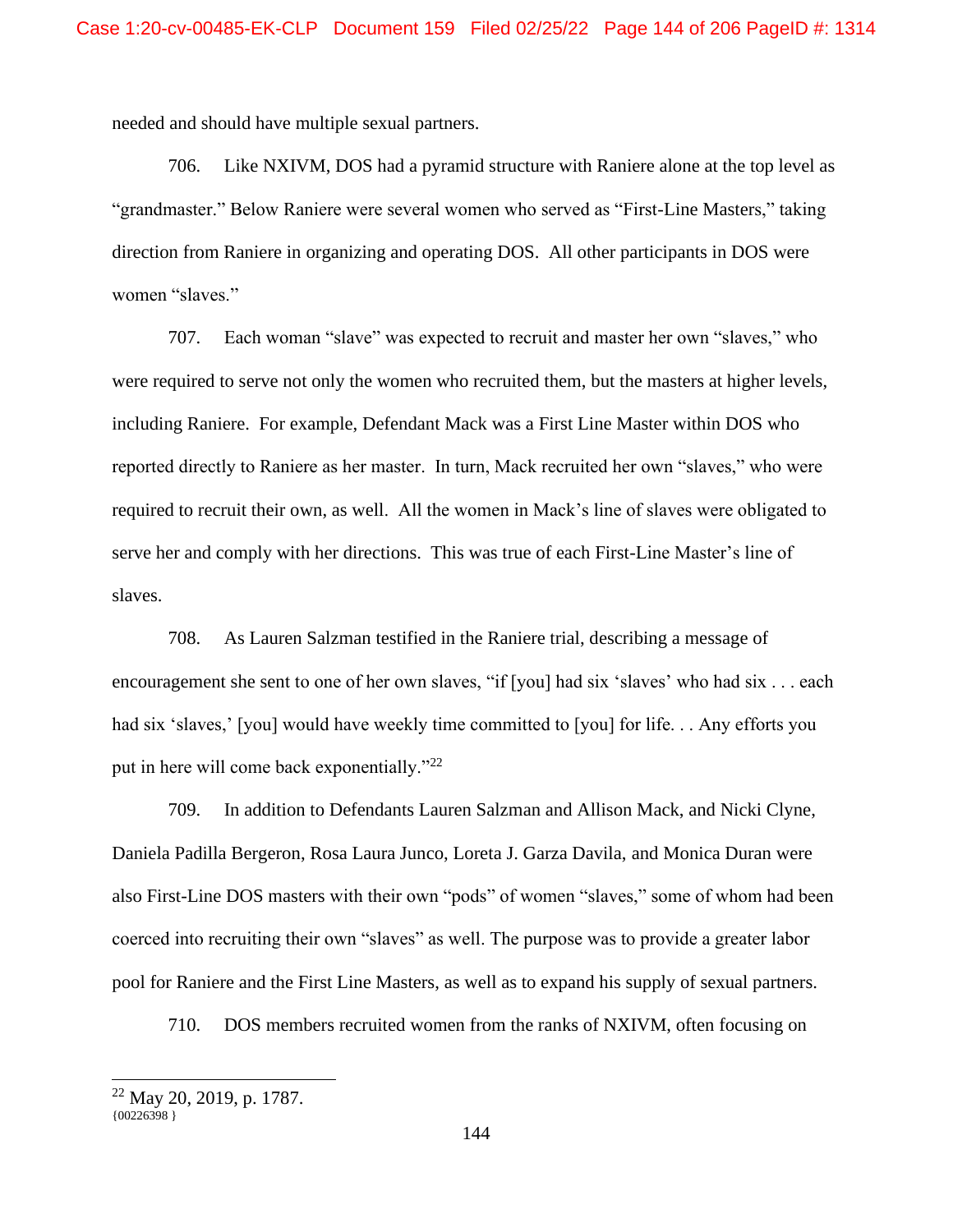needed and should have multiple sexual partners.

706. Like NXIVM, DOS had a pyramid structure with Raniere alone at the top level as "grandmaster." Below Raniere were several women who served as "First-Line Masters," taking direction from Raniere in organizing and operating DOS. All other participants in DOS were women "slaves."

707. Each woman "slave" was expected to recruit and master her own "slaves," who were required to serve not only the women who recruited them, but the masters at higher levels, including Raniere. For example, Defendant Mack was a First Line Master within DOS who reported directly to Raniere as her master. In turn, Mack recruited her own "slaves," who were required to recruit their own, as well. All the women in Mack's line of slaves were obligated to serve her and comply with her directions. This was true of each First-Line Master's line of slaves.

708. As Lauren Salzman testified in the Raniere trial, describing a message of encouragement she sent to one of her own slaves, "if [you] had six 'slaves' who had six . . . each had six 'slaves,' [you] would have weekly time committed to [you] for life. . . Any efforts you put in here will come back exponentially."[22]

709. In addition to Defendants Lauren Salzman and Allison Mack, and Nicki Clyne, Daniela Padilla Bergeron, Rosa Laura Junco, Loreta J. Garza Davila, and Monica Duran were also First-Line DOS masters with their own "pods" of women "slaves," some of whom had been coerced into recruiting their own "slaves" as well. The purpose was to provide a greater labor pool for Raniere and the First Line Masters, as well as to expand his supply of sexual partners.

710. DOS members recruited women from the ranks of NXIVM, often focusing on

---

[22] May 20, 2019, p. 1787.

{00226398 }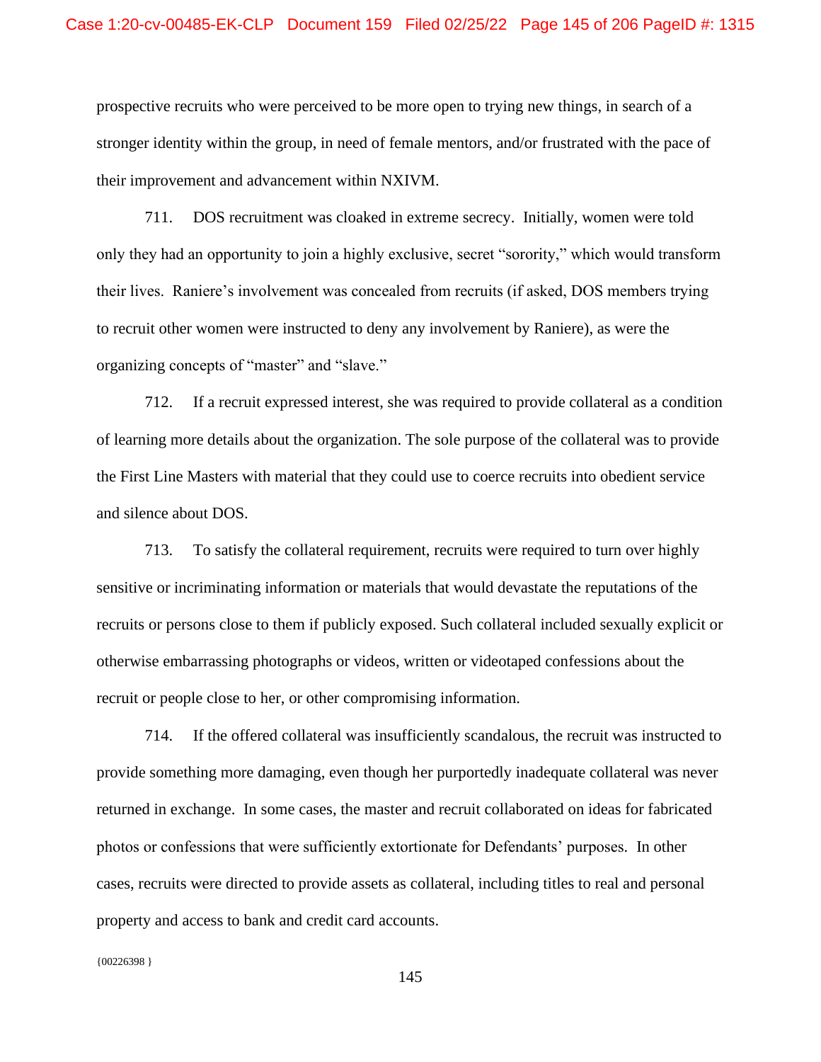prospective recruits who were perceived to be more open to trying new things, in search of a stronger identity within the group, in need of female mentors, and/or frustrated with the pace of their improvement and advancement within NXIVM.

711. DOS recruitment was cloaked in extreme secrecy. Initially, women were told only they had an opportunity to join a highly exclusive, secret "sorority," which would transform their lives. Raniere's involvement was concealed from recruits (if asked, DOS members trying to recruit other women were instructed to deny any involvement by Raniere), as were the organizing concepts of "master" and "slave."

712. If a recruit expressed interest, she was required to provide collateral as a condition of learning more details about the organization. The sole purpose of the collateral was to provide the First Line Masters with material that they could use to coerce recruits into obedient service and silence about DOS.

713. To satisfy the collateral requirement, recruits were required to turn over highly sensitive or incriminating information or materials that would devastate the reputations of the recruits or persons close to them if publicly exposed. Such collateral included sexually explicit or otherwise embarrassing photographs or videos, written or videotaped confessions about the recruit or people close to her, or other compromising information.

714. If the offered collateral was insufficiently scandalous, the recruit was instructed to provide something more damaging, even though her purportedly inadequate collateral was never returned in exchange. In some cases, the master and recruit collaborated on ideas for fabricated photos or confessions that were sufficiently extortionate for Defendants' purposes. In other cases, recruits were directed to provide assets as collateral, including titles to real and personal property and access to bank and credit card accounts.

{00226398 }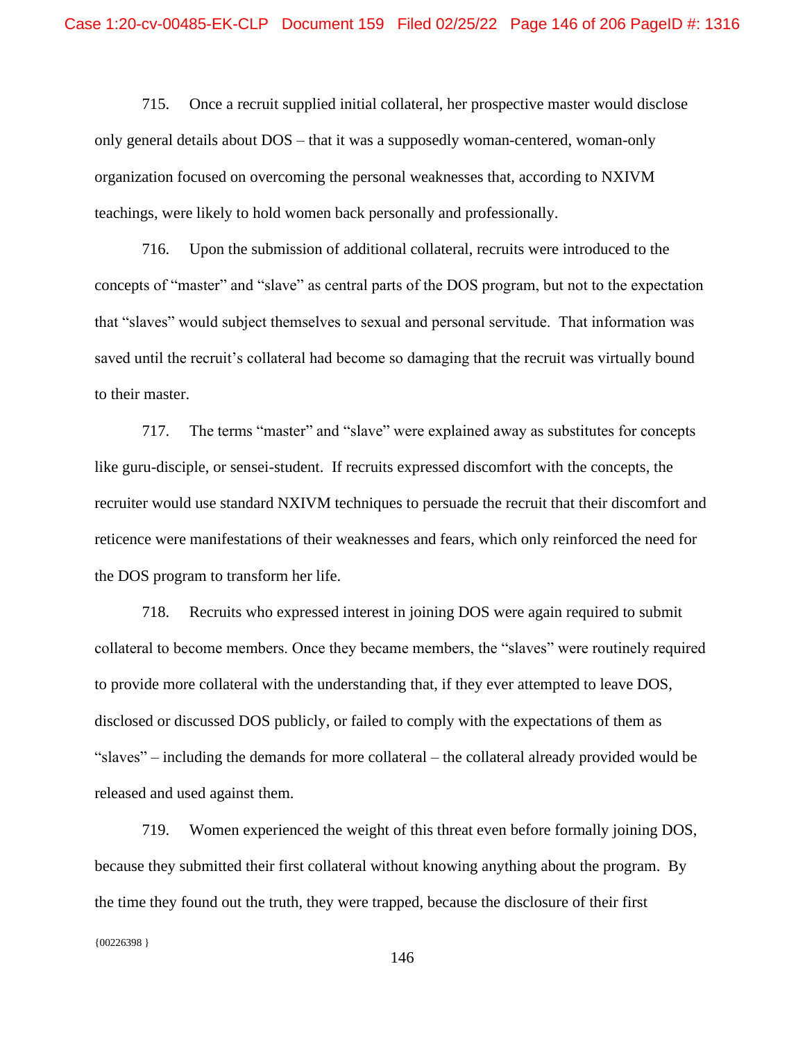715. Once a recruit supplied initial collateral, her prospective master would disclose only general details about DOS – that it was a supposedly woman-centered, woman-only organization focused on overcoming the personal weaknesses that, according to NXIVM teachings, were likely to hold women back personally and professionally.

716. Upon the submission of additional collateral, recruits were introduced to the concepts of "master" and "slave" as central parts of the DOS program, but not to the expectation that "slaves" would subject themselves to sexual and personal servitude. That information was saved until the recruit's collateral had become so damaging that the recruit was virtually bound to their master.

717. The terms "master" and "slave" were explained away as substitutes for concepts like guru-disciple, or sensei-student. If recruits expressed discomfort with the concepts, the recruiter would use standard NXIVM techniques to persuade the recruit that their discomfort and reticence were manifestations of their weaknesses and fears, which only reinforced the need for the DOS program to transform her life.

718. Recruits who expressed interest in joining DOS were again required to submit collateral to become members. Once they became members, the "slaves" were routinely required to provide more collateral with the understanding that, if they ever attempted to leave DOS, disclosed or discussed DOS publicly, or failed to comply with the expectations of them as "slaves" – including the demands for more collateral – the collateral already provided would be released and used against them.

719. Women experienced the weight of this threat even before formally joining DOS, because they submitted their first collateral without knowing anything about the program. By the time they found out the truth, they were trapped, because the disclosure of their first

{00226398 }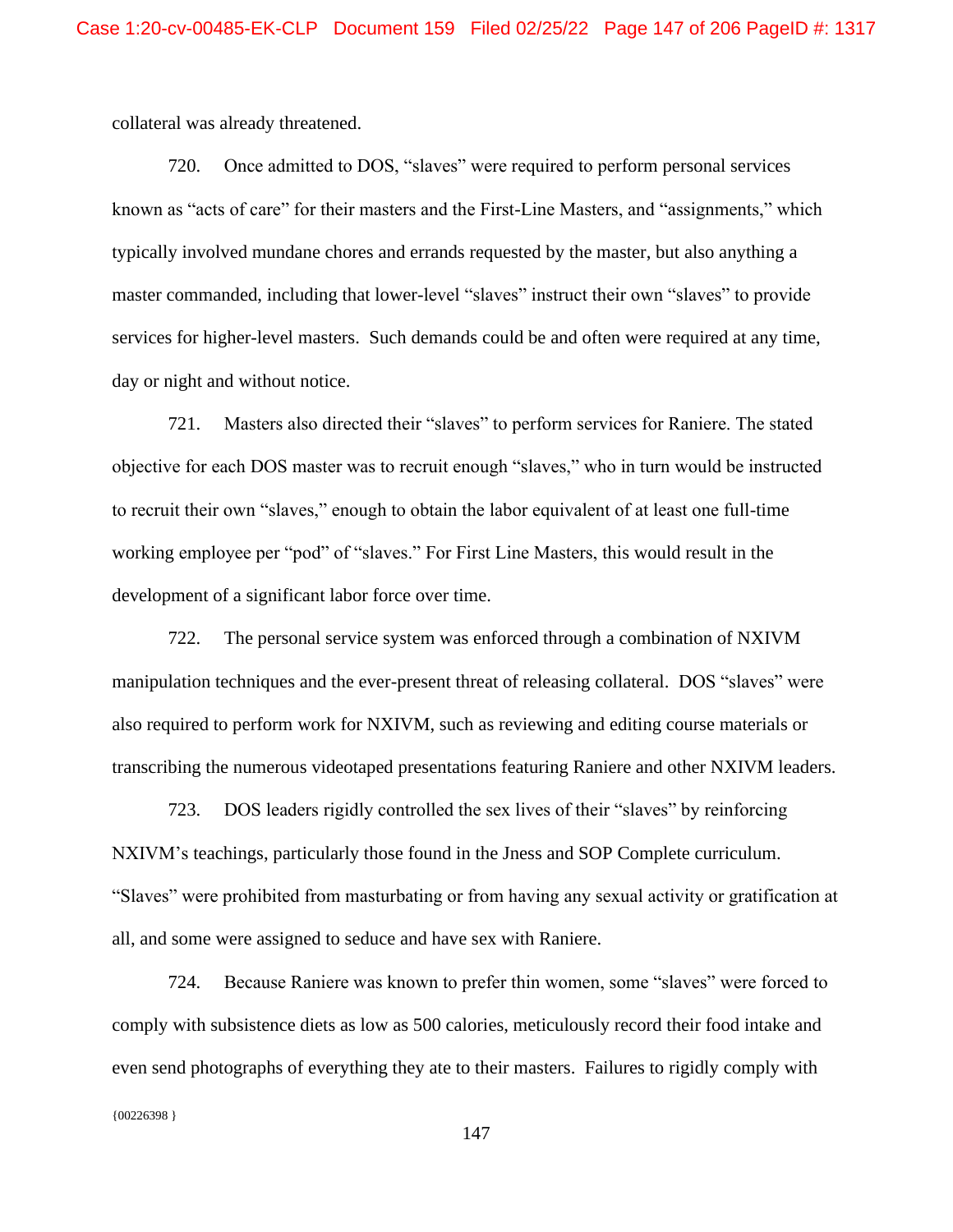collateral was already threatened.

720. Once admitted to DOS, "slaves" were required to perform personal services known as "acts of care" for their masters and the First-Line Masters, and "assignments," which typically involved mundane chores and errands requested by the master, but also anything a master commanded, including that lower-level "slaves" instruct their own "slaves" to provide services for higher-level masters. Such demands could be and often were required at any time, day or night and without notice.

721. Masters also directed their "slaves" to perform services for Raniere. The stated objective for each DOS master was to recruit enough "slaves," who in turn would be instructed to recruit their own "slaves," enough to obtain the labor equivalent of at least one full-time working employee per "pod" of "slaves." For First Line Masters, this would result in the development of a significant labor force over time.

722. The personal service system was enforced through a combination of NXIVM manipulation techniques and the ever-present threat of releasing collateral. DOS "slaves" were also required to perform work for NXIVM, such as reviewing and editing course materials or transcribing the numerous videotaped presentations featuring Raniere and other NXIVM leaders.

723. DOS leaders rigidly controlled the sex lives of their "slaves" by reinforcing NXIVM's teachings, particularly those found in the Jness and SOP Complete curriculum. "Slaves" were prohibited from masturbating or from having any sexual activity or gratification at all, and some were assigned to seduce and have sex with Raniere.

724. Because Raniere was known to prefer thin women, some "slaves" were forced to comply with subsistence diets as low as 500 calories, meticulously record their food intake and even send photographs of everything they ate to their masters. Failures to rigidly comply with

{00226398 }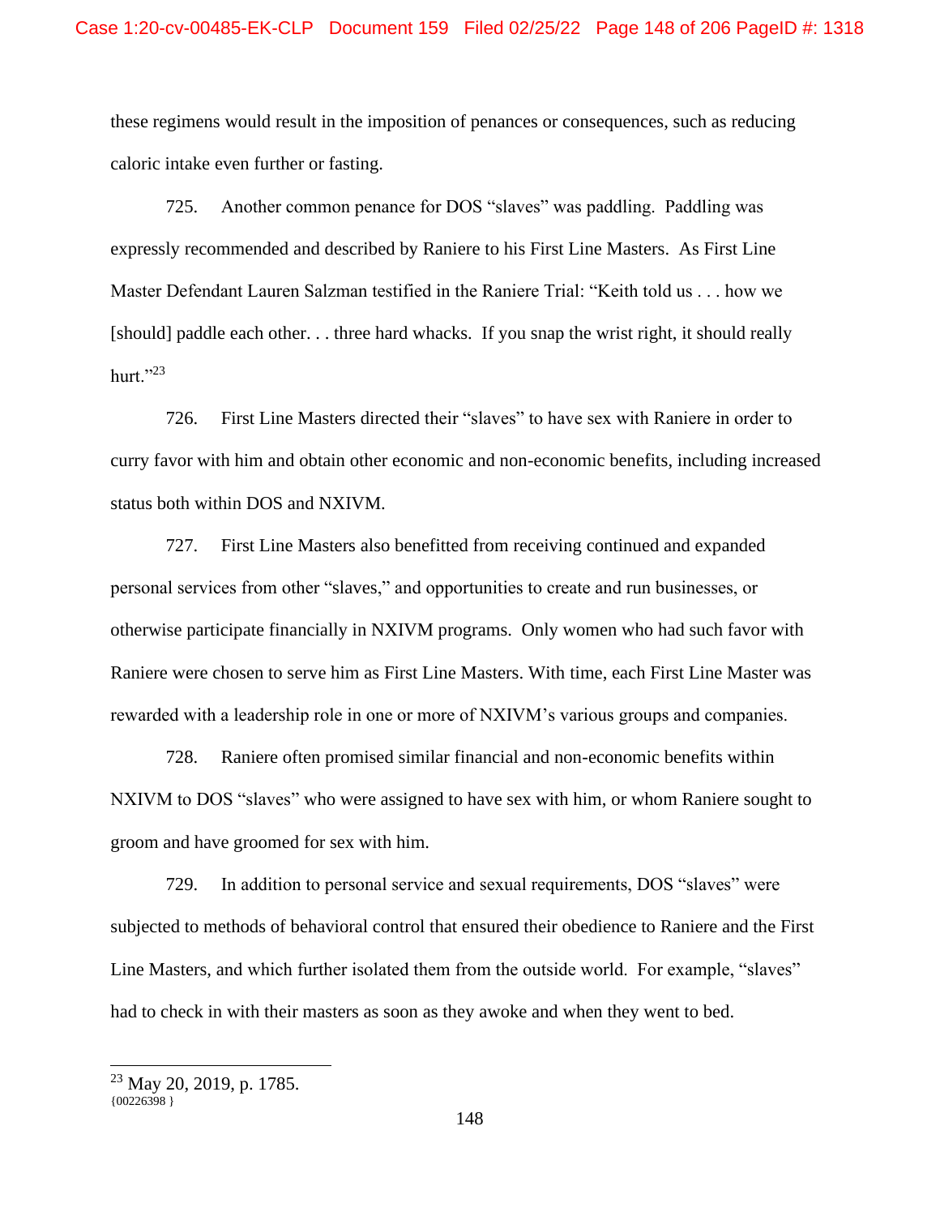these regimens would result in the imposition of penances or consequences, such as reducing caloric intake even further or fasting.

725. Another common penance for DOS "slaves" was paddling. Paddling was expressly recommended and described by Raniere to his First Line Masters. As First Line Master Defendant Lauren Salzman testified in the Raniere Trial: "Keith told us . . . how we [should] paddle each other. . . three hard whacks. If you snap the wrist right, it should really hurt."[23]

726. First Line Masters directed their "slaves" to have sex with Raniere in order to curry favor with him and obtain other economic and non-economic benefits, including increased status both within DOS and NXIVM.

727. First Line Masters also benefitted from receiving continued and expanded personal services from other "slaves," and opportunities to create and run businesses, or otherwise participate financially in NXIVM programs. Only women who had such favor with Raniere were chosen to serve him as First Line Masters. With time, each First Line Master was rewarded with a leadership role in one or more of NXIVM's various groups and companies.

728. Raniere often promised similar financial and non-economic benefits within NXIVM to DOS "slaves" who were assigned to have sex with him, or whom Raniere sought to groom and have groomed for sex with him.

729. In addition to personal service and sexual requirements, DOS "slaves" were subjected to methods of behavioral control that ensured their obedience to Raniere and the First Line Masters, and which further isolated them from the outside world. For example, "slaves" had to check in with their masters as soon as they awoke and when they went to bed.

---

[23] May 20, 2019, p. 1785.

{00226398 }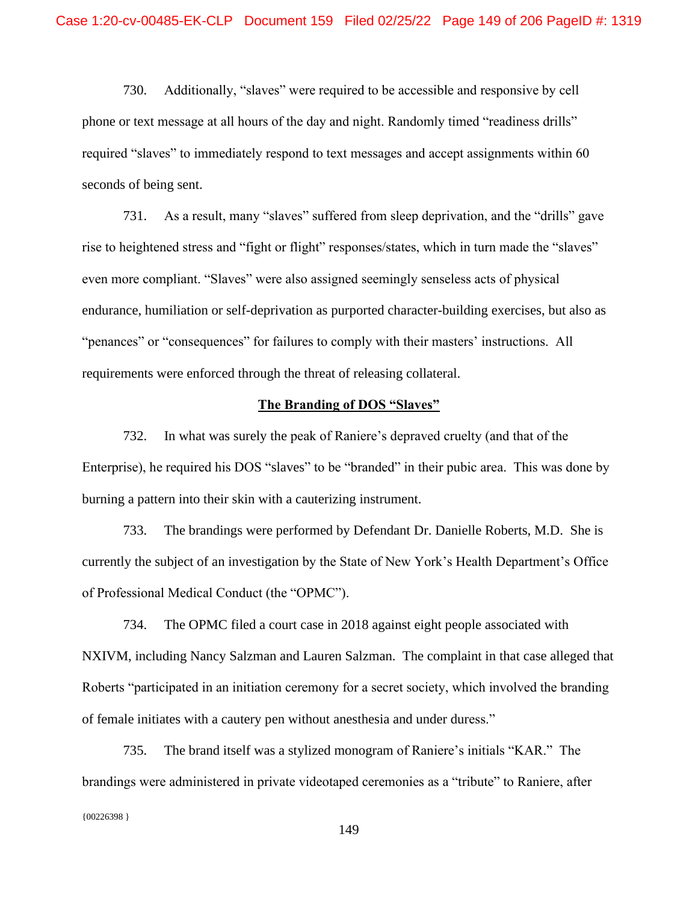730. Additionally, "slaves" were required to be accessible and responsive by cell phone or text message at all hours of the day and night. Randomly timed "readiness drills" required "slaves" to immediately respond to text messages and accept assignments within 60 seconds of being sent.

731. As a result, many "slaves" suffered from sleep deprivation, and the "drills" gave rise to heightened stress and "fight or flight" responses/states, which in turn made the "slaves" even more compliant. "Slaves" were also assigned seemingly senseless acts of physical endurance, humiliation or self-deprivation as purported character-building exercises, but also as "penances" or "consequences" for failures to comply with their masters' instructions. All requirements were enforced through the threat of releasing collateral.

**The Branding of DOS "Slaves"**

732. In what was surely the peak of Raniere's depraved cruelty (and that of the Enterprise), he required his DOS "slaves" to be "branded" in their pubic area. This was done by burning a pattern into their skin with a cauterizing instrument.

733. The brandings were performed by Defendant Dr. Danielle Roberts, M.D. She is currently the subject of an investigation by the State of New York's Health Department's Office of Professional Medical Conduct (the "OPMC").

734. The OPMC filed a court case in 2018 against eight people associated with NXIVM, including Nancy Salzman and Lauren Salzman. The complaint in that case alleged that Roberts "participated in an initiation ceremony for a secret society, which involved the branding of female initiates with a cautery pen without anesthesia and under duress."

735. The brand itself was a stylized monogram of Raniere's initials "KAR." The brandings were administered in private videotaped ceremonies as a "tribute" to Raniere, after

{00226398 }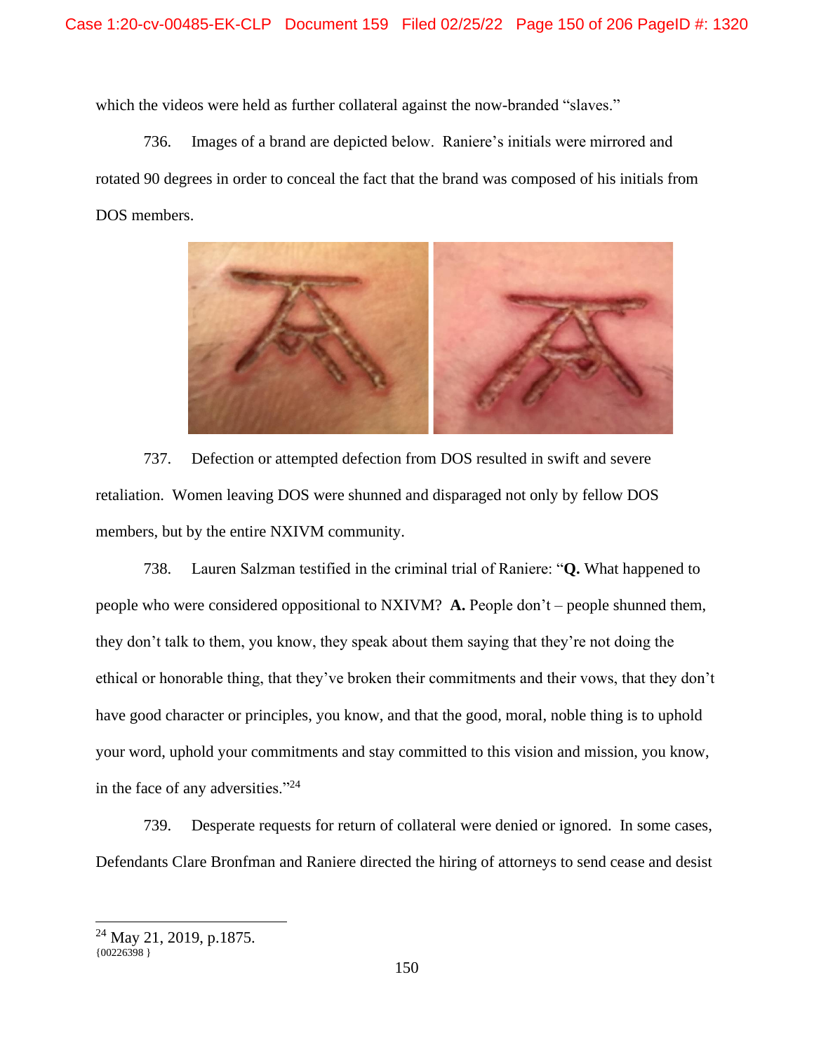which the videos were held as further collateral against the now-branded "slaves."

736. Images of a brand are depicted below. Raniere's initials were mirrored and rotated 90 degrees in order to conceal the fact that the brand was composed of his initials from DOS members.

737. Defection or attempted defection from DOS resulted in swift and severe retaliation. Women leaving DOS were shunned and disparaged not only by fellow DOS members, but by the entire NXIVM community.

738. Lauren Salzman testified in the criminal trial of Raniere: "**Q.** What happened to people who were considered oppositional to NXIVM? **A.** People don't – people shunned them, they don't talk to them, you know, they speak about them saying that they're not doing the ethical or honorable thing, that they've broken their commitments and their vows, that they don't have good character or principles, you know, and that the good, moral, noble thing is to uphold your word, uphold your commitments and stay committed to this vision and mission, you know, in the face of any adversities."[24]

739. Desperate requests for return of collateral were denied or ignored. In some cases, Defendants Clare Bronfman and Raniere directed the hiring of attorneys to send cease and desist

---

[24] May 21, 2019, p.1875.

{00226398 }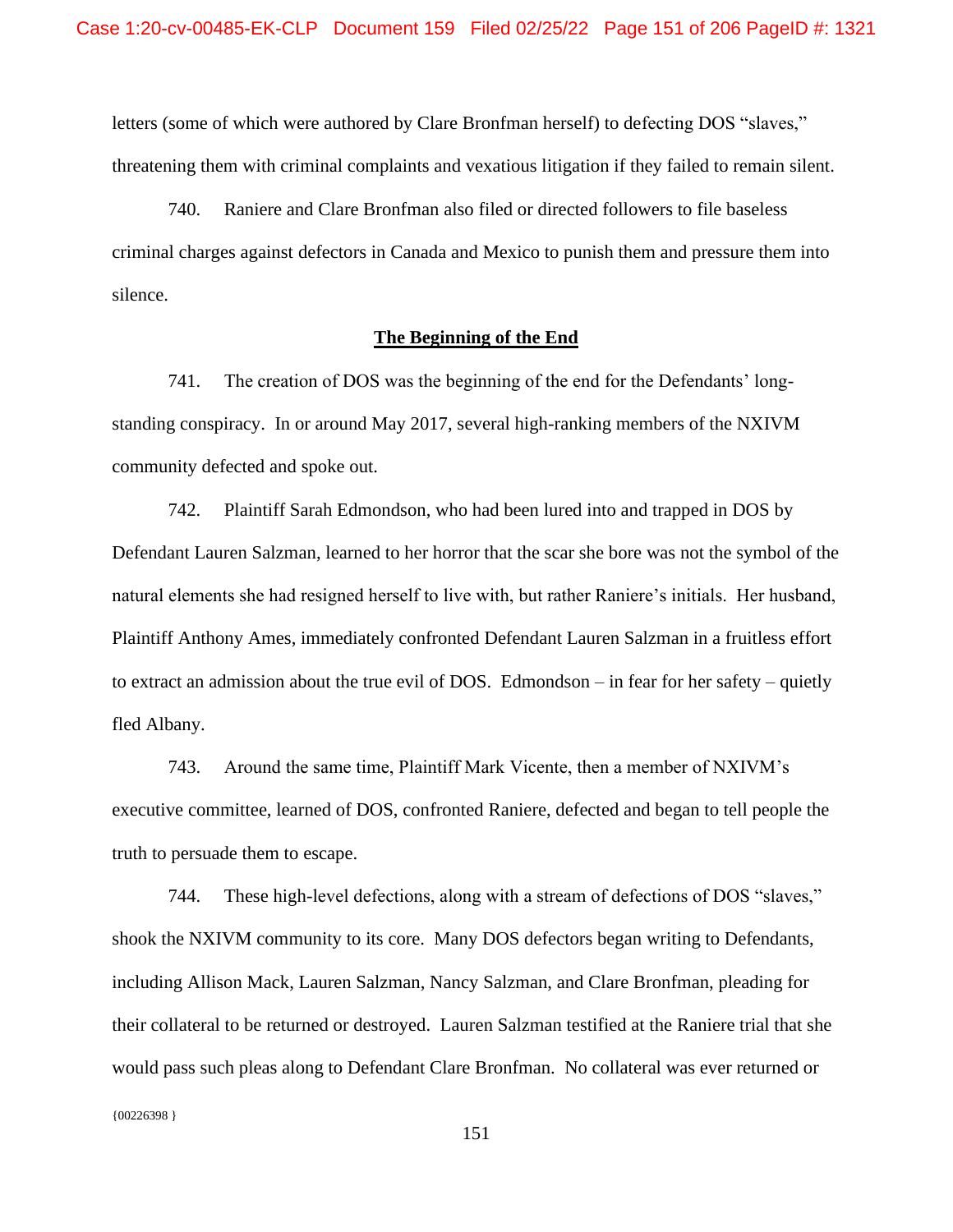letters (some of which were authored by Clare Bronfman herself) to defecting DOS "slaves," threatening them with criminal complaints and vexatious litigation if they failed to remain silent.

740. Raniere and Clare Bronfman also filed or directed followers to file baseless criminal charges against defectors in Canada and Mexico to punish them and pressure them into silence.

## The Beginning of the End

741. The creation of DOS was the beginning of the end for the Defendants' long-standing conspiracy. In or around May 2017, several high-ranking members of the NXIVM community defected and spoke out.

742. Plaintiff Sarah Edmondson, who had been lured into and trapped in DOS by Defendant Lauren Salzman, learned to her horror that the scar she bore was not the symbol of the natural elements she had resigned herself to live with, but rather Raniere's initials. Her husband, Plaintiff Anthony Ames, immediately confronted Defendant Lauren Salzman in a fruitless effort to extract an admission about the true evil of DOS. Edmondson – in fear for her safety – quietly fled Albany.

743. Around the same time, Plaintiff Mark Vicente, then a member of NXIVM's executive committee, learned of DOS, confronted Raniere, defected and began to tell people the truth to persuade them to escape.

744. These high-level defections, along with a stream of defections of DOS "slaves," shook the NXIVM community to its core. Many DOS defectors began writing to Defendants, including Allison Mack, Lauren Salzman, Nancy Salzman, and Clare Bronfman, pleading for their collateral to be returned or destroyed. Lauren Salzman testified at the Raniere trial that she would pass such pleas along to Defendant Clare Bronfman. No collateral was ever returned or

{00226398 }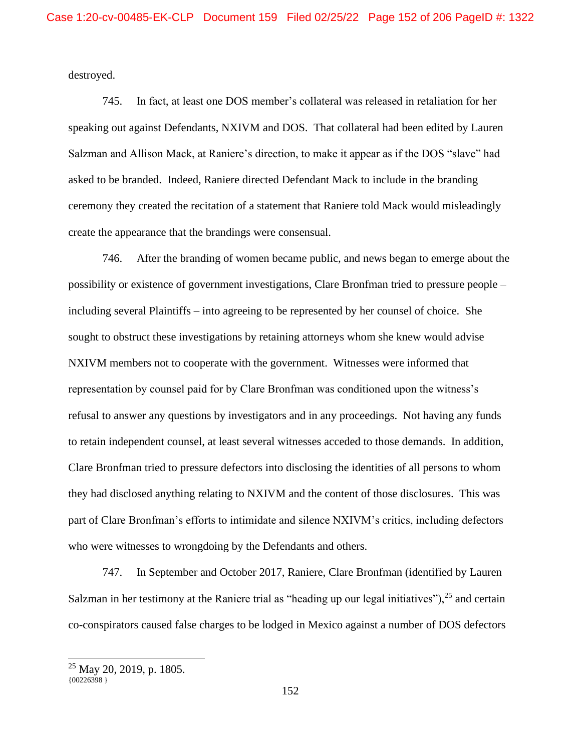destroyed.

745. In fact, at least one DOS member's collateral was released in retaliation for her speaking out against Defendants, NXIVM and DOS. That collateral had been edited by Lauren Salzman and Allison Mack, at Raniere's direction, to make it appear as if the DOS "slave" had asked to be branded. Indeed, Raniere directed Defendant Mack to include in the branding ceremony they created the recitation of a statement that Raniere told Mack would misleadingly create the appearance that the brandings were consensual.

746. After the branding of women became public, and news began to emerge about the possibility or existence of government investigations, Clare Bronfman tried to pressure people – including several Plaintiffs – into agreeing to be represented by her counsel of choice. She sought to obstruct these investigations by retaining attorneys whom she knew would advise NXIVM members not to cooperate with the government. Witnesses were informed that representation by counsel paid for by Clare Bronfman was conditioned upon the witness's refusal to answer any questions by investigators and in any proceedings. Not having any funds to retain independent counsel, at least several witnesses acceded to those demands. In addition, Clare Bronfman tried to pressure defectors into disclosing the identities of all persons to whom they had disclosed anything relating to NXIVM and the content of those disclosures. This was part of Clare Bronfman's efforts to intimidate and silence NXIVM's critics, including defectors who were witnesses to wrongdoing by the Defendants and others.

747. In September and October 2017, Raniere, Clare Bronfman (identified by Lauren Salzman in her testimony at the Raniere trial as "heading up our legal initiatives"),[25] and certain co-conspirators caused false charges to be lodged in Mexico against a number of DOS defectors

[25] May 20, 2019, p. 1805.

{00226398 }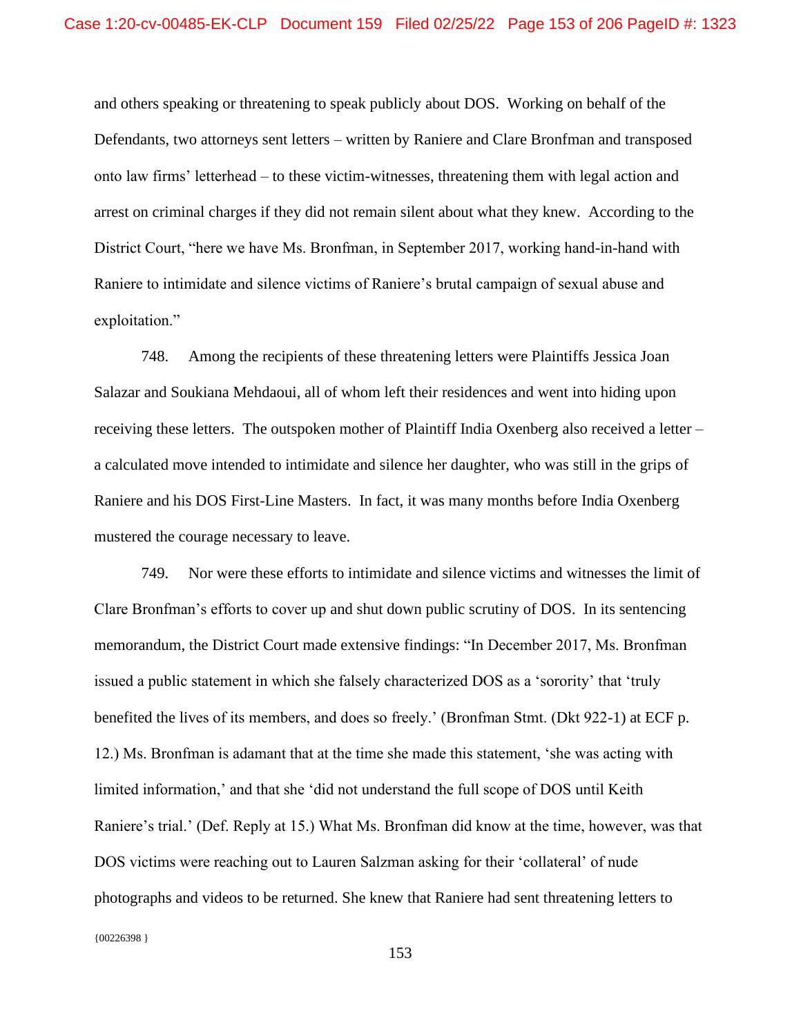and others speaking or threatening to speak publicly about DOS. Working on behalf of the Defendants, two attorneys sent letters – written by Raniere and Clare Bronfman and transposed onto law firms' letterhead – to these victim-witnesses, threatening them with legal action and arrest on criminal charges if they did not remain silent about what they knew. According to the District Court, "here we have Ms. Bronfman, in September 2017, working hand-in-hand with Raniere to intimidate and silence victims of Raniere's brutal campaign of sexual abuse and exploitation."

748. Among the recipients of these threatening letters were Plaintiffs Jessica Joan Salazar and Soukiana Mehdaoui, all of whom left their residences and went into hiding upon receiving these letters. The outspoken mother of Plaintiff India Oxenberg also received a letter – a calculated move intended to intimidate and silence her daughter, who was still in the grips of Raniere and his DOS First-Line Masters. In fact, it was many months before India Oxenberg mustered the courage necessary to leave.

749. Nor were these efforts to intimidate and silence victims and witnesses the limit of Clare Bronfman's efforts to cover up and shut down public scrutiny of DOS. In its sentencing memorandum, the District Court made extensive findings: "In December 2017, Ms. Bronfman issued a public statement in which she falsely characterized DOS as a 'sorority' that 'truly benefited the lives of its members, and does so freely.' (Bronfman Stmt. (Dkt 922-1) at ECF p. 12.) Ms. Bronfman is adamant that at the time she made this statement, 'she was acting with limited information,' and that she 'did not understand the full scope of DOS until Keith Raniere's trial.' (Def. Reply at 15.) What Ms. Bronfman did know at the time, however, was that DOS victims were reaching out to Lauren Salzman asking for their 'collateral' of nude photographs and videos to be returned. She knew that Raniere had sent threatening letters to

{00226398 }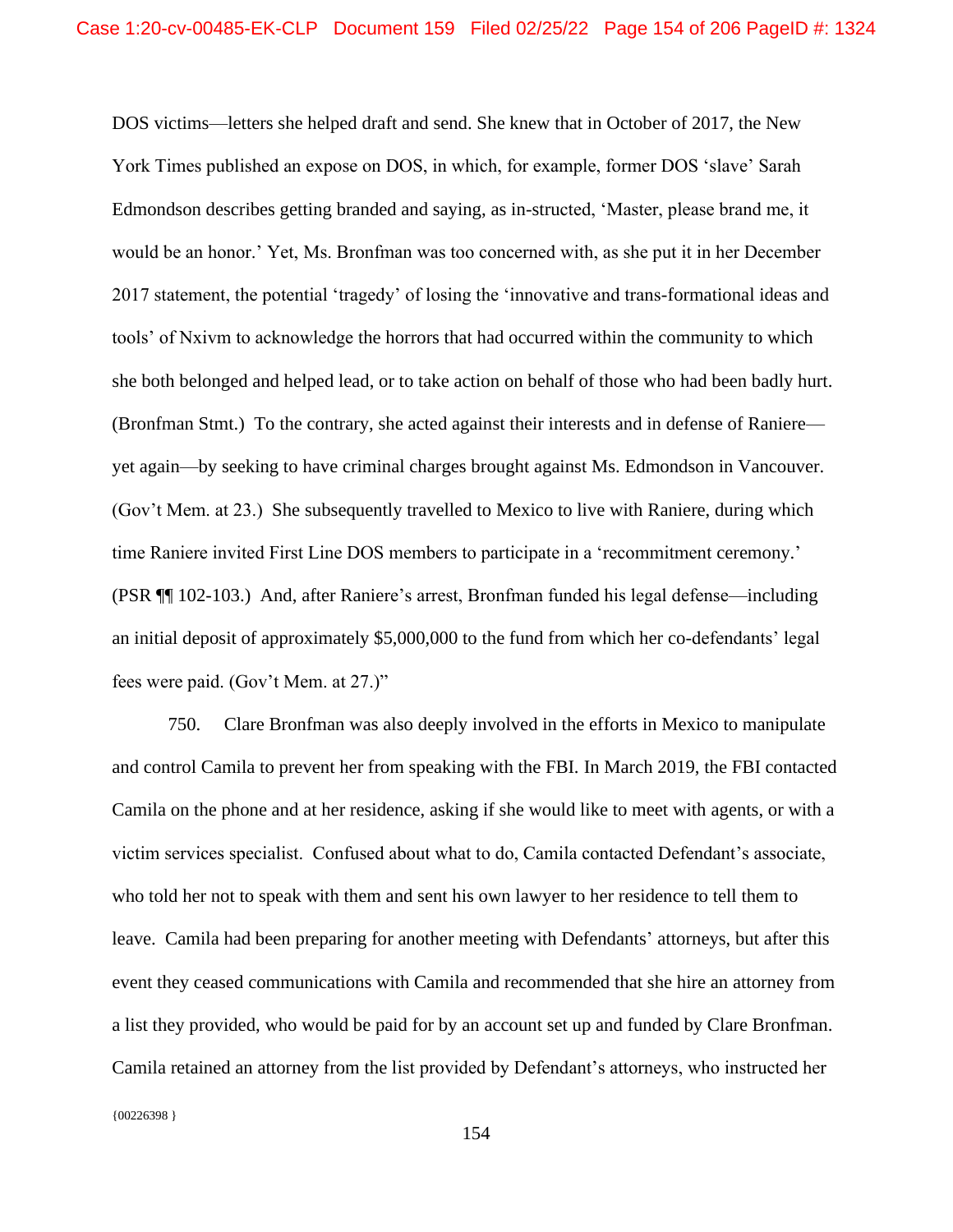DOS victims—letters she helped draft and send. She knew that in October of 2017, the New York Times published an expose on DOS, in which, for example, former DOS 'slave' Sarah Edmondson describes getting branded and saying, as in-structed, 'Master, please brand me, it would be an honor.' Yet, Ms. Bronfman was too concerned with, as she put it in her December 2017 statement, the potential 'tragedy' of losing the 'innovative and trans-formational ideas and tools' of Nxivm to acknowledge the horrors that had occurred within the community to which she both belonged and helped lead, or to take action on behalf of those who had been badly hurt. (Bronfman Stmt.) To the contrary, she acted against their interests and in defense of Raniere—yet again—by seeking to have criminal charges brought against Ms. Edmondson in Vancouver. (Gov't Mem. at 23.) She subsequently travelled to Mexico to live with Raniere, during which time Raniere invited First Line DOS members to participate in a 'recommitment ceremony.' (PSR ¶¶ 102-103.) And, after Raniere's arrest, Bronfman funded his legal defense—including an initial deposit of approximately $5,000,000 to the fund from which her co-defendants' legal fees were paid. (Gov't Mem. at 27.)"

750. Clare Bronfman was also deeply involved in the efforts in Mexico to manipulate and control Camila to prevent her from speaking with the FBI. In March 2019, the FBI contacted Camila on the phone and at her residence, asking if she would like to meet with agents, or with a victim services specialist. Confused about what to do, Camila contacted Defendant's associate, who told her not to speak with them and sent his own lawyer to her residence to tell them to leave. Camila had been preparing for another meeting with Defendants' attorneys, but after this event they ceased communications with Camila and recommended that she hire an attorney from a list they provided, who would be paid for by an account set up and funded by Clare Bronfman. Camila retained an attorney from the list provided by Defendant's attorneys, who instructed her

{00226398 }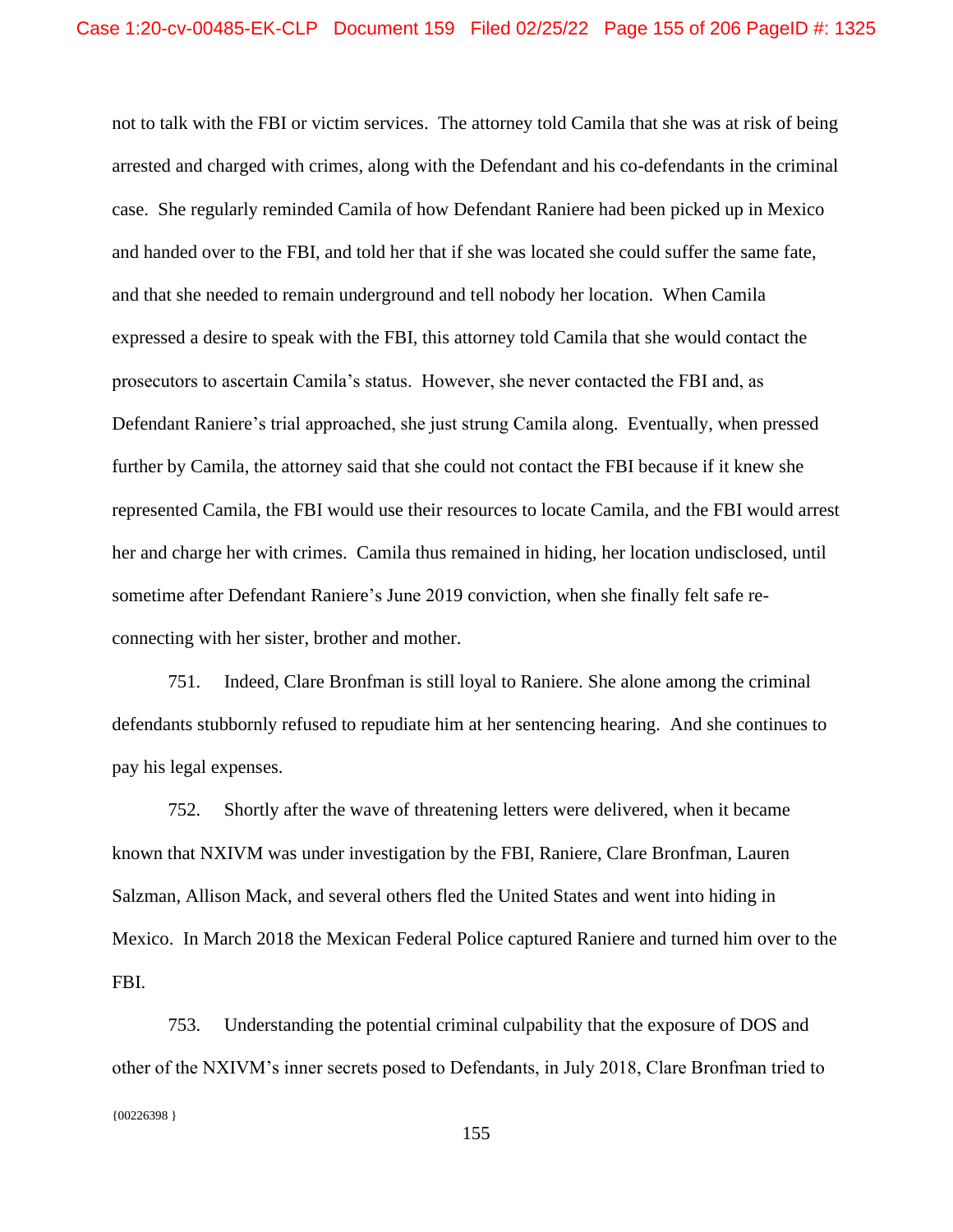not to talk with the FBI or victim services. The attorney told Camila that she was at risk of being arrested and charged with crimes, along with the Defendant and his co-defendants in the criminal case. She regularly reminded Camila of how Defendant Raniere had been picked up in Mexico and handed over to the FBI, and told her that if she was located she could suffer the same fate, and that she needed to remain underground and tell nobody her location. When Camila expressed a desire to speak with the FBI, this attorney told Camila that she would contact the prosecutors to ascertain Camila's status. However, she never contacted the FBI and, as Defendant Raniere's trial approached, she just strung Camila along. Eventually, when pressed further by Camila, the attorney said that she could not contact the FBI because if it knew she represented Camila, the FBI would use their resources to locate Camila, and the FBI would arrest her and charge her with crimes. Camila thus remained in hiding, her location undisclosed, until sometime after Defendant Raniere's June 2019 conviction, when she finally felt safe re-connecting with her sister, brother and mother.

751. Indeed, Clare Bronfman is still loyal to Raniere. She alone among the criminal defendants stubbornly refused to repudiate him at her sentencing hearing. And she continues to pay his legal expenses.

752. Shortly after the wave of threatening letters were delivered, when it became known that NXIVM was under investigation by the FBI, Raniere, Clare Bronfman, Lauren Salzman, Allison Mack, and several others fled the United States and went into hiding in Mexico. In March 2018 the Mexican Federal Police captured Raniere and turned him over to the FBI.

753. Understanding the potential criminal culpability that the exposure of DOS and other of the NXIVM's inner secrets posed to Defendants, in July 2018, Clare Bronfman tried to

{00226398 }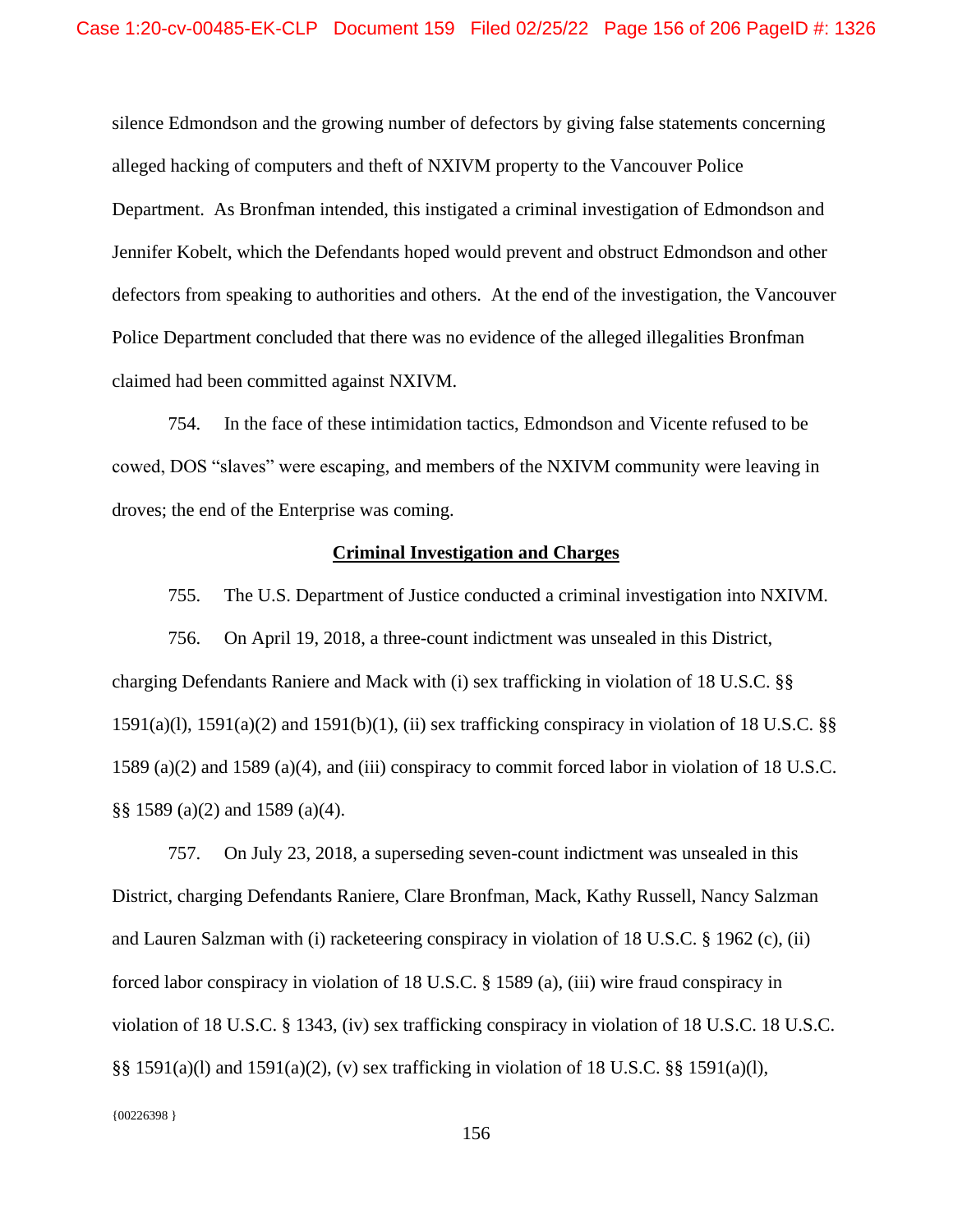silence Edmondson and the growing number of defectors by giving false statements concerning alleged hacking of computers and theft of NXIVM property to the Vancouver Police Department. As Bronfman intended, this instigated a criminal investigation of Edmondson and Jennifer Kobelt, which the Defendants hoped would prevent and obstruct Edmondson and other defectors from speaking to authorities and others. At the end of the investigation, the Vancouver Police Department concluded that there was no evidence of the alleged illegalities Bronfman claimed had been committed against NXIVM.

754. In the face of these intimidation tactics, Edmondson and Vicente refused to be cowed, DOS "slaves" were escaping, and members of the NXIVM community were leaving in droves; the end of the Enterprise was coming.

**Criminal Investigation and Charges**

755. The U.S. Department of Justice conducted a criminal investigation into NXIVM.

756. On April 19, 2018, a three-count indictment was unsealed in this District, charging Defendants Raniere and Mack with (i) sex trafficking in violation of 18 U.S.C. §§ 1591(a)(l), 1591(a)(2) and 1591(b)(1), (ii) sex trafficking conspiracy in violation of 18 U.S.C. §§ 1589 (a)(2) and 1589 (a)(4), and (iii) conspiracy to commit forced labor in violation of 18 U.S.C. §§ 1589 (a)(2) and 1589 (a)(4).

757. On July 23, 2018, a superseding seven-count indictment was unsealed in this District, charging Defendants Raniere, Clare Bronfman, Mack, Kathy Russell, Nancy Salzman and Lauren Salzman with (i) racketeering conspiracy in violation of 18 U.S.C. § 1962 (c), (ii) forced labor conspiracy in violation of 18 U.S.C. § 1589 (a), (iii) wire fraud conspiracy in violation of 18 U.S.C. § 1343, (iv) sex trafficking conspiracy in violation of 18 U.S.C. 18 U.S.C. §§ 1591(a)(l) and 1591(a)(2), (v) sex trafficking in violation of 18 U.S.C. §§ 1591(a)(l),

{00226398 }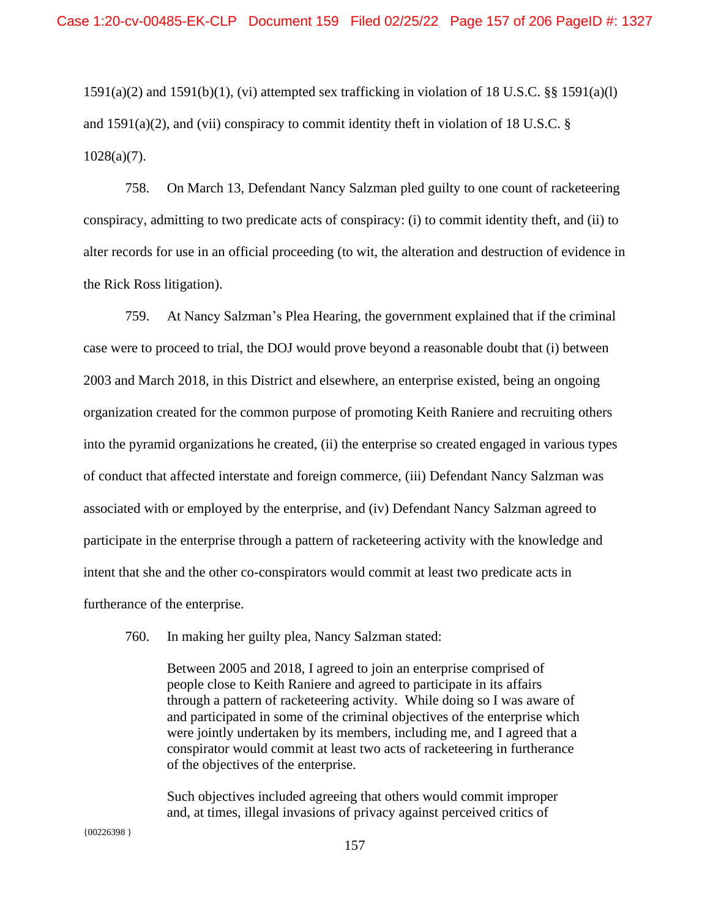1591(a)(2) and 1591(b)(1), (vi) attempted sex trafficking in violation of 18 U.S.C. §§ 1591(a)(l) and 1591(a)(2), and (vii) conspiracy to commit identity theft in violation of 18 U.S.C. § 1028(a)(7).

758. On March 13, Defendant Nancy Salzman pled guilty to one count of racketeering conspiracy, admitting to two predicate acts of conspiracy: (i) to commit identity theft, and (ii) to alter records for use in an official proceeding (to wit, the alteration and destruction of evidence in the Rick Ross litigation).

759. At Nancy Salzman's Plea Hearing, the government explained that if the criminal case were to proceed to trial, the DOJ would prove beyond a reasonable doubt that (i) between 2003 and March 2018, in this District and elsewhere, an enterprise existed, being an ongoing organization created for the common purpose of promoting Keith Raniere and recruiting others into the pyramid organizations he created, (ii) the enterprise so created engaged in various types of conduct that affected interstate and foreign commerce, (iii) Defendant Nancy Salzman was associated with or employed by the enterprise, and (iv) Defendant Nancy Salzman agreed to participate in the enterprise through a pattern of racketeering activity with the knowledge and intent that she and the other co-conspirators would commit at least two predicate acts in furtherance of the enterprise.

760. In making her guilty plea, Nancy Salzman stated:

> Between 2005 and 2018, I agreed to join an enterprise comprised of people close to Keith Raniere and agreed to participate in its affairs through a pattern of racketeering activity. While doing so I was aware of and participated in some of the criminal objectives of the enterprise which were jointly undertaken by its members, including me, and I agreed that a conspirator would commit at least two acts of racketeering in furtherance of the objectives of the enterprise.
>
> Such objectives included agreeing that others would commit improper and, at times, illegal invasions of privacy against perceived critics of

{00226398 }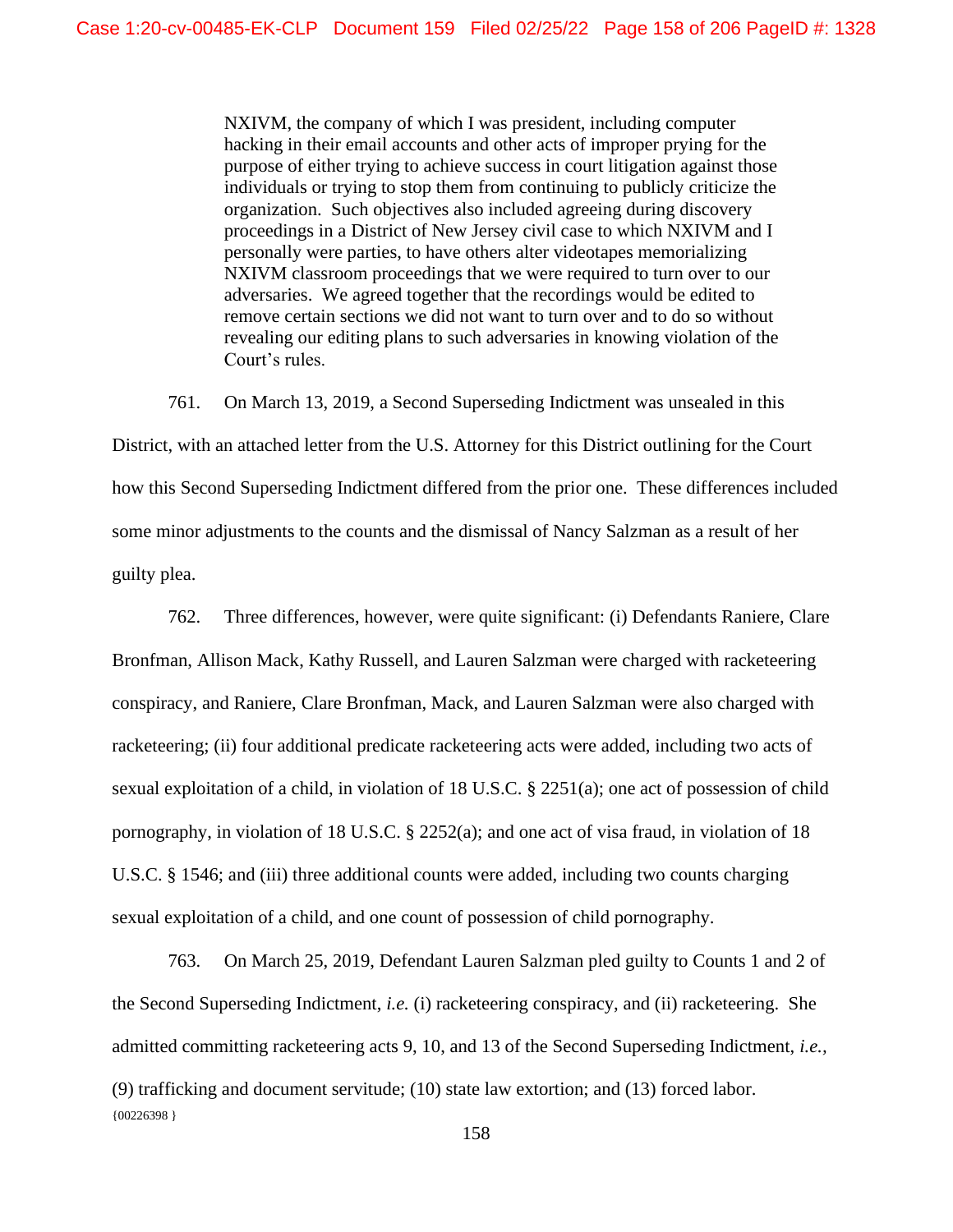> NXIVM, the company of which I was president, including computer hacking in their email accounts and other acts of improper prying for the purpose of either trying to achieve success in court litigation against those individuals or trying to stop them from continuing to publicly criticize the organization. Such objectives also included agreeing during discovery proceedings in a District of New Jersey civil case to which NXIVM and I personally were parties, to have others alter videotapes memorializing NXIVM classroom proceedings that we were required to turn over to our adversaries. We agreed together that the recordings would be edited to remove certain sections we did not want to turn over and to do so without revealing our editing plans to such adversaries in knowing violation of the Court's rules.

761. On March 13, 2019, a Second Superseding Indictment was unsealed in this District, with an attached letter from the U.S. Attorney for this District outlining for the Court how this Second Superseding Indictment differed from the prior one. These differences included some minor adjustments to the counts and the dismissal of Nancy Salzman as a result of her guilty plea.

762. Three differences, however, were quite significant: (i) Defendants Raniere, Clare Bronfman, Allison Mack, Kathy Russell, and Lauren Salzman were charged with racketeering conspiracy, and Raniere, Clare Bronfman, Mack, and Lauren Salzman were also charged with racketeering; (ii) four additional predicate racketeering acts were added, including two acts of sexual exploitation of a child, in violation of 18 U.S.C. § 2251(a); one act of possession of child pornography, in violation of 18 U.S.C. § 2252(a); and one act of visa fraud, in violation of 18 U.S.C. § 1546; and (iii) three additional counts were added, including two counts charging sexual exploitation of a child, and one count of possession of child pornography.

763. On March 25, 2019, Defendant Lauren Salzman pled guilty to Counts 1 and 2 of the Second Superseding Indictment, *i.e.* (i) racketeering conspiracy, and (ii) racketeering. She admitted committing racketeering acts 9, 10, and 13 of the Second Superseding Indictment, *i.e.*, (9) trafficking and document servitude; (10) state law extortion; and (13) forced labor.

{00226398 }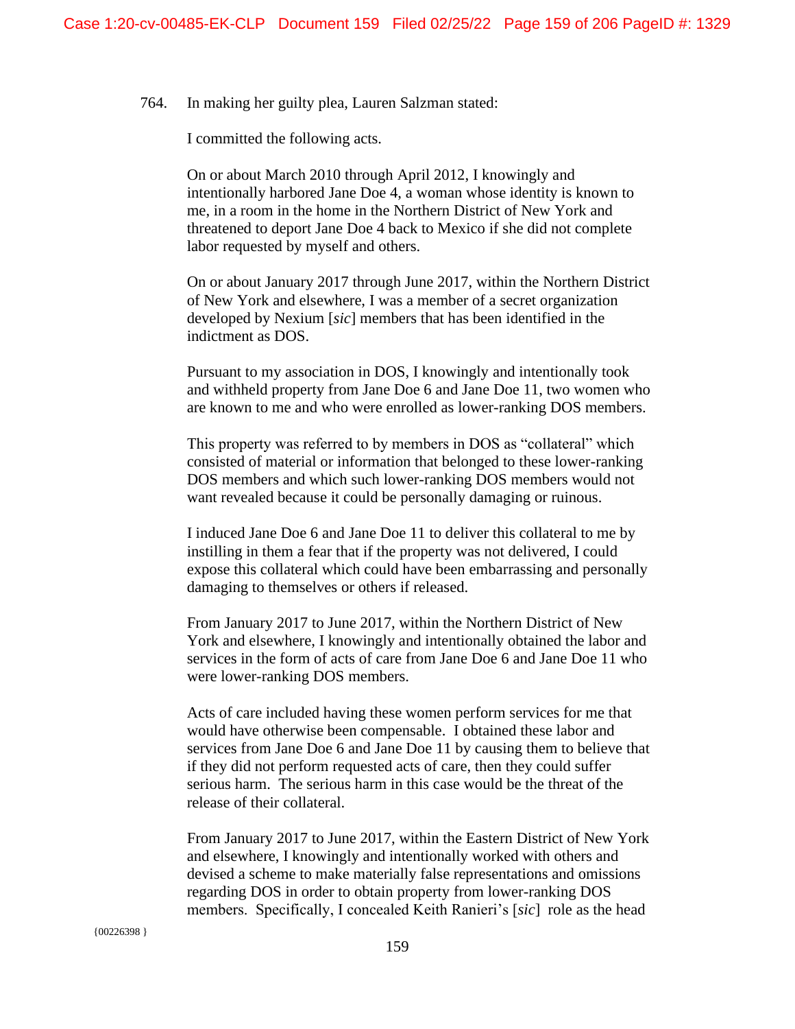764. In making her guilty plea, Lauren Salzman stated:

> I committed the following acts.
>
> On or about March 2010 through April 2012, I knowingly and intentionally harbored Jane Doe 4, a woman whose identity is known to me, in a room in the home in the Northern District of New York and threatened to deport Jane Doe 4 back to Mexico if she did not complete labor requested by myself and others.
>
> On or about January 2017 through June 2017, within the Northern District of New York and elsewhere, I was a member of a secret organization developed by Nexium [*sic*] members that has been identified in the indictment as DOS.
>
> Pursuant to my association in DOS, I knowingly and intentionally took and withheld property from Jane Doe 6 and Jane Doe 11, two women who are known to me and who were enrolled as lower-ranking DOS members.
>
> This property was referred to by members in DOS as "collateral" which consisted of material or information that belonged to these lower-ranking DOS members and which such lower-ranking DOS members would not want revealed because it could be personally damaging or ruinous.
>
> I induced Jane Doe 6 and Jane Doe 11 to deliver this collateral to me by instilling in them a fear that if the property was not delivered, I could expose this collateral which could have been embarrassing and personally damaging to themselves or others if released.
>
> From January 2017 to June 2017, within the Northern District of New York and elsewhere, I knowingly and intentionally obtained the labor and services in the form of acts of care from Jane Doe 6 and Jane Doe 11 who were lower-ranking DOS members.
>
> Acts of care included having these women perform services for me that would have otherwise been compensable. I obtained these labor and services from Jane Doe 6 and Jane Doe 11 by causing them to believe that if they did not perform requested acts of care, then they could suffer serious harm. The serious harm in this case would be the threat of the release of their collateral.
>
> From January 2017 to June 2017, within the Eastern District of New York and elsewhere, I knowingly and intentionally worked with others and devised a scheme to make materially false representations and omissions regarding DOS in order to obtain property from lower-ranking DOS members. Specifically, I concealed Keith Ranieri's [*sic*] role as the head

{00226398 }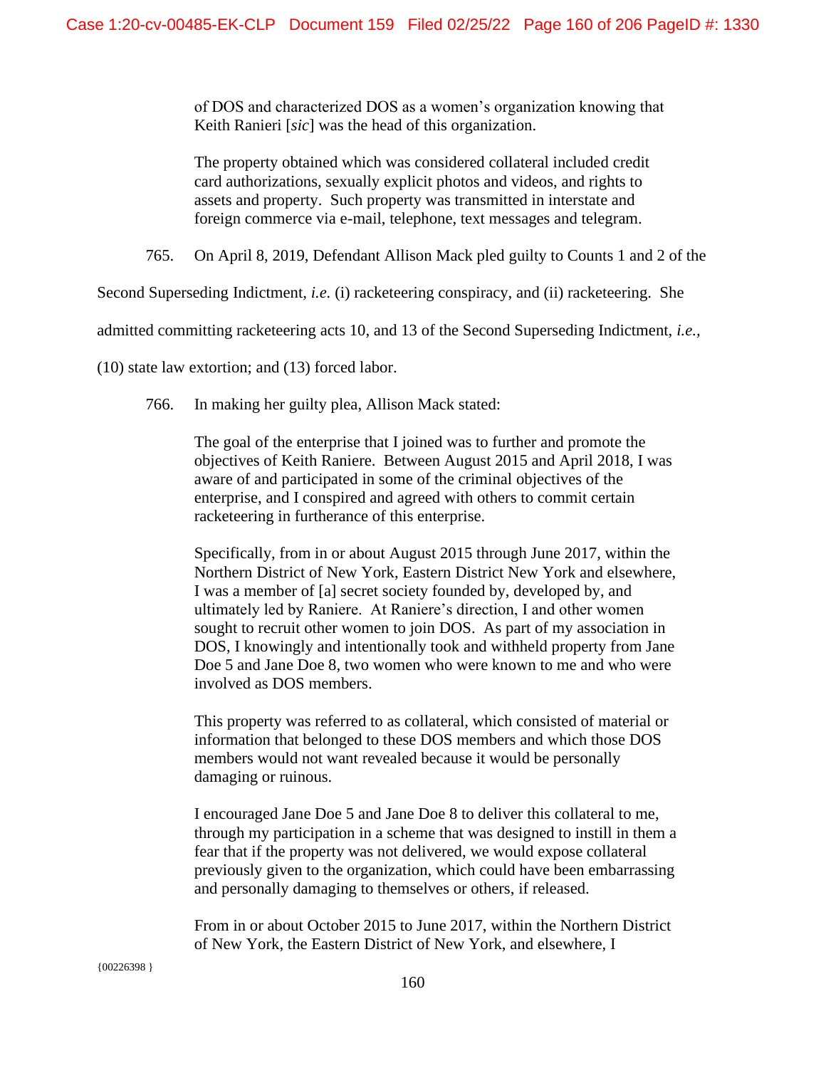> of DOS and characterized DOS as a women's organization knowing that Keith Ranieri [*sic*] was the head of this organization.
>
> The property obtained which was considered collateral included credit card authorizations, sexually explicit photos and videos, and rights to assets and property. Such property was transmitted in interstate and foreign commerce via e-mail, telephone, text messages and telegram.

765. On April 8, 2019, Defendant Allison Mack pled guilty to Counts 1 and 2 of the Second Superseding Indictment, *i.e.* (i) racketeering conspiracy, and (ii) racketeering. She admitted committing racketeering acts 10, and 13 of the Second Superseding Indictment, *i.e.*, (10) state law extortion; and (13) forced labor.

766. In making her guilty plea, Allison Mack stated:

> The goal of the enterprise that I joined was to further and promote the objectives of Keith Raniere. Between August 2015 and April 2018, I was aware of and participated in some of the criminal objectives of the enterprise, and I conspired and agreed with others to commit certain racketeering in furtherance of this enterprise.
>
> Specifically, from in or about August 2015 through June 2017, within the Northern District of New York, Eastern District New York and elsewhere, I was a member of [a] secret society founded by, developed by, and ultimately led by Raniere. At Raniere's direction, I and other women sought to recruit other women to join DOS. As part of my association in DOS, I knowingly and intentionally took and withheld property from Jane Doe 5 and Jane Doe 8, two women who were known to me and who were involved as DOS members.
>
> This property was referred to as collateral, which consisted of material or information that belonged to these DOS members and which those DOS members would not want revealed because it would be personally damaging or ruinous.
>
> I encouraged Jane Doe 5 and Jane Doe 8 to deliver this collateral to me, through my participation in a scheme that was designed to instill in them a fear that if the property was not delivered, we would expose collateral previously given to the organization, which could have been embarrassing and personally damaging to themselves or others, if released.
>
> From in or about October 2015 to June 2017, within the Northern District of New York, the Eastern District of New York, and elsewhere, I

{00226398 }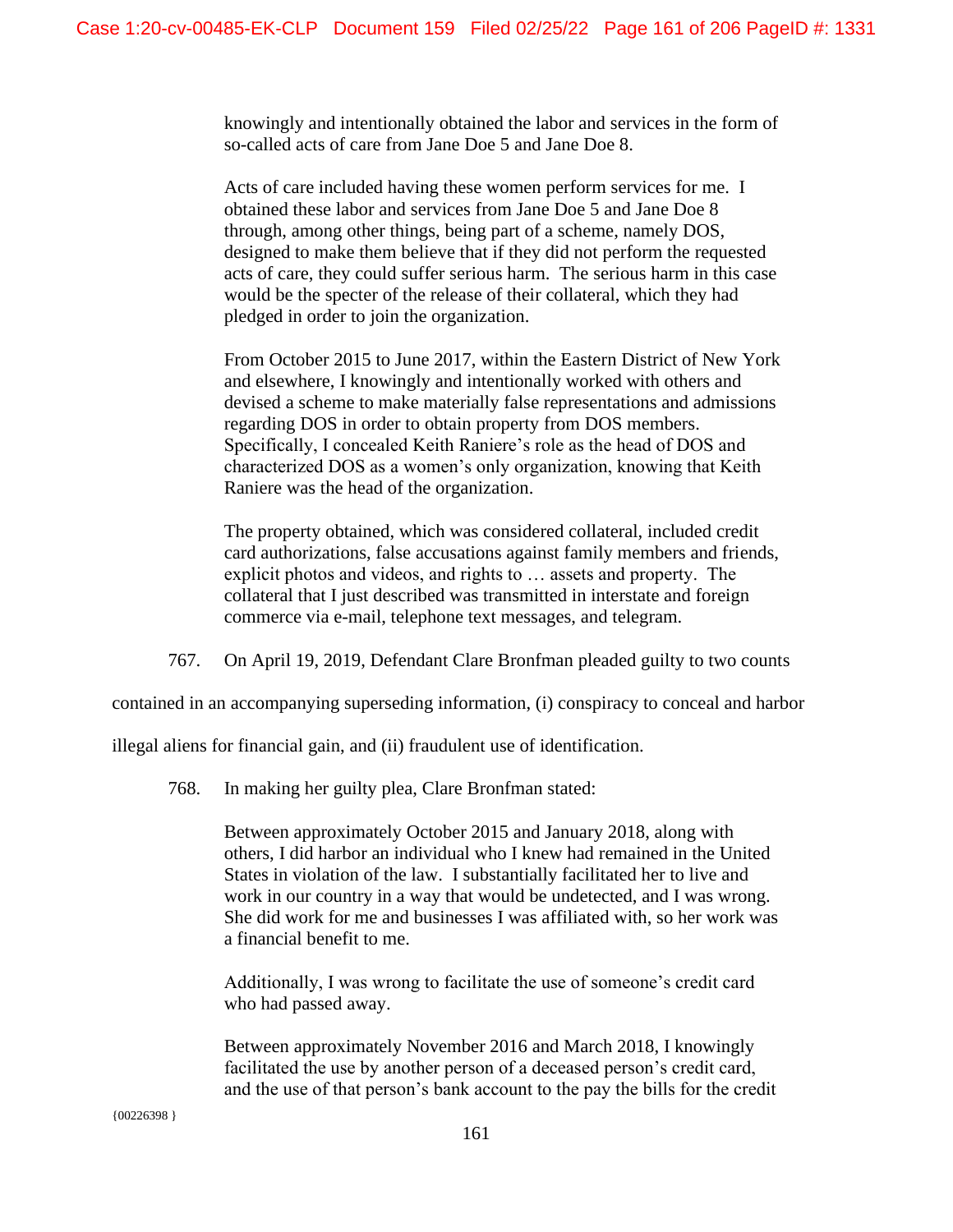knowingly and intentionally obtained the labor and services in the form of so-called acts of care from Jane Doe 5 and Jane Doe 8.

> Acts of care included having these women perform services for me. I obtained these labor and services from Jane Doe 5 and Jane Doe 8 through, among other things, being part of a scheme, namely DOS, designed to make them believe that if they did not perform the requested acts of care, they could suffer serious harm. The serious harm in this case would be the specter of the release of their collateral, which they had pledged in order to join the organization.
>
> From October 2015 to June 2017, within the Eastern District of New York and elsewhere, I knowingly and intentionally worked with others and devised a scheme to make materially false representations and admissions regarding DOS in order to obtain property from DOS members. Specifically, I concealed Keith Raniere's role as the head of DOS and characterized DOS as a women's only organization, knowing that Keith Raniere was the head of the organization.
>
> The property obtained, which was considered collateral, included credit card authorizations, false accusations against family members and friends, explicit photos and videos, and rights to … assets and property. The collateral that I just described was transmitted in interstate and foreign commerce via e-mail, telephone text messages, and telegram.

767. On April 19, 2019, Defendant Clare Bronfman pleaded guilty to two counts contained in an accompanying superseding information, (i) conspiracy to conceal and harbor illegal aliens for financial gain, and (ii) fraudulent use of identification.

768. In making her guilty plea, Clare Bronfman stated:

> Between approximately October 2015 and January 2018, along with others, I did harbor an individual who I knew had remained in the United States in violation of the law. I substantially facilitated her to live and work in our country in a way that would be undetected, and I was wrong. She did work for me and businesses I was affiliated with, so her work was a financial benefit to me.
>
> Additionally, I was wrong to facilitate the use of someone's credit card who had passed away.
>
> Between approximately November 2016 and March 2018, I knowingly facilitated the use by another person of a deceased person's credit card, and the use of that person's bank account to the pay the bills for the credit

{00226398 }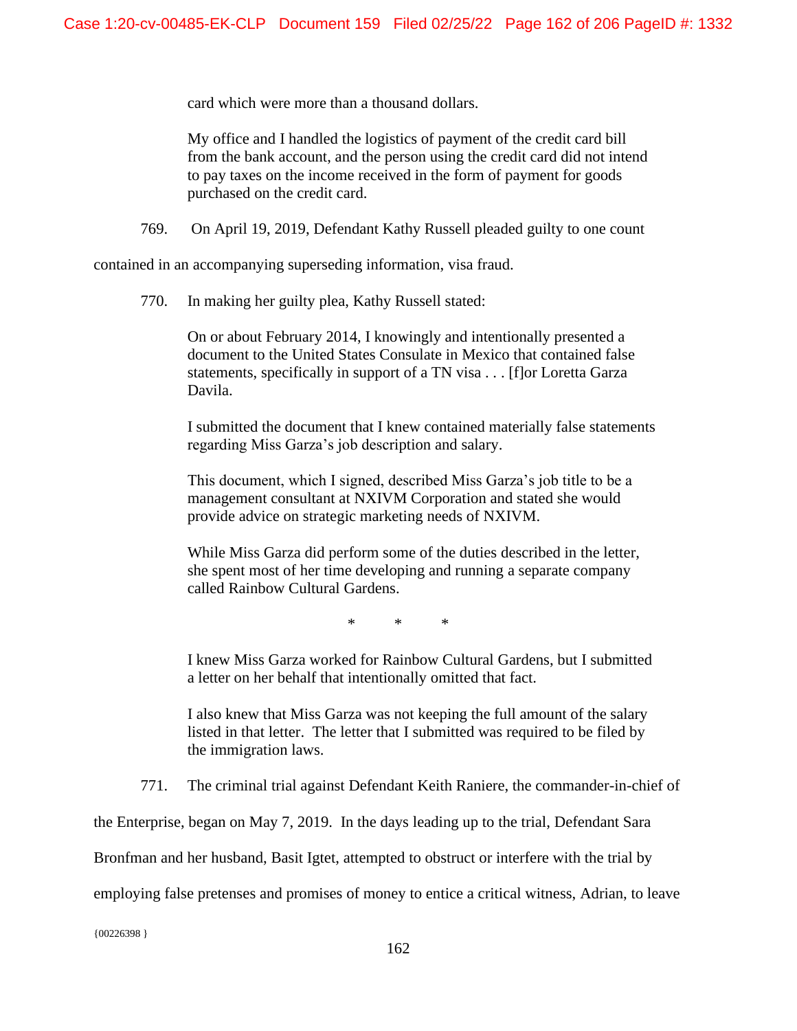> card which were more than a thousand dollars.
>
> My office and I handled the logistics of payment of the credit card bill from the bank account, and the person using the credit card did not intend to pay taxes on the income received in the form of payment for goods purchased on the credit card.

769. On April 19, 2019, Defendant Kathy Russell pleaded guilty to one count contained in an accompanying superseding information, visa fraud.

770. In making her guilty plea, Kathy Russell stated:

> On or about February 2014, I knowingly and intentionally presented a document to the United States Consulate in Mexico that contained false statements, specifically in support of a TN visa . . . [f]or Loretta Garza Davila.
>
> I submitted the document that I knew contained materially false statements regarding Miss Garza's job description and salary.
>
> This document, which I signed, described Miss Garza's job title to be a management consultant at NXIVM Corporation and stated she would provide advice on strategic marketing needs of NXIVM.
>
> While Miss Garza did perform some of the duties described in the letter, she spent most of her time developing and running a separate company called Rainbow Cultural Gardens.
>
> \* \* \*
>
> I knew Miss Garza worked for Rainbow Cultural Gardens, but I submitted a letter on her behalf that intentionally omitted that fact.
>
> I also knew that Miss Garza was not keeping the full amount of the salary listed in that letter. The letter that I submitted was required to be filed by the immigration laws.

771. The criminal trial against Defendant Keith Raniere, the commander-in-chief of the Enterprise, began on May 7, 2019. In the days leading up to the trial, Defendant Sara Bronfman and her husband, Basit Igtet, attempted to obstruct or interfere with the trial by employing false pretenses and promises of money to entice a critical witness, Adrian, to leave

{00226398 }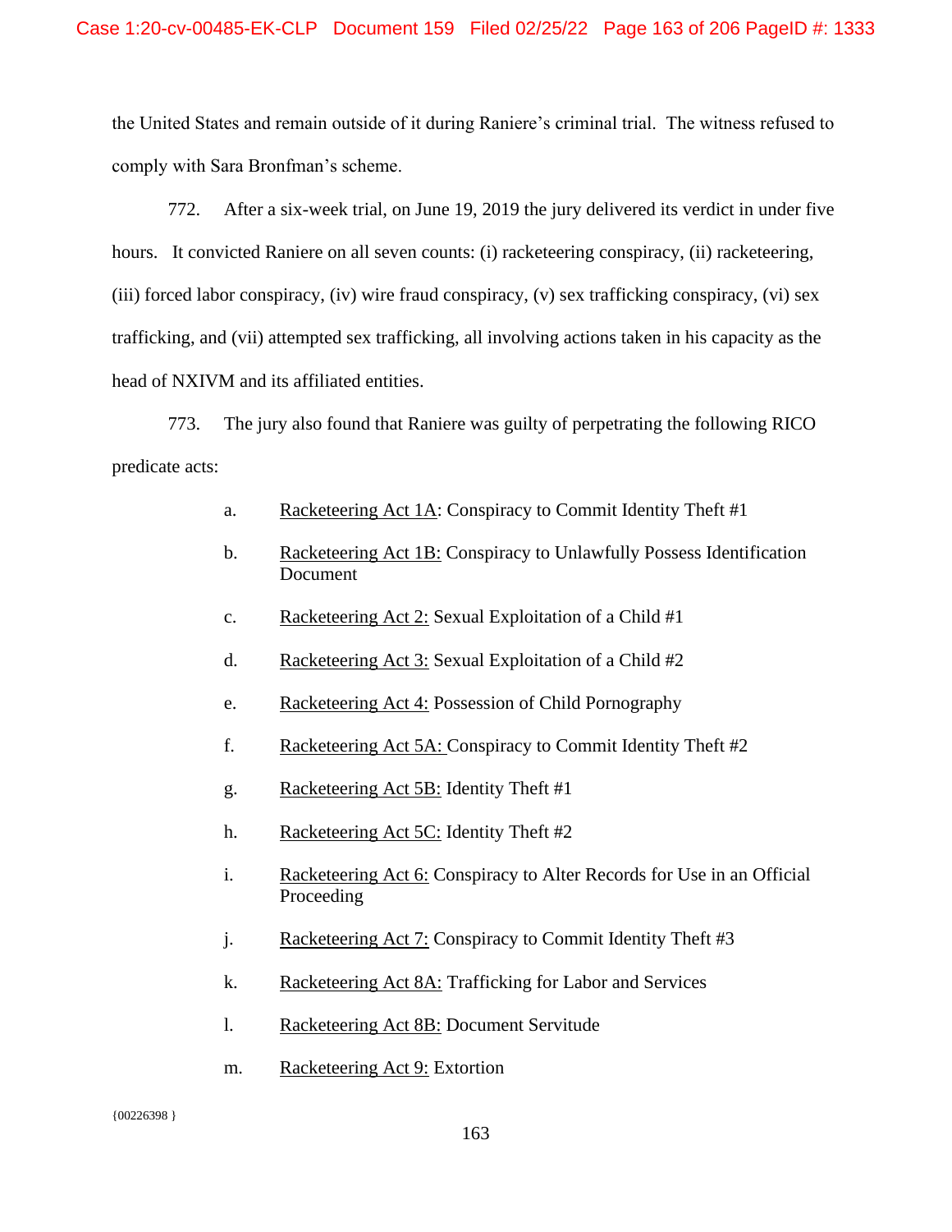the United States and remain outside of it during Raniere's criminal trial. The witness refused to comply with Sara Bronfman's scheme.

772. After a six-week trial, on June 19, 2019 the jury delivered its verdict in under five hours. It convicted Raniere on all seven counts: (i) racketeering conspiracy, (ii) racketeering, (iii) forced labor conspiracy, (iv) wire fraud conspiracy, (v) sex trafficking conspiracy, (vi) sex trafficking, and (vii) attempted sex trafficking, all involving actions taken in his capacity as the head of NXIVM and its affiliated entities.

773. The jury also found that Raniere was guilty of perpetrating the following RICO predicate acts:

a. Racketeering Act 1A: Conspiracy to Commit Identity Theft #1

b. Racketeering Act 1B: Conspiracy to Unlawfully Possess Identification Document

c. Racketeering Act 2: Sexual Exploitation of a Child #1

d. Racketeering Act 3: Sexual Exploitation of a Child #2

e. Racketeering Act 4: Possession of Child Pornography

f. Racketeering Act 5A: Conspiracy to Commit Identity Theft #2

g. Racketeering Act 5B: Identity Theft #1

h. Racketeering Act 5C: Identity Theft #2

i. Racketeering Act 6: Conspiracy to Alter Records for Use in an Official Proceeding

j. Racketeering Act 7: Conspiracy to Commit Identity Theft #3

k. Racketeering Act 8A: Trafficking for Labor and Services

l. Racketeering Act 8B: Document Servitude

m. Racketeering Act 9: Extortion

{00226398 }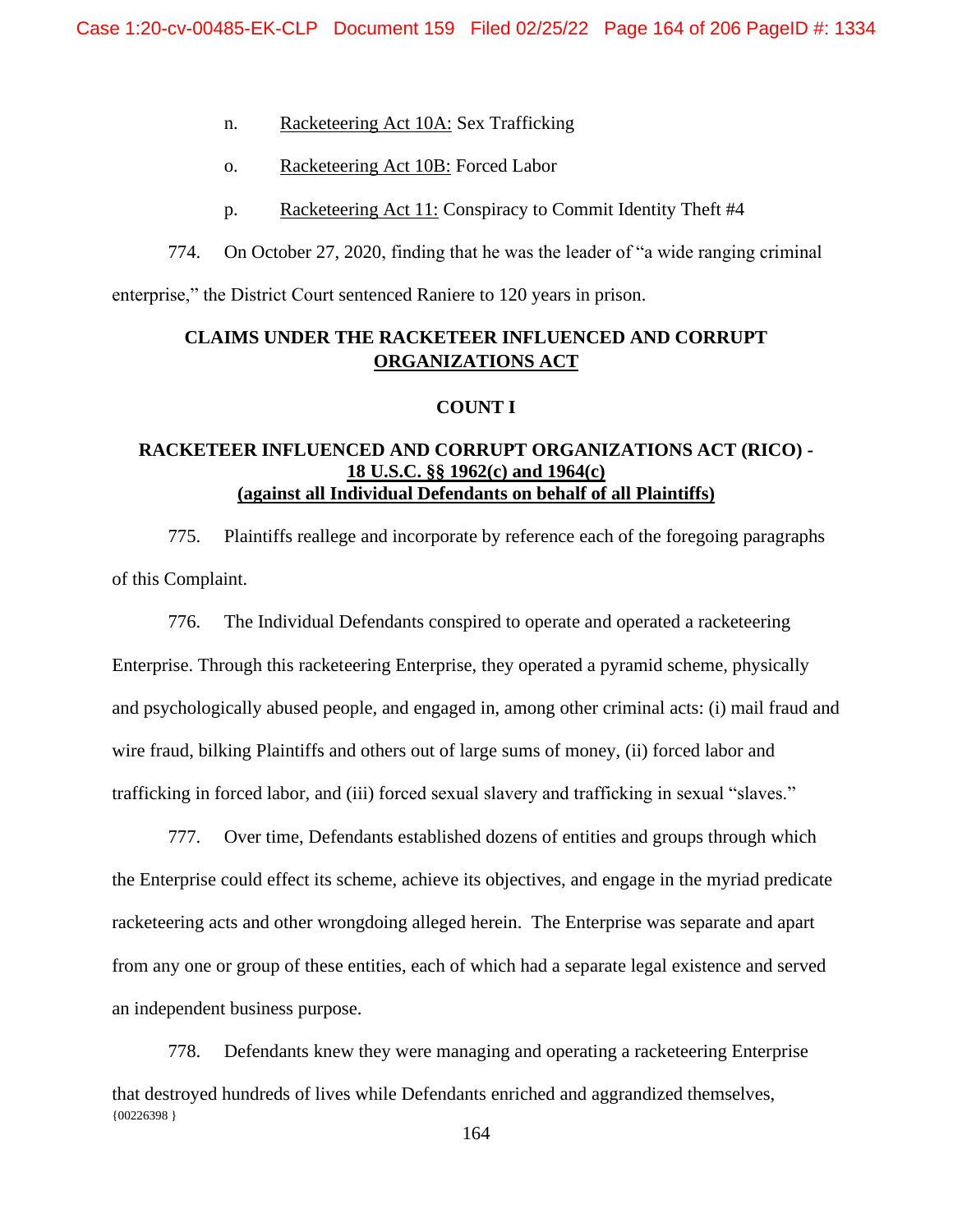n. Racketeering Act 10A: Sex Trafficking

o. Racketeering Act 10B: Forced Labor

p. Racketeering Act 11: Conspiracy to Commit Identity Theft #4

774. On October 27, 2020, finding that he was the leader of "a wide ranging criminal enterprise," the District Court sentenced Raniere to 120 years in prison.

**CLAIMS UNDER THE RACKETEER INFLUENCED AND CORRUPT ORGANIZATIONS ACT**

**COUNT I**

**RACKETEER INFLUENCED AND CORRUPT ORGANIZATIONS ACT (RICO) - 18 U.S.C. §§ 1962(c) and 1964(c) (against all Individual Defendants on behalf of all Plaintiffs)**

775. Plaintiffs reallege and incorporate by reference each of the foregoing paragraphs of this Complaint.

776. The Individual Defendants conspired to operate and operated a racketeering Enterprise. Through this racketeering Enterprise, they operated a pyramid scheme, physically and psychologically abused people, and engaged in, among other criminal acts: (i) mail fraud and wire fraud, bilking Plaintiffs and others out of large sums of money, (ii) forced labor and trafficking in forced labor, and (iii) forced sexual slavery and trafficking in sexual "slaves."

777. Over time, Defendants established dozens of entities and groups through which the Enterprise could effect its scheme, achieve its objectives, and engage in the myriad predicate racketeering acts and other wrongdoing alleged herein. The Enterprise was separate and apart from any one or group of these entities, each of which had a separate legal existence and served an independent business purpose.

778. Defendants knew they were managing and operating a racketeering Enterprise that destroyed hundreds of lives while Defendants enriched and aggrandized themselves,

{00226398 }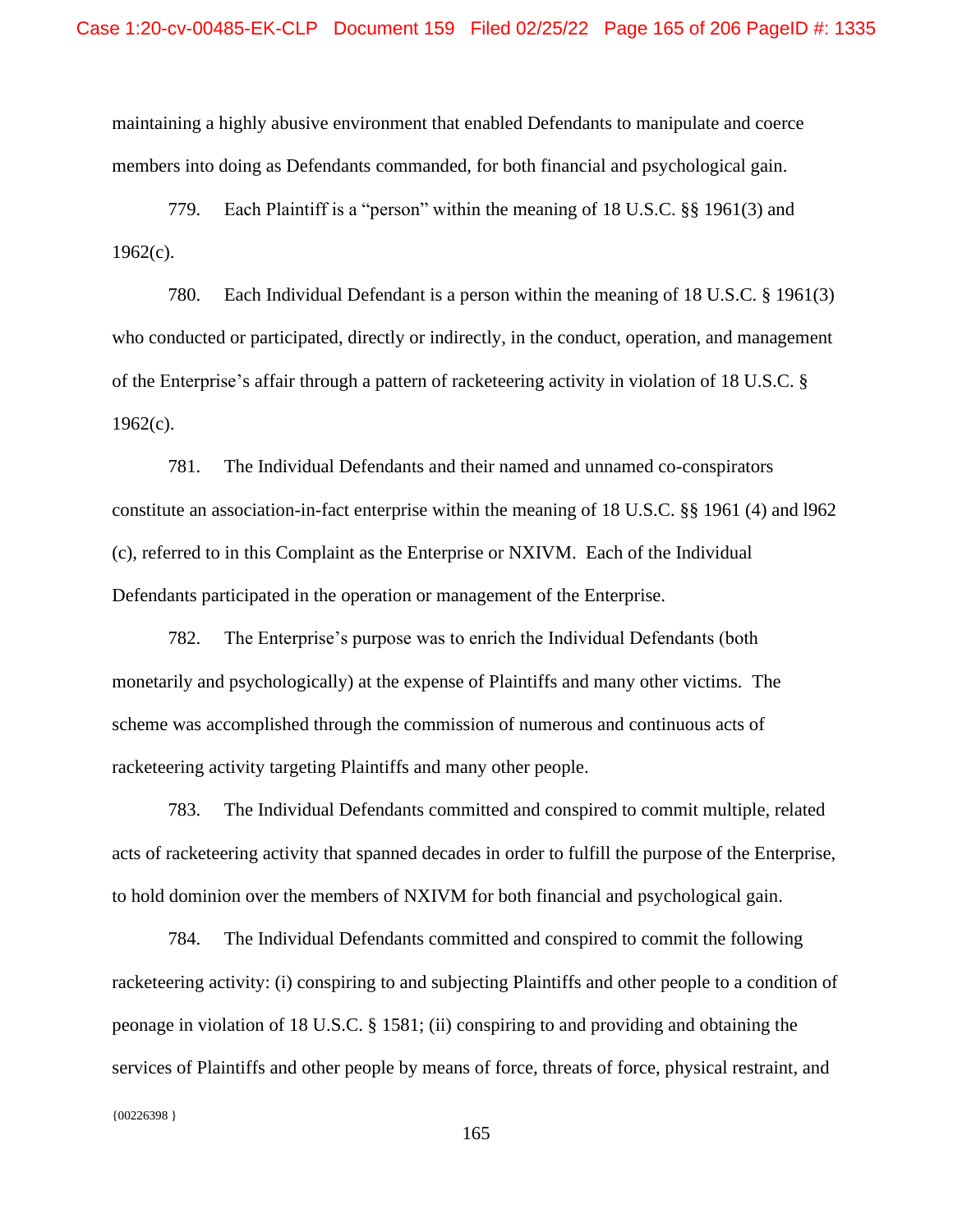maintaining a highly abusive environment that enabled Defendants to manipulate and coerce members into doing as Defendants commanded, for both financial and psychological gain.

779. Each Plaintiff is a "person" within the meaning of 18 U.S.C. §§ 1961(3) and 1962(c).

780. Each Individual Defendant is a person within the meaning of 18 U.S.C. § 1961(3) who conducted or participated, directly or indirectly, in the conduct, operation, and management of the Enterprise's affair through a pattern of racketeering activity in violation of 18 U.S.C. § 1962(c).

781. The Individual Defendants and their named and unnamed co-conspirators constitute an association-in-fact enterprise within the meaning of 18 U.S.C. §§ 1961 (4) and l962 (c), referred to in this Complaint as the Enterprise or NXIVM. Each of the Individual Defendants participated in the operation or management of the Enterprise.

782. The Enterprise's purpose was to enrich the Individual Defendants (both monetarily and psychologically) at the expense of Plaintiffs and many other victims. The scheme was accomplished through the commission of numerous and continuous acts of racketeering activity targeting Plaintiffs and many other people.

783. The Individual Defendants committed and conspired to commit multiple, related acts of racketeering activity that spanned decades in order to fulfill the purpose of the Enterprise, to hold dominion over the members of NXIVM for both financial and psychological gain.

784. The Individual Defendants committed and conspired to commit the following racketeering activity: (i) conspiring to and subjecting Plaintiffs and other people to a condition of peonage in violation of 18 U.S.C. § 1581; (ii) conspiring to and providing and obtaining the services of Plaintiffs and other people by means of force, threats of force, physical restraint, and

{00226398 }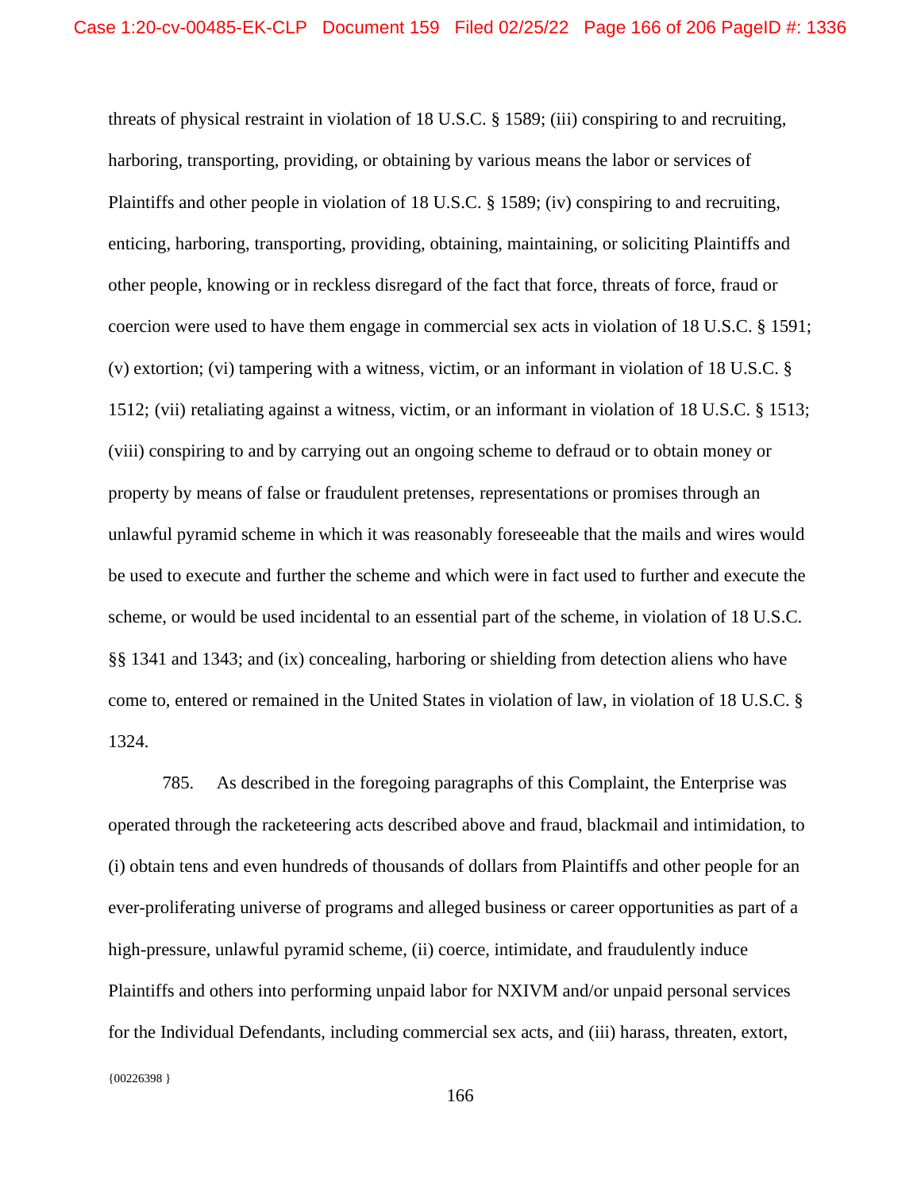threats of physical restraint in violation of 18 U.S.C. § 1589; (iii) conspiring to and recruiting, harboring, transporting, providing, or obtaining by various means the labor or services of Plaintiffs and other people in violation of 18 U.S.C. § 1589; (iv) conspiring to and recruiting, enticing, harboring, transporting, providing, obtaining, maintaining, or soliciting Plaintiffs and other people, knowing or in reckless disregard of the fact that force, threats of force, fraud or coercion were used to have them engage in commercial sex acts in violation of 18 U.S.C. § 1591; (v) extortion; (vi) tampering with a witness, victim, or an informant in violation of 18 U.S.C. § 1512; (vii) retaliating against a witness, victim, or an informant in violation of 18 U.S.C. § 1513; (viii) conspiring to and by carrying out an ongoing scheme to defraud or to obtain money or property by means of false or fraudulent pretenses, representations or promises through an unlawful pyramid scheme in which it was reasonably foreseeable that the mails and wires would be used to execute and further the scheme and which were in fact used to further and execute the scheme, or would be used incidental to an essential part of the scheme, in violation of 18 U.S.C. §§ 1341 and 1343; and (ix) concealing, harboring or shielding from detection aliens who have come to, entered or remained in the United States in violation of law, in violation of 18 U.S.C. § 1324.

785. As described in the foregoing paragraphs of this Complaint, the Enterprise was operated through the racketeering acts described above and fraud, blackmail and intimidation, to (i) obtain tens and even hundreds of thousands of dollars from Plaintiffs and other people for an ever-proliferating universe of programs and alleged business or career opportunities as part of a high-pressure, unlawful pyramid scheme, (ii) coerce, intimidate, and fraudulently induce Plaintiffs and others into performing unpaid labor for NXIVM and/or unpaid personal services for the Individual Defendants, including commercial sex acts, and (iii) harass, threaten, extort,

{00226398 }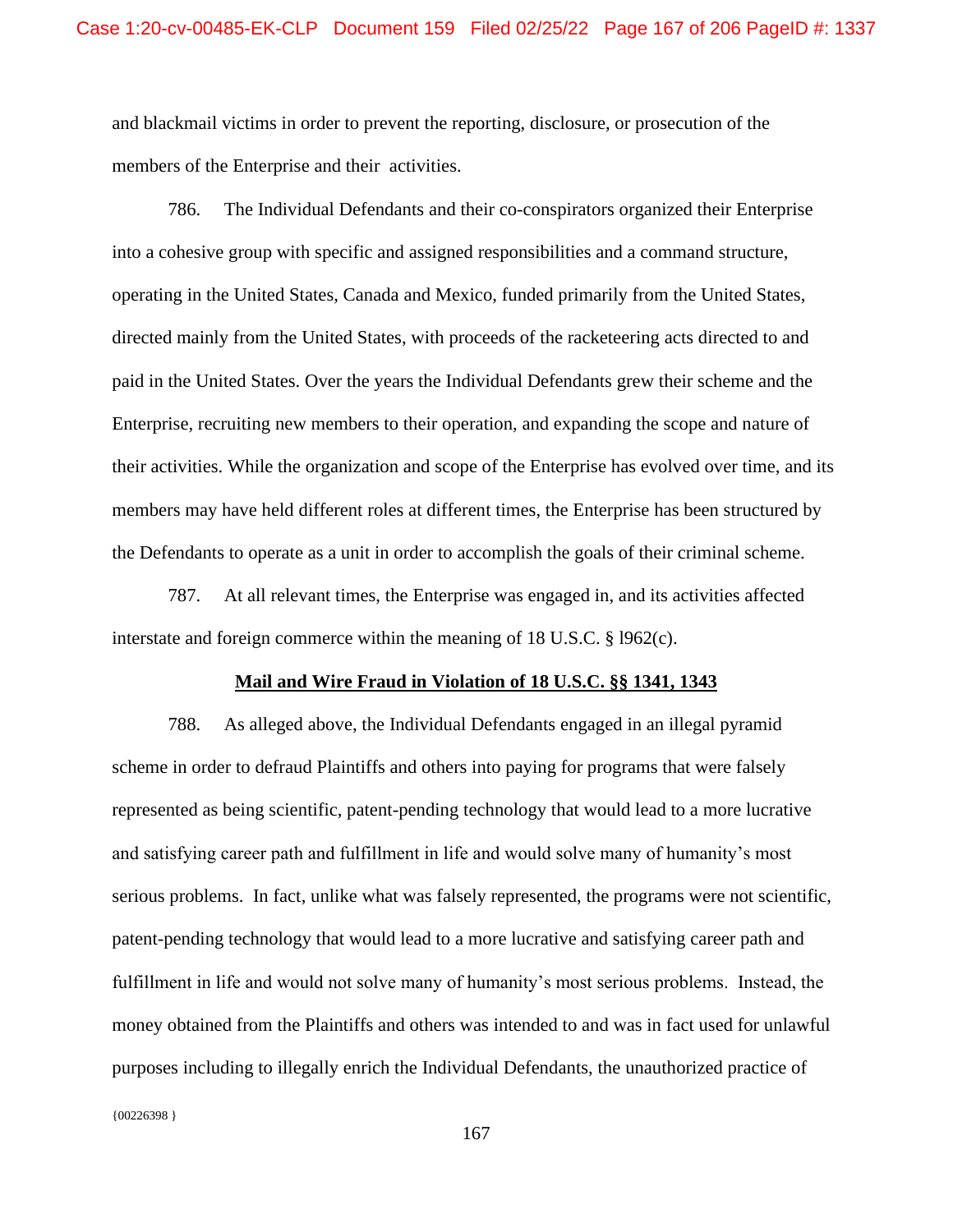and blackmail victims in order to prevent the reporting, disclosure, or prosecution of the members of the Enterprise and their activities.

786. The Individual Defendants and their co-conspirators organized their Enterprise into a cohesive group with specific and assigned responsibilities and a command structure, operating in the United States, Canada and Mexico, funded primarily from the United States, directed mainly from the United States, with proceeds of the racketeering acts directed to and paid in the United States. Over the years the Individual Defendants grew their scheme and the Enterprise, recruiting new members to their operation, and expanding the scope and nature of their activities. While the organization and scope of the Enterprise has evolved over time, and its members may have held different roles at different times, the Enterprise has been structured by the Defendants to operate as a unit in order to accomplish the goals of their criminal scheme.

787. At all relevant times, the Enterprise was engaged in, and its activities affected interstate and foreign commerce within the meaning of 18 U.S.C. § l962(c).

**Mail and Wire Fraud in Violation of 18 U.S.C. §§ 1341, 1343**

788. As alleged above, the Individual Defendants engaged in an illegal pyramid scheme in order to defraud Plaintiffs and others into paying for programs that were falsely represented as being scientific, patent-pending technology that would lead to a more lucrative and satisfying career path and fulfillment in life and would solve many of humanity's most serious problems. In fact, unlike what was falsely represented, the programs were not scientific, patent-pending technology that would lead to a more lucrative and satisfying career path and fulfillment in life and would not solve many of humanity's most serious problems. Instead, the money obtained from the Plaintiffs and others was intended to and was in fact used for unlawful purposes including to illegally enrich the Individual Defendants, the unauthorized practice of

{00226398 }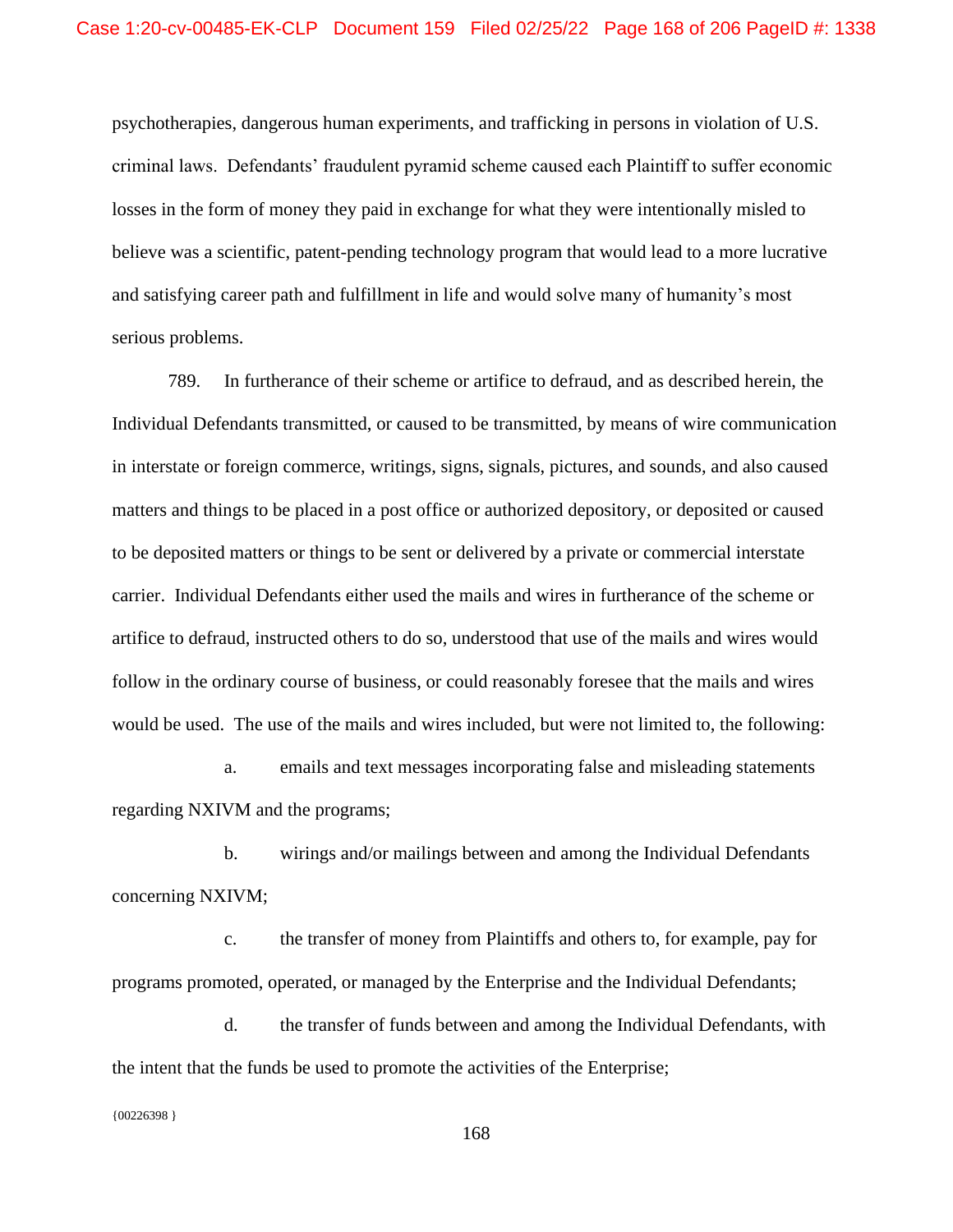psychotherapies, dangerous human experiments, and trafficking in persons in violation of U.S. criminal laws. Defendants' fraudulent pyramid scheme caused each Plaintiff to suffer economic losses in the form of money they paid in exchange for what they were intentionally misled to believe was a scientific, patent-pending technology program that would lead to a more lucrative and satisfying career path and fulfillment in life and would solve many of humanity's most serious problems.

789. In furtherance of their scheme or artifice to defraud, and as described herein, the Individual Defendants transmitted, or caused to be transmitted, by means of wire communication in interstate or foreign commerce, writings, signs, signals, pictures, and sounds, and also caused matters and things to be placed in a post office or authorized depository, or deposited or caused to be deposited matters or things to be sent or delivered by a private or commercial interstate carrier. Individual Defendants either used the mails and wires in furtherance of the scheme or artifice to defraud, instructed others to do so, understood that use of the mails and wires would follow in the ordinary course of business, or could reasonably foresee that the mails and wires would be used. The use of the mails and wires included, but were not limited to, the following:

a. emails and text messages incorporating false and misleading statements regarding NXIVM and the programs;

b. wirings and/or mailings between and among the Individual Defendants concerning NXIVM;

c. the transfer of money from Plaintiffs and others to, for example, pay for programs promoted, operated, or managed by the Enterprise and the Individual Defendants;

d. the transfer of funds between and among the Individual Defendants, with the intent that the funds be used to promote the activities of the Enterprise;

{00226398 }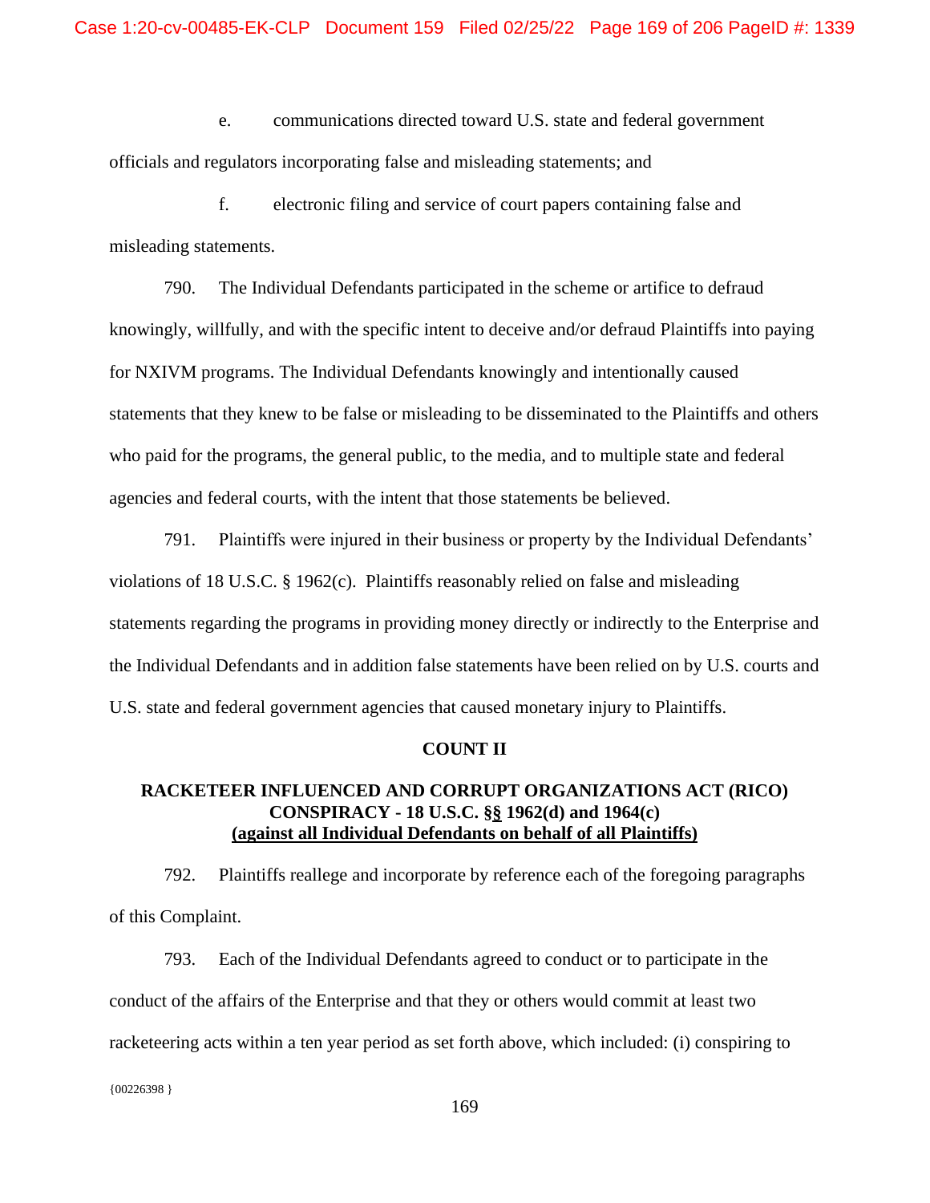e. communications directed toward U.S. state and federal government officials and regulators incorporating false and misleading statements; and

f. electronic filing and service of court papers containing false and misleading statements.

790. The Individual Defendants participated in the scheme or artifice to defraud knowingly, willfully, and with the specific intent to deceive and/or defraud Plaintiffs into paying for NXIVM programs. The Individual Defendants knowingly and intentionally caused statements that they knew to be false or misleading to be disseminated to the Plaintiffs and others who paid for the programs, the general public, to the media, and to multiple state and federal agencies and federal courts, with the intent that those statements be believed.

791. Plaintiffs were injured in their business or property by the Individual Defendants' violations of 18 U.S.C. § 1962(c). Plaintiffs reasonably relied on false and misleading statements regarding the programs in providing money directly or indirectly to the Enterprise and the Individual Defendants and in addition false statements have been relied on by U.S. courts and U.S. state and federal government agencies that caused monetary injury to Plaintiffs.

**COUNT II**

**RACKETEER INFLUENCED AND CORRUPT ORGANIZATIONS ACT (RICO) CONSPIRACY - 18 U.S.C. §§ 1962(d) and 1964(c)**
**(against all Individual Defendants on behalf of all Plaintiffs)**

792. Plaintiffs reallege and incorporate by reference each of the foregoing paragraphs of this Complaint.

793. Each of the Individual Defendants agreed to conduct or to participate in the conduct of the affairs of the Enterprise and that they or others would commit at least two racketeering acts within a ten year period as set forth above, which included: (i) conspiring to

{00226398 }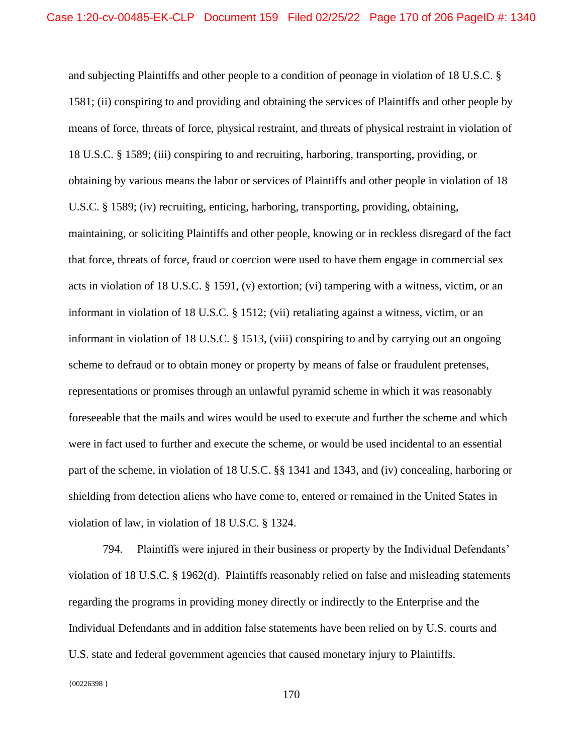and subjecting Plaintiffs and other people to a condition of peonage in violation of 18 U.S.C. § 1581; (ii) conspiring to and providing and obtaining the services of Plaintiffs and other people by means of force, threats of force, physical restraint, and threats of physical restraint in violation of 18 U.S.C. § 1589; (iii) conspiring to and recruiting, harboring, transporting, providing, or obtaining by various means the labor or services of Plaintiffs and other people in violation of 18 U.S.C. § 1589; (iv) recruiting, enticing, harboring, transporting, providing, obtaining, maintaining, or soliciting Plaintiffs and other people, knowing or in reckless disregard of the fact that force, threats of force, fraud or coercion were used to have them engage in commercial sex acts in violation of 18 U.S.C. § 1591, (v) extortion; (vi) tampering with a witness, victim, or an informant in violation of 18 U.S.C. § 1512; (vii) retaliating against a witness, victim, or an informant in violation of 18 U.S.C. § 1513, (viii) conspiring to and by carrying out an ongoing scheme to defraud or to obtain money or property by means of false or fraudulent pretenses, representations or promises through an unlawful pyramid scheme in which it was reasonably foreseeable that the mails and wires would be used to execute and further the scheme and which were in fact used to further and execute the scheme, or would be used incidental to an essential part of the scheme, in violation of 18 U.S.C. §§ 1341 and 1343, and (iv) concealing, harboring or shielding from detection aliens who have come to, entered or remained in the United States in violation of law, in violation of 18 U.S.C. § 1324.

794. Plaintiffs were injured in their business or property by the Individual Defendants' violation of 18 U.S.C. § 1962(d). Plaintiffs reasonably relied on false and misleading statements regarding the programs in providing money directly or indirectly to the Enterprise and the Individual Defendants and in addition false statements have been relied on by U.S. courts and U.S. state and federal government agencies that caused monetary injury to Plaintiffs.

{00226398 }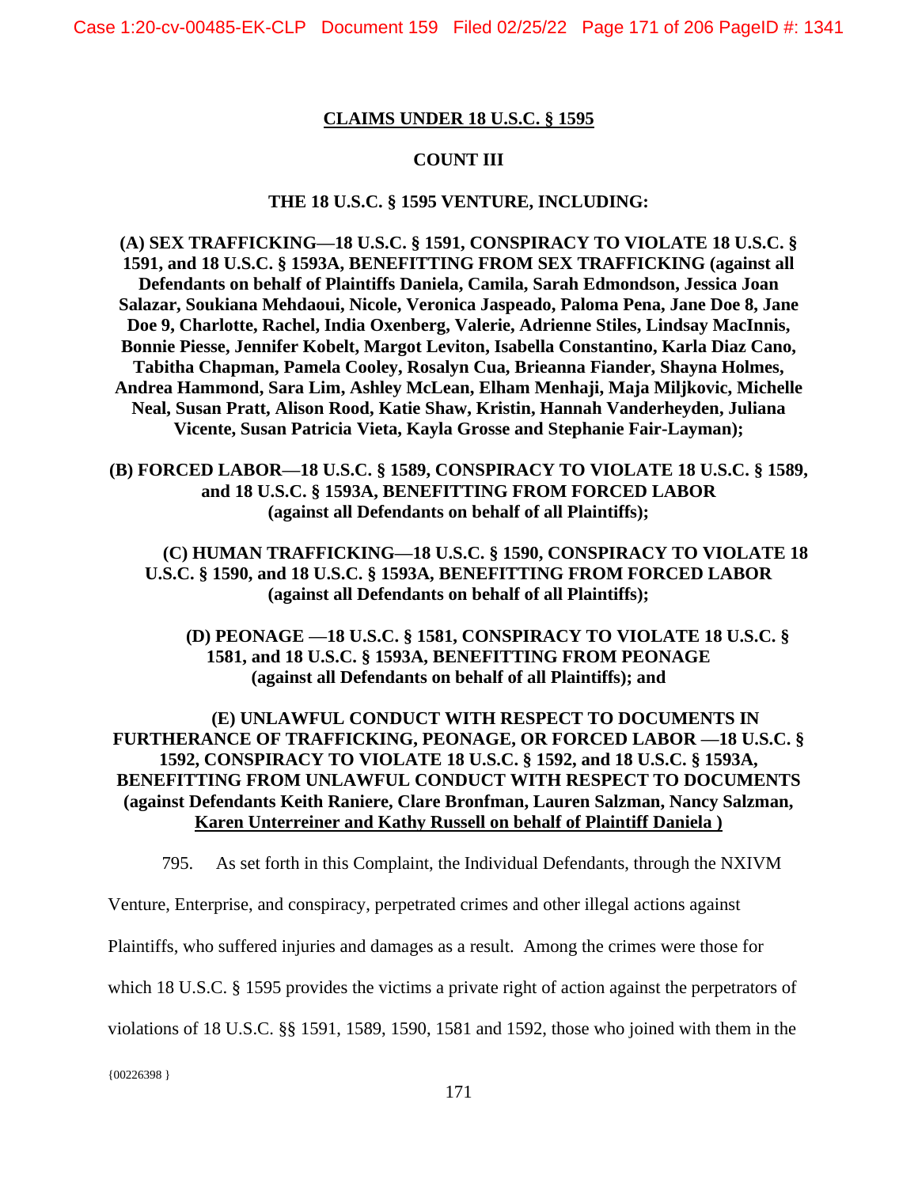## CLAIMS UNDER 18 U.S.C. § 1595

### COUNT III

### THE 18 U.S.C. § 1595 VENTURE, INCLUDING:

**(A) SEX TRAFFICKING—18 U.S.C. § 1591, CONSPIRACY TO VIOLATE 18 U.S.C. § 1591, and 18 U.S.C. § 1593A, BENEFITTING FROM SEX TRAFFICKING (against all Defendants on behalf of Plaintiffs Daniela, Camila, Sarah Edmondson, Jessica Joan Salazar, Soukiana Mehdaoui, Nicole, Veronica Jaspeado, Paloma Pena, Jane Doe 8, Jane Doe 9, Charlotte, Rachel, India Oxenberg, Valerie, Adrienne Stiles, Lindsay MacInnis, Bonnie Piesse, Jennifer Kobelt, Margot Leviton, Isabella Constantino, Karla Diaz Cano, Tabitha Chapman, Pamela Cooley, Rosalyn Cua, Brieanna Fiander, Shayna Holmes, Andrea Hammond, Sara Lim, Ashley McLean, Elham Menhaji, Maja Miljkovic, Michelle Neal, Susan Pratt, Alison Rood, Katie Shaw, Kristin, Hannah Vanderheyden, Juliana Vicente, Susan Patricia Vieta, Kayla Grosse and Stephanie Fair-Layman);**

**(B) FORCED LABOR—18 U.S.C. § 1589, CONSPIRACY TO VIOLATE 18 U.S.C. § 1589, and 18 U.S.C. § 1593A, BENEFITTING FROM FORCED LABOR (against all Defendants on behalf of all Plaintiffs);**

**(C) HUMAN TRAFFICKING—18 U.S.C. § 1590, CONSPIRACY TO VIOLATE 18 U.S.C. § 1590, and 18 U.S.C. § 1593A, BENEFITTING FROM FORCED LABOR (against all Defendants on behalf of all Plaintiffs);**

**(D) PEONAGE —18 U.S.C. § 1581, CONSPIRACY TO VIOLATE 18 U.S.C. § 1581, and 18 U.S.C. § 1593A, BENEFITTING FROM PEONAGE (against all Defendants on behalf of all Plaintiffs); and**

**(E) UNLAWFUL CONDUCT WITH RESPECT TO DOCUMENTS IN FURTHERANCE OF TRAFFICKING, PEONAGE, OR FORCED LABOR —18 U.S.C. § 1592, CONSPIRACY TO VIOLATE 18 U.S.C. § 1592, and 18 U.S.C. § 1593A, BENEFITTING FROM UNLAWFUL CONDUCT WITH RESPECT TO DOCUMENTS (against Defendants Keith Raniere, Clare Bronfman, Lauren Salzman, Nancy Salzman, Karen Unterreiner and Kathy Russell on behalf of Plaintiff Daniela )**

795. As set forth in this Complaint, the Individual Defendants, through the NXIVM Venture, Enterprise, and conspiracy, perpetrated crimes and other illegal actions against Plaintiffs, who suffered injuries and damages as a result. Among the crimes were those for which 18 U.S.C. § 1595 provides the victims a private right of action against the perpetrators of violations of 18 U.S.C. §§ 1591, 1589, 1590, 1581 and 1592, those who joined with them in the

{00226398 }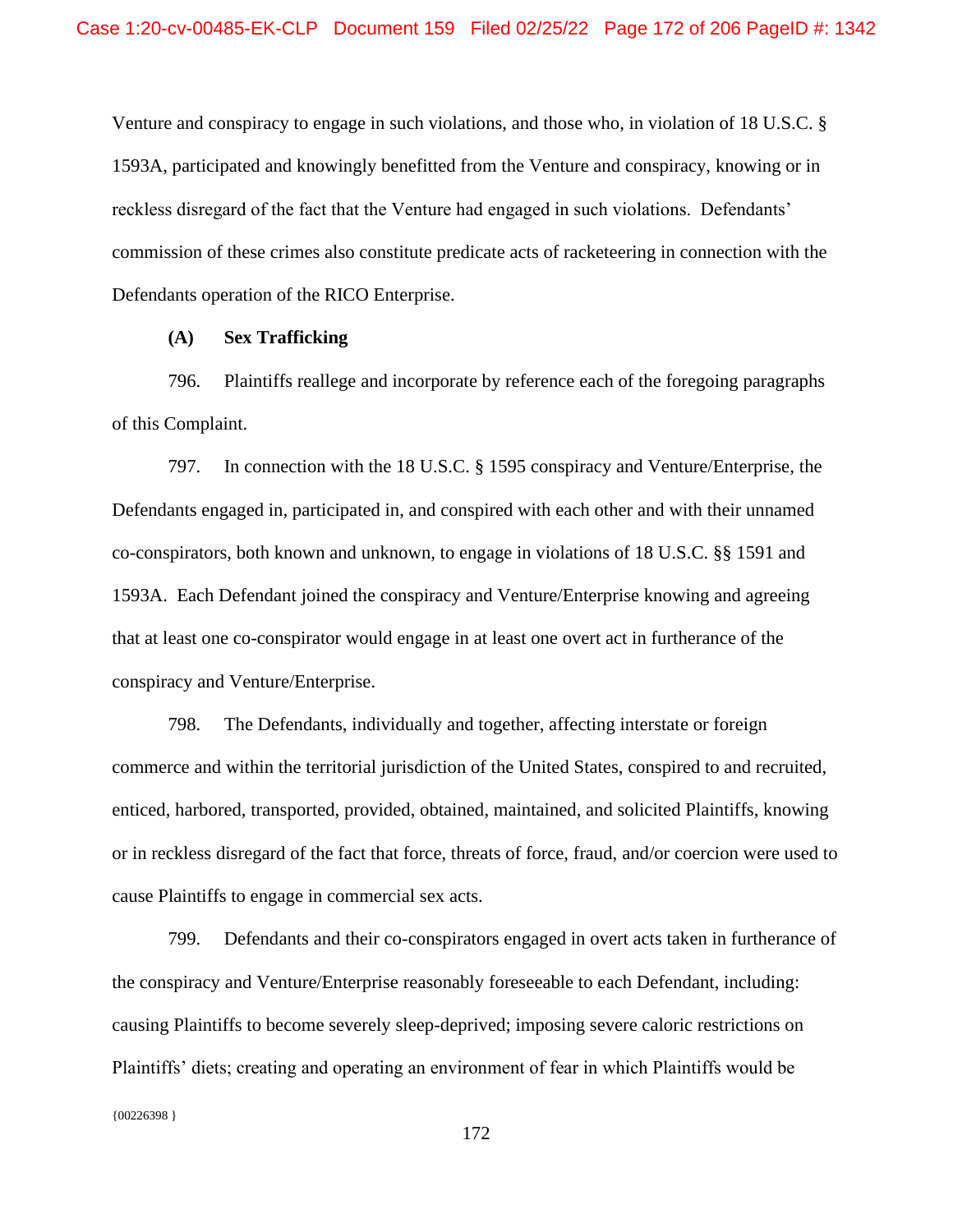Venture and conspiracy to engage in such violations, and those who, in violation of 18 U.S.C. § 1593A, participated and knowingly benefitted from the Venture and conspiracy, knowing or in reckless disregard of the fact that the Venture had engaged in such violations. Defendants' commission of these crimes also constitute predicate acts of racketeering in connection with the Defendants operation of the RICO Enterprise.

**(A) Sex Trafficking**

796. Plaintiffs reallege and incorporate by reference each of the foregoing paragraphs of this Complaint.

797. In connection with the 18 U.S.C. § 1595 conspiracy and Venture/Enterprise, the Defendants engaged in, participated in, and conspired with each other and with their unnamed co-conspirators, both known and unknown, to engage in violations of 18 U.S.C. §§ 1591 and 1593A. Each Defendant joined the conspiracy and Venture/Enterprise knowing and agreeing that at least one co-conspirator would engage in at least one overt act in furtherance of the conspiracy and Venture/Enterprise.

798. The Defendants, individually and together, affecting interstate or foreign commerce and within the territorial jurisdiction of the United States, conspired to and recruited, enticed, harbored, transported, provided, obtained, maintained, and solicited Plaintiffs, knowing or in reckless disregard of the fact that force, threats of force, fraud, and/or coercion were used to cause Plaintiffs to engage in commercial sex acts.

799. Defendants and their co-conspirators engaged in overt acts taken in furtherance of the conspiracy and Venture/Enterprise reasonably foreseeable to each Defendant, including: causing Plaintiffs to become severely sleep-deprived; imposing severe caloric restrictions on Plaintiffs' diets; creating and operating an environment of fear in which Plaintiffs would be

{00226398 }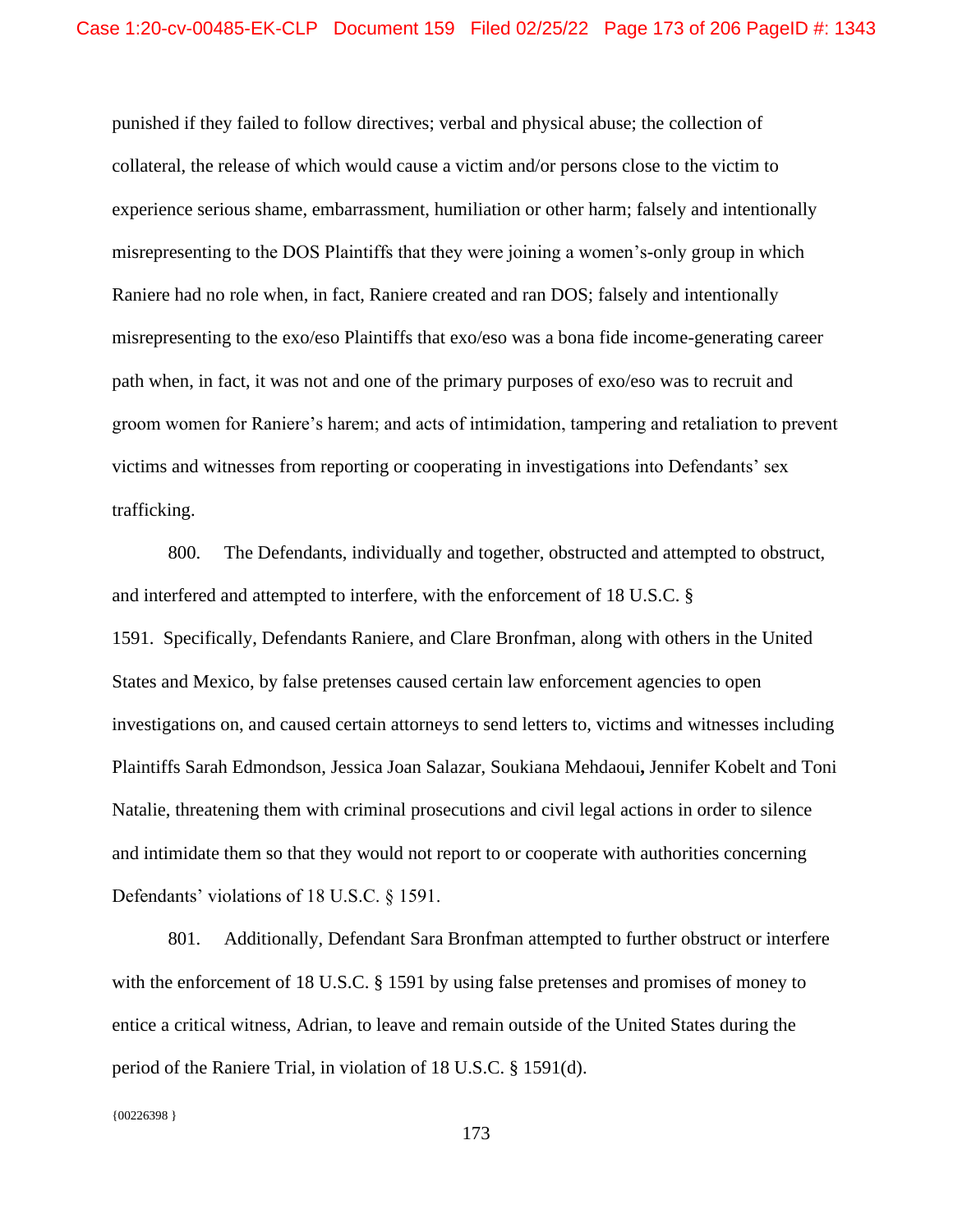punished if they failed to follow directives; verbal and physical abuse; the collection of collateral, the release of which would cause a victim and/or persons close to the victim to experience serious shame, embarrassment, humiliation or other harm; falsely and intentionally misrepresenting to the DOS Plaintiffs that they were joining a women's-only group in which Raniere had no role when, in fact, Raniere created and ran DOS; falsely and intentionally misrepresenting to the exo/eso Plaintiffs that exo/eso was a bona fide income-generating career path when, in fact, it was not and one of the primary purposes of exo/eso was to recruit and groom women for Raniere's harem; and acts of intimidation, tampering and retaliation to prevent victims and witnesses from reporting or cooperating in investigations into Defendants' sex trafficking.

800. The Defendants, individually and together, obstructed and attempted to obstruct, and interfered and attempted to interfere, with the enforcement of 18 U.S.C. § 1591. Specifically, Defendants Raniere, and Clare Bronfman, along with others in the United States and Mexico, by false pretenses caused certain law enforcement agencies to open investigations on, and caused certain attorneys to send letters to, victims and witnesses including Plaintiffs Sarah Edmondson, Jessica Joan Salazar, Soukiana Mehdaoui, Jennifer Kobelt and Toni Natalie, threatening them with criminal prosecutions and civil legal actions in order to silence and intimidate them so that they would not report to or cooperate with authorities concerning Defendants' violations of 18 U.S.C. § 1591.

801. Additionally, Defendant Sara Bronfman attempted to further obstruct or interfere with the enforcement of 18 U.S.C. § 1591 by using false pretenses and promises of money to entice a critical witness, Adrian, to leave and remain outside of the United States during the period of the Raniere Trial, in violation of 18 U.S.C. § 1591(d).

{00226398 }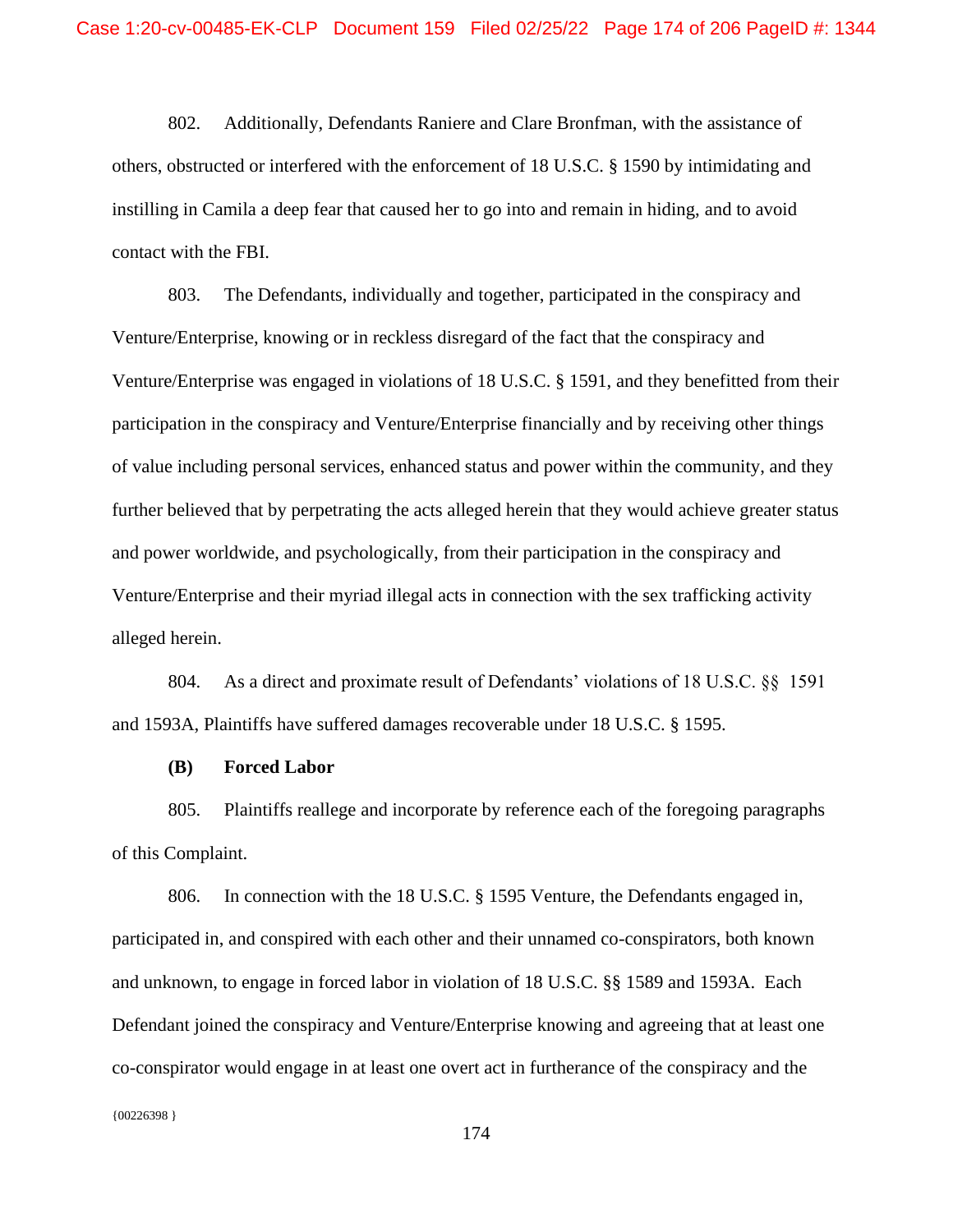802. Additionally, Defendants Raniere and Clare Bronfman, with the assistance of others, obstructed or interfered with the enforcement of 18 U.S.C. § 1590 by intimidating and instilling in Camila a deep fear that caused her to go into and remain in hiding, and to avoid contact with the FBI.

803. The Defendants, individually and together, participated in the conspiracy and Venture/Enterprise, knowing or in reckless disregard of the fact that the conspiracy and Venture/Enterprise was engaged in violations of 18 U.S.C. § 1591, and they benefitted from their participation in the conspiracy and Venture/Enterprise financially and by receiving other things of value including personal services, enhanced status and power within the community, and they further believed that by perpetrating the acts alleged herein that they would achieve greater status and power worldwide, and psychologically, from their participation in the conspiracy and Venture/Enterprise and their myriad illegal acts in connection with the sex trafficking activity alleged herein.

804. As a direct and proximate result of Defendants' violations of 18 U.S.C. §§ 1591 and 1593A, Plaintiffs have suffered damages recoverable under 18 U.S.C. § 1595.

**(B) Forced Labor**

805. Plaintiffs reallege and incorporate by reference each of the foregoing paragraphs of this Complaint.

806. In connection with the 18 U.S.C. § 1595 Venture, the Defendants engaged in, participated in, and conspired with each other and their unnamed co-conspirators, both known and unknown, to engage in forced labor in violation of 18 U.S.C. §§ 1589 and 1593A. Each Defendant joined the conspiracy and Venture/Enterprise knowing and agreeing that at least one co-conspirator would engage in at least one overt act in furtherance of the conspiracy and the

{00226398 }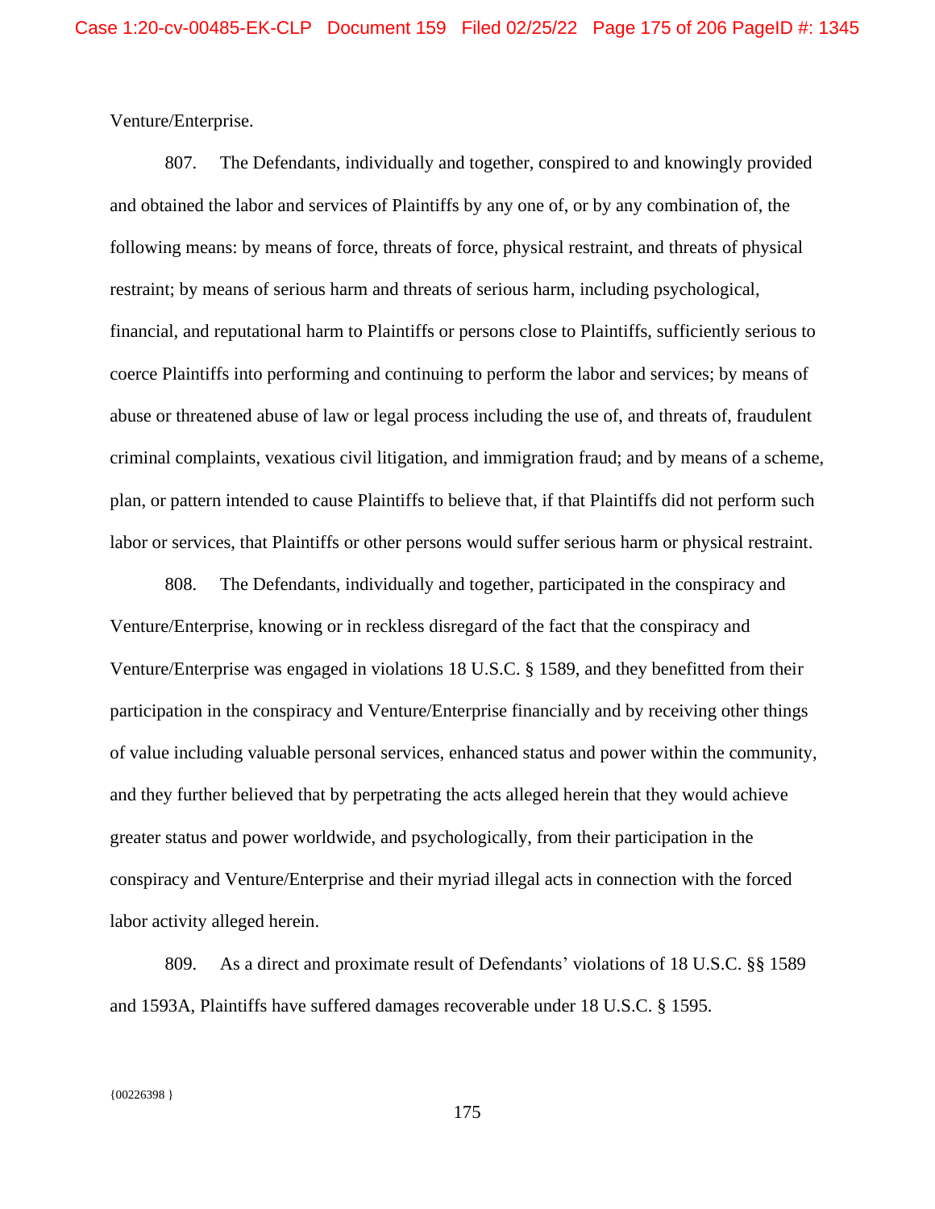Venture/Enterprise.

807. The Defendants, individually and together, conspired to and knowingly provided and obtained the labor and services of Plaintiffs by any one of, or by any combination of, the following means: by means of force, threats of force, physical restraint, and threats of physical restraint; by means of serious harm and threats of serious harm, including psychological, financial, and reputational harm to Plaintiffs or persons close to Plaintiffs, sufficiently serious to coerce Plaintiffs into performing and continuing to perform the labor and services; by means of abuse or threatened abuse of law or legal process including the use of, and threats of, fraudulent criminal complaints, vexatious civil litigation, and immigration fraud; and by means of a scheme, plan, or pattern intended to cause Plaintiffs to believe that, if that Plaintiffs did not perform such labor or services, that Plaintiffs or other persons would suffer serious harm or physical restraint.

808. The Defendants, individually and together, participated in the conspiracy and Venture/Enterprise, knowing or in reckless disregard of the fact that the conspiracy and Venture/Enterprise was engaged in violations 18 U.S.C. § 1589, and they benefitted from their participation in the conspiracy and Venture/Enterprise financially and by receiving other things of value including valuable personal services, enhanced status and power within the community, and they further believed that by perpetrating the acts alleged herein that they would achieve greater status and power worldwide, and psychologically, from their participation in the conspiracy and Venture/Enterprise and their myriad illegal acts in connection with the forced labor activity alleged herein.

809. As a direct and proximate result of Defendants' violations of 18 U.S.C. §§ 1589 and 1593A, Plaintiffs have suffered damages recoverable under 18 U.S.C. § 1595.

{00226398 }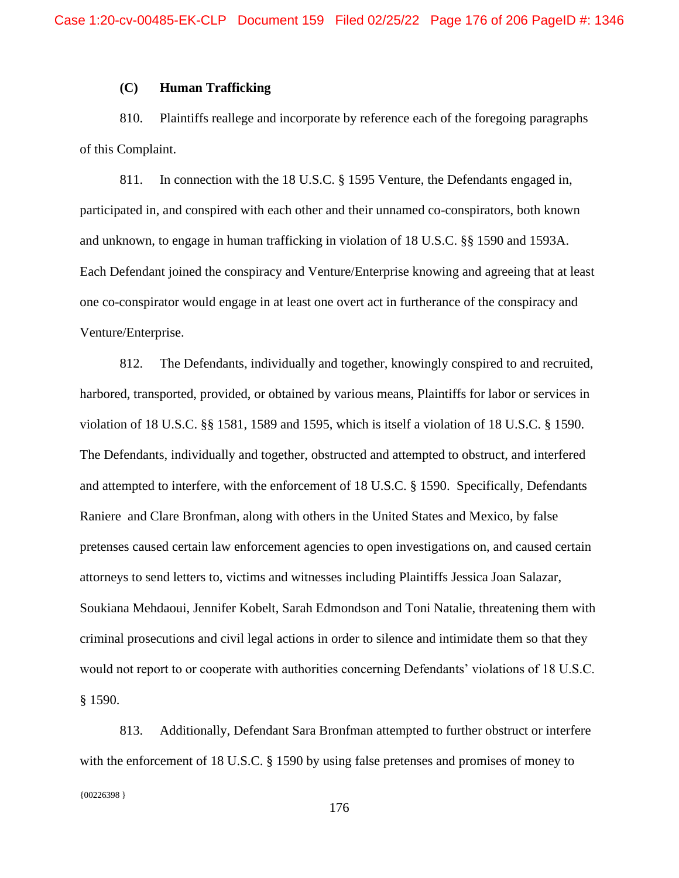### (C) Human Trafficking

810. Plaintiffs reallege and incorporate by reference each of the foregoing paragraphs of this Complaint.

811. In connection with the 18 U.S.C. § 1595 Venture, the Defendants engaged in, participated in, and conspired with each other and their unnamed co-conspirators, both known and unknown, to engage in human trafficking in violation of 18 U.S.C. §§ 1590 and 1593A. Each Defendant joined the conspiracy and Venture/Enterprise knowing and agreeing that at least one co-conspirator would engage in at least one overt act in furtherance of the conspiracy and Venture/Enterprise.

812. The Defendants, individually and together, knowingly conspired to and recruited, harbored, transported, provided, or obtained by various means, Plaintiffs for labor or services in violation of 18 U.S.C. §§ 1581, 1589 and 1595, which is itself a violation of 18 U.S.C. § 1590. The Defendants, individually and together, obstructed and attempted to obstruct, and interfered and attempted to interfere, with the enforcement of 18 U.S.C. § 1590. Specifically, Defendants Raniere and Clare Bronfman, along with others in the United States and Mexico, by false pretenses caused certain law enforcement agencies to open investigations on, and caused certain attorneys to send letters to, victims and witnesses including Plaintiffs Jessica Joan Salazar, Soukiana Mehdaoui, Jennifer Kobelt, Sarah Edmondson and Toni Natalie, threatening them with criminal prosecutions and civil legal actions in order to silence and intimidate them so that they would not report to or cooperate with authorities concerning Defendants' violations of 18 U.S.C. § 1590.

813. Additionally, Defendant Sara Bronfman attempted to further obstruct or interfere with the enforcement of 18 U.S.C. § 1590 by using false pretenses and promises of money to

{00226398 }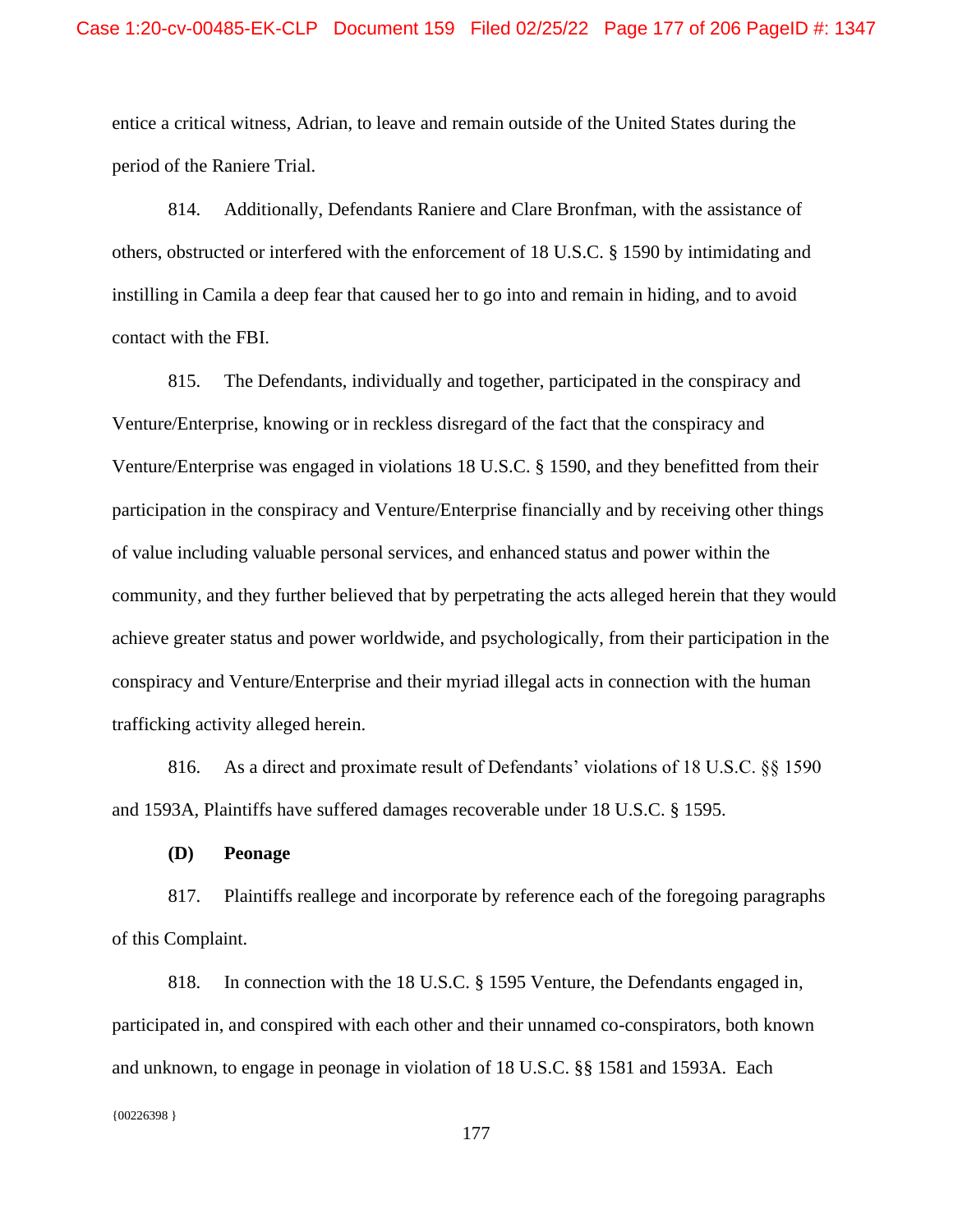entice a critical witness, Adrian, to leave and remain outside of the United States during the period of the Raniere Trial.

814. Additionally, Defendants Raniere and Clare Bronfman, with the assistance of others, obstructed or interfered with the enforcement of 18 U.S.C. § 1590 by intimidating and instilling in Camila a deep fear that caused her to go into and remain in hiding, and to avoid contact with the FBI.

815. The Defendants, individually and together, participated in the conspiracy and Venture/Enterprise, knowing or in reckless disregard of the fact that the conspiracy and Venture/Enterprise was engaged in violations 18 U.S.C. § 1590, and they benefitted from their participation in the conspiracy and Venture/Enterprise financially and by receiving other things of value including valuable personal services, and enhanced status and power within the community, and they further believed that by perpetrating the acts alleged herein that they would achieve greater status and power worldwide, and psychologically, from their participation in the conspiracy and Venture/Enterprise and their myriad illegal acts in connection with the human trafficking activity alleged herein.

816. As a direct and proximate result of Defendants' violations of 18 U.S.C. §§ 1590 and 1593A, Plaintiffs have suffered damages recoverable under 18 U.S.C. § 1595.

**(D) Peonage**

817. Plaintiffs reallege and incorporate by reference each of the foregoing paragraphs of this Complaint.

818. In connection with the 18 U.S.C. § 1595 Venture, the Defendants engaged in, participated in, and conspired with each other and their unnamed co-conspirators, both known and unknown, to engage in peonage in violation of 18 U.S.C. §§ 1581 and 1593A. Each

{00226398 }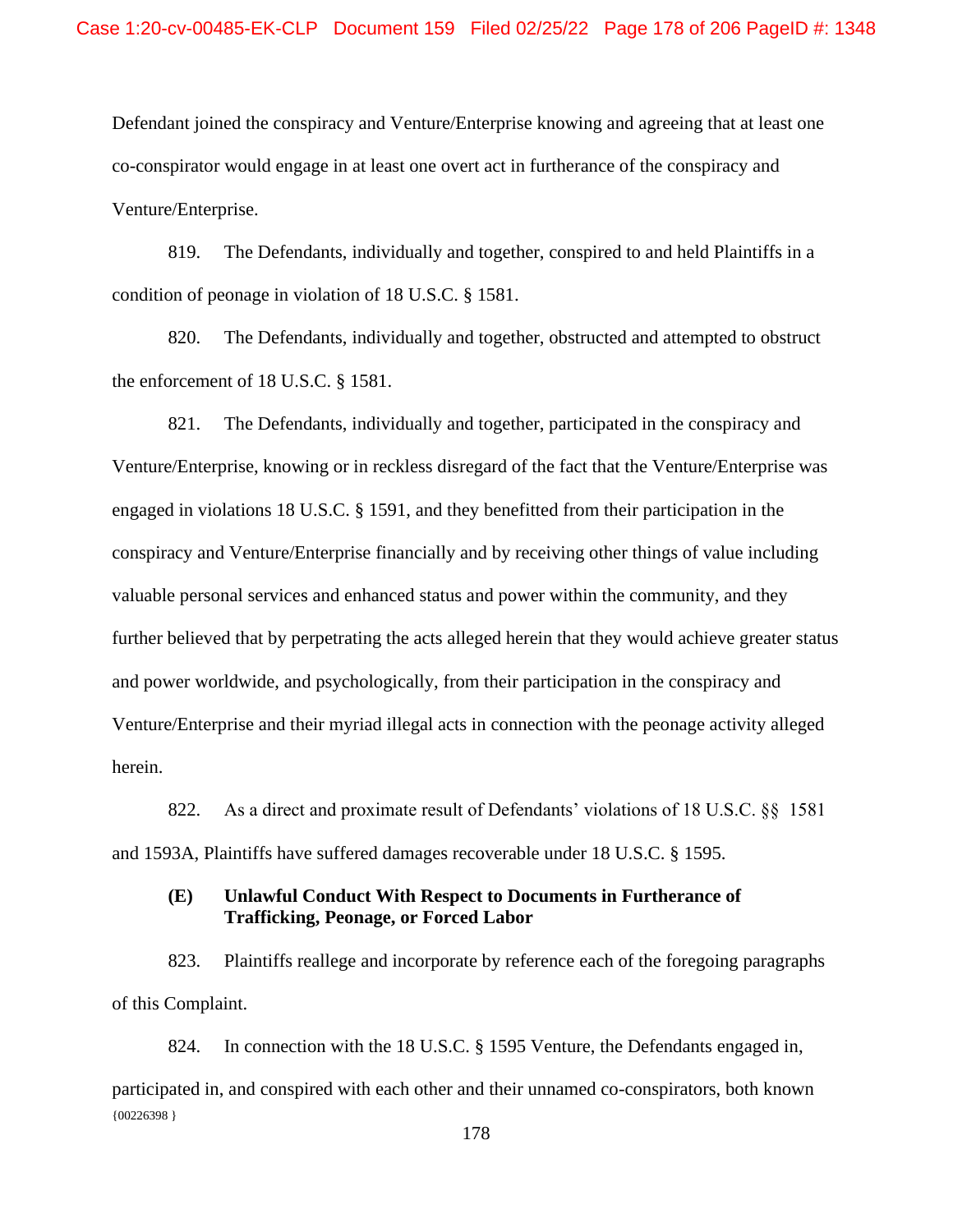Defendant joined the conspiracy and Venture/Enterprise knowing and agreeing that at least one co-conspirator would engage in at least one overt act in furtherance of the conspiracy and Venture/Enterprise.

819. The Defendants, individually and together, conspired to and held Plaintiffs in a condition of peonage in violation of 18 U.S.C. § 1581.

820. The Defendants, individually and together, obstructed and attempted to obstruct the enforcement of 18 U.S.C. § 1581.

821. The Defendants, individually and together, participated in the conspiracy and Venture/Enterprise, knowing or in reckless disregard of the fact that the Venture/Enterprise was engaged in violations 18 U.S.C. § 1591, and they benefitted from their participation in the conspiracy and Venture/Enterprise financially and by receiving other things of value including valuable personal services and enhanced status and power within the community, and they further believed that by perpetrating the acts alleged herein that they would achieve greater status and power worldwide, and psychologically, from their participation in the conspiracy and Venture/Enterprise and their myriad illegal acts in connection with the peonage activity alleged herein.

822. As a direct and proximate result of Defendants' violations of 18 U.S.C. §§ 1581 and 1593A, Plaintiffs have suffered damages recoverable under 18 U.S.C. § 1595.

**(E) Unlawful Conduct With Respect to Documents in Furtherance of Trafficking, Peonage, or Forced Labor**

823. Plaintiffs reallege and incorporate by reference each of the foregoing paragraphs of this Complaint.

824. In connection with the 18 U.S.C. § 1595 Venture, the Defendants engaged in, participated in, and conspired with each other and their unnamed co-conspirators, both known

{00226398 }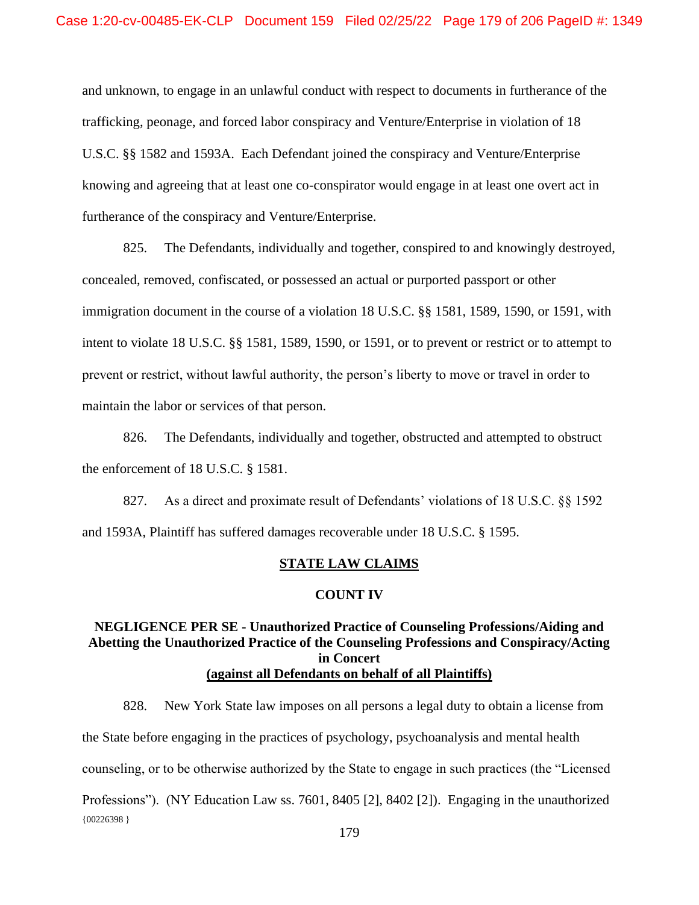and unknown, to engage in an unlawful conduct with respect to documents in furtherance of the trafficking, peonage, and forced labor conspiracy and Venture/Enterprise in violation of 18 U.S.C. §§ 1582 and 1593A. Each Defendant joined the conspiracy and Venture/Enterprise knowing and agreeing that at least one co-conspirator would engage in at least one overt act in furtherance of the conspiracy and Venture/Enterprise.

825. The Defendants, individually and together, conspired to and knowingly destroyed, concealed, removed, confiscated, or possessed an actual or purported passport or other immigration document in the course of a violation 18 U.S.C. §§ 1581, 1589, 1590, or 1591, with intent to violate 18 U.S.C. §§ 1581, 1589, 1590, or 1591, or to prevent or restrict or to attempt to prevent or restrict, without lawful authority, the person's liberty to move or travel in order to maintain the labor or services of that person.

826. The Defendants, individually and together, obstructed and attempted to obstruct the enforcement of 18 U.S.C. § 1581.

827. As a direct and proximate result of Defendants' violations of 18 U.S.C. §§ 1592 and 1593A, Plaintiff has suffered damages recoverable under 18 U.S.C. § 1595.

## STATE LAW CLAIMS

### COUNT IV

### NEGLIGENCE PER SE - Unauthorized Practice of Counseling Professions/Aiding and Abetting the Unauthorized Practice of the Counseling Professions and Conspiracy/Acting in Concert (against all Defendants on behalf of all Plaintiffs)

828. New York State law imposes on all persons a legal duty to obtain a license from the State before engaging in the practices of psychology, psychoanalysis and mental health counseling, or to be otherwise authorized by the State to engage in such practices (the "Licensed Professions"). (NY Education Law ss. 7601, 8405 [2], 8402 [2]). Engaging in the unauthorized

{00226398 }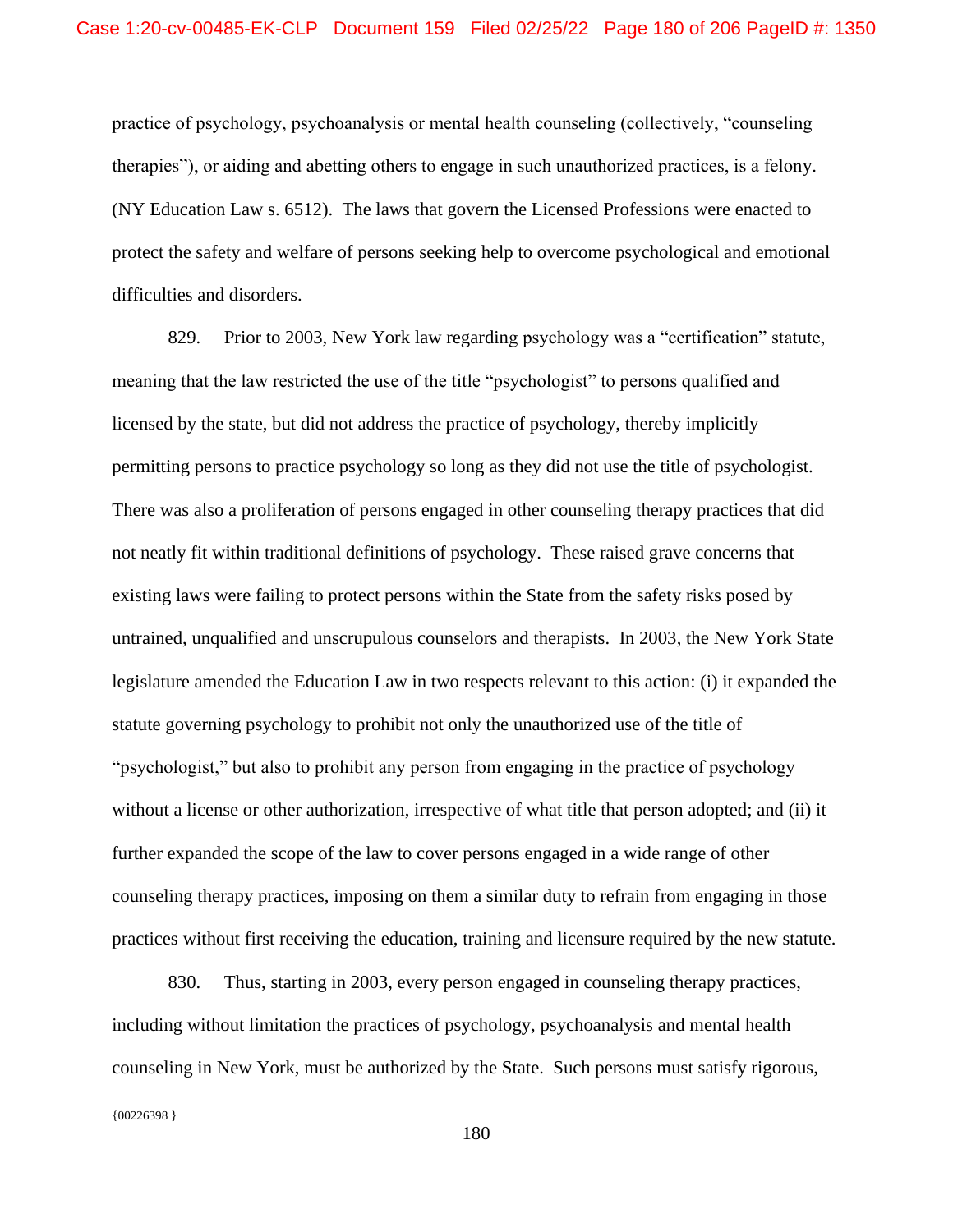practice of psychology, psychoanalysis or mental health counseling (collectively, "counseling therapies"), or aiding and abetting others to engage in such unauthorized practices, is a felony. (NY Education Law s. 6512). The laws that govern the Licensed Professions were enacted to protect the safety and welfare of persons seeking help to overcome psychological and emotional difficulties and disorders.

829. Prior to 2003, New York law regarding psychology was a "certification" statute, meaning that the law restricted the use of the title "psychologist" to persons qualified and licensed by the state, but did not address the practice of psychology, thereby implicitly permitting persons to practice psychology so long as they did not use the title of psychologist. There was also a proliferation of persons engaged in other counseling therapy practices that did not neatly fit within traditional definitions of psychology. These raised grave concerns that existing laws were failing to protect persons within the State from the safety risks posed by untrained, unqualified and unscrupulous counselors and therapists. In 2003, the New York State legislature amended the Education Law in two respects relevant to this action: (i) it expanded the statute governing psychology to prohibit not only the unauthorized use of the title of "psychologist," but also to prohibit any person from engaging in the practice of psychology without a license or other authorization, irrespective of what title that person adopted; and (ii) it further expanded the scope of the law to cover persons engaged in a wide range of other counseling therapy practices, imposing on them a similar duty to refrain from engaging in those practices without first receiving the education, training and licensure required by the new statute.

830. Thus, starting in 2003, every person engaged in counseling therapy practices, including without limitation the practices of psychology, psychoanalysis and mental health counseling in New York, must be authorized by the State. Such persons must satisfy rigorous,

{00226398 }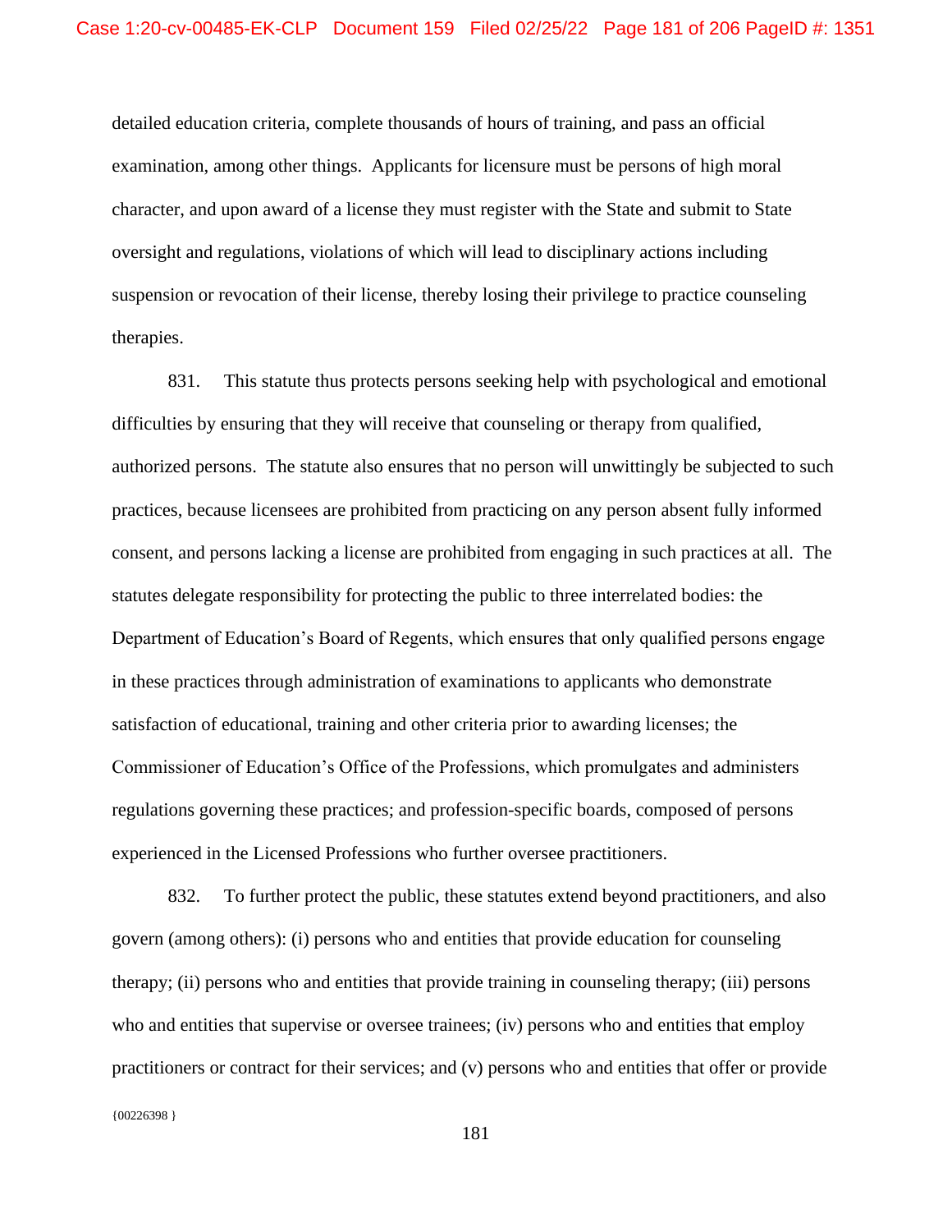detailed education criteria, complete thousands of hours of training, and pass an official examination, among other things. Applicants for licensure must be persons of high moral character, and upon award of a license they must register with the State and submit to State oversight and regulations, violations of which will lead to disciplinary actions including suspension or revocation of their license, thereby losing their privilege to practice counseling therapies.

831. This statute thus protects persons seeking help with psychological and emotional difficulties by ensuring that they will receive that counseling or therapy from qualified, authorized persons. The statute also ensures that no person will unwittingly be subjected to such practices, because licensees are prohibited from practicing on any person absent fully informed consent, and persons lacking a license are prohibited from engaging in such practices at all. The statutes delegate responsibility for protecting the public to three interrelated bodies: the Department of Education's Board of Regents, which ensures that only qualified persons engage in these practices through administration of examinations to applicants who demonstrate satisfaction of educational, training and other criteria prior to awarding licenses; the Commissioner of Education's Office of the Professions, which promulgates and administers regulations governing these practices; and profession-specific boards, composed of persons experienced in the Licensed Professions who further oversee practitioners.

832. To further protect the public, these statutes extend beyond practitioners, and also govern (among others): (i) persons who and entities that provide education for counseling therapy; (ii) persons who and entities that provide training in counseling therapy; (iii) persons who and entities that supervise or oversee trainees; (iv) persons who and entities that employ practitioners or contract for their services; and (v) persons who and entities that offer or provide

{00226398 }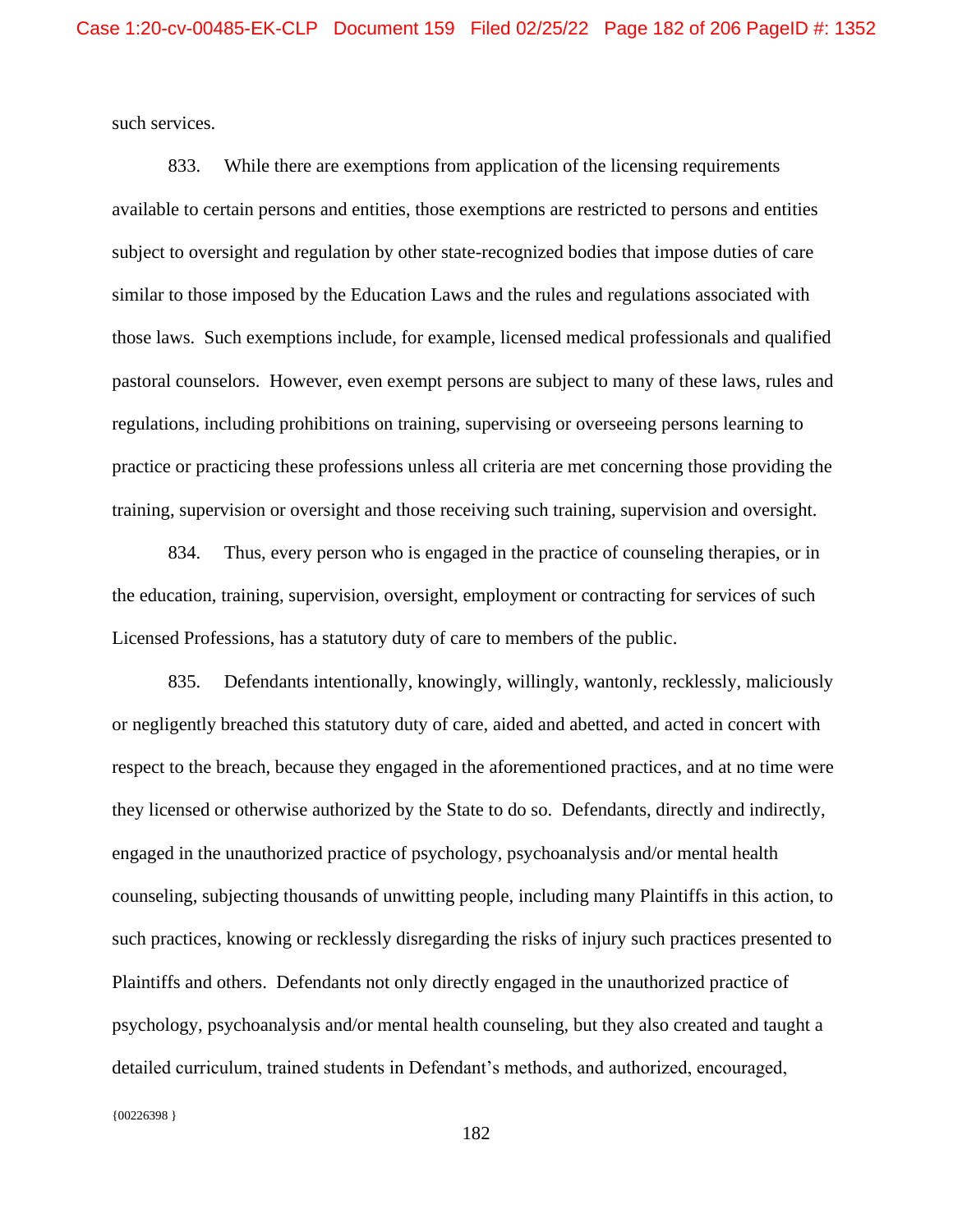such services.

833. While there are exemptions from application of the licensing requirements available to certain persons and entities, those exemptions are restricted to persons and entities subject to oversight and regulation by other state-recognized bodies that impose duties of care similar to those imposed by the Education Laws and the rules and regulations associated with those laws. Such exemptions include, for example, licensed medical professionals and qualified pastoral counselors. However, even exempt persons are subject to many of these laws, rules and regulations, including prohibitions on training, supervising or overseeing persons learning to practice or practicing these professions unless all criteria are met concerning those providing the training, supervision or oversight and those receiving such training, supervision and oversight.

834. Thus, every person who is engaged in the practice of counseling therapies, or in the education, training, supervision, oversight, employment or contracting for services of such Licensed Professions, has a statutory duty of care to members of the public.

835. Defendants intentionally, knowingly, willingly, wantonly, recklessly, maliciously or negligently breached this statutory duty of care, aided and abetted, and acted in concert with respect to the breach, because they engaged in the aforementioned practices, and at no time were they licensed or otherwise authorized by the State to do so. Defendants, directly and indirectly, engaged in the unauthorized practice of psychology, psychoanalysis and/or mental health counseling, subjecting thousands of unwitting people, including many Plaintiffs in this action, to such practices, knowing or recklessly disregarding the risks of injury such practices presented to Plaintiffs and others. Defendants not only directly engaged in the unauthorized practice of psychology, psychoanalysis and/or mental health counseling, but they also created and taught a detailed curriculum, trained students in Defendant's methods, and authorized, encouraged,

{00226398 }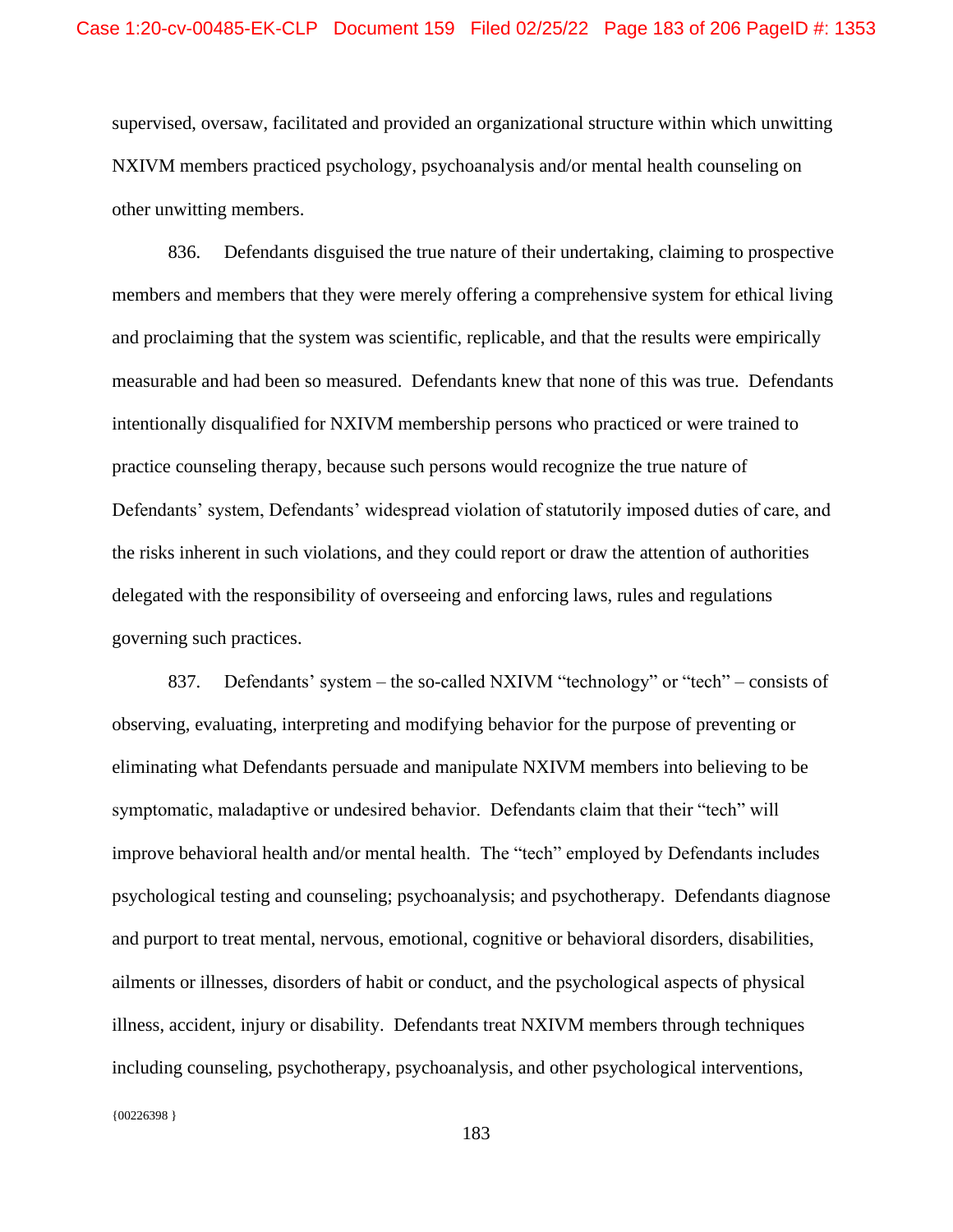supervised, oversaw, facilitated and provided an organizational structure within which unwitting NXIVM members practiced psychology, psychoanalysis and/or mental health counseling on other unwitting members.

836. Defendants disguised the true nature of their undertaking, claiming to prospective members and members that they were merely offering a comprehensive system for ethical living and proclaiming that the system was scientific, replicable, and that the results were empirically measurable and had been so measured. Defendants knew that none of this was true. Defendants intentionally disqualified for NXIVM membership persons who practiced or were trained to practice counseling therapy, because such persons would recognize the true nature of Defendants' system, Defendants' widespread violation of statutorily imposed duties of care, and the risks inherent in such violations, and they could report or draw the attention of authorities delegated with the responsibility of overseeing and enforcing laws, rules and regulations governing such practices.

837. Defendants' system – the so-called NXIVM "technology" or "tech" – consists of observing, evaluating, interpreting and modifying behavior for the purpose of preventing or eliminating what Defendants persuade and manipulate NXIVM members into believing to be symptomatic, maladaptive or undesired behavior. Defendants claim that their "tech" will improve behavioral health and/or mental health. The "tech" employed by Defendants includes psychological testing and counseling; psychoanalysis; and psychotherapy. Defendants diagnose and purport to treat mental, nervous, emotional, cognitive or behavioral disorders, disabilities, ailments or illnesses, disorders of habit or conduct, and the psychological aspects of physical illness, accident, injury or disability. Defendants treat NXIVM members through techniques including counseling, psychotherapy, psychoanalysis, and other psychological interventions,

{00226398 }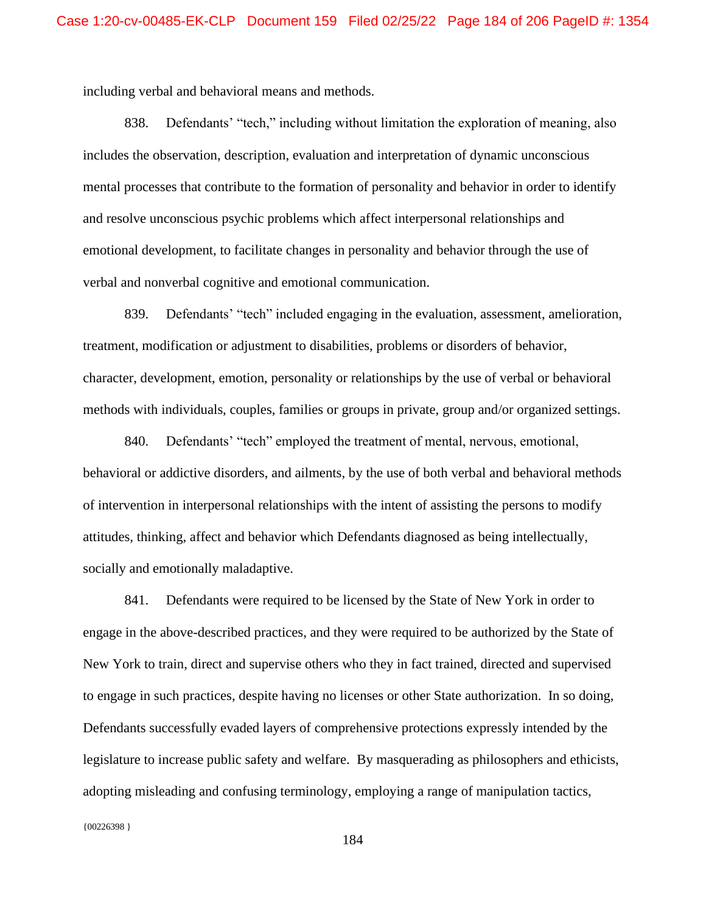including verbal and behavioral means and methods.

838. Defendants' "tech," including without limitation the exploration of meaning, also includes the observation, description, evaluation and interpretation of dynamic unconscious mental processes that contribute to the formation of personality and behavior in order to identify and resolve unconscious psychic problems which affect interpersonal relationships and emotional development, to facilitate changes in personality and behavior through the use of verbal and nonverbal cognitive and emotional communication.

839. Defendants' "tech" included engaging in the evaluation, assessment, amelioration, treatment, modification or adjustment to disabilities, problems or disorders of behavior, character, development, emotion, personality or relationships by the use of verbal or behavioral methods with individuals, couples, families or groups in private, group and/or organized settings.

840. Defendants' "tech" employed the treatment of mental, nervous, emotional, behavioral or addictive disorders, and ailments, by the use of both verbal and behavioral methods of intervention in interpersonal relationships with the intent of assisting the persons to modify attitudes, thinking, affect and behavior which Defendants diagnosed as being intellectually, socially and emotionally maladaptive.

841. Defendants were required to be licensed by the State of New York in order to engage in the above-described practices, and they were required to be authorized by the State of New York to train, direct and supervise others who they in fact trained, directed and supervised to engage in such practices, despite having no licenses or other State authorization. In so doing, Defendants successfully evaded layers of comprehensive protections expressly intended by the legislature to increase public safety and welfare. By masquerading as philosophers and ethicists, adopting misleading and confusing terminology, employing a range of manipulation tactics,

{00226398 }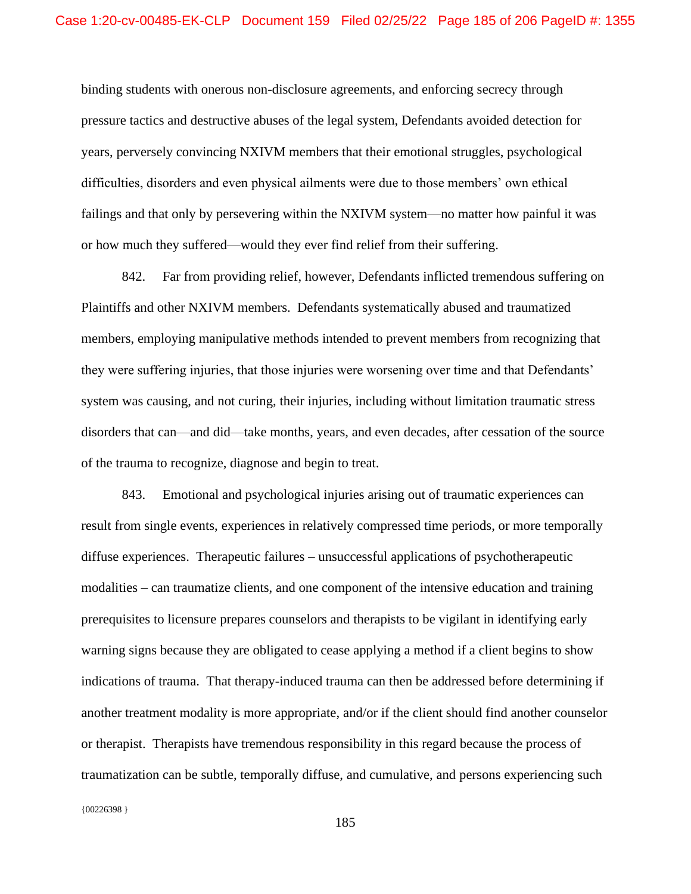binding students with onerous non-disclosure agreements, and enforcing secrecy through pressure tactics and destructive abuses of the legal system, Defendants avoided detection for years, perversely convincing NXIVM members that their emotional struggles, psychological difficulties, disorders and even physical ailments were due to those members' own ethical failings and that only by persevering within the NXIVM system—no matter how painful it was or how much they suffered—would they ever find relief from their suffering.

842. Far from providing relief, however, Defendants inflicted tremendous suffering on Plaintiffs and other NXIVM members. Defendants systematically abused and traumatized members, employing manipulative methods intended to prevent members from recognizing that they were suffering injuries, that those injuries were worsening over time and that Defendants' system was causing, and not curing, their injuries, including without limitation traumatic stress disorders that can—and did—take months, years, and even decades, after cessation of the source of the trauma to recognize, diagnose and begin to treat.

843. Emotional and psychological injuries arising out of traumatic experiences can result from single events, experiences in relatively compressed time periods, or more temporally diffuse experiences. Therapeutic failures – unsuccessful applications of psychotherapeutic modalities – can traumatize clients, and one component of the intensive education and training prerequisites to licensure prepares counselors and therapists to be vigilant in identifying early warning signs because they are obligated to cease applying a method if a client begins to show indications of trauma. That therapy-induced trauma can then be addressed before determining if another treatment modality is more appropriate, and/or if the client should find another counselor or therapist. Therapists have tremendous responsibility in this regard because the process of traumatization can be subtle, temporally diffuse, and cumulative, and persons experiencing such

{00226398 }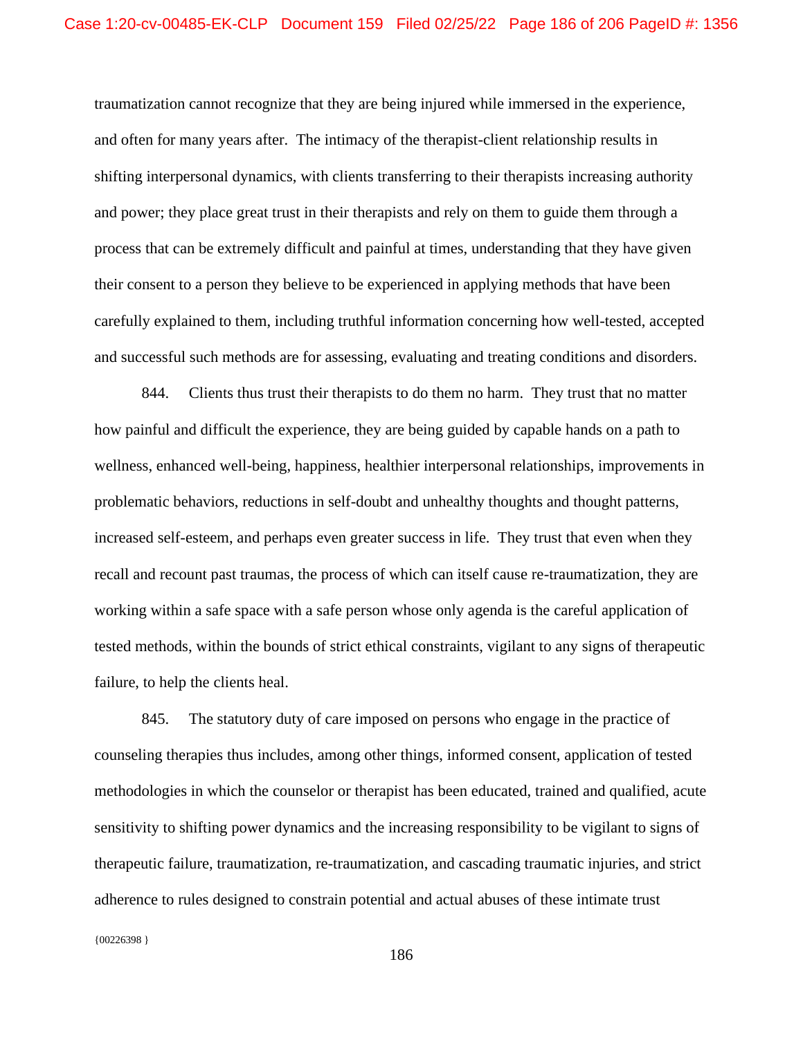traumatization cannot recognize that they are being injured while immersed in the experience, and often for many years after. The intimacy of the therapist-client relationship results in shifting interpersonal dynamics, with clients transferring to their therapists increasing authority and power; they place great trust in their therapists and rely on them to guide them through a process that can be extremely difficult and painful at times, understanding that they have given their consent to a person they believe to be experienced in applying methods that have been carefully explained to them, including truthful information concerning how well-tested, accepted and successful such methods are for assessing, evaluating and treating conditions and disorders.

844. Clients thus trust their therapists to do them no harm. They trust that no matter how painful and difficult the experience, they are being guided by capable hands on a path to wellness, enhanced well-being, happiness, healthier interpersonal relationships, improvements in problematic behaviors, reductions in self-doubt and unhealthy thoughts and thought patterns, increased self-esteem, and perhaps even greater success in life. They trust that even when they recall and recount past traumas, the process of which can itself cause re-traumatization, they are working within a safe space with a safe person whose only agenda is the careful application of tested methods, within the bounds of strict ethical constraints, vigilant to any signs of therapeutic failure, to help the clients heal.

845. The statutory duty of care imposed on persons who engage in the practice of counseling therapies thus includes, among other things, informed consent, application of tested methodologies in which the counselor or therapist has been educated, trained and qualified, acute sensitivity to shifting power dynamics and the increasing responsibility to be vigilant to signs of therapeutic failure, traumatization, re-traumatization, and cascading traumatic injuries, and strict adherence to rules designed to constrain potential and actual abuses of these intimate trust

{00226398 }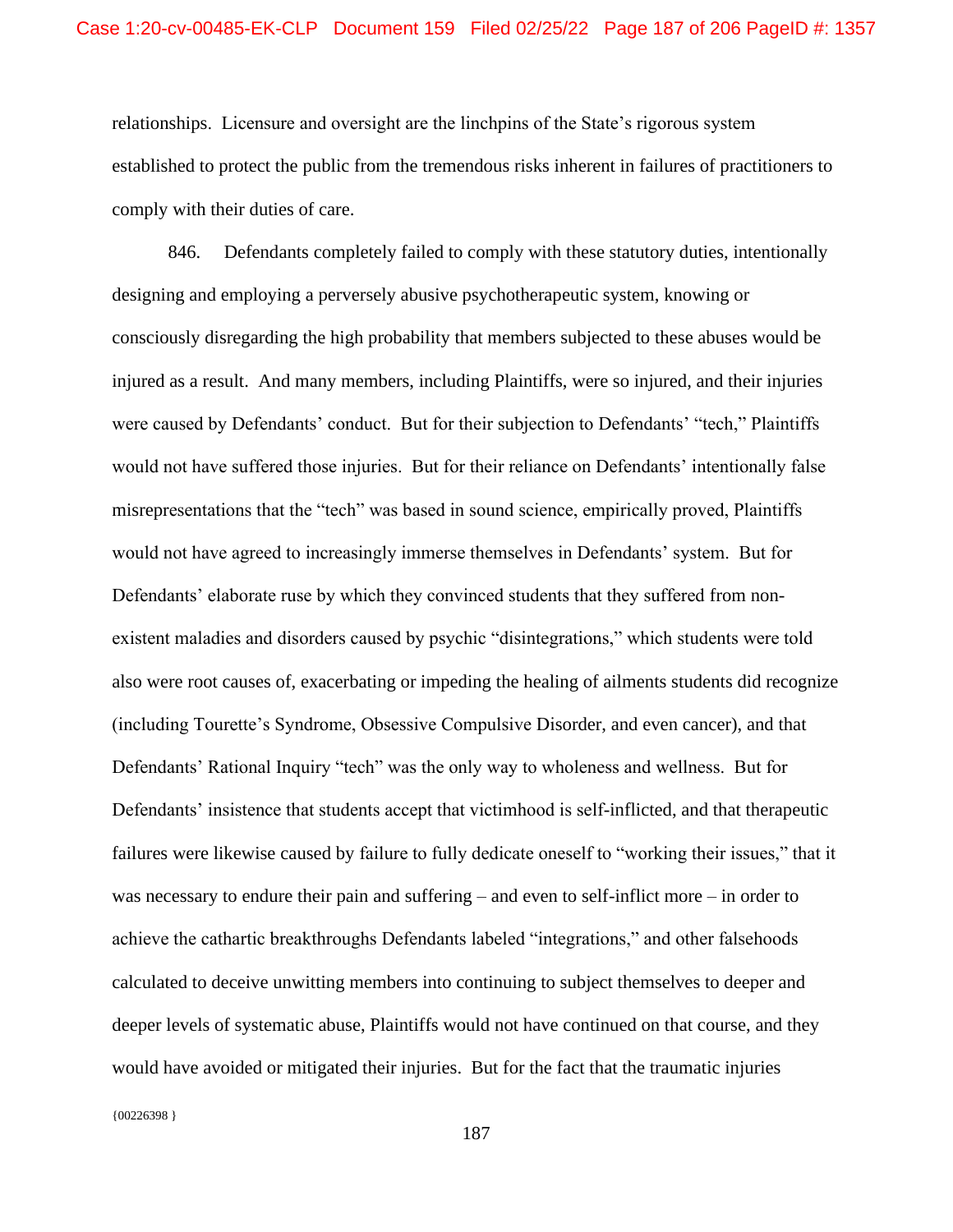relationships. Licensure and oversight are the linchpins of the State's rigorous system established to protect the public from the tremendous risks inherent in failures of practitioners to comply with their duties of care.

846. Defendants completely failed to comply with these statutory duties, intentionally designing and employing a perversely abusive psychotherapeutic system, knowing or consciously disregarding the high probability that members subjected to these abuses would be injured as a result. And many members, including Plaintiffs, were so injured, and their injuries were caused by Defendants' conduct. But for their subjection to Defendants' "tech," Plaintiffs would not have suffered those injuries. But for their reliance on Defendants' intentionally false misrepresentations that the "tech" was based in sound science, empirically proved, Plaintiffs would not have agreed to increasingly immerse themselves in Defendants' system. But for Defendants' elaborate ruse by which they convinced students that they suffered from non-existent maladies and disorders caused by psychic "disintegrations," which students were told also were root causes of, exacerbating or impeding the healing of ailments students did recognize (including Tourette's Syndrome, Obsessive Compulsive Disorder, and even cancer), and that Defendants' Rational Inquiry "tech" was the only way to wholeness and wellness. But for Defendants' insistence that students accept that victimhood is self-inflicted, and that therapeutic failures were likewise caused by failure to fully dedicate oneself to "working their issues," that it was necessary to endure their pain and suffering – and even to self-inflict more – in order to achieve the cathartic breakthroughs Defendants labeled "integrations," and other falsehoods calculated to deceive unwitting members into continuing to subject themselves to deeper and deeper levels of systematic abuse, Plaintiffs would not have continued on that course, and they would have avoided or mitigated their injuries. But for the fact that the traumatic injuries

{00226398 }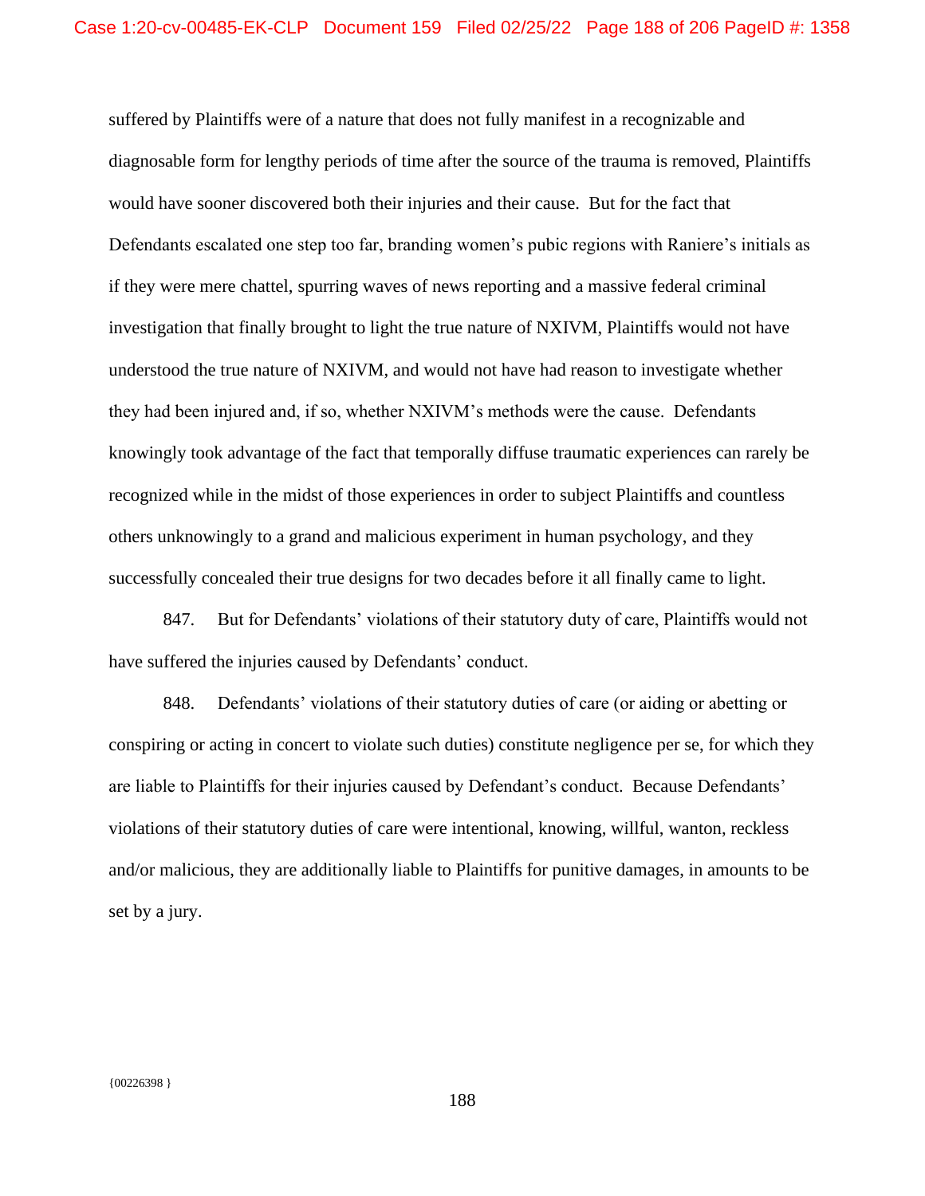suffered by Plaintiffs were of a nature that does not fully manifest in a recognizable and diagnosable form for lengthy periods of time after the source of the trauma is removed, Plaintiffs would have sooner discovered both their injuries and their cause. But for the fact that Defendants escalated one step too far, branding women's pubic regions with Raniere's initials as if they were mere chattel, spurring waves of news reporting and a massive federal criminal investigation that finally brought to light the true nature of NXIVM, Plaintiffs would not have understood the true nature of NXIVM, and would not have had reason to investigate whether they had been injured and, if so, whether NXIVM's methods were the cause. Defendants knowingly took advantage of the fact that temporally diffuse traumatic experiences can rarely be recognized while in the midst of those experiences in order to subject Plaintiffs and countless others unknowingly to a grand and malicious experiment in human psychology, and they successfully concealed their true designs for two decades before it all finally came to light.

847. But for Defendants' violations of their statutory duty of care, Plaintiffs would not have suffered the injuries caused by Defendants' conduct.

848. Defendants' violations of their statutory duties of care (or aiding or abetting or conspiring or acting in concert to violate such duties) constitute negligence per se, for which they are liable to Plaintiffs for their injuries caused by Defendant's conduct. Because Defendants' violations of their statutory duties of care were intentional, knowing, willful, wanton, reckless and/or malicious, they are additionally liable to Plaintiffs for punitive damages, in amounts to be set by a jury.

{00226398 }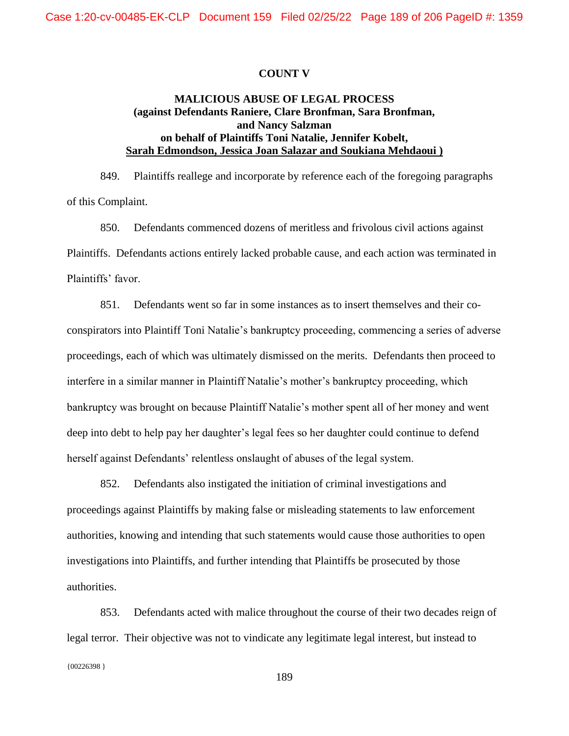**COUNT V**

**MALICIOUS ABUSE OF LEGAL PROCESS (against Defendants Raniere, Clare Bronfman, Sara Bronfman, and Nancy Salzman on behalf of Plaintiffs Toni Natalie, Jennifer Kobelt, Sarah Edmondson, Jessica Joan Salazar and Soukiana Mehdaoui )**

849. Plaintiffs reallege and incorporate by reference each of the foregoing paragraphs of this Complaint.

850. Defendants commenced dozens of meritless and frivolous civil actions against Plaintiffs. Defendants actions entirely lacked probable cause, and each action was terminated in Plaintiffs' favor.

851. Defendants went so far in some instances as to insert themselves and their co-conspirators into Plaintiff Toni Natalie's bankruptcy proceeding, commencing a series of adverse proceedings, each of which was ultimately dismissed on the merits. Defendants then proceed to interfere in a similar manner in Plaintiff Natalie's mother's bankruptcy proceeding, which bankruptcy was brought on because Plaintiff Natalie's mother spent all of her money and went deep into debt to help pay her daughter's legal fees so her daughter could continue to defend herself against Defendants' relentless onslaught of abuses of the legal system.

852. Defendants also instigated the initiation of criminal investigations and proceedings against Plaintiffs by making false or misleading statements to law enforcement authorities, knowing and intending that such statements would cause those authorities to open investigations into Plaintiffs, and further intending that Plaintiffs be prosecuted by those authorities.

853. Defendants acted with malice throughout the course of their two decades reign of legal terror. Their objective was not to vindicate any legitimate legal interest, but instead to

{00226398 }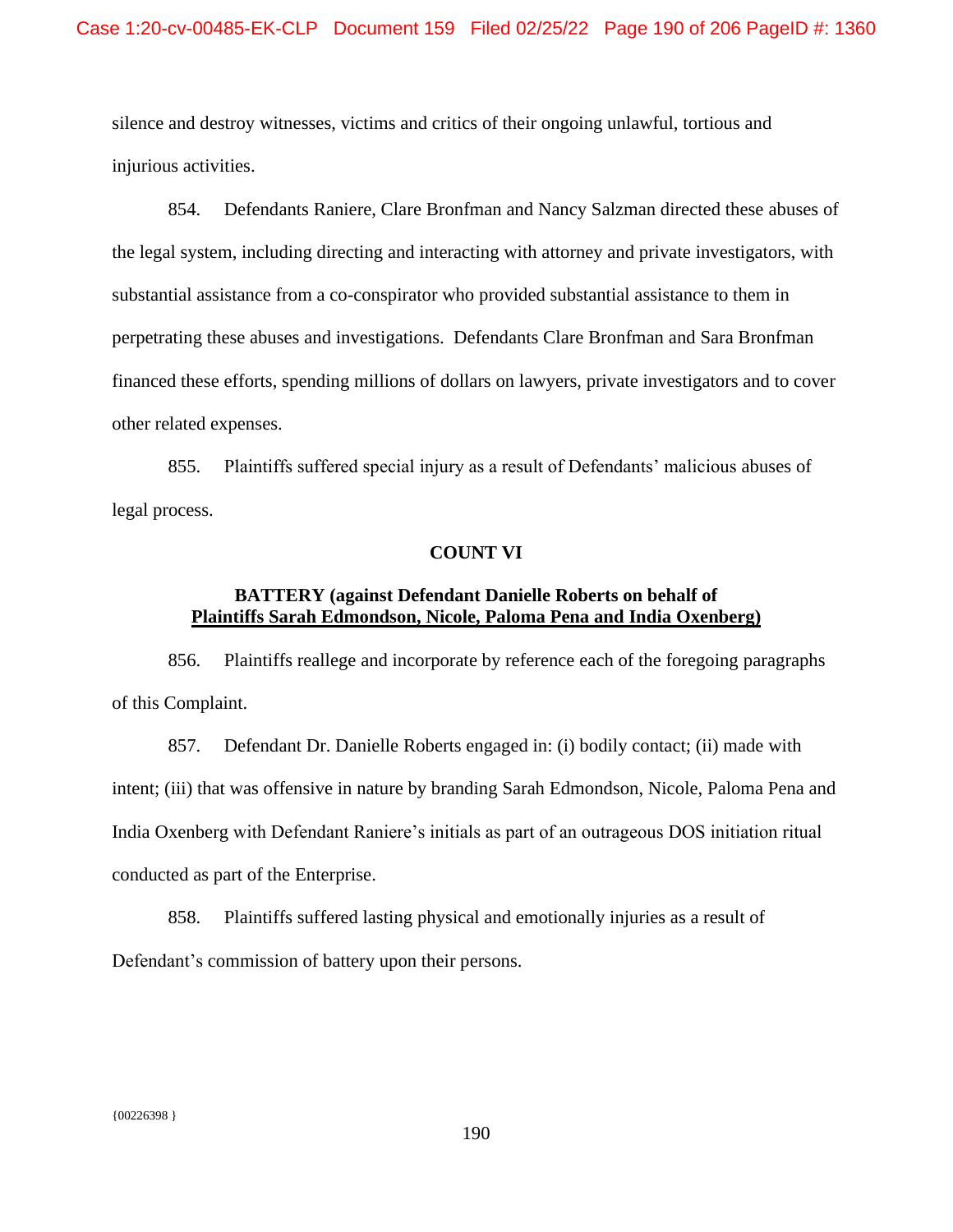silence and destroy witnesses, victims and critics of their ongoing unlawful, tortious and injurious activities.

854. Defendants Raniere, Clare Bronfman and Nancy Salzman directed these abuses of the legal system, including directing and interacting with attorney and private investigators, with substantial assistance from a co-conspirator who provided substantial assistance to them in perpetrating these abuses and investigations. Defendants Clare Bronfman and Sara Bronfman financed these efforts, spending millions of dollars on lawyers, private investigators and to cover other related expenses.

855. Plaintiffs suffered special injury as a result of Defendants' malicious abuses of legal process.

## COUNT VI

### BATTERY (against Defendant Danielle Roberts on behalf of Plaintiffs Sarah Edmondson, Nicole, Paloma Pena and India Oxenberg)

856. Plaintiffs reallege and incorporate by reference each of the foregoing paragraphs of this Complaint.

857. Defendant Dr. Danielle Roberts engaged in: (i) bodily contact; (ii) made with intent; (iii) that was offensive in nature by branding Sarah Edmondson, Nicole, Paloma Pena and India Oxenberg with Defendant Raniere's initials as part of an outrageous DOS initiation ritual conducted as part of the Enterprise.

858. Plaintiffs suffered lasting physical and emotionally injuries as a result of Defendant's commission of battery upon their persons.

{00226398 }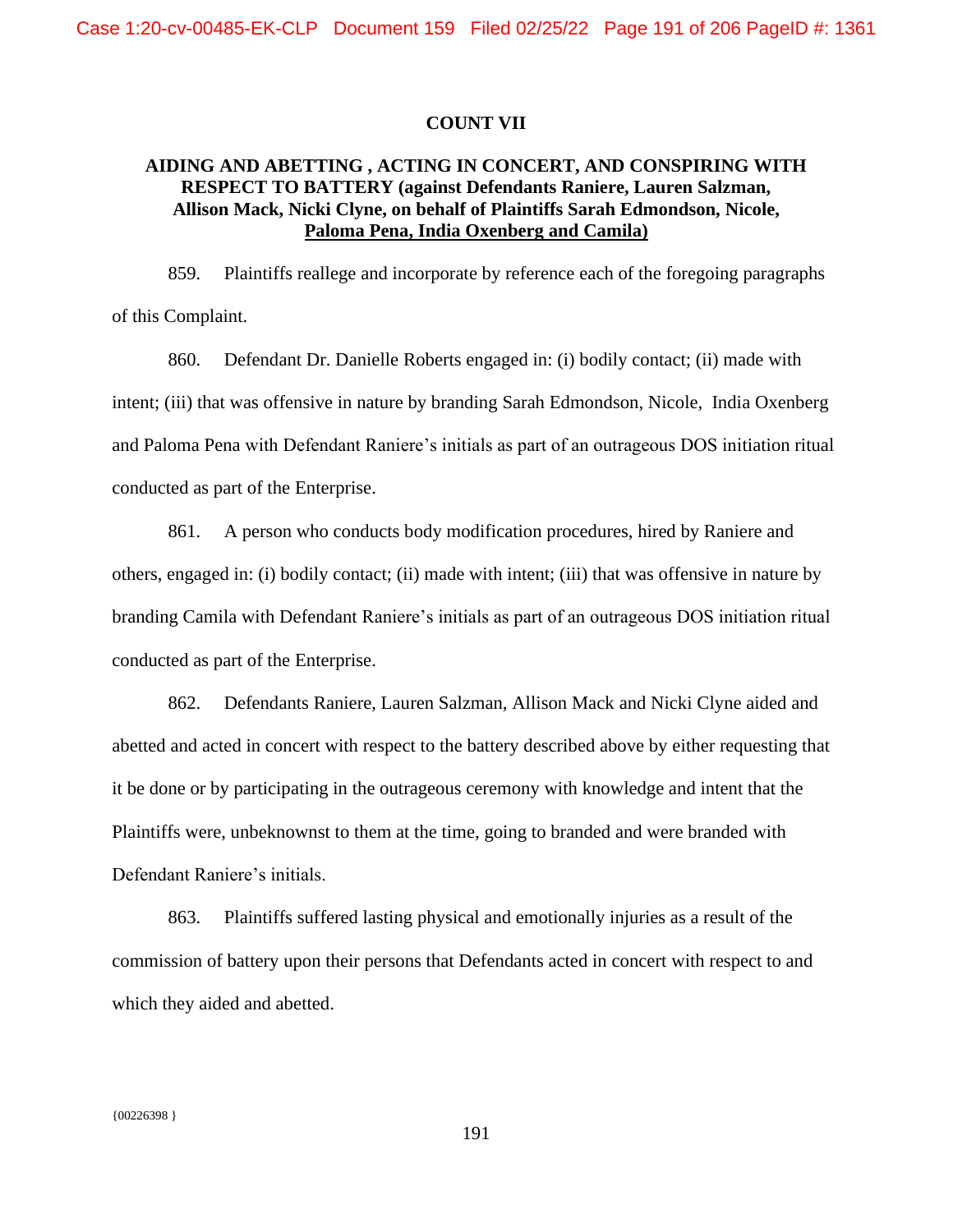**COUNT VII**

**AIDING AND ABETTING , ACTING IN CONCERT, AND CONSPIRING WITH RESPECT TO BATTERY (against Defendants Raniere, Lauren Salzman, Allison Mack, Nicki Clyne, on behalf of Plaintiffs Sarah Edmondson, Nicole, Paloma Pena, India Oxenberg and Camila)**

859. Plaintiffs reallege and incorporate by reference each of the foregoing paragraphs of this Complaint.

860. Defendant Dr. Danielle Roberts engaged in: (i) bodily contact; (ii) made with intent; (iii) that was offensive in nature by branding Sarah Edmondson, Nicole, India Oxenberg and Paloma Pena with Defendant Raniere's initials as part of an outrageous DOS initiation ritual conducted as part of the Enterprise.

861. A person who conducts body modification procedures, hired by Raniere and others, engaged in: (i) bodily contact; (ii) made with intent; (iii) that was offensive in nature by branding Camila with Defendant Raniere's initials as part of an outrageous DOS initiation ritual conducted as part of the Enterprise.

862. Defendants Raniere, Lauren Salzman, Allison Mack and Nicki Clyne aided and abetted and acted in concert with respect to the battery described above by either requesting that it be done or by participating in the outrageous ceremony with knowledge and intent that the Plaintiffs were, unbeknownst to them at the time, going to branded and were branded with Defendant Raniere's initials.

863. Plaintiffs suffered lasting physical and emotionally injuries as a result of the commission of battery upon their persons that Defendants acted in concert with respect to and which they aided and abetted.

{00226398 }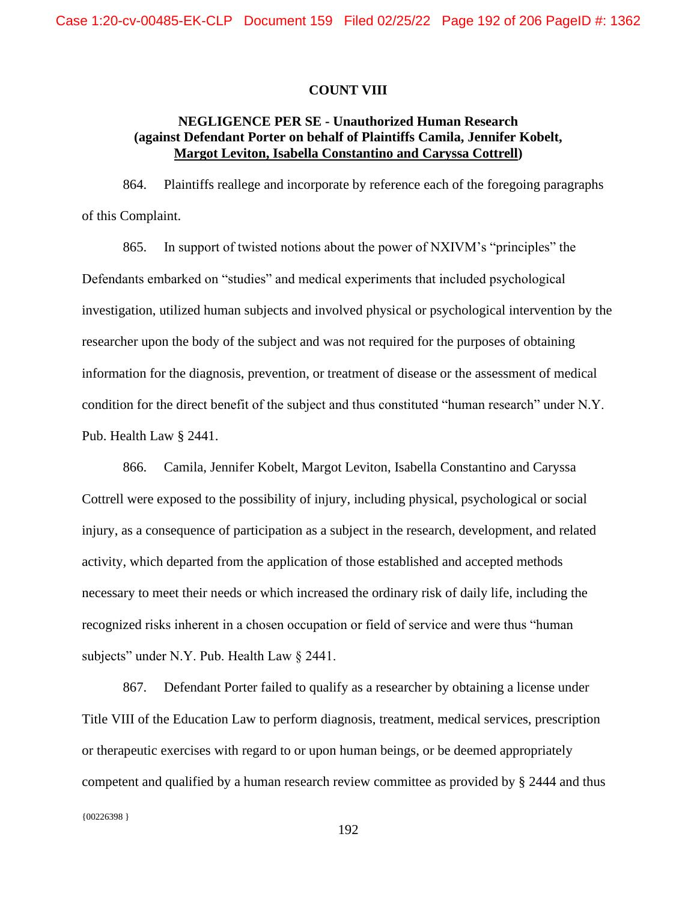**COUNT VIII**

**NEGLIGENCE PER SE - Unauthorized Human Research (against Defendant Porter on behalf of Plaintiffs Camila, Jennifer Kobelt, Margot Leviton, Isabella Constantino and Caryssa Cottrell)**

864. Plaintiffs reallege and incorporate by reference each of the foregoing paragraphs of this Complaint.

865. In support of twisted notions about the power of NXIVM's "principles" the Defendants embarked on "studies" and medical experiments that included psychological investigation, utilized human subjects and involved physical or psychological intervention by the researcher upon the body of the subject and was not required for the purposes of obtaining information for the diagnosis, prevention, or treatment of disease or the assessment of medical condition for the direct benefit of the subject and thus constituted "human research" under N.Y. Pub. Health Law § 2441.

866. Camila, Jennifer Kobelt, Margot Leviton, Isabella Constantino and Caryssa Cottrell were exposed to the possibility of injury, including physical, psychological or social injury, as a consequence of participation as a subject in the research, development, and related activity, which departed from the application of those established and accepted methods necessary to meet their needs or which increased the ordinary risk of daily life, including the recognized risks inherent in a chosen occupation or field of service and were thus "human subjects" under N.Y. Pub. Health Law § 2441.

867. Defendant Porter failed to qualify as a researcher by obtaining a license under Title VIII of the Education Law to perform diagnosis, treatment, medical services, prescription or therapeutic exercises with regard to or upon human beings, or be deemed appropriately competent and qualified by a human research review committee as provided by § 2444 and thus

{00226398 }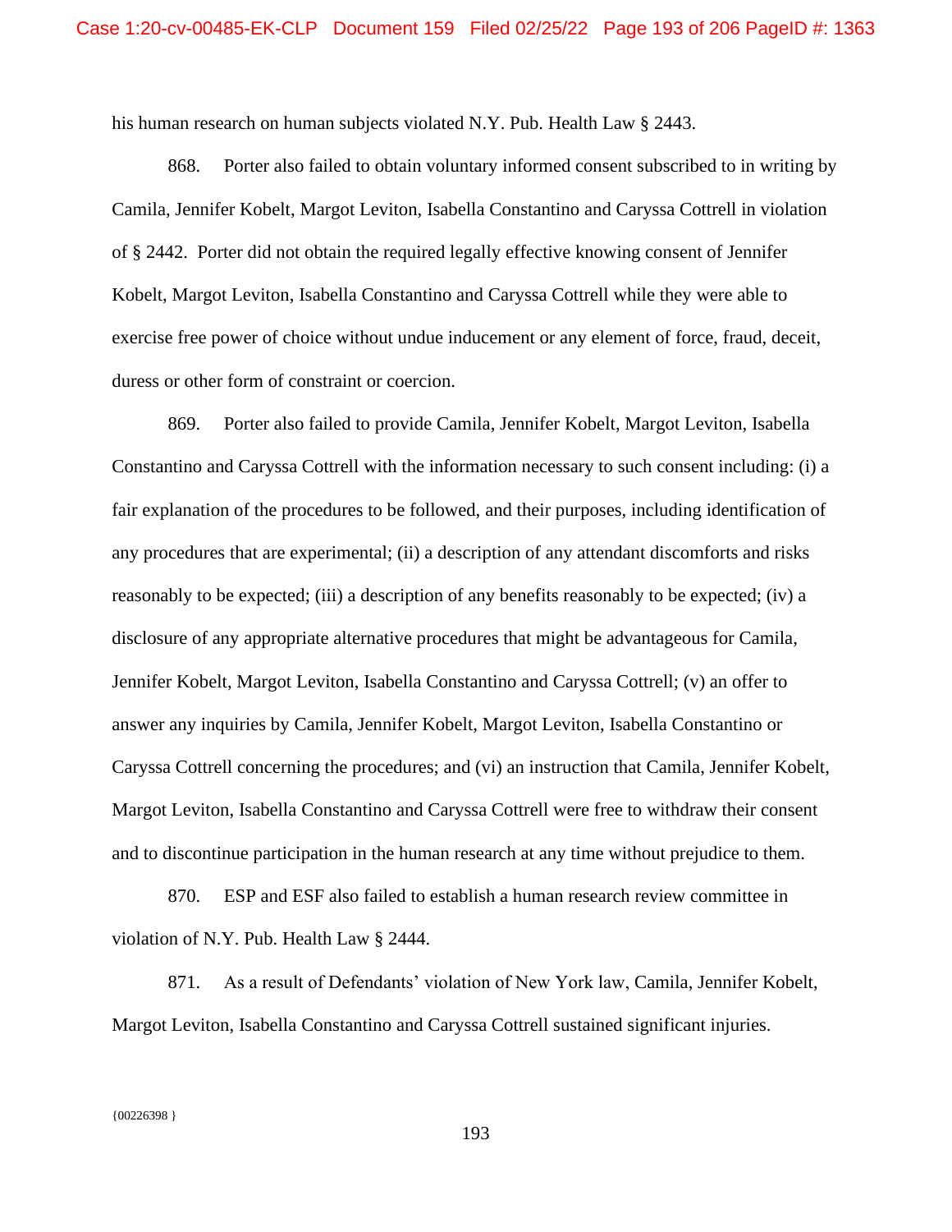his human research on human subjects violated N.Y. Pub. Health Law § 2443.

868. Porter also failed to obtain voluntary informed consent subscribed to in writing by Camila, Jennifer Kobelt, Margot Leviton, Isabella Constantino and Caryssa Cottrell in violation of § 2442. Porter did not obtain the required legally effective knowing consent of Jennifer Kobelt, Margot Leviton, Isabella Constantino and Caryssa Cottrell while they were able to exercise free power of choice without undue inducement or any element of force, fraud, deceit, duress or other form of constraint or coercion.

869. Porter also failed to provide Camila, Jennifer Kobelt, Margot Leviton, Isabella Constantino and Caryssa Cottrell with the information necessary to such consent including: (i) a fair explanation of the procedures to be followed, and their purposes, including identification of any procedures that are experimental; (ii) a description of any attendant discomforts and risks reasonably to be expected; (iii) a description of any benefits reasonably to be expected; (iv) a disclosure of any appropriate alternative procedures that might be advantageous for Camila, Jennifer Kobelt, Margot Leviton, Isabella Constantino and Caryssa Cottrell; (v) an offer to answer any inquiries by Camila, Jennifer Kobelt, Margot Leviton, Isabella Constantino or Caryssa Cottrell concerning the procedures; and (vi) an instruction that Camila, Jennifer Kobelt, Margot Leviton, Isabella Constantino and Caryssa Cottrell were free to withdraw their consent and to discontinue participation in the human research at any time without prejudice to them.

870. ESP and ESF also failed to establish a human research review committee in violation of N.Y. Pub. Health Law § 2444.

871. As a result of Defendants' violation of New York law, Camila, Jennifer Kobelt, Margot Leviton, Isabella Constantino and Caryssa Cottrell sustained significant injuries.

{00226398 }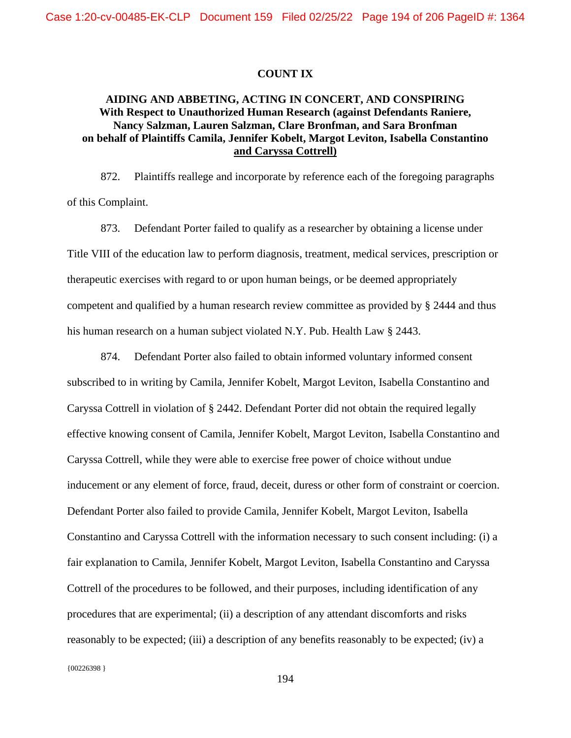**COUNT IX**

**AIDING AND ABETTING, ACTING IN CONCERT, AND CONSPIRING With Respect to Unauthorized Human Research (against Defendants Raniere, Nancy Salzman, Lauren Salzman, Clare Bronfman, and Sara Bronfman on behalf of Plaintiffs Camila, Jennifer Kobelt, Margot Leviton, Isabella Constantino and Caryssa Cottrell)**

872. Plaintiffs reallege and incorporate by reference each of the foregoing paragraphs of this Complaint.

873. Defendant Porter failed to qualify as a researcher by obtaining a license under Title VIII of the education law to perform diagnosis, treatment, medical services, prescription or therapeutic exercises with regard to or upon human beings, or be deemed appropriately competent and qualified by a human research review committee as provided by § 2444 and thus his human research on a human subject violated N.Y. Pub. Health Law § 2443.

874. Defendant Porter also failed to obtain informed voluntary informed consent subscribed to in writing by Camila, Jennifer Kobelt, Margot Leviton, Isabella Constantino and Caryssa Cottrell in violation of § 2442. Defendant Porter did not obtain the required legally effective knowing consent of Camila, Jennifer Kobelt, Margot Leviton, Isabella Constantino and Caryssa Cottrell, while they were able to exercise free power of choice without undue inducement or any element of force, fraud, deceit, duress or other form of constraint or coercion. Defendant Porter also failed to provide Camila, Jennifer Kobelt, Margot Leviton, Isabella Constantino and Caryssa Cottrell with the information necessary to such consent including: (i) a fair explanation to Camila, Jennifer Kobelt, Margot Leviton, Isabella Constantino and Caryssa Cottrell of the procedures to be followed, and their purposes, including identification of any procedures that are experimental; (ii) a description of any attendant discomforts and risks reasonably to be expected; (iii) a description of any benefits reasonably to be expected; (iv) a

{00226398 }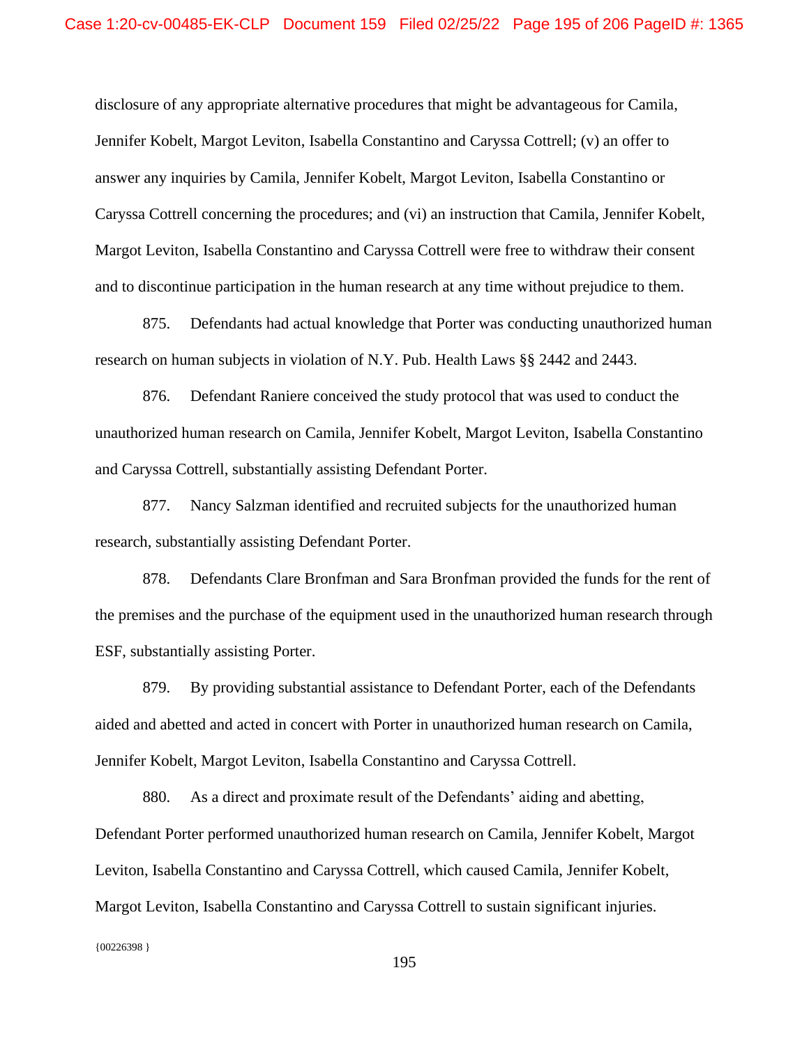disclosure of any appropriate alternative procedures that might be advantageous for Camila, Jennifer Kobelt, Margot Leviton, Isabella Constantino and Caryssa Cottrell; (v) an offer to answer any inquiries by Camila, Jennifer Kobelt, Margot Leviton, Isabella Constantino or Caryssa Cottrell concerning the procedures; and (vi) an instruction that Camila, Jennifer Kobelt, Margot Leviton, Isabella Constantino and Caryssa Cottrell were free to withdraw their consent and to discontinue participation in the human research at any time without prejudice to them.

875. Defendants had actual knowledge that Porter was conducting unauthorized human research on human subjects in violation of N.Y. Pub. Health Laws §§ 2442 and 2443.

876. Defendant Raniere conceived the study protocol that was used to conduct the unauthorized human research on Camila, Jennifer Kobelt, Margot Leviton, Isabella Constantino and Caryssa Cottrell, substantially assisting Defendant Porter.

877. Nancy Salzman identified and recruited subjects for the unauthorized human research, substantially assisting Defendant Porter.

878. Defendants Clare Bronfman and Sara Bronfman provided the funds for the rent of the premises and the purchase of the equipment used in the unauthorized human research through ESF, substantially assisting Porter.

879. By providing substantial assistance to Defendant Porter, each of the Defendants aided and abetted and acted in concert with Porter in unauthorized human research on Camila, Jennifer Kobelt, Margot Leviton, Isabella Constantino and Caryssa Cottrell.

880. As a direct and proximate result of the Defendants' aiding and abetting, Defendant Porter performed unauthorized human research on Camila, Jennifer Kobelt, Margot Leviton, Isabella Constantino and Caryssa Cottrell, which caused Camila, Jennifer Kobelt, Margot Leviton, Isabella Constantino and Caryssa Cottrell to sustain significant injuries.

{00226398 }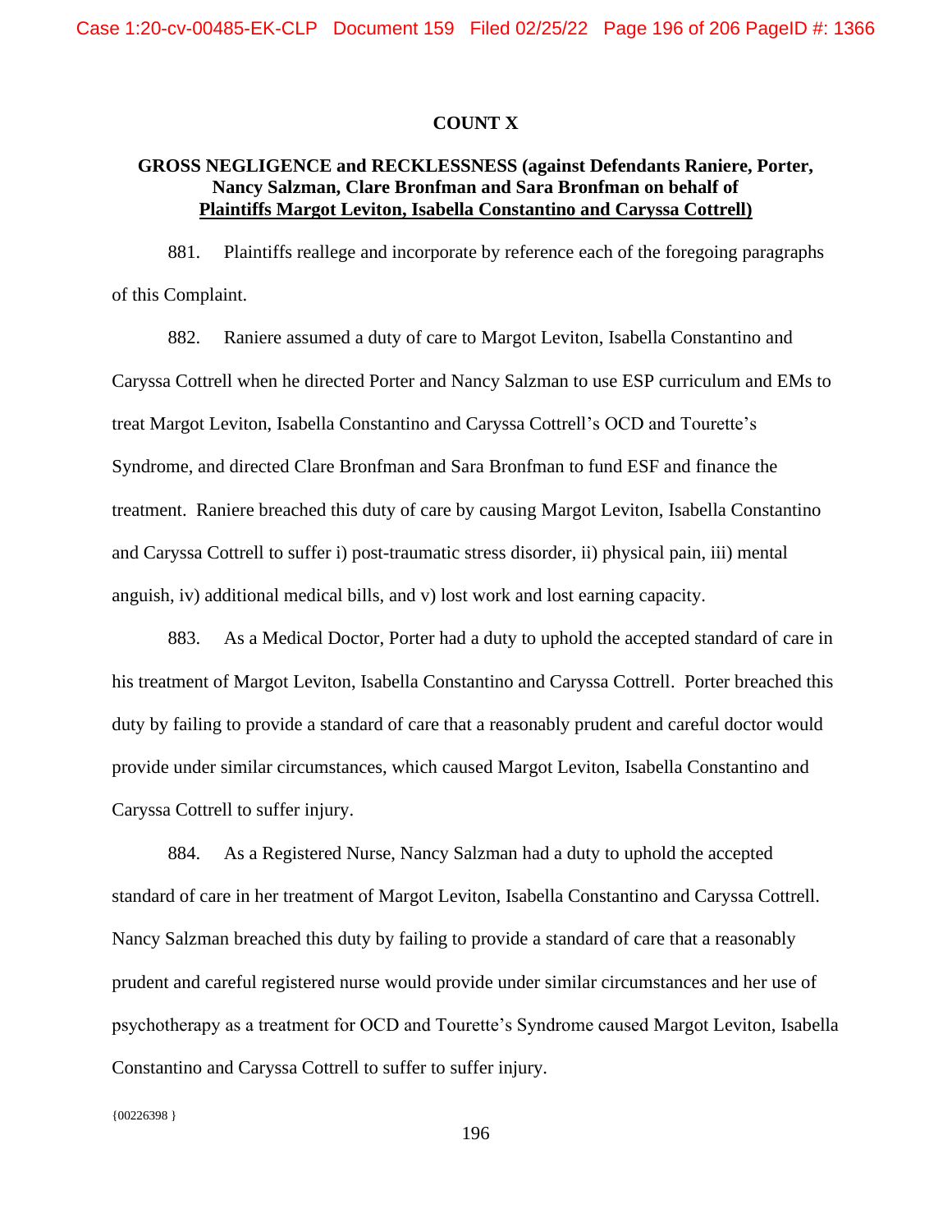**COUNT X**

**GROSS NEGLIGENCE and RECKLESSNESS (against Defendants Raniere, Porter, Nancy Salzman, Clare Bronfman and Sara Bronfman on behalf of <u>Plaintiffs Margot Leviton, Isabella Constantino and Caryssa Cottrell)</u>**

881. Plaintiffs reallege and incorporate by reference each of the foregoing paragraphs of this Complaint.

882. Raniere assumed a duty of care to Margot Leviton, Isabella Constantino and Caryssa Cottrell when he directed Porter and Nancy Salzman to use ESP curriculum and EMs to treat Margot Leviton, Isabella Constantino and Caryssa Cottrell's OCD and Tourette's Syndrome, and directed Clare Bronfman and Sara Bronfman to fund ESF and finance the treatment. Raniere breached this duty of care by causing Margot Leviton, Isabella Constantino and Caryssa Cottrell to suffer i) post-traumatic stress disorder, ii) physical pain, iii) mental anguish, iv) additional medical bills, and v) lost work and lost earning capacity.

883. As a Medical Doctor, Porter had a duty to uphold the accepted standard of care in his treatment of Margot Leviton, Isabella Constantino and Caryssa Cottrell. Porter breached this duty by failing to provide a standard of care that a reasonably prudent and careful doctor would provide under similar circumstances, which caused Margot Leviton, Isabella Constantino and Caryssa Cottrell to suffer injury.

884. As a Registered Nurse, Nancy Salzman had a duty to uphold the accepted standard of care in her treatment of Margot Leviton, Isabella Constantino and Caryssa Cottrell. Nancy Salzman breached this duty by failing to provide a standard of care that a reasonably prudent and careful registered nurse would provide under similar circumstances and her use of psychotherapy as a treatment for OCD and Tourette's Syndrome caused Margot Leviton, Isabella Constantino and Caryssa Cottrell to suffer to suffer injury.

{00226398 }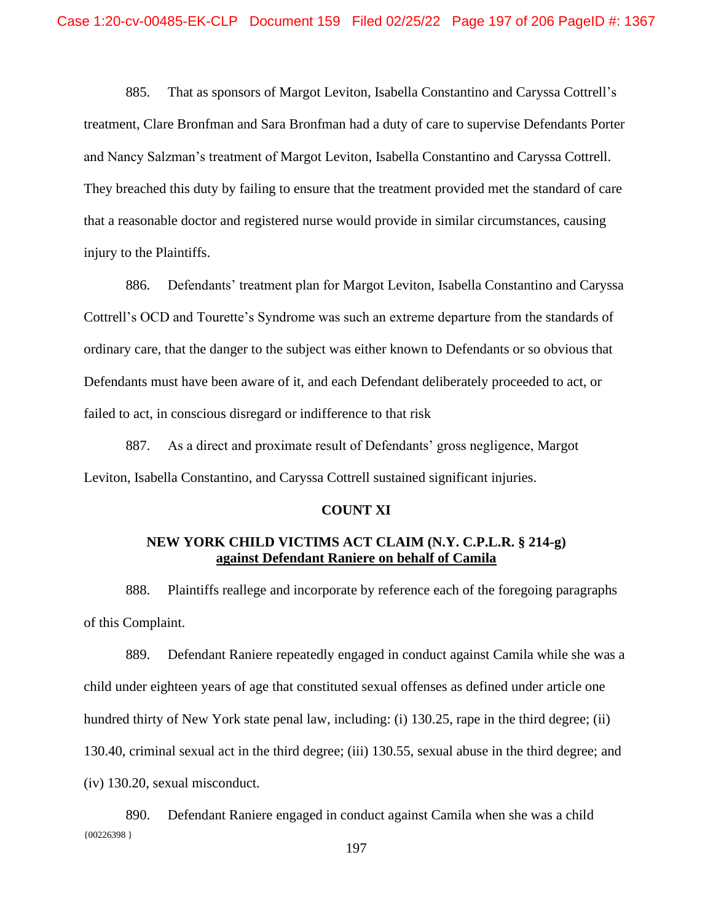885. That as sponsors of Margot Leviton, Isabella Constantino and Caryssa Cottrell's treatment, Clare Bronfman and Sara Bronfman had a duty of care to supervise Defendants Porter and Nancy Salzman's treatment of Margot Leviton, Isabella Constantino and Caryssa Cottrell. They breached this duty by failing to ensure that the treatment provided met the standard of care that a reasonable doctor and registered nurse would provide in similar circumstances, causing injury to the Plaintiffs.

886. Defendants' treatment plan for Margot Leviton, Isabella Constantino and Caryssa Cottrell's OCD and Tourette's Syndrome was such an extreme departure from the standards of ordinary care, that the danger to the subject was either known to Defendants or so obvious that Defendants must have been aware of it, and each Defendant deliberately proceeded to act, or failed to act, in conscious disregard or indifference to that risk

887. As a direct and proximate result of Defendants' gross negligence, Margot Leviton, Isabella Constantino, and Caryssa Cottrell sustained significant injuries.

## COUNT XI

### NEW YORK CHILD VICTIMS ACT CLAIM (N.Y. C.P.L.R. § 214-g) against Defendant Raniere on behalf of Camila

888. Plaintiffs reallege and incorporate by reference each of the foregoing paragraphs of this Complaint.

889. Defendant Raniere repeatedly engaged in conduct against Camila while she was a child under eighteen years of age that constituted sexual offenses as defined under article one hundred thirty of New York state penal law, including: (i) 130.25, rape in the third degree; (ii) 130.40, criminal sexual act in the third degree; (iii) 130.55, sexual abuse in the third degree; and (iv) 130.20, sexual misconduct.

890. Defendant Raniere engaged in conduct against Camila when she was a child

{00226398 }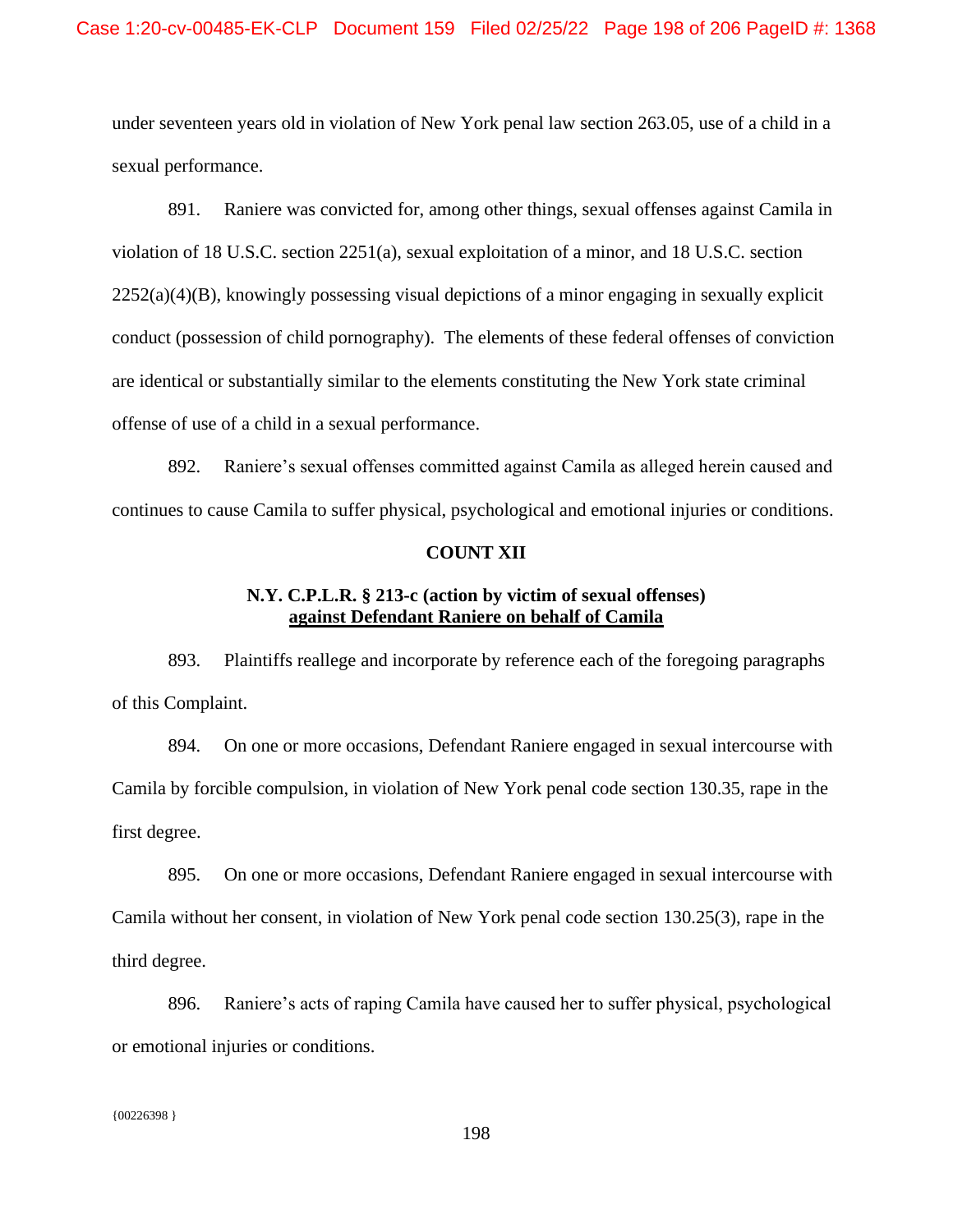under seventeen years old in violation of New York penal law section 263.05, use of a child in a sexual performance.

891. Raniere was convicted for, among other things, sexual offenses against Camila in violation of 18 U.S.C. section 2251(a), sexual exploitation of a minor, and 18 U.S.C. section 2252(a)(4)(B), knowingly possessing visual depictions of a minor engaging in sexually explicit conduct (possession of child pornography). The elements of these federal offenses of conviction are identical or substantially similar to the elements constituting the New York state criminal offense of use of a child in a sexual performance.

892. Raniere's sexual offenses committed against Camila as alleged herein caused and continues to cause Camila to suffer physical, psychological and emotional injuries or conditions.

**COUNT XII**

**N.Y. C.P.L.R. § 213-c (action by victim of sexual offenses)**
**<u>against Defendant Raniere on behalf of Camila</u>**

893. Plaintiffs reallege and incorporate by reference each of the foregoing paragraphs of this Complaint.

894. On one or more occasions, Defendant Raniere engaged in sexual intercourse with Camila by forcible compulsion, in violation of New York penal code section 130.35, rape in the first degree.

895. On one or more occasions, Defendant Raniere engaged in sexual intercourse with Camila without her consent, in violation of New York penal code section 130.25(3), rape in the third degree.

896. Raniere's acts of raping Camila have caused her to suffer physical, psychological or emotional injuries or conditions.

{00226398 }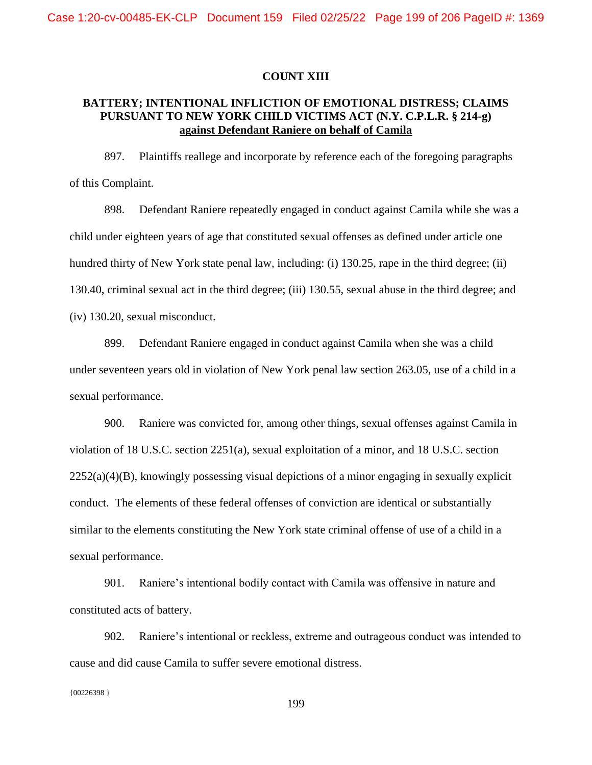## COUNT XIII

## BATTERY; INTENTIONAL INFLICTION OF EMOTIONAL DISTRESS; CLAIMS PURSUANT TO NEW YORK CHILD VICTIMS ACT (N.Y. C.P.L.R. § 214-g) against Defendant Raniere on behalf of Camila

897. Plaintiffs reallege and incorporate by reference each of the foregoing paragraphs of this Complaint.

898. Defendant Raniere repeatedly engaged in conduct against Camila while she was a child under eighteen years of age that constituted sexual offenses as defined under article one hundred thirty of New York state penal law, including: (i) 130.25, rape in the third degree; (ii) 130.40, criminal sexual act in the third degree; (iii) 130.55, sexual abuse in the third degree; and (iv) 130.20, sexual misconduct.

899. Defendant Raniere engaged in conduct against Camila when she was a child under seventeen years old in violation of New York penal law section 263.05, use of a child in a sexual performance.

900. Raniere was convicted for, among other things, sexual offenses against Camila in violation of 18 U.S.C. section 2251(a), sexual exploitation of a minor, and 18 U.S.C. section 2252(a)(4)(B), knowingly possessing visual depictions of a minor engaging in sexually explicit conduct. The elements of these federal offenses of conviction are identical or substantially similar to the elements constituting the New York state criminal offense of use of a child in a sexual performance.

901. Raniere's intentional bodily contact with Camila was offensive in nature and constituted acts of battery.

902. Raniere's intentional or reckless, extreme and outrageous conduct was intended to cause and did cause Camila to suffer severe emotional distress.

{00226398 }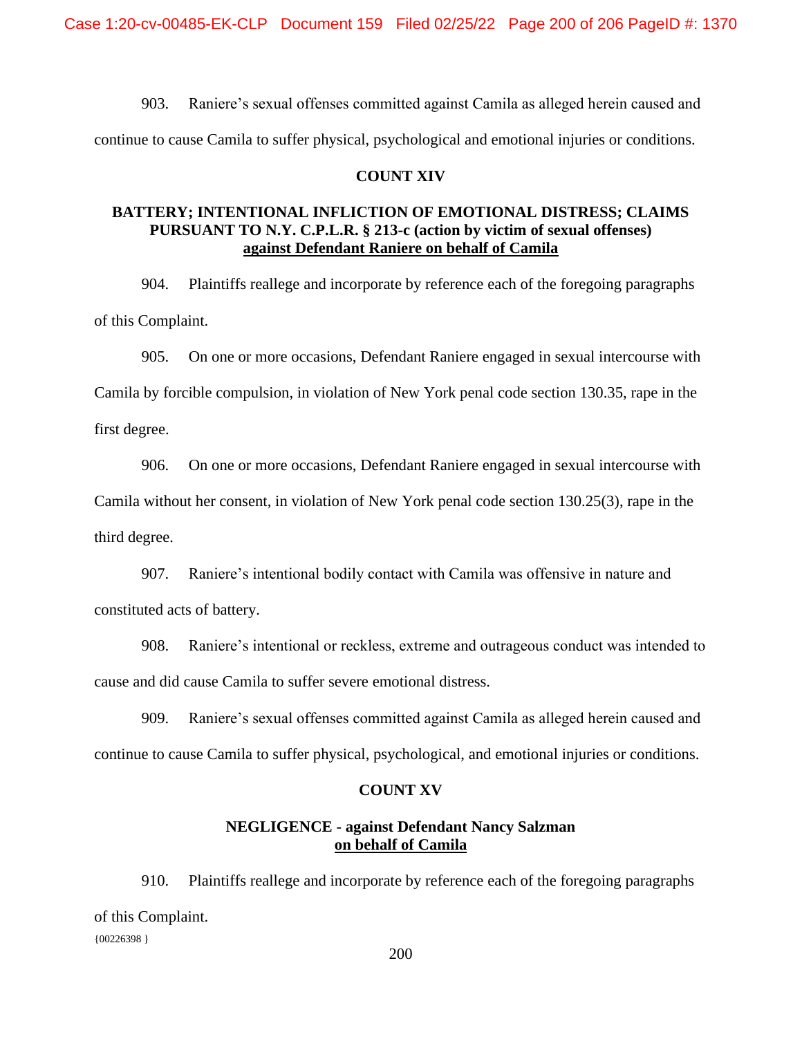903. Raniere's sexual offenses committed against Camila as alleged herein caused and continue to cause Camila to suffer physical, psychological and emotional injuries or conditions.

## COUNT XIV

### BATTERY; INTENTIONAL INFLICTION OF EMOTIONAL DISTRESS; CLAIMS PURSUANT TO N.Y. C.P.L.R. § 213-c (action by victim of sexual offenses) against Defendant Raniere on behalf of Camila

904. Plaintiffs reallege and incorporate by reference each of the foregoing paragraphs of this Complaint.

905. On one or more occasions, Defendant Raniere engaged in sexual intercourse with Camila by forcible compulsion, in violation of New York penal code section 130.35, rape in the first degree.

906. On one or more occasions, Defendant Raniere engaged in sexual intercourse with Camila without her consent, in violation of New York penal code section 130.25(3), rape in the third degree.

907. Raniere's intentional bodily contact with Camila was offensive in nature and constituted acts of battery.

908. Raniere's intentional or reckless, extreme and outrageous conduct was intended to cause and did cause Camila to suffer severe emotional distress.

909. Raniere's sexual offenses committed against Camila as alleged herein caused and continue to cause Camila to suffer physical, psychological, and emotional injuries or conditions.

## COUNT XV

### NEGLIGENCE - against Defendant Nancy Salzman on behalf of Camila

910. Plaintiffs reallege and incorporate by reference each of the foregoing paragraphs of this Complaint.

{00226398 }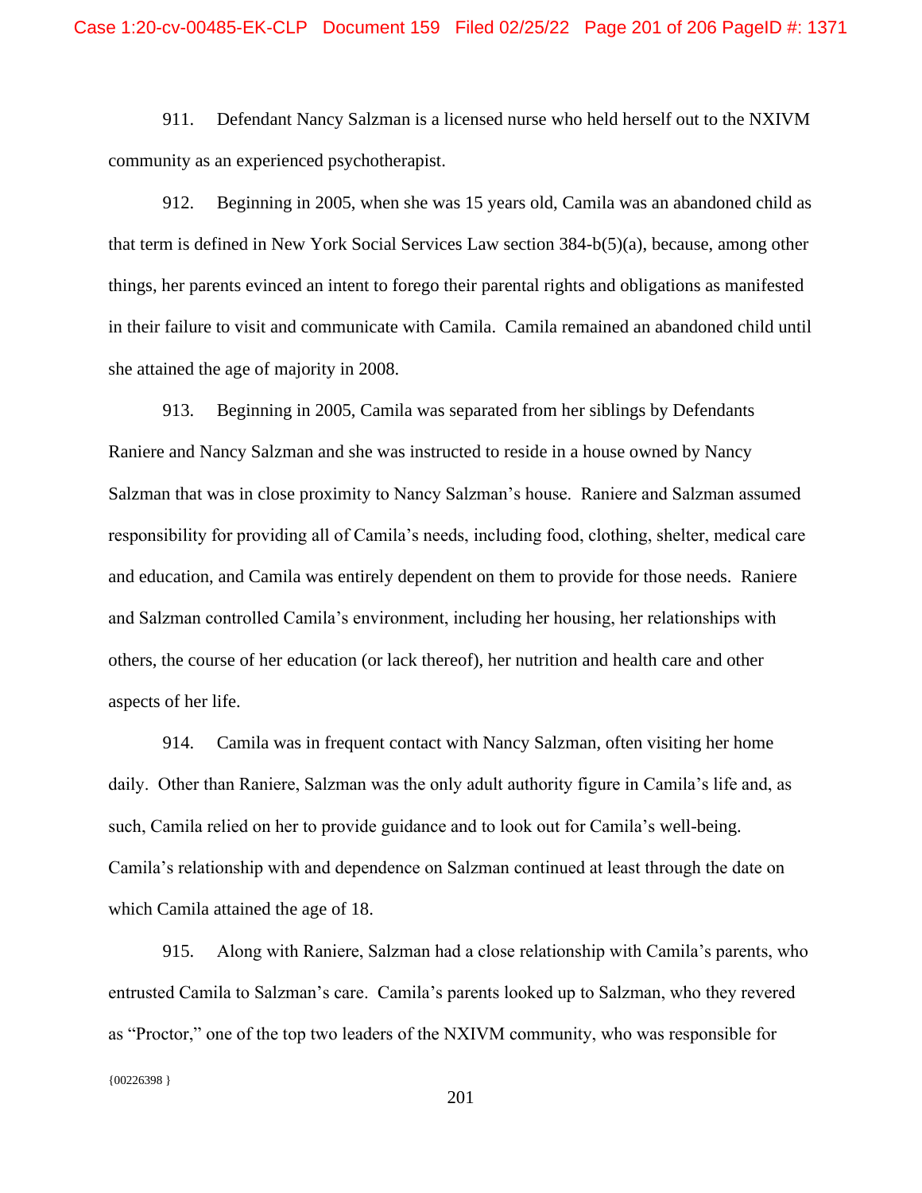911. Defendant Nancy Salzman is a licensed nurse who held herself out to the NXIVM community as an experienced psychotherapist.

912. Beginning in 2005, when she was 15 years old, Camila was an abandoned child as that term is defined in New York Social Services Law section 384-b(5)(a), because, among other things, her parents evinced an intent to forego their parental rights and obligations as manifested in their failure to visit and communicate with Camila. Camila remained an abandoned child until she attained the age of majority in 2008.

913. Beginning in 2005, Camila was separated from her siblings by Defendants Raniere and Nancy Salzman and she was instructed to reside in a house owned by Nancy Salzman that was in close proximity to Nancy Salzman's house. Raniere and Salzman assumed responsibility for providing all of Camila's needs, including food, clothing, shelter, medical care and education, and Camila was entirely dependent on them to provide for those needs. Raniere and Salzman controlled Camila's environment, including her housing, her relationships with others, the course of her education (or lack thereof), her nutrition and health care and other aspects of her life.

914. Camila was in frequent contact with Nancy Salzman, often visiting her home daily. Other than Raniere, Salzman was the only adult authority figure in Camila's life and, as such, Camila relied on her to provide guidance and to look out for Camila's well-being. Camila's relationship with and dependence on Salzman continued at least through the date on which Camila attained the age of 18.

915. Along with Raniere, Salzman had a close relationship with Camila's parents, who entrusted Camila to Salzman's care. Camila's parents looked up to Salzman, who they revered as "Proctor," one of the top two leaders of the NXIVM community, who was responsible for

{00226398 }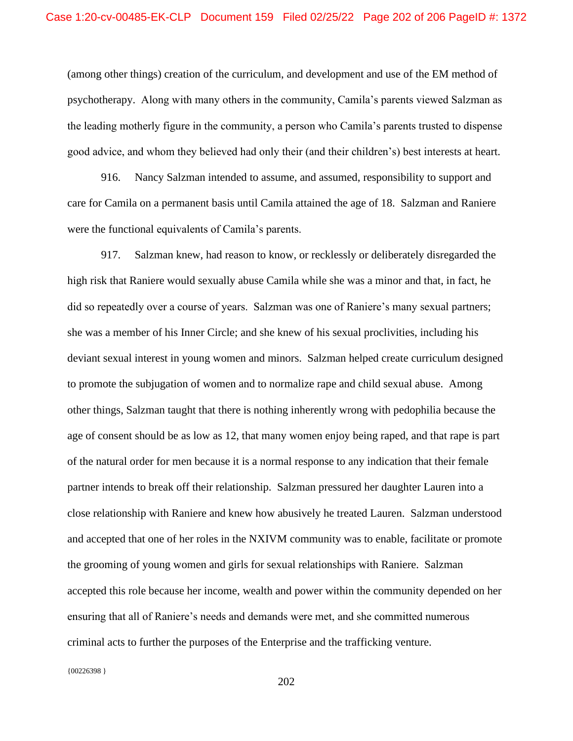(among other things) creation of the curriculum, and development and use of the EM method of psychotherapy. Along with many others in the community, Camila's parents viewed Salzman as the leading motherly figure in the community, a person who Camila's parents trusted to dispense good advice, and whom they believed had only their (and their children's) best interests at heart.

916. Nancy Salzman intended to assume, and assumed, responsibility to support and care for Camila on a permanent basis until Camila attained the age of 18. Salzman and Raniere were the functional equivalents of Camila's parents.

917. Salzman knew, had reason to know, or recklessly or deliberately disregarded the high risk that Raniere would sexually abuse Camila while she was a minor and that, in fact, he did so repeatedly over a course of years. Salzman was one of Raniere's many sexual partners; she was a member of his Inner Circle; and she knew of his sexual proclivities, including his deviant sexual interest in young women and minors. Salzman helped create curriculum designed to promote the subjugation of women and to normalize rape and child sexual abuse. Among other things, Salzman taught that there is nothing inherently wrong with pedophilia because the age of consent should be as low as 12, that many women enjoy being raped, and that rape is part of the natural order for men because it is a normal response to any indication that their female partner intends to break off their relationship. Salzman pressured her daughter Lauren into a close relationship with Raniere and knew how abusively he treated Lauren. Salzman understood and accepted that one of her roles in the NXIVM community was to enable, facilitate or promote the grooming of young women and girls for sexual relationships with Raniere. Salzman accepted this role because her income, wealth and power within the community depended on her ensuring that all of Raniere's needs and demands were met, and she committed numerous criminal acts to further the purposes of the Enterprise and the trafficking venture.

{00226398 }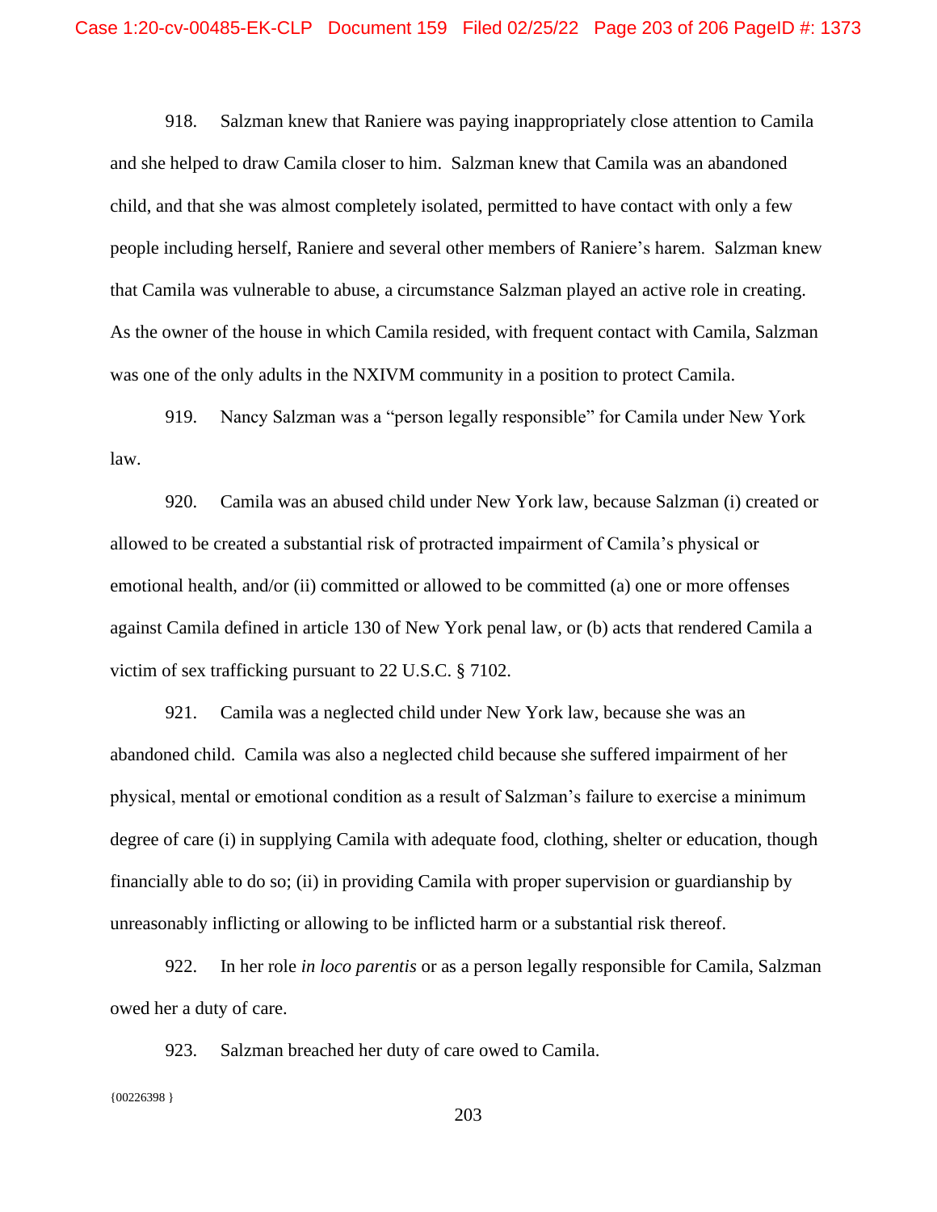918. Salzman knew that Raniere was paying inappropriately close attention to Camila and she helped to draw Camila closer to him. Salzman knew that Camila was an abandoned child, and that she was almost completely isolated, permitted to have contact with only a few people including herself, Raniere and several other members of Raniere's harem. Salzman knew that Camila was vulnerable to abuse, a circumstance Salzman played an active role in creating. As the owner of the house in which Camila resided, with frequent contact with Camila, Salzman was one of the only adults in the NXIVM community in a position to protect Camila.

919. Nancy Salzman was a "person legally responsible" for Camila under New York law.

920. Camila was an abused child under New York law, because Salzman (i) created or allowed to be created a substantial risk of protracted impairment of Camila's physical or emotional health, and/or (ii) committed or allowed to be committed (a) one or more offenses against Camila defined in article 130 of New York penal law, or (b) acts that rendered Camila a victim of sex trafficking pursuant to 22 U.S.C. § 7102.

921. Camila was a neglected child under New York law, because she was an abandoned child. Camila was also a neglected child because she suffered impairment of her physical, mental or emotional condition as a result of Salzman's failure to exercise a minimum degree of care (i) in supplying Camila with adequate food, clothing, shelter or education, though financially able to do so; (ii) in providing Camila with proper supervision or guardianship by unreasonably inflicting or allowing to be inflicted harm or a substantial risk thereof.

922. In her role *in loco parentis* or as a person legally responsible for Camila, Salzman owed her a duty of care.

923. Salzman breached her duty of care owed to Camila.

{00226398 }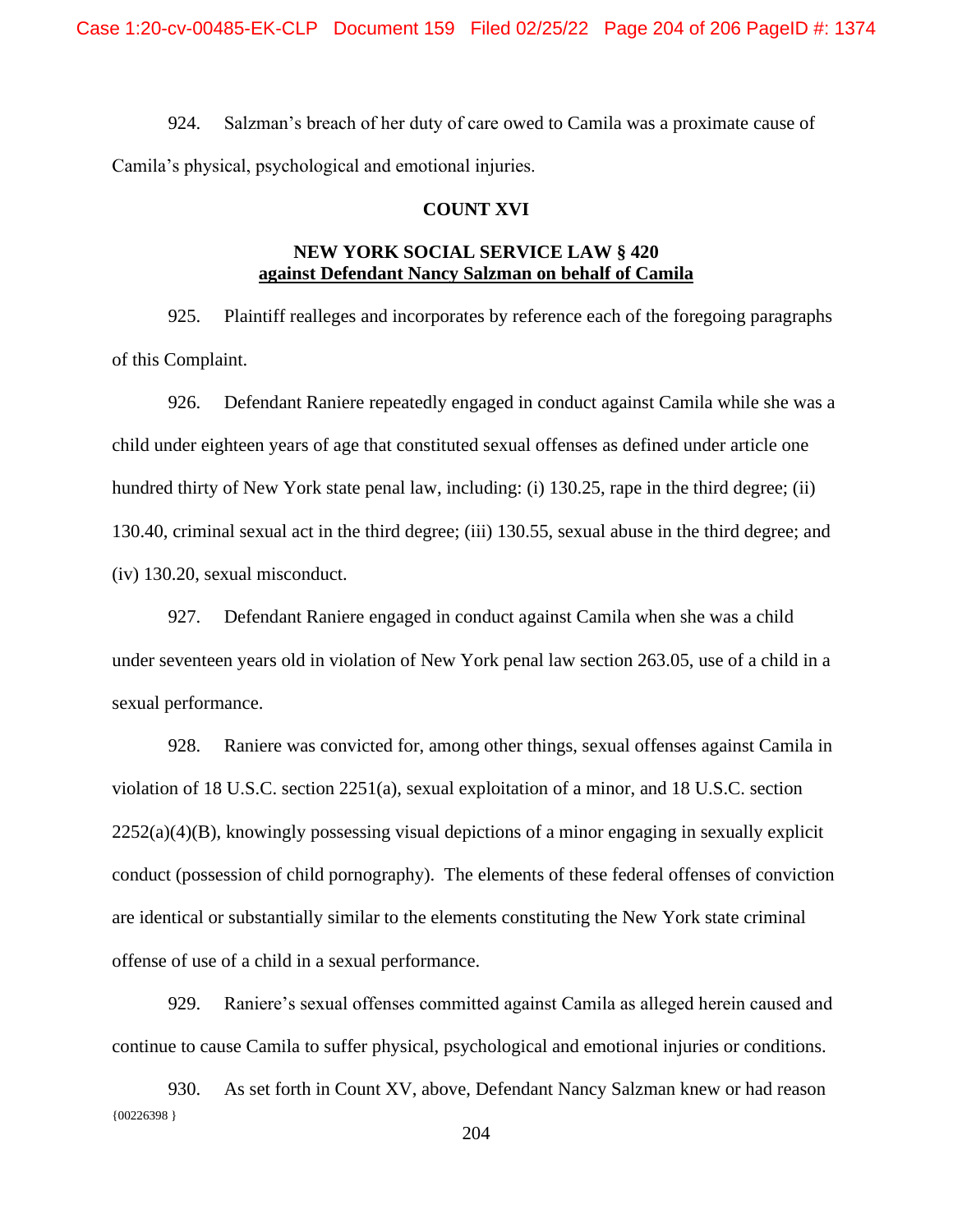924. Salzman's breach of her duty of care owed to Camila was a proximate cause of Camila's physical, psychological and emotional injuries.

## COUNT XVI

## NEW YORK SOCIAL SERVICE LAW § 420 against Defendant Nancy Salzman on behalf of Camila

925. Plaintiff realleges and incorporates by reference each of the foregoing paragraphs of this Complaint.

926. Defendant Raniere repeatedly engaged in conduct against Camila while she was a child under eighteen years of age that constituted sexual offenses as defined under article one hundred thirty of New York state penal law, including: (i) 130.25, rape in the third degree; (ii) 130.40, criminal sexual act in the third degree; (iii) 130.55, sexual abuse in the third degree; and (iv) 130.20, sexual misconduct.

927. Defendant Raniere engaged in conduct against Camila when she was a child under seventeen years old in violation of New York penal law section 263.05, use of a child in a sexual performance.

928. Raniere was convicted for, among other things, sexual offenses against Camila in violation of 18 U.S.C. section 2251(a), sexual exploitation of a minor, and 18 U.S.C. section 2252(a)(4)(B), knowingly possessing visual depictions of a minor engaging in sexually explicit conduct (possession of child pornography). The elements of these federal offenses of conviction are identical or substantially similar to the elements constituting the New York state criminal offense of use of a child in a sexual performance.

929. Raniere's sexual offenses committed against Camila as alleged herein caused and continue to cause Camila to suffer physical, psychological and emotional injuries or conditions.

930. As set forth in Count XV, above, Defendant Nancy Salzman knew or had reason

{00226398 }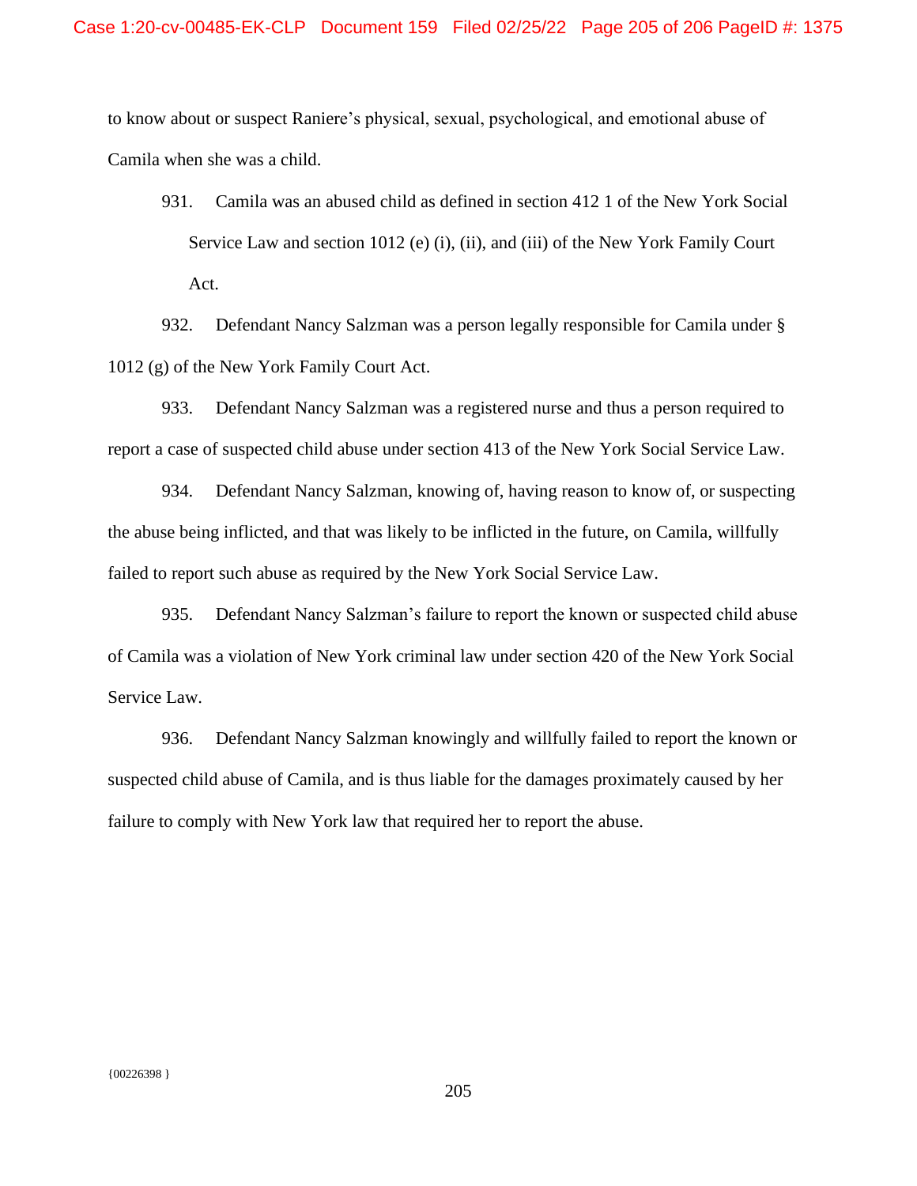to know about or suspect Raniere's physical, sexual, psychological, and emotional abuse of Camila when she was a child.

931. Camila was an abused child as defined in section 412 1 of the New York Social Service Law and section 1012 (e) (i), (ii), and (iii) of the New York Family Court Act.

932. Defendant Nancy Salzman was a person legally responsible for Camila under § 1012 (g) of the New York Family Court Act.

933. Defendant Nancy Salzman was a registered nurse and thus a person required to report a case of suspected child abuse under section 413 of the New York Social Service Law.

934. Defendant Nancy Salzman, knowing of, having reason to know of, or suspecting the abuse being inflicted, and that was likely to be inflicted in the future, on Camila, willfully failed to report such abuse as required by the New York Social Service Law.

935. Defendant Nancy Salzman's failure to report the known or suspected child abuse of Camila was a violation of New York criminal law under section 420 of the New York Social Service Law.

936. Defendant Nancy Salzman knowingly and willfully failed to report the known or suspected child abuse of Camila, and is thus liable for the damages proximately caused by her failure to comply with New York law that required her to report the abuse.

{00226398 }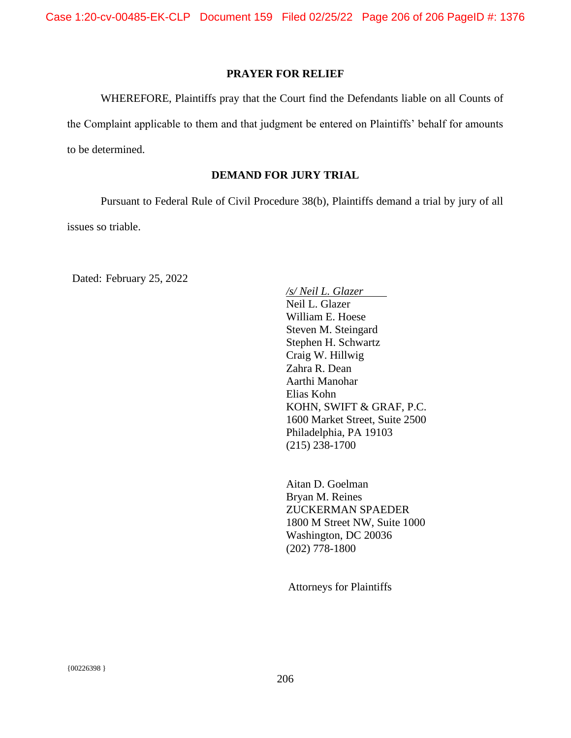## PRAYER FOR RELIEF

WHEREFORE, Plaintiffs pray that the Court find the Defendants liable on all Counts of the Complaint applicable to them and that judgment be entered on Plaintiffs' behalf for amounts to be determined.

## DEMAND FOR JURY TRIAL

Pursuant to Federal Rule of Civil Procedure 38(b), Plaintiffs demand a trial by jury of all issues so triable.

Dated: February 25, 2022

*/s/ Neil L. Glazer*
Neil L. Glazer
William E. Hoese
Steven M. Steingard
Stephen H. Schwartz
Craig W. Hillwig
Zahra R. Dean
Aarthi Manohar
Elias Kohn
KOHN, SWIFT & GRAF, P.C.
1600 Market Street, Suite 2500
Philadelphia, PA 19103
(215) 238-1700

Aitan D. Goelman
Bryan M. Reines
ZUCKERMAN SPAEDER
1800 M Street NW, Suite 1000
Washington, DC 20036
(202) 778-1800

Attorneys for Plaintiffs

{00226398 }